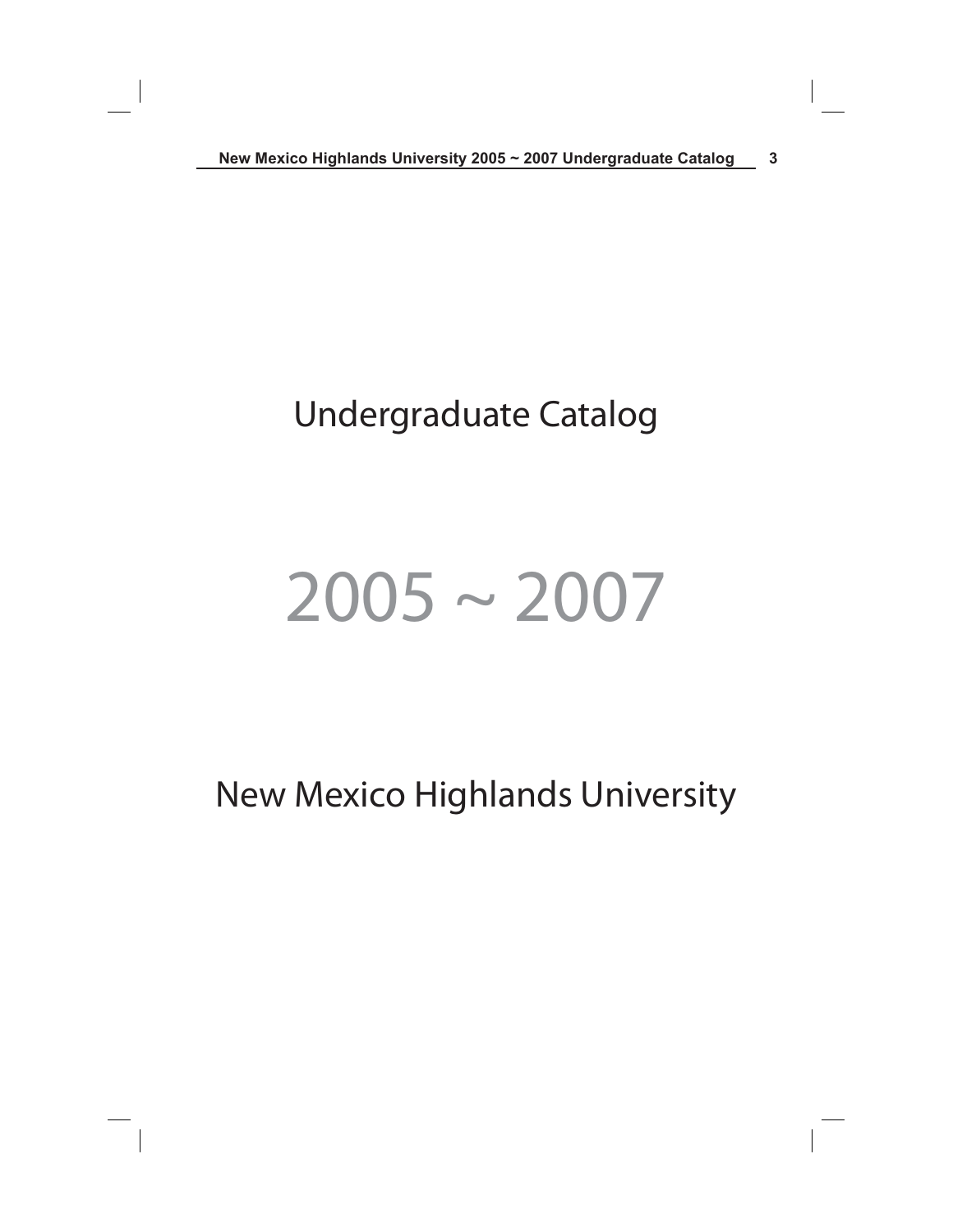# Undergraduate Catalog

# 2005 ~ 2007

# New Mexico Highlands University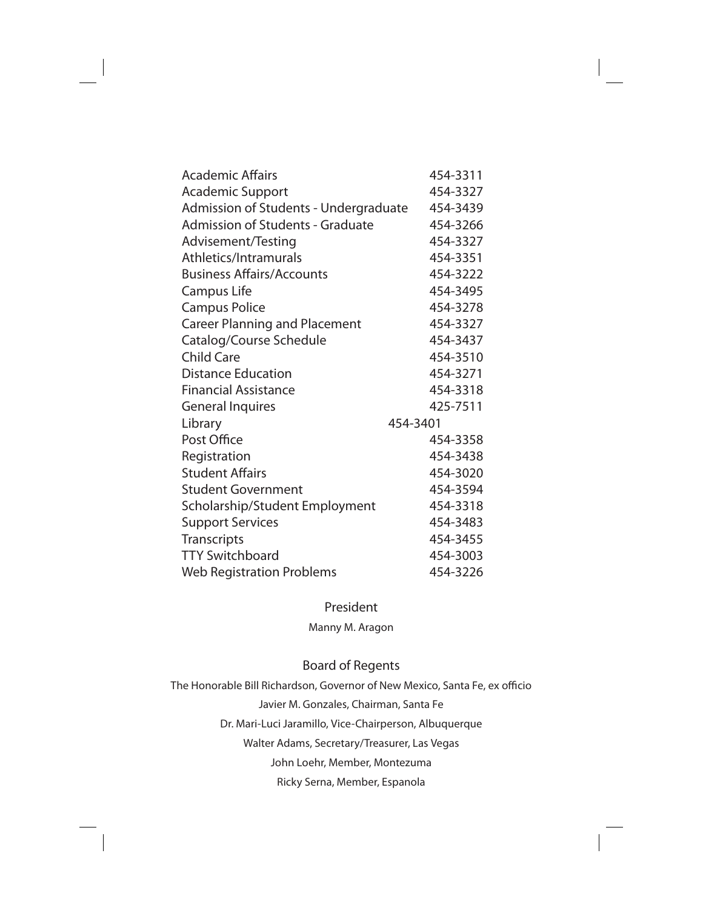| | |
|---|---|
| Academic Affairs | 454-3311 |
| Academic Support | 454-3327 |
| Admission of Students - Undergraduate | 454-3439 |
| Admission of Students - Graduate | 454-3266 |
| Advisement/Testing | 454-3327 |
| Athletics/Intramurals | 454-3351 |
| Business Affairs/Accounts | 454-3222 |
| Campus Life | 454-3495 |
| Campus Police | 454-3278 |
| Career Planning and Placement | 454-3327 |
| Catalog/Course Schedule | 454-3437 |
| Child Care | 454-3510 |
| Distance Education | 454-3271 |
| Financial Assistance | 454-3318 |
| General Inquires | 425-7511 |
| Library | 454-3401 |
| Post Office | 454-3358 |
| Registration | 454-3438 |
| Student Affairs | 454-3020 |
| Student Government | 454-3594 |
| Scholarship/Student Employment | 454-3318 |
| Support Services | 454-3483 |
| Transcripts | 454-3455 |
| TTY Switchboard | 454-3003 |
| Web Registration Problems | 454-3226 |

## President

Manny M. Aragon

## Board of Regents

The Honorable Bill Richardson, Governor of New Mexico, Santa Fe, ex officio

Javier M. Gonzales, Chairman, Santa Fe

Dr. Mari-Luci Jaramillo, Vice-Chairperson, Albuquerque

Walter Adams, Secretary/Treasurer, Las Vegas

John Loehr, Member, Montezuma

Ricky Serna, Member, Espanola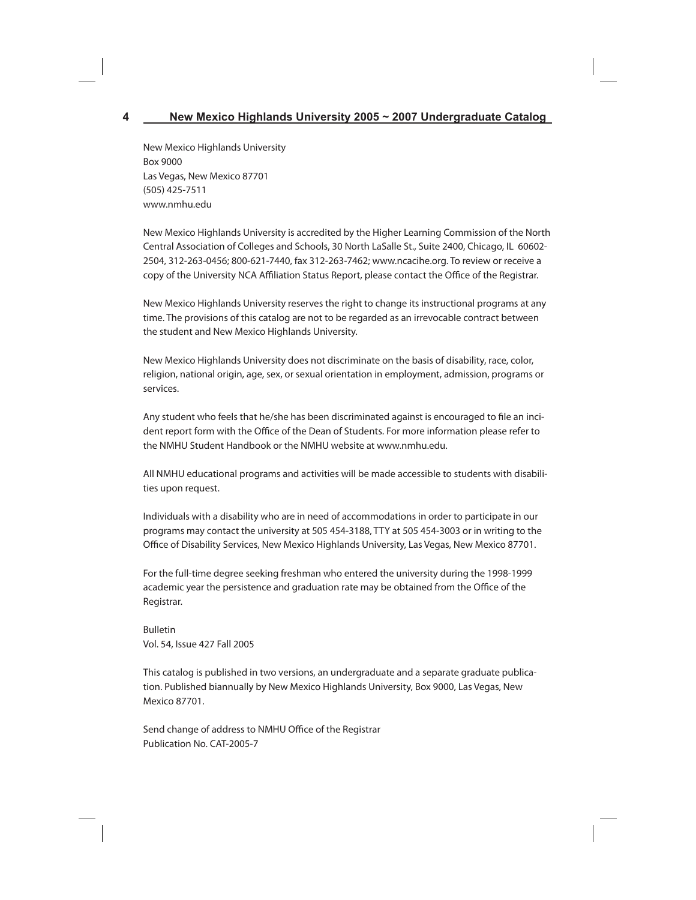New Mexico Highlands University
Box 9000
Las Vegas, New Mexico 87701
(505) 425-7511
www.nmhu.edu

New Mexico Highlands University is accredited by the Higher Learning Commission of the North Central Association of Colleges and Schools, 30 North LaSalle St., Suite 2400, Chicago, IL 60602-2504, 312-263-0456; 800-621-7440, fax 312-263-7462; www.ncacihe.org. To review or receive a copy of the University NCA Affiliation Status Report, please contact the Office of the Registrar.

New Mexico Highlands University reserves the right to change its instructional programs at any time. The provisions of this catalog are not to be regarded as an irrevocable contract between the student and New Mexico Highlands University.

New Mexico Highlands University does not discriminate on the basis of disability, race, color, religion, national origin, age, sex, or sexual orientation in employment, admission, programs or services.

Any student who feels that he/she has been discriminated against is encouraged to file an incident report form with the Office of the Dean of Students. For more information please refer to the NMHU Student Handbook or the NMHU website at www.nmhu.edu.

All NMHU educational programs and activities will be made accessible to students with disabilities upon request.

Individuals with a disability who are in need of accommodations in order to participate in our programs may contact the university at 505 454-3188, TTY at 505 454-3003 or in writing to the Office of Disability Services, New Mexico Highlands University, Las Vegas, New Mexico 87701.

For the full-time degree seeking freshman who entered the university during the 1998-1999 academic year the persistence and graduation rate may be obtained from the Office of the Registrar.

Bulletin
Vol. 54, Issue 427 Fall 2005

This catalog is published in two versions, an undergraduate and a separate graduate publication. Published biannually by New Mexico Highlands University, Box 9000, Las Vegas, New Mexico 87701.

Send change of address to NMHU Office of the Registrar
Publication No. CAT-2005-7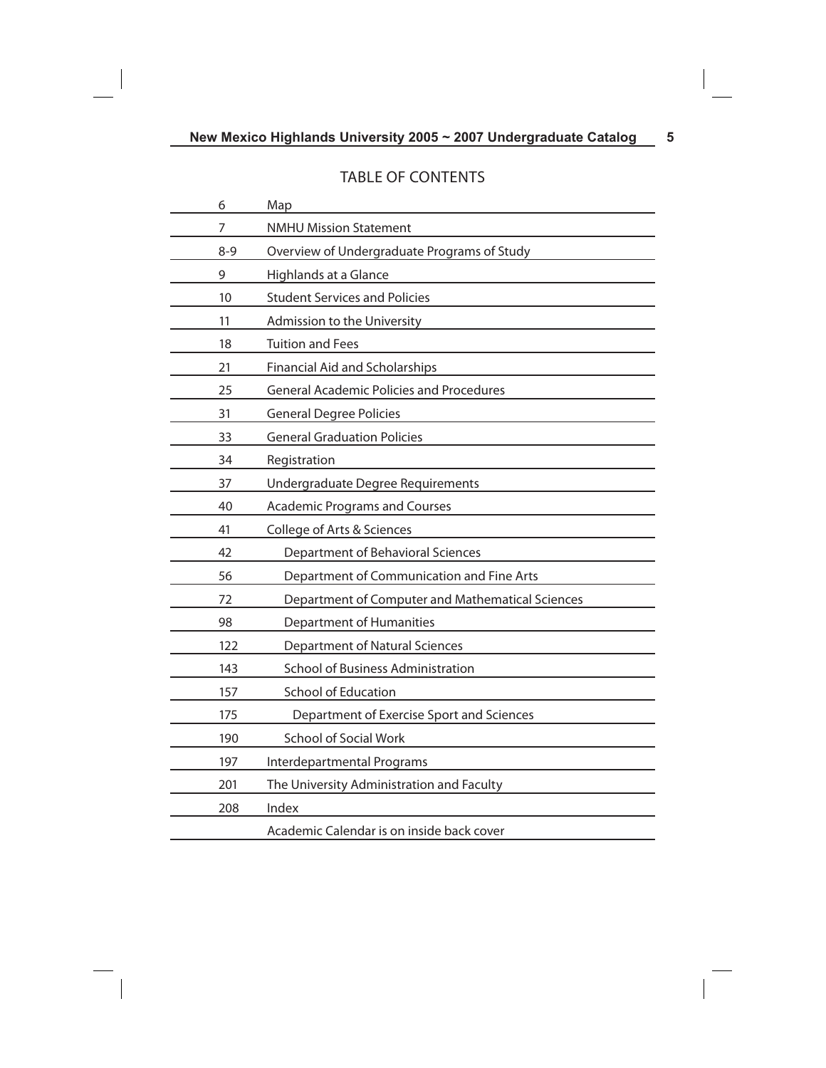# TABLE OF CONTENTS

| | |
|---|---|
| 6 | Map |
| 7 | NMHU Mission Statement |
| 8-9 | Overview of Undergraduate Programs of Study |
| 9 | Highlands at a Glance |
| 10 | Student Services and Policies |
| 11 | Admission to the University |
| 18 | Tuition and Fees |
| 21 | Financial Aid and Scholarships |
| 25 | General Academic Policies and Procedures |
| 31 | General Degree Policies |
| 33 | General Graduation Policies |
| 34 | Registration |
| 37 | Undergraduate Degree Requirements |
| 40 | Academic Programs and Courses |
| 41 | College of Arts & Sciences |
| 42 | Department of Behavioral Sciences |
| 56 | Department of Communication and Fine Arts |
| 72 | Department of Computer and Mathematical Sciences |
| 98 | Department of Humanities |
| 122 | Department of Natural Sciences |
| 143 | School of Business Administration |
| 157 | School of Education |
| 175 | Department of Exercise Sport and Sciences |
| 190 | School of Social Work |
| 197 | Interdepartmental Programs |
| 201 | The University Administration and Faculty |
| 208 | Index |
| | Academic Calendar is on inside back cover |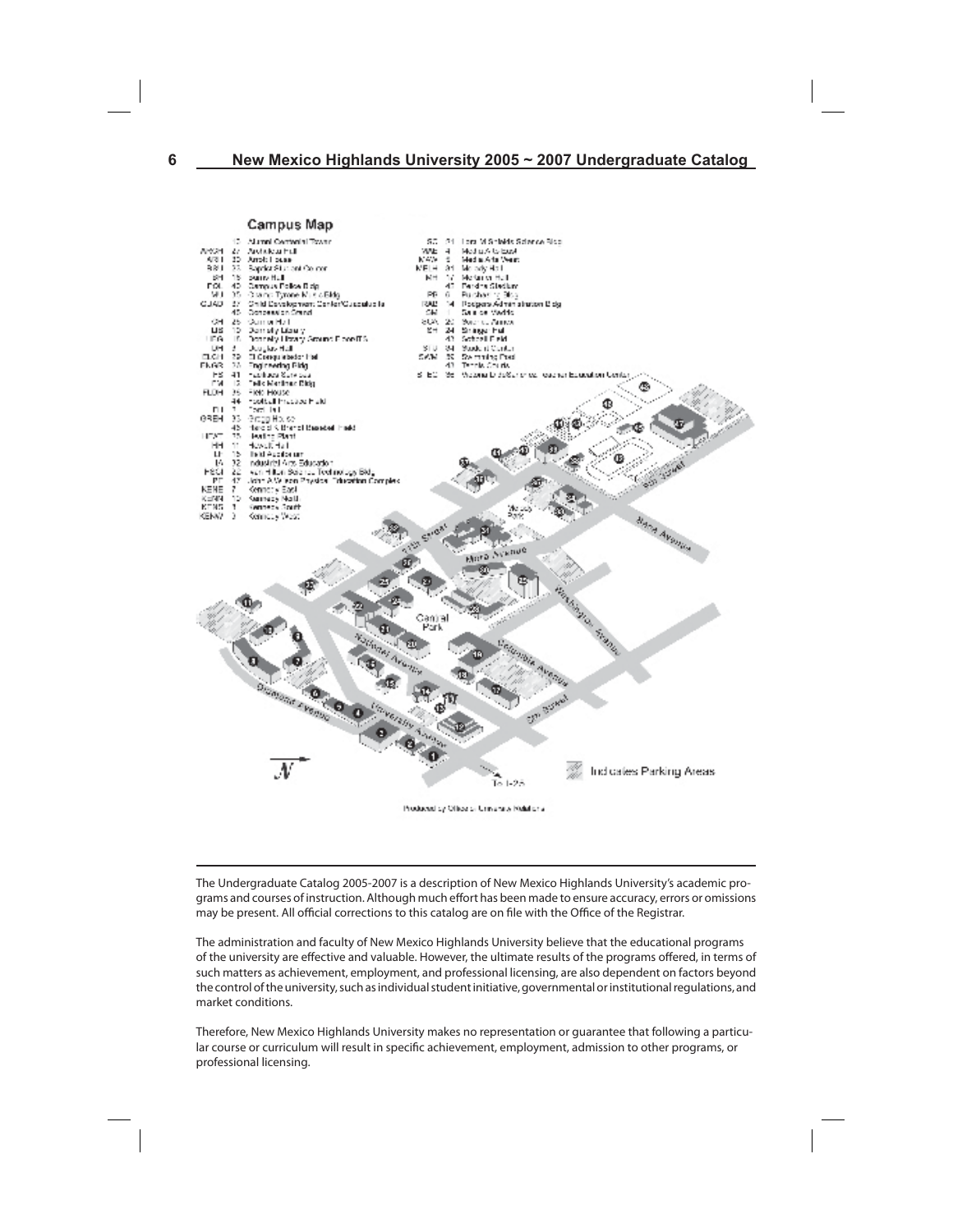## Campus Map

| | | |
|---|---|---|
| | 10 | Alumni Centennial Tower |
| AVGH | 27 | Archuleta Hall |
| AVI | 30 | Arroyo House |
| BSU | 23 | Baptist Student Center |
| BH | 15 | Burris Hall |
| FOL | 40 | Campus Police Bldg |
| MU | 26 | Charles Tyrone Music Bldg |
| CDAD | 37 | Child Development Center/Cafeteria |
| | 46 | Concession Stand |
| CH | 25 | Connor Hall |
| LIB | 19 | Donnelly Library |
| LIBG | 16 | Donnelly Library Ground Floor/ITS |
| DH | 8 | Douglas Hall |
| ELCH | 32 | El Campo Hall |
| ENGR | 20 | Engineering Bldg |
| FS | 41 | Facilities Services |
| FM | 13 | Felix Martinez Bldg |
| FLDH | 35 | Field House |
| | 44 | Football Practice Field |
| | 7 | Trapp Hall |
| GREH | 33 | Gregg House |
| | 45 | Harold S Brandt Baseball Field |
| HEAT | 28 | Heating Plant |
| HH | 11 | Hewett Hall |
| IA | 18 | Ilfeld Auditorium |
| IA | 12 | Industrial Arts Education |
| FSCI | 22 | Ivan Hilton Science Technology Bldg |
| PT | 47 | John A Wilson Physical Education Complex |
| KENE | 7 | Kennedy East |
| KENN | 10 | Kennedy North |
| KENS | 9 | Kennedy South |
| KENW | 3 | Kennedy West |
| SC | 21 | Lora M Shields Science Bldg |
| MAE | 4 | Media Arts East |
| MAW | 5 | Media Arts West |
| MEH | 31 | Melody Hall |
| MH | 17 | Mortimer Hall |
| | 42 | Perrine Stadium |
| PB | 6 | Purchasing Bldg |
| RAB | 14 | Rodgers Administration Bldg |
| SM | 1 | Sala de Madrid |
| SCA | 26 | Student Annex |
| SH | 24 | Springer Hall |
| | 43 | Schaaf Field |
| SU | 34 | Student Center |
| SWM | 36 | Swimming Pool |
| | 48 | Tennis Courts |
| SEC | 39 | Victoria De Sanchez Teacher Education Center |

Indicates Parking Areas

Produced by Office of University Relations

---

The Undergraduate Catalog 2005-2007 is a description of New Mexico Highlands University's academic programs and courses of instruction. Although much effort has been made to ensure accuracy, errors or omissions may be present. All official corrections to this catalog are on file with the Office of the Registrar.

The administration and faculty of New Mexico Highlands University believe that the educational programs of the university are effective and valuable. However, the ultimate results of the programs offered, in terms of such matters as achievement, employment, and professional licensing, are also dependent on factors beyond the control of the university, such as individual student initiative, governmental or institutional regulations, and market conditions.

Therefore, New Mexico Highlands University makes no representation or guarantee that following a particular course or curriculum will result in specific achievement, employment, admission to other programs, or professional licensing.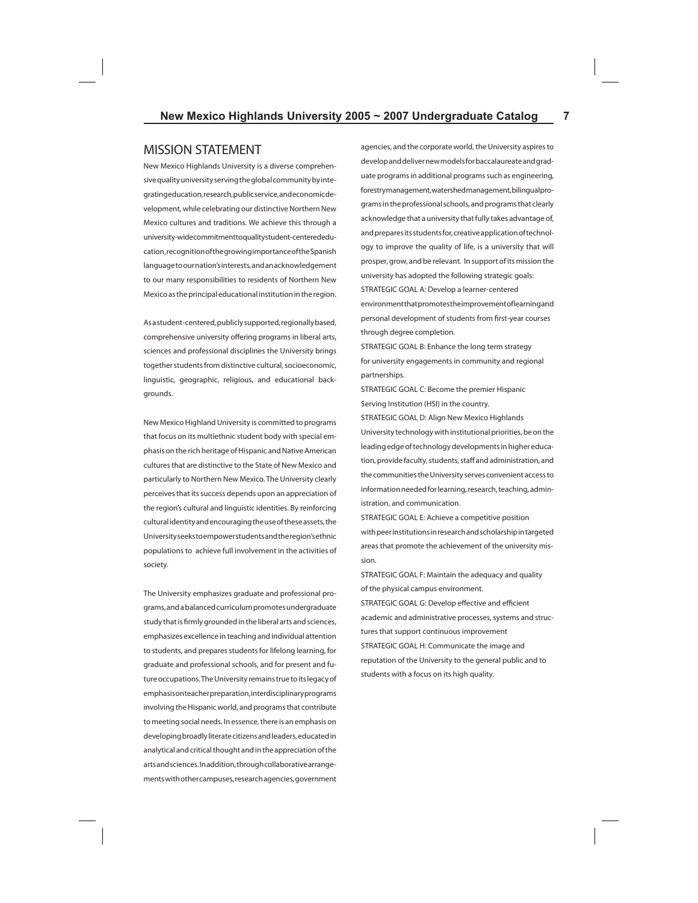## MISSION STATEMENT

New Mexico Highlands University is a diverse comprehensive quality university serving the global community by integrating education, research, public service, and economic development, while celebrating our distinctive Northern New Mexico cultures and traditions. We achieve this through a university-wide commitment to quality student-centered education, recognition of the growing importance of the Spanish language to our nation's interests, and an acknowledgement to our many responsibilities to residents of Northern New Mexico as the principal educational institution in the region.

As a student-centered, publicly supported, regionally based, comprehensive university offering programs in liberal arts, sciences and professional disciplines the University brings together students from distinctive cultural, socioeconomic, linguistic, geographic, religious, and educational backgrounds.

New Mexico Highland University is committed to programs that focus on its multiethnic student body with special emphasis on the rich heritage of Hispanic and Native American cultures that are distinctive to the State of New Mexico and particularly to Northern New Mexico. The University clearly perceives that its success depends upon an appreciation of the region's cultural and linguistic identities. By reinforcing cultural identity and encouraging the use of these assets, the University seeks to empower students and the region's ethnic populations to achieve full involvement in the activities of society.

The University emphasizes graduate and professional programs, and a balanced curriculum promotes undergraduate study that is firmly grounded in the liberal arts and sciences, emphasizes excellence in teaching and individual attention to students, and prepares students for lifelong learning, for graduate and professional schools, and for present and future occupations. The University remains true to its legacy of emphasis on teacher preparation, interdisciplinary programs involving the Hispanic world, and programs that contribute to meeting social needs. In essence, there is an emphasis on developing broadly literate citizens and leaders, educated in analytical and critical thought and in the appreciation of the arts and sciences. In addition, through collaborative arrangements with other campuses, research agencies, government agencies, and the corporate world, the University aspires to develop and deliver new models for baccalaureate and graduate programs in additional programs such as engineering, forestry management, watershed management, bilingual programs in the professional schools, and programs that clearly acknowledge that a university that fully takes advantage of, and prepares its students for, creative application of technology to improve the quality of life, is a university that will prosper, grow, and be relevant. In support of its mission the university has adopted the following strategic goals:

STRATEGIC GOAL A: Develop a learner-centered environment that promotes the improvement of learning and personal development of students from first-year courses through degree completion.

STRATEGIC GOAL B: Enhance the long term strategy for university engagements in community and regional partnerships.

STRATEGIC GOAL C: Become the premier Hispanic Serving Institution (HSI) in the country.

STRATEGIC GOAL D: Align New Mexico Highlands University technology with institutional priorities, be on the leading edge of technology developments in higher education, provide faculty, students, staff and administration, and the communities the University serves convenient access to information needed for learning, research, teaching, administration, and communication.

STRATEGIC GOAL E: Achieve a competitive position with peer institutions in research and scholarship in targeted areas that promote the achievement of the university mission.

STRATEGIC GOAL F: Maintain the adequacy and quality of the physical campus environment.

STRATEGIC GOAL G: Develop effective and efficient academic and administrative processes, systems and structures that support continuous improvement

STRATEGIC GOAL H: Communicate the image and reputation of the University to the general public and to students with a focus on its high quality.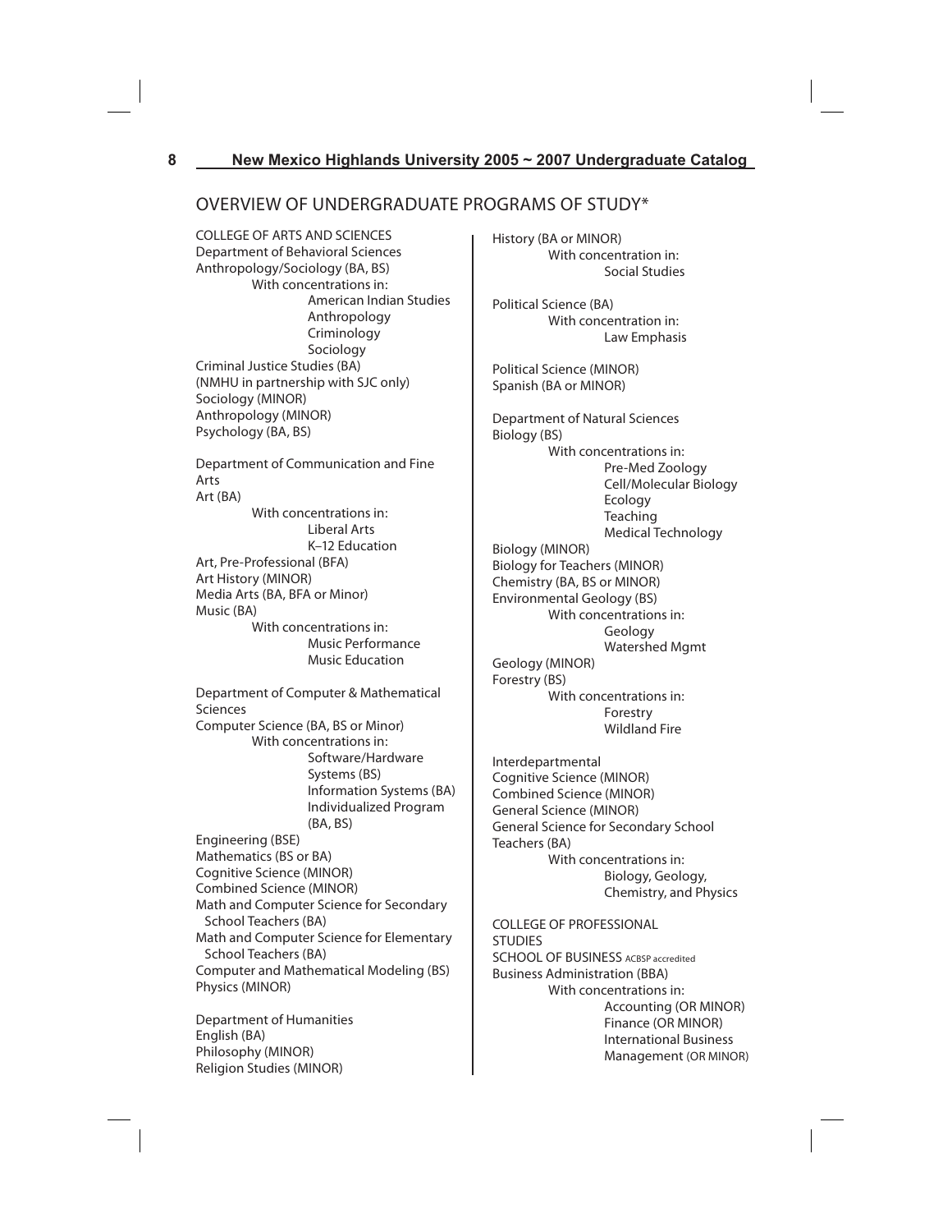## OVERVIEW OF UNDERGRADUATE PROGRAMS OF STUDY*

### COLLEGE OF ARTS AND SCIENCES

**Department of Behavioral Sciences**

- Anthropology/Sociology (BA, BS)
  - With concentrations in:
    - American Indian Studies
    - Anthropology
    - Criminology
    - Sociology
- Criminal Justice Studies (BA) (NMHU in partnership with SJC only)
- Sociology (MINOR)
- Anthropology (MINOR)
- Psychology (BA, BS)

**Department of Communication and Fine Arts**

- Art (BA)
  - With concentrations in:
    - Liberal Arts
    - K–12 Education
- Art, Pre-Professional (BFA)
- Art History (MINOR)
- Media Arts (BA, BFA or Minor)
- Music (BA)
  - With concentrations in:
    - Music Performance
    - Music Education

**Department of Computer & Mathematical Sciences**

- Computer Science (BA, BS or Minor)
  - With concentrations in:
    - Software/Hardware Systems (BS)
    - Information Systems (BA)
    - Individualized Program (BA, BS)
- Engineering (BSE)
- Mathematics (BS or BA)
- Cognitive Science (MINOR)
- Combined Science (MINOR)
- Math and Computer Science for Secondary School Teachers (BA)
- Math and Computer Science for Elementary School Teachers (BA)
- Computer and Mathematical Modeling (BS)
- Physics (MINOR)

**Department of Humanities**

- English (BA)
- Philosophy (MINOR)
- Religion Studies (MINOR)
- History (BA or MINOR)
  - With concentration in:
    - Social Studies
- Political Science (BA)
  - With concentration in:
    - Law Emphasis
- Political Science (MINOR)
- Spanish (BA or MINOR)

**Department of Natural Sciences**

- Biology (BS)
  - With concentrations in:
    - Pre-Med Zoology
    - Cell/Molecular Biology
    - Ecology
    - Teaching
    - Medical Technology
- Biology (MINOR)
- Biology for Teachers (MINOR)
- Chemistry (BA, BS or MINOR)
- Environmental Geology (BS)
  - With concentrations in:
    - Geology
    - Watershed Mgmt
- Geology (MINOR)
- Forestry (BS)
  - With concentrations in:
    - Forestry
    - Wildland Fire

**Interdepartmental**

- Cognitive Science (MINOR)
- Combined Science (MINOR)
- General Science (MINOR)
- General Science for Secondary School Teachers (BA)
  - With concentrations in:
    - Biology, Geology, Chemistry, and Physics

### COLLEGE OF PROFESSIONAL STUDIES

**SCHOOL OF BUSINESS** ACBSP accredited

- Business Administration (BBA)
  - With concentrations in:
    - Accounting (OR MINOR)
    - Finance (OR MINOR)
    - International Business
    - Management (OR MINOR)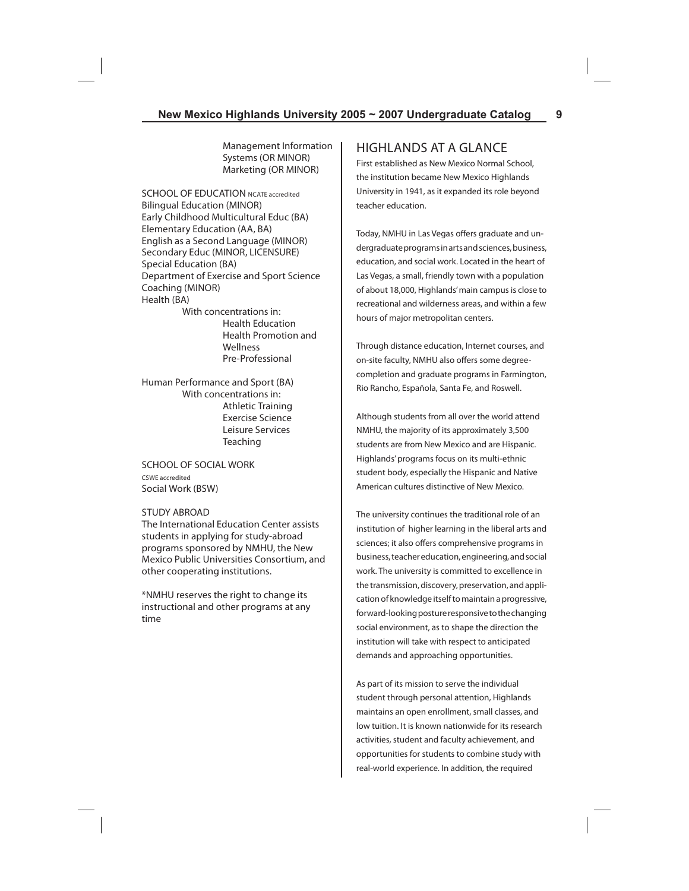Management Information Systems (OR MINOR)
Marketing (OR MINOR)

SCHOOL OF EDUCATION NCATE accredited
Bilingual Education (MINOR)
Early Childhood Multicultural Educ (BA)
Elementary Education (AA, BA)
English as a Second Language (MINOR)
Secondary Educ (MINOR, LICENSURE)
Special Education (BA)
Department of Exercise and Sport Science
Coaching (MINOR)
Health (BA)
With concentrations in:
- Health Education
- Health Promotion and Wellness
- Pre-Professional

Human Performance and Sport (BA)
With concentrations in:
- Athletic Training
- Exercise Science
- Leisure Services
- Teaching

SCHOOL OF SOCIAL WORK
CSWE accredited
Social Work (BSW)

STUDY ABROAD
The International Education Center assists students in applying for study-abroad programs sponsored by NMHU, the New Mexico Public Universities Consortium, and other cooperating institutions.

*NMHU reserves the right to change its instructional and other programs at any time

## HIGHLANDS AT A GLANCE

First established as New Mexico Normal School, the institution became New Mexico Highlands University in 1941, as it expanded its role beyond teacher education.

Today, NMHU in Las Vegas offers graduate and undergraduate programs in arts and sciences, business, education, and social work. Located in the heart of Las Vegas, a small, friendly town with a population of about 18,000, Highlands' main campus is close to recreational and wilderness areas, and within a few hours of major metropolitan centers.

Through distance education, Internet courses, and on-site faculty, NMHU also offers some degree-completion and graduate programs in Farmington, Rio Rancho, Española, Santa Fe, and Roswell.

Although students from all over the world attend NMHU, the majority of its approximately 3,500 students are from New Mexico and are Hispanic. Highlands' programs focus on its multi-ethnic student body, especially the Hispanic and Native American cultures distinctive of New Mexico.

The university continues the traditional role of an institution of higher learning in the liberal arts and sciences; it also offers comprehensive programs in business, teacher education, engineering, and social work. The university is committed to excellence in the transmission, discovery, preservation, and application of knowledge itself to maintain a progressive, forward-looking posture responsive to the changing social environment, as to shape the direction the institution will take with respect to anticipated demands and approaching opportunities.

As part of its mission to serve the individual student through personal attention, Highlands maintains an open enrollment, small classes, and low tuition. It is known nationwide for its research activities, student and faculty achievement, and opportunities for students to combine study with real-world experience. In addition, the required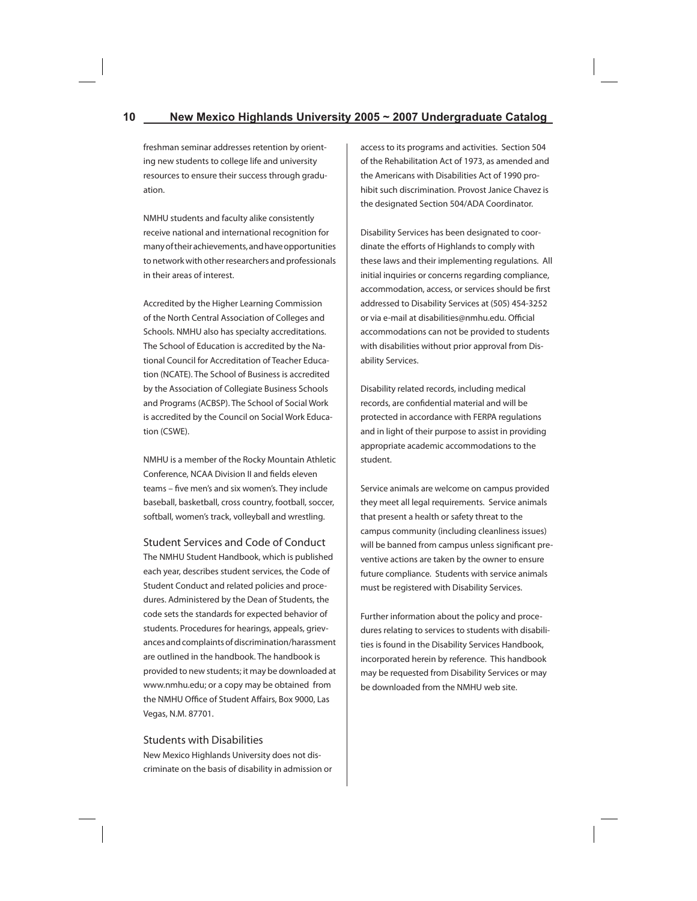freshman seminar addresses retention by orienting new students to college life and university resources to ensure their success through graduation.

NMHU students and faculty alike consistently receive national and international recognition for many of their achievements, and have opportunities to network with other researchers and professionals in their areas of interest.

Accredited by the Higher Learning Commission of the North Central Association of Colleges and Schools. NMHU also has specialty accreditations. The School of Education is accredited by the National Council for Accreditation of Teacher Education (NCATE). The School of Business is accredited by the Association of Collegiate Business Schools and Programs (ACBSP). The School of Social Work is accredited by the Council on Social Work Education (CSWE).

NMHU is a member of the Rocky Mountain Athletic Conference, NCAA Division II and fields eleven teams – five men's and six women's. They include baseball, basketball, cross country, football, soccer, softball, women's track, volleyball and wrestling.

## Student Services and Code of Conduct

The NMHU Student Handbook, which is published each year, describes student services, the Code of Student Conduct and related policies and procedures. Administered by the Dean of Students, the code sets the standards for expected behavior of students. Procedures for hearings, appeals, grievances and complaints of discrimination/harassment are outlined in the handbook. The handbook is provided to new students; it may be downloaded at www.nmhu.edu; or a copy may be obtained from the NMHU Office of Student Affairs, Box 9000, Las Vegas, N.M. 87701.

## Students with Disabilities

New Mexico Highlands University does not discriminate on the basis of disability in admission or access to its programs and activities. Section 504 of the Rehabilitation Act of 1973, as amended and the Americans with Disabilities Act of 1990 prohibit such discrimination. Provost Janice Chavez is the designated Section 504/ADA Coordinator.

Disability Services has been designated to coordinate the efforts of Highlands to comply with these laws and their implementing regulations. All initial inquiries or concerns regarding compliance, accommodation, access, or services should be first addressed to Disability Services at (505) 454-3252 or via e-mail at disabilities@nmhu.edu. Official accommodations can not be provided to students with disabilities without prior approval from Disability Services.

Disability related records, including medical records, are confidential material and will be protected in accordance with FERPA regulations and in light of their purpose to assist in providing appropriate academic accommodations to the student.

Service animals are welcome on campus provided they meet all legal requirements. Service animals that present a health or safety threat to the campus community (including cleanliness issues) will be banned from campus unless significant preventive actions are taken by the owner to ensure future compliance. Students with service animals must be registered with Disability Services.

Further information about the policy and procedures relating to services to students with disabilities is found in the Disability Services Handbook, incorporated herein by reference. This handbook may be requested from Disability Services or may be downloaded from the NMHU web site.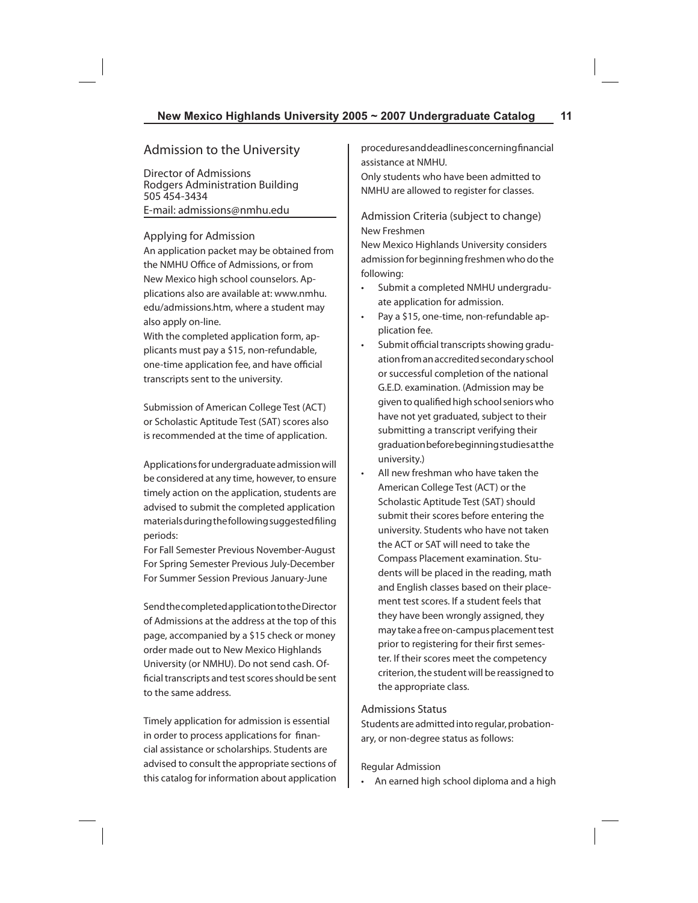## Admission to the University

Director of Admissions
Rodgers Administration Building
505 454-3434
E-mail: admissions@nmhu.edu

### Applying for Admission

An application packet may be obtained from the NMHU Office of Admissions, or from New Mexico high school counselors. Applications also are available at: www.nmhu.edu/admissions.htm, where a student may also apply on-line.

With the completed application form, applicants must pay a $15, non-refundable, one-time application fee, and have official transcripts sent to the university.

Submission of American College Test (ACT) or Scholastic Aptitude Test (SAT) scores also is recommended at the time of application.

Applications for undergraduate admission will be considered at any time, however, to ensure timely action on the application, students are advised to submit the completed application materials during the following suggested filing periods:

For Fall Semester Previous November-August
For Spring Semester Previous July-December
For Summer Session Previous January-June

Send the completed application to the Director of Admissions at the address at the top of this page, accompanied by a $15 check or money order made out to New Mexico Highlands University (or NMHU). Do not send cash. Official transcripts and test scores should be sent to the same address.

Timely application for admission is essential in order to process applications for financial assistance or scholarships. Students are advised to consult the appropriate sections of this catalog for information about application procedures and deadlines concerning financial assistance at NMHU.

Only students who have been admitted to NMHU are allowed to register for classes.

### Admission Criteria (subject to change)

New Freshmen

New Mexico Highlands University considers admission for beginning freshmen who do the following:

- Submit a completed NMHU undergraduate application for admission.
- Pay a $15, one-time, non-refundable application fee.
- Submit official transcripts showing graduation from an accredited secondary school or successful completion of the national G.E.D. examination. (Admission may be given to qualified high school seniors who have not yet graduated, subject to their submitting a transcript verifying their graduation before beginning studies at the university.)
- All new freshman who have taken the American College Test (ACT) or the Scholastic Aptitude Test (SAT) should submit their scores before entering the university. Students who have not taken the ACT or SAT will need to take the Compass Placement examination. Students will be placed in the reading, math and English classes based on their placement test scores. If a student feels that they have been wrongly assigned, they may take a free on-campus placement test prior to registering for their first semester. If their scores meet the competency criterion, the student will be reassigned to the appropriate class.

### Admissions Status

Students are admitted into regular, probationary, or non-degree status as follows:

Regular Admission

- An earned high school diploma and a high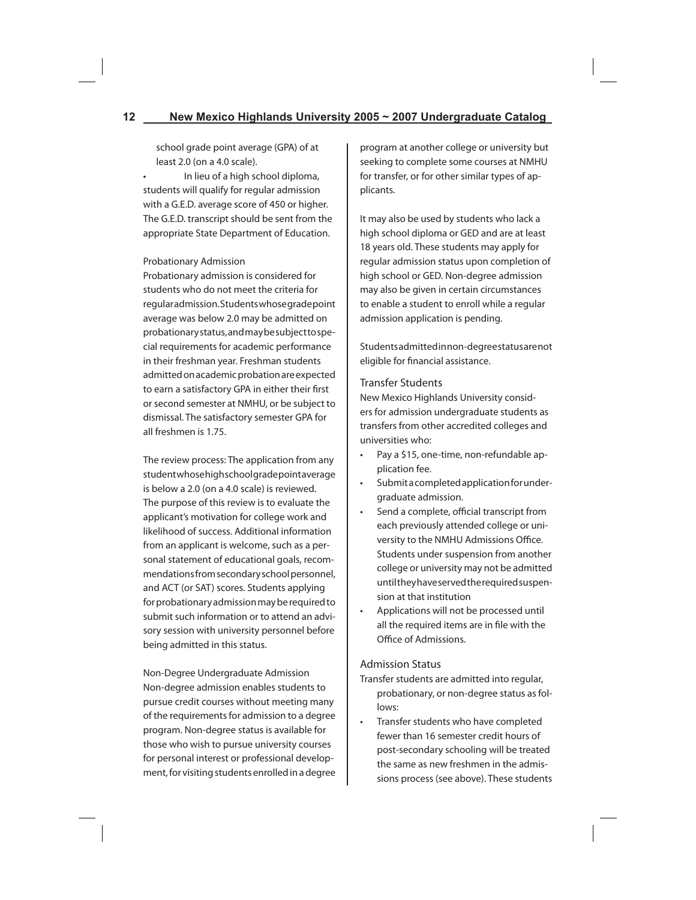school grade point average (GPA) of at least 2.0 (on a 4.0 scale).

- In lieu of a high school diploma, students will qualify for regular admission with a G.E.D. average score of 450 or higher. The G.E.D. transcript should be sent from the appropriate State Department of Education.

Probationary Admission

Probationary admission is considered for students who do not meet the criteria for regular admission. Students whose grade point average was below 2.0 may be admitted on probationary status, and may be subject to special requirements for academic performance in their freshman year. Freshman students admitted on academic probation are expected to earn a satisfactory GPA in either their first or second semester at NMHU, or be subject to dismissal. The satisfactory semester GPA for all freshmen is 1.75.

The review process: The application from any student whose high school grade point average is below a 2.0 (on a 4.0 scale) is reviewed. The purpose of this review is to evaluate the applicant's motivation for college work and likelihood of success. Additional information from an applicant is welcome, such as a personal statement of educational goals, recommendations from secondary school personnel, and ACT (or SAT) scores. Students applying for probationary admission may be required to submit such information or to attend an advisory session with university personnel before being admitted in this status.

Non-Degree Undergraduate Admission

Non-degree admission enables students to pursue credit courses without meeting many of the requirements for admission to a degree program. Non-degree status is available for those who wish to pursue university courses for personal interest or professional development, for visiting students enrolled in a degree program at another college or university but seeking to complete some courses at NMHU for transfer, or for other similar types of applicants.

It may also be used by students who lack a high school diploma or GED and are at least 18 years old. These students may apply for regular admission status upon completion of high school or GED. Non-degree admission may also be given in certain circumstances to enable a student to enroll while a regular admission application is pending.

Students admitted in non-degree status are not eligible for financial assistance.

## Transfer Students

New Mexico Highlands University considers for admission undergraduate students as transfers from other accredited colleges and universities who:

- Pay a $15, one-time, non-refundable application fee.
- Submit a completed application for undergraduate admission.
- Send a complete, official transcript from each previously attended college or university to the NMHU Admissions Office. Students under suspension from another college or university may not be admitted until they have served the required suspension at that institution
- Applications will not be processed until all the required items are in file with the Office of Admissions.

## Admission Status

Transfer students are admitted into regular, probationary, or non-degree status as follows:

- Transfer students who have completed fewer than 16 semester credit hours of post-secondary schooling will be treated the same as new freshmen in the admissions process (see above). These students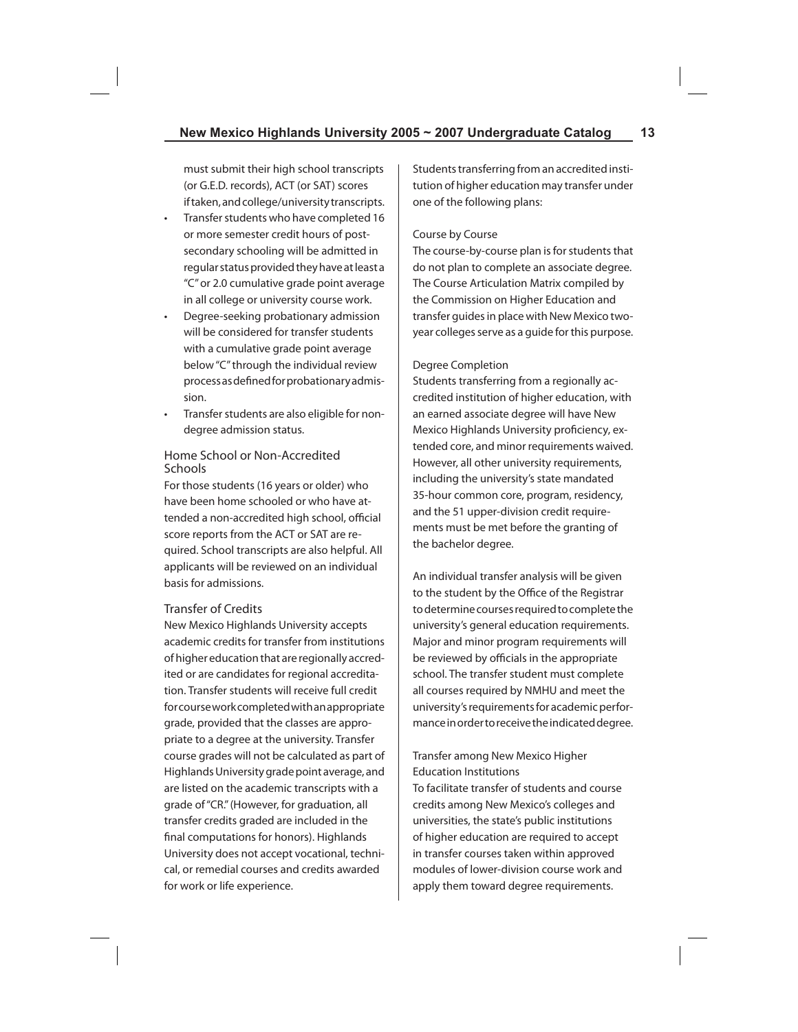must submit their high school transcripts (or G.E.D. records), ACT (or SAT) scores if taken, and college/university transcripts.

- Transfer students who have completed 16 or more semester credit hours of post-secondary schooling will be admitted in regular status provided they have at least a "C" or 2.0 cumulative grade point average in all college or university course work.
- Degree-seeking probationary admission will be considered for transfer students with a cumulative grade point average below "C" through the individual review process as defined for probationary admission.
- Transfer students are also eligible for non-degree admission status.

### Home School or Non-Accredited Schools

For those students (16 years or older) who have been home schooled or who have attended a non-accredited high school, official score reports from the ACT or SAT are required. School transcripts are also helpful. All applicants will be reviewed on an individual basis for admissions.

### Transfer of Credits

New Mexico Highlands University accepts academic credits for transfer from institutions of higher education that are regionally accredited or are candidates for regional accreditation. Transfer students will receive full credit for course work completed with an appropriate grade, provided that the classes are appropriate to a degree at the university. Transfer course grades will not be calculated as part of Highlands University grade point average, and are listed on the academic transcripts with a grade of "CR." (However, for graduation, all transfer credits graded are included in the final computations for honors). Highlands University does not accept vocational, technical, or remedial courses and credits awarded for work or life experience.

Students transferring from an accredited institution of higher education may transfer under one of the following plans:

#### Course by Course

The course-by-course plan is for students that do not plan to complete an associate degree. The Course Articulation Matrix compiled by the Commission on Higher Education and transfer guides in place with New Mexico two-year colleges serve as a guide for this purpose.

#### Degree Completion

Students transferring from a regionally accredited institution of higher education, with an earned associate degree will have New Mexico Highlands University proficiency, extended core, and minor requirements waived. However, all other university requirements, including the university's state mandated 35-hour common core, program, residency, and the 51 upper-division credit requirements must be met before the granting of the bachelor degree.

An individual transfer analysis will be given to the student by the Office of the Registrar to determine courses required to complete the university's general education requirements. Major and minor program requirements will be reviewed by officials in the appropriate school. The transfer student must complete all courses required by NMHU and meet the university's requirements for academic performance in order to receive the indicated degree.

#### Transfer among New Mexico Higher Education Institutions

To facilitate transfer of students and course credits among New Mexico's colleges and universities, the state's public institutions of higher education are required to accept in transfer courses taken within approved modules of lower-division course work and apply them toward degree requirements.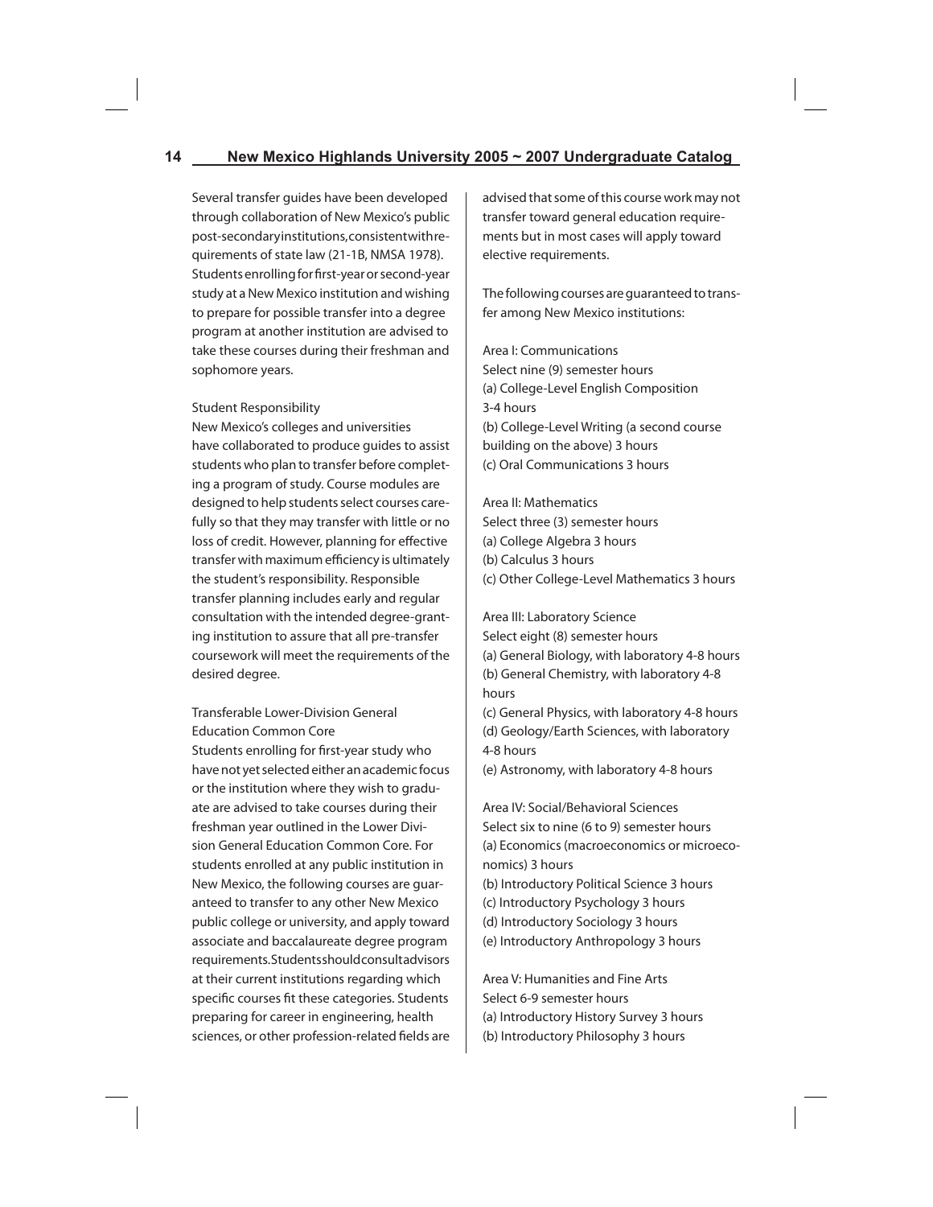Several transfer guides have been developed through collaboration of New Mexico's public post-secondary institutions, consistent with requirements of state law (21-1B, NMSA 1978). Students enrolling for first-year or second-year study at a New Mexico institution and wishing to prepare for possible transfer into a degree program at another institution are advised to take these courses during their freshman and sophomore years.

### Student Responsibility

New Mexico's colleges and universities have collaborated to produce guides to assist students who plan to transfer before completing a program of study. Course modules are designed to help students select courses carefully so that they may transfer with little or no loss of credit. However, planning for effective transfer with maximum efficiency is ultimately the student's responsibility. Responsible transfer planning includes early and regular consultation with the intended degree-granting institution to assure that all pre-transfer coursework will meet the requirements of the desired degree.

### Transferable Lower-Division General Education Common Core

Students enrolling for first-year study who have not yet selected either an academic focus or the institution where they wish to graduate are advised to take courses during their freshman year outlined in the Lower Division General Education Common Core. For students enrolled at any public institution in New Mexico, the following courses are guaranteed to transfer to any other New Mexico public college or university, and apply toward associate and baccalaureate degree program requirements. Students should consult advisors at their current institutions regarding which specific courses fit these categories. Students preparing for career in engineering, health sciences, or other profession-related fields are advised that some of this course work may not transfer toward general education requirements but in most cases will apply toward elective requirements.

The following courses are guaranteed to transfer among New Mexico institutions:

Area I: Communications
Select nine (9) semester hours
(a) College-Level English Composition 3-4 hours
(b) College-Level Writing (a second course building on the above) 3 hours
(c) Oral Communications 3 hours

Area II: Mathematics
Select three (3) semester hours
(a) College Algebra 3 hours
(b) Calculus 3 hours
(c) Other College-Level Mathematics 3 hours

Area III: Laboratory Science
Select eight (8) semester hours
(a) General Biology, with laboratory 4-8 hours
(b) General Chemistry, with laboratory 4-8 hours
(c) General Physics, with laboratory 4-8 hours
(d) Geology/Earth Sciences, with laboratory 4-8 hours
(e) Astronomy, with laboratory 4-8 hours

Area IV: Social/Behavioral Sciences
Select six to nine (6 to 9) semester hours
(a) Economics (macroeconomics or microeconomics) 3 hours
(b) Introductory Political Science 3 hours
(c) Introductory Psychology 3 hours
(d) Introductory Sociology 3 hours
(e) Introductory Anthropology 3 hours

Area V: Humanities and Fine Arts
Select 6-9 semester hours
(a) Introductory History Survey 3 hours
(b) Introductory Philosophy 3 hours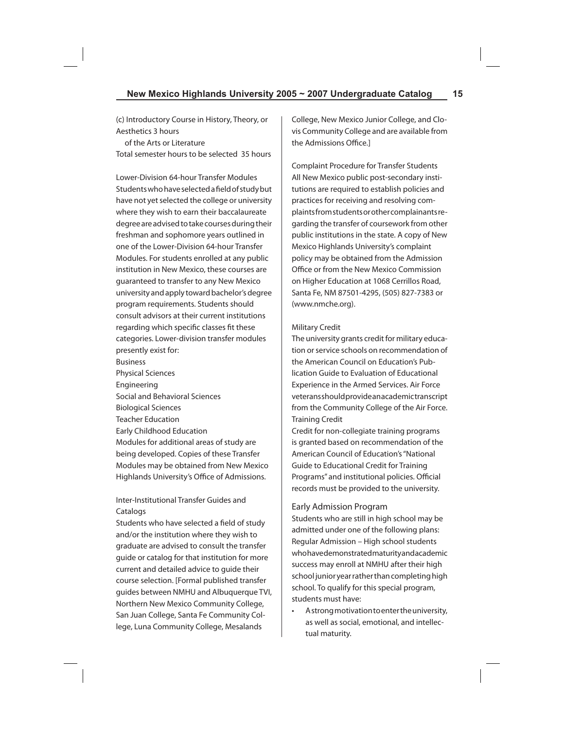(c) Introductory Course in History, Theory, or Aesthetics 3 hours
of the Arts or Literature
Total semester hours to be selected 35 hours

### Lower-Division 64-hour Transfer Modules

Students who have selected a field of study but have not yet selected the college or university where they wish to earn their baccalaureate degree are advised to take courses during their freshman and sophomore years outlined in one of the Lower-Division 64-hour Transfer Modules. For students enrolled at any public institution in New Mexico, these courses are guaranteed to transfer to any New Mexico university and apply toward bachelor's degree program requirements. Students should consult advisors at their current institutions regarding which specific classes fit these categories. Lower-division transfer modules presently exist for:

Business
Physical Sciences
Engineering
Social and Behavioral Sciences
Biological Sciences
Teacher Education
Early Childhood Education

Modules for additional areas of study are being developed. Copies of these Transfer Modules may be obtained from New Mexico Highlands University's Office of Admissions.

### Inter-Institutional Transfer Guides and Catalogs

Students who have selected a field of study and/or the institution where they wish to graduate are advised to consult the transfer guide or catalog for that institution for more current and detailed advice to guide their course selection. [Formal published transfer guides between NMHU and Albuquerque TVI, Northern New Mexico Community College, San Juan College, Santa Fe Community College, Luna Community College, Mesalands College, New Mexico Junior College, and Clovis Community College and are available from the Admissions Office.]

### Complaint Procedure for Transfer Students

All New Mexico public post-secondary institutions are required to establish policies and practices for receiving and resolving complaints from students or other complainants regarding the transfer of coursework from other public institutions in the state. A copy of New Mexico Highlands University's complaint policy may be obtained from the Admission Office or from the New Mexico Commission on Higher Education at 1068 Cerrillos Road, Santa Fe, NM 87501-4295, (505) 827-7383 or (www.nmche.org).

### Military Credit

The university grants credit for military education or service schools on recommendation of the American Council on Education's Publication Guide to Evaluation of Educational Experience in the Armed Services. Air Force veterans should provide an academic transcript from the Community College of the Air Force.

### Training Credit

Credit for non-collegiate training programs is granted based on recommendation of the American Council of Education's "National Guide to Educational Credit for Training Programs" and institutional policies. Official records must be provided to the university.

## Early Admission Program

Students who are still in high school may be admitted under one of the following plans:

Regular Admission – High school students who have demonstrated maturity and academic success may enroll at NMHU after their high school junior year rather than completing high school. To qualify for this special program, students must have:

- A strong motivation to enter the university, as well as social, emotional, and intellectual maturity.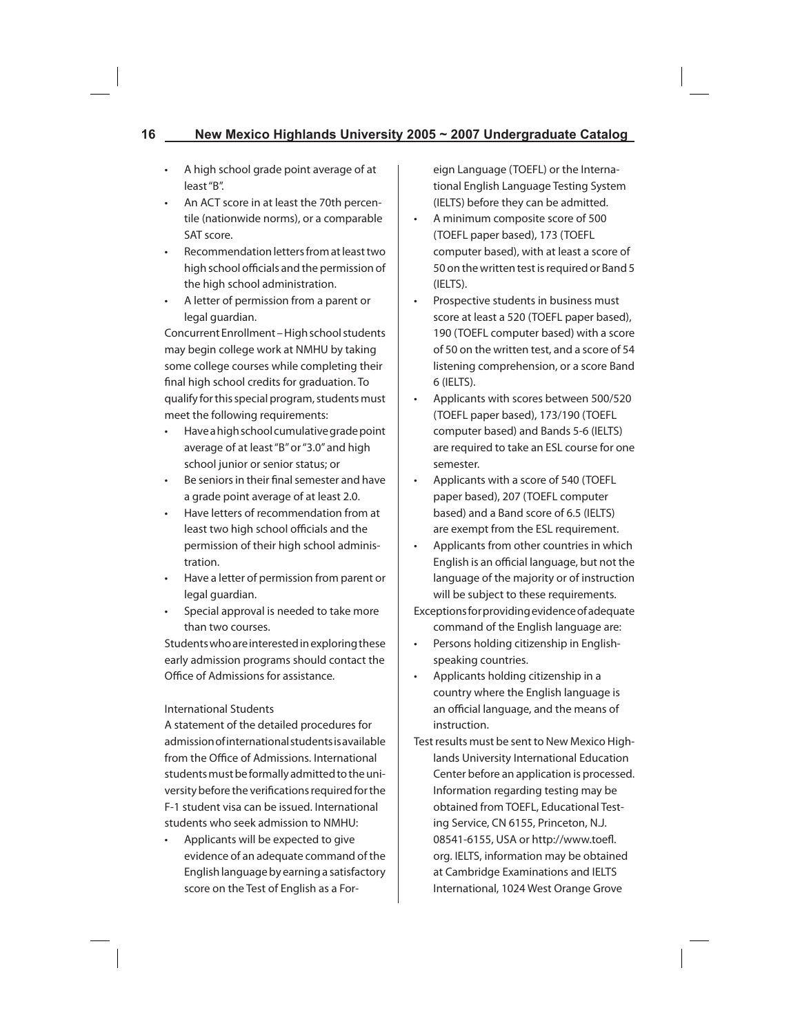- A high school grade point average of at least "B".
- An ACT score in at least the 70th percentile (nationwide norms), or a comparable SAT score.
- Recommendation letters from at least two high school officials and the permission of the high school administration.
- A letter of permission from a parent or legal guardian.

Concurrent Enrollment – High school students may begin college work at NMHU by taking some college courses while completing their final high school credits for graduation. To qualify for this special program, students must meet the following requirements:

- Have a high school cumulative grade point average of at least "B" or "3.0" and high school junior or senior status; or
- Be seniors in their final semester and have a grade point average of at least 2.0.
- Have letters of recommendation from at least two high school officials and the permission of their high school administration.
- Have a letter of permission from parent or legal guardian.
- Special approval is needed to take more than two courses.

Students who are interested in exploring these early admission programs should contact the Office of Admissions for assistance.

### International Students

A statement of the detailed procedures for admission of international students is available from the Office of Admissions. International students must be formally admitted to the university before the verifications required for the F-1 student visa can be issued. International students who seek admission to NMHU:

- Applicants will be expected to give evidence of an adequate command of the English language by earning a satisfactory score on the Test of English as a Foreign Language (TOEFL) or the International English Language Testing System (IELTS) before they can be admitted.
- A minimum composite score of 500 (TOEFL paper based), 173 (TOEFL computer based), with at least a score of 50 on the written test is required or Band 5 (IELTS).
- Prospective students in business must score at least a 520 (TOEFL paper based), 190 (TOEFL computer based) with a score of 50 on the written test, and a score of 54 listening comprehension, or a score Band 6 (IELTS).
- Applicants with scores between 500/520 (TOEFL paper based), 173/190 (TOEFL computer based) and Bands 5-6 (IELTS) are required to take an ESL course for one semester.
- Applicants with a score of 540 (TOEFL paper based), 207 (TOEFL computer based) and a Band score of 6.5 (IELTS) are exempt from the ESL requirement.
- Applicants from other countries in which English is an official language, but not the language of the majority or of instruction will be subject to these requirements.

Exceptions for providing evidence of adequate command of the English language are:

- Persons holding citizenship in English-speaking countries.
- Applicants holding citizenship in a country where the English language is an official language, and the means of instruction.

Test results must be sent to New Mexico Highlands University International Education Center before an application is processed. Information regarding testing may be obtained from TOEFL, Educational Testing Service, CN 6155, Princeton, N.J. 08541-6155, USA or http://www.toefl.org. IELTS, information may be obtained at Cambridge Examinations and IELTS International, 1024 West Orange Grove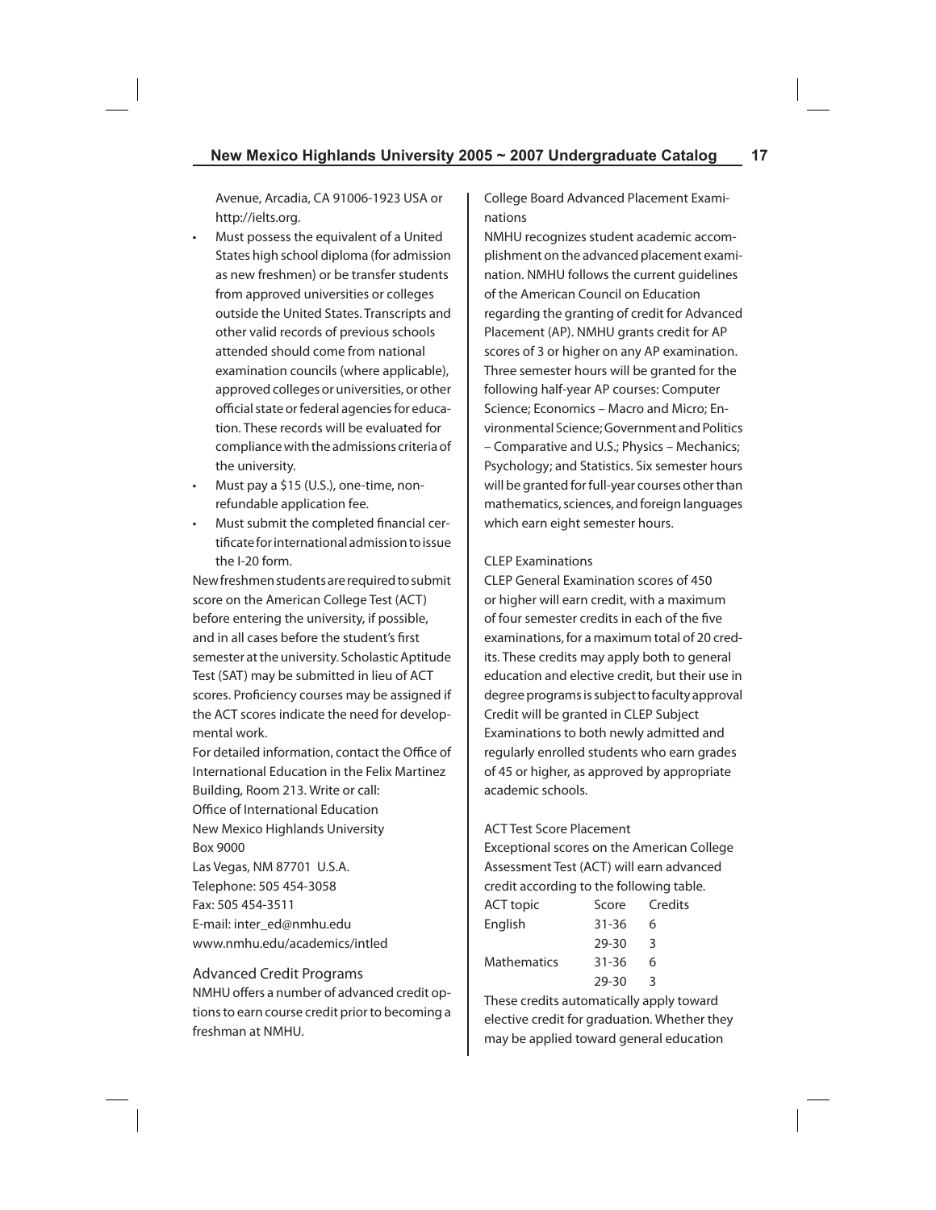Avenue, Arcadia, CA 91006-1923 USA or http://ielts.org.

- Must possess the equivalent of a United States high school diploma (for admission as new freshmen) or be transfer students from approved universities or colleges outside the United States. Transcripts and other valid records of previous schools attended should come from national examination councils (where applicable), approved colleges or universities, or other official state or federal agencies for education. These records will be evaluated for compliance with the admissions criteria of the university.
- Must pay a $15 (U.S.), one-time, non-refundable application fee.
- Must submit the completed financial certificate for international admission to issue the I-20 form.

New freshmen students are required to submit score on the American College Test (ACT) before entering the university, if possible, and in all cases before the student's first semester at the university. Scholastic Aptitude Test (SAT) may be submitted in lieu of ACT scores. Proficiency courses may be assigned if the ACT scores indicate the need for developmental work.

For detailed information, contact the Office of International Education in the Felix Martinez Building, Room 213. Write or call:

Office of International Education
New Mexico Highlands University
Box 9000
Las Vegas, NM 87701 U.S.A.
Telephone: 505 454-3058
Fax: 505 454-3511
E-mail: inter_ed@nmhu.edu
www.nmhu.edu/academics/intled

## Advanced Credit Programs

NMHU offers a number of advanced credit options to earn course credit prior to becoming a freshman at NMHU.

### College Board Advanced Placement Examinations

NMHU recognizes student academic accomplishment on the advanced placement examination. NMHU follows the current guidelines of the American Council on Education regarding the granting of credit for Advanced Placement (AP). NMHU grants credit for AP scores of 3 or higher on any AP examination. Three semester hours will be granted for the following half-year AP courses: Computer Science; Economics – Macro and Micro; Environmental Science; Government and Politics – Comparative and U.S.; Physics – Mechanics; Psychology; and Statistics. Six semester hours will be granted for full-year courses other than mathematics, sciences, and foreign languages which earn eight semester hours.

### CLEP Examinations

CLEP General Examination scores of 450 or higher will earn credit, with a maximum of four semester credits in each of the five examinations, for a maximum total of 20 credits. These credits may apply both to general education and elective credit, but their use in degree programs is subject to faculty approval Credit will be granted in CLEP Subject Examinations to both newly admitted and regularly enrolled students who earn grades of 45 or higher, as approved by appropriate academic schools.

### ACT Test Score Placement

Exceptional scores on the American College Assessment Test (ACT) will earn advanced credit according to the following table.

| ACT topic | Score | Credits |
|---|---|---|
| English | 31-36 | 6 |
| | 29-30 | 3 |
| Mathematics | 31-36 | 6 |
| | 29-30 | 3 |

These credits automatically apply toward elective credit for graduation. Whether they may be applied toward general education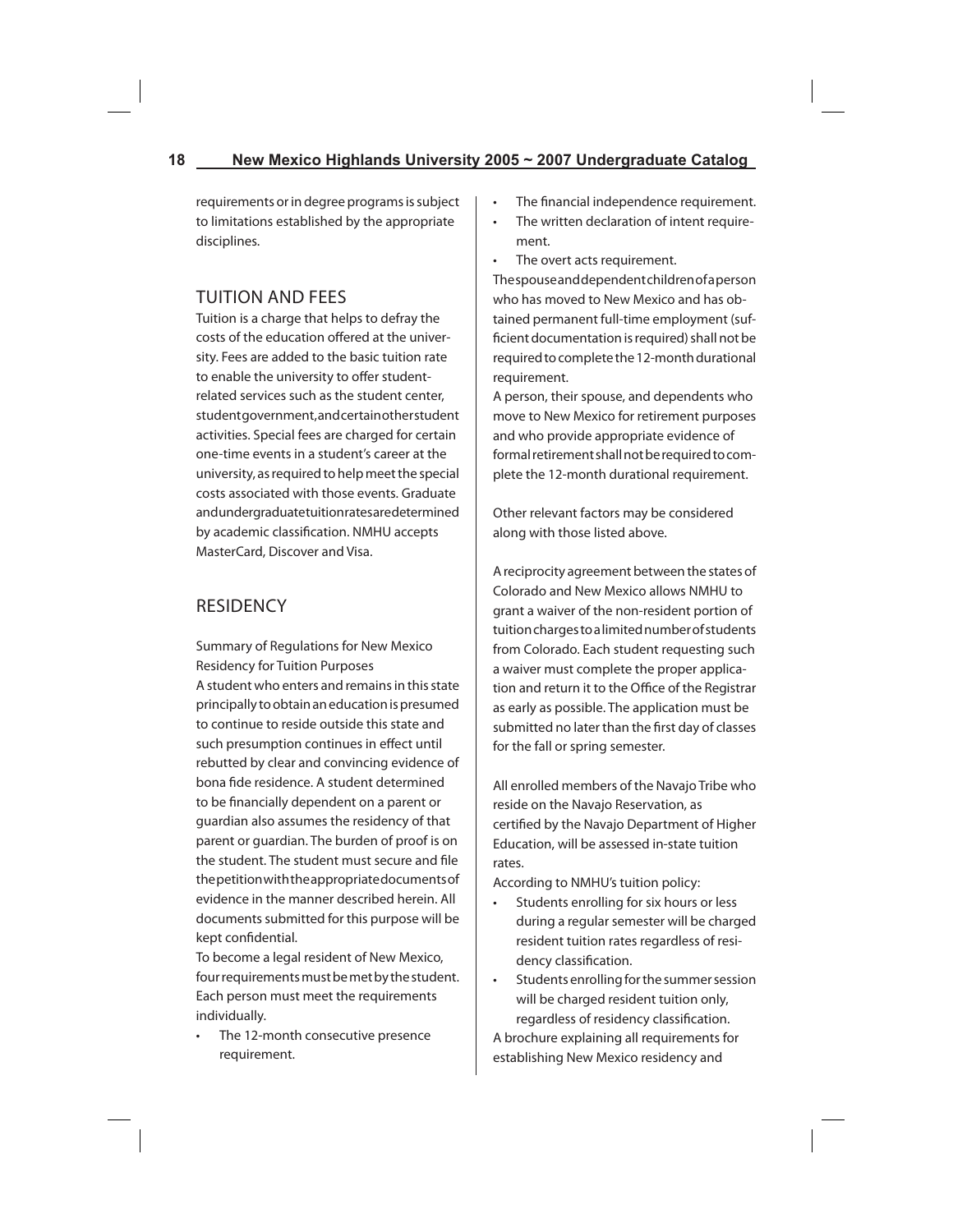requirements or in degree programs is subject to limitations established by the appropriate disciplines.

## TUITION AND FEES

Tuition is a charge that helps to defray the costs of the education offered at the university. Fees are added to the basic tuition rate to enable the university to offer student-related services such as the student center, student government, and certain other student activities. Special fees are charged for certain one-time events in a student's career at the university, as required to help meet the special costs associated with those events. Graduate and undergraduate tuition rates are determined by academic classification. NMHU accepts MasterCard, Discover and Visa.

## RESIDENCY

Summary of Regulations for New Mexico Residency for Tuition Purposes

A student who enters and remains in this state principally to obtain an education is presumed to continue to reside outside this state and such presumption continues in effect until rebutted by clear and convincing evidence of bona fide residence. A student determined to be financially dependent on a parent or guardian also assumes the residency of that parent or guardian. The burden of proof is on the student. The student must secure and file the petition with the appropriate documents of evidence in the manner described herein. All documents submitted for this purpose will be kept confidential.

To become a legal resident of New Mexico, four requirements must be met by the student. Each person must meet the requirements individually.

- The 12-month consecutive presence requirement.
- The financial independence requirement.
- The written declaration of intent requirement.
- The overt acts requirement.

The spouse and dependent children of a person who has moved to New Mexico and has obtained permanent full-time employment (sufficient documentation is required) shall not be required to complete the 12-month durational requirement.

A person, their spouse, and dependents who move to New Mexico for retirement purposes and who provide appropriate evidence of formal retirement shall not be required to complete the 12-month durational requirement.

Other relevant factors may be considered along with those listed above.

A reciprocity agreement between the states of Colorado and New Mexico allows NMHU to grant a waiver of the non-resident portion of tuition charges to a limited number of students from Colorado. Each student requesting such a waiver must complete the proper application and return it to the Office of the Registrar as early as possible. The application must be submitted no later than the first day of classes for the fall or spring semester.

All enrolled members of the Navajo Tribe who reside on the Navajo Reservation, as certified by the Navajo Department of Higher Education, will be assessed in-state tuition rates.

According to NMHU's tuition policy:

- Students enrolling for six hours or less during a regular semester will be charged resident tuition rates regardless of residency classification.
- Students enrolling for the summer session will be charged resident tuition only, regardless of residency classification.

A brochure explaining all requirements for establishing New Mexico residency and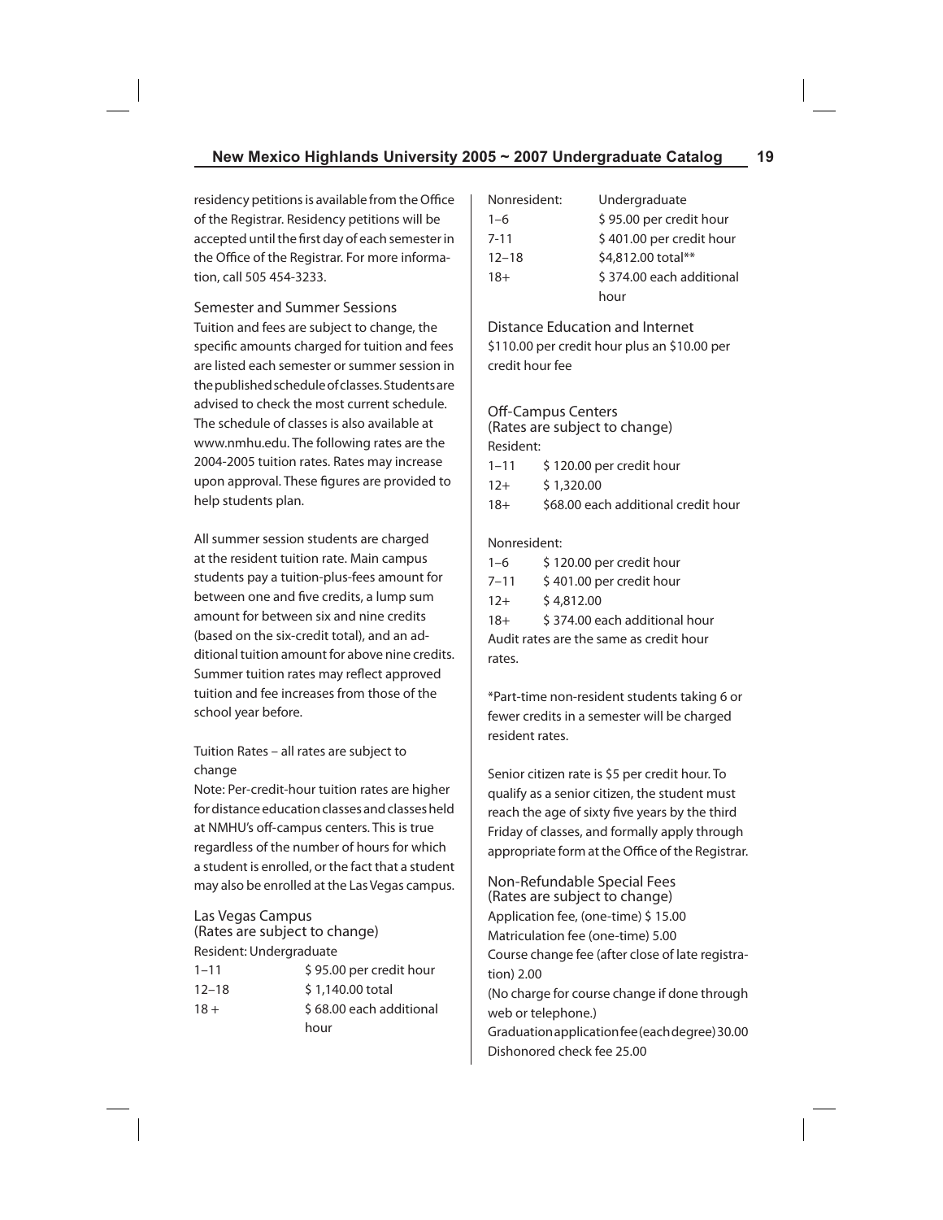residency petitions is available from the Office of the Registrar. Residency petitions will be accepted until the first day of each semester in the Office of the Registrar. For more information, call 505 454-3233.

### Semester and Summer Sessions

Tuition and fees are subject to change, the specific amounts charged for tuition and fees are listed each semester or summer session in the published schedule of classes. Students are advised to check the most current schedule. The schedule of classes is also available at www.nmhu.edu. The following rates are the 2004-2005 tuition rates. Rates may increase upon approval. These figures are provided to help students plan.

All summer session students are charged at the resident tuition rate. Main campus students pay a tuition-plus-fees amount for between one and five credits, a lump sum amount for between six and nine credits (based on the six-credit total), and an additional tuition amount for above nine credits. Summer tuition rates may reflect approved tuition and fee increases from those of the school year before.

Tuition Rates – all rates are subject to change

Note: Per-credit-hour tuition rates are higher for distance education classes and classes held at NMHU's off-campus centers. This is true regardless of the number of hours for which a student is enrolled, or the fact that a student may also be enrolled at the Las Vegas campus.

### Las Vegas Campus
(Rates are subject to change)

| Resident: | Undergraduate |
|---|---|
| 1–11 | $ 95.00 per credit hour |
| 12–18 | $ 1,140.00 total |
| 18 + | $ 68.00 each additional hour |

| Nonresident: | Undergraduate |
|---|---|
| 1–6 | $ 95.00 per credit hour |
| 7-11 | $ 401.00 per credit hour |
| 12–18 | $4,812.00 total** |
| 18+ | $ 374.00 each additional hour |

### Distance Education and Internet

$110.00 per credit hour plus an $10.00 per credit hour fee

### Off-Campus Centers
(Rates are subject to change)

Resident:

| | |
|---|---|
| 1–11 | $ 120.00 per credit hour |
| 12+ | $ 1,320.00 |
| 18+ | $68.00 each additional credit hour |

Nonresident:

| | |
|---|---|
| 1–6 | $ 120.00 per credit hour |
| 7–11 | $ 401.00 per credit hour |
| 12+ | $ 4,812.00 |
| 18+ | $ 374.00 each additional hour |

Audit rates are the same as credit hour rates.

*Part-time non-resident students taking 6 or fewer credits in a semester will be charged resident rates.

Senior citizen rate is $5 per credit hour. To qualify as a senior citizen, the student must reach the age of sixty five years by the third Friday of classes, and formally apply through appropriate form at the Office of the Registrar.

### Non-Refundable Special Fees
(Rates are subject to change)

Application fee, (one-time) $ 15.00
Matriculation fee (one-time) 5.00
Course change fee (after close of late registration) 2.00
(No charge for course change if done through web or telephone.)
Graduation application fee (each degree) 30.00
Dishonored check fee 25.00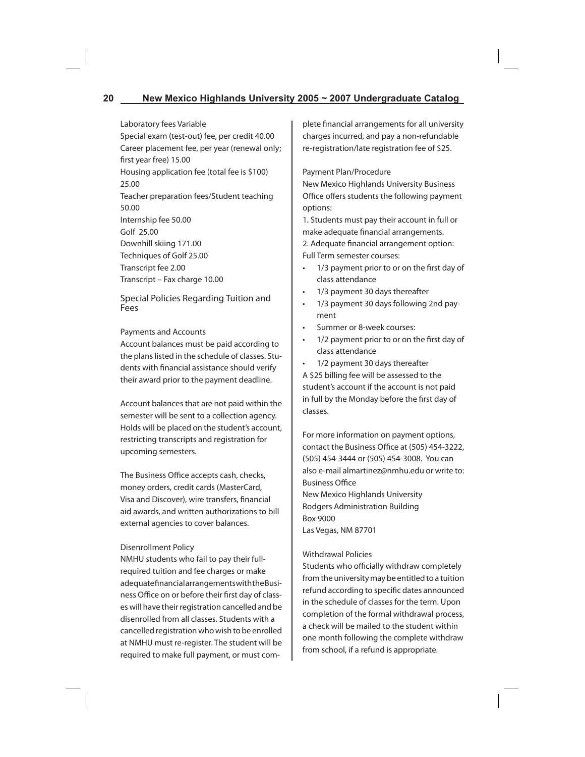Laboratory fees Variable
Special exam (test-out) fee, per credit 40.00
Career placement fee, per year (renewal only; first year free) 15.00
Housing application fee (total fee is $100) 25.00
Teacher preparation fees/Student teaching 50.00
Internship fee 50.00
Golf 25.00
Downhill skiing 171.00
Techniques of Golf 25.00
Transcript fee 2.00
Transcript – Fax charge 10.00

## Special Policies Regarding Tuition and Fees

### Payments and Accounts

Account balances must be paid according to the plans listed in the schedule of classes. Students with financial assistance should verify their award prior to the payment deadline.

Account balances that are not paid within the semester will be sent to a collection agency. Holds will be placed on the student's account, restricting transcripts and registration for upcoming semesters.

The Business Office accepts cash, checks, money orders, credit cards (MasterCard, Visa and Discover), wire transfers, financial aid awards, and written authorizations to bill external agencies to cover balances.

### Disenrollment Policy

NMHU students who fail to pay their full-required tuition and fee charges or make adequate financial arrangements with the Business Office on or before their first day of classes will have their registration cancelled and be disenrolled from all classes. Students with a cancelled registration who wish to be enrolled at NMHU must re-register. The student will be required to make full payment, or must complete financial arrangements for all university charges incurred, and pay a non-refundable re-registration/late registration fee of $25.

### Payment Plan/Procedure

New Mexico Highlands University Business Office offers students the following payment options:

1. Students must pay their account in full or make adequate financial arrangements.
2. Adequate financial arrangement option:

Full Term semester courses:

- 1/3 payment prior to or on the first day of class attendance
- 1/3 payment 30 days thereafter
- 1/3 payment 30 days following 2nd payment
- Summer or 8-week courses:
- 1/2 payment prior to or on the first day of class attendance
- 1/2 payment 30 days thereafter

A $25 billing fee will be assessed to the student's account if the account is not paid in full by the Monday before the first day of classes.

For more information on payment options, contact the Business Office at (505) 454-3222, (505) 454-3444 or (505) 454-3008. You can also e-mail almartinez@nmhu.edu or write to:
Business Office
New Mexico Highlands University
Rodgers Administration Building
Box 9000
Las Vegas, NM 87701

### Withdrawal Policies

Students who officially withdraw completely from the university may be entitled to a tuition refund according to specific dates announced in the schedule of classes for the term. Upon completion of the formal withdrawal process, a check will be mailed to the student within one month following the complete withdraw from school, if a refund is appropriate.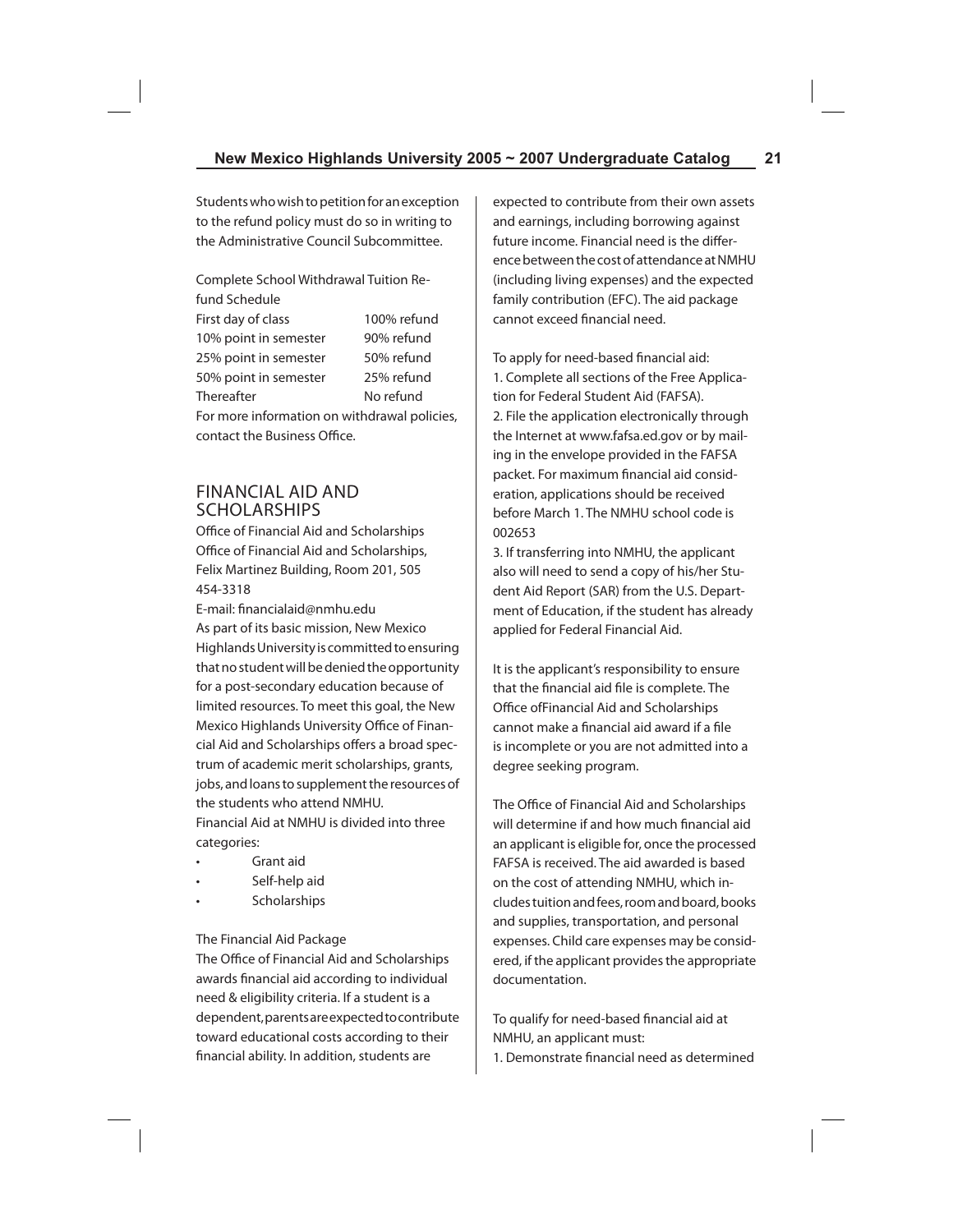Students who wish to petition for an exception to the refund policy must do so in writing to the Administrative Council Subcommittee.

Complete School Withdrawal Tuition Refund Schedule

| | |
|---|---|
| First day of class | 100% refund |
| 10% point in semester | 90% refund |
| 25% point in semester | 50% refund |
| 50% point in semester | 25% refund |
| Thereafter | No refund |

For more information on withdrawal policies, contact the Business Office.

## FINANCIAL AID AND SCHOLARSHIPS

Office of Financial Aid and Scholarships
Office of Financial Aid and Scholarships, Felix Martinez Building, Room 201, 505 454-3318
E-mail: financialaid@nmhu.edu

As part of its basic mission, New Mexico Highlands University is committed to ensuring that no student will be denied the opportunity for a post-secondary education because of limited resources. To meet this goal, the New Mexico Highlands University Office of Financial Aid and Scholarships offers a broad spectrum of academic merit scholarships, grants, jobs, and loans to supplement the resources of the students who attend NMHU.

Financial Aid at NMHU is divided into three categories:

- Grant aid
- Self-help aid
- Scholarships

The Financial Aid Package

The Office of Financial Aid and Scholarships awards financial aid according to individual need & eligibility criteria. If a student is a dependent, parents are expected to contribute toward educational costs according to their financial ability. In addition, students are expected to contribute from their own assets and earnings, including borrowing against future income. Financial need is the difference between the cost of attendance at NMHU (including living expenses) and the expected family contribution (EFC). The aid package cannot exceed financial need.

To apply for need-based financial aid:

1. Complete all sections of the Free Application for Federal Student Aid (FAFSA).
2. File the application electronically through the Internet at www.fafsa.ed.gov or by mailing in the envelope provided in the FAFSA packet. For maximum financial aid consideration, applications should be received before March 1. The NMHU school code is 002653
3. If transferring into NMHU, the applicant also will need to send a copy of his/her Student Aid Report (SAR) from the U.S. Department of Education, if the student has already applied for Federal Financial Aid.

It is the applicant's responsibility to ensure that the financial aid file is complete. The Office ofFinancial Aid and Scholarships cannot make a financial aid award if a file is incomplete or you are not admitted into a degree seeking program.

The Office of Financial Aid and Scholarships will determine if and how much financial aid an applicant is eligible for, once the processed FAFSA is received. The aid awarded is based on the cost of attending NMHU, which includes tuition and fees, room and board, books and supplies, transportation, and personal expenses. Child care expenses may be considered, if the applicant provides the appropriate documentation.

To qualify for need-based financial aid at NMHU, an applicant must:

1. Demonstrate financial need as determined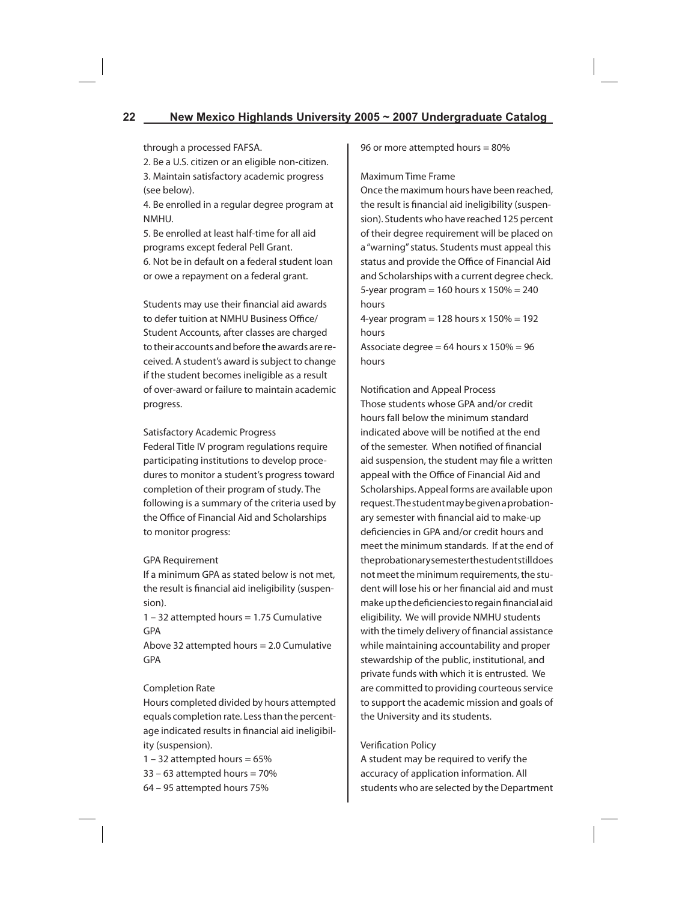through a processed FAFSA.

2. Be a U.S. citizen or an eligible non-citizen.
3. Maintain satisfactory academic progress (see below).
4. Be enrolled in a regular degree program at NMHU.
5. Be enrolled at least half-time for all aid programs except federal Pell Grant.
6. Not be in default on a federal student loan or owe a repayment on a federal grant.

Students may use their financial aid awards to defer tuition at NMHU Business Office/ Student Accounts, after classes are charged to their accounts and before the awards are received. A student's award is subject to change if the student becomes ineligible as a result of over-award or failure to maintain academic progress.

### Satisfactory Academic Progress

Federal Title IV program regulations require participating institutions to develop procedures to monitor a student's progress toward completion of their program of study. The following is a summary of the criteria used by the Office of Financial Aid and Scholarships to monitor progress:

#### GPA Requirement

If a minimum GPA as stated below is not met, the result is financial aid ineligibility (suspension).

1 – 32 attempted hours = 1.75 Cumulative GPA
Above 32 attempted hours = 2.0 Cumulative GPA

#### Completion Rate

Hours completed divided by hours attempted equals completion rate. Less than the percentage indicated results in financial aid ineligibility (suspension).

1 – 32 attempted hours = 65%
33 – 63 attempted hours = 70%
64 – 95 attempted hours 75%
96 or more attempted hours = 80%

#### Maximum Time Frame

Once the maximum hours have been reached, the result is financial aid ineligibility (suspension). Students who have reached 125 percent of their degree requirement will be placed on a "warning" status. Students must appeal this status and provide the Office of Financial Aid and Scholarships with a current degree check.

5-year program = 160 hours x 150% = 240 hours
4-year program = 128 hours x 150% = 192 hours
Associate degree = 64 hours x 150% = 96 hours

#### Notification and Appeal Process

Those students whose GPA and/or credit hours fall below the minimum standard indicated above will be notified at the end of the semester. When notified of financial aid suspension, the student may file a written appeal with the Office of Financial Aid and Scholarships. Appeal forms are available upon request. The student may be given a probationary semester with financial aid to make-up deficiencies in GPA and/or credit hours and meet the minimum standards. If at the end of the probationary semester the student still does not meet the minimum requirements, the student will lose his or her financial aid and must make up the deficiencies to regain financial aid eligibility. We will provide NMHU students with the timely delivery of financial assistance while maintaining accountability and proper stewardship of the public, institutional, and private funds with which it is entrusted. We are committed to providing courteous service to support the academic mission and goals of the University and its students.

#### Verification Policy

A student may be required to verify the accuracy of application information. All students who are selected by the Department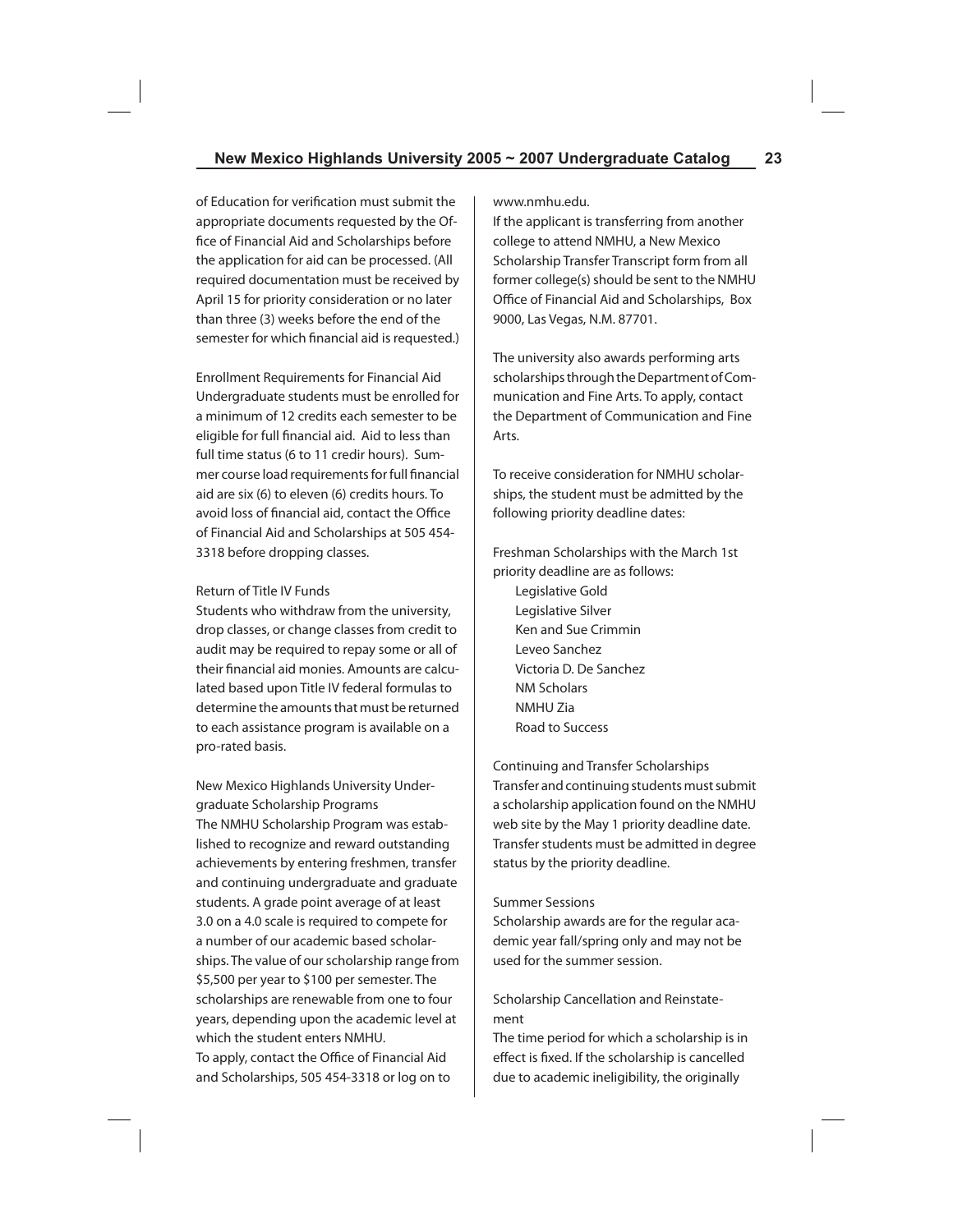of Education for verification must submit the appropriate documents requested by the Office of Financial Aid and Scholarships before the application for aid can be processed. (All required documentation must be received by April 15 for priority consideration or no later than three (3) weeks before the end of the semester for which financial aid is requested.)

### Enrollment Requirements for Financial Aid

Undergraduate students must be enrolled for a minimum of 12 credits each semester to be eligible for full financial aid. Aid to less than full time status (6 to 11 credir hours). Summer course load requirements for full financial aid are six (6) to eleven (6) credits hours. To avoid loss of financial aid, contact the Office of Financial Aid and Scholarships at 505 454-3318 before dropping classes.

### Return of Title IV Funds

Students who withdraw from the university, drop classes, or change classes from credit to audit may be required to repay some or all of their financial aid monies. Amounts are calculated based upon Title IV federal formulas to determine the amounts that must be returned to each assistance program is available on a pro-rated basis.

### New Mexico Highlands University Undergraduate Scholarship Programs

The NMHU Scholarship Program was established to recognize and reward outstanding achievements by entering freshmen, transfer and continuing undergraduate and graduate students. A grade point average of at least 3.0 on a 4.0 scale is required to compete for a number of our academic based scholarships. The value of our scholarship range from $5,500 per year to $100 per semester. The scholarships are renewable from one to four years, depending upon the academic level at which the student enters NMHU.

To apply, contact the Office of Financial Aid and Scholarships, 505 454-3318 or log on to www.nmhu.edu.

If the applicant is transferring from another college to attend NMHU, a New Mexico Scholarship Transfer Transcript form from all former college(s) should be sent to the NMHU Office of Financial Aid and Scholarships, Box 9000, Las Vegas, N.M. 87701.

The university also awards performing arts scholarships through the Department of Communication and Fine Arts. To apply, contact the Department of Communication and Fine Arts.

To receive consideration for NMHU scholarships, the student must be admitted by the following priority deadline dates:

Freshman Scholarships with the March 1st priority deadline are as follows:

- Legislative Gold
- Legislative Silver
- Ken and Sue Crimmin
- Leveo Sanchez
- Victoria D. De Sanchez
- NM Scholars
- NMHU Zia
- Road to Success

### Continuing and Transfer Scholarships

Transfer and continuing students must submit a scholarship application found on the NMHU web site by the May 1 priority deadline date. Transfer students must be admitted in degree status by the priority deadline.

### Summer Sessions

Scholarship awards are for the regular academic year fall/spring only and may not be used for the summer session.

### Scholarship Cancellation and Reinstatement

The time period for which a scholarship is in effect is fixed. If the scholarship is cancelled due to academic ineligibility, the originally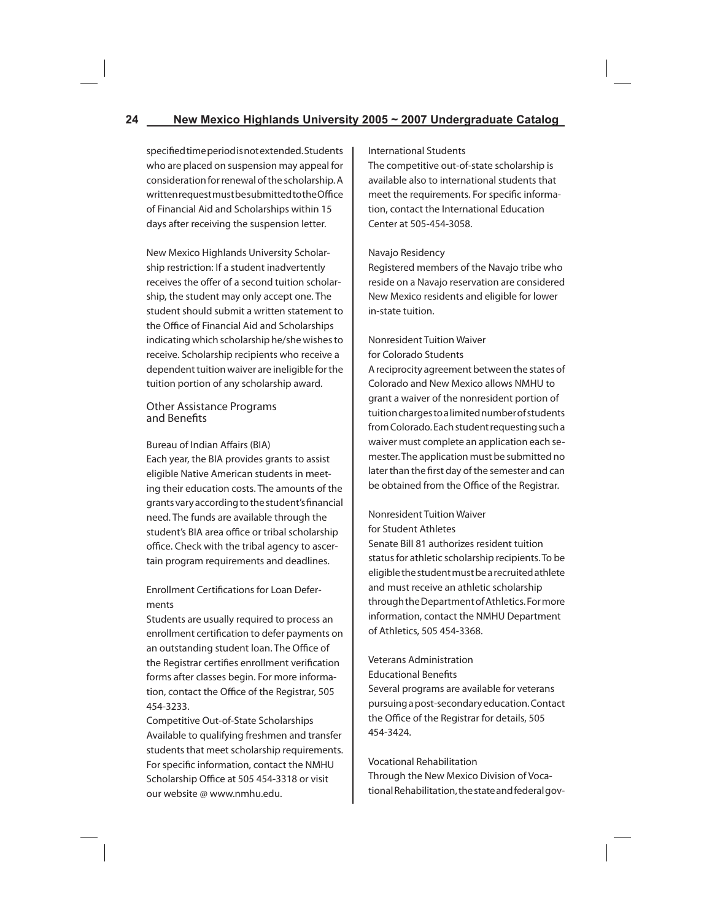specified time period is not extended. Students who are placed on suspension may appeal for consideration for renewal of the scholarship. A written request must be submitted to the Office of Financial Aid and Scholarships within 15 days after receiving the suspension letter.

New Mexico Highlands University Scholarship restriction: If a student inadvertently receives the offer of a second tuition scholarship, the student may only accept one. The student should submit a written statement to the Office of Financial Aid and Scholarships indicating which scholarship he/she wishes to receive. Scholarship recipients who receive a dependent tuition waiver are ineligible for the tuition portion of any scholarship award.

## Other Assistance Programs and Benefits

### Bureau of Indian Affairs (BIA)

Each year, the BIA provides grants to assist eligible Native American students in meeting their education costs. The amounts of the grants vary according to the student's financial need. The funds are available through the student's BIA area office or tribal scholarship office. Check with the tribal agency to ascertain program requirements and deadlines.

### Enrollment Certifications for Loan Deferments

Students are usually required to process an enrollment certification to defer payments on an outstanding student loan. The Office of the Registrar certifies enrollment verification forms after classes begin. For more information, contact the Office of the Registrar, 505 454-3233.

### Competitive Out-of-State Scholarships

Available to qualifying freshmen and transfer students that meet scholarship requirements. For specific information, contact the NMHU Scholarship Office at 505 454-3318 or visit our website @ www.nmhu.edu.

### International Students

The competitive out-of-state scholarship is available also to international students that meet the requirements. For specific information, contact the International Education Center at 505-454-3058.

### Navajo Residency

Registered members of the Navajo tribe who reside on a Navajo reservation are considered New Mexico residents and eligible for lower in-state tuition.

### Nonresident Tuition Waiver for Colorado Students

A reciprocity agreement between the states of Colorado and New Mexico allows NMHU to grant a waiver of the nonresident portion of tuition charges to a limited number of students from Colorado. Each student requesting such a waiver must complete an application each semester. The application must be submitted no later than the first day of the semester and can be obtained from the Office of the Registrar.

### Nonresident Tuition Waiver for Student Athletes

Senate Bill 81 authorizes resident tuition status for athletic scholarship recipients. To be eligible the student must be a recruited athlete and must receive an athletic scholarship through the Department of Athletics. For more information, contact the NMHU Department of Athletics, 505 454-3368.

### Veterans Administration Educational Benefits

Several programs are available for veterans pursuing a post-secondary education. Contact the Office of the Registrar for details, 505 454-3424.

### Vocational Rehabilitation

Through the New Mexico Division of Vocational Rehabilitation, the state and federal gov-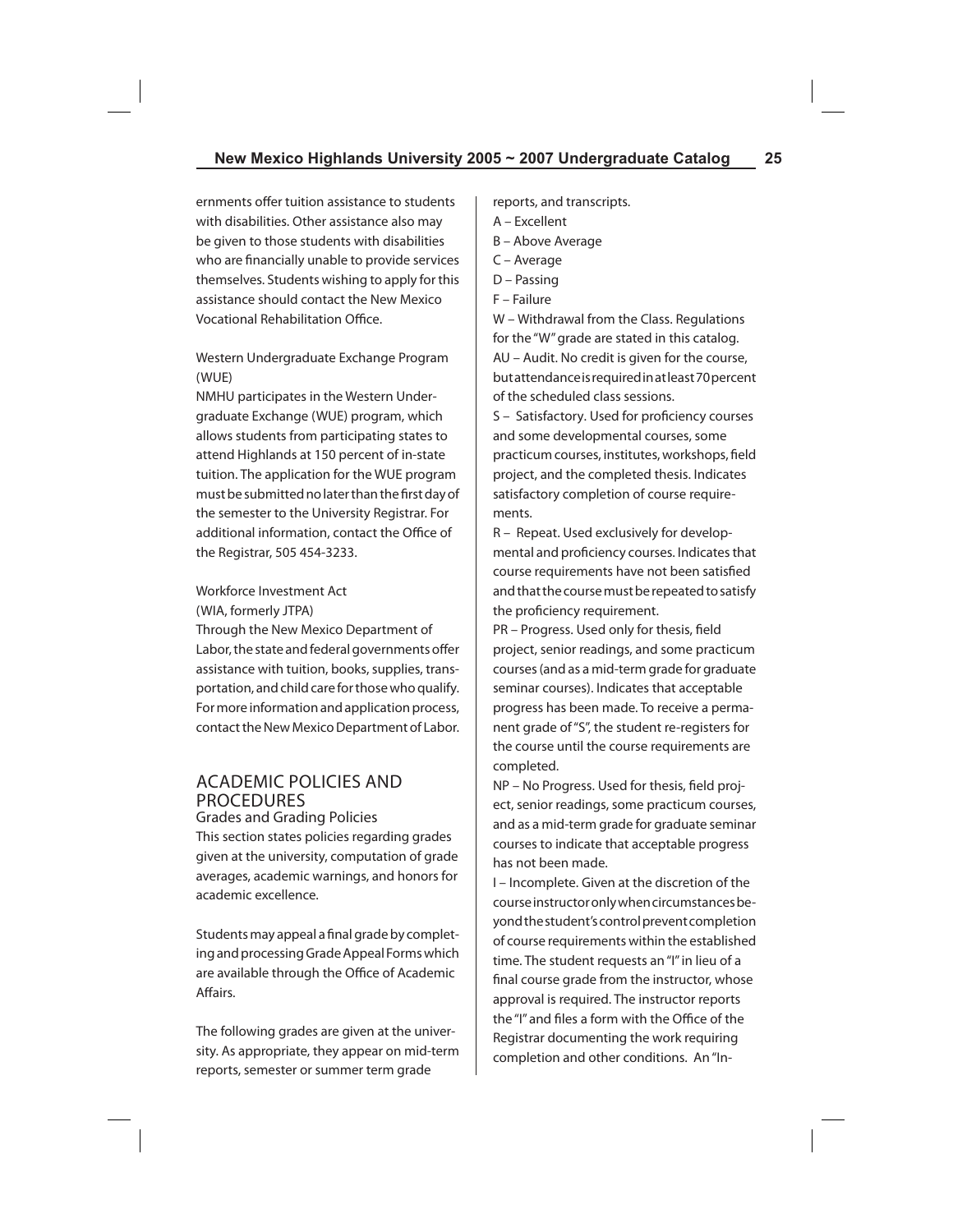ernments offer tuition assistance to students with disabilities. Other assistance also may be given to those students with disabilities who are financially unable to provide services themselves. Students wishing to apply for this assistance should contact the New Mexico Vocational Rehabilitation Office.

Western Undergraduate Exchange Program (WUE)

NMHU participates in the Western Undergraduate Exchange (WUE) program, which allows students from participating states to attend Highlands at 150 percent of in-state tuition. The application for the WUE program must be submitted no later than the first day of the semester to the University Registrar. For additional information, contact the Office of the Registrar, 505 454-3233.

Workforce Investment Act
(WIA, formerly JTPA)

Through the New Mexico Department of Labor, the state and federal governments offer assistance with tuition, books, supplies, transportation, and child care for those who qualify. For more information and application process, contact the New Mexico Department of Labor.

## ACADEMIC POLICIES AND PROCEDURES

### Grades and Grading Policies

This section states policies regarding grades given at the university, computation of grade averages, academic warnings, and honors for academic excellence.

Students may appeal a final grade by completing and processing Grade Appeal Forms which are available through the Office of Academic Affairs.

The following grades are given at the university. As appropriate, they appear on mid-term reports, semester or summer term grade reports, and transcripts.

A – Excellent
B – Above Average
C – Average
D – Passing
F – Failure
W – Withdrawal from the Class. Regulations for the "W" grade are stated in this catalog.
AU – Audit. No credit is given for the course, but attendance is required in at least 70 percent of the scheduled class sessions.
S – Satisfactory. Used for proficiency courses and some developmental courses, some practicum courses, institutes, workshops, field project, and the completed thesis. Indicates satisfactory completion of course requirements.
R – Repeat. Used exclusively for developmental and proficiency courses. Indicates that course requirements have not been satisfied and that the course must be repeated to satisfy the proficiency requirement.
PR – Progress. Used only for thesis, field project, senior readings, and some practicum courses (and as a mid-term grade for graduate seminar courses). Indicates that acceptable progress has been made. To receive a permanent grade of "S", the student re-registers for the course until the course requirements are completed.
NP – No Progress. Used for thesis, field project, senior readings, some practicum courses, and as a mid-term grade for graduate seminar courses to indicate that acceptable progress has not been made.
I – Incomplete. Given at the discretion of the course instructor only when circumstances beyond the student's control prevent completion of course requirements within the established time. The student requests an "I" in lieu of a final course grade from the instructor, whose approval is required. The instructor reports the "I" and files a form with the Office of the Registrar documenting the work requiring completion and other conditions. An "In-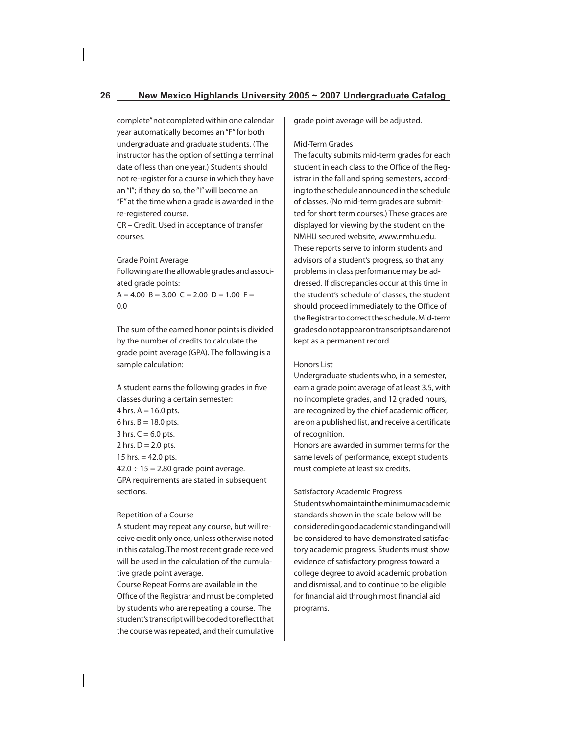complete" not completed within one calendar year automatically becomes an "F" for both undergraduate and graduate students. (The instructor has the option of setting a terminal date of less than one year.) Students should not re-register for a course in which they have an "I"; if they do so, the "I" will become an "F" at the time when a grade is awarded in the re-registered course.

CR – Credit. Used in acceptance of transfer courses.

### Grade Point Average

Following are the allowable grades and associated grade points:

A = 4.00  B = 3.00  C = 2.00  D = 1.00  F = 0.0

The sum of the earned honor points is divided by the number of credits to calculate the grade point average (GPA). The following is a sample calculation:

A student earns the following grades in five classes during a certain semester:

4 hrs. A = 16.0 pts.
6 hrs. B = 18.0 pts.
3 hrs. C = 6.0 pts.
2 hrs. D = 2.0 pts.
15 hrs. = 42.0 pts.
42.0 ÷ 15 = 2.80 grade point average.

GPA requirements are stated in subsequent sections.

### Repetition of a Course

A student may repeat any course, but will receive credit only once, unless otherwise noted in this catalog. The most recent grade received will be used in the calculation of the cumulative grade point average.

Course Repeat Forms are available in the Office of the Registrar and must be completed by students who are repeating a course. The student's transcript will be coded to reflect that the course was repeated, and their cumulative grade point average will be adjusted.

### Mid-Term Grades

The faculty submits mid-term grades for each student in each class to the Office of the Registrar in the fall and spring semesters, according to the schedule announced in the schedule of classes. (No mid-term grades are submitted for short term courses.) These grades are displayed for viewing by the student on the NMHU secured website, www.nmhu.edu. These reports serve to inform students and advisors of a student's progress, so that any problems in class performance may be addressed. If discrepancies occur at this time in the student's schedule of classes, the student should proceed immediately to the Office of the Registrar to correct the schedule. Mid-term grades do not appear on transcripts and are not kept as a permanent record.

### Honors List

Undergraduate students who, in a semester, earn a grade point average of at least 3.5, with no incomplete grades, and 12 graded hours, are recognized by the chief academic officer, are on a published list, and receive a certificate of recognition.

Honors are awarded in summer terms for the same levels of performance, except students must complete at least six credits.

### Satisfactory Academic Progress

Students who maintain the minimum academic standards shown in the scale below will be considered in good academic standing and will be considered to have demonstrated satisfactory academic progress. Students must show evidence of satisfactory progress toward a college degree to avoid academic probation and dismissal, and to continue to be eligible for financial aid through most financial aid programs.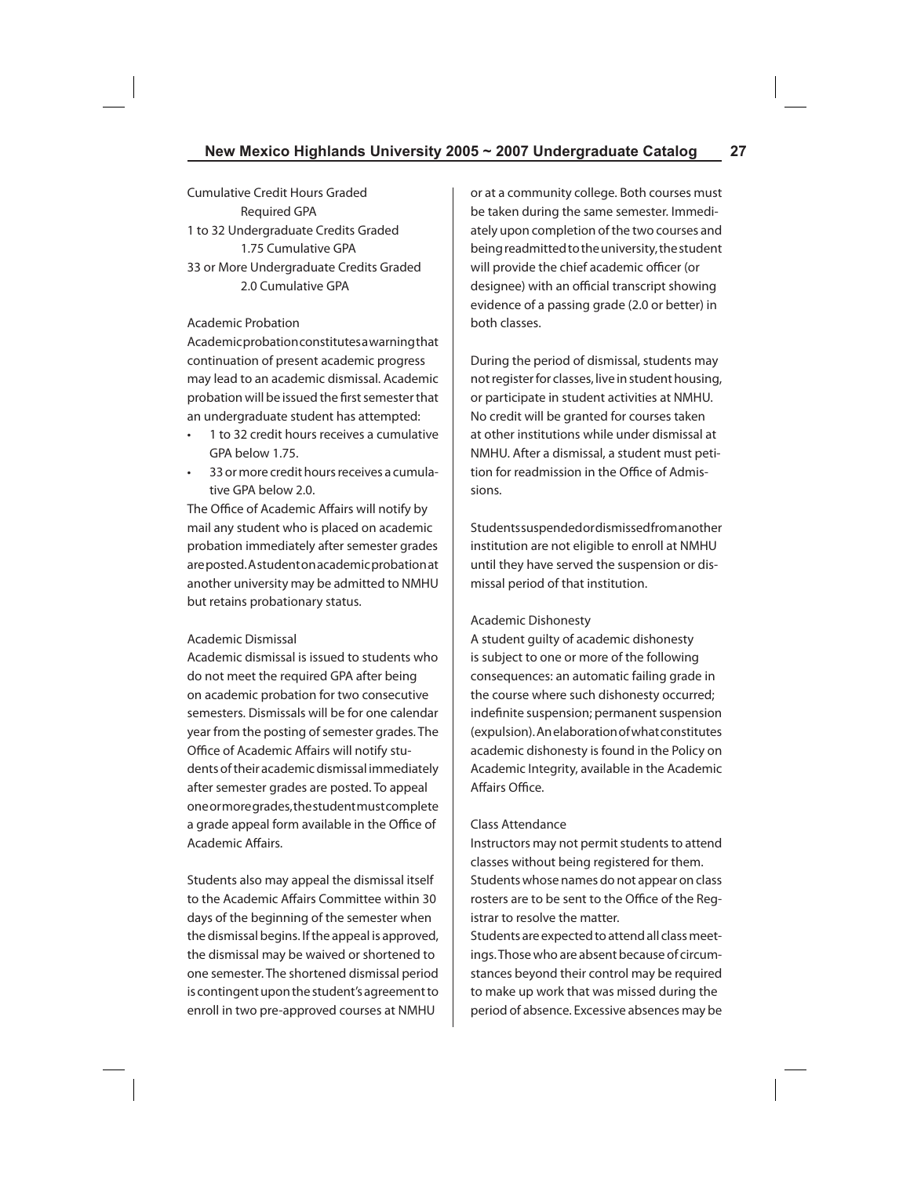| Cumulative Credit Hours Graded | Required GPA |
| --- | --- |
| 1 to 32 Undergraduate Credits Graded | 1.75 Cumulative GPA |
| 33 or More Undergraduate Credits Graded | 2.0 Cumulative GPA |

### Academic Probation

Academic probation constitutes a warning that continuation of present academic progress may lead to an academic dismissal. Academic probation will be issued the first semester that an undergraduate student has attempted:

- 1 to 32 credit hours receives a cumulative GPA below 1.75.
- 33 or more credit hours receives a cumulative GPA below 2.0.

The Office of Academic Affairs will notify by mail any student who is placed on academic probation immediately after semester grades are posted. A student on academic probation at another university may be admitted to NMHU but retains probationary status.

### Academic Dismissal

Academic dismissal is issued to students who do not meet the required GPA after being on academic probation for two consecutive semesters. Dismissals will be for one calendar year from the posting of semester grades. The Office of Academic Affairs will notify students of their academic dismissal immediately after semester grades are posted. To appeal one or more grades, the student must complete a grade appeal form available in the Office of Academic Affairs.

Students also may appeal the dismissal itself to the Academic Affairs Committee within 30 days of the beginning of the semester when the dismissal begins. If the appeal is approved, the dismissal may be waived or shortened to one semester. The shortened dismissal period is contingent upon the student's agreement to enroll in two pre-approved courses at NMHU or at a community college. Both courses must be taken during the same semester. Immediately upon completion of the two courses and being readmitted to the university, the student will provide the chief academic officer (or designee) with an official transcript showing evidence of a passing grade (2.0 or better) in both classes.

During the period of dismissal, students may not register for classes, live in student housing, or participate in student activities at NMHU. No credit will be granted for courses taken at other institutions while under dismissal at NMHU. After a dismissal, a student must petition for readmission in the Office of Admissions.

Students suspended or dismissed from another institution are not eligible to enroll at NMHU until they have served the suspension or dismissal period of that institution.

### Academic Dishonesty

A student guilty of academic dishonesty is subject to one or more of the following consequences: an automatic failing grade in the course where such dishonesty occurred; indefinite suspension; permanent suspension (expulsion). An elaboration of what constitutes academic dishonesty is found in the Policy on Academic Integrity, available in the Academic Affairs Office.

### Class Attendance

Instructors may not permit students to attend classes without being registered for them. Students whose names do not appear on class rosters are to be sent to the Office of the Registrar to resolve the matter.

Students are expected to attend all class meetings. Those who are absent because of circumstances beyond their control may be required to make up work that was missed during the period of absence. Excessive absences may be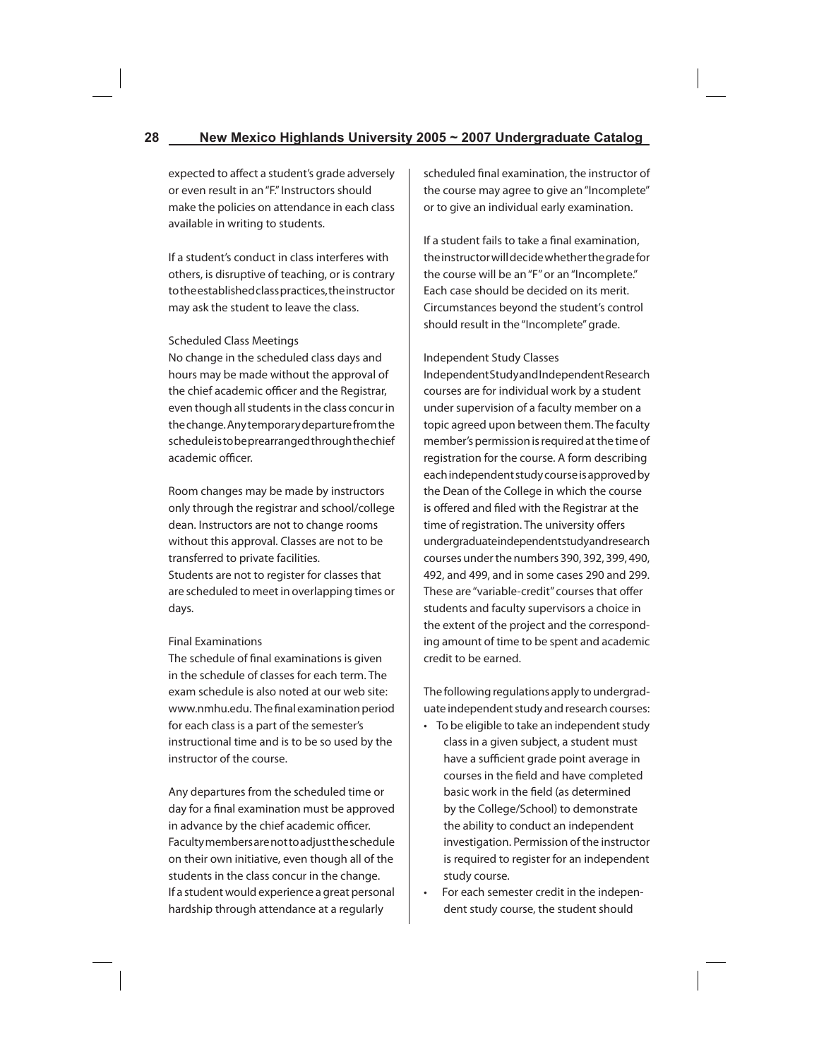expected to affect a student's grade adversely or even result in an "F." Instructors should make the policies on attendance in each class available in writing to students.

If a student's conduct in class interferes with others, is disruptive of teaching, or is contrary to the established class practices, the instructor may ask the student to leave the class.

### Scheduled Class Meetings

No change in the scheduled class days and hours may be made without the approval of the chief academic officer and the Registrar, even though all students in the class concur in the change. Any temporary departure from the schedule is to be prearranged through the chief academic officer.

Room changes may be made by instructors only through the registrar and school/college dean. Instructors are not to change rooms without this approval. Classes are not to be transferred to private facilities.

Students are not to register for classes that are scheduled to meet in overlapping times or days.

### Final Examinations

The schedule of final examinations is given in the schedule of classes for each term. The exam schedule is also noted at our web site: www.nmhu.edu. The final examination period for each class is a part of the semester's instructional time and is to be so used by the instructor of the course.

Any departures from the scheduled time or day for a final examination must be approved in advance by the chief academic officer. Faculty members are not to adjust the schedule on their own initiative, even though all of the students in the class concur in the change.

If a student would experience a great personal hardship through attendance at a regularly scheduled final examination, the instructor of the course may agree to give an "Incomplete" or to give an individual early examination.

If a student fails to take a final examination, the instructor will decide whether the grade for the course will be an "F" or an "Incomplete." Each case should be decided on its merit. Circumstances beyond the student's control should result in the "Incomplete" grade.

### Independent Study Classes

Independent Study and Independent Research courses are for individual work by a student under supervision of a faculty member on a topic agreed upon between them. The faculty member's permission is required at the time of registration for the course. A form describing each independent study course is approved by the Dean of the College in which the course is offered and filed with the Registrar at the time of registration. The university offers undergraduate independent study and research courses under the numbers 390, 392, 399, 490, 492, and 499, and in some cases 290 and 299. These are "variable-credit" courses that offer students and faculty supervisors a choice in the extent of the project and the corresponding amount of time to be spent and academic credit to be earned.

The following regulations apply to undergraduate independent study and research courses:

- To be eligible to take an independent study class in a given subject, a student must have a sufficient grade point average in courses in the field and have completed basic work in the field (as determined by the College/School) to demonstrate the ability to conduct an independent investigation. Permission of the instructor is required to register for an independent study course.
- For each semester credit in the independent study course, the student should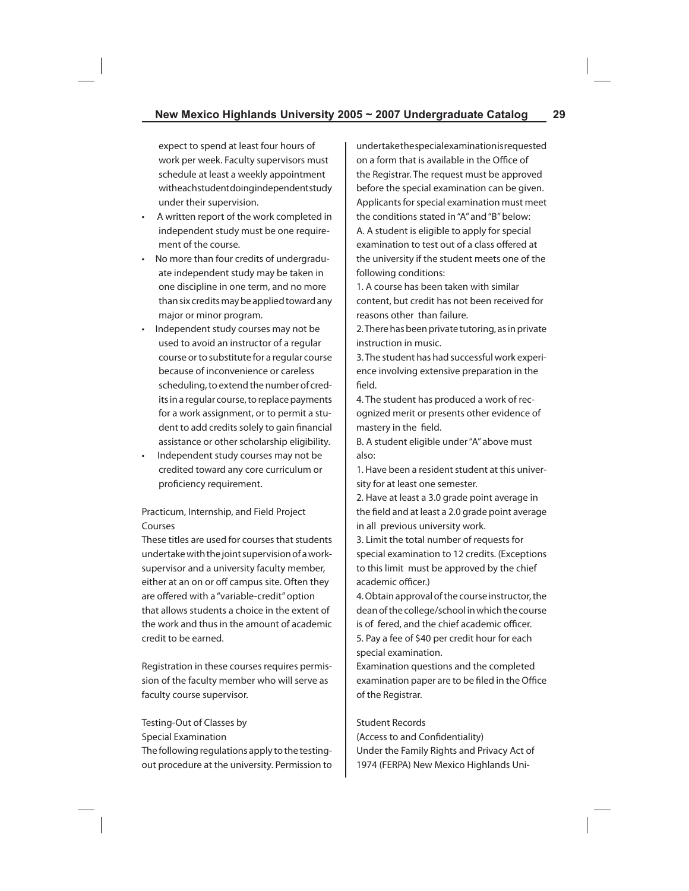expect to spend at least four hours of work per week. Faculty supervisors must schedule at least a weekly appointment with each student doing independent study under their supervision.

- A written report of the work completed in independent study must be one requirement of the course.
- No more than four credits of undergraduate independent study may be taken in one discipline in one term, and no more than six credits may be applied toward any major or minor program.
- Independent study courses may not be used to avoid an instructor of a regular course or to substitute for a regular course because of inconvenience or careless scheduling, to extend the number of credits in a regular course, to replace payments for a work assignment, or to permit a student to add credits solely to gain financial assistance or other scholarship eligibility.
- Independent study courses may not be credited toward any core curriculum or proficiency requirement.

Practicum, Internship, and Field Project Courses

These titles are used for courses that students undertake with the joint supervision of a work-supervisor and a university faculty member, either at an on or off campus site. Often they are offered with a "variable-credit" option that allows students a choice in the extent of the work and thus in the amount of academic credit to be earned.

Registration in these courses requires permission of the faculty member who will serve as faculty course supervisor.

Testing-Out of Classes by Special Examination

The following regulations apply to the testing-out procedure at the university. Permission to undertake the special examination is requested on a form that is available in the Office of the Registrar. The request must be approved before the special examination can be given. Applicants for special examination must meet the conditions stated in "A" and "B" below:

A. A student is eligible to apply for special examination to test out of a class offered at the university if the student meets one of the following conditions:

1. A course has been taken with similar content, but credit has not been received for reasons other than failure.
2. There has been private tutoring, as in private instruction in music.
3. The student has had successful work experience involving extensive preparation in the field.
4. The student has produced a work of recognized merit or presents other evidence of mastery in the field.

B. A student eligible under "A" above must also:

1. Have been a resident student at this university for at least one semester.
2. Have at least a 3.0 grade point average in the field and at least a 2.0 grade point average in all previous university work.
3. Limit the total number of requests for special examination to 12 credits. (Exceptions to this limit must be approved by the chief academic officer.)
4. Obtain approval of the course instructor, the dean of the college/school in which the course is offered, and the chief academic officer.
5. Pay a fee of $40 per credit hour for each special examination.

Examination questions and the completed examination paper are to be filed in the Office of the Registrar.

Student Records
(Access to and Confidentiality)

Under the Family Rights and Privacy Act of 1974 (FERPA) New Mexico Highlands Uni-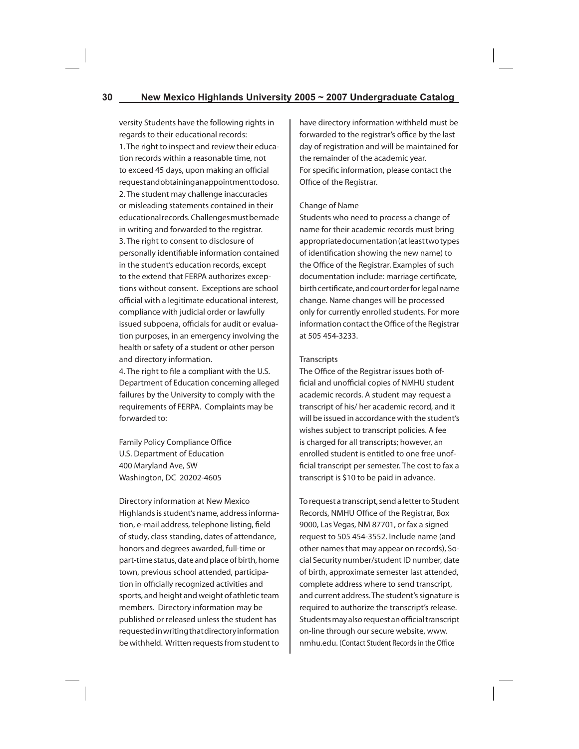versity Students have the following rights in regards to their educational records:

1. The right to inspect and review their education records within a reasonable time, not to exceed 45 days, upon making an official request and obtaining an appointment to do so.
2. The student may challenge inaccuracies or misleading statements contained in their educational records. Challenges must be made in writing and forwarded to the registrar.
3. The right to consent to disclosure of personally identifiable information contained in the student's education records, except to the extend that FERPA authorizes exceptions without consent. Exceptions are school official with a legitimate educational interest, compliance with judicial order or lawfully issued subpoena, officials for audit or evaluation purposes, in an emergency involving the health or safety of a student or other person and directory information.
4. The right to file a compliant with the U.S. Department of Education concerning alleged failures by the University to comply with the requirements of FERPA. Complaints may be forwarded to:

Family Policy Compliance Office
U.S. Department of Education
400 Maryland Ave, SW
Washington, DC 20202-4605

Directory information at New Mexico Highlands is student's name, address information, e-mail address, telephone listing, field of study, class standing, dates of attendance, honors and degrees awarded, full-time or part-time status, date and place of birth, home town, previous school attended, participation in officially recognized activities and sports, and height and weight of athletic team members. Directory information may be published or released unless the student has requested in writing that directory information be withheld. Written requests from student to have directory information withheld must be forwarded to the registrar's office by the last day of registration and will be maintained for the remainder of the academic year.
For specific information, please contact the Office of the Registrar.

Change of Name

Students who need to process a change of name for their academic records must bring appropriate documentation (at least two types of identification showing the new name) to the Office of the Registrar. Examples of such documentation include: marriage certificate, birth certificate, and court order for legal name change. Name changes will be processed only for currently enrolled students. For more information contact the Office of the Registrar at 505 454-3233.

Transcripts

The Office of the Registrar issues both official and unofficial copies of NMHU student academic records. A student may request a transcript of his/ her academic record, and it will be issued in accordance with the student's wishes subject to transcript policies. A fee is charged for all transcripts; however, an enrolled student is entitled to one free unofficial transcript per semester. The cost to fax a transcript is $10 to be paid in advance.

To request a transcript, send a letter to Student Records, NMHU Office of the Registrar, Box 9000, Las Vegas, NM 87701, or fax a signed request to 505 454-3552. Include name (and other names that may appear on records), Social Security number/student ID number, date of birth, approximate semester last attended, complete address where to send transcript, and current address. The student's signature is required to authorize the transcript's release. Students may also request an official transcript on-line through our secure website, www.nmhu.edu. (Contact Student Records in the Office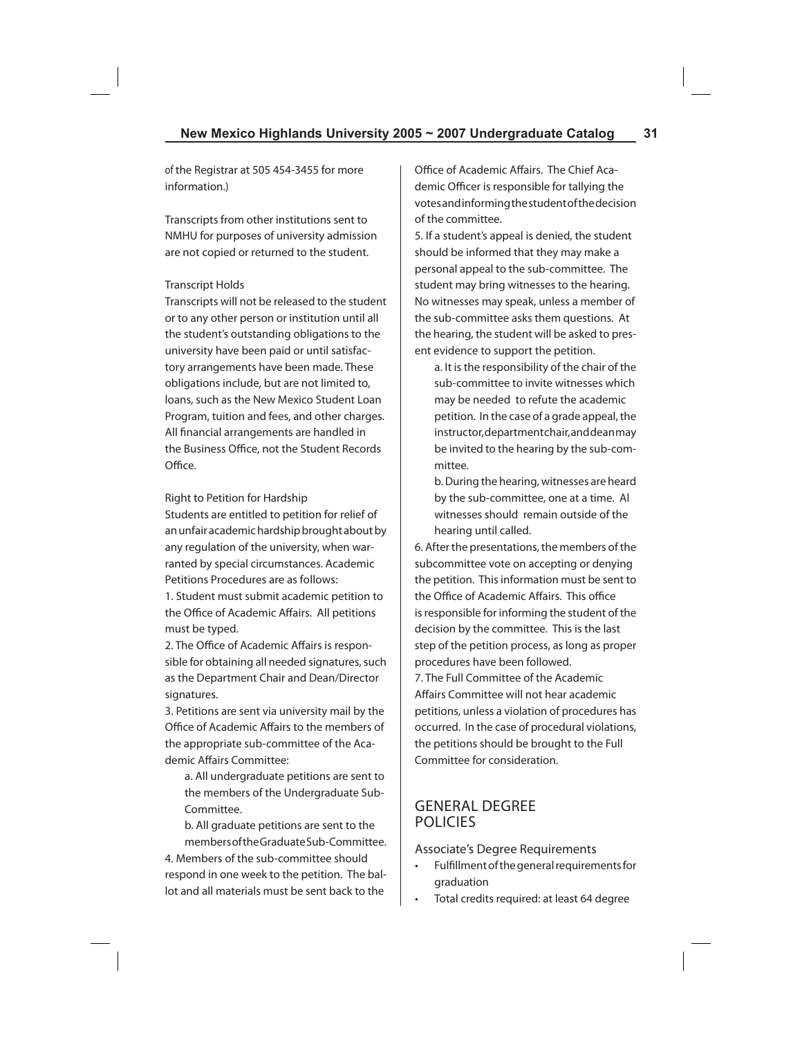of the Registrar at 505 454-3455 for more information.)

Transcripts from other institutions sent to NMHU for purposes of university admission are not copied or returned to the student.

Transcript Holds

Transcripts will not be released to the student or to any other person or institution until all the student's outstanding obligations to the university have been paid or until satisfactory arrangements have been made. These obligations include, but are not limited to, loans, such as the New Mexico Student Loan Program, tuition and fees, and other charges. All financial arrangements are handled in the Business Office, not the Student Records Office.

Right to Petition for Hardship

Students are entitled to petition for relief of an unfair academic hardship brought about by any regulation of the university, when warranted by special circumstances. Academic Petitions Procedures are as follows:

1. Student must submit academic petition to the Office of Academic Affairs. All petitions must be typed.
2. The Office of Academic Affairs is responsible for obtaining all needed signatures, such as the Department Chair and Dean/Director signatures.
3. Petitions are sent via university mail by the Office of Academic Affairs to the members of the appropriate sub-committee of the Academic Affairs Committee:
    a. All undergraduate petitions are sent to the members of the Undergraduate Sub-Committee.
    b. All graduate petitions are sent to the members of the Graduate Sub-Committee.
4. Members of the sub-committee should respond in one week to the petition. The ballot and all materials must be sent back to the Office of Academic Affairs. The Chief Academic Officer is responsible for tallying the votes and informing the student of the decision of the committee.
5. If a student's appeal is denied, the student should be informed that they may make a personal appeal to the sub-committee. The student may bring witnesses to the hearing. No witnesses may speak, unless a member of the sub-committee asks them questions. At the hearing, the student will be asked to present evidence to support the petition.
    a. It is the responsibility of the chair of the sub-committee to invite witnesses which may be needed to refute the academic petition. In the case of a grade appeal, the instructor, department chair, and dean may be invited to the hearing by the sub-committee.
    b. During the hearing, witnesses are heard by the sub-committee, one at a time. Al witnesses should remain outside of the hearing until called.
6. After the presentations, the members of the subcommittee vote on accepting or denying the petition. This information must be sent to the Office of Academic Affairs. This office is responsible for informing the student of the decision by the committee. This is the last step of the petition process, as long as proper procedures have been followed.
7. The Full Committee of the Academic Affairs Committee will not hear academic petitions, unless a violation of procedures has occurred. In the case of procedural violations, the petitions should be brought to the Full Committee for consideration.

## GENERAL DEGREE POLICIES

### Associate's Degree Requirements

- Fulfillment of the general requirements for graduation
- Total credits required: at least 64 degree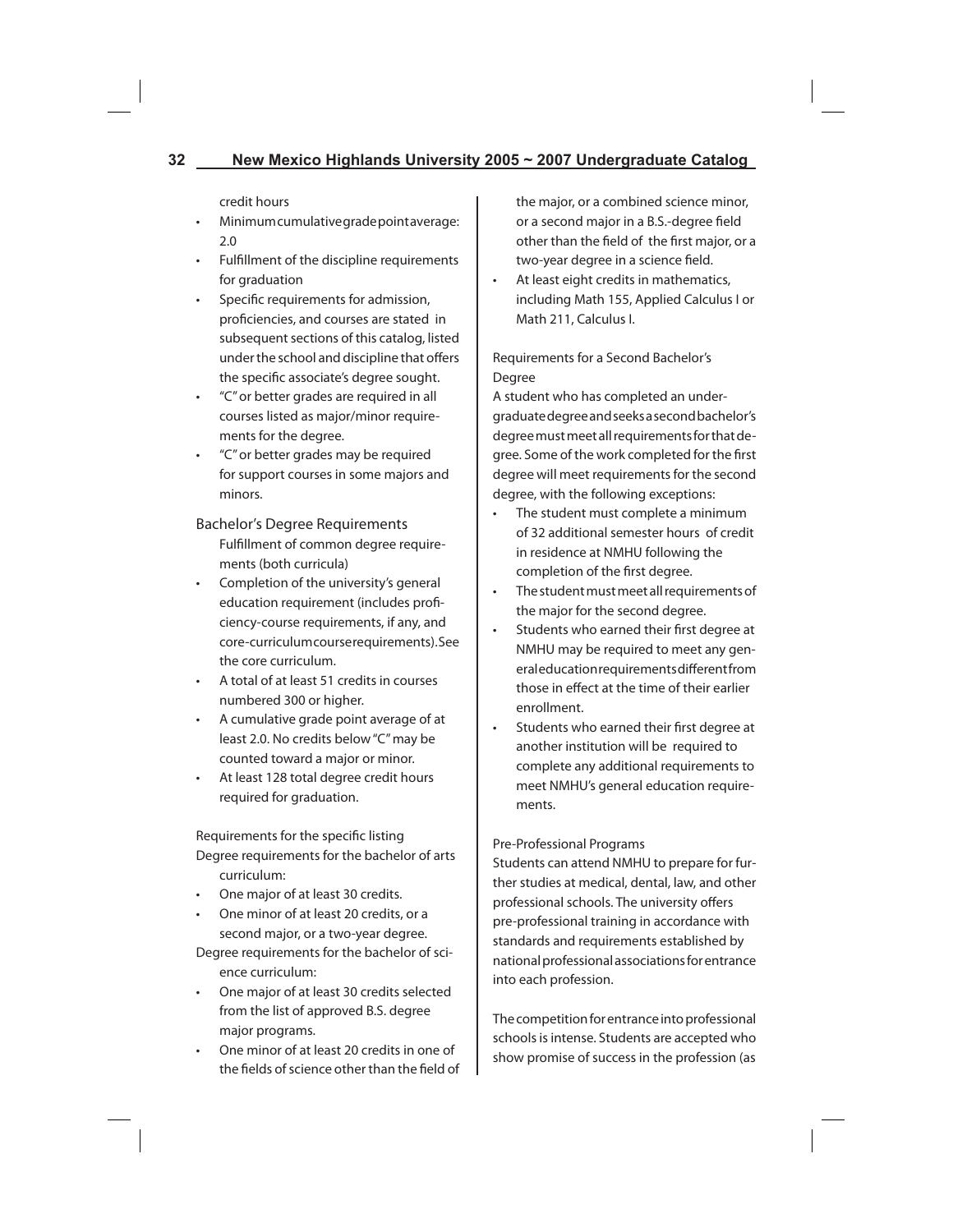credit hours

- Minimum cumulative grade point average: 2.0
- Fulfillment of the discipline requirements for graduation
- Specific requirements for admission, proficiencies, and courses are stated in subsequent sections of this catalog, listed under the school and discipline that offers the specific associate's degree sought.
- "C" or better grades are required in all courses listed as major/minor requirements for the degree.
- "C" or better grades may be required for support courses in some majors and minors.

## Bachelor's Degree Requirements

Fulfillment of common degree requirements (both curricula)

- Completion of the university's general education requirement (includes proficiency-course requirements, if any, and core-curriculum course requirements). See the core curriculum.
- A total of at least 51 credits in courses numbered 300 or higher.
- A cumulative grade point average of at least 2.0. No credits below "C" may be counted toward a major or minor.
- At least 128 total degree credit hours required for graduation.

Requirements for the specific listing

Degree requirements for the bachelor of arts curriculum:

- One major of at least 30 credits.
- One minor of at least 20 credits, or a second major, or a two-year degree.

Degree requirements for the bachelor of science curriculum:

- One major of at least 30 credits selected from the list of approved B.S. degree major programs.
- One minor of at least 20 credits in one of the fields of science other than the field of the major, or a combined science minor, or a second major in a B.S.-degree field other than the field of the first major, or a two-year degree in a science field.
- At least eight credits in mathematics, including Math 155, Applied Calculus I or Math 211, Calculus I.

### Requirements for a Second Bachelor's Degree

A student who has completed an undergraduate degree and seeks a second bachelor's degree must meet all requirements for that degree. Some of the work completed for the first degree will meet requirements for the second degree, with the following exceptions:

- The student must complete a minimum of 32 additional semester hours of credit in residence at NMHU following the completion of the first degree.
- The student must meet all requirements of the major for the second degree.
- Students who earned their first degree at NMHU may be required to meet any general education requirements different from those in effect at the time of their earlier enrollment.
- Students who earned their first degree at another institution will be required to complete any additional requirements to meet NMHU's general education requirements.

### Pre-Professional Programs

Students can attend NMHU to prepare for further studies at medical, dental, law, and other professional schools. The university offers pre-professional training in accordance with standards and requirements established by national professional associations for entrance into each profession.

The competition for entrance into professional schools is intense. Students are accepted who show promise of success in the profession (as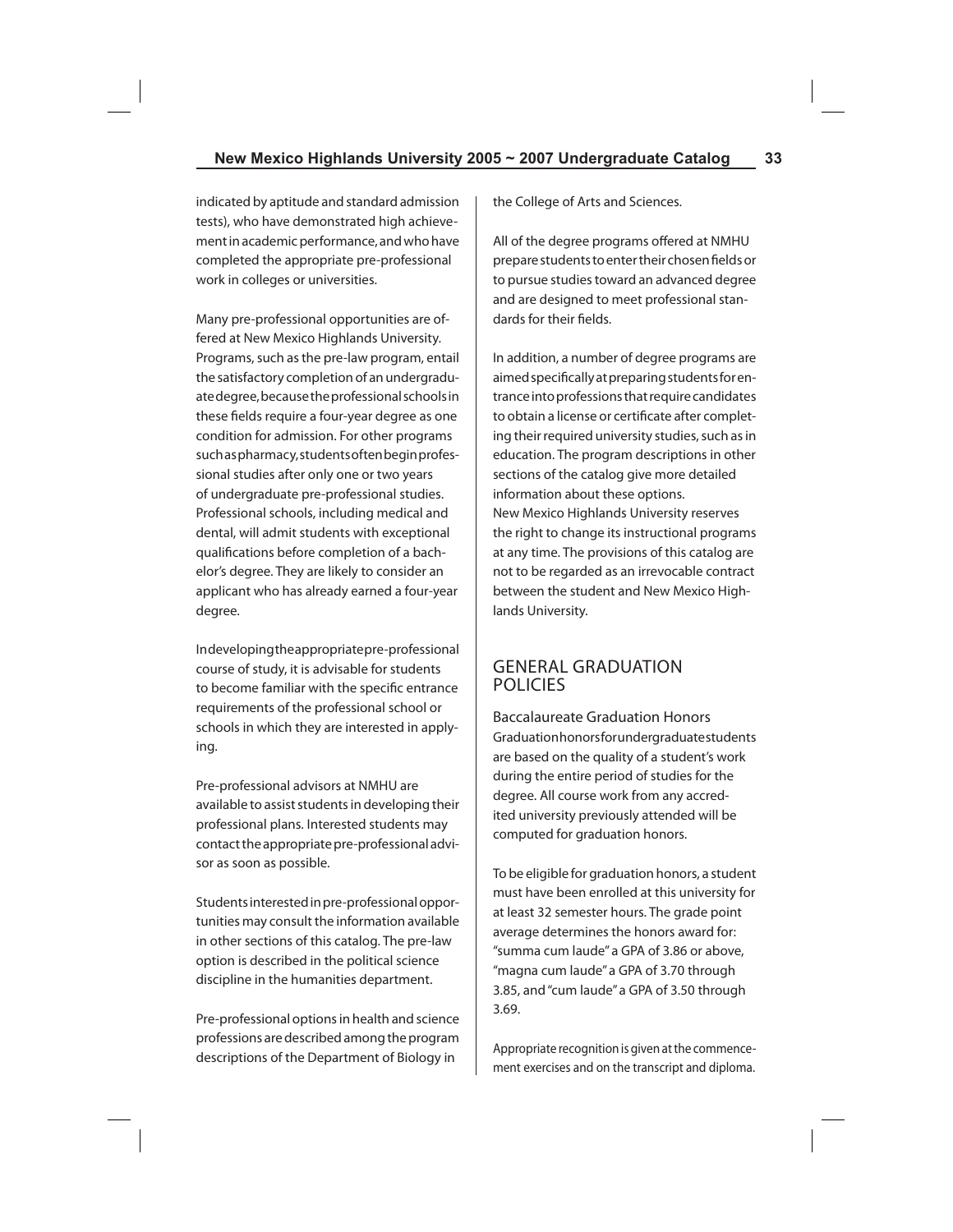indicated by aptitude and standard admission tests), who have demonstrated high achievement in academic performance, and who have completed the appropriate pre-professional work in colleges or universities.

Many pre-professional opportunities are offered at New Mexico Highlands University. Programs, such as the pre-law program, entail the satisfactory completion of an undergraduate degree, because the professional schools in these fields require a four-year degree as one condition for admission. For other programs such as pharmacy, students often begin professional studies after only one or two years of undergraduate pre-professional studies. Professional schools, including medical and dental, will admit students with exceptional qualifications before completion of a bachelor's degree. They are likely to consider an applicant who has already earned a four-year degree.

In developing the appropriate pre-professional course of study, it is advisable for students to become familiar with the specific entrance requirements of the professional school or schools in which they are interested in applying.

Pre-professional advisors at NMHU are available to assist students in developing their professional plans. Interested students may contact the appropriate pre-professional advisor as soon as possible.

Students interested in pre-professional opportunities may consult the information available in other sections of this catalog. The pre-law option is described in the political science discipline in the humanities department.

Pre-professional options in health and science professions are described among the program descriptions of the Department of Biology in the College of Arts and Sciences.

All of the degree programs offered at NMHU prepare students to enter their chosen fields or to pursue studies toward an advanced degree and are designed to meet professional standards for their fields.

In addition, a number of degree programs are aimed specifically at preparing students for entrance into professions that require candidates to obtain a license or certificate after completing their required university studies, such as in education. The program descriptions in other sections of the catalog give more detailed information about these options.

New Mexico Highlands University reserves the right to change its instructional programs at any time. The provisions of this catalog are not to be regarded as an irrevocable contract between the student and New Mexico Highlands University.

## GENERAL GRADUATION POLICIES

### Baccalaureate Graduation Honors

Graduation honors for undergraduate students are based on the quality of a student's work during the entire period of studies for the degree. All course work from any accredited university previously attended will be computed for graduation honors.

To be eligible for graduation honors, a student must have been enrolled at this university for at least 32 semester hours. The grade point average determines the honors award for: "summa cum laude" a GPA of 3.86 or above, "magna cum laude" a GPA of 3.70 through 3.85, and "cum laude" a GPA of 3.50 through 3.69.

Appropriate recognition is given at the commencement exercises and on the transcript and diploma.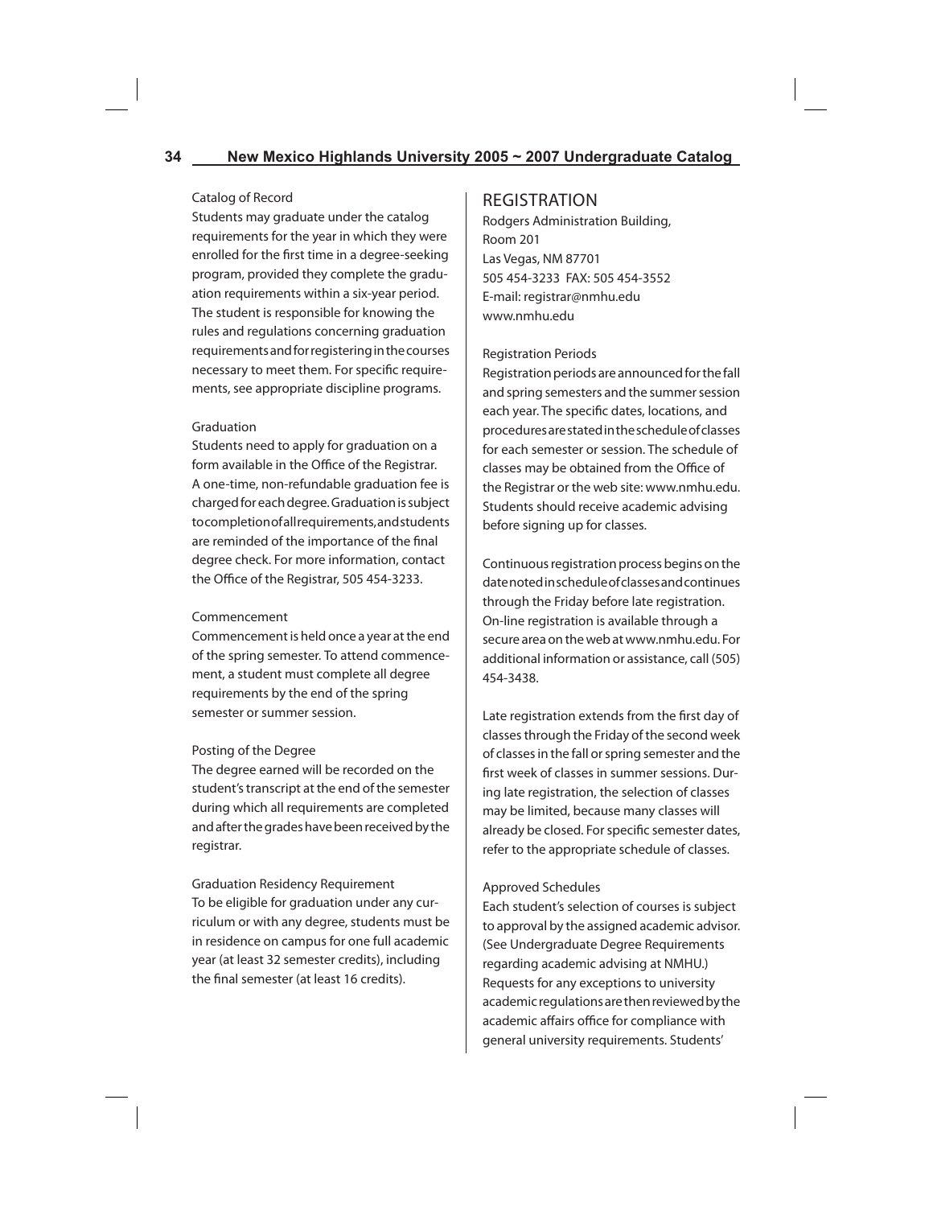### Catalog of Record

Students may graduate under the catalog requirements for the year in which they were enrolled for the first time in a degree-seeking program, provided they complete the graduation requirements within a six-year period. The student is responsible for knowing the rules and regulations concerning graduation requirements and for registering in the courses necessary to meet them. For specific requirements, see appropriate discipline programs.

### Graduation

Students need to apply for graduation on a form available in the Office of the Registrar. A one-time, non-refundable graduation fee is charged for each degree. Graduation is subject to completion of all requirements, and students are reminded of the importance of the final degree check. For more information, contact the Office of the Registrar, 505 454-3233.

### Commencement

Commencement is held once a year at the end of the spring semester. To attend commencement, a student must complete all degree requirements by the end of the spring semester or summer session.

### Posting of the Degree

The degree earned will be recorded on the student's transcript at the end of the semester during which all requirements are completed and after the grades have been received by the registrar.

### Graduation Residency Requirement

To be eligible for graduation under any curriculum or with any degree, students must be in residence on campus for one full academic year (at least 32 semester credits), including the final semester (at least 16 credits).

## REGISTRATION

Rodgers Administration Building,
Room 201
Las Vegas, NM 87701
505 454-3233 FAX: 505 454-3552
E-mail: registrar@nmhu.edu
www.nmhu.edu

### Registration Periods

Registration periods are announced for the fall and spring semesters and the summer session each year. The specific dates, locations, and procedures are stated in the schedule of classes for each semester or session. The schedule of classes may be obtained from the Office of the Registrar or the web site: www.nmhu.edu. Students should receive academic advising before signing up for classes.

Continuous registration process begins on the date noted in schedule of classes and continues through the Friday before late registration. On-line registration is available through a secure area on the web at www.nmhu.edu. For additional information or assistance, call (505) 454-3438.

Late registration extends from the first day of classes through the Friday of the second week of classes in the fall or spring semester and the first week of classes in summer sessions. During late registration, the selection of classes may be limited, because many classes will already be closed. For specific semester dates, refer to the appropriate schedule of classes.

### Approved Schedules

Each student's selection of courses is subject to approval by the assigned academic advisor. (See Undergraduate Degree Requirements regarding academic advising at NMHU.) Requests for any exceptions to university academic regulations are then reviewed by the academic affairs office for compliance with general university requirements. Students'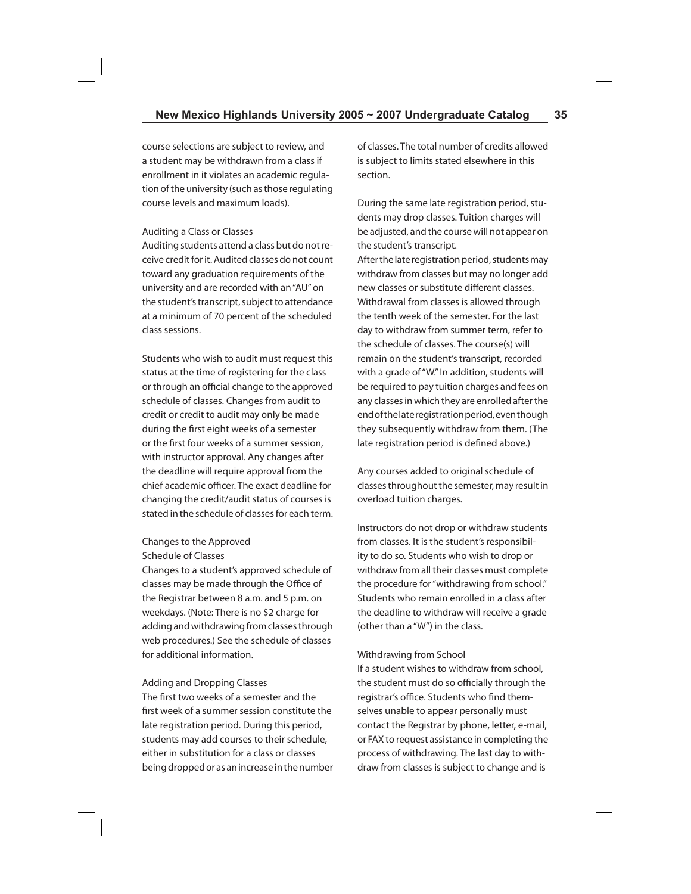course selections are subject to review, and a student may be withdrawn from a class if enrollment in it violates an academic regulation of the university (such as those regulating course levels and maximum loads).

### Auditing a Class or Classes

Auditing students attend a class but do not receive credit for it. Audited classes do not count toward any graduation requirements of the university and are recorded with an "AU" on the student's transcript, subject to attendance at a minimum of 70 percent of the scheduled class sessions.

Students who wish to audit must request this status at the time of registering for the class or through an official change to the approved schedule of classes. Changes from audit to credit or credit to audit may only be made during the first eight weeks of a semester or the first four weeks of a summer session, with instructor approval. Any changes after the deadline will require approval from the chief academic officer. The exact deadline for changing the credit/audit status of courses is stated in the schedule of classes for each term.

### Changes to the Approved Schedule of Classes

Changes to a student's approved schedule of classes may be made through the Office of the Registrar between 8 a.m. and 5 p.m. on weekdays. (Note: There is no $2 charge for adding and withdrawing from classes through web procedures.) See the schedule of classes for additional information.

### Adding and Dropping Classes

The first two weeks of a semester and the first week of a summer session constitute the late registration period. During this period, students may add courses to their schedule, either in substitution for a class or classes being dropped or as an increase in the number of classes. The total number of credits allowed is subject to limits stated elsewhere in this section.

During the same late registration period, students may drop classes. Tuition charges will be adjusted, and the course will not appear on the student's transcript.

After the late registration period, students may withdraw from classes but may no longer add new classes or substitute different classes. Withdrawal from classes is allowed through the tenth week of the semester. For the last day to withdraw from summer term, refer to the schedule of classes. The course(s) will remain on the student's transcript, recorded with a grade of "W." In addition, students will be required to pay tuition charges and fees on any classes in which they are enrolled after the end of the late registration period, even though they subsequently withdraw from them. (The late registration period is defined above.)

Any courses added to original schedule of classes throughout the semester, may result in overload tuition charges.

Instructors do not drop or withdraw students from classes. It is the student's responsibility to do so. Students who wish to drop or withdraw from all their classes must complete the procedure for "withdrawing from school." Students who remain enrolled in a class after the deadline to withdraw will receive a grade (other than a "W") in the class.

### Withdrawing from School

If a student wishes to withdraw from school, the student must do so officially through the registrar's office. Students who find themselves unable to appear personally must contact the Registrar by phone, letter, e-mail, or FAX to request assistance in completing the process of withdrawing. The last day to withdraw from classes is subject to change and is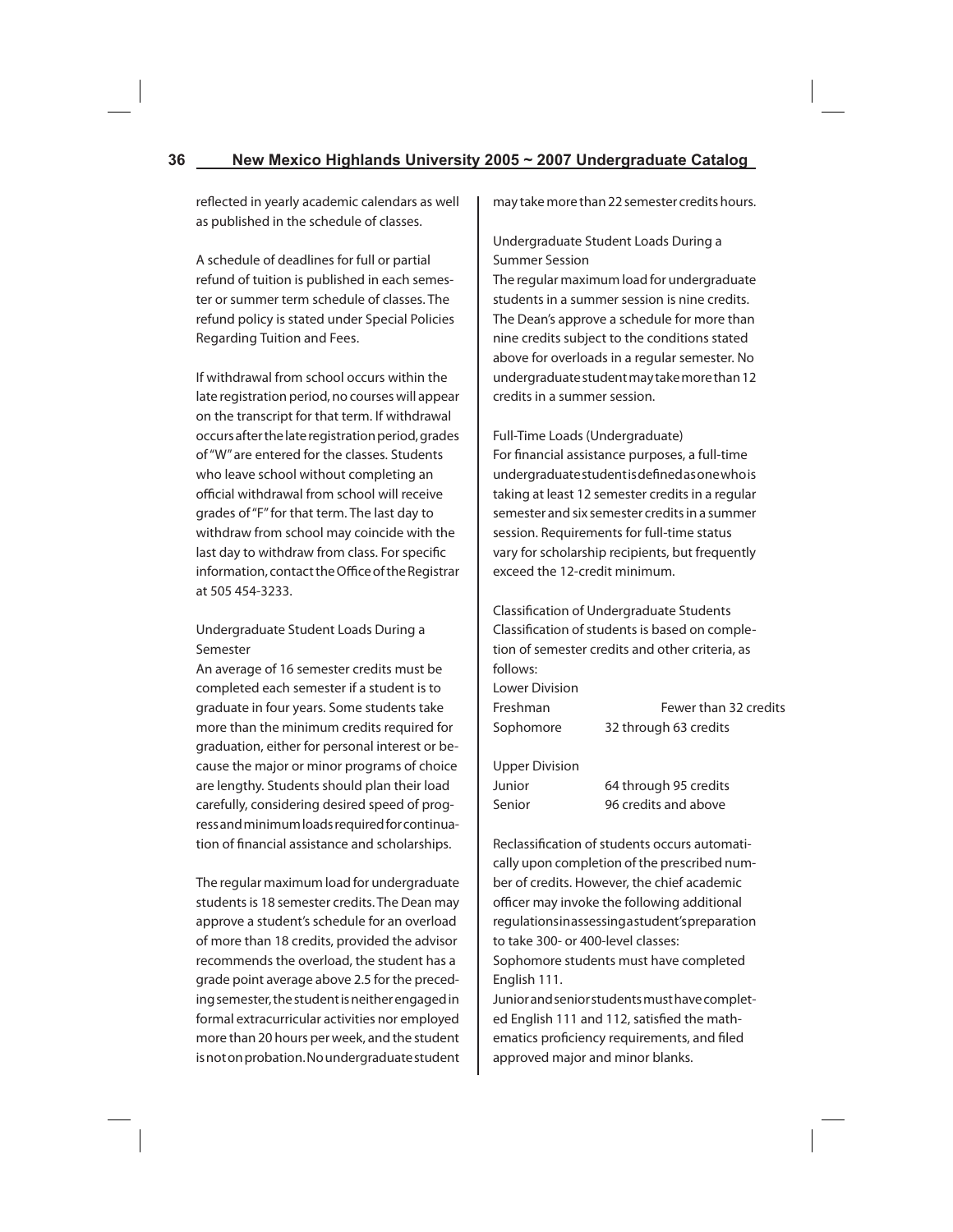reflected in yearly academic calendars as well as published in the schedule of classes.

A schedule of deadlines for full or partial refund of tuition is published in each semester or summer term schedule of classes. The refund policy is stated under Special Policies Regarding Tuition and Fees.

If withdrawal from school occurs within the late registration period, no courses will appear on the transcript for that term. If withdrawal occurs after the late registration period, grades of "W" are entered for the classes. Students who leave school without completing an official withdrawal from school will receive grades of "F" for that term. The last day to withdraw from school may coincide with the last day to withdraw from class. For specific information, contact the Office of the Registrar at 505 454-3233.

### Undergraduate Student Loads During a Semester

An average of 16 semester credits must be completed each semester if a student is to graduate in four years. Some students take more than the minimum credits required for graduation, either for personal interest or because the major or minor programs of choice are lengthy. Students should plan their load carefully, considering desired speed of progress and minimum loads required for continuation of financial assistance and scholarships.

The regular maximum load for undergraduate students is 18 semester credits. The Dean may approve a student's schedule for an overload of more than 18 credits, provided the advisor recommends the overload, the student has a grade point average above 2.5 for the preceding semester, the student is neither engaged in formal extracurricular activities nor employed more than 20 hours per week, and the student is not on probation. No undergraduate student may take more than 22 semester credits hours.

### Undergraduate Student Loads During a Summer Session

The regular maximum load for undergraduate students in a summer session is nine credits. The Dean's approve a schedule for more than nine credits subject to the conditions stated above for overloads in a regular semester. No undergraduate student may take more than 12 credits in a summer session.

### Full-Time Loads (Undergraduate)

For financial assistance purposes, a full-time undergraduate student is defined as one who is taking at least 12 semester credits in a regular semester and six semester credits in a summer session. Requirements for full-time status vary for scholarship recipients, but frequently exceed the 12-credit minimum.

### Classification of Undergraduate Students

Classification of students is based on completion of semester credits and other criteria, as follows:

| | |
|---|---|
| **Lower Division** | |
| Freshman | Fewer than 32 credits |
| Sophomore | 32 through 63 credits |
| **Upper Division** | |
| Junior | 64 through 95 credits |
| Senior | 96 credits and above |

Reclassification of students occurs automatically upon completion of the prescribed number of credits. However, the chief academic officer may invoke the following additional regulations in assessing a student's preparation to take 300- or 400-level classes:

Sophomore students must have completed English 111.

Junior and senior students must have completed English 111 and 112, satisfied the mathematics proficiency requirements, and filed approved major and minor blanks.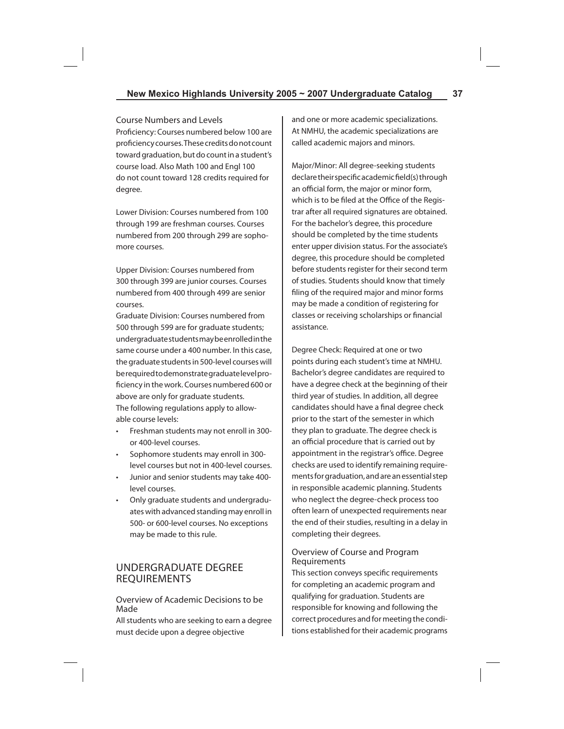### Course Numbers and Levels

Proficiency: Courses numbered below 100 are proficiency courses. These credits do not count toward graduation, but do count in a student's course load. Also Math 100 and Engl 100 do not count toward 128 credits required for degree.

Lower Division: Courses numbered from 100 through 199 are freshman courses. Courses numbered from 200 through 299 are sophomore courses.

Upper Division: Courses numbered from 300 through 399 are junior courses. Courses numbered from 400 through 499 are senior courses.

Graduate Division: Courses numbered from 500 through 599 are for graduate students; undergraduate students may be enrolled in the same course under a 400 number. In this case, the graduate students in 500-level courses will be required to demonstrate graduate level proficiency in the work. Courses numbered 600 or above are only for graduate students.

The following regulations apply to allowable course levels:

- Freshman students may not enroll in 300- or 400-level courses.
- Sophomore students may enroll in 300-level courses but not in 400-level courses.
- Junior and senior students may take 400-level courses.
- Only graduate students and undergraduates with advanced standing may enroll in 500- or 600-level courses. No exceptions may be made to this rule.

## UNDERGRADUATE DEGREE REQUIREMENTS

### Overview of Academic Decisions to be Made

All students who are seeking to earn a degree must decide upon a degree objective and one or more academic specializations. At NMHU, the academic specializations are called academic majors and minors.

Major/Minor: All degree-seeking students declare their specific academic field(s) through an official form, the major or minor form, which is to be filed at the Office of the Registrar after all required signatures are obtained. For the bachelor's degree, this procedure should be completed by the time students enter upper division status. For the associate's degree, this procedure should be completed before students register for their second term of studies. Students should know that timely filing of the required major and minor forms may be made a condition of registering for classes or receiving scholarships or financial assistance.

Degree Check: Required at one or two points during each student's time at NMHU. Bachelor's degree candidates are required to have a degree check at the beginning of their third year of studies. In addition, all degree candidates should have a final degree check prior to the start of the semester in which they plan to graduate. The degree check is an official procedure that is carried out by appointment in the registrar's office. Degree checks are used to identify remaining requirements for graduation, and are an essential step in responsible academic planning. Students who neglect the degree-check process too often learn of unexpected requirements near the end of their studies, resulting in a delay in completing their degrees.

### Overview of Course and Program Requirements

This section conveys specific requirements for completing an academic program and qualifying for graduation. Students are responsible for knowing and following the correct procedures and for meeting the conditions established for their academic programs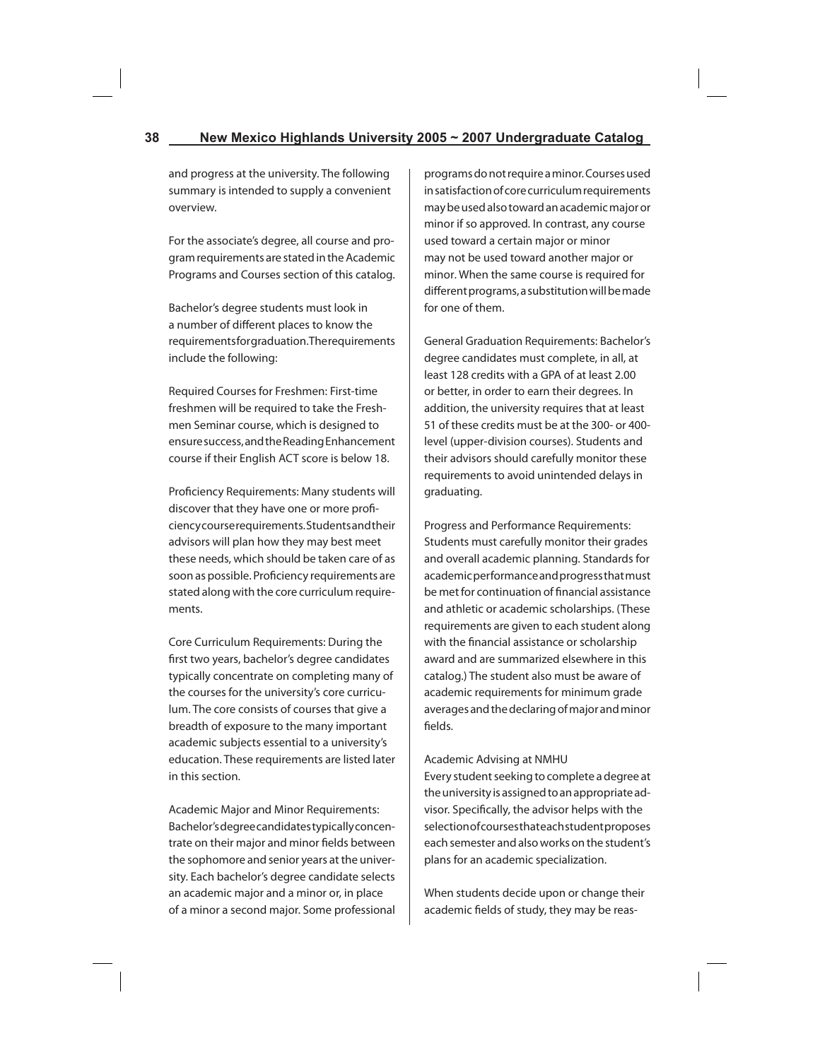and progress at the university. The following summary is intended to supply a convenient overview.

For the associate's degree, all course and program requirements are stated in the Academic Programs and Courses section of this catalog.

Bachelor's degree students must look in a number of different places to know the requirements for graduation. The requirements include the following:

Required Courses for Freshmen: First-time freshmen will be required to take the Freshmen Seminar course, which is designed to ensure success, and the Reading Enhancement course if their English ACT score is below 18.

Proficiency Requirements: Many students will discover that they have one or more proficiency course requirements. Students and their advisors will plan how they may best meet these needs, which should be taken care of as soon as possible. Proficiency requirements are stated along with the core curriculum requirements.

Core Curriculum Requirements: During the first two years, bachelor's degree candidates typically concentrate on completing many of the courses for the university's core curriculum. The core consists of courses that give a breadth of exposure to the many important academic subjects essential to a university's education. These requirements are listed later in this section.

Academic Major and Minor Requirements: Bachelor's degree candidates typically concentrate on their major and minor fields between the sophomore and senior years at the university. Each bachelor's degree candidate selects an academic major and a minor or, in place of a minor a second major. Some professional programs do not require a minor. Courses used in satisfaction of core curriculum requirements may be used also toward an academic major or minor if so approved. In contrast, any course used toward a certain major or minor may not be used toward another major or minor. When the same course is required for different programs, a substitution will be made for one of them.

General Graduation Requirements: Bachelor's degree candidates must complete, in all, at least 128 credits with a GPA of at least 2.00 or better, in order to earn their degrees. In addition, the university requires that at least 51 of these credits must be at the 300- or 400-level (upper-division courses). Students and their advisors should carefully monitor these requirements to avoid unintended delays in graduating.

Progress and Performance Requirements: Students must carefully monitor their grades and overall academic planning. Standards for academic performance and progress that must be met for continuation of financial assistance and athletic or academic scholarships. (These requirements are given to each student along with the financial assistance or scholarship award and are summarized elsewhere in this catalog.) The student also must be aware of academic requirements for minimum grade averages and the declaring of major and minor fields.

Academic Advising at NMHU

Every student seeking to complete a degree at the university is assigned to an appropriate advisor. Specifically, the advisor helps with the selection of courses that each student proposes each semester and also works on the student's plans for an academic specialization.

When students decide upon or change their academic fields of study, they may be reas-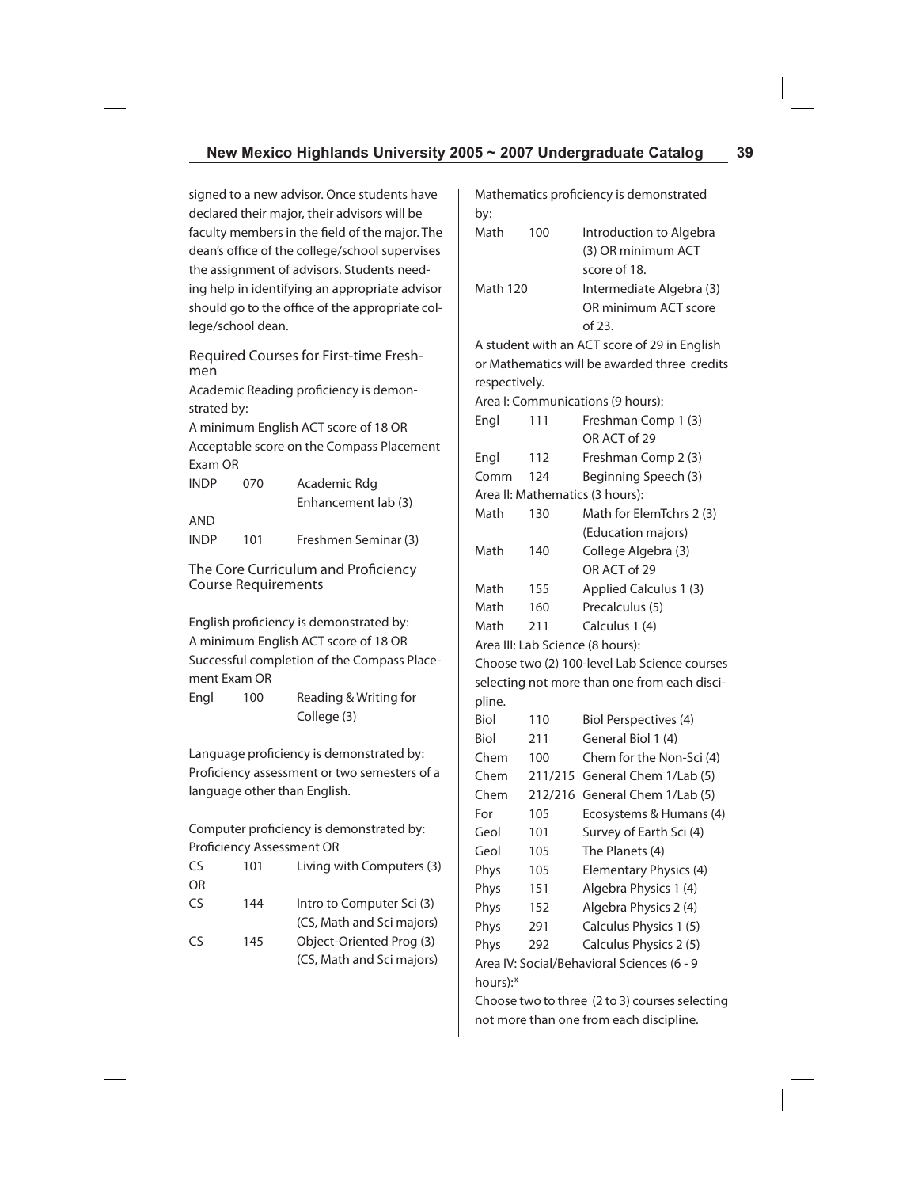signed to a new advisor. Once students have declared their major, their advisors will be faculty members in the field of the major. The dean's office of the college/school supervises the assignment of advisors. Students needing help in identifying an appropriate advisor should go to the office of the appropriate college/school dean.

### Required Courses for First-time Freshmen

Academic Reading proficiency is demonstrated by:

A minimum English ACT score of 18 OR
Acceptable score on the Compass Placement Exam OR

| | | |
|---|---|---|
| INDP | 070 | Academic Rdg Enhancement lab (3) |
| AND | | |
| INDP | 101 | Freshmen Seminar (3) |

### The Core Curriculum and Proficiency Course Requirements

English proficiency is demonstrated by:
A minimum English ACT score of 18 OR
Successful completion of the Compass Placement Exam OR

| | | |
|---|---|---|
| Engl | 100 | Reading & Writing for College (3) |

Language proficiency is demonstrated by:
Proficiency assessment or two semesters of a language other than English.

Computer proficiency is demonstrated by:
Proficiency Assessment OR

| | | |
|---|---|---|
| CS | 101 | Living with Computers (3) |
| OR | | |
| CS | 144 | Intro to Computer Sci (3) (CS, Math and Sci majors) |
| CS | 145 | Object-Oriented Prog (3) (CS, Math and Sci majors) |

Mathematics proficiency is demonstrated by:

| | | |
|---|---|---|
| Math | 100 | Introduction to Algebra (3) OR minimum ACT score of 18. |
| Math 120 | | Intermediate Algebra (3) OR minimum ACT score of 23. |

A student with an ACT score of 29 in English or Mathematics will be awarded three credits respectively.

Area I: Communications (9 hours):

| | | |
|---|---|---|
| Engl | 111 | Freshman Comp 1 (3) OR ACT of 29 |
| Engl | 112 | Freshman Comp 2 (3) |
| Comm | 124 | Beginning Speech (3) |

Area II: Mathematics (3 hours):

| | | |
|---|---|---|
| Math | 130 | Math for ElemTchrs 2 (3) (Education majors) |
| Math | 140 | College Algebra (3) OR ACT of 29 |
| Math | 155 | Applied Calculus 1 (3) |
| Math | 160 | Precalculus (5) |
| Math | 211 | Calculus 1 (4) |

Area III: Lab Science (8 hours):
Choose two (2) 100-level Lab Science courses selecting not more than one from each discipline.

| | | |
|---|---|---|
| Biol | 110 | Biol Perspectives (4) |
| Biol | 211 | General Biol 1 (4) |
| Chem | 100 | Chem for the Non-Sci (4) |
| Chem | 211/215 | General Chem 1/Lab (5) |
| Chem | 212/216 | General Chem 1/Lab (5) |
| For | 105 | Ecosystems & Humans (4) |
| Geol | 101 | Survey of Earth Sci (4) |
| Geol | 105 | The Planets (4) |
| Phys | 105 | Elementary Physics (4) |
| Phys | 151 | Algebra Physics 1 (4) |
| Phys | 152 | Algebra Physics 2 (4) |
| Phys | 291 | Calculus Physics 1 (5) |
| Phys | 292 | Calculus Physics 2 (5) |

Area IV: Social/Behavioral Sciences (6 - 9 hours):*
Choose two to three (2 to 3) courses selecting not more than one from each discipline.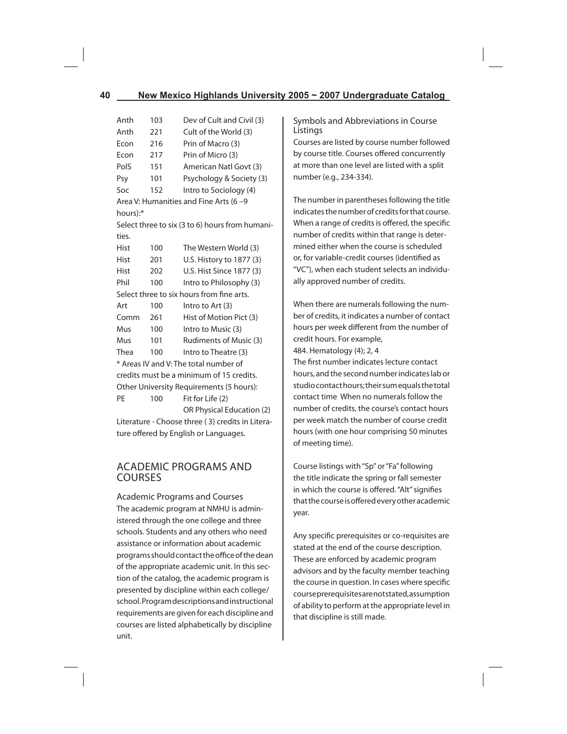| | | |
|---|---|---|
| Anth | 103 | Dev of Cult and Civil (3) |
| Anth | 221 | Cult of the World (3) |
| Econ | 216 | Prin of Macro (3) |
| Econ | 217 | Prin of Micro (3) |
| PolS | 151 | American Natl Govt (3) |
| Psy | 101 | Psychology & Society (3) |
| Soc | 152 | Intro to Sociology (4) |

Area V: Humanities and Fine Arts (6 –9 hours):*

Select three to six (3 to 6) hours from humanities.

| | | |
|---|---|---|
| Hist | 100 | The Western World (3) |
| Hist | 201 | U.S. History to 1877 (3) |
| Hist | 202 | U.S. Hist Since 1877 (3) |
| Phil | 100 | Intro to Philosophy (3) |

Select three to six hours from fine arts.

| | | |
|---|---|---|
| Art | 100 | Intro to Art (3) |
| Comm | 261 | Hist of Motion Pict (3) |
| Mus | 100 | Intro to Music (3) |
| Mus | 101 | Rudiments of Music (3) |
| Thea | 100 | Intro to Theatre (3) |

* Areas IV and V: The total number of credits must be a minimum of 15 credits.

Other University Requirements (5 hours):

| | | |
|---|---|---|
| PE | 100 | Fit for Life (2) OR Physical Education (2) |

Literature - Choose three ( 3) credits in Literature offered by English or Languages.

# ACADEMIC PROGRAMS AND COURSES

## Academic Programs and Courses

The academic program at NMHU is administered through the one college and three schools. Students and any others who need assistance or information about academic programs should contact the office of the dean of the appropriate academic unit. In this section of the catalog, the academic program is presented by discipline within each college/school. Program descriptions and instructional requirements are given for each discipline and courses are listed alphabetically by discipline unit.

## Symbols and Abbreviations in Course Listings

Courses are listed by course number followed by course title. Courses offered concurrently at more than one level are listed with a split number (e.g., 234-334).

The number in parentheses following the title indicates the number of credits for that course. When a range of credits is offered, the specific number of credits within that range is determined either when the course is scheduled or, for variable-credit courses (identified as "VC"), when each student selects an individually approved number of credits.

When there are numerals following the number of credits, it indicates a number of contact hours per week different from the number of credit hours. For example,

484. Hematology (4); 2, 4

The first number indicates lecture contact hours, and the second number indicates lab or studio contact hours; their sum equals the total contact time When no numerals follow the number of credits, the course's contact hours per week match the number of course credit hours (with one hour comprising 50 minutes of meeting time).

Course listings with "Sp" or "Fa" following the title indicate the spring or fall semester in which the course is offered. "Alt" signifies that the course is offered every other academic year.

Any specific prerequisites or co-requisites are stated at the end of the course description. These are enforced by academic program advisors and by the faculty member teaching the course in question. In cases where specific course prerequisites are not stated, assumption of ability to perform at the appropriate level in that discipline is still made.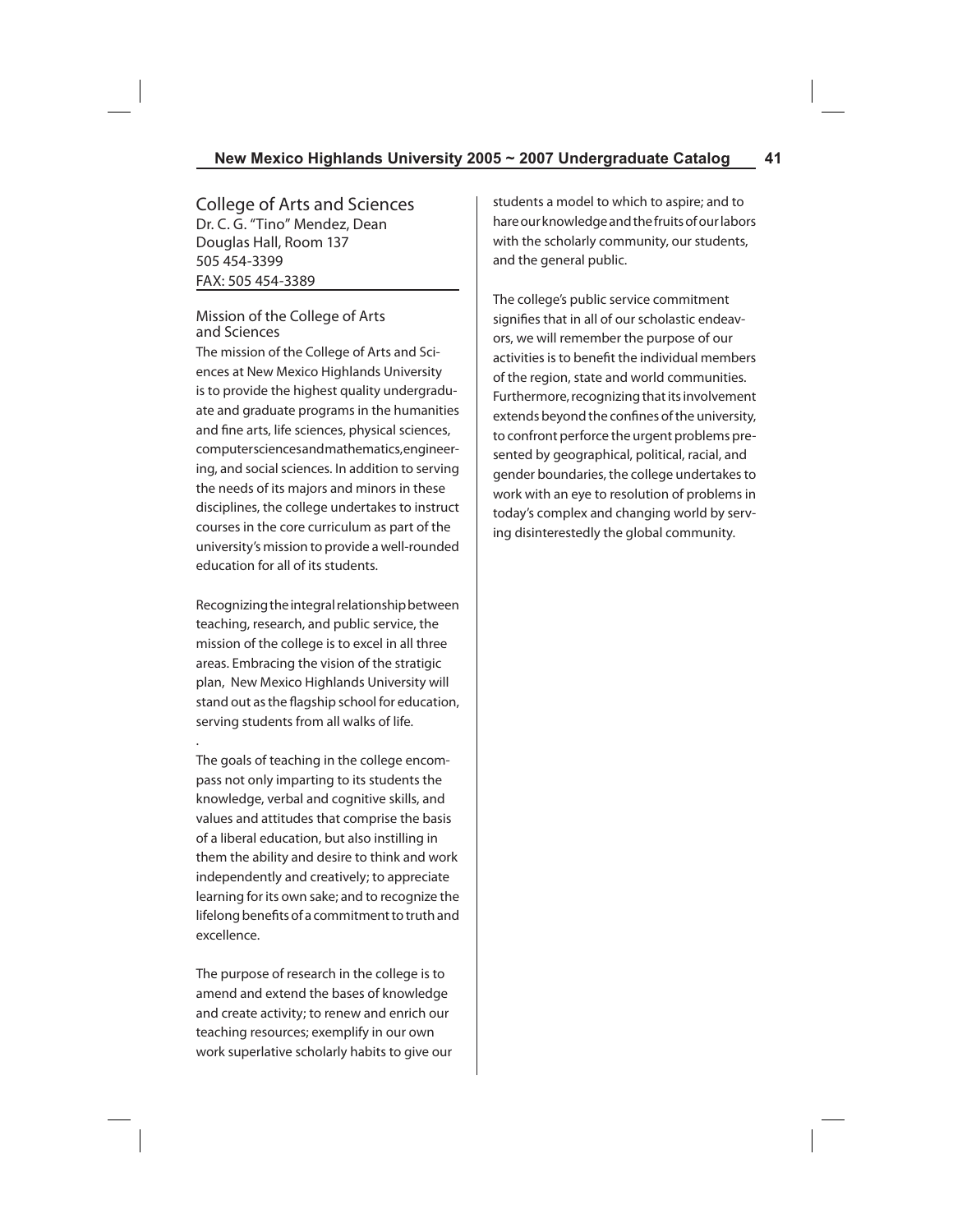## College of Arts and Sciences

Dr. C. G. "Tino" Mendez, Dean
Douglas Hall, Room 137
505 454-3399
FAX: 505 454-3389

### Mission of the College of Arts and Sciences

The mission of the College of Arts and Sciences at New Mexico Highlands University is to provide the highest quality undergraduate and graduate programs in the humanities and fine arts, life sciences, physical sciences, computersciencesandmathematics,engineering, and social sciences. In addition to serving the needs of its majors and minors in these disciplines, the college undertakes to instruct courses in the core curriculum as part of the university's mission to provide a well-rounded education for all of its students.

Recognizing the integral relationship between teaching, research, and public service, the mission of the college is to excel in all three areas. Embracing the vision of the stratigic plan, New Mexico Highlands University will stand out as the flagship school for education, serving students from all walks of life.

.

The goals of teaching in the college encompass not only imparting to its students the knowledge, verbal and cognitive skills, and values and attitudes that comprise the basis of a liberal education, but also instilling in them the ability and desire to think and work independently and creatively; to appreciate learning for its own sake; and to recognize the lifelong benefits of a commitment to truth and excellence.

The purpose of research in the college is to amend and extend the bases of knowledge and create activity; to renew and enrich our teaching resources; exemplify in our own work superlative scholarly habits to give our students a model to which to aspire; and to hare our knowledge and the fruits of our labors with the scholarly community, our students, and the general public.

The college's public service commitment signifies that in all of our scholastic endeavors, we will remember the purpose of our activities is to benefit the individual members of the region, state and world communities. Furthermore, recognizing that its involvement extends beyond the confines of the university, to confront perforce the urgent problems presented by geographical, political, racial, and gender boundaries, the college undertakes to work with an eye to resolution of problems in today's complex and changing world by serving disinterestedly the global community.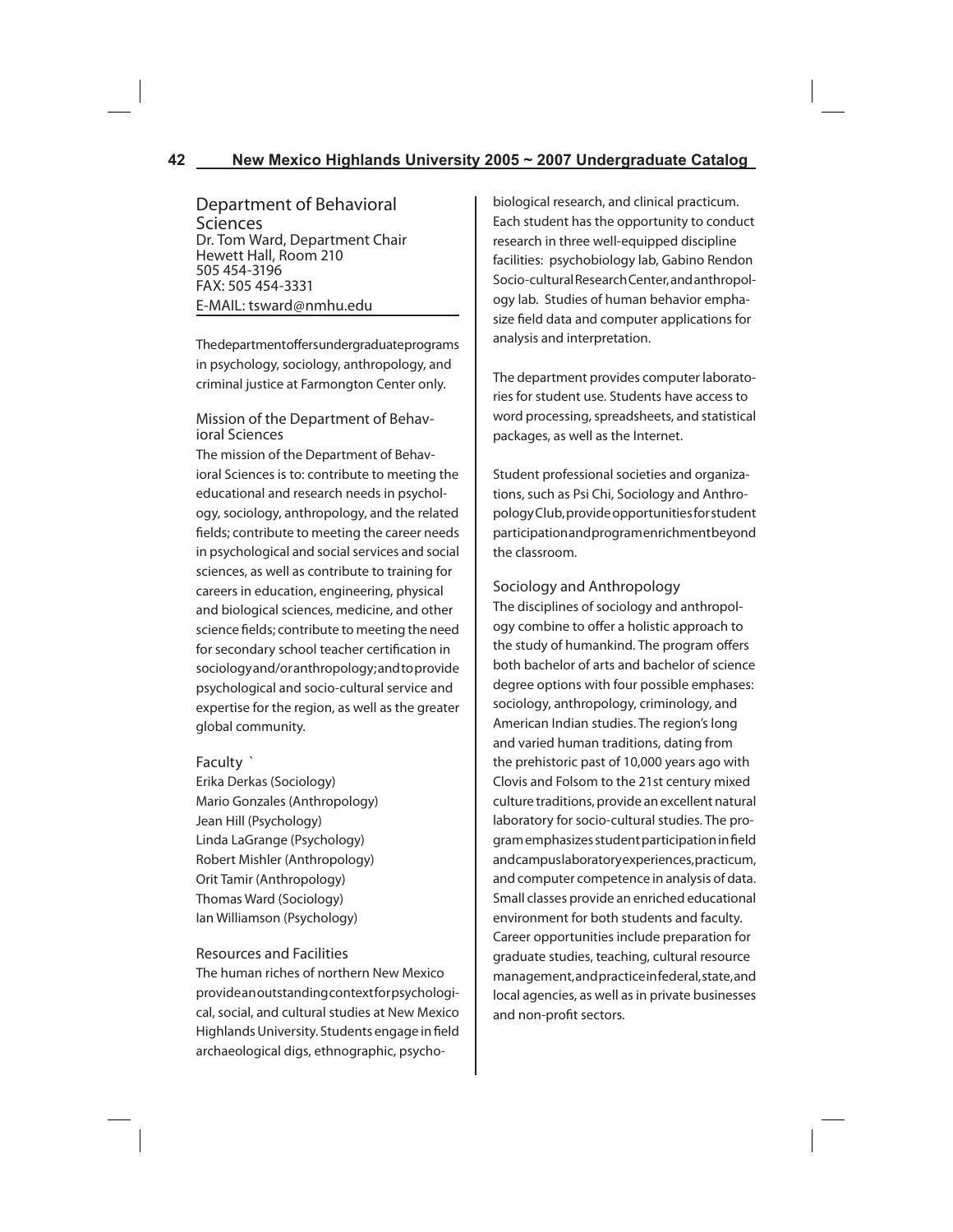## Department of Behavioral Sciences

Dr. Tom Ward, Department Chair
Hewett Hall, Room 210
505 454-3196
FAX: 505 454-3331
E-MAIL: tsward@nmhu.edu

The department offers undergraduate programs in psychology, sociology, anthropology, and criminal justice at Farmongton Center only.

### Mission of the Department of Behavioral Sciences

The mission of the Department of Behavioral Sciences is to: contribute to meeting the educational and research needs in psychology, sociology, anthropology, and the related fields; contribute to meeting the career needs in psychological and social services and social sciences, as well as contribute to training for careers in education, engineering, physical and biological sciences, medicine, and other science fields; contribute to meeting the need for secondary school teacher certification in sociology and/or anthropology; and to provide psychological and socio-cultural service and expertise for the region, as well as the greater global community.

### Faculty `

Erika Derkas (Sociology)
Mario Gonzales (Anthropology)
Jean Hill (Psychology)
Linda LaGrange (Psychology)
Robert Mishler (Anthropology)
Orit Tamir (Anthropology)
Thomas Ward (Sociology)
Ian Williamson (Psychology)

### Resources and Facilities

The human riches of northern New Mexico provide an outstanding context for psychological, social, and cultural studies at New Mexico Highlands University. Students engage in field archaeological digs, ethnographic, psychobiological research, and clinical practicum. Each student has the opportunity to conduct research in three well-equipped discipline facilities: psychobiology lab, Gabino Rendon Socio-cultural Research Center, and anthropology lab. Studies of human behavior emphasize field data and computer applications for analysis and interpretation.

The department provides computer laboratories for student use. Students have access to word processing, spreadsheets, and statistical packages, as well as the Internet.

Student professional societies and organizations, such as Psi Chi, Sociology and Anthropology Club, provide opportunities for student participation and program enrichment beyond the classroom.

### Sociology and Anthropology

The disciplines of sociology and anthropology combine to offer a holistic approach to the study of humankind. The program offers both bachelor of arts and bachelor of science degree options with four possible emphases: sociology, anthropology, criminology, and American Indian studies. The region's long and varied human traditions, dating from the prehistoric past of 10,000 years ago with Clovis and Folsom to the 21st century mixed culture traditions, provide an excellent natural laboratory for socio-cultural studies. The program emphasizes student participation in field and campus laboratory experiences, practicum, and computer competence in analysis of data. Small classes provide an enriched educational environment for both students and faculty. Career opportunities include preparation for graduate studies, teaching, cultural resource management, and practice in federal, state, and local agencies, as well as in private businesses and non-profit sectors.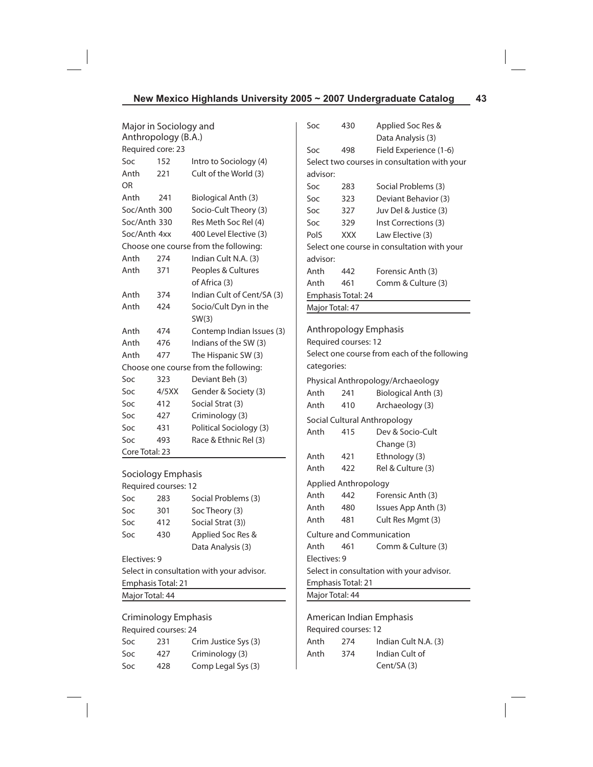## Major in Sociology and Anthropology (B.A.)

Required core: 23

| | | |
|---|---|---|
| Soc | 152 | Intro to Sociology (4) |
| Anth | 221 | Cult of the World (3) |
| OR | | |
| Anth | 241 | Biological Anth (3) |
| Soc/Anth | 300 | Socio-Cult Theory (3) |
| Soc/Anth | 330 | Res Meth Soc Rel (4) |
| Soc/Anth | 4xx | 400 Level Elective (3) |

Choose one course from the following:

| | | |
|---|---|---|
| Anth | 274 | Indian Cult N.A. (3) |
| Anth | 371 | Peoples & Cultures of Africa (3) |
| Anth | 374 | Indian Cult of Cent/SA (3) |
| Anth | 424 | Socio/Cult Dyn in the SW(3) |
| Anth | 474 | Contemp Indian Issues (3) |
| Anth | 476 | Indians of the SW (3) |
| Anth | 477 | The Hispanic SW (3) |

Choose one course from the following:

| | | |
|---|---|---|
| Soc | 323 | Deviant Beh (3) |
| Soc | 4/5XX | Gender & Society (3) |
| Soc | 412 | Social Strat (3) |
| Soc | 427 | Criminology (3) |
| Soc | 431 | Political Sociology (3) |
| Soc | 493 | Race & Ethnic Rel (3) |

Core Total: 23

### Sociology Emphasis

Required courses: 12

| | | |
|---|---|---|
| Soc | 283 | Social Problems (3) |
| Soc | 301 | Soc Theory (3) |
| Soc | 412 | Social Strat (3)) |
| Soc | 430 | Applied Soc Res & Data Analysis (3) |

Electives: 9

Select in consultation with your advisor.

Emphasis Total: 21

Major Total: 44

### Criminology Emphasis

Required courses: 24

| | | |
|---|---|---|
| Soc | 231 | Crim Justice Sys (3) |
| Soc | 427 | Criminology (3) |
| Soc | 428 | Comp Legal Sys (3) |
| Soc | 430 | Applied Soc Res & Data Analysis (3) |
| Soc | 498 | Field Experience (1-6) |

Select two courses in consultation with your advisor:

| | | |
|---|---|---|
| Soc | 283 | Social Problems (3) |
| Soc | 323 | Deviant Behavior (3) |
| Soc | 327 | Juv Del & Justice (3) |
| Soc | 329 | Inst Corrections (3) |
| PolS | XXX | Law Elective (3) |

Select one course in consultation with your advisor:

| | | |
|---|---|---|
| Anth | 442 | Forensic Anth (3) |
| Anth | 461 | Comm & Culture (3) |

Emphasis Total: 24

Major Total: 47

### Anthropology Emphasis

Required courses: 12

Select one course from each of the following categories:

Physical Anthropology/Archaeology

| | | |
|---|---|---|
| Anth | 241 | Biological Anth (3) |
| Anth | 410 | Archaeology (3) |

Social Cultural Anthropology

| | | |
|---|---|---|
| Anth | 415 | Dev & Socio-Cult Change (3) |
| Anth | 421 | Ethnology (3) |
| Anth | 422 | Rel & Culture (3) |

Applied Anthropology

| | | |
|---|---|---|
| Anth | 442 | Forensic Anth (3) |
| Anth | 480 | Issues App Anth (3) |
| Anth | 481 | Cult Res Mgmt (3) |

Culture and Communication

| | | |
|---|---|---|
| Anth | 461 | Comm & Culture (3) |

Electives: 9

Select in consultation with your advisor.

Emphasis Total: 21

Major Total: 44

### American Indian Emphasis

Required courses: 12

| | | |
|---|---|---|
| Anth | 274 | Indian Cult N.A. (3) |
| Anth | 374 | Indian Cult of Cent/SA (3) |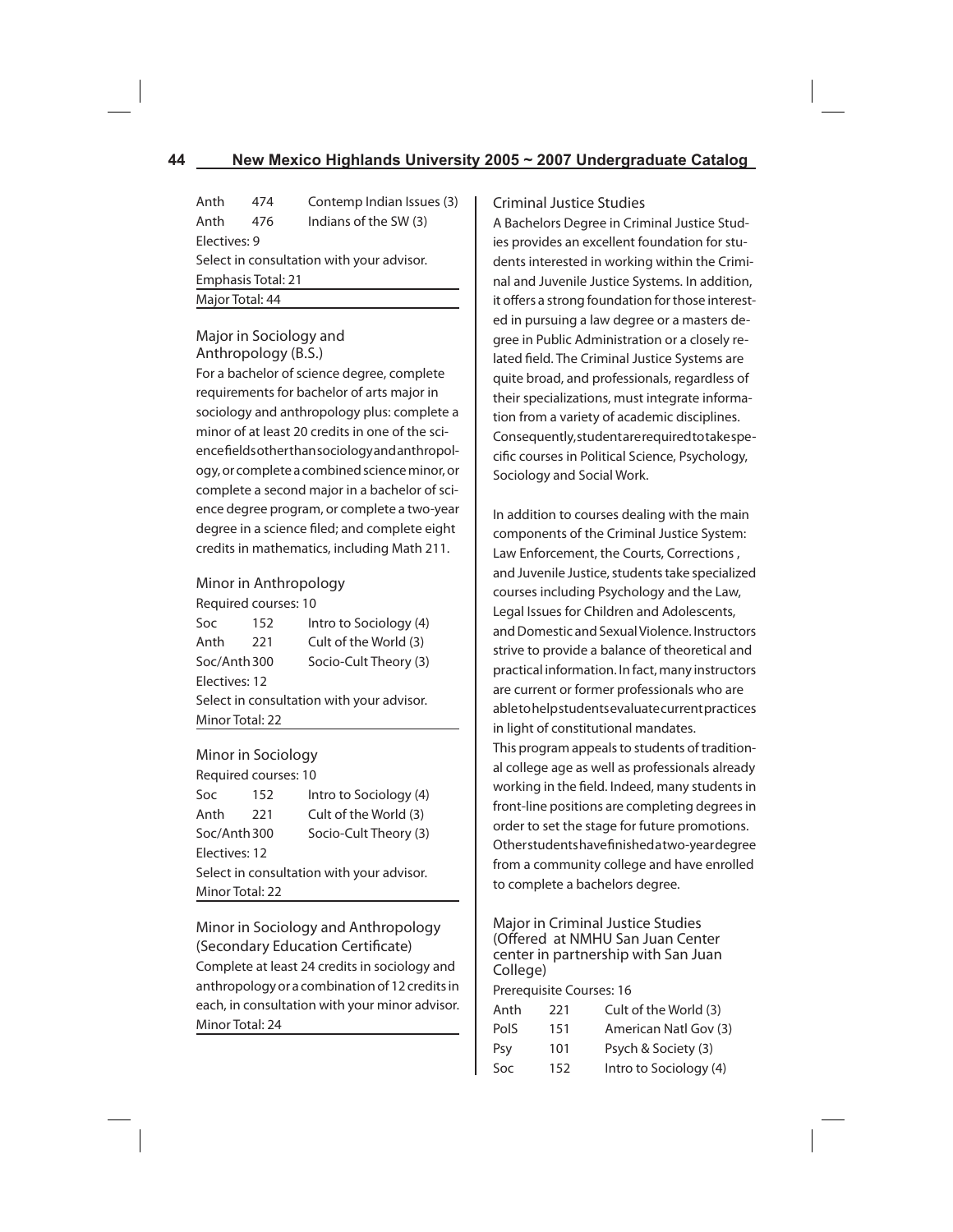| | | |
|---|---|---|
| Anth | 474 | Contemp Indian Issues (3) |
| Anth | 476 | Indians of the SW (3) |

Electives: 9

Select in consultation with your advisor.

Emphasis Total: 21

Major Total: 44

## Major in Sociology and Anthropology (B.S.)

For a bachelor of science degree, complete requirements for bachelor of arts major in sociology and anthropology plus: complete a minor of at least 20 credits in one of the science fields other than sociology and anthropology, or complete a combined science minor, or complete a second major in a bachelor of science degree program, or complete a two-year degree in a science filed; and complete eight credits in mathematics, including Math 211.

## Minor in Anthropology

Required courses: 10

| | | |
|---|---|---|
| Soc | 152 | Intro to Sociology (4) |
| Anth | 221 | Cult of the World (3) |
| Soc/Anth | 300 | Socio-Cult Theory (3) |

Electives: 12

Select in consultation with your advisor.

Minor Total: 22

## Minor in Sociology

Required courses: 10

| | | |
|---|---|---|
| Soc | 152 | Intro to Sociology (4) |
| Anth | 221 | Cult of the World (3) |
| Soc/Anth | 300 | Socio-Cult Theory (3) |

Electives: 12

Select in consultation with your advisor.

Minor Total: 22

## Minor in Sociology and Anthropology (Secondary Education Certificate)

Complete at least 24 credits in sociology and anthropology or a combination of 12 credits in each, in consultation with your minor advisor.

Minor Total: 24

## Criminal Justice Studies

A Bachelors Degree in Criminal Justice Studies provides an excellent foundation for students interested in working within the Criminal and Juvenile Justice Systems. In addition, it offers a strong foundation for those interested in pursuing a law degree or a masters degree in Public Administration or a closely related field. The Criminal Justice Systems are quite broad, and professionals, regardless of their specializations, must integrate information from a variety of academic disciplines. Consequently, student are required to take specific courses in Political Science, Psychology, Sociology and Social Work.

In addition to courses dealing with the main components of the Criminal Justice System: Law Enforcement, the Courts, Corrections , and Juvenile Justice, students take specialized courses including Psychology and the Law, Legal Issues for Children and Adolescents, and Domestic and Sexual Violence. Instructors strive to provide a balance of theoretical and practical information. In fact, many instructors are current or former professionals who are able to help students evaluate current practices in light of constitutional mandates.

This program appeals to students of traditional college age as well as professionals already working in the field. Indeed, many students in front-line positions are completing degrees in order to set the stage for future promotions. Other students have finished a two-year degree from a community college and have enrolled to complete a bachelors degree.

## Major in Criminal Justice Studies (Offered at NMHU San Juan Center center in partnership with San Juan College)

Prerequisite Courses: 16

| | | |
|---|---|---|
| Anth | 221 | Cult of the World (3) |
| PolS | 151 | American Natl Gov (3) |
| Psy | 101 | Psych & Society (3) |
| Soc | 152 | Intro to Sociology (4) |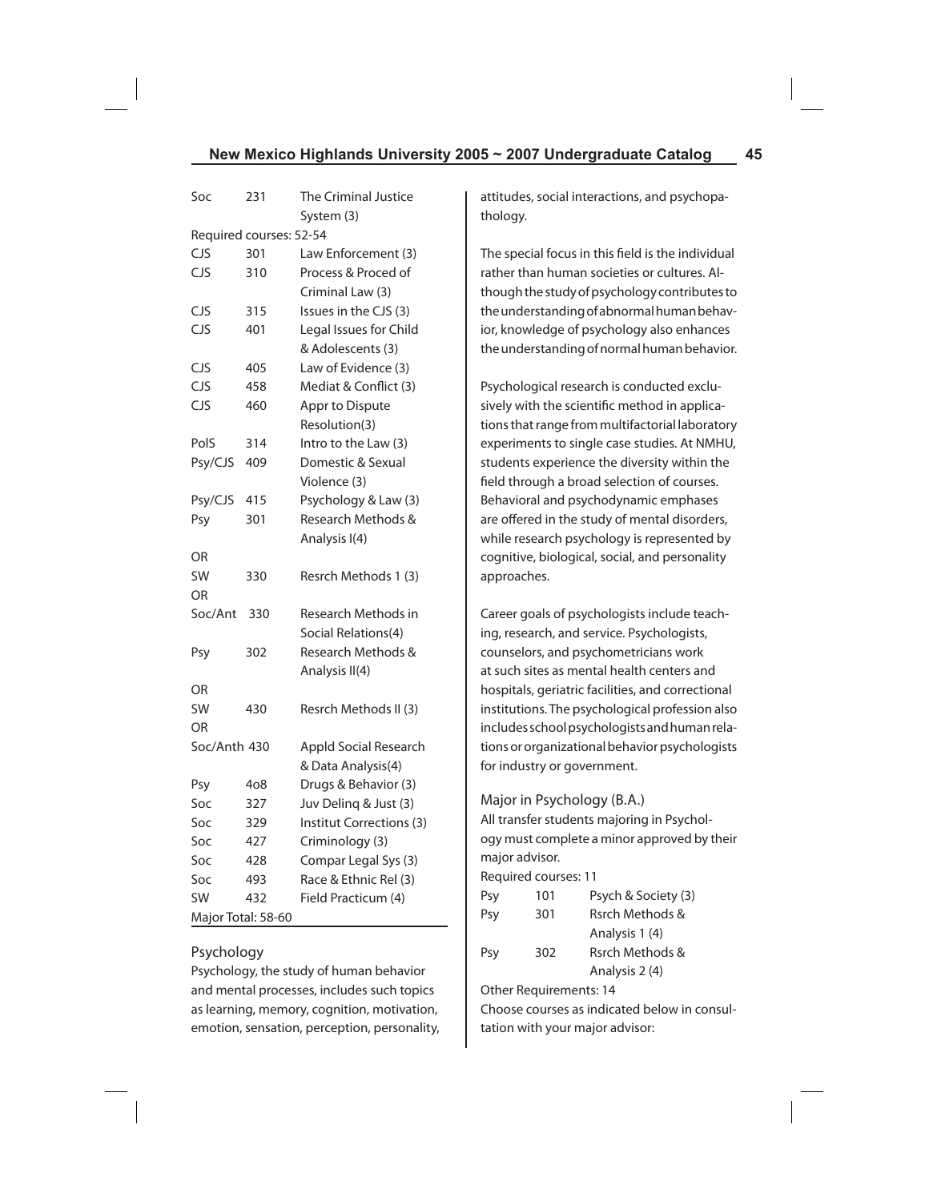| | | |
|---|---|---|
| Soc | 231 | The Criminal Justice System (3) |

Required courses: 52-54

| | | |
|---|---|---|
| CJS | 301 | Law Enforcement (3) |
| CJS | 310 | Process & Proced of Criminal Law (3) |
| CJS | 315 | Issues in the CJS (3) |
| CJS | 401 | Legal Issues for Child & Adolescents (3) |
| CJS | 405 | Law of Evidence (3) |
| CJS | 458 | Mediat & Conflict (3) |
| CJS | 460 | Appr to Dispute Resolution(3) |
| PolS | 314 | Intro to the Law (3) |
| Psy/CJS | 409 | Domestic & Sexual Violence (3) |
| Psy/CJS | 415 | Psychology & Law (3) |
| Psy | 301 | Research Methods & Analysis I(4) |
| OR | | |
| SW | 330 | Resrch Methods 1 (3) |
| OR | | |
| Soc/Ant | 330 | Research Methods in Social Relations(4) |
| Psy | 302 | Research Methods & Analysis II(4) |
| OR | | |
| SW | 430 | Resrch Methods II (3) |
| OR | | |
| Soc/Anth | 430 | Appld Social Research & Data Analysis(4) |
| Psy | 4o8 | Drugs & Behavior (3) |
| Soc | 327 | Juv Delinq & Just (3) |
| Soc | 329 | Institut Corrections (3) |
| Soc | 427 | Criminology (3) |
| Soc | 428 | Compar Legal Sys (3) |
| Soc | 493 | Race & Ethnic Rel (3) |
| SW | 432 | Field Practicum (4) |

Major Total: 58-60

## Psychology

Psychology, the study of human behavior and mental processes, includes such topics as learning, memory, cognition, motivation, emotion, sensation, perception, personality, attitudes, social interactions, and psychopathology.

The special focus in this field is the individual rather than human societies or cultures. Although the study of psychology contributes to the understanding of abnormal human behavior, knowledge of psychology also enhances the understanding of normal human behavior.

Psychological research is conducted exclusively with the scientific method in applications that range from multifactorial laboratory experiments to single case studies. At NMHU, students experience the diversity within the field through a broad selection of courses. Behavioral and psychodynamic emphases are offered in the study of mental disorders, while research psychology is represented by cognitive, biological, social, and personality approaches.

Career goals of psychologists include teaching, research, and service. Psychologists, counselors, and psychometricians work at such sites as mental health centers and hospitals, geriatric facilities, and correctional institutions. The psychological profession also includes school psychologists and human relations or organizational behavior psychologists for industry or government.

### Major in Psychology (B.A.)

All transfer students majoring in Psychology must complete a minor approved by their major advisor.

Required courses: 11

| | | |
|---|---|---|
| Psy | 101 | Psych & Society (3) |
| Psy | 301 | Rsrch Methods & Analysis 1 (4) |
| Psy | 302 | Rsrch Methods & Analysis 2 (4) |

Other Requirements: 14

Choose courses as indicated below in consultation with your major advisor: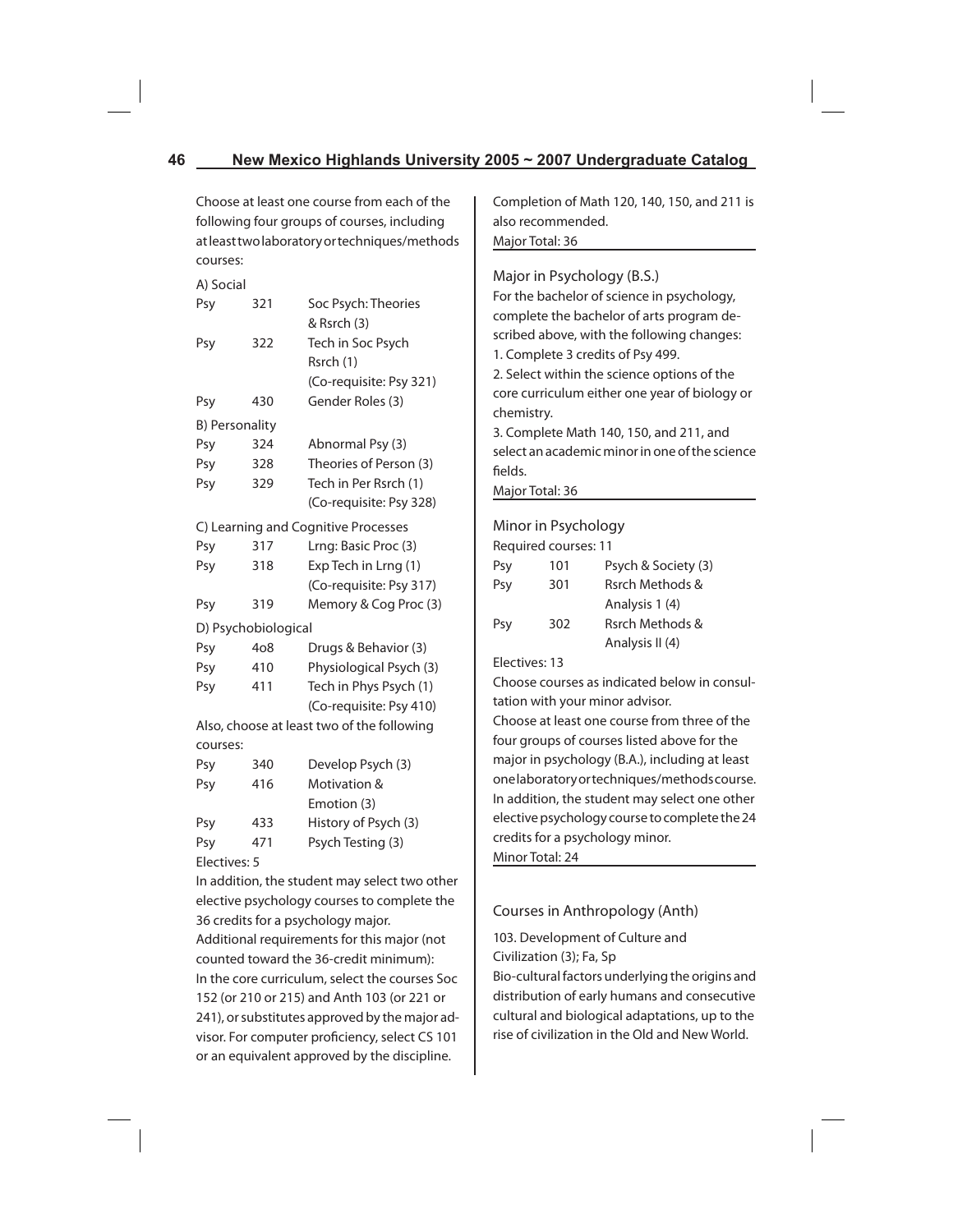Choose at least one course from each of the following four groups of courses, including at least two laboratory or techniques/methods courses:

A) Social

| | | |
|---|---|---|
| Psy | 321 | Soc Psych: Theories & Rsrch (3) |
| Psy | 322 | Tech in Soc Psych Rsrch (1) (Co-requisite: Psy 321) |
| Psy | 430 | Gender Roles (3) |

B) Personality

| | | |
|---|---|---|
| Psy | 324 | Abnormal Psy (3) |
| Psy | 328 | Theories of Person (3) |
| Psy | 329 | Tech in Per Rsrch (1) (Co-requisite: Psy 328) |

C) Learning and Cognitive Processes

| | | |
|---|---|---|
| Psy | 317 | Lrng: Basic Proc (3) |
| Psy | 318 | Exp Tech in Lrng (1) (Co-requisite: Psy 317) |
| Psy | 319 | Memory & Cog Proc (3) |

D) Psychobiological

| | | |
|---|---|---|
| Psy | 4o8 | Drugs & Behavior (3) |
| Psy | 410 | Physiological Psych (3) |
| Psy | 411 | Tech in Phys Psych (1) (Co-requisite: Psy 410) |

Also, choose at least two of the following courses:

| | | |
|---|---|---|
| Psy | 340 | Develop Psych (3) |
| Psy | 416 | Motivation & Emotion (3) |
| Psy | 433 | History of Psych (3) |
| Psy | 471 | Psych Testing (3) |

Electives: 5

In addition, the student may select two other elective psychology courses to complete the 36 credits for a psychology major.

Additional requirements for this major (not counted toward the 36-credit minimum): In the core curriculum, select the courses Soc 152 (or 210 or 215) and Anth 103 (or 221 or 241), or substitutes approved by the major advisor. For computer proficiency, select CS 101 or an equivalent approved by the discipline.

Completion of Math 120, 140, 150, and 211 is also recommended.

Major Total: 36

## Major in Psychology (B.S.)

For the bachelor of science in psychology, complete the bachelor of arts program described above, with the following changes:

1. Complete 3 credits of Psy 499.
2. Select within the science options of the core curriculum either one year of biology or chemistry.
3. Complete Math 140, 150, and 211, and select an academic minor in one of the science fields.

Major Total: 36

## Minor in Psychology

Required courses: 11

| | | |
|---|---|---|
| Psy | 101 | Psych & Society (3) |
| Psy | 301 | Rsrch Methods & Analysis 1 (4) |
| Psy | 302 | Rsrch Methods & Analysis II (4) |

Electives: 13

Choose courses as indicated below in consultation with your minor advisor.

Choose at least one course from three of the four groups of courses listed above for the major in psychology (B.A.), including at least one laboratory or techniques/methods course. In addition, the student may select one other elective psychology course to complete the 24 credits for a psychology minor.

Minor Total: 24

## Courses in Anthropology (Anth)

103. Development of Culture and Civilization (3); Fa, Sp

Bio-cultural factors underlying the origins and distribution of early humans and consecutive cultural and biological adaptations, up to the rise of civilization in the Old and New World.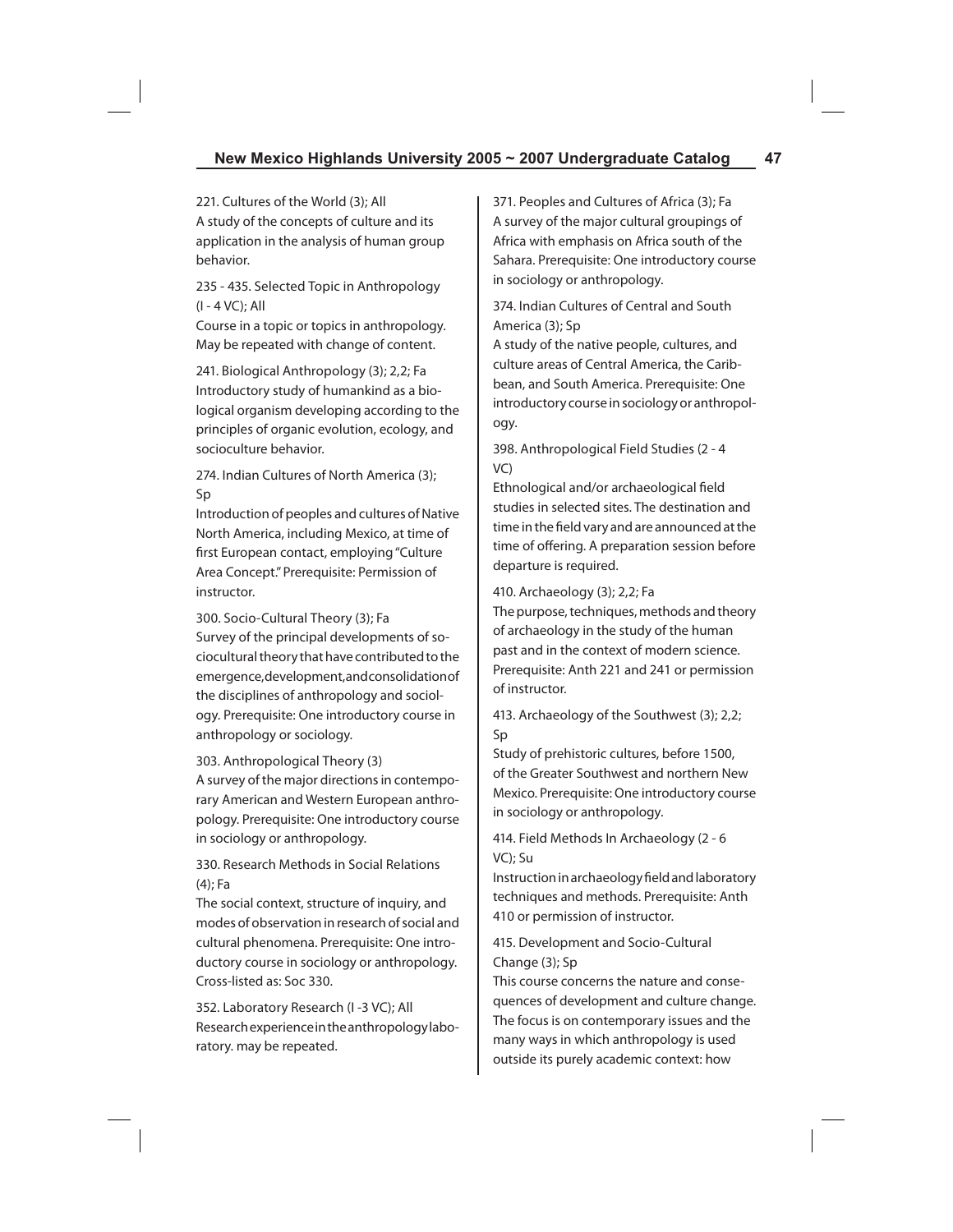221. Cultures of the World (3); All
A study of the concepts of culture and its application in the analysis of human group behavior.

235 - 435. Selected Topic in Anthropology (I - 4 VC); All
Course in a topic or topics in anthropology. May be repeated with change of content.

241. Biological Anthropology (3); 2,2; Fa
Introductory study of humankind as a biological organism developing according to the principles of organic evolution, ecology, and socioculture behavior.

274. Indian Cultures of North America (3); Sp
Introduction of peoples and cultures of Native North America, including Mexico, at time of first European contact, employing "Culture Area Concept." Prerequisite: Permission of instructor.

300. Socio-Cultural Theory (3); Fa
Survey of the principal developments of sociocultural theory that have contributed to the emergence, development, and consolidation of the disciplines of anthropology and sociology. Prerequisite: One introductory course in anthropology or sociology.

303. Anthropological Theory (3)
A survey of the major directions in contemporary American and Western European anthropology. Prerequisite: One introductory course in sociology or anthropology.

330. Research Methods in Social Relations (4); Fa
The social context, structure of inquiry, and modes of observation in research of social and cultural phenomena. Prerequisite: One introductory course in sociology or anthropology. Cross-listed as: Soc 330.

352. Laboratory Research (I -3 VC); All
Research experience in the anthropology laboratory. may be repeated.

371. Peoples and Cultures of Africa (3); Fa
A survey of the major cultural groupings of Africa with emphasis on Africa south of the Sahara. Prerequisite: One introductory course in sociology or anthropology.

374. Indian Cultures of Central and South America (3); Sp
A study of the native people, cultures, and culture areas of Central America, the Caribbean, and South America. Prerequisite: One introductory course in sociology or anthropology.

398. Anthropological Field Studies (2 - 4 VC)
Ethnological and/or archaeological field studies in selected sites. The destination and time in the field vary and are announced at the time of offering. A preparation session before departure is required.

410. Archaeology (3); 2,2; Fa
The purpose, techniques, methods and theory of archaeology in the study of the human past and in the context of modern science. Prerequisite: Anth 221 and 241 or permission of instructor.

413. Archaeology of the Southwest (3); 2,2; Sp
Study of prehistoric cultures, before 1500, of the Greater Southwest and northern New Mexico. Prerequisite: One introductory course in sociology or anthropology.

414. Field Methods In Archaeology (2 - 6 VC); Su
Instruction in archaeology field and laboratory techniques and methods. Prerequisite: Anth 410 or permission of instructor.

415. Development and Socio-Cultural Change (3); Sp
This course concerns the nature and consequences of development and culture change. The focus is on contemporary issues and the many ways in which anthropology is used outside its purely academic context: how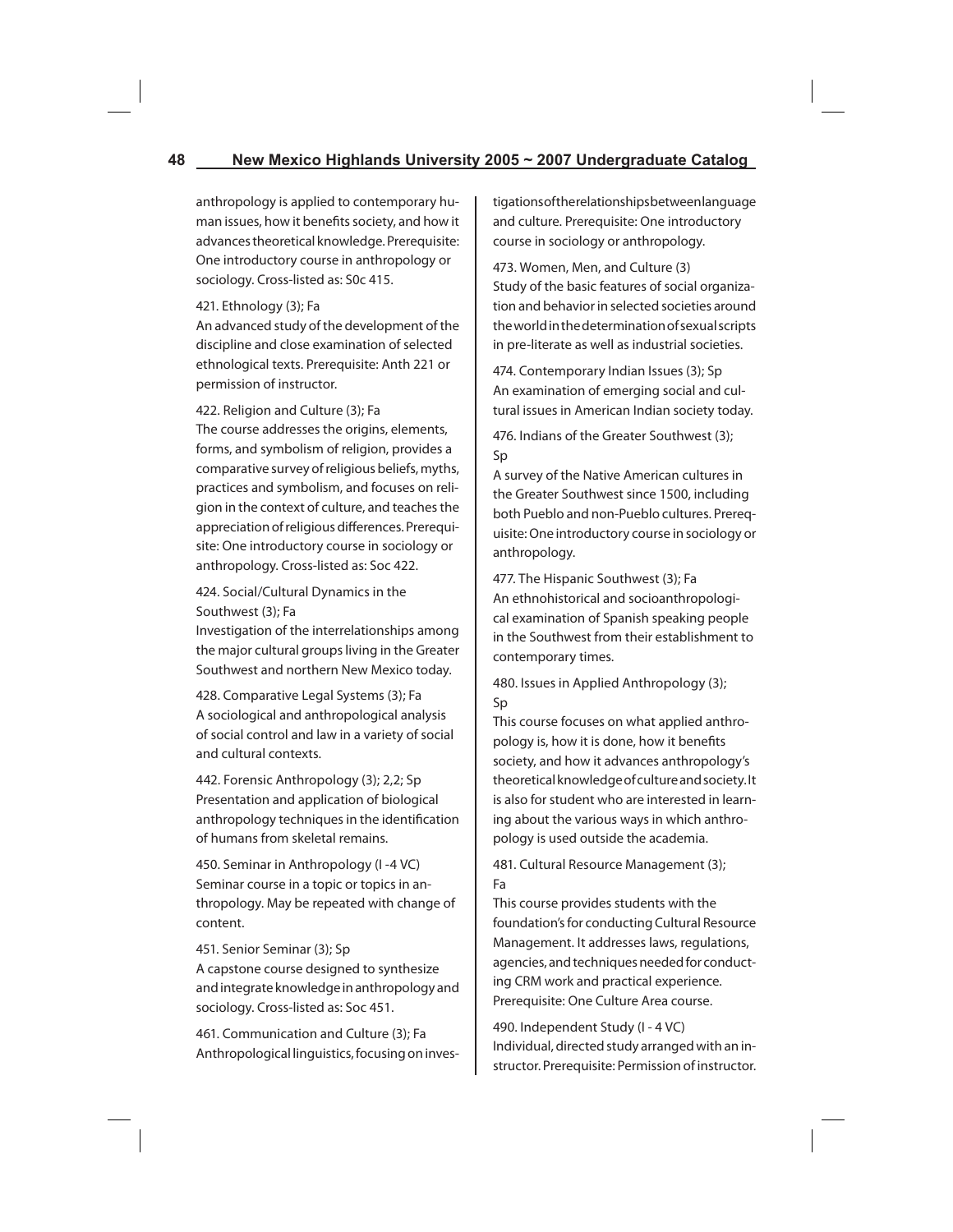anthropology is applied to contemporary human issues, how it benefits society, and how it advances theoretical knowledge. Prerequisite: One introductory course in anthropology or sociology. Cross-listed as: S0c 415.

421. Ethnology (3); Fa
An advanced study of the development of the discipline and close examination of selected ethnological texts. Prerequisite: Anth 221 or permission of instructor.

422. Religion and Culture (3); Fa
The course addresses the origins, elements, forms, and symbolism of religion, provides a comparative survey of religious beliefs, myths, practices and symbolism, and focuses on religion in the context of culture, and teaches the appreciation of religious differences. Prerequisite: One introductory course in sociology or anthropology. Cross-listed as: Soc 422.

424. Social/Cultural Dynamics in the Southwest (3); Fa
Investigation of the interrelationships among the major cultural groups living in the Greater Southwest and northern New Mexico today.

428. Comparative Legal Systems (3); Fa
A sociological and anthropological analysis of social control and law in a variety of social and cultural contexts.

442. Forensic Anthropology (3); 2,2; Sp
Presentation and application of biological anthropology techniques in the identification of humans from skeletal remains.

450. Seminar in Anthropology (I -4 VC)
Seminar course in a topic or topics in anthropology. May be repeated with change of content.

451. Senior Seminar (3); Sp
A capstone course designed to synthesize and integrate knowledge in anthropology and sociology. Cross-listed as: Soc 451.

461. Communication and Culture (3); Fa
Anthropological linguistics, focusing on investigations of the relationships between language and culture. Prerequisite: One introductory course in sociology or anthropology.

473. Women, Men, and Culture (3)
Study of the basic features of social organization and behavior in selected societies around the world in the determination of sexual scripts in pre-literate as well as industrial societies.

474. Contemporary Indian Issues (3); Sp
An examination of emerging social and cultural issues in American Indian society today.

476. Indians of the Greater Southwest (3); Sp
A survey of the Native American cultures in the Greater Southwest since 1500, including both Pueblo and non-Pueblo cultures. Prerequisite: One introductory course in sociology or anthropology.

477. The Hispanic Southwest (3); Fa
An ethnohistorical and socioanthropological examination of Spanish speaking people in the Southwest from their establishment to contemporary times.

480. Issues in Applied Anthropology (3); Sp
This course focuses on what applied anthropology is, how it is done, how it benefits society, and how it advances anthropology's theoretical knowledge of culture and society. It is also for student who are interested in learning about the various ways in which anthropology is used outside the academia.

481. Cultural Resource Management (3); Fa
This course provides students with the foundation's for conducting Cultural Resource Management. It addresses laws, regulations, agencies, and techniques needed for conducting CRM work and practical experience. Prerequisite: One Culture Area course.

490. Independent Study (I - 4 VC)
Individual, directed study arranged with an instructor. Prerequisite: Permission of instructor.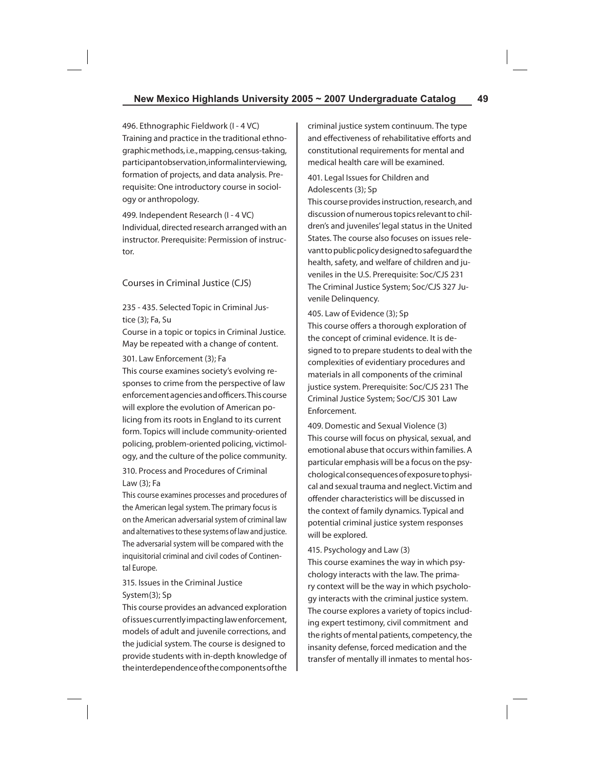496. Ethnographic Fieldwork (I - 4 VC)
Training and practice in the traditional ethnographic methods, i.e., mapping, census-taking, participant observation, informal interviewing, formation of projects, and data analysis. Prerequisite: One introductory course in sociology or anthropology.

499. Independent Research (I - 4 VC)
Individual, directed research arranged with an instructor. Prerequisite: Permission of instructor.

## Courses in Criminal Justice (CJS)

235 - 435. Selected Topic in Criminal Justice (3); Fa, Su
Course in a topic or topics in Criminal Justice. May be repeated with a change of content.

301. Law Enforcement (3); Fa
This course examines society's evolving responses to crime from the perspective of law enforcement agencies and officers. This course will explore the evolution of American policing from its roots in England to its current form. Topics will include community-oriented policing, problem-oriented policing, victimology, and the culture of the police community.

310. Process and Procedures of Criminal Law (3); Fa
This course examines processes and procedures of the American legal system. The primary focus is on the American adversarial system of criminal law and alternatives to these systems of law and justice. The adversarial system will be compared with the inquisitorial criminal and civil codes of Continental Europe.

315. Issues in the Criminal Justice System(3); Sp
This course provides an advanced exploration of issues currently impacting law enforcement, models of adult and juvenile corrections, and the judicial system. The course is designed to provide students with in-depth knowledge of the interdependence of the components of the criminal justice system continuum. The type and effectiveness of rehabilitative efforts and constitutional requirements for mental and medical health care will be examined.

401. Legal Issues for Children and Adolescents (3); Sp
This course provides instruction, research, and discussion of numerous topics relevant to children's and juveniles' legal status in the United States. The course also focuses on issues relevant to public policy designed to safeguard the health, safety, and welfare of children and juveniles in the U.S. Prerequisite: Soc/CJS 231 The Criminal Justice System; Soc/CJS 327 Juvenile Delinquency.

405. Law of Evidence (3); Sp
This course offers a thorough exploration of the concept of criminal evidence. It is designed to to prepare students to deal with the complexities of evidentiary procedures and materials in all components of the criminal justice system. Prerequisite: Soc/CJS 231 The Criminal Justice System; Soc/CJS 301 Law Enforcement.

409. Domestic and Sexual Violence (3)
This course will focus on physical, sexual, and emotional abuse that occurs within families. A particular emphasis will be a focus on the psychological consequences of exposure to physical and sexual trauma and neglect. Victim and offender characteristics will be discussed in the context of family dynamics. Typical and potential criminal justice system responses will be explored.

415. Psychology and Law (3)
This course examines the way in which psychology interacts with the law. The primary context will be the way in which psychology interacts with the criminal justice system. The course explores a variety of topics including expert testimony, civil commitment and the rights of mental patients, competency, the insanity defense, forced medication and the transfer of mentally ill inmates to mental hos-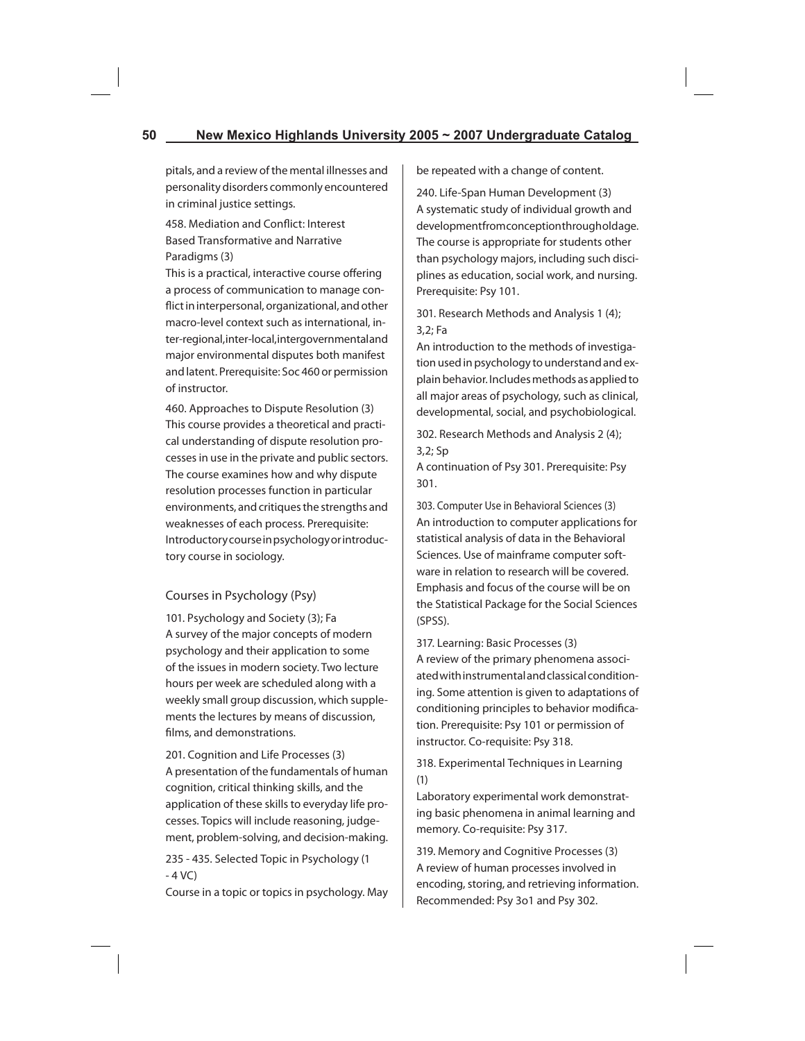pitals, and a review of the mental illnesses and personality disorders commonly encountered in criminal justice settings.

458. Mediation and Conflict: Interest Based Transformative and Narrative Paradigms (3)
This is a practical, interactive course offering a process of communication to manage conflict in interpersonal, organizational, and other macro-level context such as international, inter-regional, inter-local, intergovernmental and major environmental disputes both manifest and latent. Prerequisite: Soc 460 or permission of instructor.

460. Approaches to Dispute Resolution (3)
This course provides a theoretical and practical understanding of dispute resolution processes in use in the private and public sectors. The course examines how and why dispute resolution processes function in particular environments, and critiques the strengths and weaknesses of each process. Prerequisite: Introductory course in psychology or introductory course in sociology.

## Courses in Psychology (Psy)

101. Psychology and Society (3); Fa
A survey of the major concepts of modern psychology and their application to some of the issues in modern society. Two lecture hours per week are scheduled along with a weekly small group discussion, which supplements the lectures by means of discussion, films, and demonstrations.

201. Cognition and Life Processes (3)
A presentation of the fundamentals of human cognition, critical thinking skills, and the application of these skills to everyday life processes. Topics will include reasoning, judgement, problem-solving, and decision-making.

235 - 435. Selected Topic in Psychology (1 - 4 VC)
Course in a topic or topics in psychology. May be repeated with a change of content.

240. Life-Span Human Development (3)
A systematic study of individual growth and development from conception through old age. The course is appropriate for students other than psychology majors, including such disciplines as education, social work, and nursing. Prerequisite: Psy 101.

301. Research Methods and Analysis 1 (4); 3,2; Fa
An introduction to the methods of investigation used in psychology to understand and explain behavior. Includes methods as applied to all major areas of psychology, such as clinical, developmental, social, and psychobiological.

302. Research Methods and Analysis 2 (4); 3,2; Sp
A continuation of Psy 301. Prerequisite: Psy 301.

303. Computer Use in Behavioral Sciences (3)
An introduction to computer applications for statistical analysis of data in the Behavioral Sciences. Use of mainframe computer software in relation to research will be covered. Emphasis and focus of the course will be on the Statistical Package for the Social Sciences (SPSS).

317. Learning: Basic Processes (3)
A review of the primary phenomena associated with instrumental and classical conditioning. Some attention is given to adaptations of conditioning principles to behavior modification. Prerequisite: Psy 101 or permission of instructor. Co-requisite: Psy 318.

318. Experimental Techniques in Learning (1)
Laboratory experimental work demonstrating basic phenomena in animal learning and memory. Co-requisite: Psy 317.

319. Memory and Cognitive Processes (3)
A review of human processes involved in encoding, storing, and retrieving information. Recommended: Psy 3o1 and Psy 302.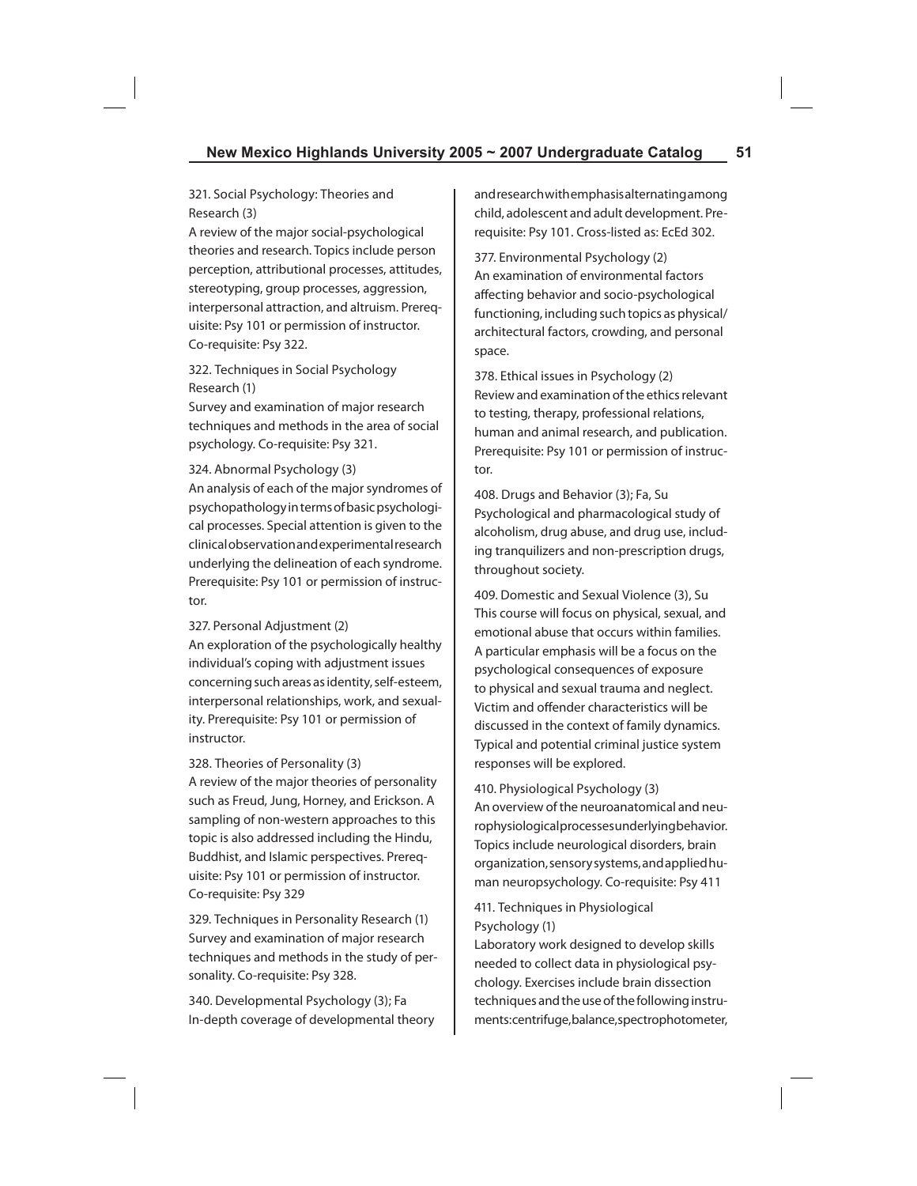321. Social Psychology: Theories and Research (3)
A review of the major social-psychological theories and research. Topics include person perception, attributional processes, attitudes, stereotyping, group processes, aggression, interpersonal attraction, and altruism. Prerequisite: Psy 101 or permission of instructor. Co-requisite: Psy 322.

322. Techniques in Social Psychology Research (1)
Survey and examination of major research techniques and methods in the area of social psychology. Co-requisite: Psy 321.

324. Abnormal Psychology (3)
An analysis of each of the major syndromes of psychopathology in terms of basic psychological processes. Special attention is given to the clinical observation and experimental research underlying the delineation of each syndrome. Prerequisite: Psy 101 or permission of instructor.

327. Personal Adjustment (2)
An exploration of the psychologically healthy individual's coping with adjustment issues concerning such areas as identity, self-esteem, interpersonal relationships, work, and sexuality. Prerequisite: Psy 101 or permission of instructor.

328. Theories of Personality (3)
A review of the major theories of personality such as Freud, Jung, Horney, and Erickson. A sampling of non-western approaches to this topic is also addressed including the Hindu, Buddhist, and Islamic perspectives. Prerequisite: Psy 101 or permission of instructor. Co-requisite: Psy 329

329. Techniques in Personality Research (1)
Survey and examination of major research techniques and methods in the study of personality. Co-requisite: Psy 328.

340. Developmental Psychology (3); Fa
In-depth coverage of developmental theory and research with emphasis alternating among child, adolescent and adult development. Prerequisite: Psy 101. Cross-listed as: EcEd 302.

377. Environmental Psychology (2)
An examination of environmental factors affecting behavior and socio-psychological functioning, including such topics as physical/architectural factors, crowding, and personal space.

378. Ethical issues in Psychology (2)
Review and examination of the ethics relevant to testing, therapy, professional relations, human and animal research, and publication. Prerequisite: Psy 101 or permission of instructor.

408. Drugs and Behavior (3); Fa, Su
Psychological and pharmacological study of alcoholism, drug abuse, and drug use, including tranquilizers and non-prescription drugs, throughout society.

409. Domestic and Sexual Violence (3), Su
This course will focus on physical, sexual, and emotional abuse that occurs within families. A particular emphasis will be a focus on the psychological consequences of exposure to physical and sexual trauma and neglect. Victim and offender characteristics will be discussed in the context of family dynamics. Typical and potential criminal justice system responses will be explored.

410. Physiological Psychology (3)
An overview of the neuroanatomical and neurophysiological processes underlying behavior. Topics include neurological disorders, brain organization, sensory systems, and applied human neuropsychology. Co-requisite: Psy 411

411. Techniques in Physiological Psychology (1)
Laboratory work designed to develop skills needed to collect data in physiological psychology. Exercises include brain dissection techniques and the use of the following instruments: centrifuge, balance, spectrophotometer,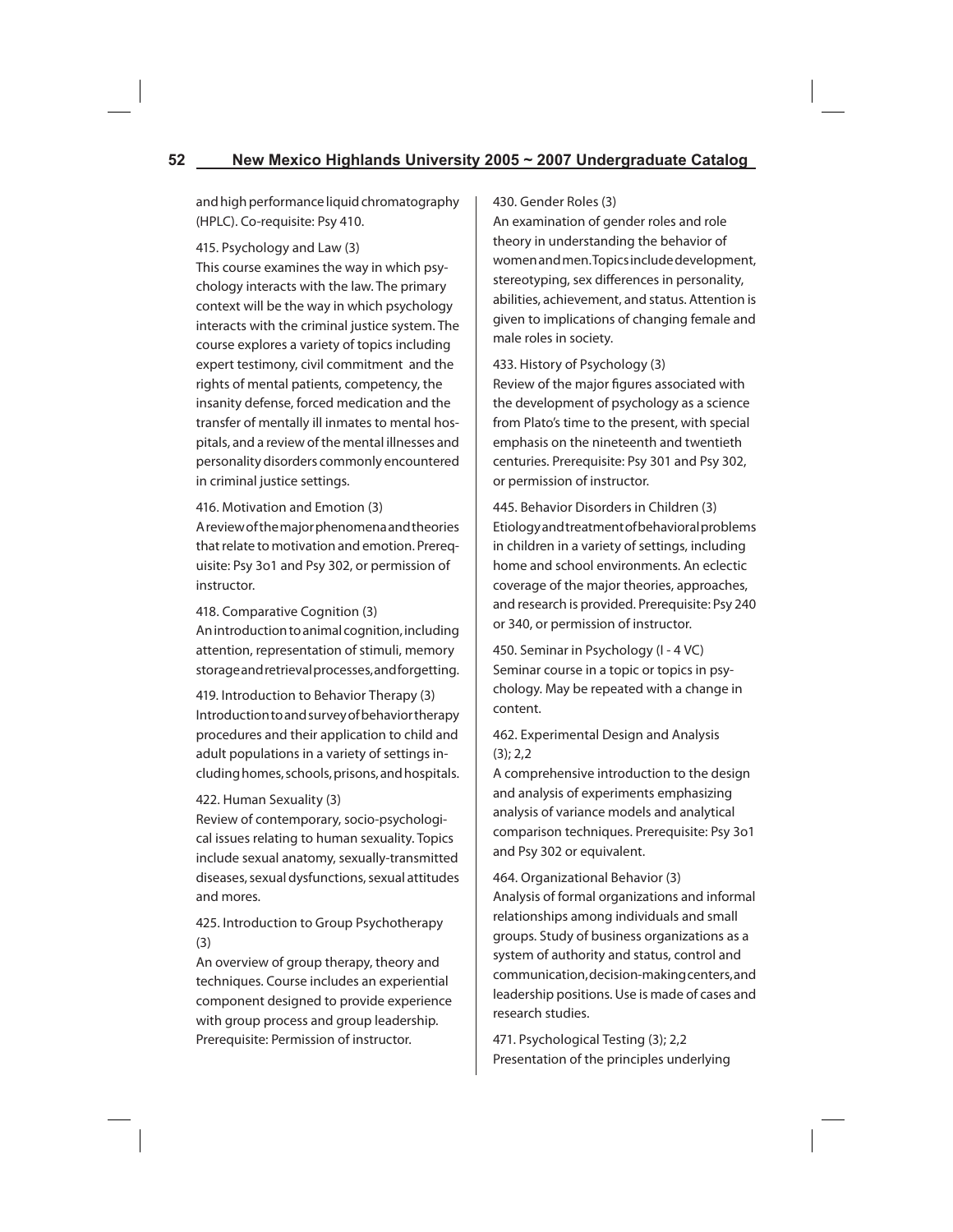and high performance liquid chromatography (HPLC). Co-requisite: Psy 410.

415. Psychology and Law (3)
This course examines the way in which psychology interacts with the law. The primary context will be the way in which psychology interacts with the criminal justice system. The course explores a variety of topics including expert testimony, civil commitment and the rights of mental patients, competency, the insanity defense, forced medication and the transfer of mentally ill inmates to mental hospitals, and a review of the mental illnesses and personality disorders commonly encountered in criminal justice settings.

416. Motivation and Emotion (3)
A review of the major phenomena and theories that relate to motivation and emotion. Prerequisite: Psy 3o1 and Psy 302, or permission of instructor.

418. Comparative Cognition (3)
An introduction to animal cognition, including attention, representation of stimuli, memory storage and retrieval processes, and forgetting.

419. Introduction to Behavior Therapy (3)
Introduction to and survey of behavior therapy procedures and their application to child and adult populations in a variety of settings including homes, schools, prisons, and hospitals.

422. Human Sexuality (3)
Review of contemporary, socio-psychological issues relating to human sexuality. Topics include sexual anatomy, sexually-transmitted diseases, sexual dysfunctions, sexual attitudes and mores.

425. Introduction to Group Psychotherapy (3)
An overview of group therapy, theory and techniques. Course includes an experiential component designed to provide experience with group process and group leadership. Prerequisite: Permission of instructor.

430. Gender Roles (3)
An examination of gender roles and role theory in understanding the behavior of women and men. Topics include development, stereotyping, sex differences in personality, abilities, achievement, and status. Attention is given to implications of changing female and male roles in society.

433. History of Psychology (3)
Review of the major figures associated with the development of psychology as a science from Plato's time to the present, with special emphasis on the nineteenth and twentieth centuries. Prerequisite: Psy 301 and Psy 302, or permission of instructor.

445. Behavior Disorders in Children (3)
Etiology and treatment of behavioral problems in children in a variety of settings, including home and school environments. An eclectic coverage of the major theories, approaches, and research is provided. Prerequisite: Psy 240 or 340, or permission of instructor.

450. Seminar in Psychology (I - 4 VC)
Seminar course in a topic or topics in psychology. May be repeated with a change in content.

462. Experimental Design and Analysis (3); 2,2
A comprehensive introduction to the design and analysis of experiments emphasizing analysis of variance models and analytical comparison techniques. Prerequisite: Psy 3o1 and Psy 302 or equivalent.

464. Organizational Behavior (3)
Analysis of formal organizations and informal relationships among individuals and small groups. Study of business organizations as a system of authority and status, control and communication, decision-making centers, and leadership positions. Use is made of cases and research studies.

471. Psychological Testing (3); 2,2
Presentation of the principles underlying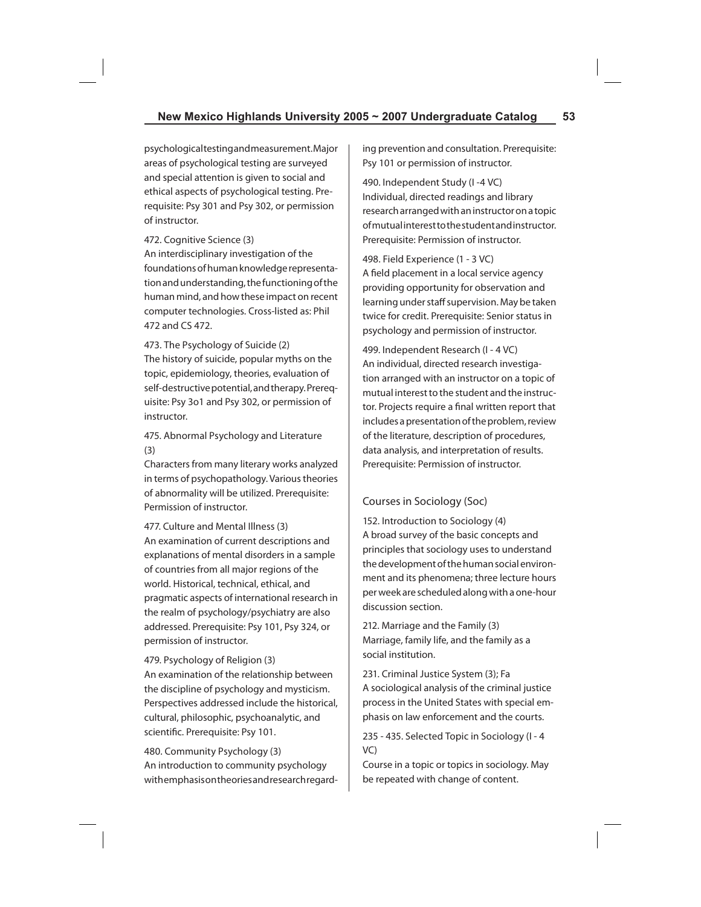psychological testing and measurement. Major areas of psychological testing are surveyed and special attention is given to social and ethical aspects of psychological testing. Prerequisite: Psy 301 and Psy 302, or permission of instructor.

472. Cognitive Science (3)
An interdisciplinary investigation of the foundations of human knowledge representation and understanding, the functioning of the human mind, and how these impact on recent computer technologies. Cross-listed as: Phil 472 and CS 472.

473. The Psychology of Suicide (2)
The history of suicide, popular myths on the topic, epidemiology, theories, evaluation of self-destructive potential, and therapy. Prerequisite: Psy 3o1 and Psy 302, or permission of instructor.

475. Abnormal Psychology and Literature (3)
Characters from many literary works analyzed in terms of psychopathology. Various theories of abnormality will be utilized. Prerequisite: Permission of instructor.

477. Culture and Mental Illness (3)
An examination of current descriptions and explanations of mental disorders in a sample of countries from all major regions of the world. Historical, technical, ethical, and pragmatic aspects of international research in the realm of psychology/psychiatry are also addressed. Prerequisite: Psy 101, Psy 324, or permission of instructor.

479. Psychology of Religion (3)
An examination of the relationship between the discipline of psychology and mysticism. Perspectives addressed include the historical, cultural, philosophic, psychoanalytic, and scientific. Prerequisite: Psy 101.

480. Community Psychology (3)
An introduction to community psychology with emphasis on theories and research regarding prevention and consultation. Prerequisite: Psy 101 or permission of instructor.

490. Independent Study (I -4 VC)
Individual, directed readings and library research arranged with an instructor on a topic of mutual interest to the student and instructor. Prerequisite: Permission of instructor.

498. Field Experience (1 - 3 VC)
A field placement in a local service agency providing opportunity for observation and learning under staff supervision. May be taken twice for credit. Prerequisite: Senior status in psychology and permission of instructor.

499. Independent Research (I - 4 VC)
An individual, directed research investigation arranged with an instructor on a topic of mutual interest to the student and the instructor. Projects require a final written report that includes a presentation of the problem, review of the literature, description of procedures, data analysis, and interpretation of results. Prerequisite: Permission of instructor.

## Courses in Sociology (Soc)

152. Introduction to Sociology (4)
A broad survey of the basic concepts and principles that sociology uses to understand the development of the human social environment and its phenomena; three lecture hours per week are scheduled along with a one-hour discussion section.

212. Marriage and the Family (3)
Marriage, family life, and the family as a social institution.

231. Criminal Justice System (3); Fa
A sociological analysis of the criminal justice process in the United States with special emphasis on law enforcement and the courts.

235 - 435. Selected Topic in Sociology (I - 4 VC)
Course in a topic or topics in sociology. May be repeated with change of content.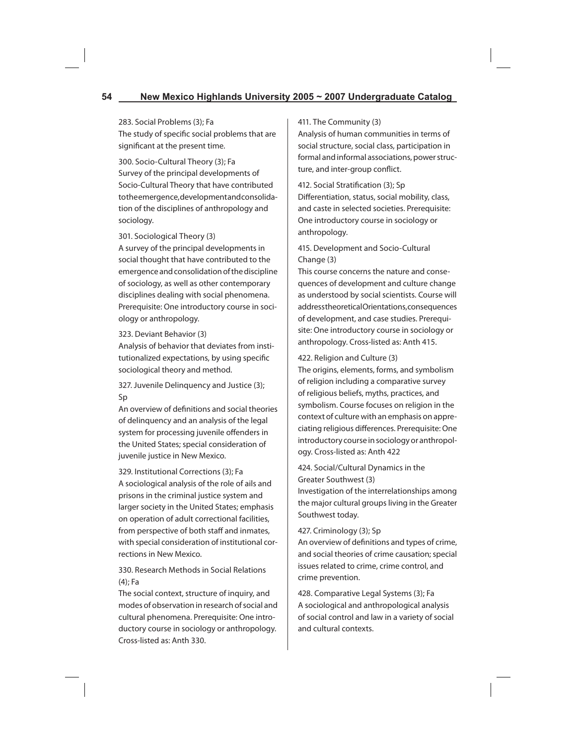283. Social Problems (3); Fa
The study of specific social problems that are significant at the present time.

300. Socio-Cultural Theory (3); Fa
Survey of the principal developments of Socio-Cultural Theory that have contributed totheemergence,developmentandconsolidation of the disciplines of anthropology and sociology.

301. Sociological Theory (3)
A survey of the principal developments in social thought that have contributed to the emergence and consolidation of the discipline of sociology, as well as other contemporary disciplines dealing with social phenomena. Prerequisite: One introductory course in sociology or anthropology.

323. Deviant Behavior (3)
Analysis of behavior that deviates from institutionalized expectations, by using specific sociological theory and method.

327. Juvenile Delinquency and Justice (3); Sp
An overview of definitions and social theories of delinquency and an analysis of the legal system for processing juvenile offenders in the United States; special consideration of juvenile justice in New Mexico.

329. Institutional Corrections (3); Fa
A sociological analysis of the role of ails and prisons in the criminal justice system and larger society in the United States; emphasis on operation of adult correctional facilities, from perspective of both staff and inmates, with special consideration of institutional corrections in New Mexico.

330. Research Methods in Social Relations (4); Fa
The social context, structure of inquiry, and modes of observation in research of social and cultural phenomena. Prerequisite: One introductory course in sociology or anthropology. Cross-listed as: Anth 330.

411. The Community (3)
Analysis of human communities in terms of social structure, social class, participation in formal and informal associations, power structure, and inter-group conflict.

412. Social Stratification (3); Sp
Differentiation, status, social mobility, class, and caste in selected societies. Prerequisite: One introductory course in sociology or anthropology.

415. Development and Socio-Cultural Change (3)
This course concerns the nature and consequences of development and culture change as understood by social scientists. Course will addresstheoreticalOrientations,consequences of development, and case studies. Prerequisite: One introductory course in sociology or anthropology. Cross-listed as: Anth 415.

422. Religion and Culture (3)
The origins, elements, forms, and symbolism of religion including a comparative survey of religious beliefs, myths, practices, and symbolism. Course focuses on religion in the context of culture with an emphasis on appreciating religious differences. Prerequisite: One introductory course in sociology or anthropology. Cross-listed as: Anth 422

424. Social/Cultural Dynamics in the Greater Southwest (3)
Investigation of the interrelationships among the major cultural groups living in the Greater Southwest today.

427. Criminology (3); Sp
An overview of definitions and types of crime, and social theories of crime causation; special issues related to crime, crime control, and crime prevention.

428. Comparative Legal Systems (3); Fa
A sociological and anthropological analysis of social control and law in a variety of social and cultural contexts.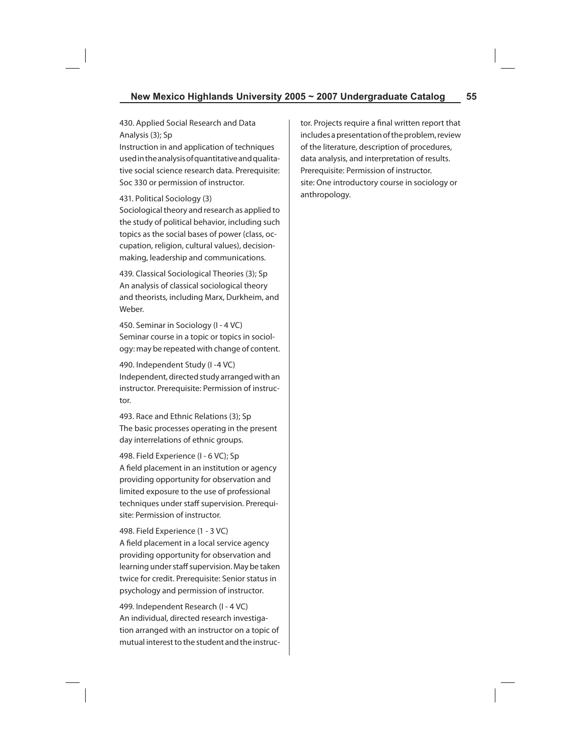430. Applied Social Research and Data Analysis (3); Sp
Instruction in and application of techniques used in the analysis of quantitative and qualitative social science research data. Prerequisite: Soc 330 or permission of instructor.

431. Political Sociology (3)
Sociological theory and research as applied to the study of political behavior, including such topics as the social bases of power (class, occupation, religion, cultural values), decision-making, leadership and communications.

439. Classical Sociological Theories (3); Sp
An analysis of classical sociological theory and theorists, including Marx, Durkheim, and Weber.

450. Seminar in Sociology (I - 4 VC)
Seminar course in a topic or topics in sociology: may be repeated with change of content.

490. Independent Study (I -4 VC)
Independent, directed study arranged with an instructor. Prerequisite: Permission of instructor.

493. Race and Ethnic Relations (3); Sp
The basic processes operating in the present day interrelations of ethnic groups.

498. Field Experience (I - 6 VC); Sp
A field placement in an institution or agency providing opportunity for observation and limited exposure to the use of professional techniques under staff supervision. Prerequisite: Permission of instructor.

498. Field Experience (1 - 3 VC)
A field placement in a local service agency providing opportunity for observation and learning under staff supervision. May be taken twice for credit. Prerequisite: Senior status in psychology and permission of instructor.

499. Independent Research (I - 4 VC)
An individual, directed research investigation arranged with an instructor on a topic of mutual interest to the student and the instructor. Projects require a final written report that includes a presentation of the problem, review of the literature, description of procedures, data analysis, and interpretation of results. Prerequisite: Permission of instructor.
site: One introductory course in sociology or anthropology.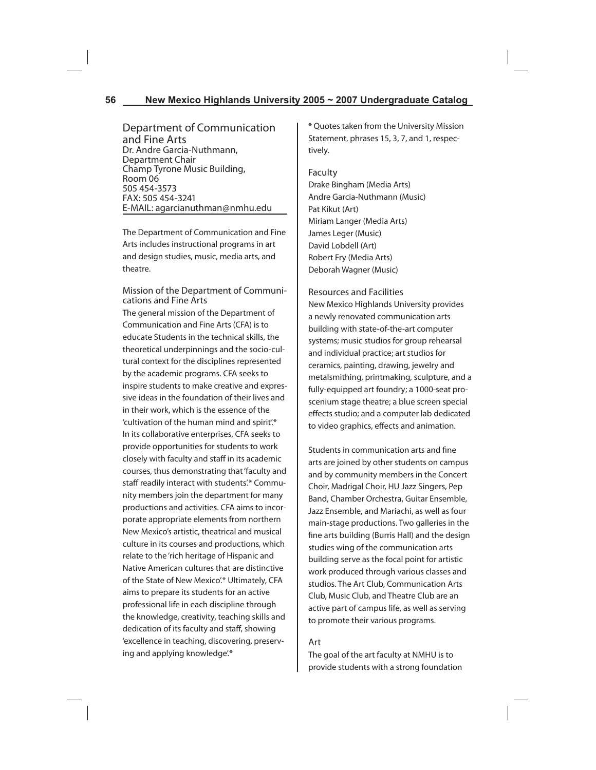## Department of Communication and Fine Arts

Dr. Andre Garcia-Nuthmann,
Department Chair
Champ Tyrone Music Building,
Room 06
505 454-3573
FAX: 505 454-3241
E-MAIL: agarcianuthman@nmhu.edu

The Department of Communication and Fine Arts includes instructional programs in art and design studies, music, media arts, and theatre.

### Mission of the Department of Communications and Fine Arts

The general mission of the Department of Communication and Fine Arts (CFA) is to educate Students in the technical skills, the theoretical underpinnings and the socio-cultural context for the disciplines represented by the academic programs. CFA seeks to inspire students to make creative and expressive ideas in the foundation of their lives and in their work, which is the essence of the 'cultivation of the human mind and spirit'.* In its collaborative enterprises, CFA seeks to provide opportunities for students to work closely with faculty and staff in its academic courses, thus demonstrating that 'faculty and staff readily interact with students'.* Community members join the department for many productions and activities. CFA aims to incorporate appropriate elements from northern New Mexico's artistic, theatrical and musical culture in its courses and productions, which relate to the 'rich heritage of Hispanic and Native American cultures that are distinctive of the State of New Mexico'.* Ultimately, CFA aims to prepare its students for an active professional life in each discipline through the knowledge, creativity, teaching skills and dedication of its faculty and staff, showing 'excellence in teaching, discovering, preserving and applying knowledge'.*

* Quotes taken from the University Mission Statement, phrases 15, 3, 7, and 1, respectively.

### Faculty

Drake Bingham (Media Arts)
Andre Garcia-Nuthmann (Music)
Pat Kikut (Art)
Miriam Langer (Media Arts)
James Leger (Music)
David Lobdell (Art)
Robert Fry (Media Arts)
Deborah Wagner (Music)

### Resources and Facilities

New Mexico Highlands University provides a newly renovated communication arts building with state-of-the-art computer systems; music studios for group rehearsal and individual practice; art studios for ceramics, painting, drawing, jewelry and metalsmithing, printmaking, sculpture, and a fully-equipped art foundry; a 1000-seat proscenium stage theatre; a blue screen special effects studio; and a computer lab dedicated to video graphics, effects and animation.

Students in communication arts and fine arts are joined by other students on campus and by community members in the Concert Choir, Madrigal Choir, HU Jazz Singers, Pep Band, Chamber Orchestra, Guitar Ensemble, Jazz Ensemble, and Mariachi, as well as four main-stage productions. Two galleries in the fine arts building (Burris Hall) and the design studies wing of the communication arts building serve as the focal point for artistic work produced through various classes and studios. The Art Club, Communication Arts Club, Music Club, and Theatre Club are an active part of campus life, as well as serving to promote their various programs.

### Art

The goal of the art faculty at NMHU is to provide students with a strong foundation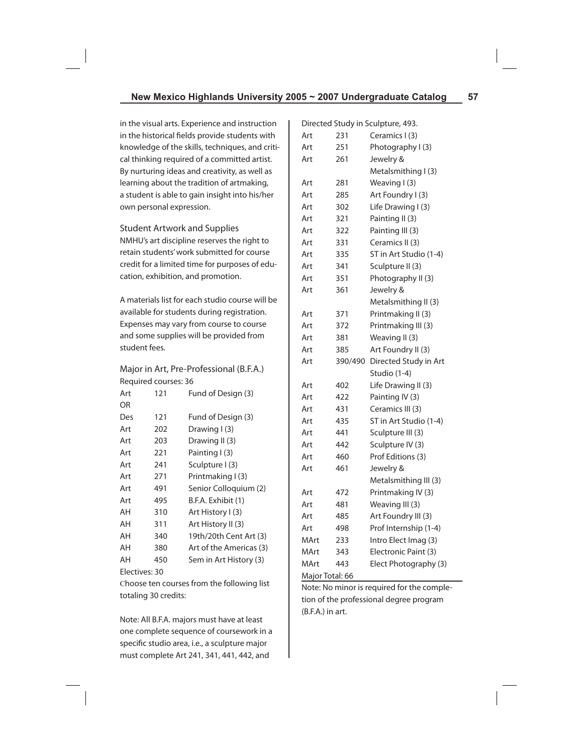in the visual arts. Experience and instruction in the historical fields provide students with knowledge of the skills, techniques, and critical thinking required of a committed artist. By nurturing ideas and creativity, as well as learning about the tradition of artmaking, a student is able to gain insight into his/her own personal expression.

### Student Artwork and Supplies

NMHU's art discipline reserves the right to retain students' work submitted for course credit for a limited time for purposes of education, exhibition, and promotion.

A materials list for each studio course will be available for students during registration. Expenses may vary from course to course and some supplies will be provided from student fees.

### Major in Art, Pre-Professional (B.F.A.)

Required courses: 36

| | | |
|---|---|---|
| Art | 121 | Fund of Design (3) |
| OR | | |
| Des | 121 | Fund of Design (3) |
| Art | 202 | Drawing I (3) |
| Art | 203 | Drawing II (3) |
| Art | 221 | Painting I (3) |
| Art | 241 | Sculpture I (3) |
| Art | 271 | Printmaking I (3) |
| Art | 491 | Senior Colloquium (2) |
| Art | 495 | B.F.A. Exhibit (1) |
| AH | 310 | Art History I (3) |
| AH | 311 | Art History II (3) |
| AH | 340 | 19th/20th Cent Art (3) |
| AH | 380 | Art of the Americas (3) |
| AH | 450 | Sem in Art History (3) |

Electives: 30

Choose ten courses from the following list totaling 30 credits:

Note: All B.F.A. majors must have at least one complete sequence of coursework in a specific studio area, i.e., a sculpture major must complete Art 241, 341, 441, 442, and Directed Study in Sculpture, 493.

| | | |
|---|---|---|
| Art | 231 | Ceramics I (3) |
| Art | 251 | Photography I (3) |
| Art | 261 | Jewelry & Metalsmithing I (3) |
| Art | 281 | Weaving I (3) |
| Art | 285 | Art Foundry I (3) |
| Art | 302 | Life Drawing I (3) |
| Art | 321 | Painting II (3) |
| Art | 322 | Painting III (3) |
| Art | 331 | Ceramics II (3) |
| Art | 335 | ST in Art Studio (1-4) |
| Art | 341 | Sculpture II (3) |
| Art | 351 | Photography II (3) |
| Art | 361 | Jewelry & Metalsmithing II (3) |
| Art | 371 | Printmaking II (3) |
| Art | 372 | Printmaking III (3) |
| Art | 381 | Weaving II (3) |
| Art | 385 | Art Foundry II (3) |
| Art | 390/490 | Directed Study in Art Studio (1-4) |
| Art | 402 | Life Drawing II (3) |
| Art | 422 | Painting IV (3) |
| Art | 431 | Ceramics III (3) |
| Art | 435 | ST in Art Studio (1-4) |
| Art | 441 | Sculpture III (3) |
| Art | 442 | Sculpture IV (3) |
| Art | 460 | Prof Editions (3) |
| Art | 461 | Jewelry & Metalsmithing III (3) |
| Art | 472 | Printmaking IV (3) |
| Art | 481 | Weaving III (3) |
| Art | 485 | Art Foundry III (3) |
| Art | 498 | Prof Internship (1-4) |
| MArt | 233 | Intro Elect Imag (3) |
| MArt | 343 | Electronic Paint (3) |
| MArt | 443 | Elect Photography (3) |

Major Total: 66

Note: No minor is required for the completion of the professional degree program (B.F.A.) in art.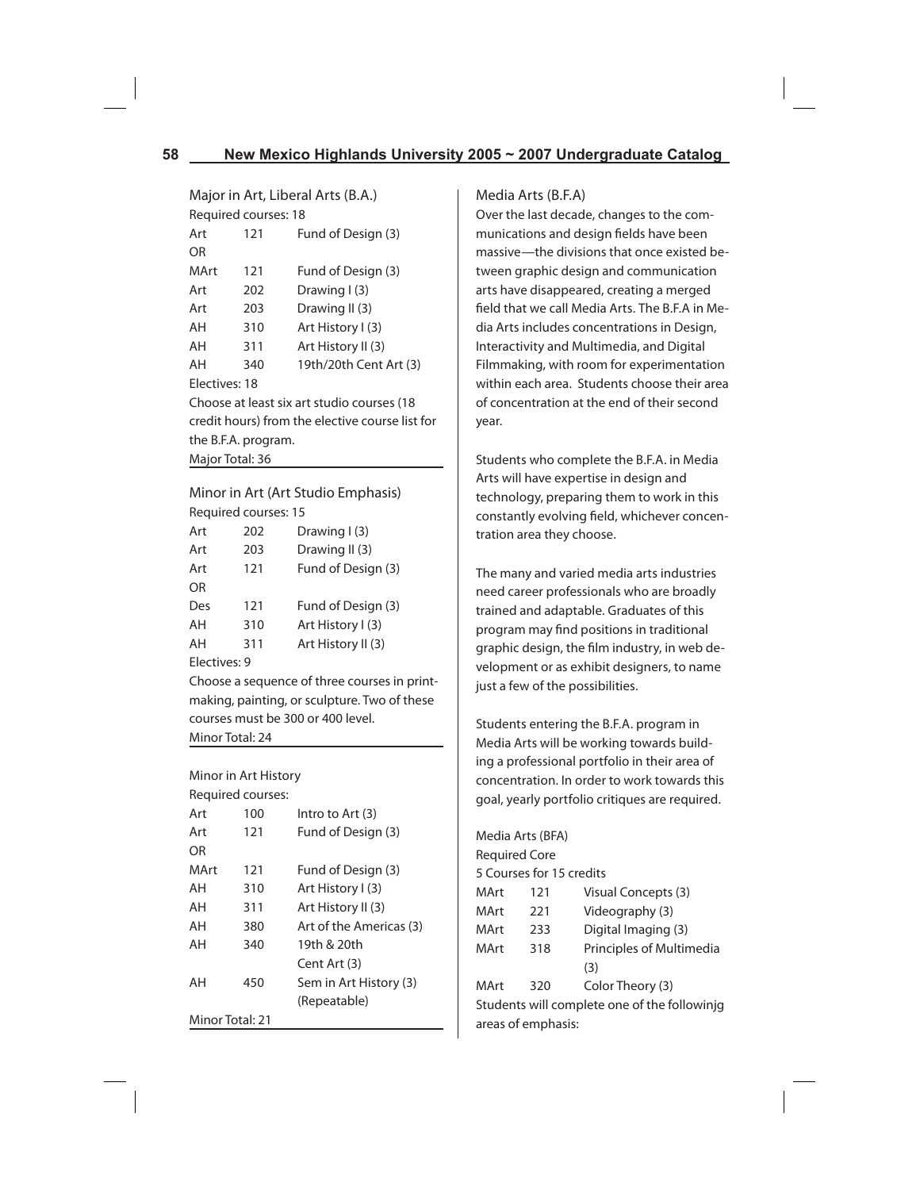Major in Art, Liberal Arts (B.A.)

Required courses: 18

| | | |
|---|---|---|
| Art | 121 | Fund of Design (3) |
| OR | | |
| MArt | 121 | Fund of Design (3) |
| Art | 202 | Drawing I (3) |
| Art | 203 | Drawing II (3) |
| AH | 310 | Art History I (3) |
| AH | 311 | Art History II (3) |
| AH | 340 | 19th/20th Cent Art (3) |

Electives: 18

Choose at least six art studio courses (18 credit hours) from the elective course list for the B.F.A. program.

Major Total: 36

Minor in Art (Art Studio Emphasis)

Required courses: 15

| | | |
|---|---|---|
| Art | 202 | Drawing I (3) |
| Art | 203 | Drawing II (3) |
| Art | 121 | Fund of Design (3) |
| OR | | |
| Des | 121 | Fund of Design (3) |
| AH | 310 | Art History I (3) |
| AH | 311 | Art History II (3) |

Electives: 9

Choose a sequence of three courses in printmaking, painting, or sculpture. Two of these courses must be 300 or 400 level.

Minor Total: 24

Minor in Art History

Required courses:

| | | |
|---|---|---|
| Art | 100 | Intro to Art (3) |
| Art | 121 | Fund of Design (3) |
| OR | | |
| MArt | 121 | Fund of Design (3) |
| AH | 310 | Art History I (3) |
| AH | 311 | Art History II (3) |
| AH | 380 | Art of the Americas (3) |
| AH | 340 | 19th & 20th Cent Art (3) |
| AH | 450 | Sem in Art History (3) (Repeatable) |

Minor Total: 21

Media Arts (B.F.A)

Over the last decade, changes to the communications and design fields have been massive—the divisions that once existed between graphic design and communication arts have disappeared, creating a merged field that we call Media Arts. The B.F.A in Media Arts includes concentrations in Design, Interactivity and Multimedia, and Digital Filmmaking, with room for experimentation within each area. Students choose their area of concentration at the end of their second year.

Students who complete the B.F.A. in Media Arts will have expertise in design and technology, preparing them to work in this constantly evolving field, whichever concentration area they choose.

The many and varied media arts industries need career professionals who are broadly trained and adaptable. Graduates of this program may find positions in traditional graphic design, the film industry, in web development or as exhibit designers, to name just a few of the possibilities.

Students entering the B.F.A. program in Media Arts will be working towards building a professional portfolio in their area of concentration. In order to work towards this goal, yearly portfolio critiques are required.

Media Arts (BFA)

Required Core

5 Courses for 15 credits

| | | |
|---|---|---|
| MArt | 121 | Visual Concepts (3) |
| MArt | 221 | Videography (3) |
| MArt | 233 | Digital Imaging (3) |
| MArt | 318 | Principles of Multimedia (3) |
| MArt | 320 | Color Theory (3) |

Students will complete one of the followinjg areas of emphasis: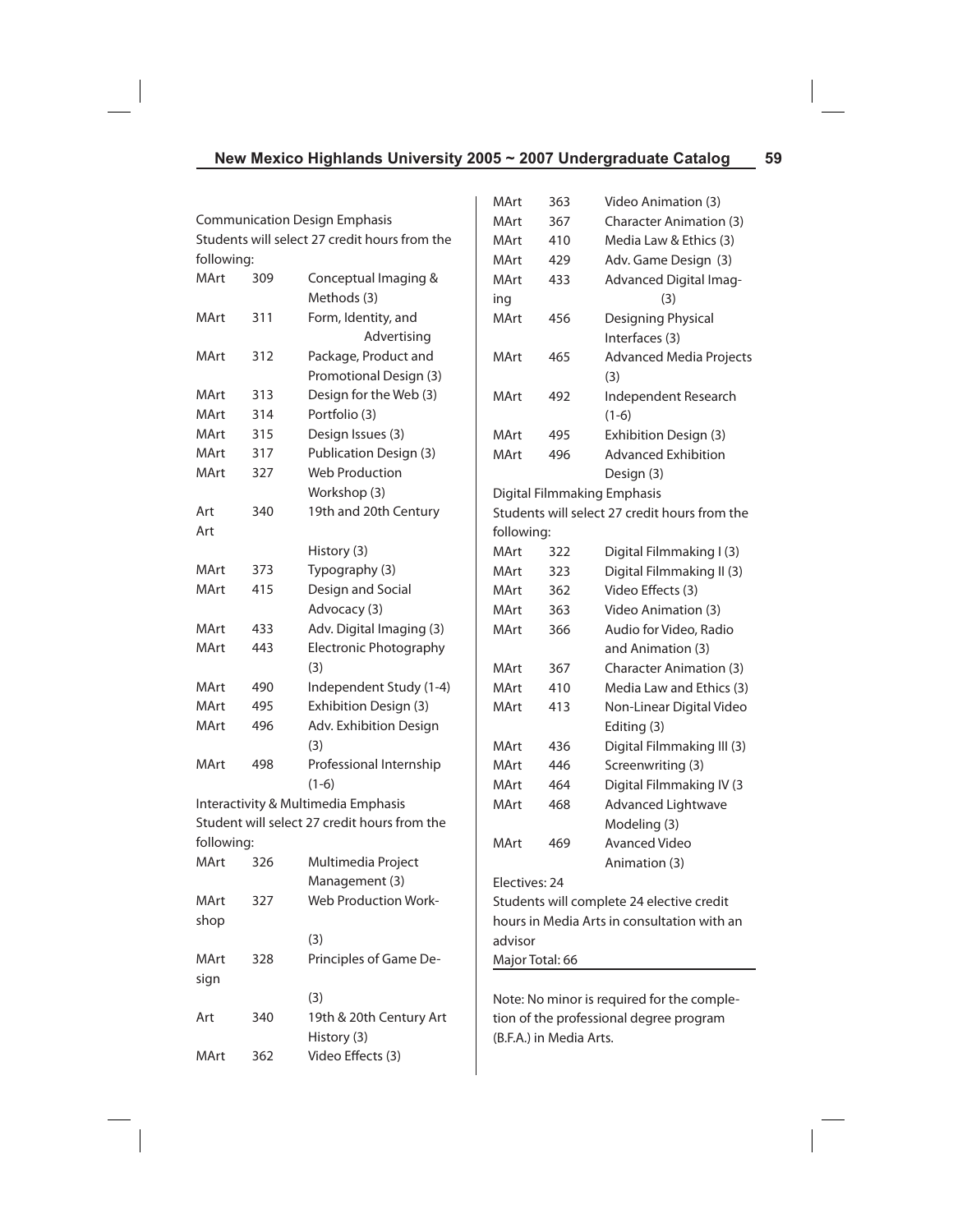Communication Design Emphasis

Students will select 27 credit hours from the following:

| | | |
|---|---|---|
| MArt | 309 | Conceptual Imaging & Methods (3) |
| MArt | 311 | Form, Identity, and Advertising |
| MArt | 312 | Package, Product and Promotional Design (3) |
| MArt | 313 | Design for the Web (3) |
| MArt | 314 | Portfolio (3) |
| MArt | 315 | Design Issues (3) |
| MArt | 317 | Publication Design (3) |
| MArt | 327 | Web Production Workshop (3) |
| Art | 340 | 19th and 20th Century Art History (3) |
| MArt | 373 | Typography (3) |
| MArt | 415 | Design and Social Advocacy (3) |
| MArt | 433 | Adv. Digital Imaging (3) |
| MArt | 443 | Electronic Photography (3) |
| MArt | 490 | Independent Study (1-4) |
| MArt | 495 | Exhibition Design (3) |
| MArt | 496 | Adv. Exhibition Design (3) |
| MArt | 498 | Professional Internship (1-6) |

Interactivity & Multimedia Emphasis

Student will select 27 credit hours from the following:

| | | |
|---|---|---|
| MArt | 326 | Multimedia Project Management (3) |
| MArt | 327 | Web Production Workshop (3) |
| MArt | 328 | Principles of Game Design (3) |
| Art | 340 | 19th & 20th Century Art History (3) |
| MArt | 362 | Video Effects (3) |
| MArt | 363 | Video Animation (3) |
| MArt | 367 | Character Animation (3) |
| MArt | 410 | Media Law & Ethics (3) |
| MArt | 429 | Adv. Game Design (3) |
| MArt | 433 | Advanced Digital Imaging (3) |
| MArt | 456 | Designing Physical Interfaces (3) |
| MArt | 465 | Advanced Media Projects (3) |
| MArt | 492 | Independent Research (1-6) |
| MArt | 495 | Exhibition Design (3) |
| MArt | 496 | Advanced Exhibition Design (3) |

Digital Filmmaking Emphasis

Students will select 27 credit hours from the following:

| | | |
|---|---|---|
| MArt | 322 | Digital Filmmaking I (3) |
| MArt | 323 | Digital Filmmaking II (3) |
| MArt | 362 | Video Effects (3) |
| MArt | 363 | Video Animation (3) |
| MArt | 366 | Audio for Video, Radio and Animation (3) |
| MArt | 367 | Character Animation (3) |
| MArt | 410 | Media Law and Ethics (3) |
| MArt | 413 | Non-Linear Digital Video Editing (3) |
| MArt | 436 | Digital Filmmaking III (3) |
| MArt | 446 | Screenwriting (3) |
| MArt | 464 | Digital Filmmaking IV (3 |
| MArt | 468 | Advanced Lightwave Modeling (3) |
| MArt | 469 | Avanced Video Animation (3) |

Electives: 24

Students will complete 24 elective credit hours in Media Arts in consultation with an advisor

Major Total: 66

Note: No minor is required for the completion of the professional degree program (B.F.A.) in Media Arts.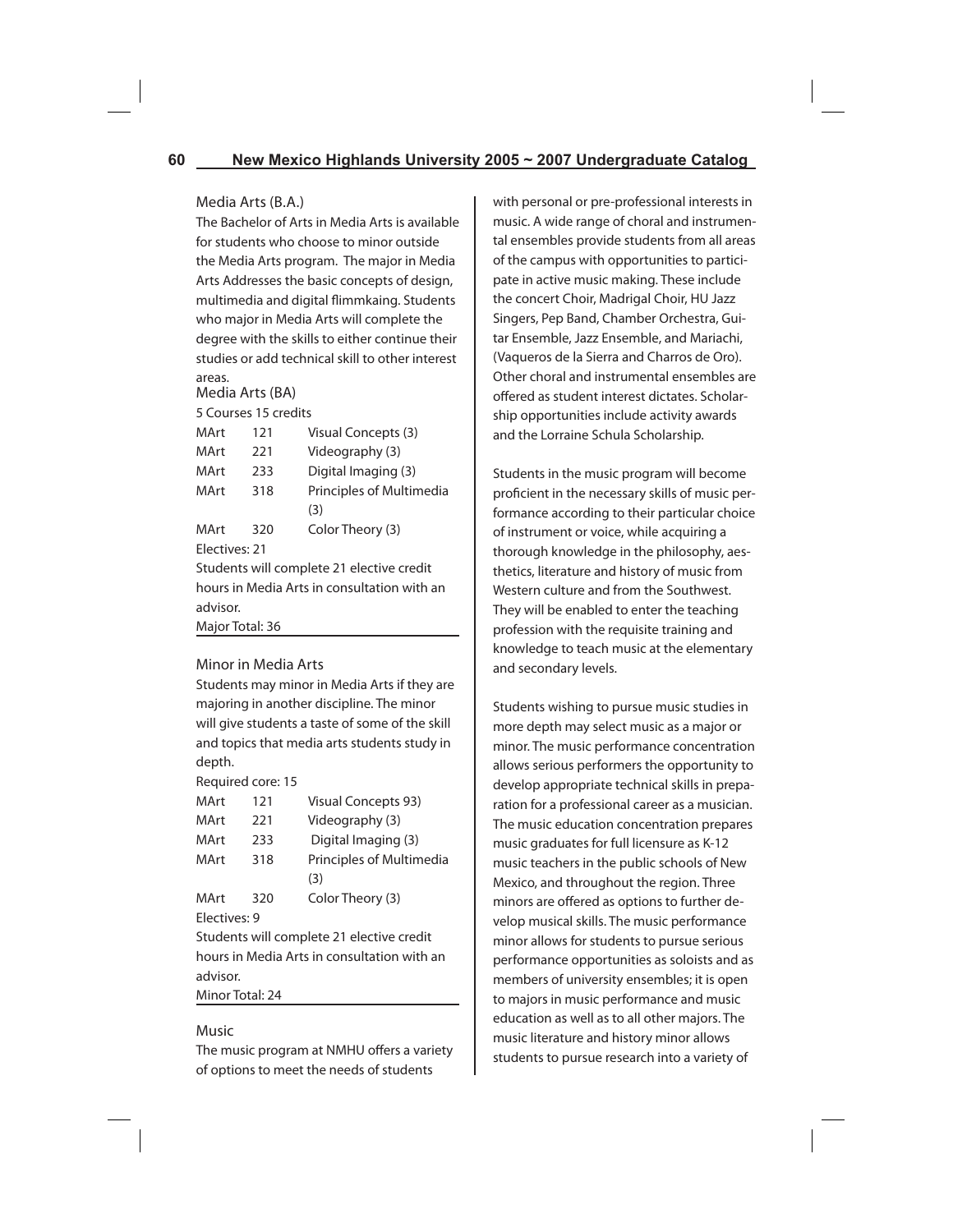## Media Arts (B.A.)

The Bachelor of Arts in Media Arts is available for students who choose to minor outside the Media Arts program. The major in Media Arts Addresses the basic concepts of design, multimedia and digital flimmkaing. Students who major in Media Arts will complete the degree with the skills to either continue their studies or add technical skill to other interest areas.

Media Arts (BA)

5 Courses 15 credits

| | | |
|---|---|---|
| MArt | 121 | Visual Concepts (3) |
| MArt | 221 | Videography (3) |
| MArt | 233 | Digital Imaging (3) |
| MArt | 318 | Principles of Multimedia (3) |
| MArt | 320 | Color Theory (3) |

Electives: 21

Students will complete 21 elective credit hours in Media Arts in consultation with an advisor.

Major Total: 36

## Minor in Media Arts

Students may minor in Media Arts if they are majoring in another discipline. The minor will give students a taste of some of the skill and topics that media arts students study in depth.

Required core: 15

| | | |
|---|---|---|
| MArt | 121 | Visual Concepts 93) |
| MArt | 221 | Videography (3) |
| MArt | 233 | Digital Imaging (3) |
| MArt | 318 | Principles of Multimedia (3) |
| MArt | 320 | Color Theory (3) |

Electives: 9

Students will complete 21 elective credit hours in Media Arts in consultation with an advisor.

Minor Total: 24

## Music

The music program at NMHU offers a variety of options to meet the needs of students with personal or pre-professional interests in music. A wide range of choral and instrumental ensembles provide students from all areas of the campus with opportunities to participate in active music making. These include the concert Choir, Madrigal Choir, HU Jazz Singers, Pep Band, Chamber Orchestra, Guitar Ensemble, Jazz Ensemble, and Mariachi, (Vaqueros de la Sierra and Charros de Oro). Other choral and instrumental ensembles are offered as student interest dictates. Scholarship opportunities include activity awards and the Lorraine Schula Scholarship.

Students in the music program will become proficient in the necessary skills of music performance according to their particular choice of instrument or voice, while acquiring a thorough knowledge in the philosophy, aesthetics, literature and history of music from Western culture and from the Southwest. They will be enabled to enter the teaching profession with the requisite training and knowledge to teach music at the elementary and secondary levels.

Students wishing to pursue music studies in more depth may select music as a major or minor. The music performance concentration allows serious performers the opportunity to develop appropriate technical skills in preparation for a professional career as a musician. The music education concentration prepares music graduates for full licensure as K-12 music teachers in the public schools of New Mexico, and throughout the region. Three minors are offered as options to further develop musical skills. The music performance minor allows for students to pursue serious performance opportunities as soloists and as members of university ensembles; it is open to majors in music performance and music education as well as to all other majors. The music literature and history minor allows students to pursue research into a variety of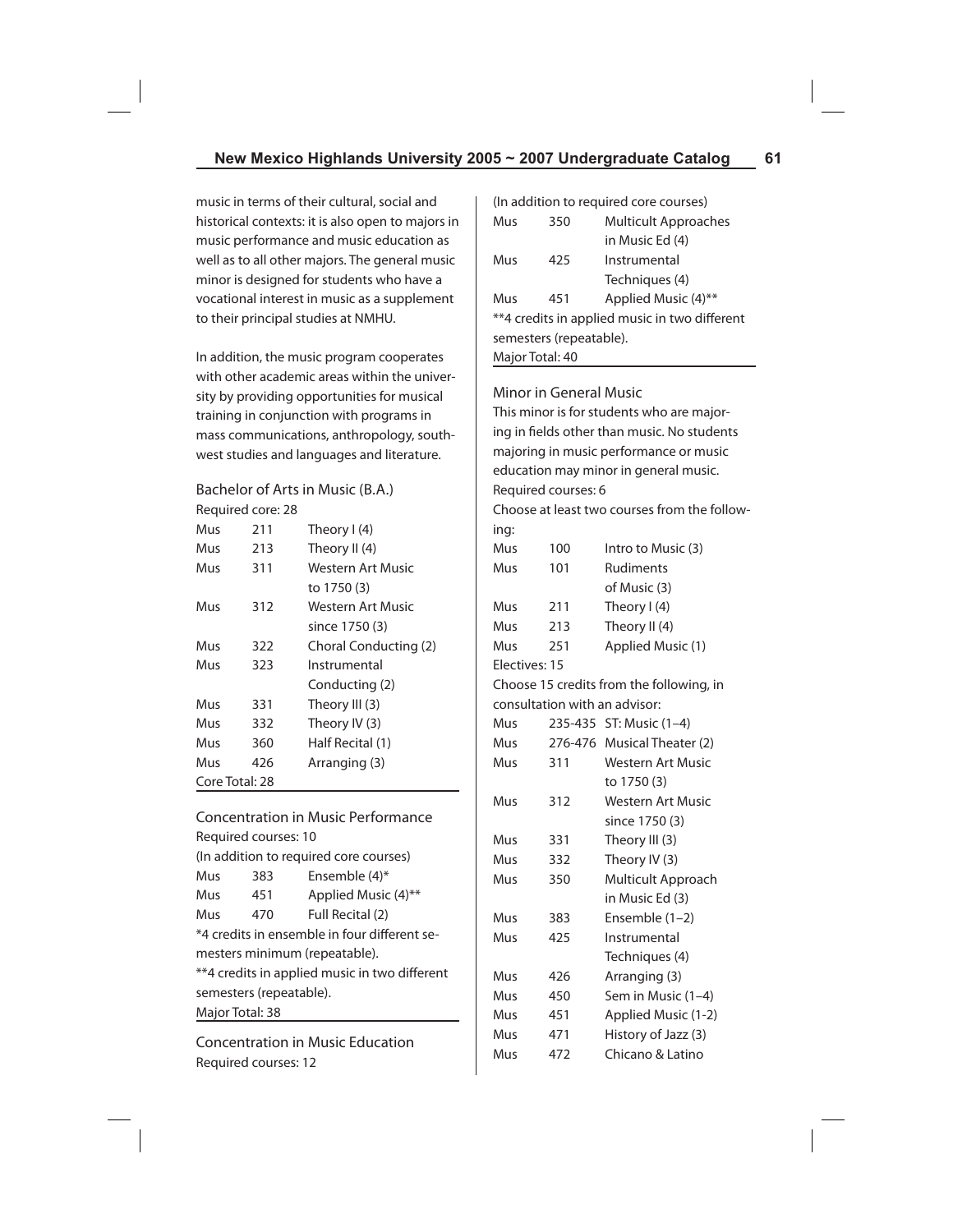music in terms of their cultural, social and historical contexts: it is also open to majors in music performance and music education as well as to all other majors. The general music minor is designed for students who have a vocational interest in music as a supplement to their principal studies at NMHU.

In addition, the music program cooperates with other academic areas within the university by providing opportunities for musical training in conjunction with programs in mass communications, anthropology, southwest studies and languages and literature.

## Bachelor of Arts in Music (B.A.)

Required core: 28

| | | |
|---|---|---|
| Mus | 211 | Theory I (4) |
| Mus | 213 | Theory II (4) |
| Mus | 311 | Western Art Music to 1750 (3) |
| Mus | 312 | Western Art Music since 1750 (3) |
| Mus | 322 | Choral Conducting (2) |
| Mus | 323 | Instrumental Conducting (2) |
| Mus | 331 | Theory III (3) |
| Mus | 332 | Theory IV (3) |
| Mus | 360 | Half Recital (1) |
| Mus | 426 | Arranging (3) |

Core Total: 28

### Concentration in Music Performance

Required courses: 10

(In addition to required core courses)

| | | |
|---|---|---|
| Mus | 383 | Ensemble (4)* |
| Mus | 451 | Applied Music (4)** |
| Mus | 470 | Full Recital (2) |

*4 credits in ensemble in four different semesters minimum (repeatable).

**4 credits in applied music in two different semesters (repeatable).

Major Total: 38

### Concentration in Music Education

Required courses: 12

(In addition to required core courses)

| | | |
|---|---|---|
| Mus | 350 | Multicult Approaches in Music Ed (4) |
| Mus | 425 | Instrumental Techniques (4) |
| Mus | 451 | Applied Music (4)** |

**4 credits in applied music in two different semesters (repeatable).

Major Total: 40

## Minor in General Music

This minor is for students who are majoring in fields other than music. No students majoring in music performance or music education may minor in general music.

Required courses: 6

Choose at least two courses from the following:

| | | |
|---|---|---|
| Mus | 100 | Intro to Music (3) |
| Mus | 101 | Rudiments of Music (3) |
| Mus | 211 | Theory I (4) |
| Mus | 213 | Theory II (4) |
| Mus | 251 | Applied Music (1) |

Electives: 15

Choose 15 credits from the following, in consultation with an advisor:

| | | |
|---|---|---|
| Mus | 235-435 | ST: Music (1–4) |
| Mus | 276-476 | Musical Theater (2) |
| Mus | 311 | Western Art Music to 1750 (3) |
| Mus | 312 | Western Art Music since 1750 (3) |
| Mus | 331 | Theory III (3) |
| Mus | 332 | Theory IV (3) |
| Mus | 350 | Multicult Approach in Music Ed (3) |
| Mus | 383 | Ensemble (1–2) |
| Mus | 425 | Instrumental Techniques (4) |
| Mus | 426 | Arranging (3) |
| Mus | 450 | Sem in Music (1–4) |
| Mus | 451 | Applied Music (1-2) |
| Mus | 471 | History of Jazz (3) |
| Mus | 472 | Chicano & Latino |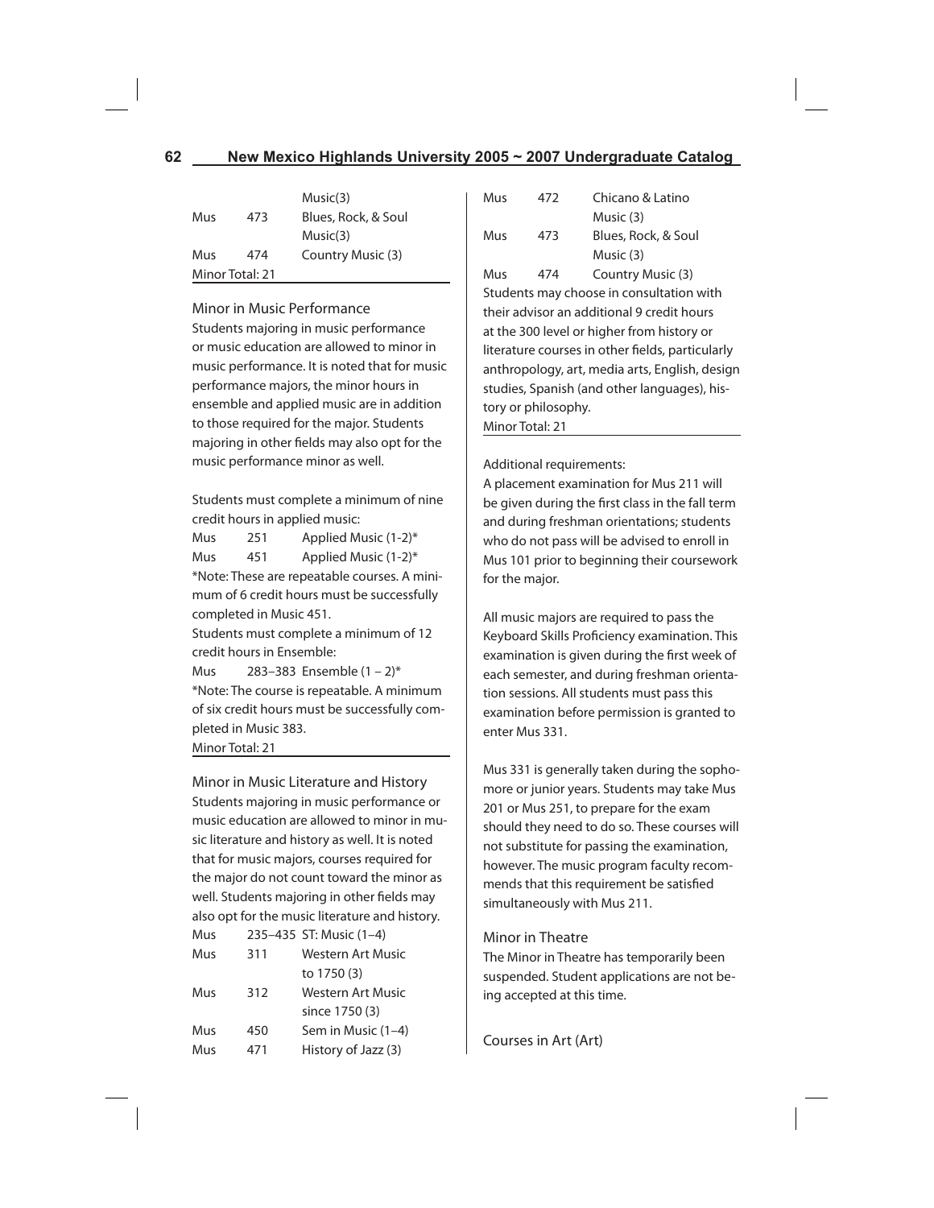| | | |
|---|---|---|
| | | Music(3) |
| Mus | 473 | Blues, Rock, & Soul Music(3) |
| Mus | 474 | Country Music (3) |

Minor Total: 21

## Minor in Music Performance

Students majoring in music performance or music education are allowed to minor in music performance. It is noted that for music performance majors, the minor hours in ensemble and applied music are in addition to those required for the major. Students majoring in other fields may also opt for the music performance minor as well.

Students must complete a minimum of nine credit hours in applied music:

| | | |
|---|---|---|
| Mus | 251 | Applied Music (1-2)* |
| Mus | 451 | Applied Music (1-2)* |

*Note: These are repeatable courses. A minimum of 6 credit hours must be successfully completed in Music 451.

Students must complete a minimum of 12 credit hours in Ensemble:

| | | |
|---|---|---|
| Mus | 283–383 | Ensemble (1 – 2)* |

*Note: The course is repeatable. A minimum of six credit hours must be successfully completed in Music 383.

Minor Total: 21

## Minor in Music Literature and History

Students majoring in music performance or music education are allowed to minor in music literature and history as well. It is noted that for music majors, courses required for the major do not count toward the minor as well. Students majoring in other fields may also opt for the music literature and history.

| | | |
|---|---|---|
| Mus | 235–435 | ST: Music (1–4) |
| Mus | 311 | Western Art Music to 1750 (3) |
| Mus | 312 | Western Art Music since 1750 (3) |
| Mus | 450 | Sem in Music (1–4) |
| Mus | 471 | History of Jazz (3) |
| Mus | 472 | Chicano & Latino Music (3) |
| Mus | 473 | Blues, Rock, & Soul Music (3) |
| Mus | 474 | Country Music (3) |

Students may choose in consultation with their advisor an additional 9 credit hours at the 300 level or higher from history or literature courses in other fields, particularly anthropology, art, media arts, English, design studies, Spanish (and other languages), history or philosophy.

Minor Total: 21

Additional requirements:

A placement examination for Mus 211 will be given during the first class in the fall term and during freshman orientations; students who do not pass will be advised to enroll in Mus 101 prior to beginning their coursework for the major.

All music majors are required to pass the Keyboard Skills Proficiency examination. This examination is given during the first week of each semester, and during freshman orientation sessions. All students must pass this examination before permission is granted to enter Mus 331.

Mus 331 is generally taken during the sophomore or junior years. Students may take Mus 201 or Mus 251, to prepare for the exam should they need to do so. These courses will not substitute for passing the examination, however. The music program faculty recommends that this requirement be satisfied simultaneously with Mus 211.

## Minor in Theatre

The Minor in Theatre has temporarily been suspended. Student applications are not being accepted at this time.

## Courses in Art (Art)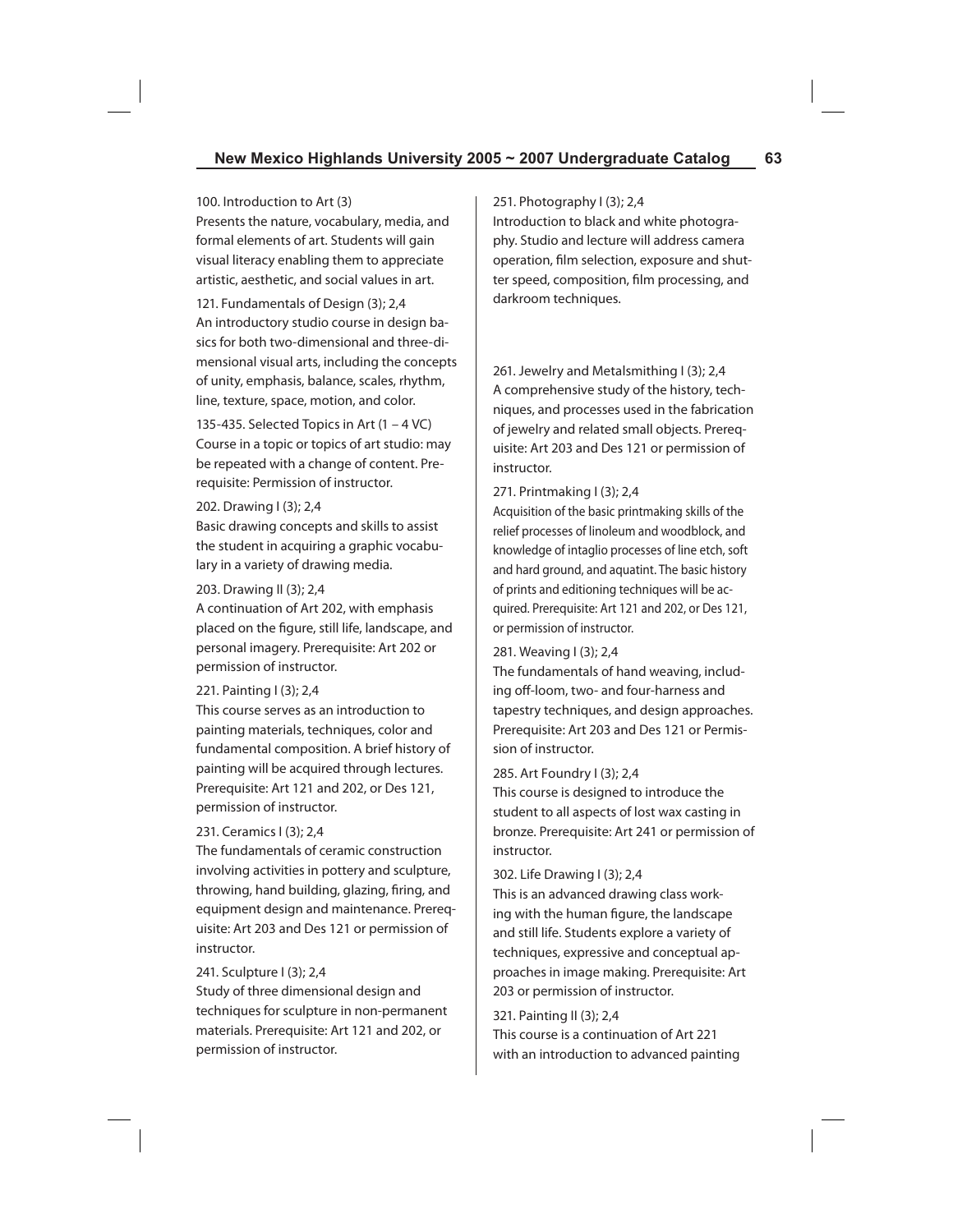100. Introduction to Art (3)
Presents the nature, vocabulary, media, and formal elements of art. Students will gain visual literacy enabling them to appreciate artistic, aesthetic, and social values in art.

121. Fundamentals of Design (3); 2,4
An introductory studio course in design basics for both two-dimensional and three-dimensional visual arts, including the concepts of unity, emphasis, balance, scales, rhythm, line, texture, space, motion, and color.

135-435. Selected Topics in Art (1 – 4 VC)
Course in a topic or topics of art studio: may be repeated with a change of content. Prerequisite: Permission of instructor.

202. Drawing I (3); 2,4
Basic drawing concepts and skills to assist the student in acquiring a graphic vocabulary in a variety of drawing media.

203. Drawing II (3); 2,4
A continuation of Art 202, with emphasis placed on the figure, still life, landscape, and personal imagery. Prerequisite: Art 202 or permission of instructor.

221. Painting I (3); 2,4
This course serves as an introduction to painting materials, techniques, color and fundamental composition. A brief history of painting will be acquired through lectures. Prerequisite: Art 121 and 202, or Des 121, permission of instructor.

231. Ceramics I (3); 2,4
The fundamentals of ceramic construction involving activities in pottery and sculpture, throwing, hand building, glazing, firing, and equipment design and maintenance. Prerequisite: Art 203 and Des 121 or permission of instructor.

241. Sculpture I (3); 2,4
Study of three dimensional design and techniques for sculpture in non-permanent materials. Prerequisite: Art 121 and 202, or permission of instructor.

251. Photography I (3); 2,4
Introduction to black and white photography. Studio and lecture will address camera operation, film selection, exposure and shutter speed, composition, film processing, and darkroom techniques.

261. Jewelry and Metalsmithing I (3); 2,4
A comprehensive study of the history, techniques, and processes used in the fabrication of jewelry and related small objects. Prerequisite: Art 203 and Des 121 or permission of instructor.

271. Printmaking I (3); 2,4
Acquisition of the basic printmaking skills of the relief processes of linoleum and woodblock, and knowledge of intaglio processes of line etch, soft and hard ground, and aquatint. The basic history of prints and editioning techniques will be acquired. Prerequisite: Art 121 and 202, or Des 121, or permission of instructor.

281. Weaving I (3); 2,4
The fundamentals of hand weaving, including off-loom, two- and four-harness and tapestry techniques, and design approaches. Prerequisite: Art 203 and Des 121 or Permission of instructor.

285. Art Foundry I (3); 2,4
This course is designed to introduce the student to all aspects of lost wax casting in bronze. Prerequisite: Art 241 or permission of instructor.

302. Life Drawing I (3); 2,4
This is an advanced drawing class working with the human figure, the landscape and still life. Students explore a variety of techniques, expressive and conceptual approaches in image making. Prerequisite: Art 203 or permission of instructor.

321. Painting II (3); 2,4
This course is a continuation of Art 221 with an introduction to advanced painting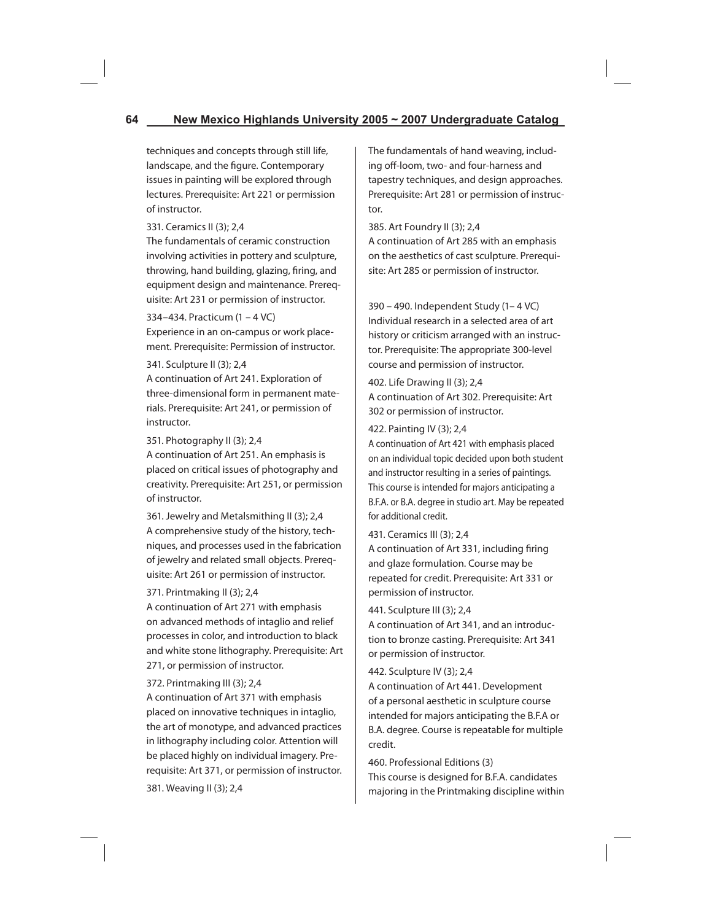techniques and concepts through still life, landscape, and the figure. Contemporary issues in painting will be explored through lectures. Prerequisite: Art 221 or permission of instructor.

331. Ceramics II (3); 2,4
The fundamentals of ceramic construction involving activities in pottery and sculpture, throwing, hand building, glazing, firing, and equipment design and maintenance. Prerequisite: Art 231 or permission of instructor.

334–434. Practicum (1 – 4 VC)
Experience in an on-campus or work placement. Prerequisite: Permission of instructor.

341. Sculpture II (3); 2,4
A continuation of Art 241. Exploration of three-dimensional form in permanent materials. Prerequisite: Art 241, or permission of instructor.

351. Photography II (3); 2,4
A continuation of Art 251. An emphasis is placed on critical issues of photography and creativity. Prerequisite: Art 251, or permission of instructor.

361. Jewelry and Metalsmithing II (3); 2,4
A comprehensive study of the history, techniques, and processes used in the fabrication of jewelry and related small objects. Prerequisite: Art 261 or permission of instructor.

371. Printmaking II (3); 2,4
A continuation of Art 271 with emphasis on advanced methods of intaglio and relief processes in color, and introduction to black and white stone lithography. Prerequisite: Art 271, or permission of instructor.

372. Printmaking III (3); 2,4
A continuation of Art 371 with emphasis placed on innovative techniques in intaglio, the art of monotype, and advanced practices in lithography including color. Attention will be placed highly on individual imagery. Prerequisite: Art 371, or permission of instructor.

381. Weaving II (3); 2,4
The fundamentals of hand weaving, including off-loom, two- and four-harness and tapestry techniques, and design approaches. Prerequisite: Art 281 or permission of instructor.

385. Art Foundry II (3); 2,4
A continuation of Art 285 with an emphasis on the aesthetics of cast sculpture. Prerequisite: Art 285 or permission of instructor.

390 – 490. Independent Study (1– 4 VC)
Individual research in a selected area of art history or criticism arranged with an instructor. Prerequisite: The appropriate 300-level course and permission of instructor.

402. Life Drawing II (3); 2,4
A continuation of Art 302. Prerequisite: Art 302 or permission of instructor.

422. Painting IV (3); 2,4
A continuation of Art 421 with emphasis placed on an individual topic decided upon both student and instructor resulting in a series of paintings. This course is intended for majors anticipating a B.F.A. or B.A. degree in studio art. May be repeated for additional credit.

431. Ceramics III (3); 2,4
A continuation of Art 331, including firing and glaze formulation. Course may be repeated for credit. Prerequisite: Art 331 or permission of instructor.

441. Sculpture III (3); 2,4
A continuation of Art 341, and an introduction to bronze casting. Prerequisite: Art 341 or permission of instructor.

442. Sculpture IV (3); 2,4
A continuation of Art 441. Development of a personal aesthetic in sculpture course intended for majors anticipating the B.F.A or B.A. degree. Course is repeatable for multiple credit.

460. Professional Editions (3)
This course is designed for B.F.A. candidates majoring in the Printmaking discipline within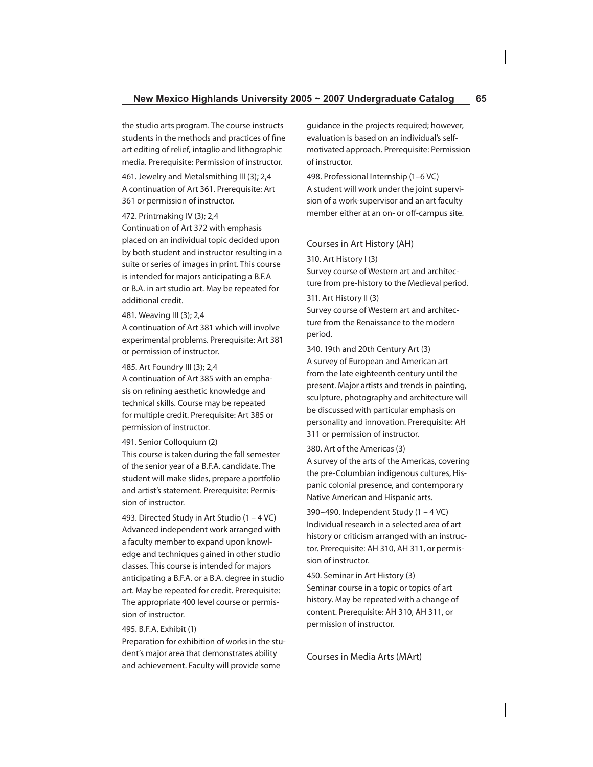the studio arts program. The course instructs students in the methods and practices of fine art editing of relief, intaglio and lithographic media. Prerequisite: Permission of instructor.

461. Jewelry and Metalsmithing III (3); 2,4
A continuation of Art 361. Prerequisite: Art 361 or permission of instructor.

472. Printmaking IV (3); 2,4
Continuation of Art 372 with emphasis placed on an individual topic decided upon by both student and instructor resulting in a suite or series of images in print. This course is intended for majors anticipating a B.F.A or B.A. in art studio art. May be repeated for additional credit.

481. Weaving III (3); 2,4
A continuation of Art 381 which will involve experimental problems. Prerequisite: Art 381 or permission of instructor.

485. Art Foundry III (3); 2,4
A continuation of Art 385 with an emphasis on refining aesthetic knowledge and technical skills. Course may be repeated for multiple credit. Prerequisite: Art 385 or permission of instructor.

491. Senior Colloquium (2)
This course is taken during the fall semester of the senior year of a B.F.A. candidate. The student will make slides, prepare a portfolio and artist's statement. Prerequisite: Permission of instructor.

493. Directed Study in Art Studio (1 – 4 VC)
Advanced independent work arranged with a faculty member to expand upon knowledge and techniques gained in other studio classes. This course is intended for majors anticipating a B.F.A. or a B.A. degree in studio art. May be repeated for credit. Prerequisite: The appropriate 400 level course or permission of instructor.

495. B.F.A. Exhibit (1)
Preparation for exhibition of works in the student's major area that demonstrates ability and achievement. Faculty will provide some guidance in the projects required; however, evaluation is based on an individual's self-motivated approach. Prerequisite: Permission of instructor.

498. Professional Internship (1–6 VC)
A student will work under the joint supervision of a work-supervisor and an art faculty member either at an on- or off-campus site.

## Courses in Art History (AH)

310. Art History I (3)
Survey course of Western art and architecture from pre-history to the Medieval period.

311. Art History II (3)
Survey course of Western art and architecture from the Renaissance to the modern period.

340. 19th and 20th Century Art (3)
A survey of European and American art from the late eighteenth century until the present. Major artists and trends in painting, sculpture, photography and architecture will be discussed with particular emphasis on personality and innovation. Prerequisite: AH 311 or permission of instructor.

380. Art of the Americas (3)
A survey of the arts of the Americas, covering the pre-Columbian indigenous cultures, Hispanic colonial presence, and contemporary Native American and Hispanic arts.

390–490. Independent Study (1 – 4 VC)
Individual research in a selected area of art history or criticism arranged with an instructor. Prerequisite: AH 310, AH 311, or permission of instructor.

450. Seminar in Art History (3)
Seminar course in a topic or topics of art history. May be repeated with a change of content. Prerequisite: AH 310, AH 311, or permission of instructor.

## Courses in Media Arts (MArt)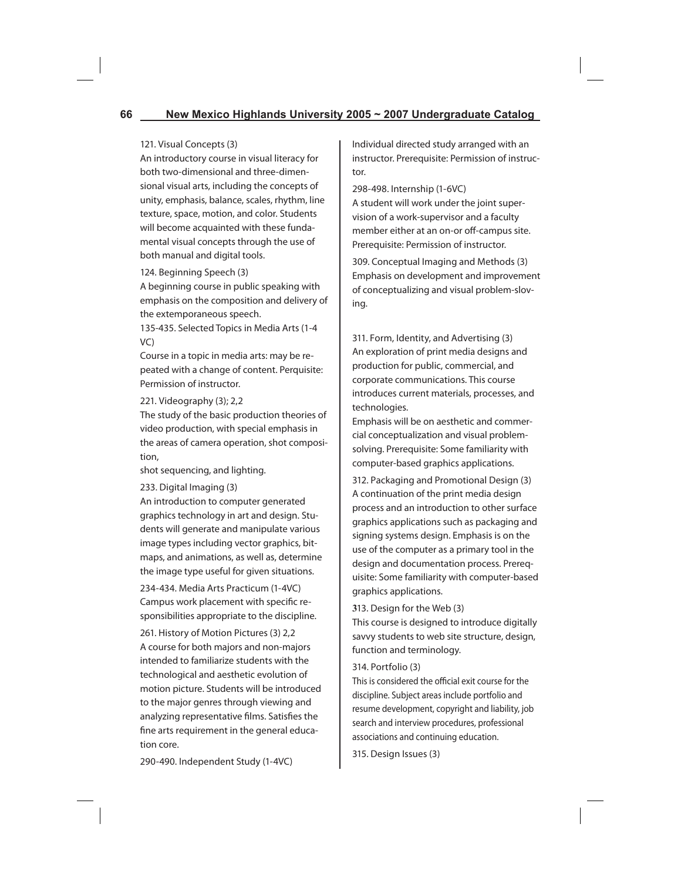121. Visual Concepts (3)
An introductory course in visual literacy for both two-dimensional and three-dimensional visual arts, including the concepts of unity, emphasis, balance, scales, rhythm, line texture, space, motion, and color. Students will become acquainted with these fundamental visual concepts through the use of both manual and digital tools.

124. Beginning Speech (3)
A beginning course in public speaking with emphasis on the composition and delivery of the extemporaneous speech.

135-435. Selected Topics in Media Arts (1-4 VC)
Course in a topic in media arts: may be repeated with a change of content. Perquisite: Permission of instructor.

221. Videography (3); 2,2
The study of the basic production theories of video production, with special emphasis in the areas of camera operation, shot composition,
shot sequencing, and lighting.

233. Digital Imaging (3)
An introduction to computer generated graphics technology in art and design. Students will generate and manipulate various image types including vector graphics, bitmaps, and animations, as well as, determine the image type useful for given situations.

234-434. Media Arts Practicum (1-4VC)
Campus work placement with specific responsibilities appropriate to the discipline.

261. History of Motion Pictures (3) 2,2
A course for both majors and non-majors intended to familiarize students with the technological and aesthetic evolution of motion picture. Students will be introduced to the major genres through viewing and analyzing representative films. Satisfies the fine arts requirement in the general education core.

290-490. Independent Study (1-4VC)
Individual directed study arranged with an instructor. Prerequisite: Permission of instructor.

298-498. Internship (1-6VC)
A student will work under the joint supervision of a work-supervisor and a faculty member either at an on-or off-campus site. Prerequisite: Permission of instructor.

309. Conceptual Imaging and Methods (3)
Emphasis on development and improvement of conceptualizing and visual problem-sloving.

311. Form, Identity, and Advertising (3)
An exploration of print media designs and production for public, commercial, and corporate communications. This course introduces current materials, processes, and technologies.
Emphasis will be on aesthetic and commercial conceptualization and visual problem-solving. Prerequisite: Some familiarity with computer-based graphics applications.

312. Packaging and Promotional Design (3)
A continuation of the print media design process and an introduction to other surface graphics applications such as packaging and signing systems design. Emphasis is on the use of the computer as a primary tool in the design and documentation process. Prerequisite: Some familiarity with computer-based graphics applications.

313. Design for the Web (3)
This course is designed to introduce digitally savvy students to web site structure, design, function and terminology.

314. Portfolio (3)
This is considered the official exit course for the discipline. Subject areas include portfolio and resume development, copyright and liability, job search and interview procedures, professional associations and continuing education.

315. Design Issues (3)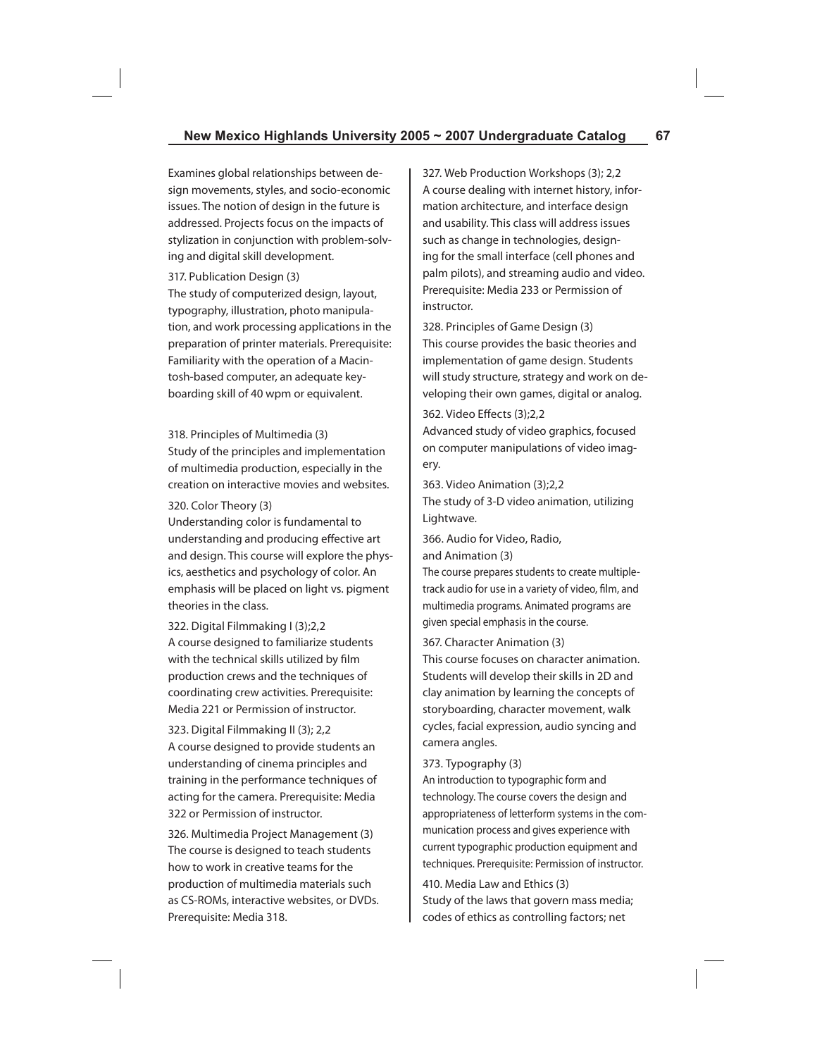Examines global relationships between design movements, styles, and socio-economic issues. The notion of design in the future is addressed. Projects focus on the impacts of stylization in conjunction with problem-solving and digital skill development.

317. Publication Design (3)
The study of computerized design, layout, typography, illustration, photo manipulation, and work processing applications in the preparation of printer materials. Prerequisite: Familiarity with the operation of a Macintosh-based computer, an adequate keyboarding skill of 40 wpm or equivalent.

318. Principles of Multimedia (3)
Study of the principles and implementation of multimedia production, especially in the creation on interactive movies and websites.

320. Color Theory (3)
Understanding color is fundamental to understanding and producing effective art and design. This course will explore the physics, aesthetics and psychology of color. An emphasis will be placed on light vs. pigment theories in the class.

322. Digital Filmmaking I (3);2,2
A course designed to familiarize students with the technical skills utilized by film production crews and the techniques of coordinating crew activities. Prerequisite: Media 221 or Permission of instructor.

323. Digital Filmmaking II (3); 2,2
A course designed to provide students an understanding of cinema principles and training in the performance techniques of acting for the camera. Prerequisite: Media 322 or Permission of instructor.

326. Multimedia Project Management (3)
The course is designed to teach students how to work in creative teams for the production of multimedia materials such as CS-ROMs, interactive websites, or DVDs. Prerequisite: Media 318.

327. Web Production Workshops (3); 2,2
A course dealing with internet history, information architecture, and interface design and usability. This class will address issues such as change in technologies, designing for the small interface (cell phones and palm pilots), and streaming audio and video. Prerequisite: Media 233 or Permission of instructor.

328. Principles of Game Design (3)
This course provides the basic theories and implementation of game design. Students will study structure, strategy and work on developing their own games, digital or analog.

362. Video Effects (3);2,2
Advanced study of video graphics, focused on computer manipulations of video imagery.

363. Video Animation (3);2,2
The study of 3-D video animation, utilizing Lightwave.

366. Audio for Video, Radio, and Animation (3)
The course prepares students to create multiple-track audio for use in a variety of video, film, and multimedia programs. Animated programs are given special emphasis in the course.

367. Character Animation (3)
This course focuses on character animation. Students will develop their skills in 2D and clay animation by learning the concepts of storyboarding, character movement, walk cycles, facial expression, audio syncing and camera angles.

373. Typography (3)
An introduction to typographic form and technology. The course covers the design and appropriateness of letterform systems in the communication process and gives experience with current typographic production equipment and techniques. Prerequisite: Permission of instructor.

410. Media Law and Ethics (3)
Study of the laws that govern mass media; codes of ethics as controlling factors; net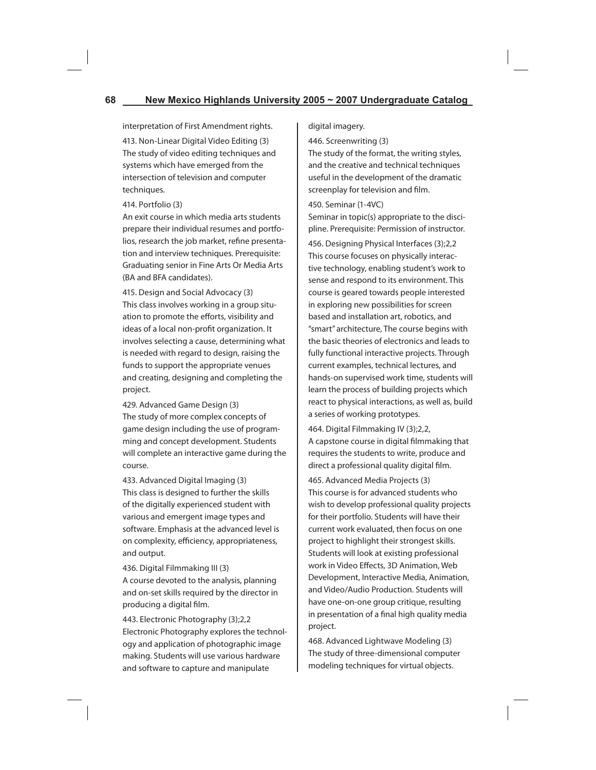interpretation of First Amendment rights.

413. Non-Linear Digital Video Editing (3)
The study of video editing techniques and systems which have emerged from the intersection of television and computer techniques.

414. Portfolio (3)
An exit course in which media arts students prepare their individual resumes and portfolios, research the job market, refine presentation and interview techniques. Prerequisite: Graduating senior in Fine Arts Or Media Arts (BA and BFA candidates).

415. Design and Social Advocacy (3)
This class involves working in a group situation to promote the efforts, visibility and ideas of a local non-profit organization. It involves selecting a cause, determining what is needed with regard to design, raising the funds to support the appropriate venues and creating, designing and completing the project.

429. Advanced Game Design (3)
The study of more complex concepts of game design including the use of programming and concept development. Students will complete an interactive game during the course.

433. Advanced Digital Imaging (3)
This class is designed to further the skills of the digitally experienced student with various and emergent image types and software. Emphasis at the advanced level is on complexity, efficiency, appropriateness, and output.

436. Digital Filmmaking III (3)
A course devoted to the analysis, planning and on-set skills required by the director in producing a digital film.

443. Electronic Photography (3);2,2
Electronic Photography explores the technology and application of photographic image making. Students will use various hardware and software to capture and manipulate digital imagery.

446. Screenwriting (3)
The study of the format, the writing styles, and the creative and technical techniques useful in the development of the dramatic screenplay for television and film.

450. Seminar (1-4VC)
Seminar in topic(s) appropriate to the discipline. Prerequisite: Permission of instructor.

456. Designing Physical Interfaces (3);2,2
This course focuses on physically interactive technology, enabling student's work to sense and respond to its environment. This course is geared towards people interested in exploring new possibilities for screen based and installation art, robotics, and "smart" architecture, The course begins with the basic theories of electronics and leads to fully functional interactive projects. Through current examples, technical lectures, and hands-on supervised work time, students will learn the process of building projects which react to physical interactions, as well as, build a series of working prototypes.

464. Digital Filmmaking IV (3);2,2,
A capstone course in digital filmmaking that requires the students to write, produce and direct a professional quality digital film.

465. Advanced Media Projects (3)
This course is for advanced students who wish to develop professional quality projects for their portfolio. Students will have their current work evaluated, then focus on one project to highlight their strongest skills. Students will look at existing professional work in Video Effects, 3D Animation, Web Development, Interactive Media, Animation, and Video/Audio Production. Students will have one-on-one group critique, resulting in presentation of a final high quality media project.

468. Advanced Lightwave Modeling (3)
The study of three-dimensional computer modeling techniques for virtual objects.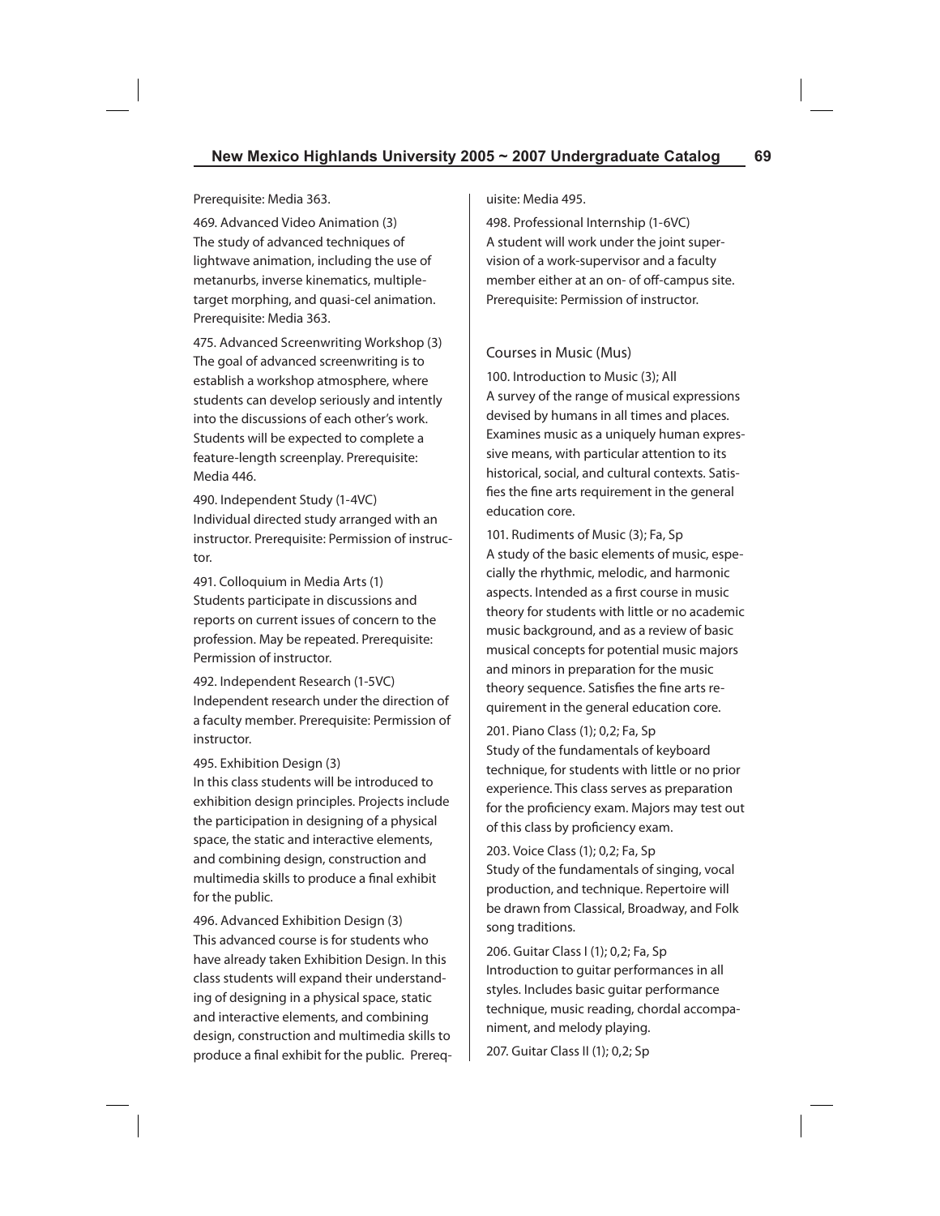Prerequisite: Media 363.

469. Advanced Video Animation (3)
The study of advanced techniques of lightwave animation, including the use of metanurbs, inverse kinematics, multiple-target morphing, and quasi-cel animation. Prerequisite: Media 363.

475. Advanced Screenwriting Workshop (3)
The goal of advanced screenwriting is to establish a workshop atmosphere, where students can develop seriously and intently into the discussions of each other's work. Students will be expected to complete a feature-length screenplay. Prerequisite: Media 446.

490. Independent Study (1-4VC)
Individual directed study arranged with an instructor. Prerequisite: Permission of instructor.

491. Colloquium in Media Arts (1)
Students participate in discussions and reports on current issues of concern to the profession. May be repeated. Prerequisite: Permission of instructor.

492. Independent Research (1-5VC)
Independent research under the direction of a faculty member. Prerequisite: Permission of instructor.

495. Exhibition Design (3)
In this class students will be introduced to exhibition design principles. Projects include the participation in designing of a physical space, the static and interactive elements, and combining design, construction and multimedia skills to produce a final exhibit for the public.

496. Advanced Exhibition Design (3)
This advanced course is for students who have already taken Exhibition Design. In this class students will expand their understanding of designing in a physical space, static and interactive elements, and combining design, construction and multimedia skills to produce a final exhibit for the public. Prerequisite: Media 495.

498. Professional Internship (1-6VC)
A student will work under the joint supervision of a work-supervisor and a faculty member either at an on- of off-campus site. Prerequisite: Permission of instructor.

## Courses in Music (Mus)

100. Introduction to Music (3); All
A survey of the range of musical expressions devised by humans in all times and places. Examines music as a uniquely human expressive means, with particular attention to its historical, social, and cultural contexts. Satisfies the fine arts requirement in the general education core.

101. Rudiments of Music (3); Fa, Sp
A study of the basic elements of music, especially the rhythmic, melodic, and harmonic aspects. Intended as a first course in music theory for students with little or no academic music background, and as a review of basic musical concepts for potential music majors and minors in preparation for the music theory sequence. Satisfies the fine arts requirement in the general education core.

201. Piano Class (1); 0,2; Fa, Sp
Study of the fundamentals of keyboard technique, for students with little or no prior experience. This class serves as preparation for the proficiency exam. Majors may test out of this class by proficiency exam.

203. Voice Class (1); 0,2; Fa, Sp
Study of the fundamentals of singing, vocal production, and technique. Repertoire will be drawn from Classical, Broadway, and Folk song traditions.

206. Guitar Class I (1); 0,2; Fa, Sp
Introduction to guitar performances in all styles. Includes basic guitar performance technique, music reading, chordal accompaniment, and melody playing.

207. Guitar Class II (1); 0,2; Sp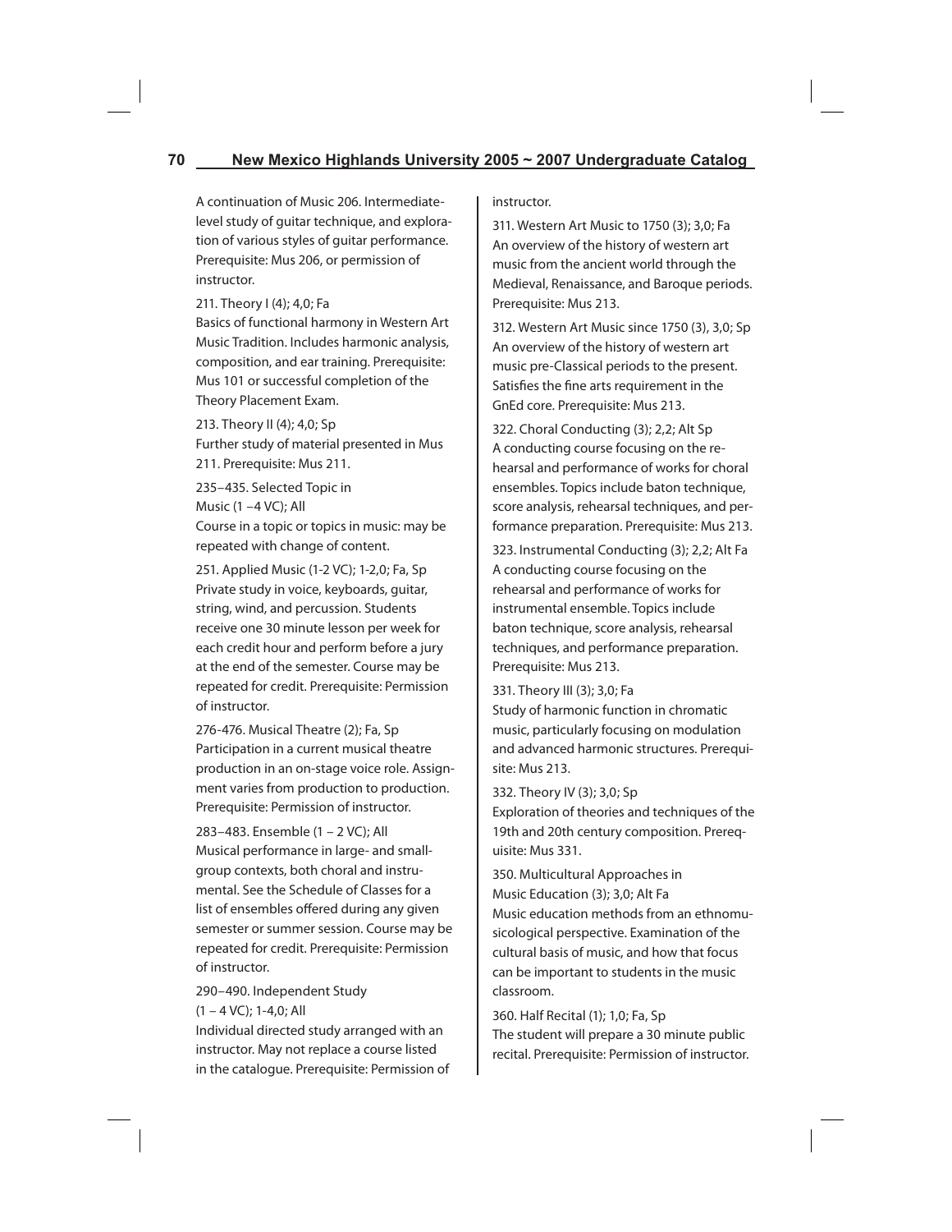A continuation of Music 206. Intermediate-level study of guitar technique, and exploration of various styles of guitar performance. Prerequisite: Mus 206, or permission of instructor.

211. Theory I (4); 4,0; Fa
Basics of functional harmony in Western Art Music Tradition. Includes harmonic analysis, composition, and ear training. Prerequisite: Mus 101 or successful completion of the Theory Placement Exam.

213. Theory II (4); 4,0; Sp
Further study of material presented in Mus 211. Prerequisite: Mus 211.

235–435. Selected Topic in Music (1 –4 VC); All
Course in a topic or topics in music: may be repeated with change of content.

251. Applied Music (1-2 VC); 1-2,0; Fa, Sp
Private study in voice, keyboards, guitar, string, wind, and percussion. Students receive one 30 minute lesson per week for each credit hour and perform before a jury at the end of the semester. Course may be repeated for credit. Prerequisite: Permission of instructor.

276-476. Musical Theatre (2); Fa, Sp
Participation in a current musical theatre production in an on-stage voice role. Assignment varies from production to production. Prerequisite: Permission of instructor.

283–483. Ensemble (1 – 2 VC); All
Musical performance in large- and small-group contexts, both choral and instrumental. See the Schedule of Classes for a list of ensembles offered during any given semester or summer session. Course may be repeated for credit. Prerequisite: Permission of instructor.

290–490. Independent Study (1 – 4 VC); 1-4,0; All
Individual directed study arranged with an instructor. May not replace a course listed in the catalogue. Prerequisite: Permission of instructor.

311. Western Art Music to 1750 (3); 3,0; Fa
An overview of the history of western art music from the ancient world through the Medieval, Renaissance, and Baroque periods. Prerequisite: Mus 213.

312. Western Art Music since 1750 (3), 3,0; Sp
An overview of the history of western art music pre-Classical periods to the present. Satisfies the fine arts requirement in the GnEd core. Prerequisite: Mus 213.

322. Choral Conducting (3); 2,2; Alt Sp
A conducting course focusing on the rehearsal and performance of works for choral ensembles. Topics include baton technique, score analysis, rehearsal techniques, and performance preparation. Prerequisite: Mus 213.

323. Instrumental Conducting (3); 2,2; Alt Fa
A conducting course focusing on the rehearsal and performance of works for instrumental ensemble. Topics include baton technique, score analysis, rehearsal techniques, and performance preparation. Prerequisite: Mus 213.

331. Theory III (3); 3,0; Fa
Study of harmonic function in chromatic music, particularly focusing on modulation and advanced harmonic structures. Prerequisite: Mus 213.

332. Theory IV (3); 3,0; Sp
Exploration of theories and techniques of the 19th and 20th century composition. Prerequisite: Mus 331.

350. Multicultural Approaches in Music Education (3); 3,0; Alt Fa
Music education methods from an ethnomusicological perspective. Examination of the cultural basis of music, and how that focus can be important to students in the music classroom.

360. Half Recital (1); 1,0; Fa, Sp
The student will prepare a 30 minute public recital. Prerequisite: Permission of instructor.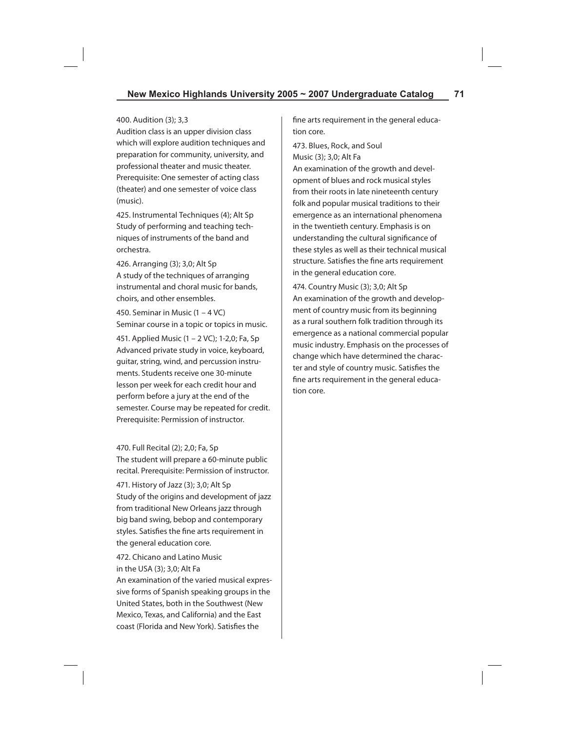400. Audition (3); 3,3
Audition class is an upper division class which will explore audition techniques and preparation for community, university, and professional theater and music theater. Prerequisite: One semester of acting class (theater) and one semester of voice class (music).

425. Instrumental Techniques (4); Alt Sp
Study of performing and teaching techniques of instruments of the band and orchestra.

426. Arranging (3); 3,0; Alt Sp
A study of the techniques of arranging instrumental and choral music for bands, choirs, and other ensembles.

450. Seminar in Music (1 – 4 VC)
Seminar course in a topic or topics in music.

451. Applied Music (1 – 2 VC); 1-2,0; Fa, Sp
Advanced private study in voice, keyboard, guitar, string, wind, and percussion instruments. Students receive one 30-minute lesson per week for each credit hour and perform before a jury at the end of the semester. Course may be repeated for credit. Prerequisite: Permission of instructor.

470. Full Recital (2); 2,0; Fa, Sp
The student will prepare a 60-minute public recital. Prerequisite: Permission of instructor.

471. History of Jazz (3); 3,0; Alt Sp
Study of the origins and development of jazz from traditional New Orleans jazz through big band swing, bebop and contemporary styles. Satisfies the fine arts requirement in the general education core.

472. Chicano and Latino Music in the USA (3); 3,0; Alt Fa
An examination of the varied musical expressive forms of Spanish speaking groups in the United States, both in the Southwest (New Mexico, Texas, and California) and the East coast (Florida and New York). Satisfies the fine arts requirement in the general education core.

473. Blues, Rock, and Soul Music (3); 3,0; Alt Fa
An examination of the growth and development of blues and rock musical styles from their roots in late nineteenth century folk and popular musical traditions to their emergence as an international phenomena in the twentieth century. Emphasis is on understanding the cultural significance of these styles as well as their technical musical structure. Satisfies the fine arts requirement in the general education core.

474. Country Music (3); 3,0; Alt Sp
An examination of the growth and development of country music from its beginning as a rural southern folk tradition through its emergence as a national commercial popular music industry. Emphasis on the processes of change which have determined the character and style of country music. Satisfies the fine arts requirement in the general education core.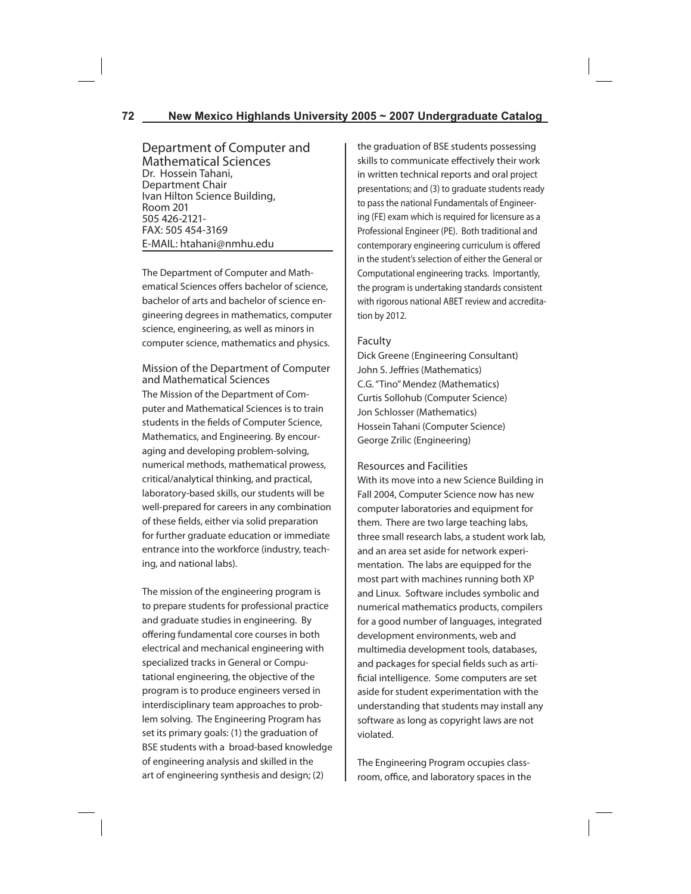## Department of Computer and Mathematical Sciences

Dr. Hossein Tahani,
Department Chair
Ivan Hilton Science Building,
Room 201
505 426-2121-
FAX: 505 454-3169
E-MAIL: htahani@nmhu.edu

The Department of Computer and Mathematical Sciences offers bachelor of science, bachelor of arts and bachelor of science engineering degrees in mathematics, computer science, engineering, as well as minors in computer science, mathematics and physics.

### Mission of the Department of Computer and Mathematical Sciences

The Mission of the Department of Computer and Mathematical Sciences is to train students in the fields of Computer Science, Mathematics, and Engineering. By encouraging and developing problem-solving, numerical methods, mathematical prowess, critical/analytical thinking, and practical, laboratory-based skills, our students will be well-prepared for careers in any combination of these fields, either via solid preparation for further graduate education or immediate entrance into the workforce (industry, teaching, and national labs).

The mission of the engineering program is to prepare students for professional practice and graduate studies in engineering. By offering fundamental core courses in both electrical and mechanical engineering with specialized tracks in General or Computational engineering, the objective of the program is to produce engineers versed in interdisciplinary team approaches to problem solving. The Engineering Program has set its primary goals: (1) the graduation of BSE students with a broad-based knowledge of engineering analysis and skilled in the art of engineering synthesis and design; (2) the graduation of BSE students possessing skills to communicate effectively their work in written technical reports and oral project presentations; and (3) to graduate students ready to pass the national Fundamentals of Engineering (FE) exam which is required for licensure as a Professional Engineer (PE). Both traditional and contemporary engineering curriculum is offered in the student's selection of either the General or Computational engineering tracks. Importantly, the program is undertaking standards consistent with rigorous national ABET review and accreditation by 2012.

### Faculty

Dick Greene (Engineering Consultant)
John S. Jeffries (Mathematics)
C.G. "Tino" Mendez (Mathematics)
Curtis Sollohub (Computer Science)
Jon Schlosser (Mathematics)
Hossein Tahani (Computer Science)
George Zrilic (Engineering)

### Resources and Facilities

With its move into a new Science Building in Fall 2004, Computer Science now has new computer laboratories and equipment for them. There are two large teaching labs, three small research labs, a student work lab, and an area set aside for network experimentation. The labs are equipped for the most part with machines running both XP and Linux. Software includes symbolic and numerical mathematics products, compilers for a good number of languages, integrated development environments, web and multimedia development tools, databases, and packages for special fields such as artificial intelligence. Some computers are set aside for student experimentation with the understanding that students may install any software as long as copyright laws are not violated.

The Engineering Program occupies classroom, office, and laboratory spaces in the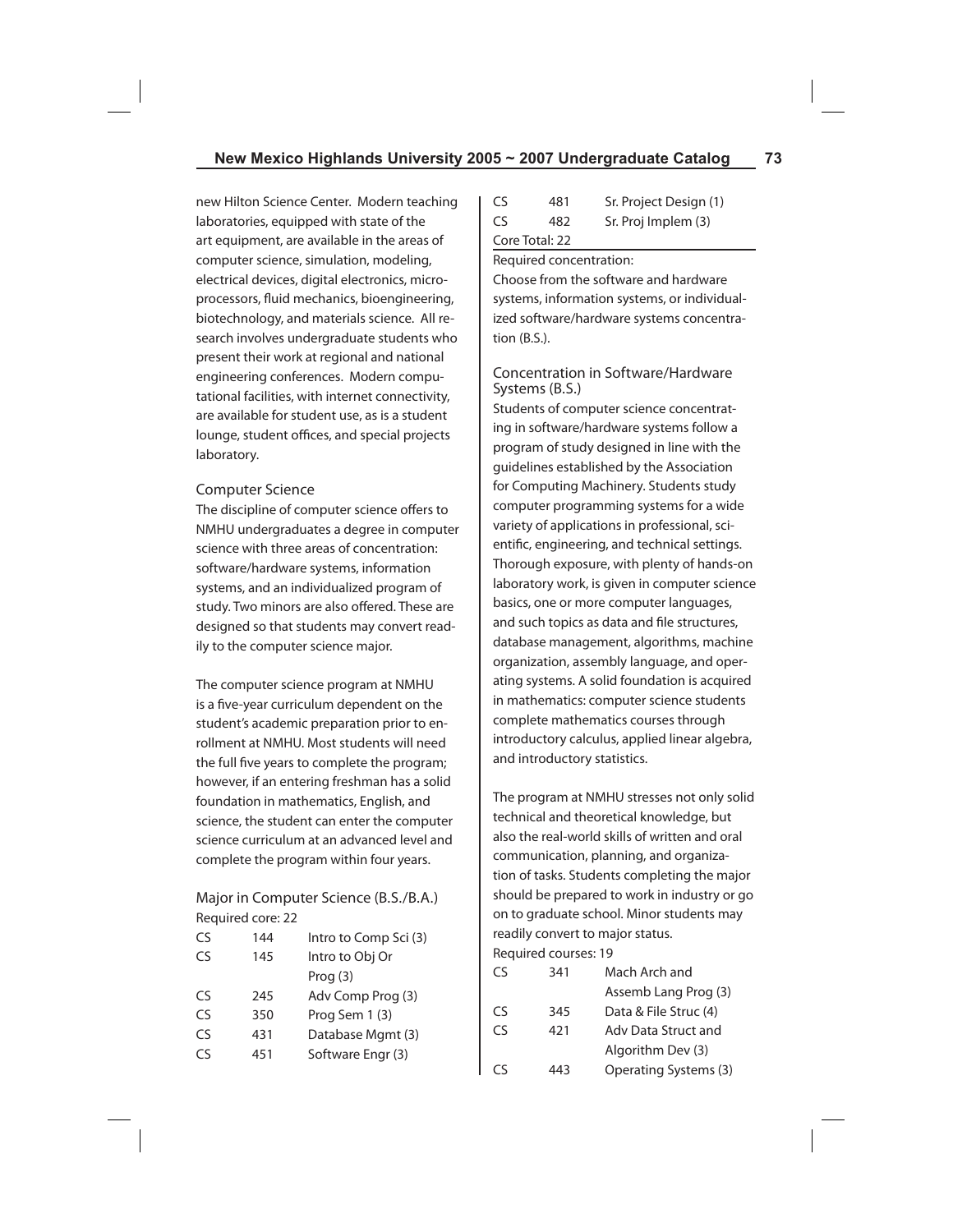new Hilton Science Center. Modern teaching laboratories, equipped with state of the art equipment, are available in the areas of computer science, simulation, modeling, electrical devices, digital electronics, microprocessors, fluid mechanics, bioengineering, biotechnology, and materials science. All research involves undergraduate students who present their work at regional and national engineering conferences. Modern computational facilities, with internet connectivity, are available for student use, as is a student lounge, student offices, and special projects laboratory.

## Computer Science

The discipline of computer science offers to NMHU undergraduates a degree in computer science with three areas of concentration: software/hardware systems, information systems, and an individualized program of study. Two minors are also offered. These are designed so that students may convert readily to the computer science major.

The computer science program at NMHU is a five-year curriculum dependent on the student's academic preparation prior to enrollment at NMHU. Most students will need the full five years to complete the program; however, if an entering freshman has a solid foundation in mathematics, English, and science, the student can enter the computer science curriculum at an advanced level and complete the program within four years.

### Major in Computer Science (B.S./B.A.)

Required core: 22

| | | |
|---|---|---|
| CS | 144 | Intro to Comp Sci (3) |
| CS | 145 | Intro to Obj Or Prog (3) |
| CS | 245 | Adv Comp Prog (3) |
| CS | 350 | Prog Sem 1 (3) |
| CS | 431 | Database Mgmt (3) |
| CS | 451 | Software Engr (3) |
| CS | 481 | Sr. Project Design (1) |
| CS | 482 | Sr. Proj Implem (3) |

Core Total: 22

Required concentration:

Choose from the software and hardware systems, information systems, or individualized software/hardware systems concentration (B.S.).

### Concentration in Software/Hardware Systems (B.S.)

Students of computer science concentrating in software/hardware systems follow a program of study designed in line with the guidelines established by the Association for Computing Machinery. Students study computer programming systems for a wide variety of applications in professional, scientific, engineering, and technical settings. Thorough exposure, with plenty of hands-on laboratory work, is given in computer science basics, one or more computer languages, and such topics as data and file structures, database management, algorithms, machine organization, assembly language, and operating systems. A solid foundation is acquired in mathematics: computer science students complete mathematics courses through introductory calculus, applied linear algebra, and introductory statistics.

The program at NMHU stresses not only solid technical and theoretical knowledge, but also the real-world skills of written and oral communication, planning, and organization of tasks. Students completing the major should be prepared to work in industry or go on to graduate school. Minor students may readily convert to major status.

Required courses: 19

| | | |
|---|---|---|
| CS | 341 | Mach Arch and Assemb Lang Prog (3) |
| CS | 345 | Data & File Struc (4) |
| CS | 421 | Adv Data Struct and Algorithm Dev (3) |
| CS | 443 | Operating Systems (3) |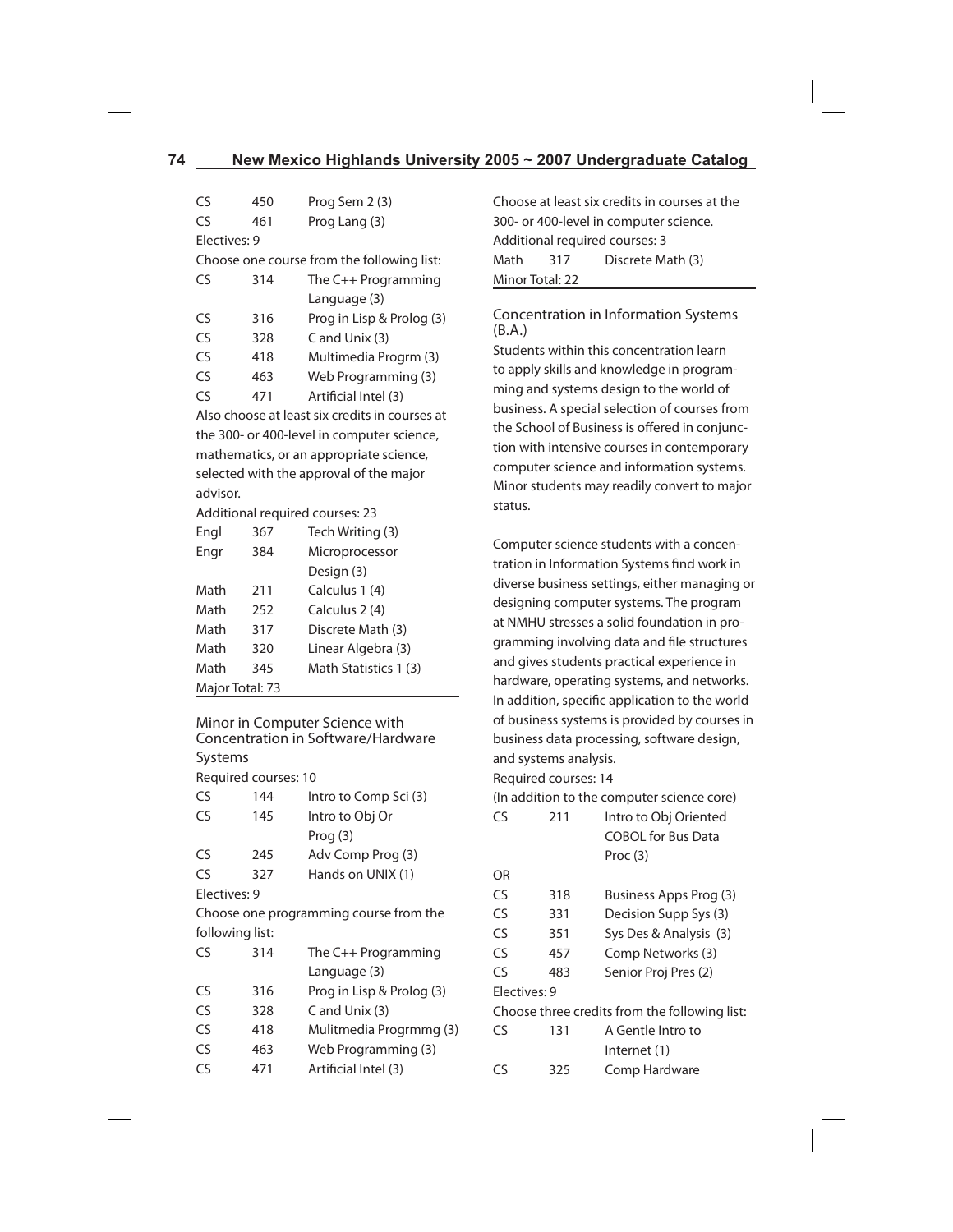| | | |
|---|---|---|
| CS | 450 | Prog Sem 2 (3) |
| CS | 461 | Prog Lang (3) |

Electives: 9

Choose one course from the following list:

| | | |
|---|---|---|
| CS | 314 | The C++ Programming Language (3) |
| CS | 316 | Prog in Lisp & Prolog (3) |
| CS | 328 | C and Unix (3) |
| CS | 418 | Multimedia Progrm (3) |
| CS | 463 | Web Programming (3) |
| CS | 471 | Artificial Intel (3) |

Also choose at least six credits in courses at the 300- or 400-level in computer science, mathematics, or an appropriate science, selected with the approval of the major advisor.

Additional required courses: 23

| | | |
|---|---|---|
| Engl | 367 | Tech Writing (3) |
| Engr | 384 | Microprocessor Design (3) |
| Math | 211 | Calculus 1 (4) |
| Math | 252 | Calculus 2 (4) |
| Math | 317 | Discrete Math (3) |
| Math | 320 | Linear Algebra (3) |
| Math | 345 | Math Statistics 1 (3) |

Major Total: 73

### Minor in Computer Science with Concentration in Software/Hardware Systems

Required courses: 10

| | | |
|---|---|---|
| CS | 144 | Intro to Comp Sci (3) |
| CS | 145 | Intro to Obj Or Prog (3) |
| CS | 245 | Adv Comp Prog (3) |
| CS | 327 | Hands on UNIX (1) |

Electives: 9

Choose one programming course from the following list:

| | | |
|---|---|---|
| CS | 314 | The C++ Programming Language (3) |
| CS | 316 | Prog in Lisp & Prolog (3) |
| CS | 328 | C and Unix (3) |
| CS | 418 | Mulitmedia Progrmmg (3) |
| CS | 463 | Web Programming (3) |
| CS | 471 | Artificial Intel (3) |

Choose at least six credits in courses at the 300- or 400-level in computer science.

Additional required courses: 3

| | | |
|---|---|---|
| Math | 317 | Discrete Math (3) |

Minor Total: 22

### Concentration in Information Systems (B.A.)

Students within this concentration learn to apply skills and knowledge in programming and systems design to the world of business. A special selection of courses from the School of Business is offered in conjunction with intensive courses in contemporary computer science and information systems. Minor students may readily convert to major status.

Computer science students with a concentration in Information Systems find work in diverse business settings, either managing or designing computer systems. The program at NMHU stresses a solid foundation in programming involving data and file structures and gives students practical experience in hardware, operating systems, and networks. In addition, specific application to the world of business systems is provided by courses in business data processing, software design, and systems analysis.

Required courses: 14

(In addition to the computer science core)

| | | |
|---|---|---|
| CS | 211 | Intro to Obj Oriented COBOL for Bus Data Proc (3) |
| OR | | |
| CS | 318 | Business Apps Prog (3) |
| CS | 331 | Decision Supp Sys (3) |
| CS | 351 | Sys Des & Analysis (3) |
| CS | 457 | Comp Networks (3) |
| CS | 483 | Senior Proj Pres (2) |

Electives: 9

Choose three credits from the following list:

| | | |
|---|---|---|
| CS | 131 | A Gentle Intro to Internet (1) |
| CS | 325 | Comp Hardware |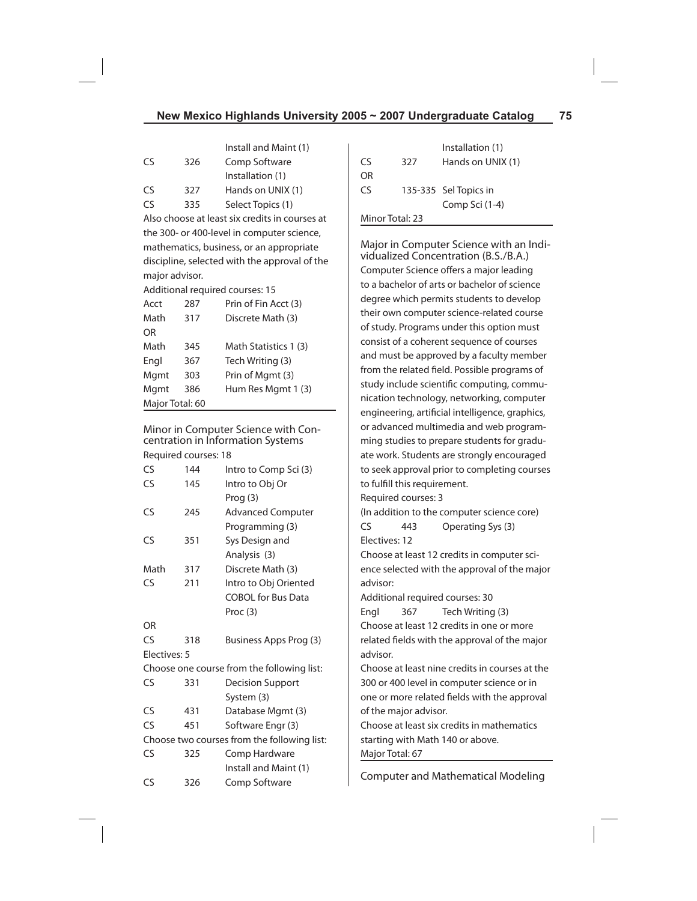| | | |
|---|---|---|
| | | Install and Maint (1) |
| CS | 326 | Comp Software Installation (1) |
| CS | 327 | Hands on UNIX (1) |
| CS | 335 | Select Topics (1) |

Also choose at least six credits in courses at the 300- or 400-level in computer science, mathematics, business, or an appropriate discipline, selected with the approval of the major advisor.

Additional required courses: 15

| | | |
|---|---|---|
| Acct | 287 | Prin of Fin Acct (3) |
| Math | 317 | Discrete Math (3) |
| OR | | |
| Math | 345 | Math Statistics 1 (3) |
| Engl | 367 | Tech Writing (3) |
| Mgmt | 303 | Prin of Mgmt (3) |
| Mgmt | 386 | Hum Res Mgmt 1 (3) |

Major Total: 60

## Minor in Computer Science with Concentration in Information Systems

Required courses: 18

| | | |
|---|---|---|
| CS | 144 | Intro to Comp Sci (3) |
| CS | 145 | Intro to Obj Or Prog (3) |
| CS | 245 | Advanced Computer Programming (3) |
| CS | 351 | Sys Design and Analysis (3) |
| Math | 317 | Discrete Math (3) |
| CS | 211 | Intro to Obj Oriented COBOL for Bus Data Proc (3) |
| OR | | |
| CS | 318 | Business Apps Prog (3) |

Electives: 5

Choose one course from the following list:

| | | |
|---|---|---|
| CS | 331 | Decision Support System (3) |
| CS | 431 | Database Mgmt (3) |
| CS | 451 | Software Engr (3) |

Choose two courses from the following list:

| | | |
|---|---|---|
| CS | 325 | Comp Hardware Install and Maint (1) |
| CS | 326 | Comp Software Installation (1) |
| CS | 327 | Hands on UNIX (1) |
| OR | | |
| CS | 135-335 | Sel Topics in Comp Sci (1-4) |

Minor Total: 23

## Major in Computer Science with an Individualized Concentration (B.S./B.A.)

Computer Science offers a major leading to a bachelor of arts or bachelor of science degree which permits students to develop their own computer science-related course of study. Programs under this option must consist of a coherent sequence of courses and must be approved by a faculty member from the related field. Possible programs of study include scientific computing, communication technology, networking, computer engineering, artificial intelligence, graphics, or advanced multimedia and web programming studies to prepare students for graduate work. Students are strongly encouraged to seek approval prior to completing courses to fulfill this requirement.

Required courses: 3

(In addition to the computer science core)

| | | |
|---|---|---|
| CS | 443 | Operating Sys (3) |

Electives: 12

Choose at least 12 credits in computer science selected with the approval of the major advisor:

Additional required courses: 30

| | | |
|---|---|---|
| Engl | 367 | Tech Writing (3) |

Choose at least 12 credits in one or more related fields with the approval of the major advisor.

Choose at least nine credits in courses at the 300 or 400 level in computer science or in one or more related fields with the approval of the major advisor.

Choose at least six credits in mathematics starting with Math 140 or above.

Major Total: 67

## Computer and Mathematical Modeling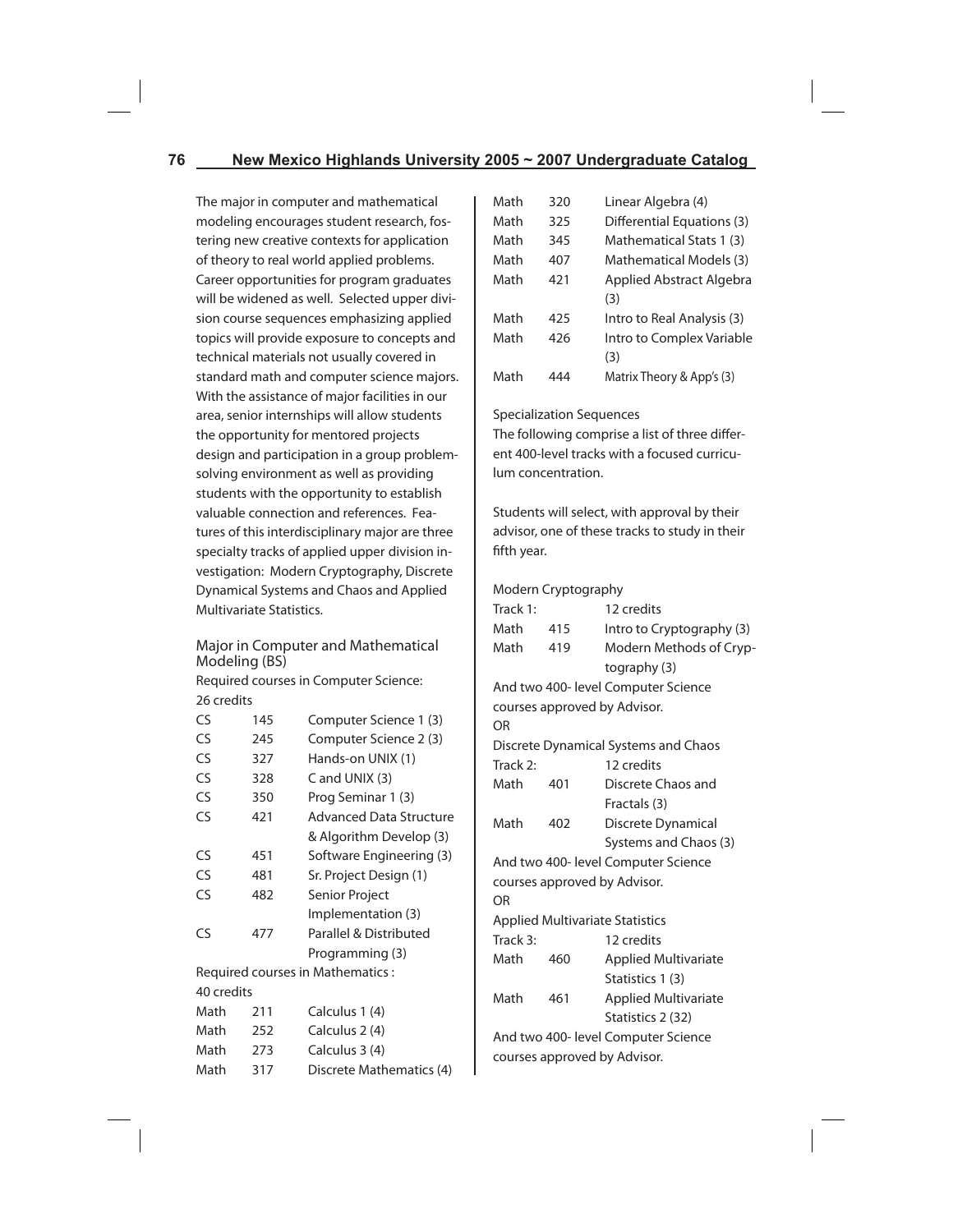The major in computer and mathematical modeling encourages student research, fostering new creative contexts for application of theory to real world applied problems. Career opportunities for program graduates will be widened as well. Selected upper division course sequences emphasizing applied topics will provide exposure to concepts and technical materials not usually covered in standard math and computer science majors. With the assistance of major facilities in our area, senior internships will allow students the opportunity for mentored projects design and participation in a group problem-solving environment as well as providing students with the opportunity to establish valuable connection and references. Features of this interdisciplinary major are three specialty tracks of applied upper division investigation: Modern Cryptography, Discrete Dynamical Systems and Chaos and Applied Multivariate Statistics.

## Major in Computer and Mathematical Modeling (BS)

Required courses in Computer Science: 26 credits

| | | |
|---|---|---|
| CS | 145 | Computer Science 1 (3) |
| CS | 245 | Computer Science 2 (3) |
| CS | 327 | Hands-on UNIX (1) |
| CS | 328 | C and UNIX (3) |
| CS | 350 | Prog Seminar 1 (3) |
| CS | 421 | Advanced Data Structure & Algorithm Develop (3) |
| CS | 451 | Software Engineering (3) |
| CS | 481 | Sr. Project Design (1) |
| CS | 482 | Senior Project Implementation (3) |
| CS | 477 | Parallel & Distributed Programming (3) |

Required courses in Mathematics : 40 credits

| | | |
|---|---|---|
| Math | 211 | Calculus 1 (4) |
| Math | 252 | Calculus 2 (4) |
| Math | 273 | Calculus 3 (4) |
| Math | 317 | Discrete Mathematics (4) |
| Math | 320 | Linear Algebra (4) |
| Math | 325 | Differential Equations (3) |
| Math | 345 | Mathematical Stats 1 (3) |
| Math | 407 | Mathematical Models (3) |
| Math | 421 | Applied Abstract Algebra (3) |
| Math | 425 | Intro to Real Analysis (3) |
| Math | 426 | Intro to Complex Variable (3) |
| Math | 444 | Matrix Theory & App's (3) |

Specialization Sequences

The following comprise a list of three different 400-level tracks with a focused curriculum concentration.

Students will select, with approval by their advisor, one of these tracks to study in their fifth year.

Modern Cryptography

| | | |
|---|---|---|
| Track 1: | | 12 credits |
| Math | 415 | Intro to Cryptography (3) |
| Math | 419 | Modern Methods of Cryptography (3) |

And two 400- level Computer Science courses approved by Advisor.

OR

Discrete Dynamical Systems and Chaos

| | | |
|---|---|---|
| Track 2: | | 12 credits |
| Math | 401 | Discrete Chaos and Fractals (3) |
| Math | 402 | Discrete Dynamical Systems and Chaos (3) |

And two 400- level Computer Science courses approved by Advisor.

OR

Applied Multivariate Statistics

| | | |
|---|---|---|
| Track 3: | | 12 credits |
| Math | 460 | Applied Multivariate Statistics 1 (3) |
| Math | 461 | Applied Multivariate Statistics 2 (32) |

And two 400- level Computer Science courses approved by Advisor.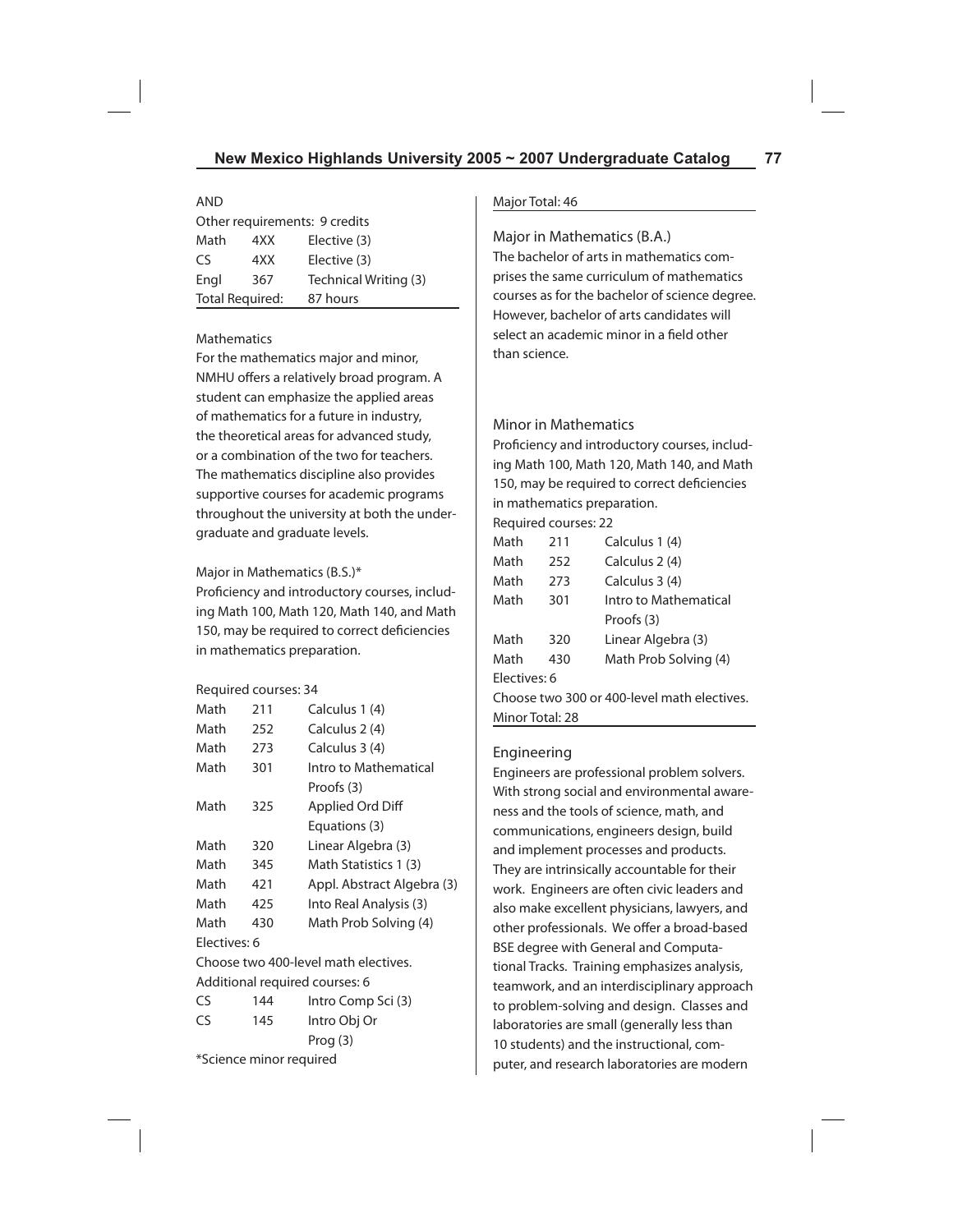AND

Other requirements: 9 credits

| | | |
|---|---|---|
| Math | 4XX | Elective (3) |
| CS | 4XX | Elective (3) |
| Engl | 367 | Technical Writing (3) |
| Total Required: | | 87 hours |

## Mathematics

For the mathematics major and minor, NMHU offers a relatively broad program. A student can emphasize the applied areas of mathematics for a future in industry, the theoretical areas for advanced study, or a combination of the two for teachers. The mathematics discipline also provides supportive courses for academic programs throughout the university at both the undergraduate and graduate levels.

### Major in Mathematics (B.S.)*

Proficiency and introductory courses, including Math 100, Math 120, Math 140, and Math 150, may be required to correct deficiencies in mathematics preparation.

Required courses: 34

| | | |
|---|---|---|
| Math | 211 | Calculus 1 (4) |
| Math | 252 | Calculus 2 (4) |
| Math | 273 | Calculus 3 (4) |
| Math | 301 | Intro to Mathematical Proofs (3) |
| Math | 325 | Applied Ord Diff Equations (3) |
| Math | 320 | Linear Algebra (3) |
| Math | 345 | Math Statistics 1 (3) |
| Math | 421 | Appl. Abstract Algebra (3) |
| Math | 425 | Into Real Analysis (3) |
| Math | 430 | Math Prob Solving (4) |

Electives: 6

Choose two 400-level math electives.

Additional required courses: 6

| | | |
|---|---|---|
| CS | 144 | Intro Comp Sci (3) |
| CS | 145 | Intro Obj Or Prog (3) |

*Science minor required

Major Total: 46

### Major in Mathematics (B.A.)

The bachelor of arts in mathematics comprises the same curriculum of mathematics courses as for the bachelor of science degree. However, bachelor of arts candidates will select an academic minor in a field other than science.

### Minor in Mathematics

Proficiency and introductory courses, including Math 100, Math 120, Math 140, and Math 150, may be required to correct deficiencies in mathematics preparation.

Required courses: 22

| | | |
|---|---|---|
| Math | 211 | Calculus 1 (4) |
| Math | 252 | Calculus 2 (4) |
| Math | 273 | Calculus 3 (4) |
| Math | 301 | Intro to Mathematical Proofs (3) |
| Math | 320 | Linear Algebra (3) |
| Math | 430 | Math Prob Solving (4) |

Electives: 6

Choose two 300 or 400-level math electives.

Minor Total: 28

## Engineering

Engineers are professional problem solvers. With strong social and environmental awareness and the tools of science, math, and communications, engineers design, build and implement processes and products. They are intrinsically accountable for their work. Engineers are often civic leaders and also make excellent physicians, lawyers, and other professionals. We offer a broad-based BSE degree with General and Computational Tracks. Training emphasizes analysis, teamwork, and an interdisciplinary approach to problem-solving and design. Classes and laboratories are small (generally less than 10 students) and the instructional, computer, and research laboratories are modern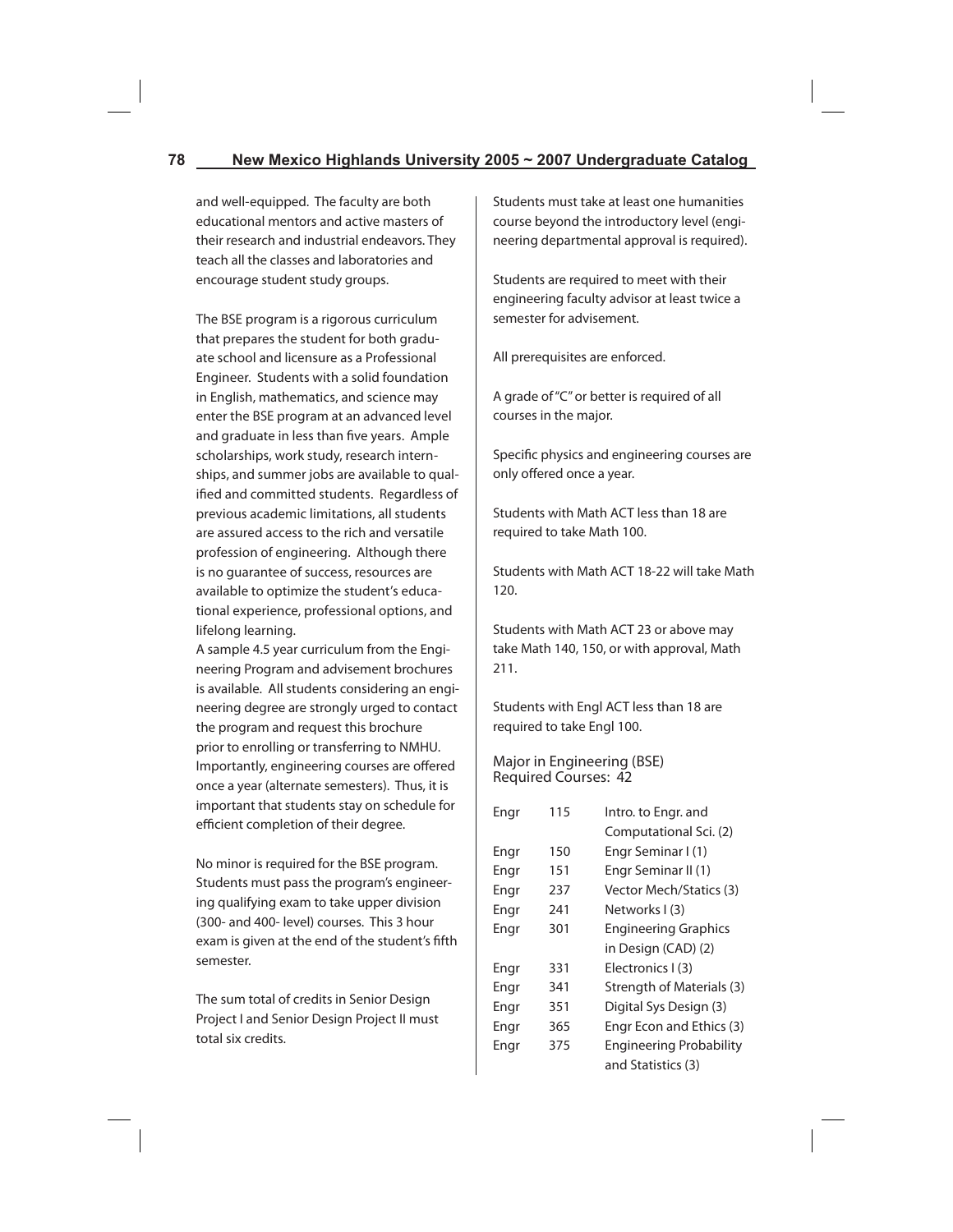and well-equipped. The faculty are both educational mentors and active masters of their research and industrial endeavors. They teach all the classes and laboratories and encourage student study groups.

The BSE program is a rigorous curriculum that prepares the student for both graduate school and licensure as a Professional Engineer. Students with a solid foundation in English, mathematics, and science may enter the BSE program at an advanced level and graduate in less than five years. Ample scholarships, work study, research internships, and summer jobs are available to qualified and committed students. Regardless of previous academic limitations, all students are assured access to the rich and versatile profession of engineering. Although there is no guarantee of success, resources are available to optimize the student's educational experience, professional options, and lifelong learning.

A sample 4.5 year curriculum from the Engineering Program and advisement brochures is available. All students considering an engineering degree are strongly urged to contact the program and request this brochure prior to enrolling or transferring to NMHU. Importantly, engineering courses are offered once a year (alternate semesters). Thus, it is important that students stay on schedule for efficient completion of their degree.

No minor is required for the BSE program. Students must pass the program's engineering qualifying exam to take upper division (300- and 400- level) courses. This 3 hour exam is given at the end of the student's fifth semester.

The sum total of credits in Senior Design Project I and Senior Design Project II must total six credits.

Students must take at least one humanities course beyond the introductory level (engineering departmental approval is required).

Students are required to meet with their engineering faculty advisor at least twice a semester for advisement.

All prerequisites are enforced.

A grade of "C" or better is required of all courses in the major.

Specific physics and engineering courses are only offered once a year.

Students with Math ACT less than 18 are required to take Math 100.

Students with Math ACT 18-22 will take Math 120.

Students with Math ACT 23 or above may take Math 140, 150, or with approval, Math 211.

Students with Engl ACT less than 18 are required to take Engl 100.

Major in Engineering (BSE)
Required Courses: 42

| | | |
|---|---|---|
| Engr | 115 | Intro. to Engr. and Computational Sci. (2) |
| Engr | 150 | Engr Seminar I (1) |
| Engr | 151 | Engr Seminar II (1) |
| Engr | 237 | Vector Mech/Statics (3) |
| Engr | 241 | Networks I (3) |
| Engr | 301 | Engineering Graphics in Design (CAD) (2) |
| Engr | 331 | Electronics I (3) |
| Engr | 341 | Strength of Materials (3) |
| Engr | 351 | Digital Sys Design (3) |
| Engr | 365 | Engr Econ and Ethics (3) |
| Engr | 375 | Engineering Probability and Statistics (3) |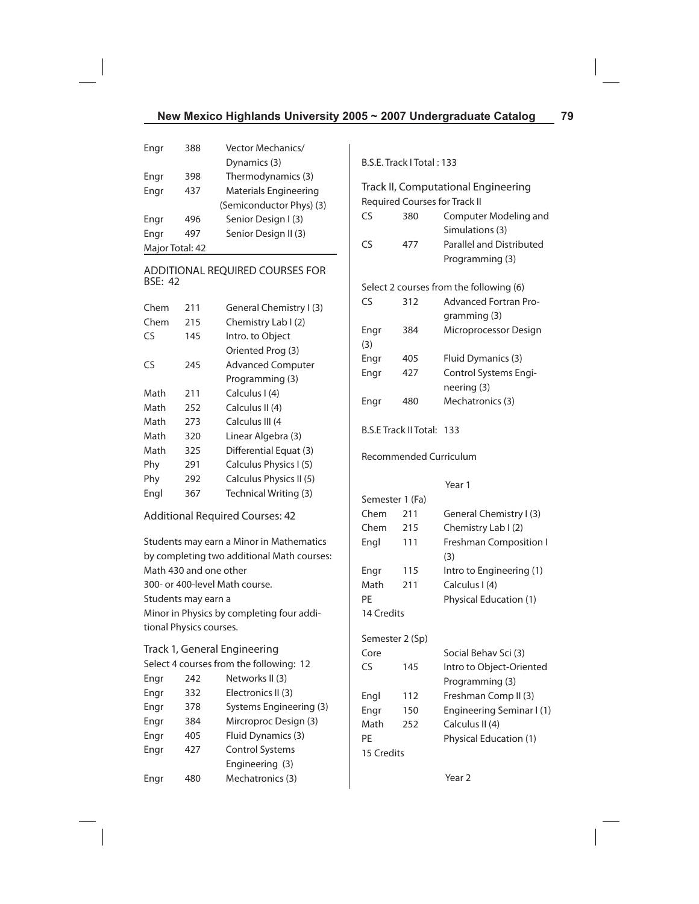| | | |
|---|---|---|
| Engr | 388 | Vector Mechanics/ Dynamics (3) |
| Engr | 398 | Thermodynamics (3) |
| Engr | 437 | Materials Engineering (Semiconductor Phys) (3) |
| Engr | 496 | Senior Design I (3) |
| Engr | 497 | Senior Design II (3) |

Major Total: 42

ADDITIONAL REQUIRED COURSES FOR BSE: 42

| | | |
|---|---|---|
| Chem | 211 | General Chemistry I (3) |
| Chem | 215 | Chemistry Lab I (2) |
| CS | 145 | Intro. to Object Oriented Prog (3) |
| CS | 245 | Advanced Computer Programming (3) |
| Math | 211 | Calculus I (4) |
| Math | 252 | Calculus II (4) |
| Math | 273 | Calculus III (4 |
| Math | 320 | Linear Algebra (3) |
| Math | 325 | Differential Equat (3) |
| Phy | 291 | Calculus Physics I (5) |
| Phy | 292 | Calculus Physics II (5) |
| Engl | 367 | Technical Writing (3) |

Additional Required Courses: 42

Students may earn a Minor in Mathematics by completing two additional Math courses: Math 430 and one other 300- or 400-level Math course.
Students may earn a Minor in Physics by completing four additional Physics courses.

Track 1, General Engineering

Select 4 courses from the following: 12

| | | |
|---|---|---|
| Engr | 242 | Networks II (3) |
| Engr | 332 | Electronics II (3) |
| Engr | 378 | Systems Engineering (3) |
| Engr | 384 | Mircroproc Design (3) |
| Engr | 405 | Fluid Dynamics (3) |
| Engr | 427 | Control Systems Engineering (3) |
| Engr | 480 | Mechatronics (3) |

B.S.E. Track I Total : 133

Track II, Computational Engineering

Required Courses for Track II

| | | |
|---|---|---|
| CS | 380 | Computer Modeling and Simulations (3) |
| CS | 477 | Parallel and Distributed Programming (3) |

Select 2 courses from the following (6)

| | | |
|---|---|---|
| CS | 312 | Advanced Fortran Programming (3) |
| Engr | 384 | Microprocessor Design (3) |
| Engr | 405 | Fluid Dymamics (3) |
| Engr | 427 | Control Systems Engineering (3) |
| Engr | 480 | Mechatronics (3) |

B.S.E Track II Total: 133

Recommended Curriculum

Year 1

Semester 1 (Fa)

| | | |
|---|---|---|
| Chem | 211 | General Chemistry I (3) |
| Chem | 215 | Chemistry Lab I (2) |
| Engl | 111 | Freshman Composition I (3) |
| Engr | 115 | Intro to Engineering (1) |
| Math | 211 | Calculus I (4) |
| PE | | Physical Education (1) |

14 Credits

Semester 2 (Sp)

| | | |
|---|---|---|
| Core | | Social Behav Sci (3) |
| CS | 145 | Intro to Object-Oriented Programming (3) |
| Engl | 112 | Freshman Comp II (3) |
| Engr | 150 | Engineering Seminar I (1) |
| Math | 252 | Calculus II (4) |
| PE | | Physical Education (1) |

15 Credits

Year 2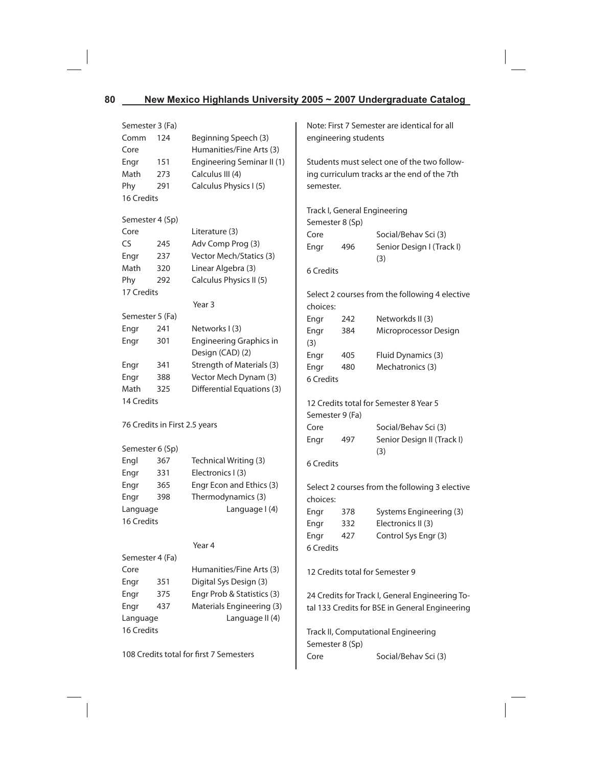Semester 3 (Fa)

| | | |
|---|---|---|
| Comm | 124 | Beginning Speech (3) |
| Core | | Humanities/Fine Arts (3) |
| Engr | 151 | Engineering Seminar II (1) |
| Math | 273 | Calculus III (4) |
| Phy | 291 | Calculus Physics I (5) |

16 Credits

Semester 4 (Sp)

| | | |
|---|---|---|
| Core | | Literature (3) |
| CS | 245 | Adv Comp Prog (3) |
| Engr | 237 | Vector Mech/Statics (3) |
| Math | 320 | Linear Algebra (3) |
| Phy | 292 | Calculus Physics II (5) |

17 Credits

Year 3

Semester 5 (Fa)

| | | |
|---|---|---|
| Engr | 241 | Networks I (3) |
| Engr | 301 | Engineering Graphics in Design (CAD) (2) |
| Engr | 341 | Strength of Materials (3) |
| Engr | 388 | Vector Mech Dynam (3) |
| Math | 325 | Differential Equations (3) |

14 Credits

76 Credits in First 2.5 years

Semester 6 (Sp)

| | | |
|---|---|---|
| Engl | 367 | Technical Writing (3) |
| Engr | 331 | Electronics I (3) |
| Engr | 365 | Engr Econ and Ethics (3) |
| Engr | 398 | Thermodynamics (3) |
| Language | | Language I (4) |

16 Credits

Year 4

Semester 4 (Fa)

| | | |
|---|---|---|
| Core | | Humanities/Fine Arts (3) |
| Engr | 351 | Digital Sys Design (3) |
| Engr | 375 | Engr Prob & Statistics (3) |
| Engr | 437 | Materials Engineering (3) |
| Language | | Language II (4) |

16 Credits

108 Credits total for first 7 Semesters

Note: First 7 Semester are identical for all engineering students

Students must select one of the two following curriculum tracks ar the end of the 7th semester.

Track I, General Engineering

Semester 8 (Sp)

| | | |
|---|---|---|
| Core | | Social/Behav Sci (3) |
| Engr | 496 | Senior Design I (Track I) (3) |

6 Credits

Select 2 courses from the following 4 elective choices:

| | | |
|---|---|---|
| Engr | 242 | Networkds II (3) |
| Engr | 384 | Microprocessor Design (3) |
| Engr | 405 | Fluid Dynamics (3) |
| Engr | 480 | Mechatronics (3) |

6 Credits

12 Credits total for Semester 8 Year 5

Semester 9 (Fa)

| | | |
|---|---|---|
| Core | | Social/Behav Sci (3) |
| Engr | 497 | Senior Design II (Track I) (3) |

6 Credits

Select 2 courses from the following 3 elective choices:

| | | |
|---|---|---|
| Engr | 378 | Systems Engineering (3) |
| Engr | 332 | Electronics II (3) |
| Engr | 427 | Control Sys Engr (3) |

6 Credits

12 Credits total for Semester 9

24 Credits for Track I, General Engineering Total 133 Credits for BSE in General Engineering

Track II, Computational Engineering

Semester 8 (Sp)

| | | |
|---|---|---|
| Core | | Social/Behav Sci (3) |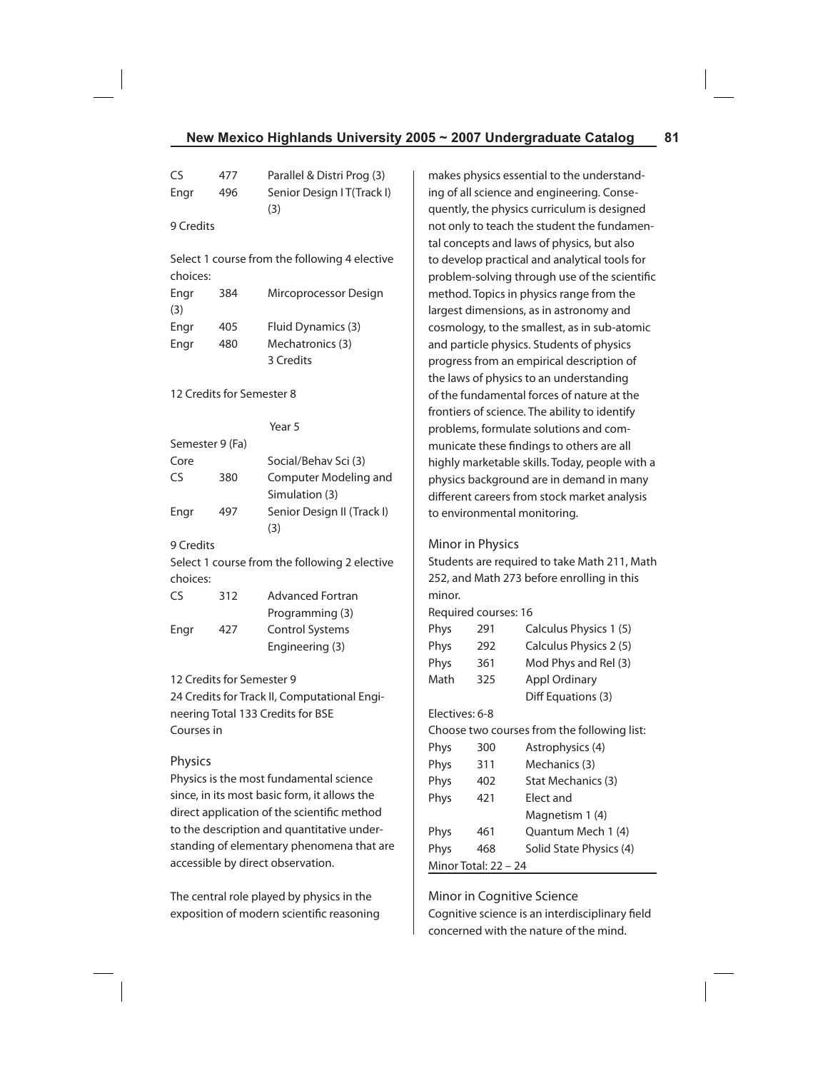| | | |
|---|---|---|
| CS | 477 | Parallel & Distri Prog (3) |
| Engr | 496 | Senior Design I T(Track I) (3) |

9 Credits

Select 1 course from the following 4 elective choices:

| | | |
|---|---|---|
| Engr (3) | 384 | Mircoprocessor Design |
| Engr | 405 | Fluid Dynamics (3) |
| Engr | 480 | Mechatronics (3) |
| | | 3 Credits |

12 Credits for Semester 8

Year 5

Semester 9 (Fa)

| | | |
|---|---|---|
| Core | | Social/Behav Sci (3) |
| CS | 380 | Computer Modeling and Simulation (3) |
| Engr | 497 | Senior Design II (Track I) (3) |

9 Credits

Select 1 course from the following 2 elective choices:

| | | |
|---|---|---|
| CS | 312 | Advanced Fortran Programming (3) |
| Engr | 427 | Control Systems Engineering (3) |

12 Credits for Semester 9

24 Credits for Track II, Computational Engineering Total 133 Credits for BSE

Courses in

## Physics

Physics is the most fundamental science since, in its most basic form, it allows the direct application of the scientific method to the description and quantitative understanding of elementary phenomena that are accessible by direct observation.

The central role played by physics in the exposition of modern scientific reasoning makes physics essential to the understanding of all science and engineering. Consequently, the physics curriculum is designed not only to teach the student the fundamental concepts and laws of physics, but also to develop practical and analytical tools for problem-solving through use of the scientific method. Topics in physics range from the largest dimensions, as in astronomy and cosmology, to the smallest, as in sub-atomic and particle physics. Students of physics progress from an empirical description of the laws of physics to an understanding of the fundamental forces of nature at the frontiers of science. The ability to identify problems, formulate solutions and communicate these findings to others are all highly marketable skills. Today, people with a physics background are in demand in many different careers from stock market analysis to environmental monitoring.

### Minor in Physics

Students are required to take Math 211, Math 252, and Math 273 before enrolling in this minor.

Required courses: 16

| | | |
|---|---|---|
| Phys | 291 | Calculus Physics 1 (5) |
| Phys | 292 | Calculus Physics 2 (5) |
| Phys | 361 | Mod Phys and Rel (3) |
| Math | 325 | Appl Ordinary Diff Equations (3) |

Electives: 6-8

Choose two courses from the following list:

| | | |
|---|---|---|
| Phys | 300 | Astrophysics (4) |
| Phys | 311 | Mechanics (3) |
| Phys | 402 | Stat Mechanics (3) |
| Phys | 421 | Elect and Magnetism 1 (4) |
| Phys | 461 | Quantum Mech 1 (4) |
| Phys | 468 | Solid State Physics (4) |

Minor Total: 22 – 24

### Minor in Cognitive Science

Cognitive science is an interdisciplinary field concerned with the nature of the mind.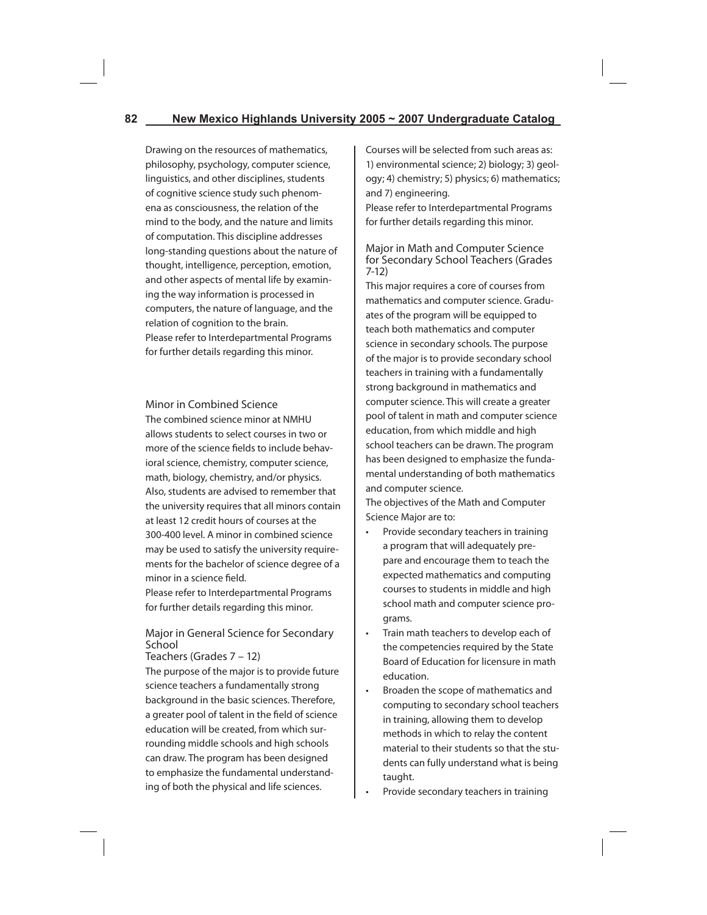Drawing on the resources of mathematics, philosophy, psychology, computer science, linguistics, and other disciplines, students of cognitive science study such phenomena as consciousness, the relation of the mind to the body, and the nature and limits of computation. This discipline addresses long-standing questions about the nature of thought, intelligence, perception, emotion, and other aspects of mental life by examining the way information is processed in computers, the nature of language, and the relation of cognition to the brain.

Please refer to Interdepartmental Programs for further details regarding this minor.

### Minor in Combined Science

The combined science minor at NMHU allows students to select courses in two or more of the science fields to include behavioral science, chemistry, computer science, math, biology, chemistry, and/or physics. Also, students are advised to remember that the university requires that all minors contain at least 12 credit hours of courses at the 300-400 level. A minor in combined science may be used to satisfy the university requirements for the bachelor of science degree of a minor in a science field.

Please refer to Interdepartmental Programs for further details regarding this minor.

### Major in General Science for Secondary School Teachers (Grades 7 – 12)

The purpose of the major is to provide future science teachers a fundamentally strong background in the basic sciences. Therefore, a greater pool of talent in the field of science education will be created, from which surrounding middle schools and high schools can draw. The program has been designed to emphasize the fundamental understanding of both the physical and life sciences.

Courses will be selected from such areas as: 1) environmental science; 2) biology; 3) geology; 4) chemistry; 5) physics; 6) mathematics; and 7) engineering.

Please refer to Interdepartmental Programs for further details regarding this minor.

### Major in Math and Computer Science for Secondary School Teachers (Grades 7-12)

This major requires a core of courses from mathematics and computer science. Graduates of the program will be equipped to teach both mathematics and computer science in secondary schools. The purpose of the major is to provide secondary school teachers in training with a fundamentally strong background in mathematics and computer science. This will create a greater pool of talent in math and computer science education, from which middle and high school teachers can be drawn. The program has been designed to emphasize the fundamental understanding of both mathematics and computer science.

The objectives of the Math and Computer Science Major are to:

- Provide secondary teachers in training a program that will adequately prepare and encourage them to teach the expected mathematics and computing courses to students in middle and high school math and computer science programs.
- Train math teachers to develop each of the competencies required by the State Board of Education for licensure in math education.
- Broaden the scope of mathematics and computing to secondary school teachers in training, allowing them to develop methods in which to relay the content material to their students so that the students can fully understand what is being taught.
- Provide secondary teachers in training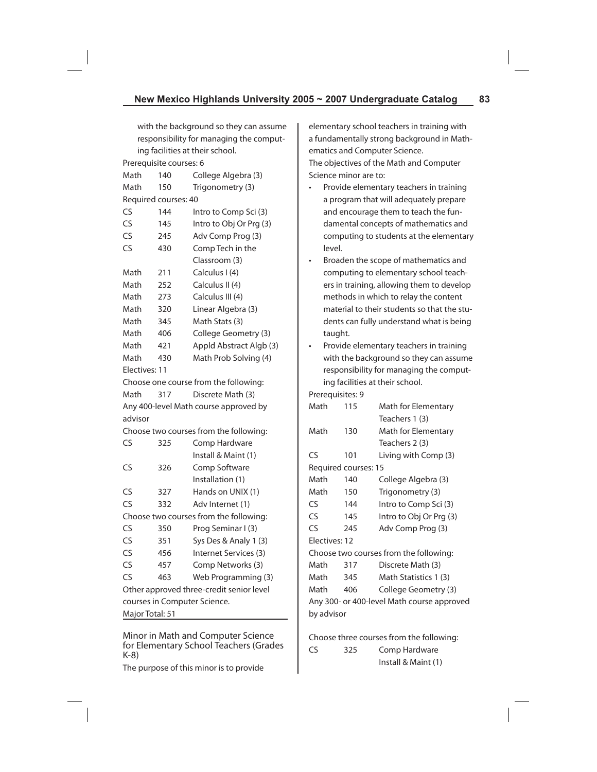with the background so they can assume responsibility for managing the computing facilities at their school.

Prerequisite courses: 6

| | | |
|---|---|---|
| Math | 140 | College Algebra (3) |
| Math | 150 | Trigonometry (3) |

Required courses: 40

| | | |
|---|---|---|
| CS | 144 | Intro to Comp Sci (3) |
| CS | 145 | Intro to Obj Or Prg (3) |
| CS | 245 | Adv Comp Prog (3) |
| CS | 430 | Comp Tech in the Classroom (3) |
| Math | 211 | Calculus I (4) |
| Math | 252 | Calculus II (4) |
| Math | 273 | Calculus III (4) |
| Math | 320 | Linear Algebra (3) |
| Math | 345 | Math Stats (3) |
| Math | 406 | College Geometry (3) |
| Math | 421 | Appld Abstract Algb (3) |
| Math | 430 | Math Prob Solving (4) |

Electives: 11

Choose one course from the following:

| | | |
|---|---|---|
| Math | 317 | Discrete Math (3) |

Any 400-level Math course approved by advisor

Choose two courses from the following:

| | | |
|---|---|---|
| CS | 325 | Comp Hardware Install & Maint (1) |
| CS | 326 | Comp Software Installation (1) |
| CS | 327 | Hands on UNIX (1) |
| CS | 332 | Adv Internet (1) |

Choose two courses from the following:

| | | |
|---|---|---|
| CS | 350 | Prog Seminar I (3) |
| CS | 351 | Sys Des & Analy 1 (3) |
| CS | 456 | Internet Services (3) |
| CS | 457 | Comp Networks (3) |
| CS | 463 | Web Programming (3) |

Other approved three-credit senior level courses in Computer Science.

Major Total: 51

## Minor in Math and Computer Science for Elementary School Teachers (Grades K-8)

The purpose of this minor is to provide elementary school teachers in training with a fundamentally strong background in Mathematics and Computer Science.

The objectives of the Math and Computer Science minor are to:

- Provide elementary teachers in training a program that will adequately prepare and encourage them to teach the fundamental concepts of mathematics and computing to students at the elementary level.
- Broaden the scope of mathematics and computing to elementary school teachers in training, allowing them to develop methods in which to relay the content material to their students so that the students can fully understand what is being taught.
- Provide elementary teachers in training with the background so they can assume responsibility for managing the computing facilities at their school.

Prerequisites: 9

| | | |
|---|---|---|
| Math | 115 | Math for Elementary Teachers 1 (3) |
| Math | 130 | Math for Elementary Teachers 2 (3) |
| CS | 101 | Living with Comp (3) |

Required courses: 15

| | | |
|---|---|---|
| Math | 140 | College Algebra (3) |
| Math | 150 | Trigonometry (3) |
| CS | 144 | Intro to Comp Sci (3) |
| CS | 145 | Intro to Obj Or Prg (3) |
| CS | 245 | Adv Comp Prog (3) |

Electives: 12

Choose two courses from the following:

| | | |
|---|---|---|
| Math | 317 | Discrete Math (3) |
| Math | 345 | Math Statistics 1 (3) |
| Math | 406 | College Geometry (3) |

Any 300- or 400-level Math course approved by advisor

Choose three courses from the following:

| | | |
|---|---|---|
| CS | 325 | Comp Hardware Install & Maint (1) |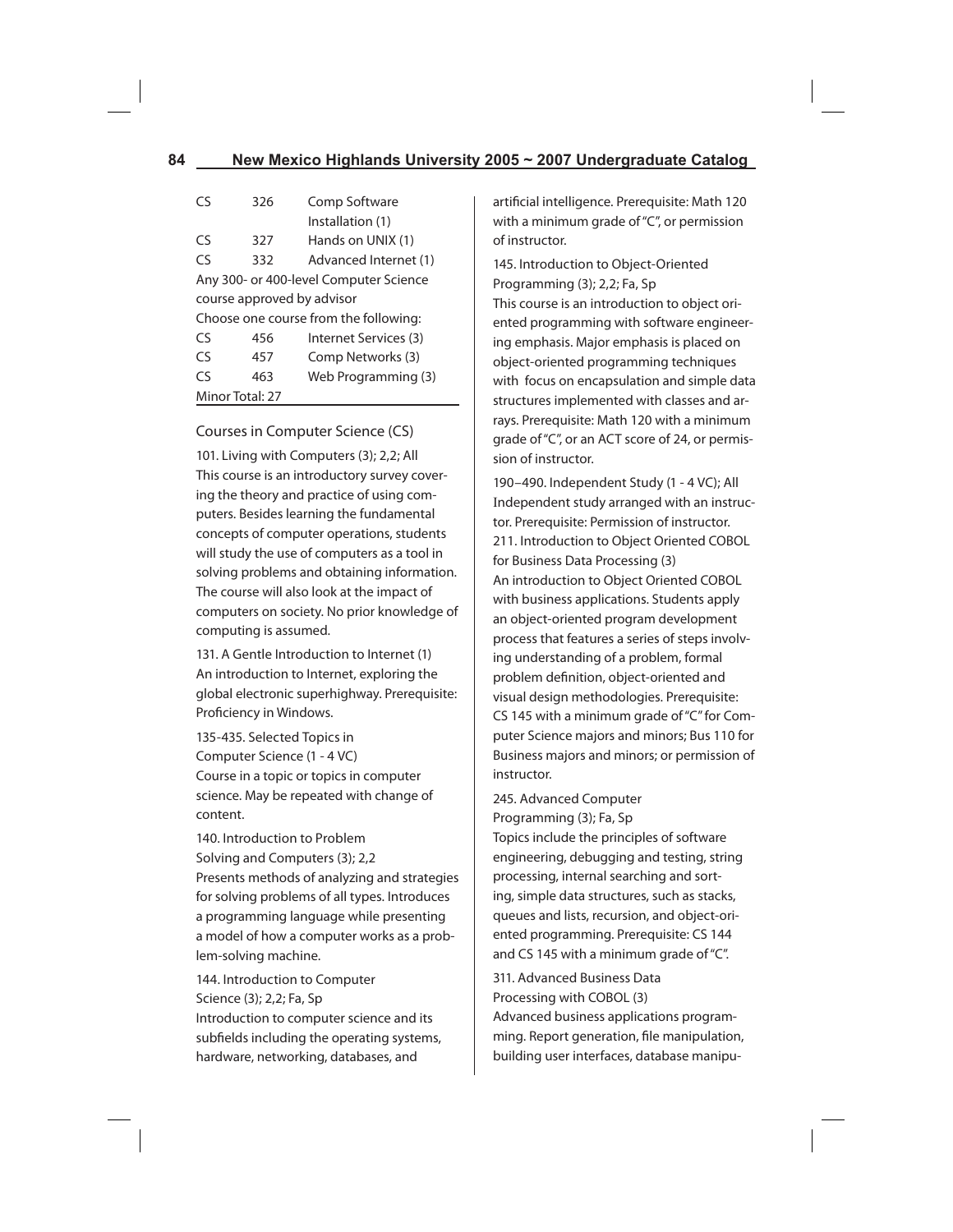| | | |
|---|---|---|
| CS | 326 | Comp Software Installation (1) |
| CS | 327 | Hands on UNIX (1) |
| CS | 332 | Advanced Internet (1) |
| Any 300- or 400-level Computer Science course approved by advisor | | |
| Choose one course from the following: | | |
| CS | 456 | Internet Services (3) |
| CS | 457 | Comp Networks (3) |
| CS | 463 | Web Programming (3) |
| Minor Total: 27 | | |

## Courses in Computer Science (CS)

101. Living with Computers (3); 2,2; All
This course is an introductory survey covering the theory and practice of using computers. Besides learning the fundamental concepts of computer operations, students will study the use of computers as a tool in solving problems and obtaining information. The course will also look at the impact of computers on society. No prior knowledge of computing is assumed.

131. A Gentle Introduction to Internet (1)
An introduction to Internet, exploring the global electronic superhighway. Prerequisite: Proficiency in Windows.

135-435. Selected Topics in Computer Science (1 - 4 VC)
Course in a topic or topics in computer science. May be repeated with change of content.

140. Introduction to Problem Solving and Computers (3); 2,2
Presents methods of analyzing and strategies for solving problems of all types. Introduces a programming language while presenting a model of how a computer works as a problem-solving machine.

144. Introduction to Computer Science (3); 2,2; Fa, Sp
Introduction to computer science and its subfields including the operating systems, hardware, networking, databases, and artificial intelligence. Prerequisite: Math 120 with a minimum grade of "C", or permission of instructor.

145. Introduction to Object-Oriented Programming (3); 2,2; Fa, Sp
This course is an introduction to object oriented programming with software engineering emphasis. Major emphasis is placed on object-oriented programming techniques with focus on encapsulation and simple data structures implemented with classes and arrays. Prerequisite: Math 120 with a minimum grade of "C", or an ACT score of 24, or permission of instructor.

190–490. Independent Study (1 - 4 VC); All
Independent study arranged with an instructor. Prerequisite: Permission of instructor.

211. Introduction to Object Oriented COBOL for Business Data Processing (3)
An introduction to Object Oriented COBOL with business applications. Students apply an object-oriented program development process that features a series of steps involving understanding of a problem, formal problem definition, object-oriented and visual design methodologies. Prerequisite: CS 145 with a minimum grade of "C" for Computer Science majors and minors; Bus 110 for Business majors and minors; or permission of instructor.

245. Advanced Computer Programming (3); Fa, Sp
Topics include the principles of software engineering, debugging and testing, string processing, internal searching and sorting, simple data structures, such as stacks, queues and lists, recursion, and object-oriented programming. Prerequisite: CS 144 and CS 145 with a minimum grade of "C".

311. Advanced Business Data Processing with COBOL (3)
Advanced business applications programming. Report generation, file manipulation, building user interfaces, database manipu-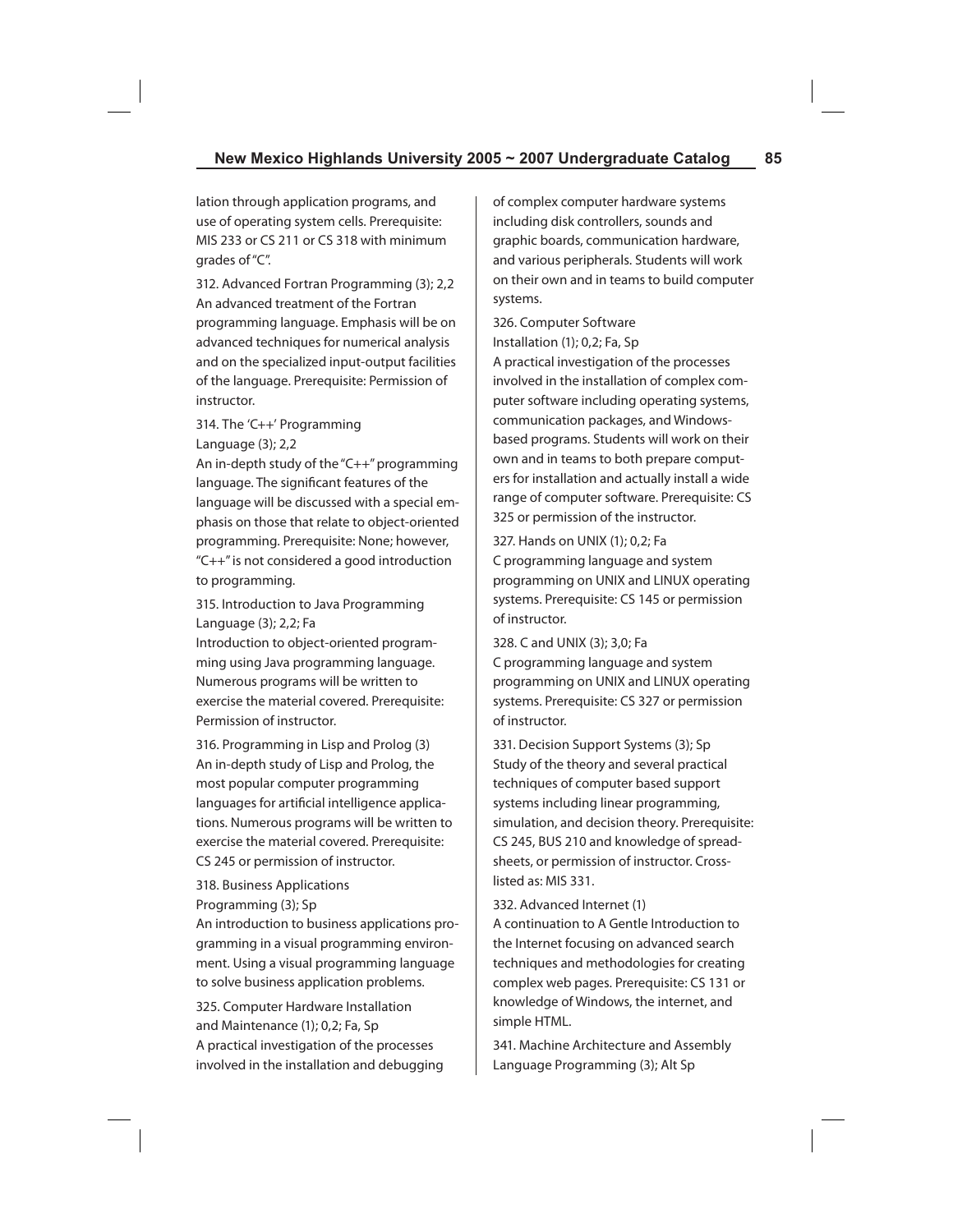lation through application programs, and use of operating system cells. Prerequisite: MIS 233 or CS 211 or CS 318 with minimum grades of "C".

312. Advanced Fortran Programming (3); 2,2
An advanced treatment of the Fortran programming language. Emphasis will be on advanced techniques for numerical analysis and on the specialized input-output facilities of the language. Prerequisite: Permission of instructor.

314. The 'C++' Programming Language (3); 2,2
An in-depth study of the "C++" programming language. The significant features of the language will be discussed with a special emphasis on those that relate to object-oriented programming. Prerequisite: None; however, "C++" is not considered a good introduction to programming.

315. Introduction to Java Programming Language (3); 2,2; Fa
Introduction to object-oriented programming using Java programming language. Numerous programs will be written to exercise the material covered. Prerequisite: Permission of instructor.

316. Programming in Lisp and Prolog (3)
An in-depth study of Lisp and Prolog, the most popular computer programming languages for artificial intelligence applications. Numerous programs will be written to exercise the material covered. Prerequisite: CS 245 or permission of instructor.

318. Business Applications Programming (3); Sp
An introduction to business applications programming in a visual programming environment. Using a visual programming language to solve business application problems.

325. Computer Hardware Installation and Maintenance (1); 0,2; Fa, Sp
A practical investigation of the processes involved in the installation and debugging of complex computer hardware systems including disk controllers, sounds and graphic boards, communication hardware, and various peripherals. Students will work on their own and in teams to build computer systems.

326. Computer Software Installation (1); 0,2; Fa, Sp
A practical investigation of the processes involved in the installation of complex computer software including operating systems, communication packages, and Windows-based programs. Students will work on their own and in teams to both prepare computers for installation and actually install a wide range of computer software. Prerequisite: CS 325 or permission of the instructor.

327. Hands on UNIX (1); 0,2; Fa
C programming language and system programming on UNIX and LINUX operating systems. Prerequisite: CS 145 or permission of instructor.

328. C and UNIX (3); 3,0; Fa
C programming language and system programming on UNIX and LINUX operating systems. Prerequisite: CS 327 or permission of instructor.

331. Decision Support Systems (3); Sp
Study of the theory and several practical techniques of computer based support systems including linear programming, simulation, and decision theory. Prerequisite: CS 245, BUS 210 and knowledge of spreadsheets, or permission of instructor. Cross-listed as: MIS 331.

332. Advanced Internet (1)
A continuation to A Gentle Introduction to the Internet focusing on advanced search techniques and methodologies for creating complex web pages. Prerequisite: CS 131 or knowledge of Windows, the internet, and simple HTML.

341. Machine Architecture and Assembly Language Programming (3); Alt Sp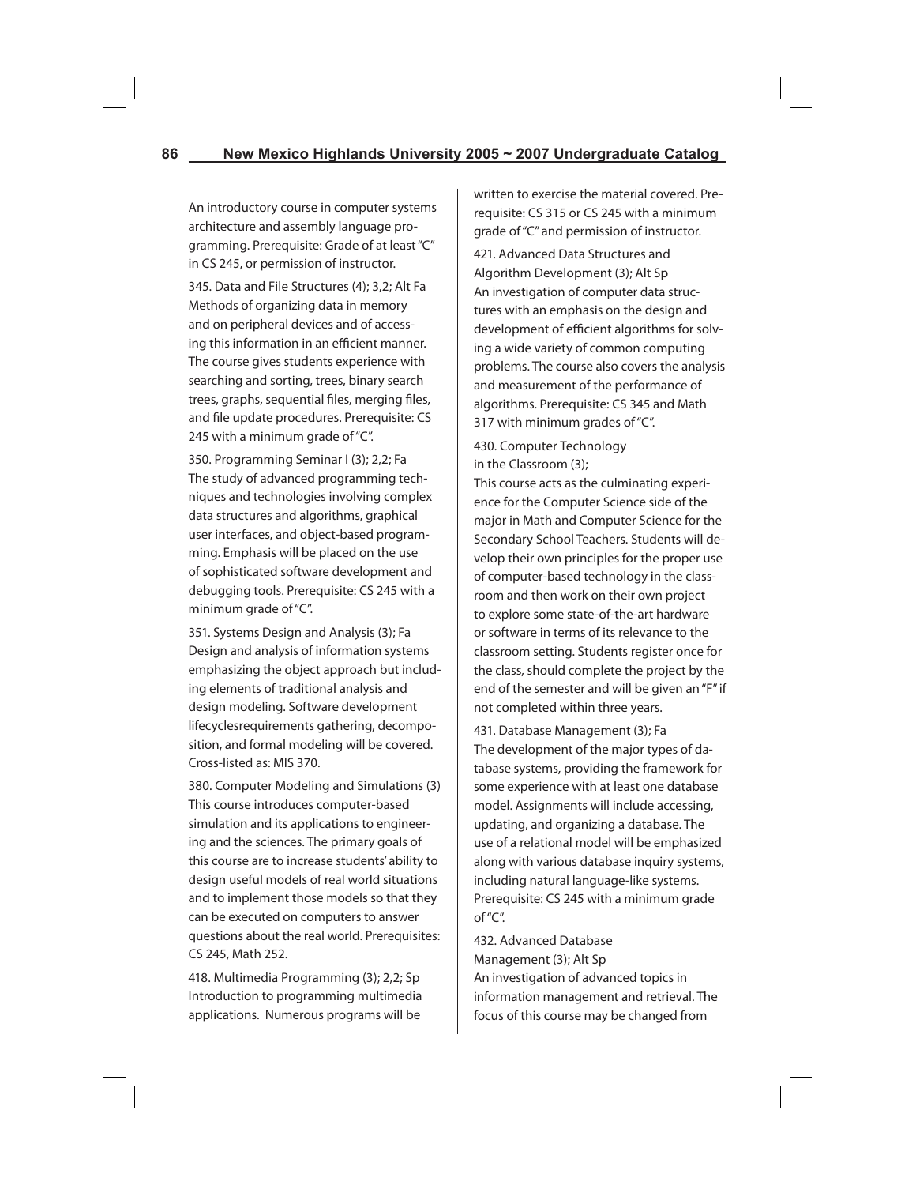An introductory course in computer systems architecture and assembly language programming. Prerequisite: Grade of at least "C" in CS 245, or permission of instructor.

345. Data and File Structures (4); 3,2; Alt Fa
Methods of organizing data in memory and on peripheral devices and of accessing this information in an efficient manner. The course gives students experience with searching and sorting, trees, binary search trees, graphs, sequential files, merging files, and file update procedures. Prerequisite: CS 245 with a minimum grade of "C".

350. Programming Seminar I (3); 2,2; Fa
The study of advanced programming techniques and technologies involving complex data structures and algorithms, graphical user interfaces, and object-based programming. Emphasis will be placed on the use of sophisticated software development and debugging tools. Prerequisite: CS 245 with a minimum grade of "C".

351. Systems Design and Analysis (3); Fa
Design and analysis of information systems emphasizing the object approach but including elements of traditional analysis and design modeling. Software development lifecyclesrequirements gathering, decomposition, and formal modeling will be covered. Cross-listed as: MIS 370.

380. Computer Modeling and Simulations (3)
This course introduces computer-based simulation and its applications to engineering and the sciences. The primary goals of this course are to increase students' ability to design useful models of real world situations and to implement those models so that they can be executed on computers to answer questions about the real world. Prerequisites: CS 245, Math 252.

418. Multimedia Programming (3); 2,2; Sp
Introduction to programming multimedia applications. Numerous programs will be written to exercise the material covered. Prerequisite: CS 315 or CS 245 with a minimum grade of "C" and permission of instructor.

421. Advanced Data Structures and Algorithm Development (3); Alt Sp
An investigation of computer data structures with an emphasis on the design and development of efficient algorithms for solving a wide variety of common computing problems. The course also covers the analysis and measurement of the performance of algorithms. Prerequisite: CS 345 and Math 317 with minimum grades of "C".

430. Computer Technology in the Classroom (3);
This course acts as the culminating experience for the Computer Science side of the major in Math and Computer Science for the Secondary School Teachers. Students will develop their own principles for the proper use of computer-based technology in the classroom and then work on their own project to explore some state-of-the-art hardware or software in terms of its relevance to the classroom setting. Students register once for the class, should complete the project by the end of the semester and will be given an "F" if not completed within three years.

431. Database Management (3); Fa
The development of the major types of database systems, providing the framework for some experience with at least one database model. Assignments will include accessing, updating, and organizing a database. The use of a relational model will be emphasized along with various database inquiry systems, including natural language-like systems. Prerequisite: CS 245 with a minimum grade of "C".

432. Advanced Database Management (3); Alt Sp
An investigation of advanced topics in information management and retrieval. The focus of this course may be changed from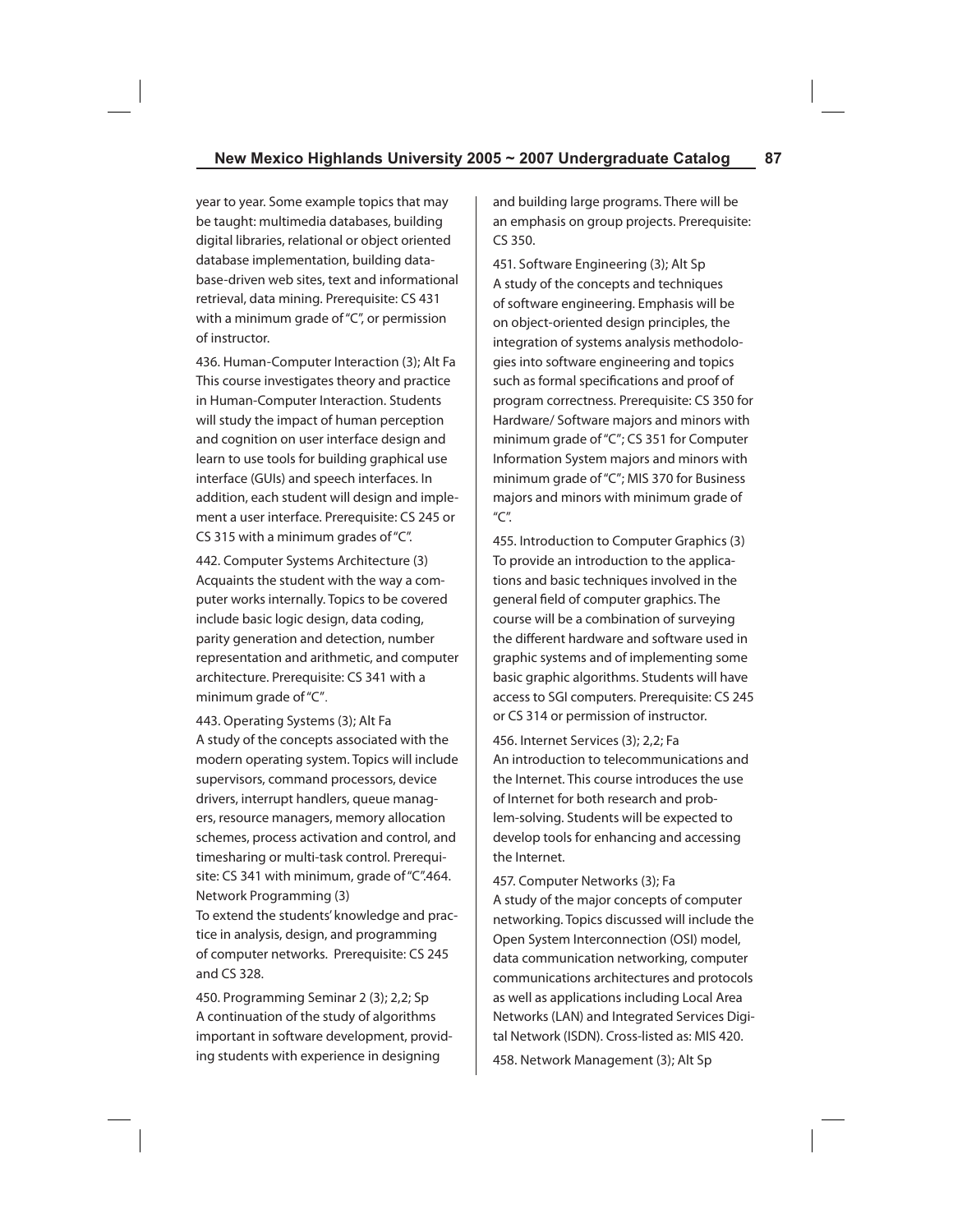year to year. Some example topics that may be taught: multimedia databases, building digital libraries, relational or object oriented database implementation, building database-driven web sites, text and informational retrieval, data mining. Prerequisite: CS 431 with a minimum grade of "C", or permission of instructor.

436. Human-Computer Interaction (3); Alt Fa
This course investigates theory and practice in Human-Computer Interaction. Students will study the impact of human perception and cognition on user interface design and learn to use tools for building graphical use interface (GUIs) and speech interfaces. In addition, each student will design and implement a user interface. Prerequisite: CS 245 or CS 315 with a minimum grades of "C".

442. Computer Systems Architecture (3)
Acquaints the student with the way a computer works internally. Topics to be covered include basic logic design, data coding, parity generation and detection, number representation and arithmetic, and computer architecture. Prerequisite: CS 341 with a minimum grade of "C".

443. Operating Systems (3); Alt Fa
A study of the concepts associated with the modern operating system. Topics will include supervisors, command processors, device drivers, interrupt handlers, queue managers, resource managers, memory allocation schemes, process activation and control, and timesharing or multi-task control. Prerequisite: CS 341 with minimum, grade of "C".464. Network Programming (3)
To extend the students' knowledge and practice in analysis, design, and programming of computer networks. Prerequisite: CS 245 and CS 328.

450. Programming Seminar 2 (3); 2,2; Sp
A continuation of the study of algorithms important in software development, providing students with experience in designing and building large programs. There will be an emphasis on group projects. Prerequisite: CS 350.

451. Software Engineering (3); Alt Sp
A study of the concepts and techniques of software engineering. Emphasis will be on object-oriented design principles, the integration of systems analysis methodologies into software engineering and topics such as formal specifications and proof of program correctness. Prerequisite: CS 350 for Hardware/ Software majors and minors with minimum grade of "C"; CS 351 for Computer Information System majors and minors with minimum grade of "C"; MIS 370 for Business majors and minors with minimum grade of "C".

455. Introduction to Computer Graphics (3)
To provide an introduction to the applications and basic techniques involved in the general field of computer graphics. The course will be a combination of surveying the different hardware and software used in graphic systems and of implementing some basic graphic algorithms. Students will have access to SGI computers. Prerequisite: CS 245 or CS 314 or permission of instructor.

456. Internet Services (3); 2,2; Fa
An introduction to telecommunications and the Internet. This course introduces the use of Internet for both research and problem-solving. Students will be expected to develop tools for enhancing and accessing the Internet.

457. Computer Networks (3); Fa
A study of the major concepts of computer networking. Topics discussed will include the Open System Interconnection (OSI) model, data communication networking, computer communications architectures and protocols as well as applications including Local Area Networks (LAN) and Integrated Services Digital Network (ISDN). Cross-listed as: MIS 420.

458. Network Management (3); Alt Sp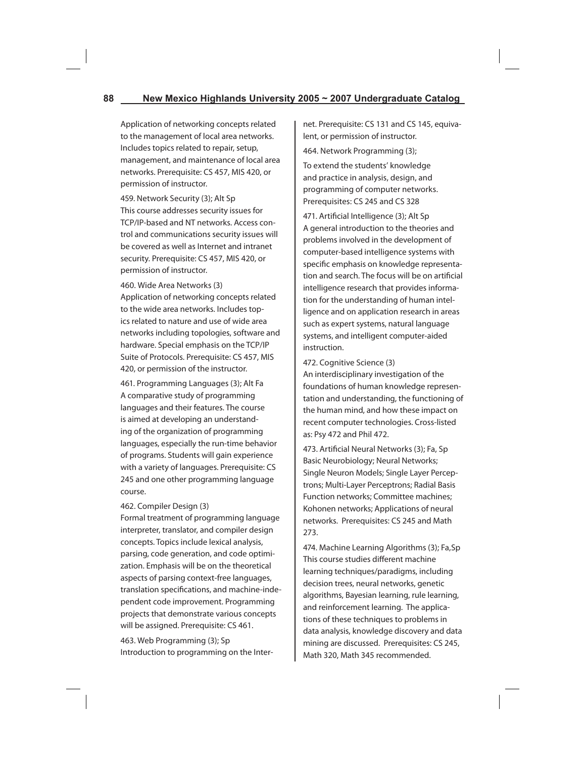Application of networking concepts related to the management of local area networks. Includes topics related to repair, setup, management, and maintenance of local area networks. Prerequisite: CS 457, MIS 420, or permission of instructor.

459. Network Security (3); Alt Sp
This course addresses security issues for TCP/IP-based and NT networks. Access control and communications security issues will be covered as well as Internet and intranet security. Prerequisite: CS 457, MIS 420, or permission of instructor.

460. Wide Area Networks (3)
Application of networking concepts related to the wide area networks. Includes topics related to nature and use of wide area networks including topologies, software and hardware. Special emphasis on the TCP/IP Suite of Protocols. Prerequisite: CS 457, MIS 420, or permission of the instructor.

461. Programming Languages (3); Alt Fa
A comparative study of programming languages and their features. The course is aimed at developing an understanding of the organization of programming languages, especially the run-time behavior of programs. Students will gain experience with a variety of languages. Prerequisite: CS 245 and one other programming language course.

462. Compiler Design (3)
Formal treatment of programming language interpreter, translator, and compiler design concepts. Topics include lexical analysis, parsing, code generation, and code optimization. Emphasis will be on the theoretical aspects of parsing context-free languages, translation specifications, and machine-independent code improvement. Programming projects that demonstrate various concepts will be assigned. Prerequisite: CS 461.

463. Web Programming (3); Sp
Introduction to programming on the Internet. Prerequisite: CS 131 and CS 145, equivalent, or permission of instructor.

464. Network Programming (3);

To extend the students' knowledge and practice in analysis, design, and programming of computer networks. Prerequisites: CS 245 and CS 328

471. Artificial Intelligence (3); Alt Sp
A general introduction to the theories and problems involved in the development of computer-based intelligence systems with specific emphasis on knowledge representation and search. The focus will be on artificial intelligence research that provides information for the understanding of human intelligence and on application research in areas such as expert systems, natural language systems, and intelligent computer-aided instruction.

472. Cognitive Science (3)
An interdisciplinary investigation of the foundations of human knowledge representation and understanding, the functioning of the human mind, and how these impact on recent computer technologies. Cross-listed as: Psy 472 and Phil 472.

473. Artificial Neural Networks (3); Fa, Sp
Basic Neurobiology; Neural Networks; Single Neuron Models; Single Layer Perceptrons; Multi-Layer Perceptrons; Radial Basis Function networks; Committee machines; Kohonen networks; Applications of neural networks. Prerequisites: CS 245 and Math 273.

474. Machine Learning Algorithms (3); Fa,Sp
This course studies different machine learning techniques/paradigms, including decision trees, neural networks, genetic algorithms, Bayesian learning, rule learning, and reinforcement learning. The applications of these techniques to problems in data analysis, knowledge discovery and data mining are discussed. Prerequisites: CS 245, Math 320, Math 345 recommended.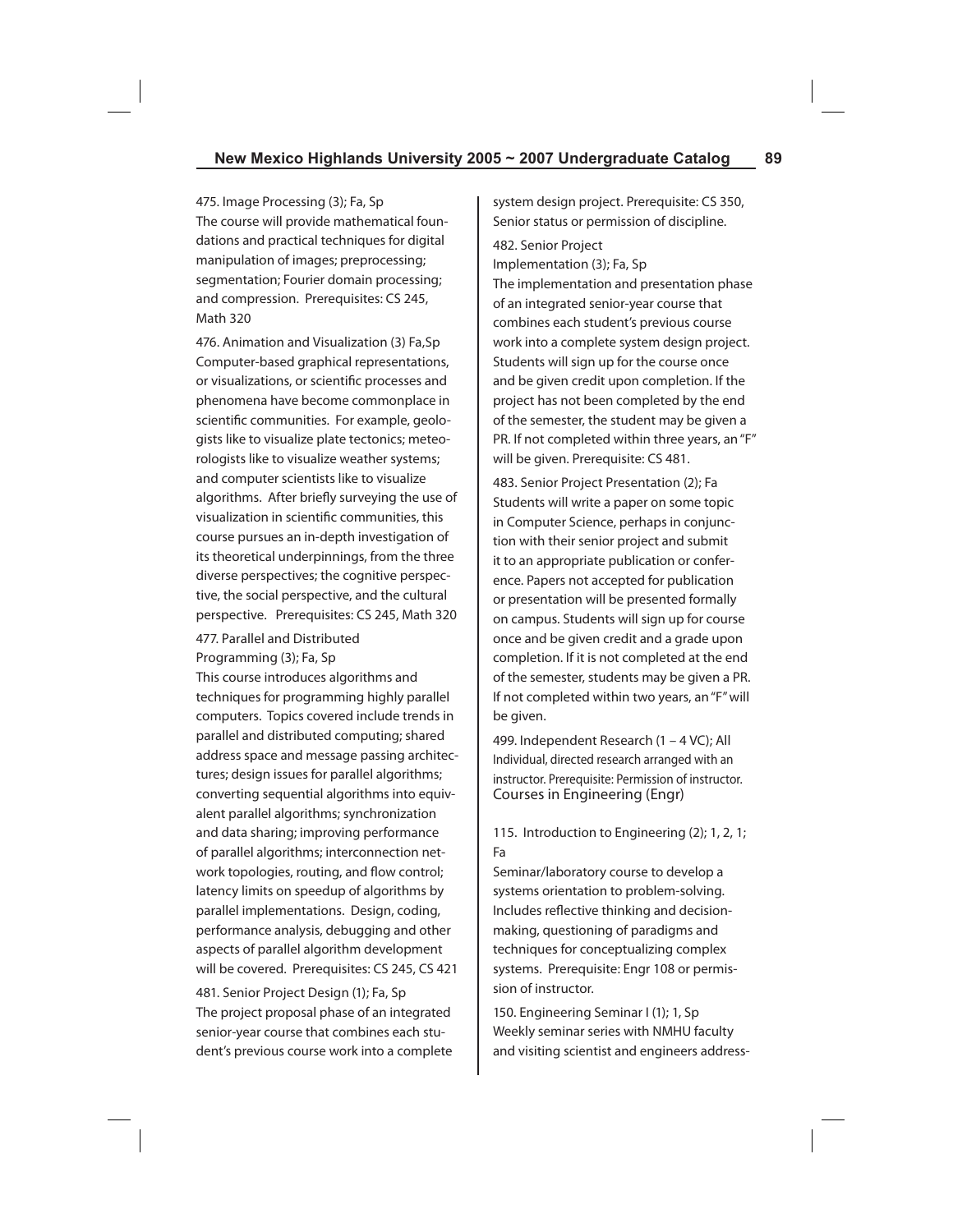475. Image Processing (3); Fa, Sp
The course will provide mathematical foundations and practical techniques for digital manipulation of images; preprocessing; segmentation; Fourier domain processing; and compression. Prerequisites: CS 245, Math 320

476. Animation and Visualization (3) Fa,Sp
Computer-based graphical representations, or visualizations, or scientific processes and phenomena have become commonplace in scientific communities. For example, geologists like to visualize plate tectonics; meteorologists like to visualize weather systems; and computer scientists like to visualize algorithms. After briefly surveying the use of visualization in scientific communities, this course pursues an in-depth investigation of its theoretical underpinnings, from the three diverse perspectives; the cognitive perspective, the social perspective, and the cultural perspective. Prerequisites: CS 245, Math 320

477. Parallel and Distributed Programming (3); Fa, Sp
This course introduces algorithms and techniques for programming highly parallel computers. Topics covered include trends in parallel and distributed computing; shared address space and message passing architectures; design issues for parallel algorithms; converting sequential algorithms into equivalent parallel algorithms; synchronization and data sharing; improving performance of parallel algorithms; interconnection network topologies, routing, and flow control; latency limits on speedup of algorithms by parallel implementations. Design, coding, performance analysis, debugging and other aspects of parallel algorithm development will be covered. Prerequisites: CS 245, CS 421

481. Senior Project Design (1); Fa, Sp
The project proposal phase of an integrated senior-year course that combines each student's previous course work into a complete system design project. Prerequisite: CS 350, Senior status or permission of discipline.

482. Senior Project Implementation (3); Fa, Sp
The implementation and presentation phase of an integrated senior-year course that combines each student's previous course work into a complete system design project. Students will sign up for the course once and be given credit upon completion. If the project has not been completed by the end of the semester, the student may be given a PR. If not completed within three years, an "F" will be given. Prerequisite: CS 481.

483. Senior Project Presentation (2); Fa
Students will write a paper on some topic in Computer Science, perhaps in conjunction with their senior project and submit it to an appropriate publication or conference. Papers not accepted for publication or presentation will be presented formally on campus. Students will sign up for course once and be given credit and a grade upon completion. If it is not completed at the end of the semester, students may be given a PR. If not completed within two years, an "F" will be given.

499. Independent Research (1 – 4 VC); All
Individual, directed research arranged with an instructor. Prerequisite: Permission of instructor.

## Courses in Engineering (Engr)

115. Introduction to Engineering (2); 1, 2, 1; Fa
Seminar/laboratory course to develop a systems orientation to problem-solving. Includes reflective thinking and decision-making, questioning of paradigms and techniques for conceptualizing complex systems. Prerequisite: Engr 108 or permission of instructor.

150. Engineering Seminar I (1); 1, Sp
Weekly seminar series with NMHU faculty and visiting scientist and engineers address-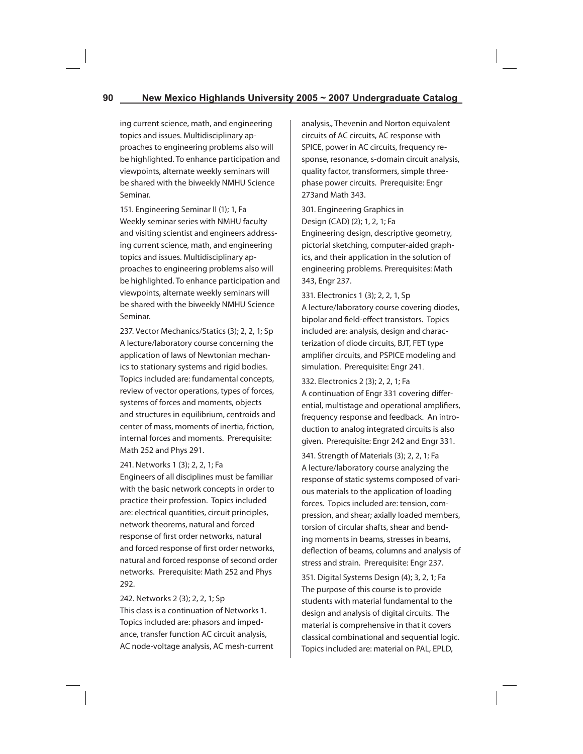ing current science, math, and engineering topics and issues. Multidisciplinary approaches to engineering problems also will be highlighted. To enhance participation and viewpoints, alternate weekly seminars will be shared with the biweekly NMHU Science Seminar.

151. Engineering Seminar II (1); 1, Fa
Weekly seminar series with NMHU faculty and visiting scientist and engineers addressing current science, math, and engineering topics and issues. Multidisciplinary approaches to engineering problems also will be highlighted. To enhance participation and viewpoints, alternate weekly seminars will be shared with the biweekly NMHU Science Seminar.

237. Vector Mechanics/Statics (3); 2, 2, 1; Sp
A lecture/laboratory course concerning the application of laws of Newtonian mechanics to stationary systems and rigid bodies. Topics included are: fundamental concepts, review of vector operations, types of forces, systems of forces and moments, objects and structures in equilibrium, centroids and center of mass, moments of inertia, friction, internal forces and moments. Prerequisite: Math 252 and Phys 291.

241. Networks 1 (3); 2, 2, 1; Fa
Engineers of all disciplines must be familiar with the basic network concepts in order to practice their profession. Topics included are: electrical quantities, circuit principles, network theorems, natural and forced response of first order networks, natural and forced response of first order networks, natural and forced response of second order networks. Prerequisite: Math 252 and Phys 292.

242. Networks 2 (3); 2, 2, 1; Sp
This class is a continuation of Networks 1. Topics included are: phasors and impedance, transfer function AC circuit analysis, AC node-voltage analysis, AC mesh-current analysis,, Thevenin and Norton equivalent circuits of AC circuits, AC response with SPICE, power in AC circuits, frequency response, resonance, s-domain circuit analysis, quality factor, transformers, simple three-phase power circuits. Prerequisite: Engr 273and Math 343.

301. Engineering Graphics in Design (CAD) (2); 1, 2, 1; Fa
Engineering design, descriptive geometry, pictorial sketching, computer-aided graphics, and their application in the solution of engineering problems. Prerequisites: Math 343, Engr 237.

331. Electronics 1 (3); 2, 2, 1, Sp
A lecture/laboratory course covering diodes, bipolar and field-effect transistors. Topics included are: analysis, design and characterization of diode circuits, BJT, FET type amplifier circuits, and PSPICE modeling and simulation. Prerequisite: Engr 241.

332. Electronics 2 (3); 2, 2, 1; Fa
A continuation of Engr 331 covering differential, multistage and operational amplifiers, frequency response and feedback. An introduction to analog integrated circuits is also given. Prerequisite: Engr 242 and Engr 331.

341. Strength of Materials (3); 2, 2, 1; Fa
A lecture/laboratory course analyzing the response of static systems composed of various materials to the application of loading forces. Topics included are: tension, compression, and shear; axially loaded members, torsion of circular shafts, shear and bending moments in beams, stresses in beams, deflection of beams, columns and analysis of stress and strain. Prerequisite: Engr 237.

351. Digital Systems Design (4); 3, 2, 1; Fa
The purpose of this course is to provide students with material fundamental to the design and analysis of digital circuits. The material is comprehensive in that it covers classical combinational and sequential logic. Topics included are: material on PAL, EPLD,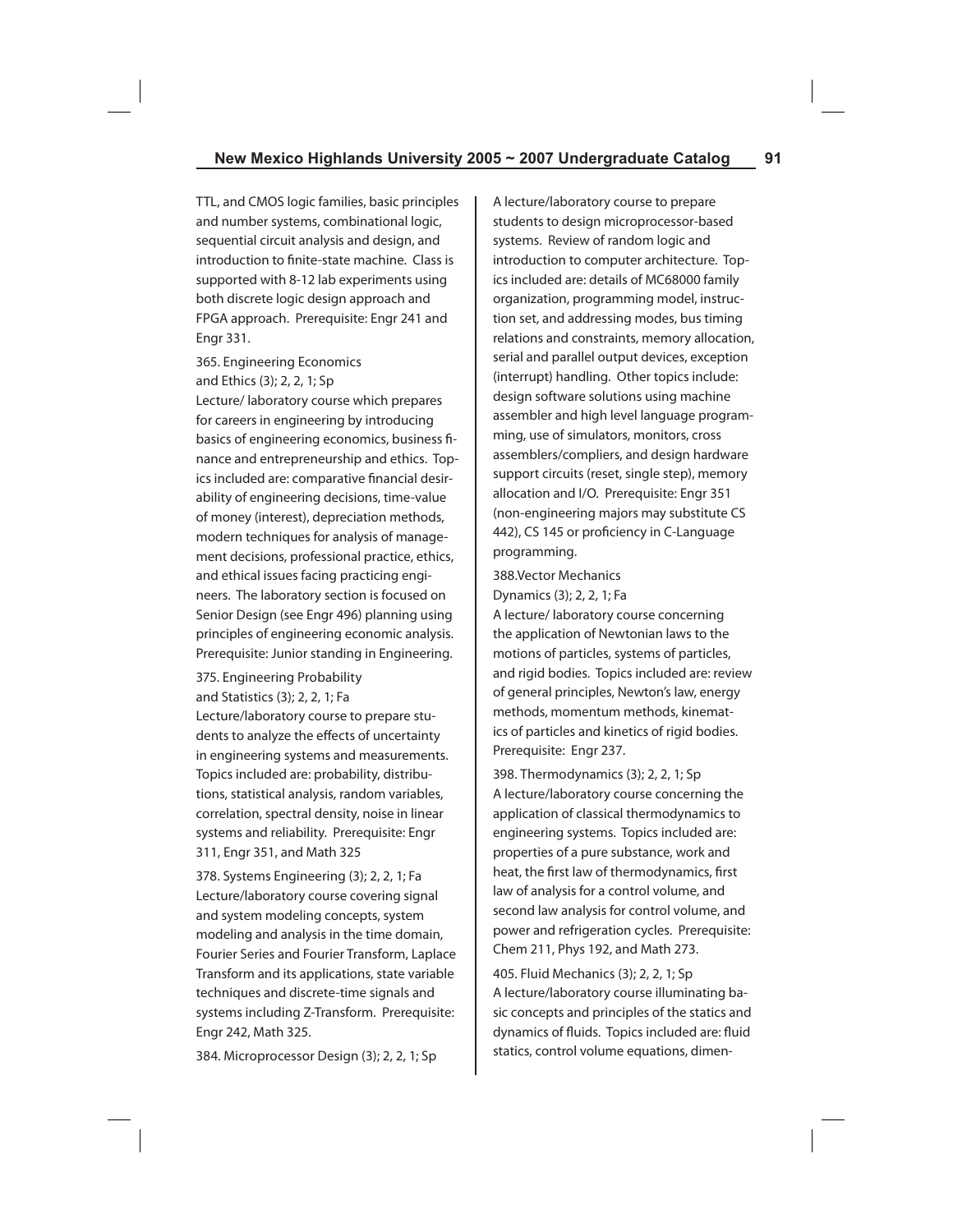TTL, and CMOS logic families, basic principles and number systems, combinational logic, sequential circuit analysis and design, and introduction to finite-state machine. Class is supported with 8-12 lab experiments using both discrete logic design approach and FPGA approach. Prerequisite: Engr 241 and Engr 331.

365. Engineering Economics and Ethics (3); 2, 2, 1; Sp
Lecture/ laboratory course which prepares for careers in engineering by introducing basics of engineering economics, business finance and entrepreneurship and ethics. Topics included are: comparative financial desirability of engineering decisions, time-value of money (interest), depreciation methods, modern techniques for analysis of management decisions, professional practice, ethics, and ethical issues facing practicing engineers. The laboratory section is focused on Senior Design (see Engr 496) planning using principles of engineering economic analysis. Prerequisite: Junior standing in Engineering.

375. Engineering Probability and Statistics (3); 2, 2, 1; Fa
Lecture/laboratory course to prepare students to analyze the effects of uncertainty in engineering systems and measurements. Topics included are: probability, distributions, statistical analysis, random variables, correlation, spectral density, noise in linear systems and reliability. Prerequisite: Engr 311, Engr 351, and Math 325

378. Systems Engineering (3); 2, 2, 1; Fa
Lecture/laboratory course covering signal and system modeling concepts, system modeling and analysis in the time domain, Fourier Series and Fourier Transform, Laplace Transform and its applications, state variable techniques and discrete-time signals and systems including Z-Transform. Prerequisite: Engr 242, Math 325.

384. Microprocessor Design (3); 2, 2, 1; Sp
A lecture/laboratory course to prepare students to design microprocessor-based systems. Review of random logic and introduction to computer architecture. Topics included are: details of MC68000 family organization, programming model, instruction set, and addressing modes, bus timing relations and constraints, memory allocation, serial and parallel output devices, exception (interrupt) handling. Other topics include: design software solutions using machine assembler and high level language programming, use of simulators, monitors, cross assemblers/compliers, and design hardware support circuits (reset, single step), memory allocation and I/O. Prerequisite: Engr 351 (non-engineering majors may substitute CS 442), CS 145 or proficiency in C-Language programming.

388.Vector Mechanics Dynamics (3); 2, 2, 1; Fa
A lecture/ laboratory course concerning the application of Newtonian laws to the motions of particles, systems of particles, and rigid bodies. Topics included are: review of general principles, Newton's law, energy methods, momentum methods, kinematics of particles and kinetics of rigid bodies. Prerequisite: Engr 237.

398. Thermodynamics (3); 2, 2, 1; Sp
A lecture/laboratory course concerning the application of classical thermodynamics to engineering systems. Topics included are: properties of a pure substance, work and heat, the first law of thermodynamics, first law of analysis for a control volume, and second law analysis for control volume, and power and refrigeration cycles. Prerequisite: Chem 211, Phys 192, and Math 273.

405. Fluid Mechanics (3); 2, 2, 1; Sp
A lecture/laboratory course illuminating basic concepts and principles of the statics and dynamics of fluids. Topics included are: fluid statics, control volume equations, dimen-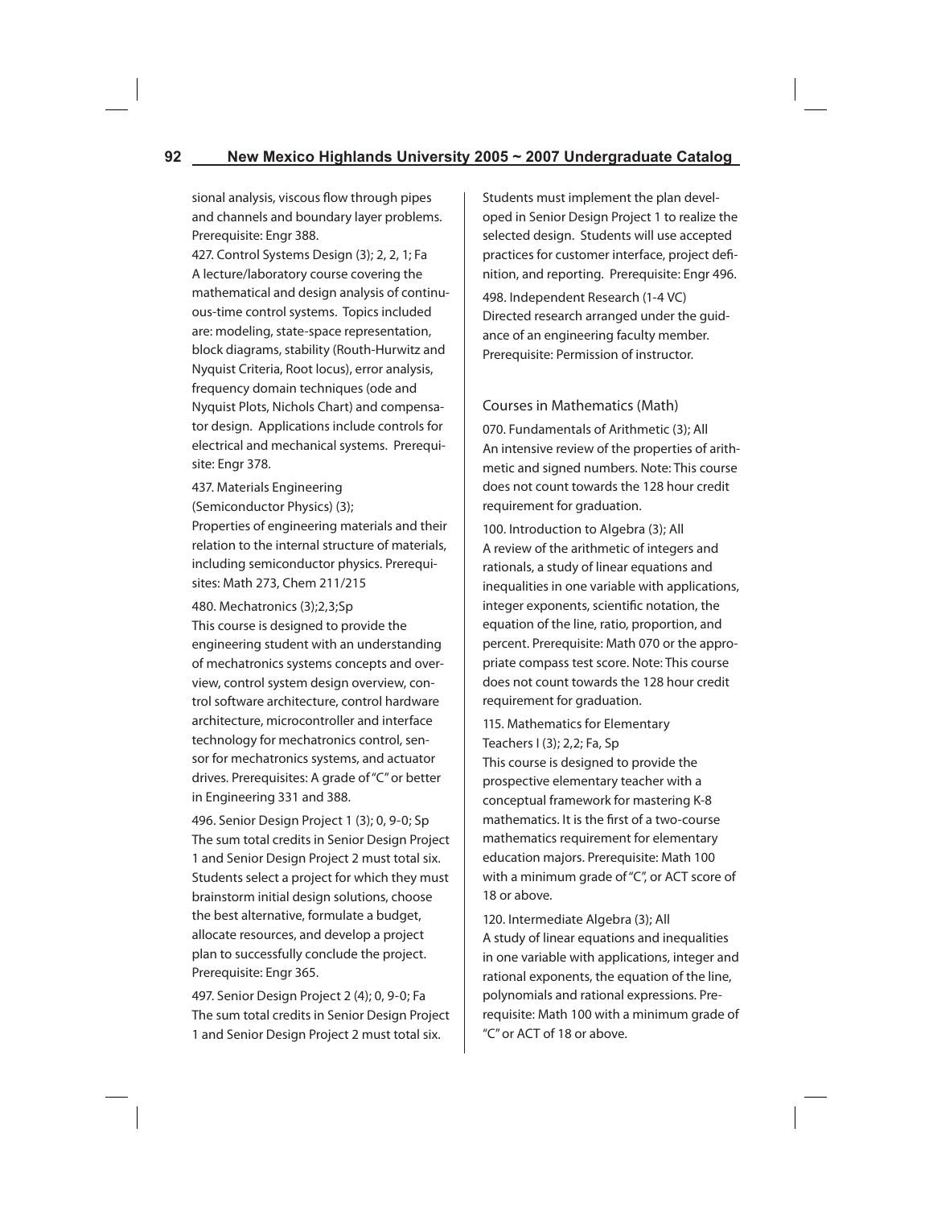sional analysis, viscous flow through pipes and channels and boundary layer problems. Prerequisite: Engr 388.

427. Control Systems Design (3); 2, 2, 1; Fa
A lecture/laboratory course covering the mathematical and design analysis of continuous-time control systems. Topics included are: modeling, state-space representation, block diagrams, stability (Routh-Hurwitz and Nyquist Criteria, Root locus), error analysis, frequency domain techniques (ode and Nyquist Plots, Nichols Chart) and compensator design. Applications include controls for electrical and mechanical systems. Prerequisite: Engr 378.

437. Materials Engineering (Semiconductor Physics) (3);
Properties of engineering materials and their relation to the internal structure of materials, including semiconductor physics. Prerequisites: Math 273, Chem 211/215

480. Mechatronics (3);2,3;Sp
This course is designed to provide the engineering student with an understanding of mechatronics systems concepts and overview, control system design overview, control software architecture, control hardware architecture, microcontroller and interface technology for mechatronics control, sensor for mechatronics systems, and actuator drives. Prerequisites: A grade of "C" or better in Engineering 331 and 388.

496. Senior Design Project 1 (3); 0, 9-0; Sp
The sum total credits in Senior Design Project 1 and Senior Design Project 2 must total six. Students select a project for which they must brainstorm initial design solutions, choose the best alternative, formulate a budget, allocate resources, and develop a project plan to successfully conclude the project. Prerequisite: Engr 365.

497. Senior Design Project 2 (4); 0, 9-0; Fa
The sum total credits in Senior Design Project 1 and Senior Design Project 2 must total six. Students must implement the plan developed in Senior Design Project 1 to realize the selected design. Students will use accepted practices for customer interface, project definition, and reporting. Prerequisite: Engr 496.

498. Independent Research (1-4 VC)
Directed research arranged under the guidance of an engineering faculty member. Prerequisite: Permission of instructor.

## Courses in Mathematics (Math)

070. Fundamentals of Arithmetic (3); All
An intensive review of the properties of arithmetic and signed numbers. Note: This course does not count towards the 128 hour credit requirement for graduation.

100. Introduction to Algebra (3); All
A review of the arithmetic of integers and rationals, a study of linear equations and inequalities in one variable with applications, integer exponents, scientific notation, the equation of the line, ratio, proportion, and percent. Prerequisite: Math 070 or the appropriate compass test score. Note: This course does not count towards the 128 hour credit requirement for graduation.

115. Mathematics for Elementary Teachers I (3); 2,2; Fa, Sp
This course is designed to provide the prospective elementary teacher with a conceptual framework for mastering K-8 mathematics. It is the first of a two-course mathematics requirement for elementary education majors. Prerequisite: Math 100 with a minimum grade of "C", or ACT score of 18 or above.

120. Intermediate Algebra (3); All
A study of linear equations and inequalities in one variable with applications, integer and rational exponents, the equation of the line, polynomials and rational expressions. Prerequisite: Math 100 with a minimum grade of "C" or ACT of 18 or above.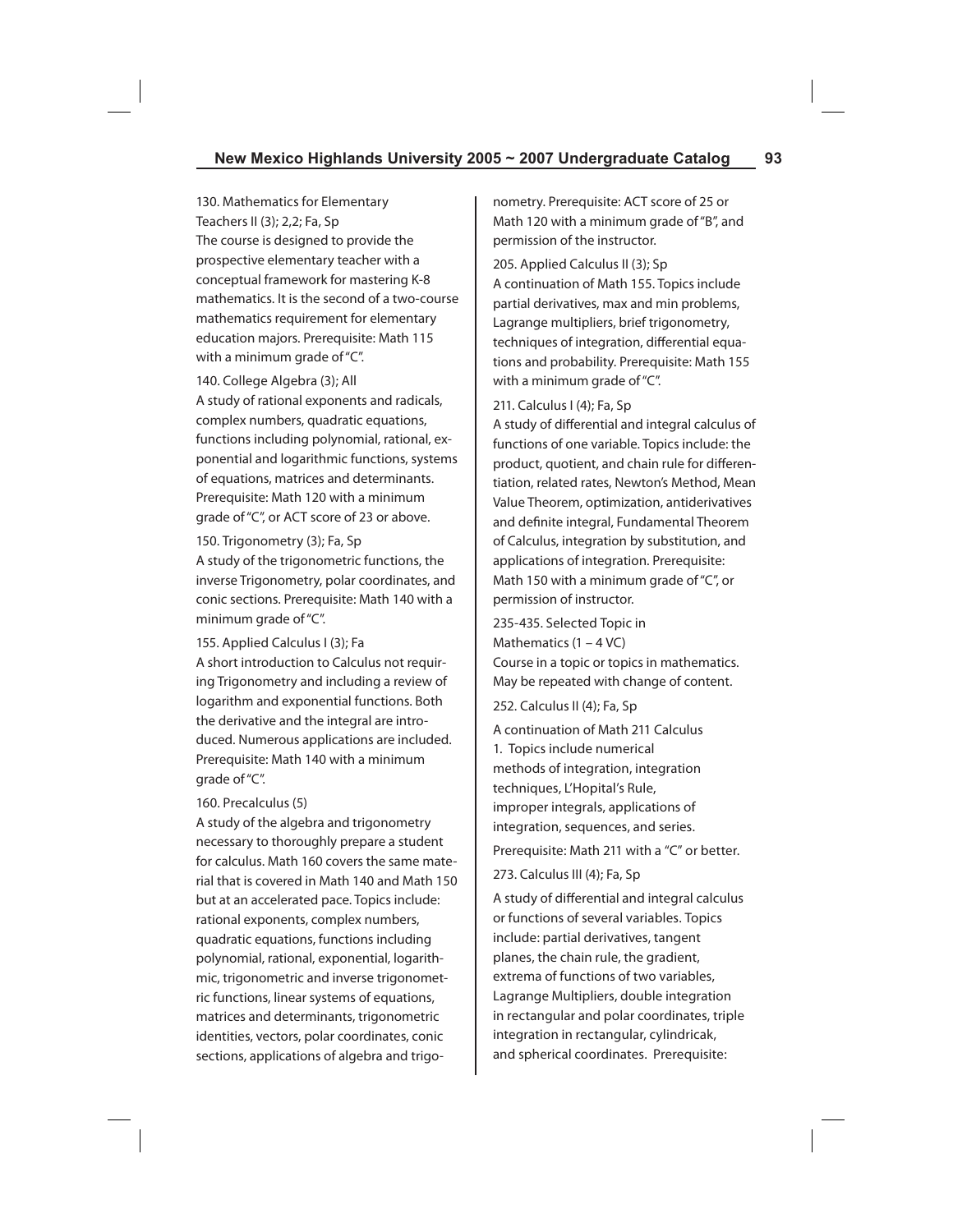130. Mathematics for Elementary Teachers II (3); 2,2; Fa, Sp

The course is designed to provide the prospective elementary teacher with a conceptual framework for mastering K-8 mathematics. It is the second of a two-course mathematics requirement for elementary education majors. Prerequisite: Math 115 with a minimum grade of "C".

140. College Algebra (3); All

A study of rational exponents and radicals, complex numbers, quadratic equations, functions including polynomial, rational, exponential and logarithmic functions, systems of equations, matrices and determinants. Prerequisite: Math 120 with a minimum grade of "C", or ACT score of 23 or above.

150. Trigonometry (3); Fa, Sp

A study of the trigonometric functions, the inverse Trigonometry, polar coordinates, and conic sections. Prerequisite: Math 140 with a minimum grade of "C".

155. Applied Calculus I (3); Fa

A short introduction to Calculus not requiring Trigonometry and including a review of logarithm and exponential functions. Both the derivative and the integral are introduced. Numerous applications are included. Prerequisite: Math 140 with a minimum grade of "C".

160. Precalculus (5)

A study of the algebra and trigonometry necessary to thoroughly prepare a student for calculus. Math 160 covers the same material that is covered in Math 140 and Math 150 but at an accelerated pace. Topics include: rational exponents, complex numbers, quadratic equations, functions including polynomial, rational, exponential, logarithmic, trigonometric and inverse trigonometric functions, linear systems of equations, matrices and determinants, trigonometric identities, vectors, polar coordinates, conic sections, applications of algebra and trigonometry. Prerequisite: ACT score of 25 or Math 120 with a minimum grade of "B", and permission of the instructor.

205. Applied Calculus II (3); Sp

A continuation of Math 155. Topics include partial derivatives, max and min problems, Lagrange multipliers, brief trigonometry, techniques of integration, differential equations and probability. Prerequisite: Math 155 with a minimum grade of "C".

211. Calculus I (4); Fa, Sp

A study of differential and integral calculus of functions of one variable. Topics include: the product, quotient, and chain rule for differentiation, related rates, Newton's Method, Mean Value Theorem, optimization, antiderivatives and definite integral, Fundamental Theorem of Calculus, integration by substitution, and applications of integration. Prerequisite: Math 150 with a minimum grade of "C", or permission of instructor.

235-435. Selected Topic in Mathematics (1 – 4 VC)

Course in a topic or topics in mathematics. May be repeated with change of content.

252. Calculus II (4); Fa, Sp

A continuation of Math 211 Calculus 1. Topics include numerical methods of integration, integration techniques, L'Hopital's Rule, improper integrals, applications of integration, sequences, and series.

Prerequisite: Math 211 with a "C" or better.

273. Calculus III (4); Fa, Sp

A study of differential and integral calculus or functions of several variables. Topics include: partial derivatives, tangent planes, the chain rule, the gradient, extrema of functions of two variables, Lagrange Multipliers, double integration in rectangular and polar coordinates, triple integration in rectangular, cylindricak, and spherical coordinates. Prerequisite: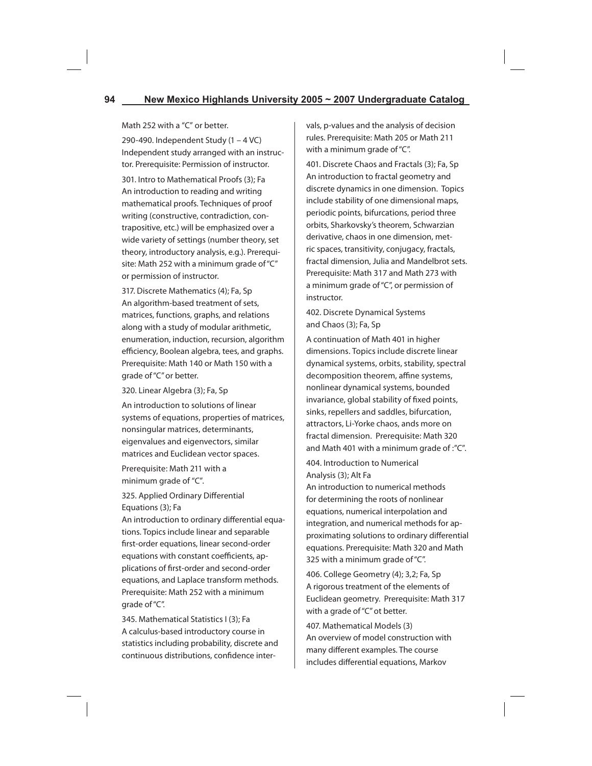Math 252 with a "C" or better.

290-490. Independent Study (1 – 4 VC)
Independent study arranged with an instructor. Prerequisite: Permission of instructor.

301. Intro to Mathematical Proofs (3); Fa
An introduction to reading and writing mathematical proofs. Techniques of proof writing (constructive, contradiction, contrapositive, etc.) will be emphasized over a wide variety of settings (number theory, set theory, introductory analysis, e.g.). Prerequisite: Math 252 with a minimum grade of "C" or permission of instructor.

317. Discrete Mathematics (4); Fa, Sp
An algorithm-based treatment of sets, matrices, functions, graphs, and relations along with a study of modular arithmetic, enumeration, induction, recursion, algorithm efficiency, Boolean algebra, tees, and graphs. Prerequisite: Math 140 or Math 150 with a grade of "C" or better.

320. Linear Algebra (3); Fa, Sp

An introduction to solutions of linear systems of equations, properties of matrices, nonsingular matrices, determinants, eigenvalues and eigenvectors, similar matrices and Euclidean vector spaces.

Prerequisite: Math 211 with a minimum grade of "C".

325. Applied Ordinary Differential Equations (3); Fa
An introduction to ordinary differential equations. Topics include linear and separable first-order equations, linear second-order equations with constant coefficients, applications of first-order and second-order equations, and Laplace transform methods. Prerequisite: Math 252 with a minimum grade of "C".

345. Mathematical Statistics I (3); Fa
A calculus-based introductory course in statistics including probability, discrete and continuous distributions, confidence intervals, p-values and the analysis of decision rules. Prerequisite: Math 205 or Math 211 with a minimum grade of "C".

401. Discrete Chaos and Fractals (3); Fa, Sp
An introduction to fractal geometry and discrete dynamics in one dimension. Topics include stability of one dimensional maps, periodic points, bifurcations, period three orbits, Sharkovsky's theorem, Schwarzian derivative, chaos in one dimension, metric spaces, transitivity, conjugacy, fractals, fractal dimension, Julia and Mandelbrot sets. Prerequisite: Math 317 and Math 273 with a minimum grade of "C", or permission of instructor.

402. Discrete Dynamical Systems and Chaos (3); Fa, Sp

A continuation of Math 401 in higher dimensions. Topics include discrete linear dynamical systems, orbits, stability, spectral decomposition theorem, affine systems, nonlinear dynamical systems, bounded invariance, global stability of fixed points, sinks, repellers and saddles, bifurcation, attractors, Li-Yorke chaos, ands more on fractal dimension. Prerequisite: Math 320 and Math 401 with a minimum grade of :"C".

404. Introduction to Numerical Analysis (3); Alt Fa
An introduction to numerical methods for determining the roots of nonlinear equations, numerical interpolation and integration, and numerical methods for approximating solutions to ordinary differential equations. Prerequisite: Math 320 and Math 325 with a minimum grade of "C".

406. College Geometry (4); 3,2; Fa, Sp
A rigorous treatment of the elements of Euclidean geometry. Prerequisite: Math 317 with a grade of "C" ot better.

407. Mathematical Models (3)
An overview of model construction with many different examples. The course includes differential equations, Markov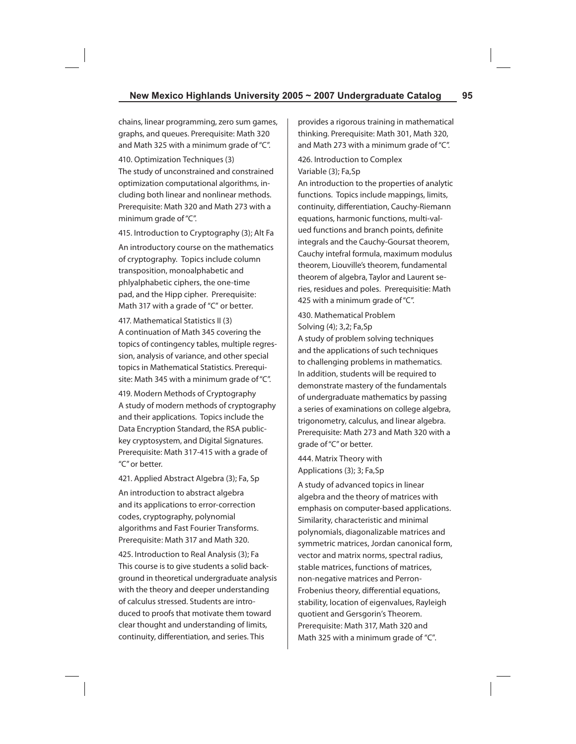chains, linear programming, zero sum games, graphs, and queues. Prerequisite: Math 320 and Math 325 with a minimum grade of "C".

410. Optimization Techniques (3)
The study of unconstrained and constrained optimization computational algorithms, including both linear and nonlinear methods. Prerequisite: Math 320 and Math 273 with a minimum grade of "C".

415. Introduction to Cryptography (3); Alt Fa
An introductory course on the mathematics of cryptography. Topics include column transposition, monoalphabetic and phlyalphabetic ciphers, the one-time pad, and the Hipp cipher. Prerequisite: Math 317 with a grade of "C" or better.

417. Mathematical Statistics II (3)
A continuation of Math 345 covering the topics of contingency tables, multiple regression, analysis of variance, and other special topics in Mathematical Statistics. Prerequisite: Math 345 with a minimum grade of "C".

419. Modern Methods of Cryptography
A study of modern methods of cryptography and their applications. Topics include the Data Encryption Standard, the RSA public-key cryptosystem, and Digital Signatures. Prerequisite: Math 317-415 with a grade of "C" or better.

421. Applied Abstract Algebra (3); Fa, Sp
An introduction to abstract algebra and its applications to error-correction codes, cryptography, polynomial algorithms and Fast Fourier Transforms. Prerequisite: Math 317 and Math 320.

425. Introduction to Real Analysis (3); Fa
This course is to give students a solid background in theoretical undergraduate analysis with the theory and deeper understanding of calculus stressed. Students are introduced to proofs that motivate them toward clear thought and understanding of limits, continuity, differentiation, and series. This provides a rigorous training in mathematical thinking. Prerequisite: Math 301, Math 320, and Math 273 with a minimum grade of "C".

426. Introduction to Complex Variable (3); Fa,Sp
An introduction to the properties of analytic functions. Topics include mappings, limits, continuity, differentiation, Cauchy-Riemann equations, harmonic functions, multi-valued functions and branch points, definite integrals and the Cauchy-Goursat theorem, Cauchy intefral formula, maximum modulus theorem, Liouville's theorem, fundamental theorem of algebra, Taylor and Laurent series, residues and poles. Prerequisitie: Math 425 with a minimum grade of "C".

430. Mathematical Problem Solving (4); 3,2; Fa,Sp
A study of problem solving techniques and the applications of such techniques to challenging problems in mathematics. In addition, students will be required to demonstrate mastery of the fundamentals of undergraduate mathematics by passing a series of examinations on college algebra, trigonometry, calculus, and linear algebra. Prerequisite: Math 273 and Math 320 with a grade of "C" or better.

444. Matrix Theory with Applications (3); 3; Fa,Sp
A study of advanced topics in linear algebra and the theory of matrices with emphasis on computer-based applications. Similarity, characteristic and minimal polynomials, diagonalizable matrices and symmetric matrices, Jordan canonical form, vector and matrix norms, spectral radius, stable matrices, functions of matrices, non-negative matrices and Perron-Frobenius theory, differential equations, stability, location of eigenvalues, Rayleigh quotient and Gersgorin's Theorem. Prerequisite: Math 317, Math 320 and Math 325 with a minimum grade of "C".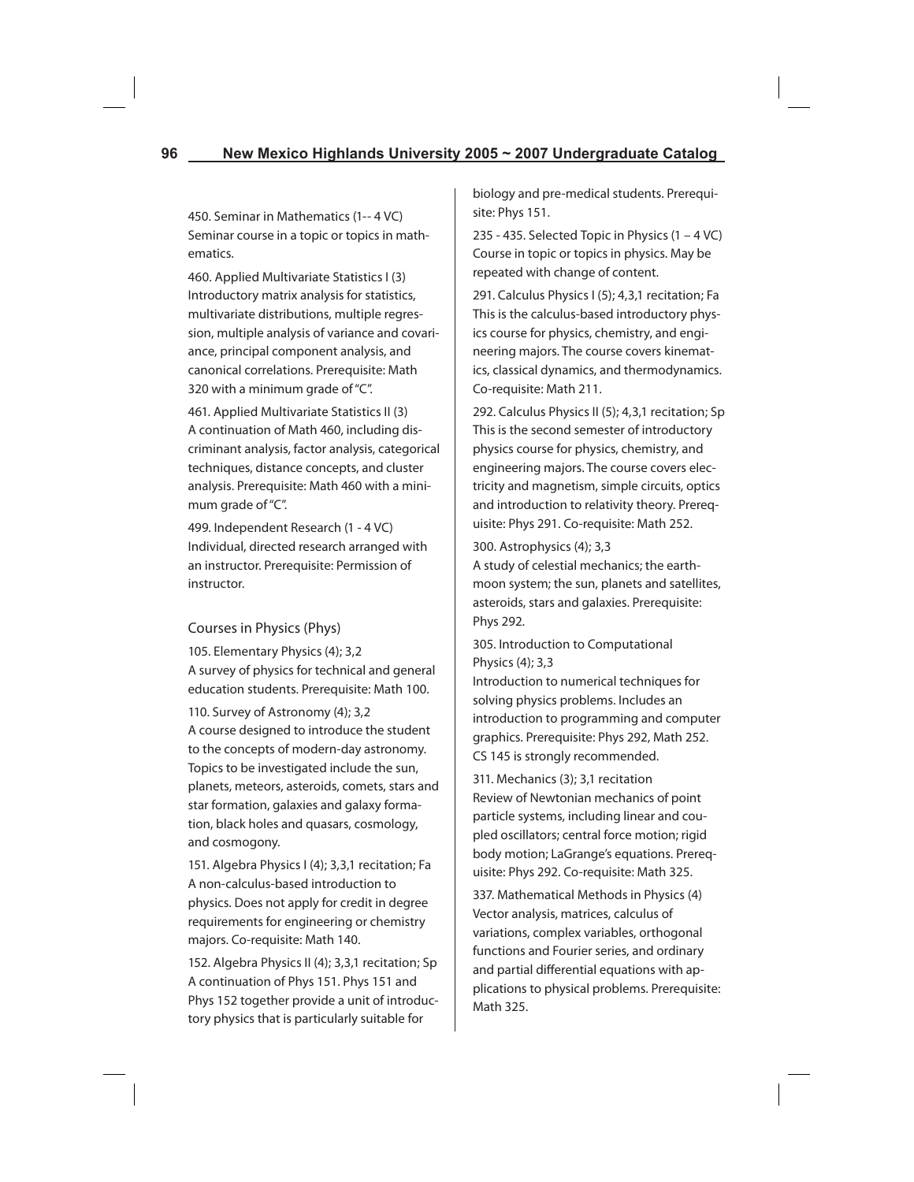450. Seminar in Mathematics (1-- 4 VC)
Seminar course in a topic or topics in mathematics.

460. Applied Multivariate Statistics I (3)
Introductory matrix analysis for statistics, multivariate distributions, multiple regression, multiple analysis of variance and covariance, principal component analysis, and canonical correlations. Prerequisite: Math 320 with a minimum grade of "C".

461. Applied Multivariate Statistics II (3)
A continuation of Math 460, including discriminant analysis, factor analysis, categorical techniques, distance concepts, and cluster analysis. Prerequisite: Math 460 with a minimum grade of "C".

499. Independent Research (1 - 4 VC)
Individual, directed research arranged with an instructor. Prerequisite: Permission of instructor.

## Courses in Physics (Phys)

105. Elementary Physics (4); 3,2
A survey of physics for technical and general education students. Prerequisite: Math 100.

110. Survey of Astronomy (4); 3,2
A course designed to introduce the student to the concepts of modern-day astronomy. Topics to be investigated include the sun, planets, meteors, asteroids, comets, stars and star formation, galaxies and galaxy formation, black holes and quasars, cosmology, and cosmogony.

151. Algebra Physics I (4); 3,3,1 recitation; Fa
A non-calculus-based introduction to physics. Does not apply for credit in degree requirements for engineering or chemistry majors. Co-requisite: Math 140.

152. Algebra Physics II (4); 3,3,1 recitation; Sp
A continuation of Phys 151. Phys 151 and Phys 152 together provide a unit of introductory physics that is particularly suitable for biology and pre-medical students. Prerequisite: Phys 151.

235 - 435. Selected Topic in Physics (1 – 4 VC)
Course in topic or topics in physics. May be repeated with change of content.

291. Calculus Physics I (5); 4,3,1 recitation; Fa
This is the calculus-based introductory physics course for physics, chemistry, and engineering majors. The course covers kinematics, classical dynamics, and thermodynamics. Co-requisite: Math 211.

292. Calculus Physics II (5); 4,3,1 recitation; Sp
This is the second semester of introductory physics course for physics, chemistry, and engineering majors. The course covers electricity and magnetism, simple circuits, optics and introduction to relativity theory. Prerequisite: Phys 291. Co-requisite: Math 252.

300. Astrophysics (4); 3,3
A study of celestial mechanics; the earth-moon system; the sun, planets and satellites, asteroids, stars and galaxies. Prerequisite: Phys 292.

305. Introduction to Computational Physics (4); 3,3
Introduction to numerical techniques for solving physics problems. Includes an introduction to programming and computer graphics. Prerequisite: Phys 292, Math 252. CS 145 is strongly recommended.

311. Mechanics (3); 3,1 recitation
Review of Newtonian mechanics of point particle systems, including linear and coupled oscillators; central force motion; rigid body motion; LaGrange's equations. Prerequisite: Phys 292. Co-requisite: Math 325.

337. Mathematical Methods in Physics (4)
Vector analysis, matrices, calculus of variations, complex variables, orthogonal functions and Fourier series, and ordinary and partial differential equations with applications to physical problems. Prerequisite: Math 325.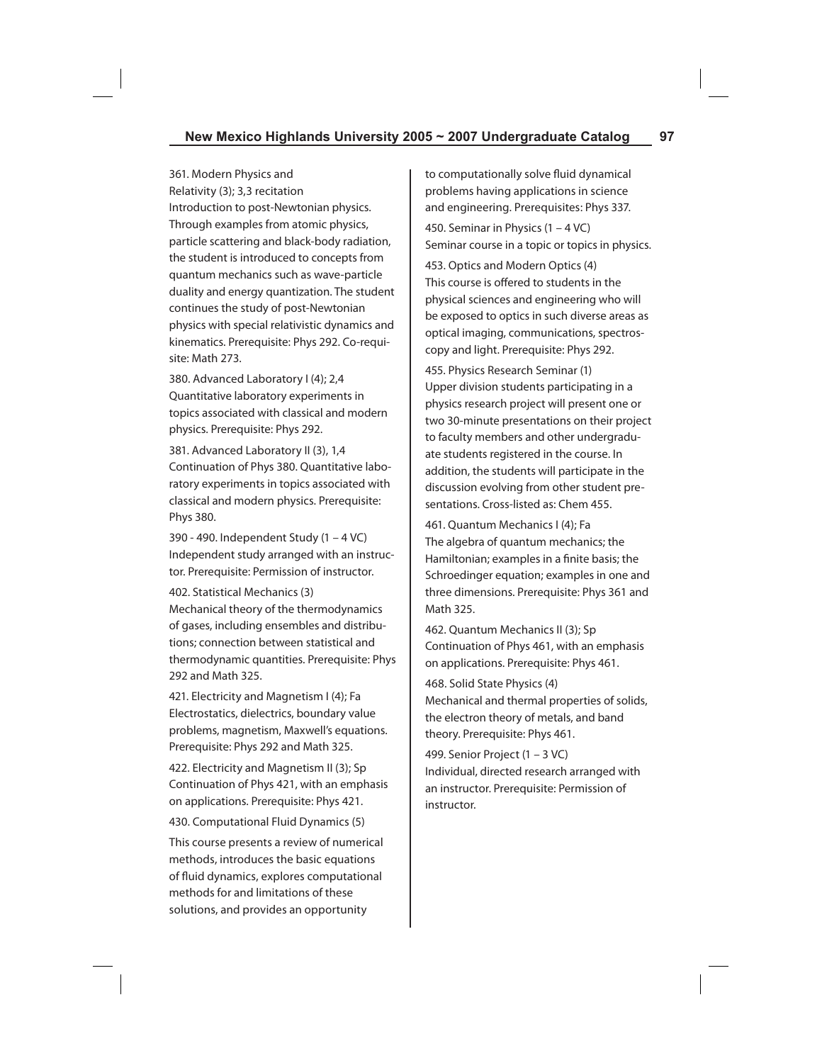361. Modern Physics and Relativity (3); 3,3 recitation
Introduction to post-Newtonian physics. Through examples from atomic physics, particle scattering and black-body radiation, the student is introduced to concepts from quantum mechanics such as wave-particle duality and energy quantization. The student continues the study of post-Newtonian physics with special relativistic dynamics and kinematics. Prerequisite: Phys 292. Co-requisite: Math 273.

380. Advanced Laboratory I (4); 2,4
Quantitative laboratory experiments in topics associated with classical and modern physics. Prerequisite: Phys 292.

381. Advanced Laboratory II (3), 1,4
Continuation of Phys 380. Quantitative laboratory experiments in topics associated with classical and modern physics. Prerequisite: Phys 380.

390 - 490. Independent Study (1 – 4 VC)
Independent study arranged with an instructor. Prerequisite: Permission of instructor.

402. Statistical Mechanics (3)
Mechanical theory of the thermodynamics of gases, including ensembles and distributions; connection between statistical and thermodynamic quantities. Prerequisite: Phys 292 and Math 325.

421. Electricity and Magnetism I (4); Fa
Electrostatics, dielectrics, boundary value problems, magnetism, Maxwell's equations. Prerequisite: Phys 292 and Math 325.

422. Electricity and Magnetism II (3); Sp
Continuation of Phys 421, with an emphasis on applications. Prerequisite: Phys 421.

430. Computational Fluid Dynamics (5)

This course presents a review of numerical methods, introduces the basic equations of fluid dynamics, explores computational methods for and limitations of these solutions, and provides an opportunity to computationally solve fluid dynamical problems having applications in science and engineering. Prerequisites: Phys 337.

450. Seminar in Physics (1 – 4 VC)
Seminar course in a topic or topics in physics.

453. Optics and Modern Optics (4)
This course is offered to students in the physical sciences and engineering who will be exposed to optics in such diverse areas as optical imaging, communications, spectroscopy and light. Prerequisite: Phys 292.

455. Physics Research Seminar (1)
Upper division students participating in a physics research project will present one or two 30-minute presentations on their project to faculty members and other undergraduate students registered in the course. In addition, the students will participate in the discussion evolving from other student presentations. Cross-listed as: Chem 455.

461. Quantum Mechanics I (4); Fa
The algebra of quantum mechanics; the Hamiltonian; examples in a finite basis; the Schroedinger equation; examples in one and three dimensions. Prerequisite: Phys 361 and Math 325.

462. Quantum Mechanics II (3); Sp
Continuation of Phys 461, with an emphasis on applications. Prerequisite: Phys 461.

468. Solid State Physics (4)
Mechanical and thermal properties of solids, the electron theory of metals, and band theory. Prerequisite: Phys 461.

499. Senior Project (1 – 3 VC)
Individual, directed research arranged with an instructor. Prerequisite: Permission of instructor.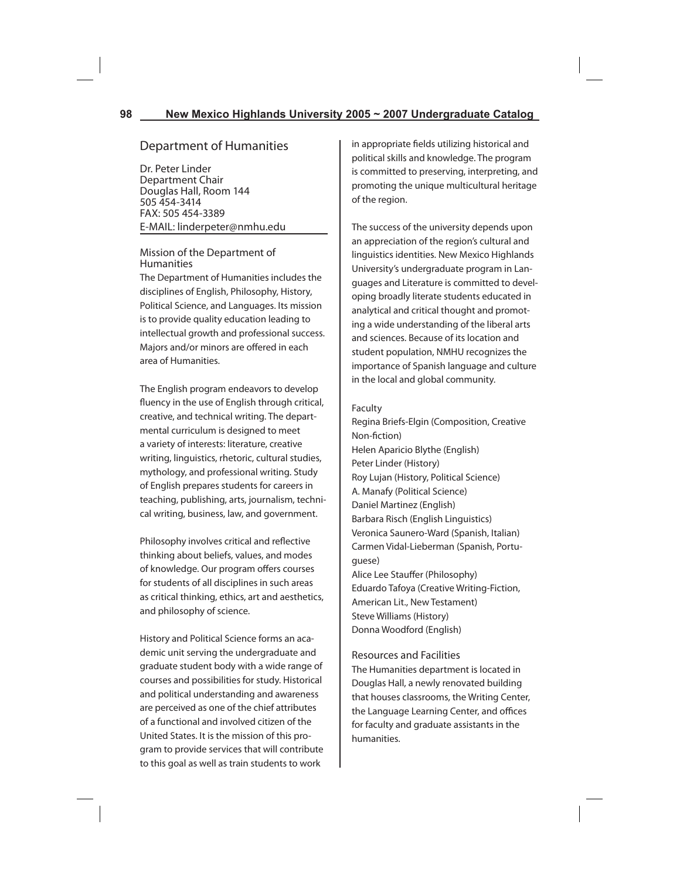## Department of Humanities

Dr. Peter Linder
Department Chair
Douglas Hall, Room 144
505 454-3414
FAX: 505 454-3389
E-MAIL: linderpeter@nmhu.edu

### Mission of the Department of Humanities

The Department of Humanities includes the disciplines of English, Philosophy, History, Political Science, and Languages. Its mission is to provide quality education leading to intellectual growth and professional success. Majors and/or minors are offered in each area of Humanities.

The English program endeavors to develop fluency in the use of English through critical, creative, and technical writing. The departmental curriculum is designed to meet a variety of interests: literature, creative writing, linguistics, rhetoric, cultural studies, mythology, and professional writing. Study of English prepares students for careers in teaching, publishing, arts, journalism, technical writing, business, law, and government.

Philosophy involves critical and reflective thinking about beliefs, values, and modes of knowledge. Our program offers courses for students of all disciplines in such areas as critical thinking, ethics, art and aesthetics, and philosophy of science.

History and Political Science forms an academic unit serving the undergraduate and graduate student body with a wide range of courses and possibilities for study. Historical and political understanding and awareness are perceived as one of the chief attributes of a functional and involved citizen of the United States. It is the mission of this program to provide services that will contribute to this goal as well as train students to work in appropriate fields utilizing historical and political skills and knowledge. The program is committed to preserving, interpreting, and promoting the unique multicultural heritage of the region.

The success of the university depends upon an appreciation of the region's cultural and linguistics identities. New Mexico Highlands University's undergraduate program in Languages and Literature is committed to developing broadly literate students educated in analytical and critical thought and promoting a wide understanding of the liberal arts and sciences. Because of its location and student population, NMHU recognizes the importance of Spanish language and culture in the local and global community.

### Faculty

Regina Briefs-Elgin (Composition, Creative Non-fiction)
Helen Aparicio Blythe (English)
Peter Linder (History)
Roy Lujan (History, Political Science)
A. Manafy (Political Science)
Daniel Martinez (English)
Barbara Risch (English Linguistics)
Veronica Saunero-Ward (Spanish, Italian)
Carmen Vidal-Lieberman (Spanish, Portuguese)
Alice Lee Stauffer (Philosophy)
Eduardo Tafoya (Creative Writing-Fiction, American Lit., New Testament)
Steve Williams (History)
Donna Woodford (English)

### Resources and Facilities

The Humanities department is located in Douglas Hall, a newly renovated building that houses classrooms, the Writing Center, the Language Learning Center, and offices for faculty and graduate assistants in the humanities.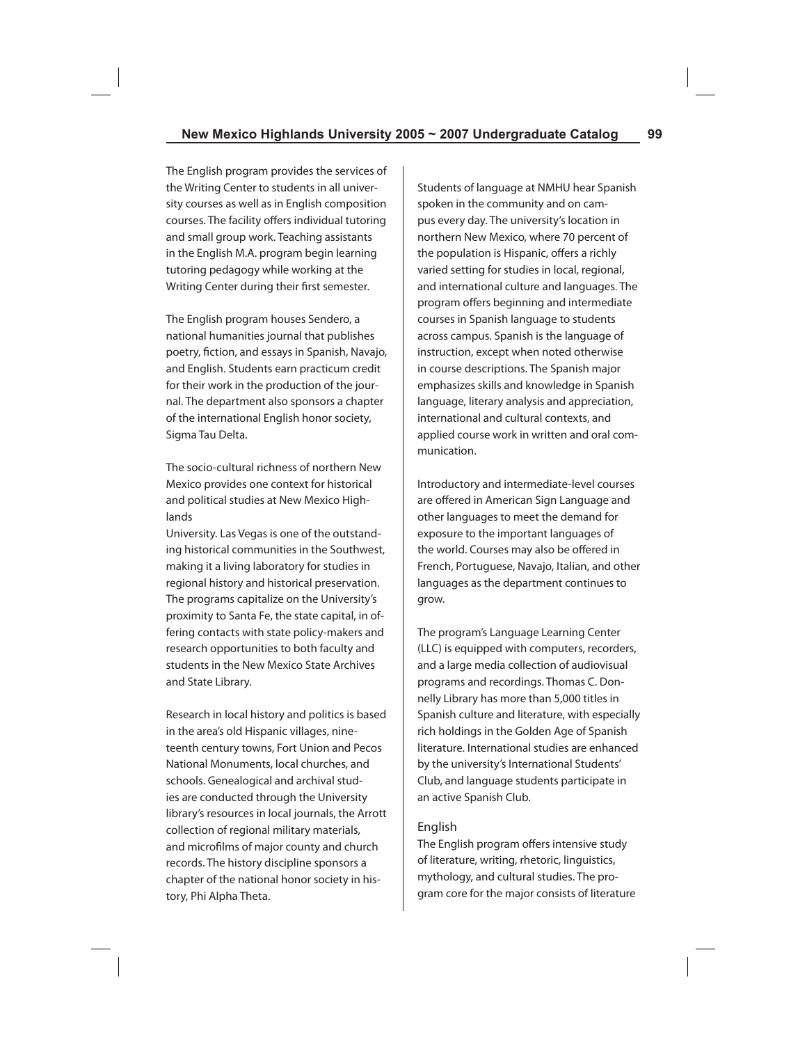The English program provides the services of the Writing Center to students in all university courses as well as in English composition courses. The facility offers individual tutoring and small group work. Teaching assistants in the English M.A. program begin learning tutoring pedagogy while working at the Writing Center during their first semester.

The English program houses Sendero, a national humanities journal that publishes poetry, fiction, and essays in Spanish, Navajo, and English. Students earn practicum credit for their work in the production of the journal. The department also sponsors a chapter of the international English honor society, Sigma Tau Delta.

The socio-cultural richness of northern New Mexico provides one context for historical and political studies at New Mexico Highlands
University. Las Vegas is one of the outstanding historical communities in the Southwest, making it a living laboratory for studies in regional history and historical preservation. The programs capitalize on the University's proximity to Santa Fe, the state capital, in offering contacts with state policy-makers and research opportunities to both faculty and students in the New Mexico State Archives and State Library.

Research in local history and politics is based in the area's old Hispanic villages, nineteenth century towns, Fort Union and Pecos National Monuments, local churches, and schools. Genealogical and archival studies are conducted through the University library's resources in local journals, the Arrott collection of regional military materials, and microfilms of major county and church records. The history discipline sponsors a chapter of the national honor society in history, Phi Alpha Theta.

Students of language at NMHU hear Spanish spoken in the community and on campus every day. The university's location in northern New Mexico, where 70 percent of the population is Hispanic, offers a richly varied setting for studies in local, regional, and international culture and languages. The program offers beginning and intermediate courses in Spanish language to students across campus. Spanish is the language of instruction, except when noted otherwise in course descriptions. The Spanish major emphasizes skills and knowledge in Spanish language, literary analysis and appreciation, international and cultural contexts, and applied course work in written and oral communication.

Introductory and intermediate-level courses are offered in American Sign Language and other languages to meet the demand for exposure to the important languages of the world. Courses may also be offered in French, Portuguese, Navajo, Italian, and other languages as the department continues to grow.

The program's Language Learning Center (LLC) is equipped with computers, recorders, and a large media collection of audiovisual programs and recordings. Thomas C. Donnelly Library has more than 5,000 titles in Spanish culture and literature, with especially rich holdings in the Golden Age of Spanish literature. International studies are enhanced by the university's International Students' Club, and language students participate in an active Spanish Club.

## English

The English program offers intensive study of literature, writing, rhetoric, linguistics, mythology, and cultural studies. The program core for the major consists of literature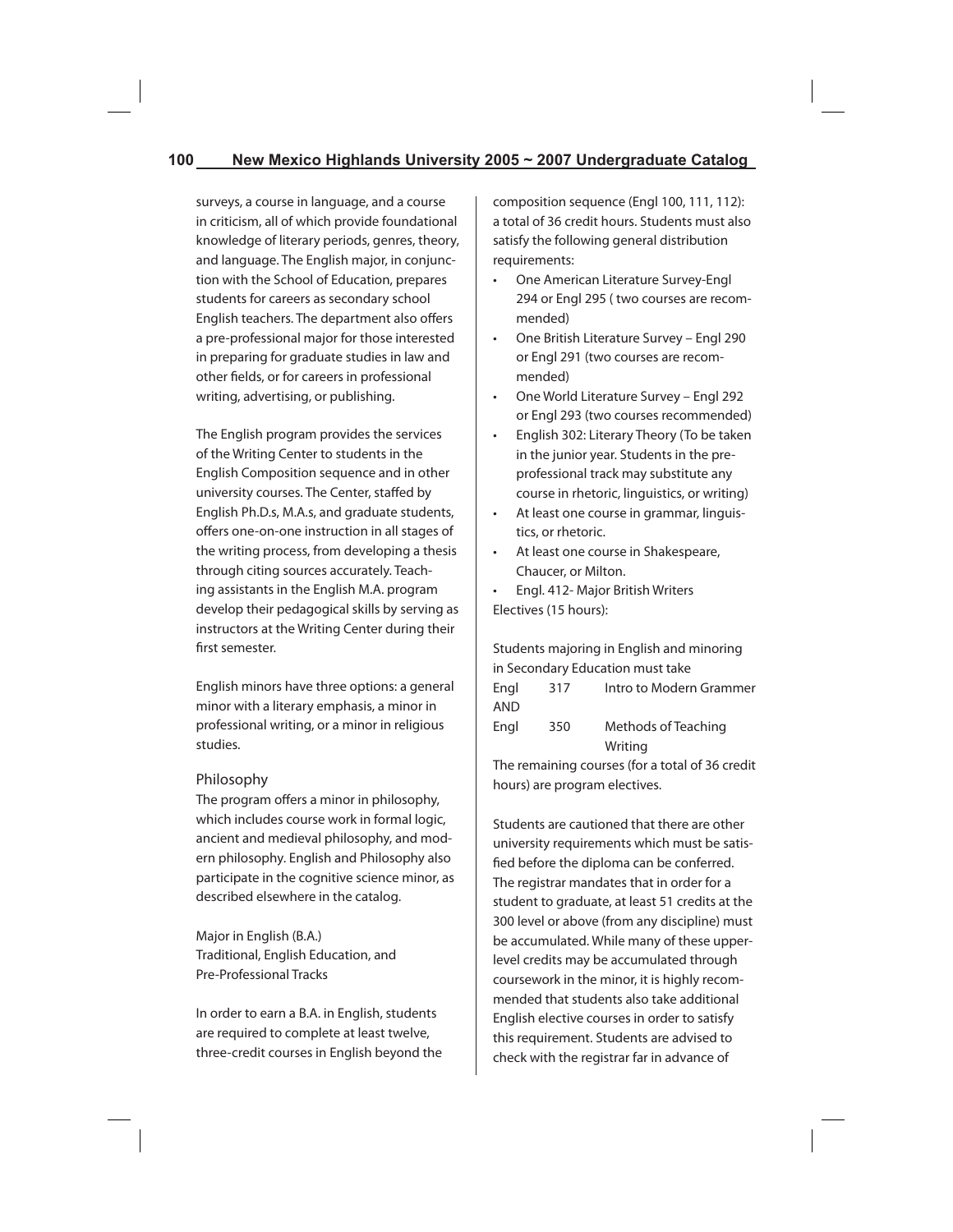surveys, a course in language, and a course in criticism, all of which provide foundational knowledge of literary periods, genres, theory, and language. The English major, in conjunction with the School of Education, prepares students for careers as secondary school English teachers. The department also offers a pre-professional major for those interested in preparing for graduate studies in law and other fields, or for careers in professional writing, advertising, or publishing.

The English program provides the services of the Writing Center to students in the English Composition sequence and in other university courses. The Center, staffed by English Ph.D.s, M.A.s, and graduate students, offers one-on-one instruction in all stages of the writing process, from developing a thesis through citing sources accurately. Teaching assistants in the English M.A. program develop their pedagogical skills by serving as instructors at the Writing Center during their first semester.

English minors have three options: a general minor with a literary emphasis, a minor in professional writing, or a minor in religious studies.

## Philosophy

The program offers a minor in philosophy, which includes course work in formal logic, ancient and medieval philosophy, and modern philosophy. English and Philosophy also participate in the cognitive science minor, as described elsewhere in the catalog.

## Major in English (B.A.)
### Traditional, English Education, and Pre-Professional Tracks

In order to earn a B.A. in English, students are required to complete at least twelve, three-credit courses in English beyond the composition sequence (Engl 100, 111, 112): a total of 36 credit hours. Students must also satisfy the following general distribution requirements:

- One American Literature Survey-Engl 294 or Engl 295 ( two courses are recommended)
- One British Literature Survey – Engl 290 or Engl 291 (two courses are recommended)
- One World Literature Survey – Engl 292 or Engl 293 (two courses recommended)
- English 302: Literary Theory (To be taken in the junior year. Students in the pre-professional track may substitute any course in rhetoric, linguistics, or writing)
- At least one course in grammar, linguistics, or rhetoric.
- At least one course in Shakespeare, Chaucer, or Milton.
- Engl. 412- Major British Writers

Electives (15 hours):

Students majoring in English and minoring in Secondary Education must take

| | | |
|---|---|---|
| Engl | 317 | Intro to Modern Grammer |
| AND | | |
| Engl | 350 | Methods of Teaching Writing |

The remaining courses (for a total of 36 credit hours) are program electives.

Students are cautioned that there are other university requirements which must be satisfied before the diploma can be conferred. The registrar mandates that in order for a student to graduate, at least 51 credits at the 300 level or above (from any discipline) must be accumulated. While many of these upper-level credits may be accumulated through coursework in the minor, it is highly recommended that students also take additional English elective courses in order to satisfy this requirement. Students are advised to check with the registrar far in advance of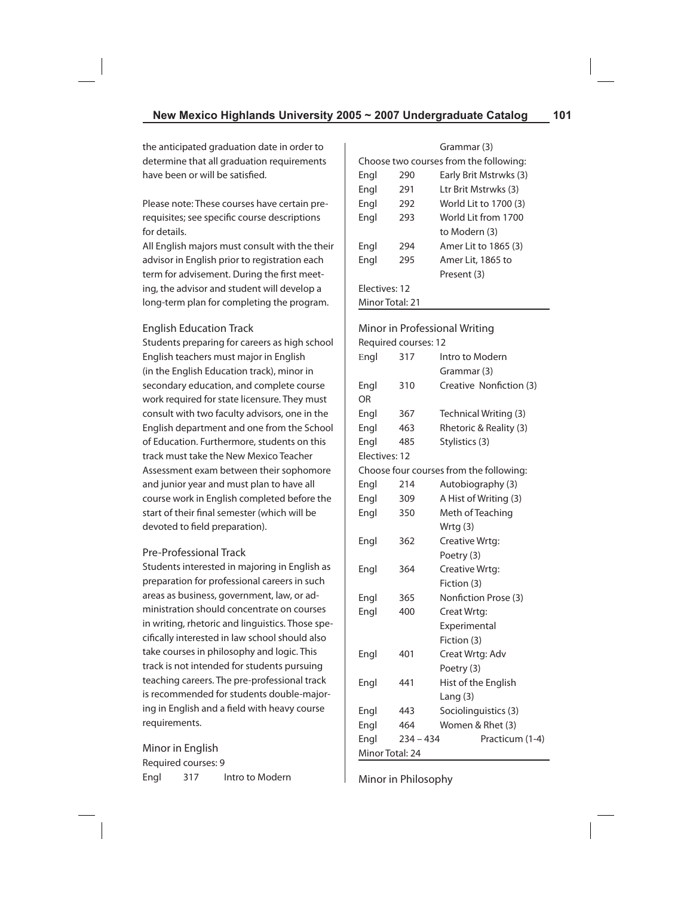the anticipated graduation date in order to determine that all graduation requirements have been or will be satisfied.

Please note: These courses have certain prerequisites; see specific course descriptions for details.

All English majors must consult with the their advisor in English prior to registration each term for advisement. During the first meeting, the advisor and student will develop a long-term plan for completing the program.

### English Education Track

Students preparing for careers as high school English teachers must major in English (in the English Education track), minor in secondary education, and complete course work required for state licensure. They must consult with two faculty advisors, one in the English department and one from the School of Education. Furthermore, students on this track must take the New Mexico Teacher Assessment exam between their sophomore and junior year and must plan to have all course work in English completed before the start of their final semester (which will be devoted to field preparation).

### Pre-Professional Track

Students interested in majoring in English as preparation for professional careers in such areas as business, government, law, or administration should concentrate on courses in writing, rhetoric and linguistics. Those specifically interested in law school should also take courses in philosophy and logic. This track is not intended for students pursuing teaching careers. The pre-professional track is recommended for students double-majoring in English and a field with heavy course requirements.

### Minor in English

Required courses: 9

| | | |
|---|---|---|
| Engl | 317 | Intro to Modern Grammar (3) |

Choose two courses from the following:

| | | |
|---|---|---|
| Engl | 290 | Early Brit Mstrwks (3) |
| Engl | 291 | Ltr Brit Mstrwks (3) |
| Engl | 292 | World Lit to 1700 (3) |
| Engl | 293 | World Lit from 1700 to Modern (3) |
| Engl | 294 | Amer Lit to 1865 (3) |
| Engl | 295 | Amer Lit, 1865 to Present (3) |

Electives: 12

Minor Total: 21

### Minor in Professional Writing

Required courses: 12

| | | |
|---|---|---|
| Engl | 317 | Intro to Modern Grammar (3) |
| Engl | 310 | Creative Nonfiction (3) |
| OR | | |
| Engl | 367 | Technical Writing (3) |
| Engl | 463 | Rhetoric & Reality (3) |
| Engl | 485 | Stylistics (3) |

Electives: 12

Choose four courses from the following:

| | | |
|---|---|---|
| Engl | 214 | Autobiography (3) |
| Engl | 309 | A Hist of Writing (3) |
| Engl | 350 | Meth of Teaching Wrtg (3) |
| Engl | 362 | Creative Wrtg: Poetry (3) |
| Engl | 364 | Creative Wrtg: Fiction (3) |
| Engl | 365 | Nonfiction Prose (3) |
| Engl | 400 | Creat Wrtg: Experimental Fiction (3) |
| Engl | 401 | Creat Wrtg: Adv Poetry (3) |
| Engl | 441 | Hist of the English Lang (3) |
| Engl | 443 | Sociolinguistics (3) |
| Engl | 464 | Women & Rhet (3) |
| Engl | 234 – 434 | Practicum (1-4) |

Minor Total: 24

### Minor in Philosophy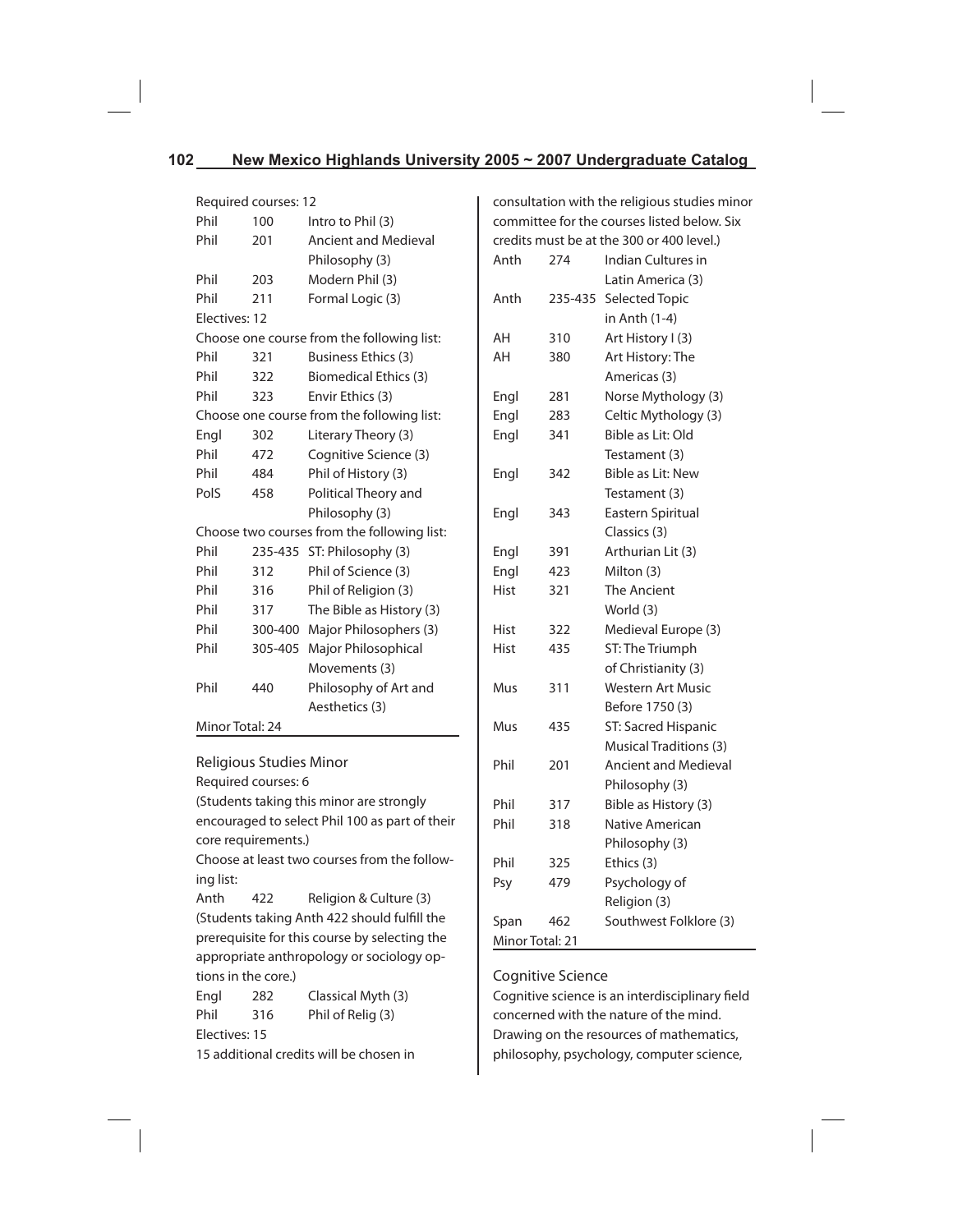Required courses: 12

| | | |
|---|---|---|
| Phil | 100 | Intro to Phil (3) |
| Phil | 201 | Ancient and Medieval Philosophy (3) |
| Phil | 203 | Modern Phil (3) |
| Phil | 211 | Formal Logic (3) |

Electives: 12

Choose one course from the following list:

| | | |
|---|---|---|
| Phil | 321 | Business Ethics (3) |
| Phil | 322 | Biomedical Ethics (3) |
| Phil | 323 | Envir Ethics (3) |

Choose one course from the following list:

| | | |
|---|---|---|
| Engl | 302 | Literary Theory (3) |
| Phil | 472 | Cognitive Science (3) |
| Phil | 484 | Phil of History (3) |
| PolS | 458 | Political Theory and Philosophy (3) |

Choose two courses from the following list:

| | | |
|---|---|---|
| Phil | 235-435 | ST: Philosophy (3) |
| Phil | 312 | Phil of Science (3) |
| Phil | 316 | Phil of Religion (3) |
| Phil | 317 | The Bible as History (3) |
| Phil | 300-400 | Major Philosophers (3) |
| Phil | 305-405 | Major Philosophical Movements (3) |
| Phil | 440 | Philosophy of Art and Aesthetics (3) |

Minor Total: 24

## Religious Studies Minor

Required courses: 6

(Students taking this minor are strongly encouraged to select Phil 100 as part of their core requirements.)

Choose at least two courses from the following list:

| | | |
|---|---|---|
| Anth | 422 | Religion & Culture (3) |

(Students taking Anth 422 should fulfill the prerequisite for this course by selecting the appropriate anthropology or sociology options in the core.)

| | | |
|---|---|---|
| Engl | 282 | Classical Myth (3) |
| Phil | 316 | Phil of Relig (3) |

Electives: 15

15 additional credits will be chosen in consultation with the religious studies minor committee for the courses listed below. Six credits must be at the 300 or 400 level.)

| | | |
|---|---|---|
| Anth | 274 | Indian Cultures in Latin America (3) |
| Anth | 235-435 | Selected Topic in Anth (1-4) |
| AH | 310 | Art History I (3) |
| AH | 380 | Art History: The Americas (3) |
| Engl | 281 | Norse Mythology (3) |
| Engl | 283 | Celtic Mythology (3) |
| Engl | 341 | Bible as Lit: Old Testament (3) |
| Engl | 342 | Bible as Lit: New Testament (3) |
| Engl | 343 | Eastern Spiritual Classics (3) |
| Engl | 391 | Arthurian Lit (3) |
| Engl | 423 | Milton (3) |
| Hist | 321 | The Ancient World (3) |
| Hist | 322 | Medieval Europe (3) |
| Hist | 435 | ST: The Triumph of Christianity (3) |
| Mus | 311 | Western Art Music Before 1750 (3) |
| Mus | 435 | ST: Sacred Hispanic Musical Traditions (3) |
| Phil | 201 | Ancient and Medieval Philosophy (3) |
| Phil | 317 | Bible as History (3) |
| Phil | 318 | Native American Philosophy (3) |
| Phil | 325 | Ethics (3) |
| Psy | 479 | Psychology of Religion (3) |
| Span | 462 | Southwest Folklore (3) |

Minor Total: 21

## Cognitive Science

Cognitive science is an interdisciplinary field concerned with the nature of the mind. Drawing on the resources of mathematics, philosophy, psychology, computer science,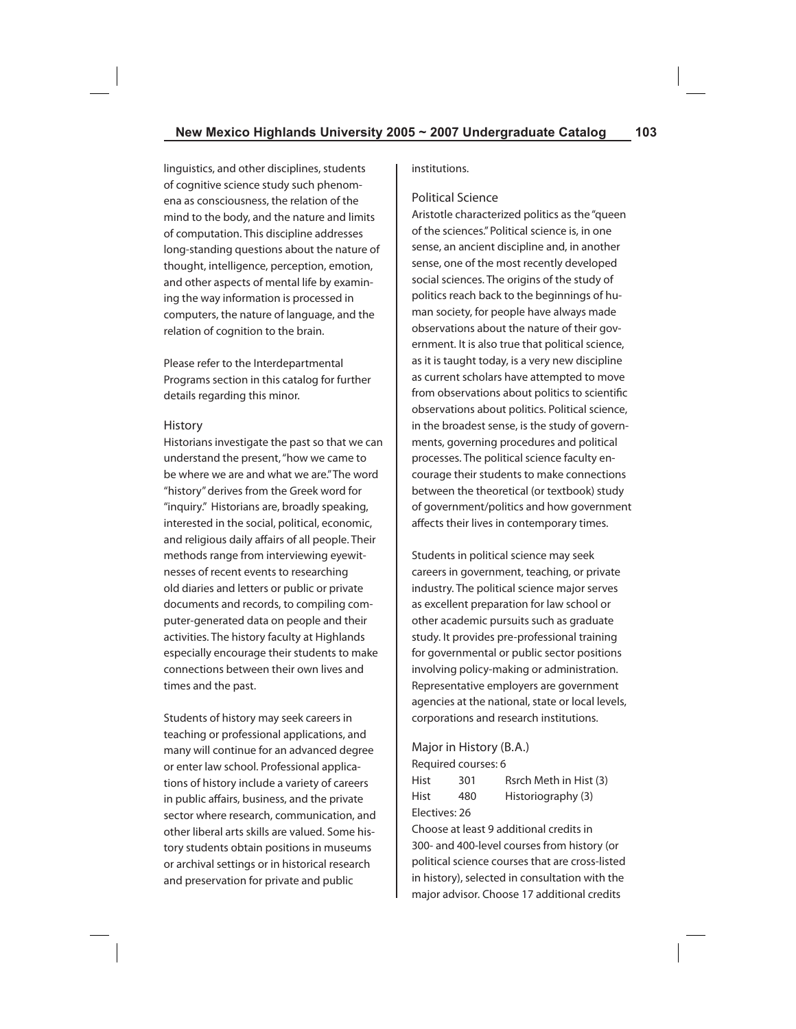linguistics, and other disciplines, students of cognitive science study such phenomena as consciousness, the relation of the mind to the body, and the nature and limits of computation. This discipline addresses long-standing questions about the nature of thought, intelligence, perception, emotion, and other aspects of mental life by examining the way information is processed in computers, the nature of language, and the relation of cognition to the brain.

Please refer to the Interdepartmental Programs section in this catalog for further details regarding this minor.

### History

Historians investigate the past so that we can understand the present, "how we came to be where we are and what we are." The word "history" derives from the Greek word for "inquiry." Historians are, broadly speaking, interested in the social, political, economic, and religious daily affairs of all people. Their methods range from interviewing eyewitnesses of recent events to researching old diaries and letters or public or private documents and records, to compiling computer-generated data on people and their activities. The history faculty at Highlands especially encourage their students to make connections between their own lives and times and the past.

Students of history may seek careers in teaching or professional applications, and many will continue for an advanced degree or enter law school. Professional applications of history include a variety of careers in public affairs, business, and the private sector where research, communication, and other liberal arts skills are valued. Some history students obtain positions in museums or archival settings or in historical research and preservation for private and public institutions.

### Political Science

Aristotle characterized politics as the "queen of the sciences." Political science is, in one sense, an ancient discipline and, in another sense, one of the most recently developed social sciences. The origins of the study of politics reach back to the beginnings of human society, for people have always made observations about the nature of their government. It is also true that political science, as it is taught today, is a very new discipline as current scholars have attempted to move from observations about politics to scientific observations about politics. Political science, in the broadest sense, is the study of governments, governing procedures and political processes. The political science faculty encourage their students to make connections between the theoretical (or textbook) study of government/politics and how government affects their lives in contemporary times.

Students in political science may seek careers in government, teaching, or private industry. The political science major serves as excellent preparation for law school or other academic pursuits such as graduate study. It provides pre-professional training for governmental or public sector positions involving policy-making or administration. Representative employers are government agencies at the national, state or local levels, corporations and research institutions.

### Major in History (B.A.)

Required courses: 6

| | | |
|---|---|---|
| Hist | 301 | Rsrch Meth in Hist (3) |
| Hist | 480 | Historiography (3) |

Electives: 26

Choose at least 9 additional credits in 300- and 400-level courses from history (or political science courses that are cross-listed in history), selected in consultation with the major advisor. Choose 17 additional credits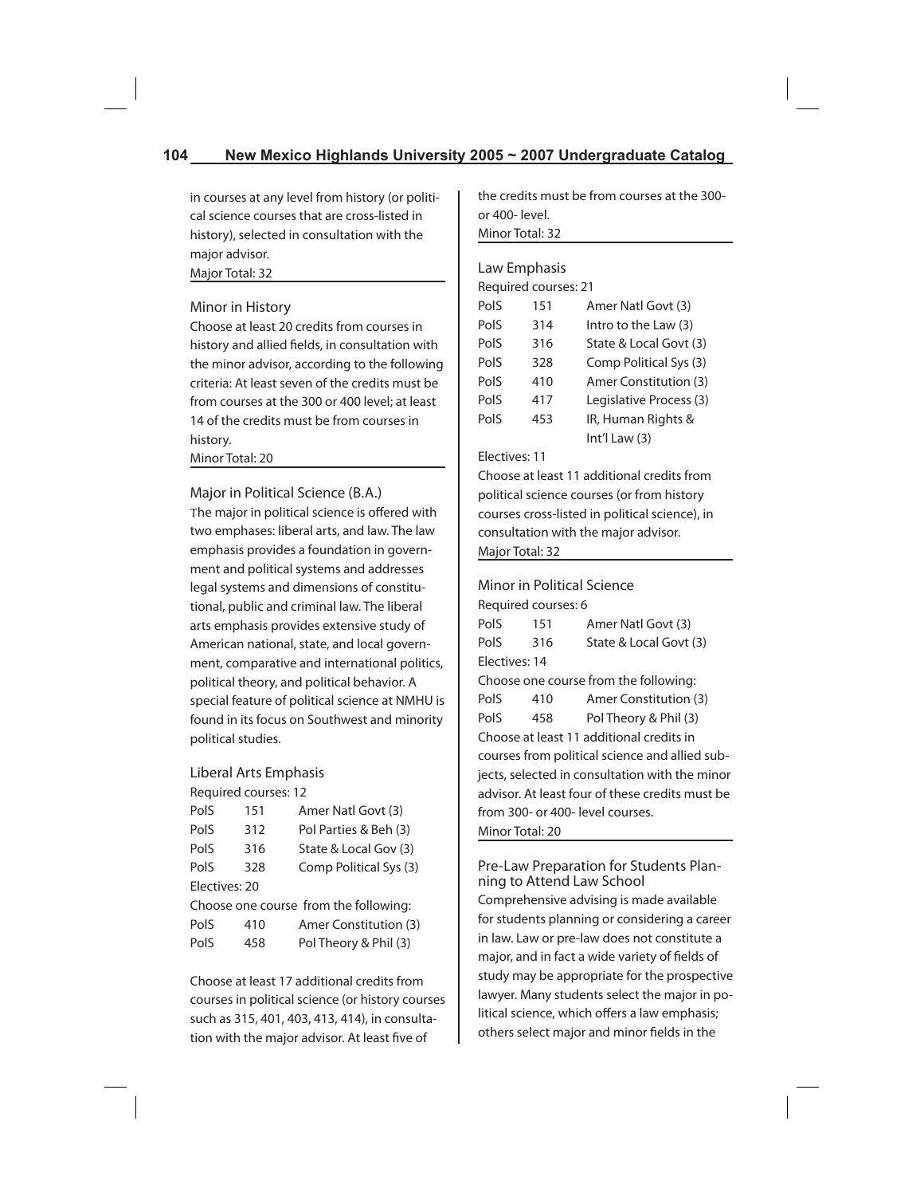in courses at any level from history (or political science courses that are cross-listed in history), selected in consultation with the major advisor.

Major Total: 32

### Minor in History

Choose at least 20 credits from courses in history and allied fields, in consultation with the minor advisor, according to the following criteria: At least seven of the credits must be from courses at the 300 or 400 level; at least 14 of the credits must be from courses in history.

Minor Total: 20

### Major in Political Science (B.A.)

The major in political science is offered with two emphases: liberal arts, and law. The law emphasis provides a foundation in government and political systems and addresses legal systems and dimensions of constitutional, public and criminal law. The liberal arts emphasis provides extensive study of American national, state, and local government, comparative and international politics, political theory, and political behavior. A special feature of political science at NMHU is found in its focus on Southwest and minority political studies.

#### Liberal Arts Emphasis

Required courses: 12

| | | |
|---|---|---|
| PolS | 151 | Amer Natl Govt (3) |
| PolS | 312 | Pol Parties & Beh (3) |
| PolS | 316 | State & Local Gov (3) |
| PolS | 328 | Comp Political Sys (3) |

Electives: 20

Choose one course from the following:

| | | |
|---|---|---|
| PolS | 410 | Amer Constitution (3) |
| PolS | 458 | Pol Theory & Phil (3) |

Choose at least 17 additional credits from courses in political science (or history courses such as 315, 401, 403, 413, 414), in consultation with the major advisor. At least five of the credits must be from courses at the 300- or 400- level.

Minor Total: 32

#### Law Emphasis

Required courses: 21

| | | |
|---|---|---|
| PolS | 151 | Amer Natl Govt (3) |
| PolS | 314 | Intro to the Law (3) |
| PolS | 316 | State & Local Govt (3) |
| PolS | 328 | Comp Political Sys (3) |
| PolS | 410 | Amer Constitution (3) |
| PolS | 417 | Legislative Process (3) |
| PolS | 453 | IR, Human Rights & Int'l Law (3) |

Electives: 11

Choose at least 11 additional credits from political science courses (or from history courses cross-listed in political science), in consultation with the major advisor.

Major Total: 32

### Minor in Political Science

Required courses: 6

| | | |
|---|---|---|
| PolS | 151 | Amer Natl Govt (3) |
| PolS | 316 | State & Local Govt (3) |

Electives: 14

Choose one course from the following:

| | | |
|---|---|---|
| PolS | 410 | Amer Constitution (3) |
| PolS | 458 | Pol Theory & Phil (3) |

Choose at least 11 additional credits in courses from political science and allied subjects, selected in consultation with the minor advisor. At least four of these credits must be from 300- or 400- level courses.

Minor Total: 20

### Pre-Law Preparation for Students Planning to Attend Law School

Comprehensive advising is made available for students planning or considering a career in law. Law or pre-law does not constitute a major, and in fact a wide variety of fields of study may be appropriate for the prospective lawyer. Many students select the major in political science, which offers a law emphasis; others select major and minor fields in the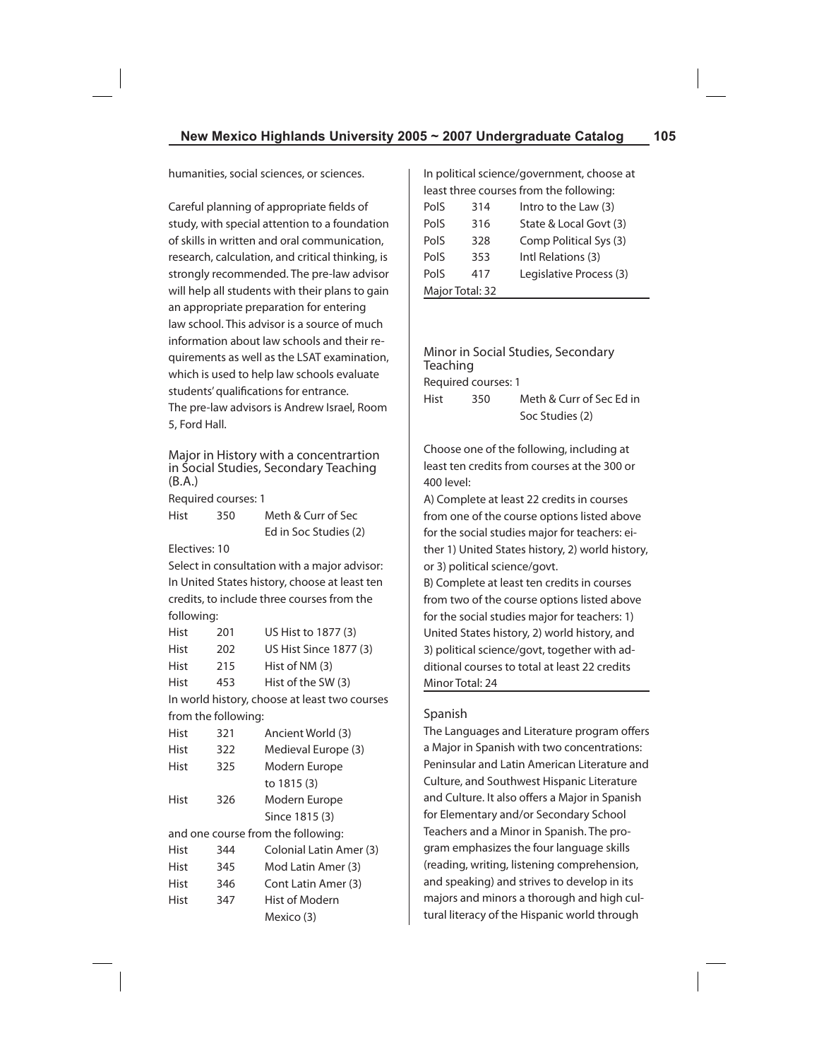humanities, social sciences, or sciences.

Careful planning of appropriate fields of study, with special attention to a foundation of skills in written and oral communication, research, calculation, and critical thinking, is strongly recommended. The pre-law advisor will help all students with their plans to gain an appropriate preparation for entering law school. This advisor is a source of much information about law schools and their requirements as well as the LSAT examination, which is used to help law schools evaluate students' qualifications for entrance.
The pre-law advisors is Andrew Israel, Room 5, Ford Hall.

### Major in History with a concentrartion in Social Studies, Secondary Teaching (B.A.)

Required courses: 1

| | | |
|---|---|---|
| Hist | 350 | Meth & Curr of Sec Ed in Soc Studies (2) |

Electives: 10

Select in consultation with a major advisor:
In United States history, choose at least ten credits, to include three courses from the following:

| | | |
|---|---|---|
| Hist | 201 | US Hist to 1877 (3) |
| Hist | 202 | US Hist Since 1877 (3) |
| Hist | 215 | Hist of NM (3) |
| Hist | 453 | Hist of the SW (3) |

In world history, choose at least two courses from the following:

| | | |
|---|---|---|
| Hist | 321 | Ancient World (3) |
| Hist | 322 | Medieval Europe (3) |
| Hist | 325 | Modern Europe to 1815 (3) |
| Hist | 326 | Modern Europe Since 1815 (3) |

and one course from the following:

| | | |
|---|---|---|
| Hist | 344 | Colonial Latin Amer (3) |
| Hist | 345 | Mod Latin Amer (3) |
| Hist | 346 | Cont Latin Amer (3) |
| Hist | 347 | Hist of Modern Mexico (3) |

In political science/government, choose at least three courses from the following:

| | | |
|---|---|---|
| PolS | 314 | Intro to the Law (3) |
| PolS | 316 | State & Local Govt (3) |
| PolS | 328 | Comp Political Sys (3) |
| PolS | 353 | Intl Relations (3) |
| PolS | 417 | Legislative Process (3) |

Major Total: 32

### Minor in Social Studies, Secondary Teaching

Required courses: 1

| | | |
|---|---|---|
| Hist | 350 | Meth & Curr of Sec Ed in Soc Studies (2) |

Choose one of the following, including at least ten credits from courses at the 300 or 400 level:

A) Complete at least 22 credits in courses from one of the course options listed above for the social studies major for teachers: either 1) United States history, 2) world history, or 3) political science/govt.

B) Complete at least ten credits in courses from two of the course options listed above for the social studies major for teachers: 1) United States history, 2) world history, and 3) political science/govt, together with additional courses to total at least 22 credits

Minor Total: 24

## Spanish

The Languages and Literature program offers a Major in Spanish with two concentrations: Peninsular and Latin American Literature and Culture, and Southwest Hispanic Literature and Culture. It also offers a Major in Spanish for Elementary and/or Secondary School Teachers and a Minor in Spanish. The program emphasizes the four language skills (reading, writing, listening comprehension, and speaking) and strives to develop in its majors and minors a thorough and high cultural literacy of the Hispanic world through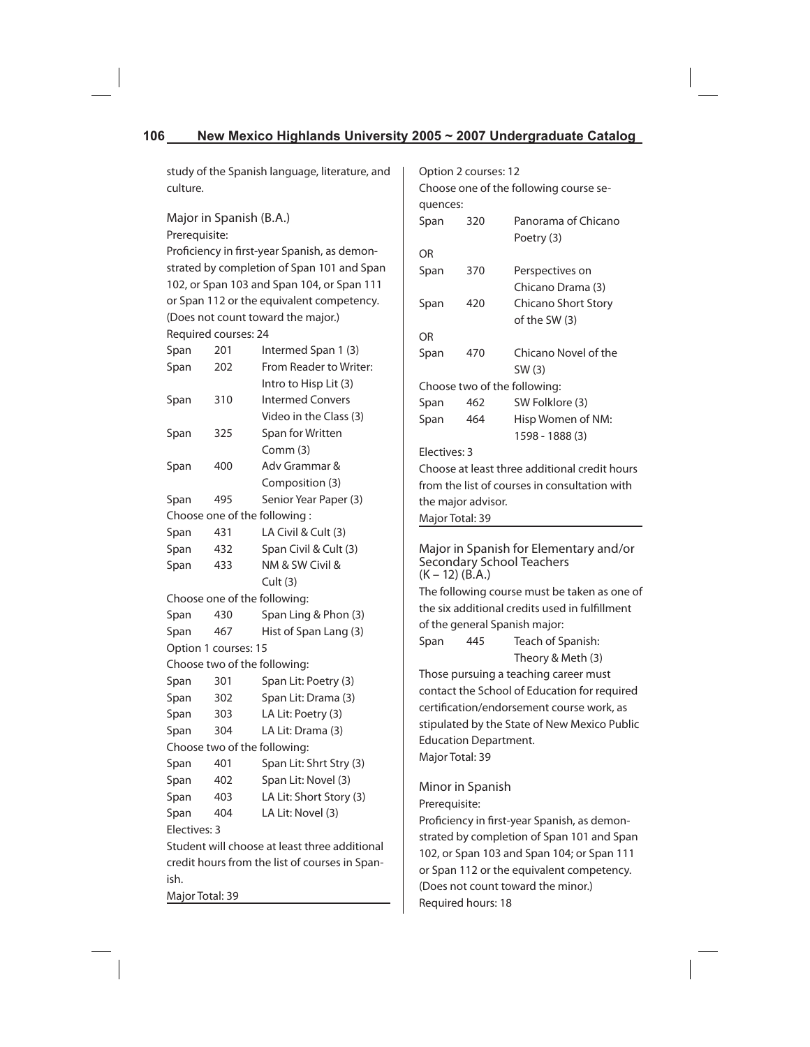study of the Spanish language, literature, and culture.

### Major in Spanish (B.A.)

Prerequisite:

Proficiency in first-year Spanish, as demonstrated by completion of Span 101 and Span 102, or Span 103 and Span 104, or Span 111 or Span 112 or the equivalent competency. (Does not count toward the major.)

Required courses: 24

| | | |
|---|---|---|
| Span | 201 | Intermed Span 1 (3) |
| Span | 202 | From Reader to Writer: Intro to Hisp Lit (3) |
| Span | 310 | Intermed Convers Video in the Class (3) |
| Span | 325 | Span for Written Comm (3) |
| Span | 400 | Adv Grammar & Composition (3) |
| Span | 495 | Senior Year Paper (3) |

Choose one of the following :

| | | |
|---|---|---|
| Span | 431 | LA Civil & Cult (3) |
| Span | 432 | Span Civil & Cult (3) |
| Span | 433 | NM & SW Civil & Cult (3) |

Choose one of the following:

| | | |
|---|---|---|
| Span | 430 | Span Ling & Phon (3) |
| Span | 467 | Hist of Span Lang (3) |

Option 1 courses: 15

Choose two of the following:

| | | |
|---|---|---|
| Span | 301 | Span Lit: Poetry (3) |
| Span | 302 | Span Lit: Drama (3) |
| Span | 303 | LA Lit: Poetry (3) |
| Span | 304 | LA Lit: Drama (3) |

Choose two of the following:

| | | |
|---|---|---|
| Span | 401 | Span Lit: Shrt Stry (3) |
| Span | 402 | Span Lit: Novel (3) |
| Span | 403 | LA Lit: Short Story (3) |
| Span | 404 | LA Lit: Novel (3) |

Electives: 3

Student will choose at least three additional credit hours from the list of courses in Spanish.

Major Total: 39

Option 2 courses: 12

Choose one of the following course sequences:

| | | |
|---|---|---|
| Span | 320 | Panorama of Chicano Poetry (3) |
| OR | | |
| Span | 370 | Perspectives on Chicano Drama (3) |
| Span | 420 | Chicano Short Story of the SW (3) |
| OR | | |
| Span | 470 | Chicano Novel of the SW (3) |

Choose two of the following:

| | | |
|---|---|---|
| Span | 462 | SW Folklore (3) |
| Span | 464 | Hisp Women of NM: 1598 - 1888 (3) |

Electives: 3

Choose at least three additional credit hours from the list of courses in consultation with the major advisor.

Major Total: 39

### Major in Spanish for Elementary and/or Secondary School Teachers (K – 12) (B.A.)

The following course must be taken as one of the six additional credits used in fulfillment of the general Spanish major:

| | | |
|---|---|---|
| Span | 445 | Teach of Spanish: Theory & Meth (3) |

Those pursuing a teaching career must contact the School of Education for required certification/endorsement course work, as stipulated by the State of New Mexico Public Education Department.

Major Total: 39

### Minor in Spanish

Prerequisite:

Proficiency in first-year Spanish, as demonstrated by completion of Span 101 and Span 102, or Span 103 and Span 104; or Span 111 or Span 112 or the equivalent competency. (Does not count toward the minor.)

Required hours: 18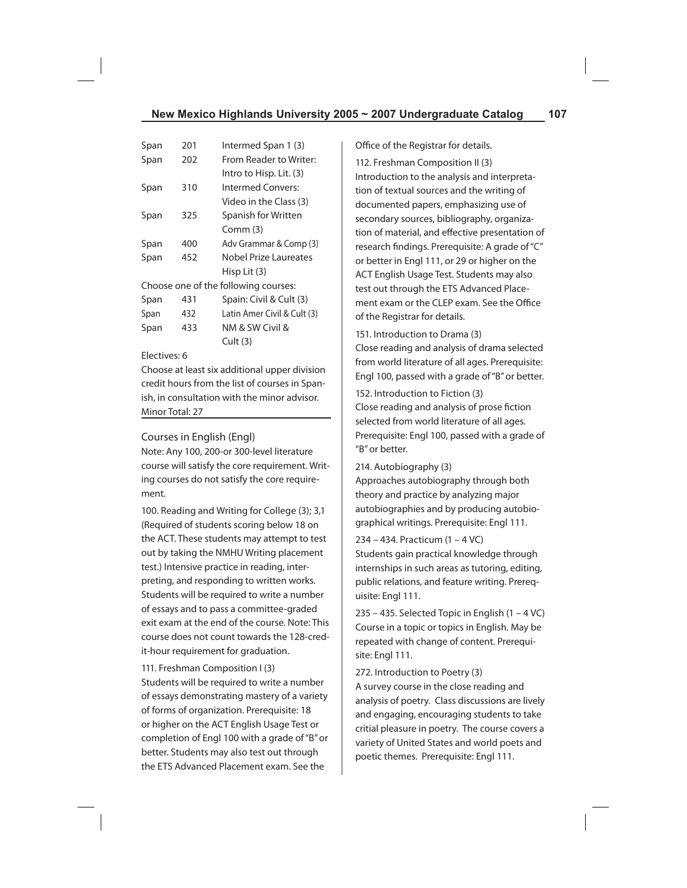| | | |
|---|---|---|
| Span | 201 | Intermed Span 1 (3) |
| Span | 202 | From Reader to Writer: Intro to Hisp. Lit. (3) |
| Span | 310 | Intermed Convers: Video in the Class (3) |
| Span | 325 | Spanish for Written Comm (3) |
| Span | 400 | Adv Grammar & Comp (3) |
| Span | 452 | Nobel Prize Laureates Hisp Lit (3) |

Choose one of the following courses:

| | | |
|---|---|---|
| Span | 431 | Spain: Civil & Cult (3) |
| Span | 432 | Latin Amer Civil & Cult (3) |
| Span | 433 | NM & SW Civil & Cult (3) |

Electives: 6

Choose at least six additional upper division credit hours from the list of courses in Spanish, in consultation with the minor advisor.

Minor Total: 27

## Courses in English (Engl)

Note: Any 100, 200-or 300-level literature course will satisfy the core requirement. Writing courses do not satisfy the core requirement.

100. Reading and Writing for College (3); 3,1
(Required of students scoring below 18 on the ACT. These students may attempt to test out by taking the NMHU Writing placement test.) Intensive practice in reading, interpreting, and responding to written works. Students will be required to write a number of essays and to pass a committee-graded exit exam at the end of the course. Note: This course does not count towards the 128-credit-hour requirement for graduation.

111. Freshman Composition I (3)
Students will be required to write a number of essays demonstrating mastery of a variety of forms of organization. Prerequisite: 18 or higher on the ACT English Usage Test or completion of Engl 100 with a grade of "B" or better. Students may also test out through the ETS Advanced Placement exam. See the Office of the Registrar for details.

112. Freshman Composition II (3)
Introduction to the analysis and interpretation of textual sources and the writing of documented papers, emphasizing use of secondary sources, bibliography, organization of material, and effective presentation of research findings. Prerequisite: A grade of "C" or better in Engl 111, or 29 or higher on the ACT English Usage Test. Students may also test out through the ETS Advanced Placement exam or the CLEP exam. See the Office of the Registrar for details.

151. Introduction to Drama (3)
Close reading and analysis of drama selected from world literature of all ages. Prerequisite: Engl 100, passed with a grade of "B" or better.

152. Introduction to Fiction (3)
Close reading and analysis of prose fiction selected from world literature of all ages. Prerequisite: Engl 100, passed with a grade of "B" or better.

214. Autobiography (3)
Approaches autobiography through both theory and practice by analyzing major autobiographies and by producing autobiographical writings. Prerequisite: Engl 111.

234 – 434. Practicum (1 – 4 VC)
Students gain practical knowledge through internships in such areas as tutoring, editing, public relations, and feature writing. Prerequisite: Engl 111.

235 – 435. Selected Topic in English (1 – 4 VC)
Course in a topic or topics in English. May be repeated with change of content. Prerequisite: Engl 111.

272. Introduction to Poetry (3)
A survey course in the close reading and analysis of poetry. Class discussions are lively and engaging, encouraging students to take critial pleasure in poetry. The course covers a variety of United States and world poets and poetic themes. Prerequisite: Engl 111.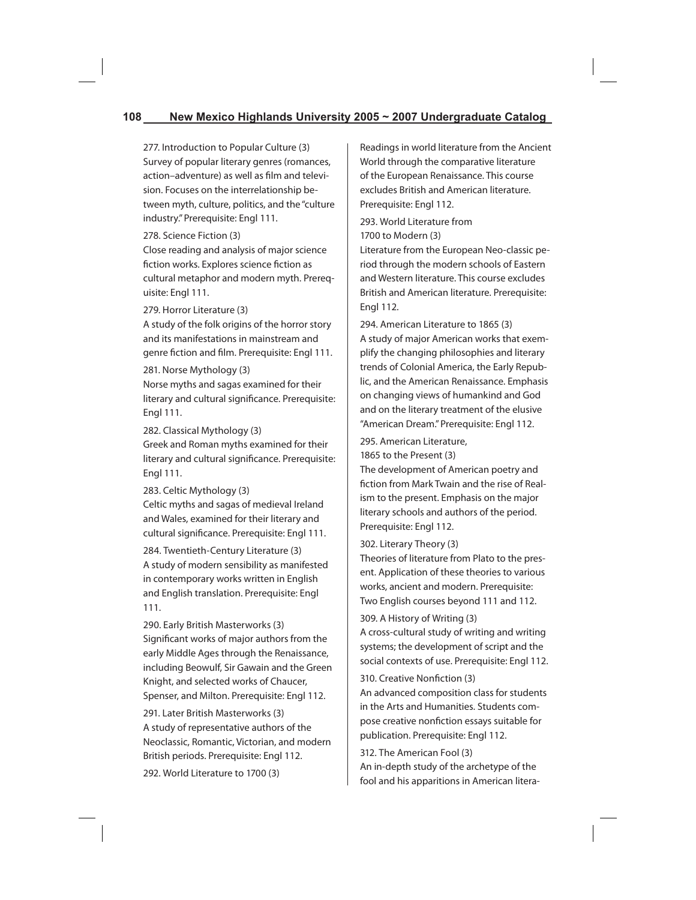277. Introduction to Popular Culture (3)
Survey of popular literary genres (romances, action–adventure) as well as film and television. Focuses on the interrelationship between myth, culture, politics, and the "culture industry." Prerequisite: Engl 111.

278. Science Fiction (3)
Close reading and analysis of major science fiction works. Explores science fiction as cultural metaphor and modern myth. Prerequisite: Engl 111.

279. Horror Literature (3)
A study of the folk origins of the horror story and its manifestations in mainstream and genre fiction and film. Prerequisite: Engl 111.

281. Norse Mythology (3)
Norse myths and sagas examined for their literary and cultural significance. Prerequisite: Engl 111.

282. Classical Mythology (3)
Greek and Roman myths examined for their literary and cultural significance. Prerequisite: Engl 111.

283. Celtic Mythology (3)
Celtic myths and sagas of medieval Ireland and Wales, examined for their literary and cultural significance. Prerequisite: Engl 111.

284. Twentieth-Century Literature (3)
A study of modern sensibility as manifested in contemporary works written in English and English translation. Prerequisite: Engl 111.

290. Early British Masterworks (3)
Significant works of major authors from the early Middle Ages through the Renaissance, including Beowulf, Sir Gawain and the Green Knight, and selected works of Chaucer, Spenser, and Milton. Prerequisite: Engl 112.

291. Later British Masterworks (3)
A study of representative authors of the Neoclassic, Romantic, Victorian, and modern British periods. Prerequisite: Engl 112.

292. World Literature to 1700 (3)
Readings in world literature from the Ancient World through the comparative literature of the European Renaissance. This course excludes British and American literature. Prerequisite: Engl 112.

293. World Literature from 1700 to Modern (3)
Literature from the European Neo-classic period through the modern schools of Eastern and Western literature. This course excludes British and American literature. Prerequisite: Engl 112.

294. American Literature to 1865 (3)
A study of major American works that exemplify the changing philosophies and literary trends of Colonial America, the Early Republic, and the American Renaissance. Emphasis on changing views of humankind and God and on the literary treatment of the elusive "American Dream." Prerequisite: Engl 112.

295. American Literature, 1865 to the Present (3)
The development of American poetry and fiction from Mark Twain and the rise of Realism to the present. Emphasis on the major literary schools and authors of the period. Prerequisite: Engl 112.

302. Literary Theory (3)
Theories of literature from Plato to the present. Application of these theories to various works, ancient and modern. Prerequisite: Two English courses beyond 111 and 112.

309. A History of Writing (3)
A cross-cultural study of writing and writing systems; the development of script and the social contexts of use. Prerequisite: Engl 112.

310. Creative Nonfiction (3)
An advanced composition class for students in the Arts and Humanities. Students compose creative nonfiction essays suitable for publication. Prerequisite: Engl 112.

312. The American Fool (3)
An in-depth study of the archetype of the fool and his apparitions in American litera-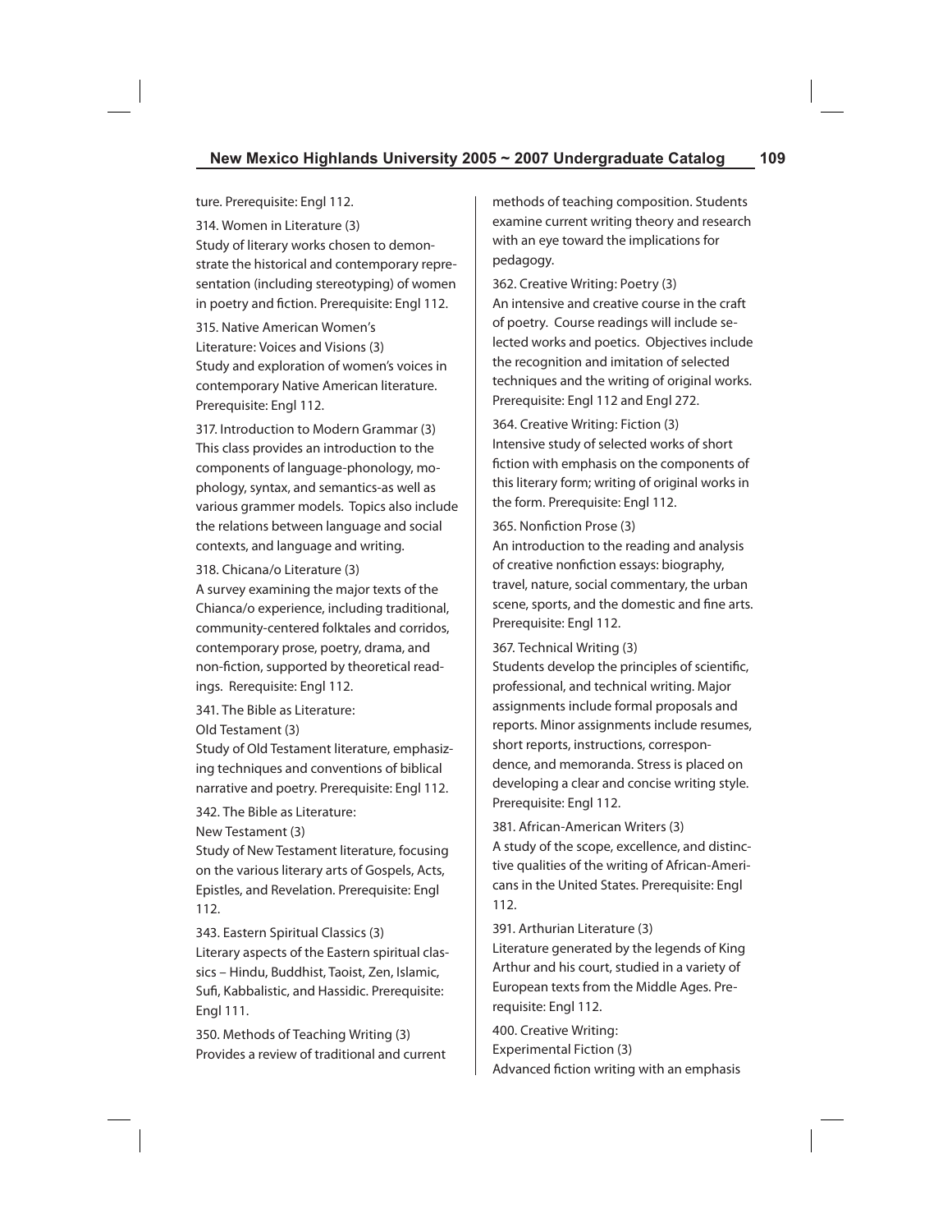ture. Prerequisite: Engl 112.

314. Women in Literature (3)
Study of literary works chosen to demonstrate the historical and contemporary representation (including stereotyping) of women in poetry and fiction. Prerequisite: Engl 112.

315. Native American Women's Literature: Voices and Visions (3)
Study and exploration of women's voices in contemporary Native American literature. Prerequisite: Engl 112.

317. Introduction to Modern Grammar (3)
This class provides an introduction to the components of language-phonology, mophology, syntax, and semantics-as well as various grammer models. Topics also include the relations between language and social contexts, and language and writing.

318. Chicana/o Literature (3)
A survey examining the major texts of the Chianca/o experience, including traditional, community-centered folktales and corridos, contemporary prose, poetry, drama, and non-fiction, supported by theoretical readings. Rerequisite: Engl 112.

341. The Bible as Literature: Old Testament (3)
Study of Old Testament literature, emphasizing techniques and conventions of biblical narrative and poetry. Prerequisite: Engl 112.

342. The Bible as Literature: New Testament (3)
Study of New Testament literature, focusing on the various literary arts of Gospels, Acts, Epistles, and Revelation. Prerequisite: Engl 112.

343. Eastern Spiritual Classics (3)
Literary aspects of the Eastern spiritual classics – Hindu, Buddhist, Taoist, Zen, Islamic, Sufi, Kabbalistic, and Hassidic. Prerequisite: Engl 111.

350. Methods of Teaching Writing (3)
Provides a review of traditional and current methods of teaching composition. Students examine current writing theory and research with an eye toward the implications for pedagogy.

362. Creative Writing: Poetry (3)
An intensive and creative course in the craft of poetry. Course readings will include selected works and poetics. Objectives include the recognition and imitation of selected techniques and the writing of original works. Prerequisite: Engl 112 and Engl 272.

364. Creative Writing: Fiction (3)
Intensive study of selected works of short fiction with emphasis on the components of this literary form; writing of original works in the form. Prerequisite: Engl 112.

365. Nonfiction Prose (3)
An introduction to the reading and analysis of creative nonfiction essays: biography, travel, nature, social commentary, the urban scene, sports, and the domestic and fine arts. Prerequisite: Engl 112.

367. Technical Writing (3)
Students develop the principles of scientific, professional, and technical writing. Major assignments include formal proposals and reports. Minor assignments include resumes, short reports, instructions, correspondence, and memoranda. Stress is placed on developing a clear and concise writing style. Prerequisite: Engl 112.

381. African-American Writers (3)
A study of the scope, excellence, and distinctive qualities of the writing of African-Americans in the United States. Prerequisite: Engl 112.

391. Arthurian Literature (3)
Literature generated by the legends of King Arthur and his court, studied in a variety of European texts from the Middle Ages. Prerequisite: Engl 112.

400. Creative Writing: Experimental Fiction (3)
Advanced fiction writing with an emphasis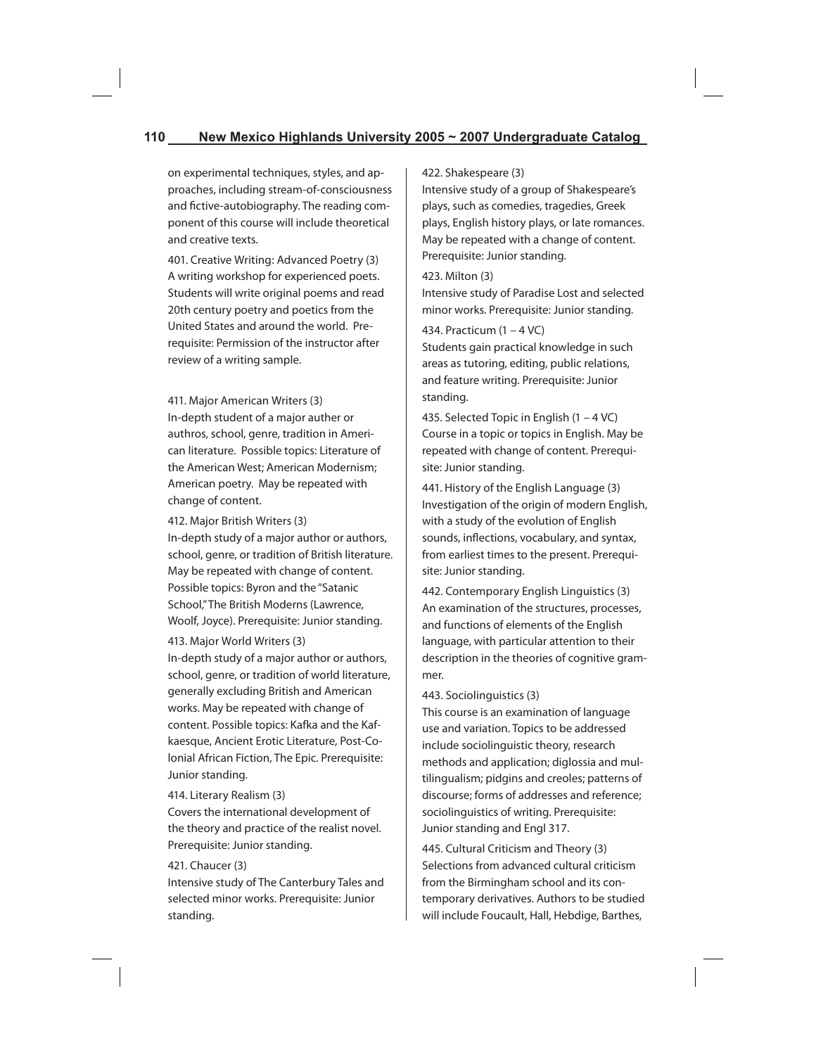on experimental techniques, styles, and approaches, including stream-of-consciousness and fictive-autobiography. The reading component of this course will include theoretical and creative texts.

401. Creative Writing: Advanced Poetry (3)
A writing workshop for experienced poets. Students will write original poems and read 20th century poetry and poetics from the United States and around the world. Prerequisite: Permission of the instructor after review of a writing sample.

411. Major American Writers (3)
In-depth student of a major auther or authros, school, genre, tradition in American literature. Possible topics: Literature of the American West; American Modernism; American poetry. May be repeated with change of content.

412. Major British Writers (3)
In-depth study of a major author or authors, school, genre, or tradition of British literature. May be repeated with change of content. Possible topics: Byron and the "Satanic School," The British Moderns (Lawrence, Woolf, Joyce). Prerequisite: Junior standing.

413. Major World Writers (3)
In-depth study of a major author or authors, school, genre, or tradition of world literature, generally excluding British and American works. May be repeated with change of content. Possible topics: Kafka and the Kafkaesque, Ancient Erotic Literature, Post-Colonial African Fiction, The Epic. Prerequisite: Junior standing.

414. Literary Realism (3)
Covers the international development of the theory and practice of the realist novel. Prerequisite: Junior standing.

421. Chaucer (3)
Intensive study of The Canterbury Tales and selected minor works. Prerequisite: Junior standing.

422. Shakespeare (3)
Intensive study of a group of Shakespeare's plays, such as comedies, tragedies, Greek plays, English history plays, or late romances. May be repeated with a change of content. Prerequisite: Junior standing.

423. Milton (3)
Intensive study of Paradise Lost and selected minor works. Prerequisite: Junior standing.

434. Practicum (1 – 4 VC)
Students gain practical knowledge in such areas as tutoring, editing, public relations, and feature writing. Prerequisite: Junior standing.

435. Selected Topic in English (1 – 4 VC)
Course in a topic or topics in English. May be repeated with change of content. Prerequisite: Junior standing.

441. History of the English Language (3)
Investigation of the origin of modern English, with a study of the evolution of English sounds, inflections, vocabulary, and syntax, from earliest times to the present. Prerequisite: Junior standing.

442. Contemporary English Linguistics (3)
An examination of the structures, processes, and functions of elements of the English language, with particular attention to their description in the theories of cognitive grammer.

443. Sociolinguistics (3)
This course is an examination of language use and variation. Topics to be addressed include sociolinguistic theory, research methods and application; diglossia and multilingualism; pidgins and creoles; patterns of discourse; forms of addresses and reference; sociolinguistics of writing. Prerequisite: Junior standing and Engl 317.

445. Cultural Criticism and Theory (3)
Selections from advanced cultural criticism from the Birmingham school and its contemporary derivatives. Authors to be studied will include Foucault, Hall, Hebdige, Barthes,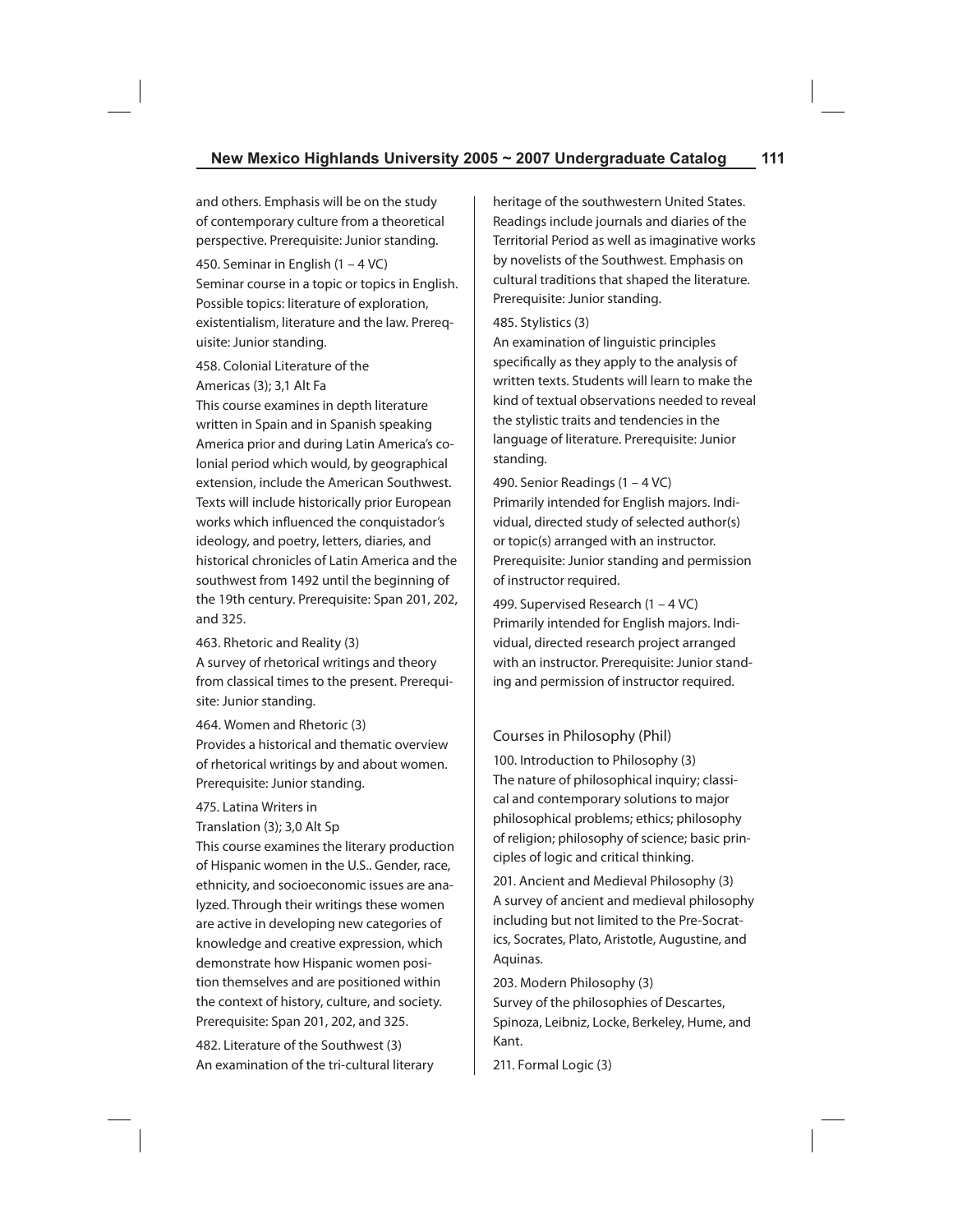and others. Emphasis will be on the study of contemporary culture from a theoretical perspective. Prerequisite: Junior standing.

450. Seminar in English (1 – 4 VC)
Seminar course in a topic or topics in English. Possible topics: literature of exploration, existentialism, literature and the law. Prerequisite: Junior standing.

458. Colonial Literature of the Americas (3); 3,1 Alt Fa
This course examines in depth literature written in Spain and in Spanish speaking America prior and during Latin America's colonial period which would, by geographical extension, include the American Southwest. Texts will include historically prior European works which influenced the conquistador's ideology, and poetry, letters, diaries, and historical chronicles of Latin America and the southwest from 1492 until the beginning of the 19th century. Prerequisite: Span 201, 202, and 325.

463. Rhetoric and Reality (3)
A survey of rhetorical writings and theory from classical times to the present. Prerequisite: Junior standing.

464. Women and Rhetoric (3)
Provides a historical and thematic overview of rhetorical writings by and about women. Prerequisite: Junior standing.

475. Latina Writers in Translation (3); 3,0 Alt Sp
This course examines the literary production of Hispanic women in the U.S.. Gender, race, ethnicity, and socioeconomic issues are analyzed. Through their writings these women are active in developing new categories of knowledge and creative expression, which demonstrate how Hispanic women position themselves and are positioned within the context of history, culture, and society. Prerequisite: Span 201, 202, and 325.

482. Literature of the Southwest (3)
An examination of the tri-cultural literary heritage of the southwestern United States. Readings include journals and diaries of the Territorial Period as well as imaginative works by novelists of the Southwest. Emphasis on cultural traditions that shaped the literature. Prerequisite: Junior standing.

485. Stylistics (3)
An examination of linguistic principles specifically as they apply to the analysis of written texts. Students will learn to make the kind of textual observations needed to reveal the stylistic traits and tendencies in the language of literature. Prerequisite: Junior standing.

490. Senior Readings (1 – 4 VC)
Primarily intended for English majors. Individual, directed study of selected author(s) or topic(s) arranged with an instructor. Prerequisite: Junior standing and permission of instructor required.

499. Supervised Research (1 – 4 VC)
Primarily intended for English majors. Individual, directed research project arranged with an instructor. Prerequisite: Junior standing and permission of instructor required.

## Courses in Philosophy (Phil)

100. Introduction to Philosophy (3)
The nature of philosophical inquiry; classical and contemporary solutions to major philosophical problems; ethics; philosophy of religion; philosophy of science; basic principles of logic and critical thinking.

201. Ancient and Medieval Philosophy (3)
A survey of ancient and medieval philosophy including but not limited to the Pre-Socratics, Socrates, Plato, Aristotle, Augustine, and Aquinas.

203. Modern Philosophy (3)
Survey of the philosophies of Descartes, Spinoza, Leibniz, Locke, Berkeley, Hume, and Kant.

211. Formal Logic (3)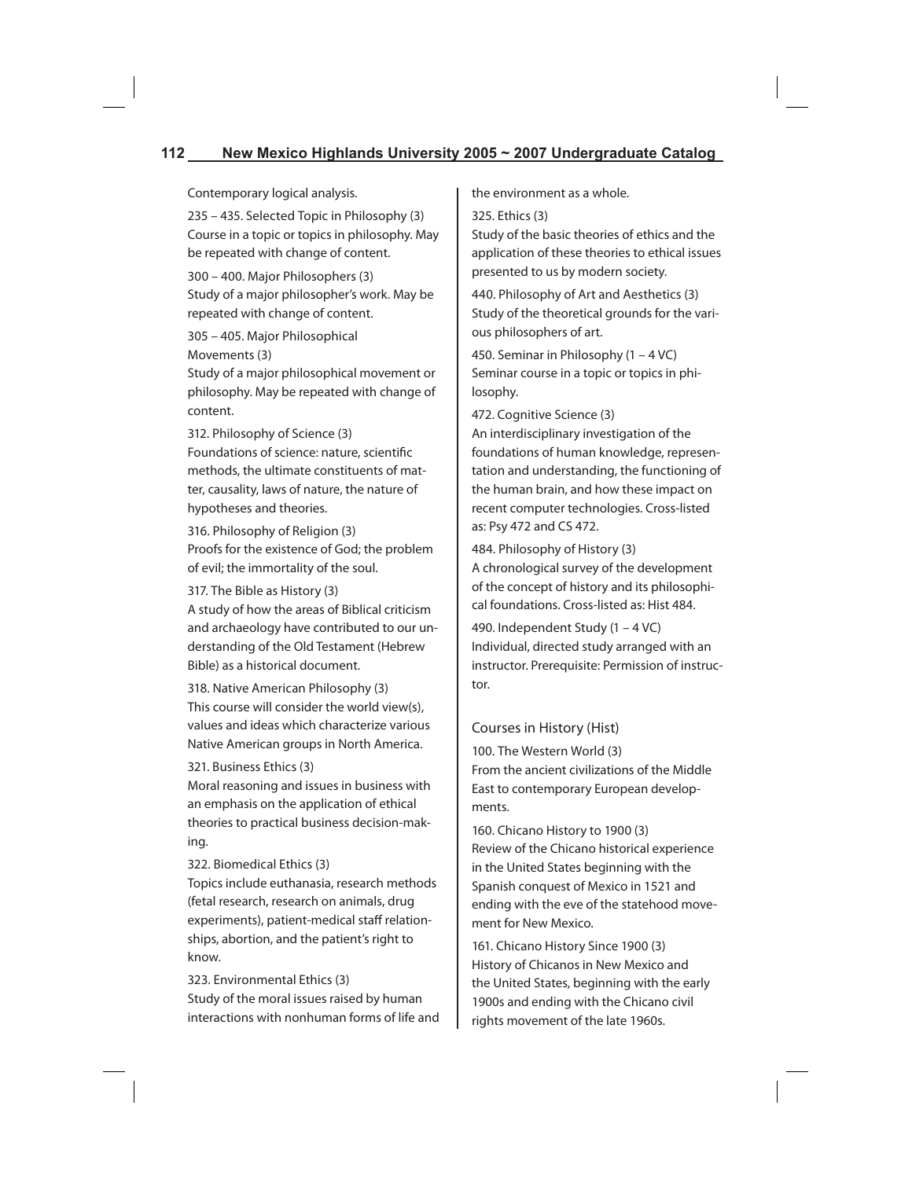Contemporary logical analysis.

235 – 435. Selected Topic in Philosophy (3)
Course in a topic or topics in philosophy. May be repeated with change of content.

300 – 400. Major Philosophers (3)
Study of a major philosopher's work. May be repeated with change of content.

305 – 405. Major Philosophical Movements (3)
Study of a major philosophical movement or philosophy. May be repeated with change of content.

312. Philosophy of Science (3)
Foundations of science: nature, scientific methods, the ultimate constituents of matter, causality, laws of nature, the nature of hypotheses and theories.

316. Philosophy of Religion (3)
Proofs for the existence of God; the problem of evil; the immortality of the soul.

317. The Bible as History (3)
A study of how the areas of Biblical criticism and archaeology have contributed to our understanding of the Old Testament (Hebrew Bible) as a historical document.

318. Native American Philosophy (3)
This course will consider the world view(s), values and ideas which characterize various Native American groups in North America.

321. Business Ethics (3)
Moral reasoning and issues in business with an emphasis on the application of ethical theories to practical business decision-making.

322. Biomedical Ethics (3)
Topics include euthanasia, research methods (fetal research, research on animals, drug experiments), patient-medical staff relationships, abortion, and the patient's right to know.

323. Environmental Ethics (3)
Study of the moral issues raised by human interactions with nonhuman forms of life and the environment as a whole.

325. Ethics (3)
Study of the basic theories of ethics and the application of these theories to ethical issues presented to us by modern society.

440. Philosophy of Art and Aesthetics (3)
Study of the theoretical grounds for the various philosophers of art.

450. Seminar in Philosophy (1 – 4 VC)
Seminar course in a topic or topics in philosophy.

472. Cognitive Science (3)
An interdisciplinary investigation of the foundations of human knowledge, representation and understanding, the functioning of the human brain, and how these impact on recent computer technologies. Cross-listed as: Psy 472 and CS 472.

484. Philosophy of History (3)
A chronological survey of the development of the concept of history and its philosophical foundations. Cross-listed as: Hist 484.

490. Independent Study (1 – 4 VC)
Individual, directed study arranged with an instructor. Prerequisite: Permission of instructor.

## Courses in History (Hist)

100. The Western World (3)
From the ancient civilizations of the Middle East to contemporary European developments.

160. Chicano History to 1900 (3)
Review of the Chicano historical experience in the United States beginning with the Spanish conquest of Mexico in 1521 and ending with the eve of the statehood movement for New Mexico.

161. Chicano History Since 1900 (3)
History of Chicanos in New Mexico and the United States, beginning with the early 1900s and ending with the Chicano civil rights movement of the late 1960s.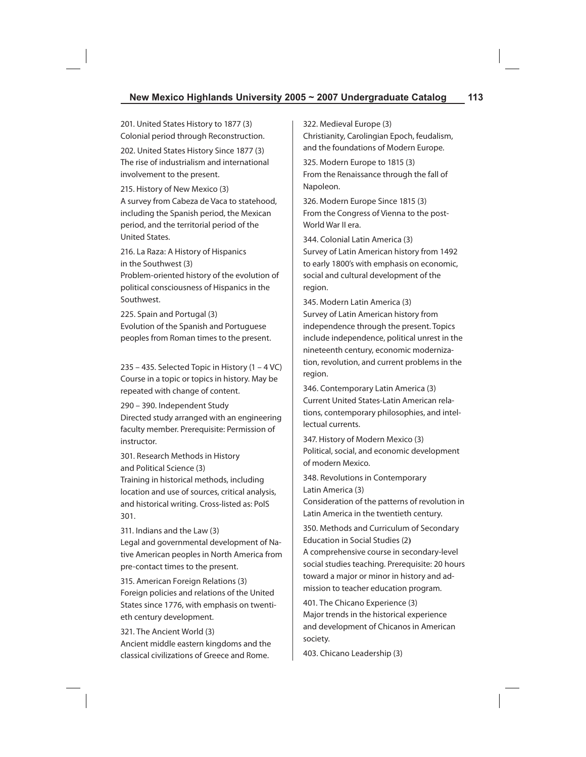201. United States History to 1877 (3)
Colonial period through Reconstruction.

202. United States History Since 1877 (3)
The rise of industrialism and international involvement to the present.

215. History of New Mexico (3)
A survey from Cabeza de Vaca to statehood, including the Spanish period, the Mexican period, and the territorial period of the United States.

216. La Raza: A History of Hispanics in the Southwest (3)
Problem-oriented history of the evolution of political consciousness of Hispanics in the Southwest.

225. Spain and Portugal (3)
Evolution of the Spanish and Portuguese peoples from Roman times to the present.

235 – 435. Selected Topic in History (1 – 4 VC)
Course in a topic or topics in history. May be repeated with change of content.

290 – 390. Independent Study
Directed study arranged with an engineering faculty member. Prerequisite: Permission of instructor.

301. Research Methods in History and Political Science (3)
Training in historical methods, including location and use of sources, critical analysis, and historical writing. Cross-listed as: PolS 301.

311. Indians and the Law (3)
Legal and governmental development of Native American peoples in North America from pre-contact times to the present.

315. American Foreign Relations (3)
Foreign policies and relations of the United States since 1776, with emphasis on twentieth century development.

321. The Ancient World (3)
Ancient middle eastern kingdoms and the classical civilizations of Greece and Rome.

322. Medieval Europe (3)
Christianity, Carolingian Epoch, feudalism, and the foundations of Modern Europe.

325. Modern Europe to 1815 (3)
From the Renaissance through the fall of Napoleon.

326. Modern Europe Since 1815 (3)
From the Congress of Vienna to the post-World War II era.

344. Colonial Latin America (3)
Survey of Latin American history from 1492 to early 1800's with emphasis on economic, social and cultural development of the region.

345. Modern Latin America (3)
Survey of Latin American history from independence through the present. Topics include independence, political unrest in the nineteenth century, economic modernization, revolution, and current problems in the region.

346. Contemporary Latin America (3)
Current United States-Latin American relations, contemporary philosophies, and intellectual currents.

347. History of Modern Mexico (3)
Political, social, and economic development of modern Mexico.

348. Revolutions in Contemporary Latin America (3)
Consideration of the patterns of revolution in Latin America in the twentieth century.

350. Methods and Curriculum of Secondary Education in Social Studies (2)
A comprehensive course in secondary-level social studies teaching. Prerequisite: 20 hours toward a major or minor in history and admission to teacher education program.

401. The Chicano Experience (3)
Major trends in the historical experience and development of Chicanos in American society.

403. Chicano Leadership (3)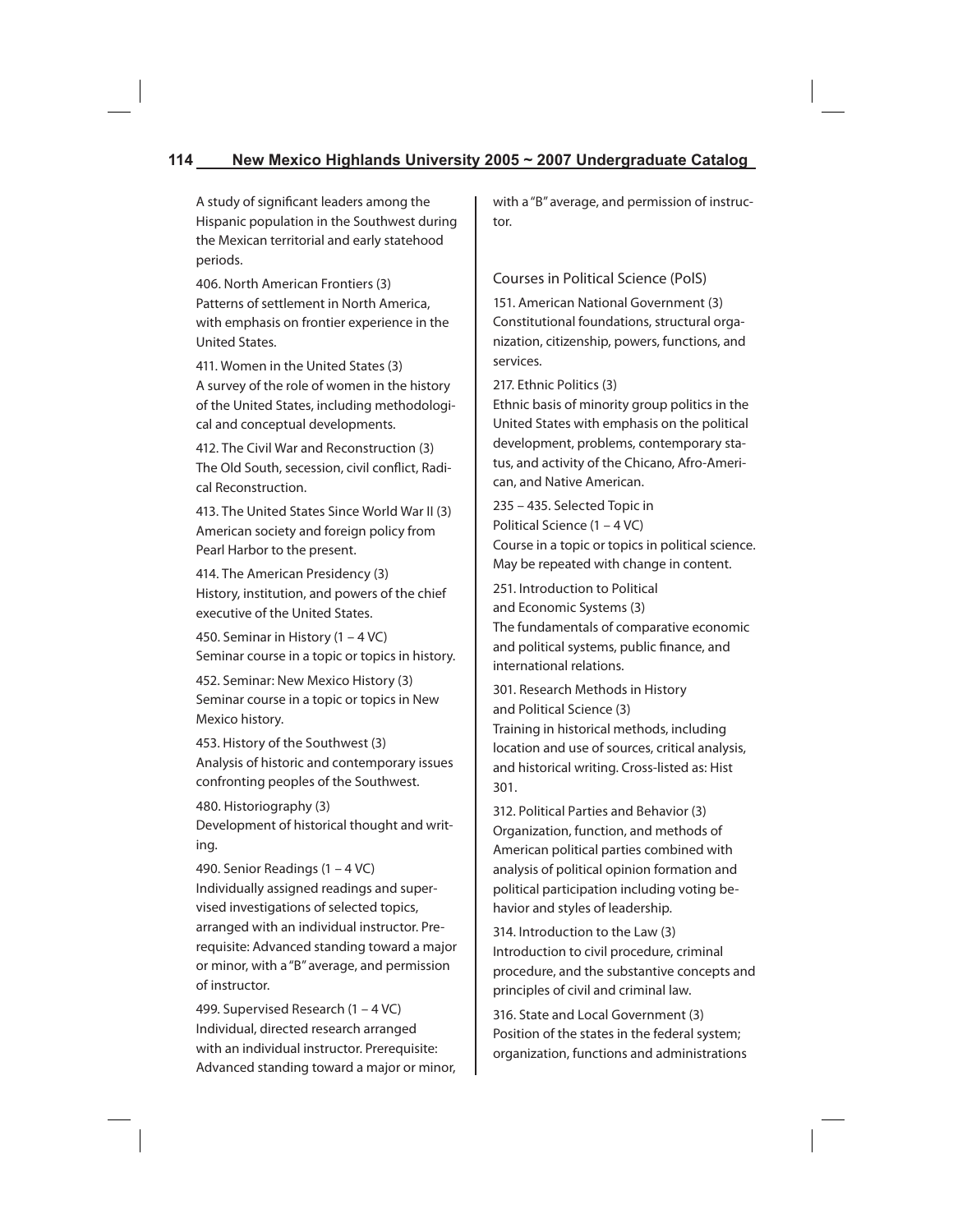A study of significant leaders among the Hispanic population in the Southwest during the Mexican territorial and early statehood periods.

406. North American Frontiers (3)
Patterns of settlement in North America, with emphasis on frontier experience in the United States.

411. Women in the United States (3)
A survey of the role of women in the history of the United States, including methodological and conceptual developments.

412. The Civil War and Reconstruction (3)
The Old South, secession, civil conflict, Radical Reconstruction.

413. The United States Since World War II (3)
American society and foreign policy from Pearl Harbor to the present.

414. The American Presidency (3)
History, institution, and powers of the chief executive of the United States.

450. Seminar in History (1 – 4 VC)
Seminar course in a topic or topics in history.

452. Seminar: New Mexico History (3)
Seminar course in a topic or topics in New Mexico history.

453. History of the Southwest (3)
Analysis of historic and contemporary issues confronting peoples of the Southwest.

480. Historiography (3)
Development of historical thought and writing.

490. Senior Readings (1 – 4 VC)
Individually assigned readings and supervised investigations of selected topics, arranged with an individual instructor. Prerequisite: Advanced standing toward a major or minor, with a "B" average, and permission of instructor.

499. Supervised Research (1 – 4 VC)
Individual, directed research arranged with an individual instructor. Prerequisite: Advanced standing toward a major or minor, with a "B" average, and permission of instructor.

## Courses in Political Science (PolS)

151. American National Government (3)
Constitutional foundations, structural organization, citizenship, powers, functions, and services.

217. Ethnic Politics (3)
Ethnic basis of minority group politics in the United States with emphasis on the political development, problems, contemporary status, and activity of the Chicano, Afro-American, and Native American.

235 – 435. Selected Topic in Political Science (1 – 4 VC)
Course in a topic or topics in political science. May be repeated with change in content.

251. Introduction to Political and Economic Systems (3)
The fundamentals of comparative economic and political systems, public finance, and international relations.

301. Research Methods in History and Political Science (3)
Training in historical methods, including location and use of sources, critical analysis, and historical writing. Cross-listed as: Hist 301.

312. Political Parties and Behavior (3)
Organization, function, and methods of American political parties combined with analysis of political opinion formation and political participation including voting behavior and styles of leadership.

314. Introduction to the Law (3)
Introduction to civil procedure, criminal procedure, and the substantive concepts and principles of civil and criminal law.

316. State and Local Government (3)
Position of the states in the federal system; organization, functions and administrations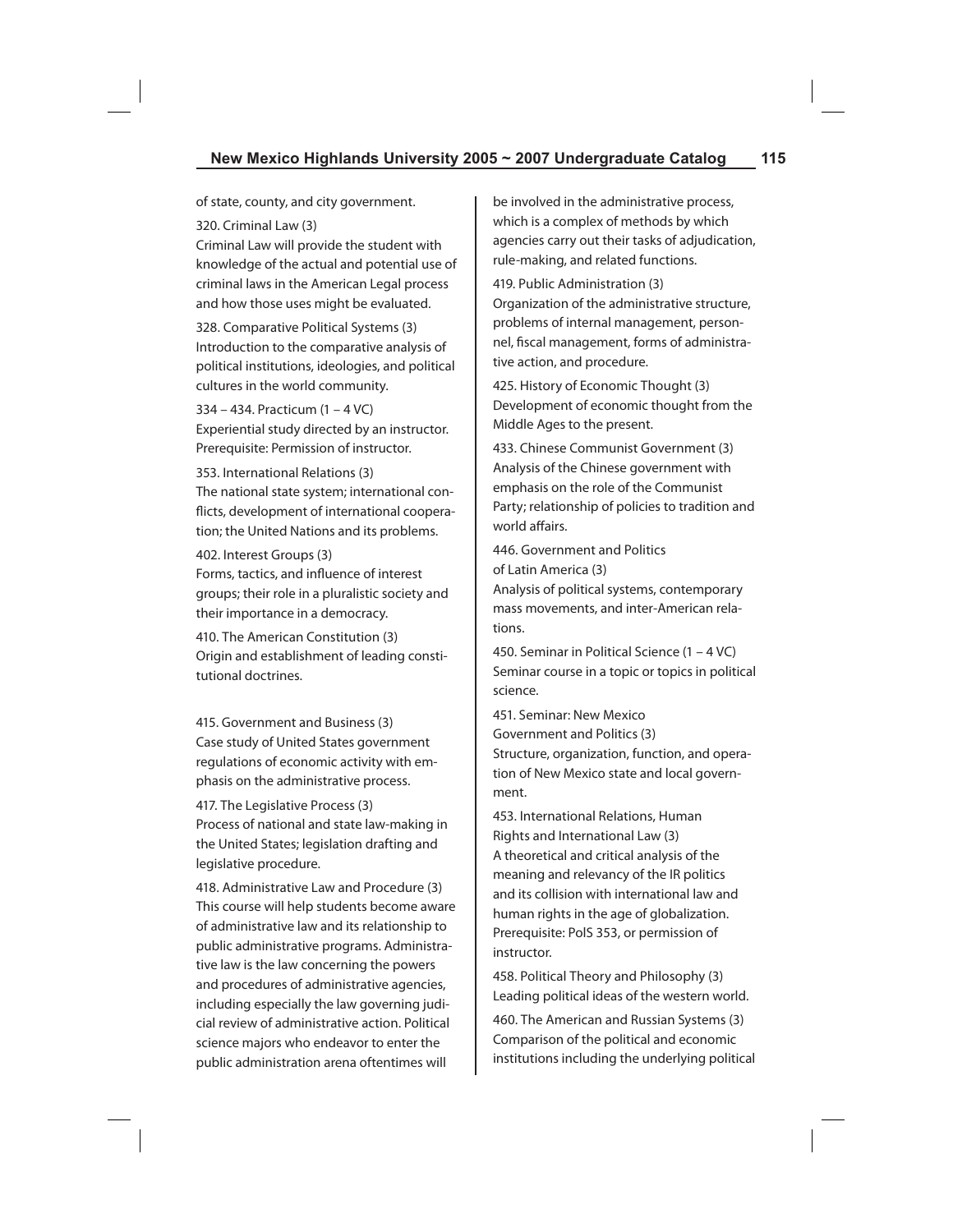of state, county, and city government.

320. Criminal Law (3)
Criminal Law will provide the student with knowledge of the actual and potential use of criminal laws in the American Legal process and how those uses might be evaluated.

328. Comparative Political Systems (3)
Introduction to the comparative analysis of political institutions, ideologies, and political cultures in the world community.

334 – 434. Practicum (1 – 4 VC)
Experiential study directed by an instructor. Prerequisite: Permission of instructor.

353. International Relations (3)
The national state system; international conflicts, development of international cooperation; the United Nations and its problems.

402. Interest Groups (3)
Forms, tactics, and influence of interest groups; their role in a pluralistic society and their importance in a democracy.

410. The American Constitution (3)
Origin and establishment of leading constitutional doctrines.

415. Government and Business (3)
Case study of United States government regulations of economic activity with emphasis on the administrative process.

417. The Legislative Process (3)
Process of national and state law-making in the United States; legislation drafting and legislative procedure.

418. Administrative Law and Procedure (3)
This course will help students become aware of administrative law and its relationship to public administrative programs. Administrative law is the law concerning the powers and procedures of administrative agencies, including especially the law governing judicial review of administrative action. Political science majors who endeavor to enter the public administration arena oftentimes will be involved in the administrative process, which is a complex of methods by which agencies carry out their tasks of adjudication, rule-making, and related functions.

419. Public Administration (3)
Organization of the administrative structure, problems of internal management, personnel, fiscal management, forms of administrative action, and procedure.

425. History of Economic Thought (3)
Development of economic thought from the Middle Ages to the present.

433. Chinese Communist Government (3)
Analysis of the Chinese government with emphasis on the role of the Communist Party; relationship of policies to tradition and world affairs.

446. Government and Politics of Latin America (3)
Analysis of political systems, contemporary mass movements, and inter-American relations.

450. Seminar in Political Science (1 – 4 VC)
Seminar course in a topic or topics in political science.

451. Seminar: New Mexico Government and Politics (3)
Structure, organization, function, and operation of New Mexico state and local government.

453. International Relations, Human Rights and International Law (3)
A theoretical and critical analysis of the meaning and relevancy of the IR politics and its collision with international law and human rights in the age of globalization. Prerequisite: PolS 353, or permission of instructor.

458. Political Theory and Philosophy (3)
Leading political ideas of the western world.

460. The American and Russian Systems (3)
Comparison of the political and economic institutions including the underlying political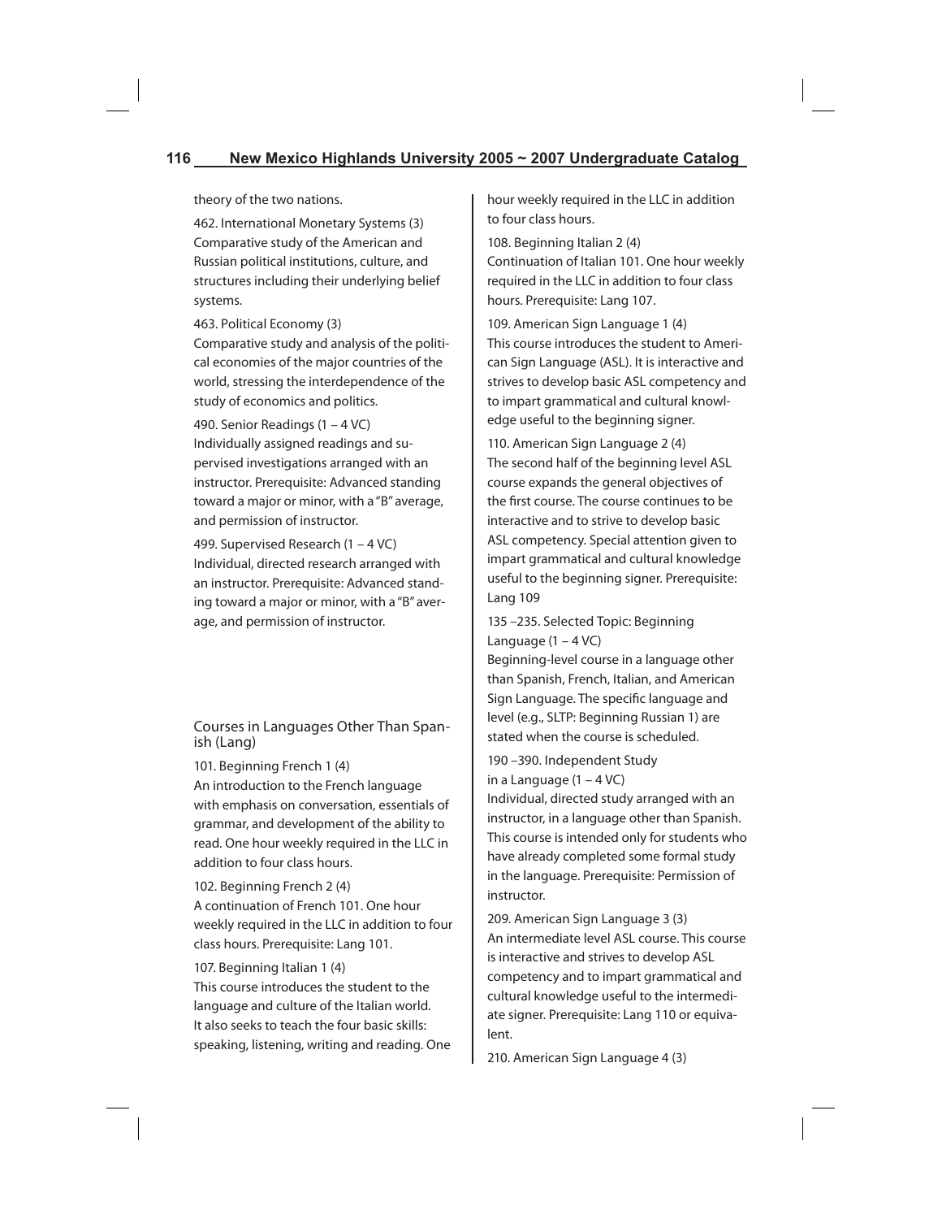theory of the two nations.

462. International Monetary Systems (3)
Comparative study of the American and Russian political institutions, culture, and structures including their underlying belief systems.

463. Political Economy (3)
Comparative study and analysis of the political economies of the major countries of the world, stressing the interdependence of the study of economics and politics.

490. Senior Readings (1 – 4 VC)
Individually assigned readings and supervised investigations arranged with an instructor. Prerequisite: Advanced standing toward a major or minor, with a "B" average, and permission of instructor.

499. Supervised Research (1 – 4 VC)
Individual, directed research arranged with an instructor. Prerequisite: Advanced standing toward a major or minor, with a "B" average, and permission of instructor.

## Courses in Languages Other Than Spanish (Lang)

101. Beginning French 1 (4)
An introduction to the French language with emphasis on conversation, essentials of grammar, and development of the ability to read. One hour weekly required in the LLC in addition to four class hours.

102. Beginning French 2 (4)
A continuation of French 101. One hour weekly required in the LLC in addition to four class hours. Prerequisite: Lang 101.

107. Beginning Italian 1 (4)
This course introduces the student to the language and culture of the Italian world. It also seeks to teach the four basic skills: speaking, listening, writing and reading. One hour weekly required in the LLC in addition to four class hours.

108. Beginning Italian 2 (4)
Continuation of Italian 101. One hour weekly required in the LLC in addition to four class hours. Prerequisite: Lang 107.

109. American Sign Language 1 (4)
This course introduces the student to American Sign Language (ASL). It is interactive and strives to develop basic ASL competency and to impart grammatical and cultural knowledge useful to the beginning signer.

110. American Sign Language 2 (4)
The second half of the beginning level ASL course expands the general objectives of the first course. The course continues to be interactive and to strive to develop basic ASL competency. Special attention given to impart grammatical and cultural knowledge useful to the beginning signer. Prerequisite: Lang 109

135 –235. Selected Topic: Beginning Language (1 – 4 VC)
Beginning-level course in a language other than Spanish, French, Italian, and American Sign Language. The specific language and level (e.g., SLTP: Beginning Russian 1) are stated when the course is scheduled.

190 –390. Independent Study in a Language (1 – 4 VC)
Individual, directed study arranged with an instructor, in a language other than Spanish. This course is intended only for students who have already completed some formal study in the language. Prerequisite: Permission of instructor.

209. American Sign Language 3 (3)
An intermediate level ASL course. This course is interactive and strives to develop ASL competency and to impart grammatical and cultural knowledge useful to the intermediate signer. Prerequisite: Lang 110 or equivalent.

210. American Sign Language 4 (3)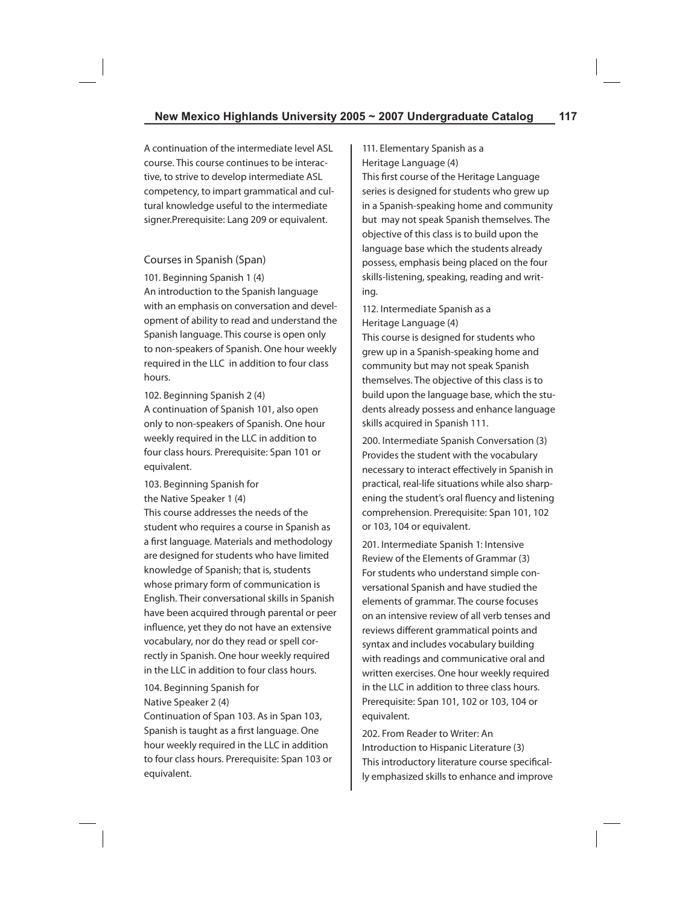A continuation of the intermediate level ASL course. This course continues to be interactive, to strive to develop intermediate ASL competency, to impart grammatical and cultural knowledge useful to the intermediate signer.Prerequisite: Lang 209 or equivalent.

## Courses in Spanish (Span)

101. Beginning Spanish 1 (4)
An introduction to the Spanish language with an emphasis on conversation and development of ability to read and understand the Spanish language. This course is open only to non-speakers of Spanish. One hour weekly required in the LLC in addition to four class hours.

102. Beginning Spanish 2 (4)
A continuation of Spanish 101, also open only to non-speakers of Spanish. One hour weekly required in the LLC in addition to four class hours. Prerequisite: Span 101 or equivalent.

103. Beginning Spanish for the Native Speaker 1 (4)
This course addresses the needs of the student who requires a course in Spanish as a first language. Materials and methodology are designed for students who have limited knowledge of Spanish; that is, students whose primary form of communication is English. Their conversational skills in Spanish have been acquired through parental or peer influence, yet they do not have an extensive vocabulary, nor do they read or spell correctly in Spanish. One hour weekly required in the LLC in addition to four class hours.

104. Beginning Spanish for Native Speaker 2 (4)
Continuation of Span 103. As in Span 103, Spanish is taught as a first language. One hour weekly required in the LLC in addition to four class hours. Prerequisite: Span 103 or equivalent.

111. Elementary Spanish as a Heritage Language (4)
This first course of the Heritage Language series is designed for students who grew up in a Spanish-speaking home and community but may not speak Spanish themselves. The objective of this class is to build upon the language base which the students already possess, emphasis being placed on the four skills-listening, speaking, reading and writing.

112. Intermediate Spanish as a Heritage Language (4)
This course is designed for students who grew up in a Spanish-speaking home and community but may not speak Spanish themselves. The objective of this class is to build upon the language base, which the students already possess and enhance language skills acquired in Spanish 111.

200. Intermediate Spanish Conversation (3)
Provides the student with the vocabulary necessary to interact effectively in Spanish in practical, real-life situations while also sharpening the student's oral fluency and listening comprehension. Prerequisite: Span 101, 102 or 103, 104 or equivalent.

201. Intermediate Spanish 1: Intensive Review of the Elements of Grammar (3)
For students who understand simple conversational Spanish and have studied the elements of grammar. The course focuses on an intensive review of all verb tenses and reviews different grammatical points and syntax and includes vocabulary building with readings and communicative oral and written exercises. One hour weekly required in the LLC in addition to three class hours. Prerequisite: Span 101, 102 or 103, 104 or equivalent.

202. From Reader to Writer: An Introduction to Hispanic Literature (3)
This introductory literature course specifically emphasized skills to enhance and improve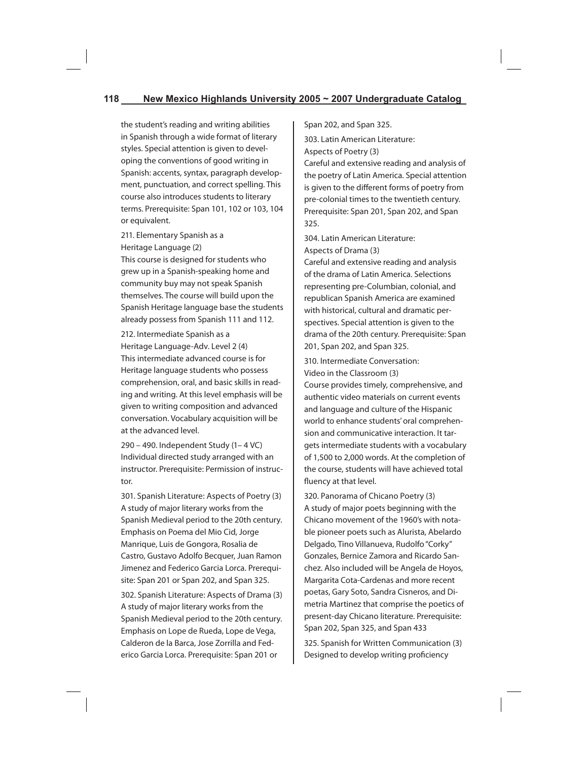the student's reading and writing abilities in Spanish through a wide format of literary styles. Special attention is given to developing the conventions of good writing in Spanish: accents, syntax, paragraph development, punctuation, and correct spelling. This course also introduces students to literary terms. Prerequisite: Span 101, 102 or 103, 104 or equivalent.

211. Elementary Spanish as a Heritage Language (2)
This course is designed for students who grew up in a Spanish-speaking home and community buy may not speak Spanish themselves. The course will build upon the Spanish Heritage language base the students already possess from Spanish 111 and 112.

212. Intermediate Spanish as a Heritage Language-Adv. Level 2 (4)
This intermediate advanced course is for Heritage language students who possess comprehension, oral, and basic skills in reading and writing. At this level emphasis will be given to writing composition and advanced conversation. Vocabulary acquisition will be at the advanced level.

290 – 490. Independent Study (1– 4 VC)
Individual directed study arranged with an instructor. Prerequisite: Permission of instructor.

301. Spanish Literature: Aspects of Poetry (3)
A study of major literary works from the Spanish Medieval period to the 20th century. Emphasis on Poema del Mio Cid, Jorge Manrique, Luis de Gongora, Rosalia de Castro, Gustavo Adolfo Becquer, Juan Ramon Jimenez and Federico Garcia Lorca. Prerequisite: Span 201 or Span 202, and Span 325.

302. Spanish Literature: Aspects of Drama (3)
A study of major literary works from the Spanish Medieval period to the 20th century. Emphasis on Lope de Rueda, Lope de Vega, Calderon de la Barca, Jose Zorrilla and Federico Garcia Lorca. Prerequisite: Span 201 or Span 202, and Span 325.

303. Latin American Literature: Aspects of Poetry (3)
Careful and extensive reading and analysis of the poetry of Latin America. Special attention is given to the different forms of poetry from pre-colonial times to the twentieth century. Prerequisite: Span 201, Span 202, and Span 325.

304. Latin American Literature: Aspects of Drama (3)
Careful and extensive reading and analysis of the drama of Latin America. Selections representing pre-Columbian, colonial, and republican Spanish America are examined with historical, cultural and dramatic perspectives. Special attention is given to the drama of the 20th century. Prerequisite: Span 201, Span 202, and Span 325.

310. Intermediate Conversation: Video in the Classroom (3)
Course provides timely, comprehensive, and authentic video materials on current events and language and culture of the Hispanic world to enhance students' oral comprehension and communicative interaction. It targets intermediate students with a vocabulary of 1,500 to 2,000 words. At the completion of the course, students will have achieved total fluency at that level.

320. Panorama of Chicano Poetry (3)
A study of major poets beginning with the Chicano movement of the 1960's with notable pioneer poets such as Alurista, Abelardo Delgado, Tino Villanueva, Rudolfo "Corky" Gonzales, Bernice Zamora and Ricardo Sanchez. Also included will be Angela de Hoyos, Margarita Cota-Cardenas and more recent poetas, Gary Soto, Sandra Cisneros, and Dimetria Martinez that comprise the poetics of present-day Chicano literature. Prerequisite: Span 202, Span 325, and Span 433

325. Spanish for Written Communication (3)
Designed to develop writing proficiency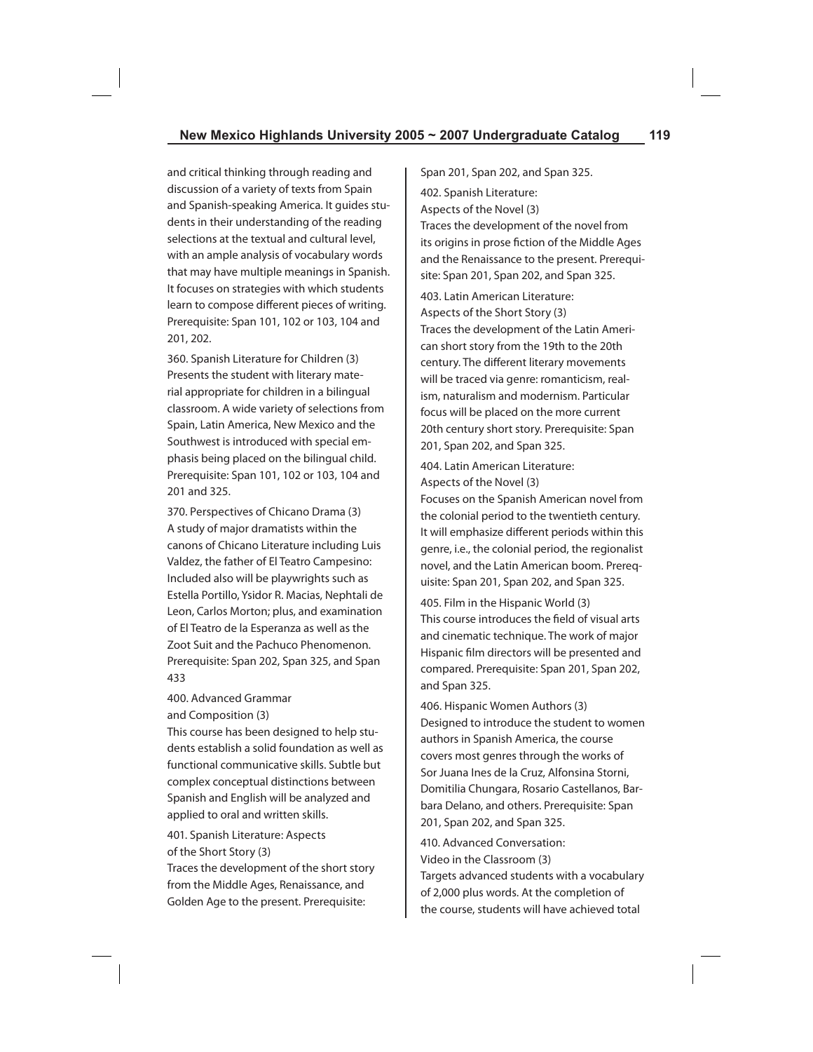and critical thinking through reading and discussion of a variety of texts from Spain and Spanish-speaking America. It guides students in their understanding of the reading selections at the textual and cultural level, with an ample analysis of vocabulary words that may have multiple meanings in Spanish. It focuses on strategies with which students learn to compose different pieces of writing. Prerequisite: Span 101, 102 or 103, 104 and 201, 202.

360. Spanish Literature for Children (3)
Presents the student with literary material appropriate for children in a bilingual classroom. A wide variety of selections from Spain, Latin America, New Mexico and the Southwest is introduced with special emphasis being placed on the bilingual child. Prerequisite: Span 101, 102 or 103, 104 and 201 and 325.

370. Perspectives of Chicano Drama (3)
A study of major dramatists within the canons of Chicano Literature including Luis Valdez, the father of El Teatro Campesino: Included also will be playwrights such as Estella Portillo, Ysidor R. Macias, Nephtali de Leon, Carlos Morton; plus, and examination of El Teatro de la Esperanza as well as the Zoot Suit and the Pachuco Phenomenon. Prerequisite: Span 202, Span 325, and Span 433

400. Advanced Grammar and Composition (3)
This course has been designed to help students establish a solid foundation as well as functional communicative skills. Subtle but complex conceptual distinctions between Spanish and English will be analyzed and applied to oral and written skills.

401. Spanish Literature: Aspects of the Short Story (3)
Traces the development of the short story from the Middle Ages, Renaissance, and Golden Age to the present. Prerequisite: Span 201, Span 202, and Span 325.

402. Spanish Literature: Aspects of the Novel (3)
Traces the development of the novel from its origins in prose fiction of the Middle Ages and the Renaissance to the present. Prerequisite: Span 201, Span 202, and Span 325.

403. Latin American Literature: Aspects of the Short Story (3)
Traces the development of the Latin American short story from the 19th to the 20th century. The different literary movements will be traced via genre: romanticism, realism, naturalism and modernism. Particular focus will be placed on the more current 20th century short story. Prerequisite: Span 201, Span 202, and Span 325.

404. Latin American Literature: Aspects of the Novel (3)
Focuses on the Spanish American novel from the colonial period to the twentieth century. It will emphasize different periods within this genre, i.e., the colonial period, the regionalist novel, and the Latin American boom. Prerequisite: Span 201, Span 202, and Span 325.

405. Film in the Hispanic World (3)
This course introduces the field of visual arts and cinematic technique. The work of major Hispanic film directors will be presented and compared. Prerequisite: Span 201, Span 202, and Span 325.

406. Hispanic Women Authors (3)
Designed to introduce the student to women authors in Spanish America, the course covers most genres through the works of Sor Juana Ines de la Cruz, Alfonsina Storni, Domitilia Chungara, Rosario Castellanos, Barbara Delano, and others. Prerequisite: Span 201, Span 202, and Span 325.

410. Advanced Conversation: Video in the Classroom (3)
Targets advanced students with a vocabulary of 2,000 plus words. At the completion of the course, students will have achieved total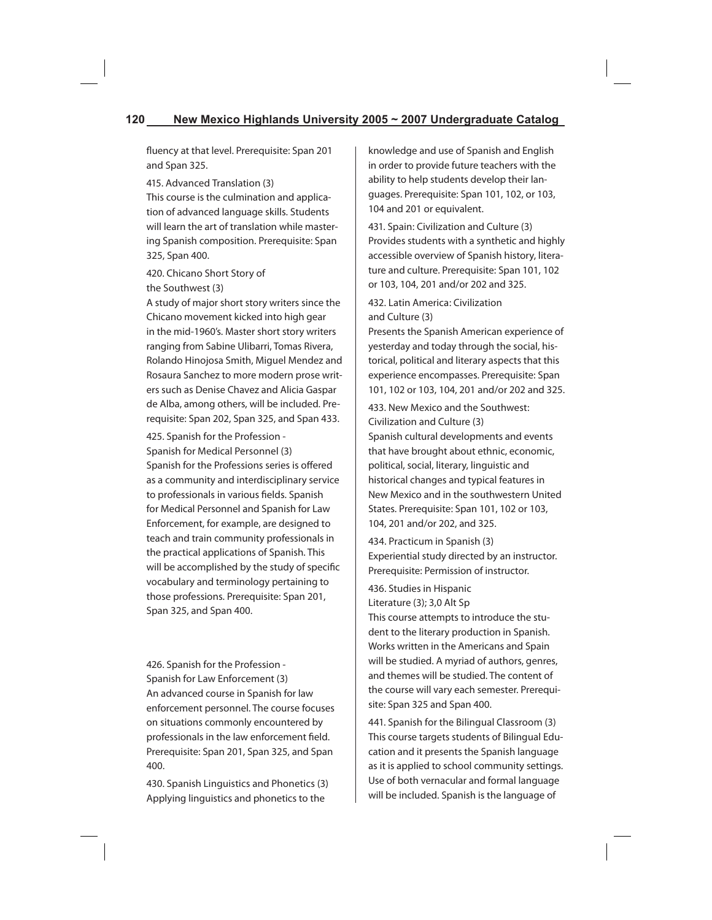fluency at that level. Prerequisite: Span 201 and Span 325.

415. Advanced Translation (3)
This course is the culmination and application of advanced language skills. Students will learn the art of translation while mastering Spanish composition. Prerequisite: Span 325, Span 400.

420. Chicano Short Story of the Southwest (3)
A study of major short story writers since the Chicano movement kicked into high gear in the mid-1960's. Master short story writers ranging from Sabine Ulibarri, Tomas Rivera, Rolando Hinojosa Smith, Miguel Mendez and Rosaura Sanchez to more modern prose writers such as Denise Chavez and Alicia Gaspar de Alba, among others, will be included. Prerequisite: Span 202, Span 325, and Span 433.

425. Spanish for the Profession - Spanish for Medical Personnel (3)
Spanish for the Professions series is offered as a community and interdisciplinary service to professionals in various fields. Spanish for Medical Personnel and Spanish for Law Enforcement, for example, are designed to teach and train community professionals in the practical applications of Spanish. This will be accomplished by the study of specific vocabulary and terminology pertaining to those professions. Prerequisite: Span 201, Span 325, and Span 400.

426. Spanish for the Profession - Spanish for Law Enforcement (3)
An advanced course in Spanish for law enforcement personnel. The course focuses on situations commonly encountered by professionals in the law enforcement field. Prerequisite: Span 201, Span 325, and Span 400.

430. Spanish Linguistics and Phonetics (3)
Applying linguistics and phonetics to the knowledge and use of Spanish and English in order to provide future teachers with the ability to help students develop their languages. Prerequisite: Span 101, 102, or 103, 104 and 201 or equivalent.

431. Spain: Civilization and Culture (3)
Provides students with a synthetic and highly accessible overview of Spanish history, literature and culture. Prerequisite: Span 101, 102 or 103, 104, 201 and/or 202 and 325.

432. Latin America: Civilization and Culture (3)
Presents the Spanish American experience of yesterday and today through the social, historical, political and literary aspects that this experience encompasses. Prerequisite: Span 101, 102 or 103, 104, 201 and/or 202 and 325.

433. New Mexico and the Southwest: Civilization and Culture (3)
Spanish cultural developments and events that have brought about ethnic, economic, political, social, literary, linguistic and historical changes and typical features in New Mexico and in the southwestern United States. Prerequisite: Span 101, 102 or 103, 104, 201 and/or 202, and 325.

434. Practicum in Spanish (3)
Experiential study directed by an instructor. Prerequisite: Permission of instructor.

436. Studies in Hispanic Literature (3); 3,0 Alt Sp
This course attempts to introduce the student to the literary production in Spanish. Works written in the Americans and Spain will be studied. A myriad of authors, genres, and themes will be studied. The content of the course will vary each semester. Prerequisite: Span 325 and Span 400.

441. Spanish for the Bilingual Classroom (3)
This course targets students of Bilingual Education and it presents the Spanish language as it is applied to school community settings. Use of both vernacular and formal language will be included. Spanish is the language of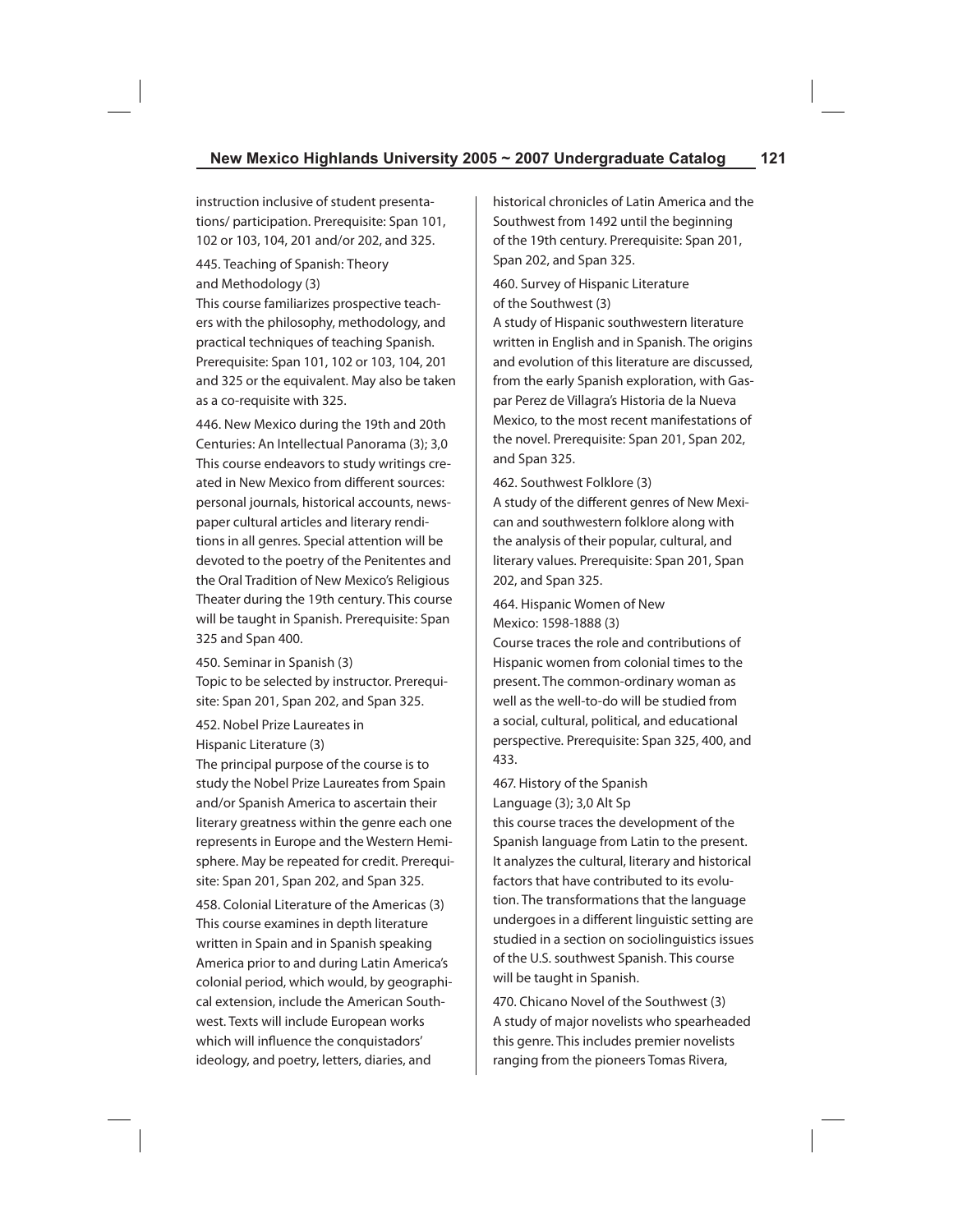instruction inclusive of student presentations/ participation. Prerequisite: Span 101, 102 or 103, 104, 201 and/or 202, and 325.

445. Teaching of Spanish: Theory and Methodology (3)
This course familiarizes prospective teachers with the philosophy, methodology, and practical techniques of teaching Spanish. Prerequisite: Span 101, 102 or 103, 104, 201 and 325 or the equivalent. May also be taken as a co-requisite with 325.

446. New Mexico during the 19th and 20th Centuries: An Intellectual Panorama (3); 3,0
This course endeavors to study writings created in New Mexico from different sources: personal journals, historical accounts, newspaper cultural articles and literary renditions in all genres. Special attention will be devoted to the poetry of the Penitentes and the Oral Tradition of New Mexico's Religious Theater during the 19th century. This course will be taught in Spanish. Prerequisite: Span 325 and Span 400.

450. Seminar in Spanish (3)
Topic to be selected by instructor. Prerequisite: Span 201, Span 202, and Span 325.

452. Nobel Prize Laureates in Hispanic Literature (3)
The principal purpose of the course is to study the Nobel Prize Laureates from Spain and/or Spanish America to ascertain their literary greatness within the genre each one represents in Europe and the Western Hemisphere. May be repeated for credit. Prerequisite: Span 201, Span 202, and Span 325.

458. Colonial Literature of the Americas (3)
This course examines in depth literature written in Spain and in Spanish speaking America prior to and during Latin America's colonial period, which would, by geographical extension, include the American Southwest. Texts will include European works which will influence the conquistadors' ideology, and poetry, letters, diaries, and historical chronicles of Latin America and the Southwest from 1492 until the beginning of the 19th century. Prerequisite: Span 201, Span 202, and Span 325.

460. Survey of Hispanic Literature of the Southwest (3)
A study of Hispanic southwestern literature written in English and in Spanish. The origins and evolution of this literature are discussed, from the early Spanish exploration, with Gaspar Perez de Villagra's Historia de la Nueva Mexico, to the most recent manifestations of the novel. Prerequisite: Span 201, Span 202, and Span 325.

462. Southwest Folklore (3)
A study of the different genres of New Mexican and southwestern folklore along with the analysis of their popular, cultural, and literary values. Prerequisite: Span 201, Span 202, and Span 325.

464. Hispanic Women of New Mexico: 1598-1888 (3)
Course traces the role and contributions of Hispanic women from colonial times to the present. The common-ordinary woman as well as the well-to-do will be studied from a social, cultural, political, and educational perspective. Prerequisite: Span 325, 400, and 433.

467. History of the Spanish Language (3); 3,0 Alt Sp
this course traces the development of the Spanish language from Latin to the present. It analyzes the cultural, literary and historical factors that have contributed to its evolution. The transformations that the language undergoes in a different linguistic setting are studied in a section on sociolinguistics issues of the U.S. southwest Spanish. This course will be taught in Spanish.

470. Chicano Novel of the Southwest (3)
A study of major novelists who spearheaded this genre. This includes premier novelists ranging from the pioneers Tomas Rivera,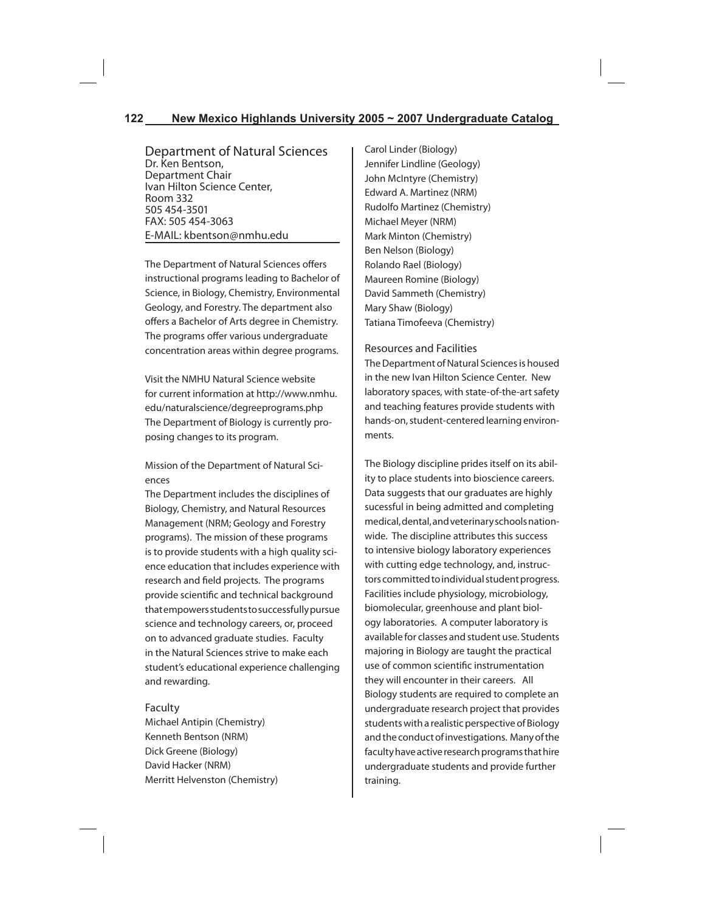# Department of Natural Sciences

Dr. Ken Bentson,
Department Chair
Ivan Hilton Science Center,
Room 332
505 454-3501
FAX: 505 454-3063
E-MAIL: kbentson@nmhu.edu

The Department of Natural Sciences offers instructional programs leading to Bachelor of Science, in Biology, Chemistry, Environmental Geology, and Forestry. The department also offers a Bachelor of Arts degree in Chemistry. The programs offer various undergraduate concentration areas within degree programs.

Visit the NMHU Natural Science website for current information at http://www.nmhu.edu/naturalscience/degreeprograms.php The Department of Biology is currently proposing changes to its program.

## Mission of the Department of Natural Sciences

The Department includes the disciplines of Biology, Chemistry, and Natural Resources Management (NRM; Geology and Forestry programs). The mission of these programs is to provide students with a high quality science education that includes experience with research and field projects. The programs provide scientific and technical background that empowers students to successfully pursue science and technology careers, or, proceed on to advanced graduate studies. Faculty in the Natural Sciences strive to make each student's educational experience challenging and rewarding.

## Faculty

Michael Antipin (Chemistry)
Kenneth Bentson (NRM)
Dick Greene (Biology)
David Hacker (NRM)
Merritt Helvenston (Chemistry)
Carol Linder (Biology)
Jennifer Lindline (Geology)
John McIntyre (Chemistry)
Edward A. Martinez (NRM)
Rudolfo Martinez (Chemistry)
Michael Meyer (NRM)
Mark Minton (Chemistry)
Ben Nelson (Biology)
Rolando Rael (Biology)
Maureen Romine (Biology)
David Sammeth (Chemistry)
Mary Shaw (Biology)
Tatiana Timofeeva (Chemistry)

## Resources and Facilities

The Department of Natural Sciences is housed in the new Ivan Hilton Science Center. New laboratory spaces, with state-of-the-art safety and teaching features provide students with hands-on, student-centered learning environments.

The Biology discipline prides itself on its ability to place students into bioscience careers. Data suggests that our graduates are highly sucessful in being admitted and completing medical, dental, and veterinary schools nationwide. The discipline attributes this success to intensive biology laboratory experiences with cutting edge technology, and, instructors committed to individual student progress. Facilities include physiology, microbiology, biomolecular, greenhouse and plant biology laboratories. A computer laboratory is available for classes and student use. Students majoring in Biology are taught the practical use of common scientific instrumentation they will encounter in their careers. All Biology students are required to complete an undergraduate research project that provides students with a realistic perspective of Biology and the conduct of investigations. Many of the faculty have active research programs that hire undergraduate students and provide further training.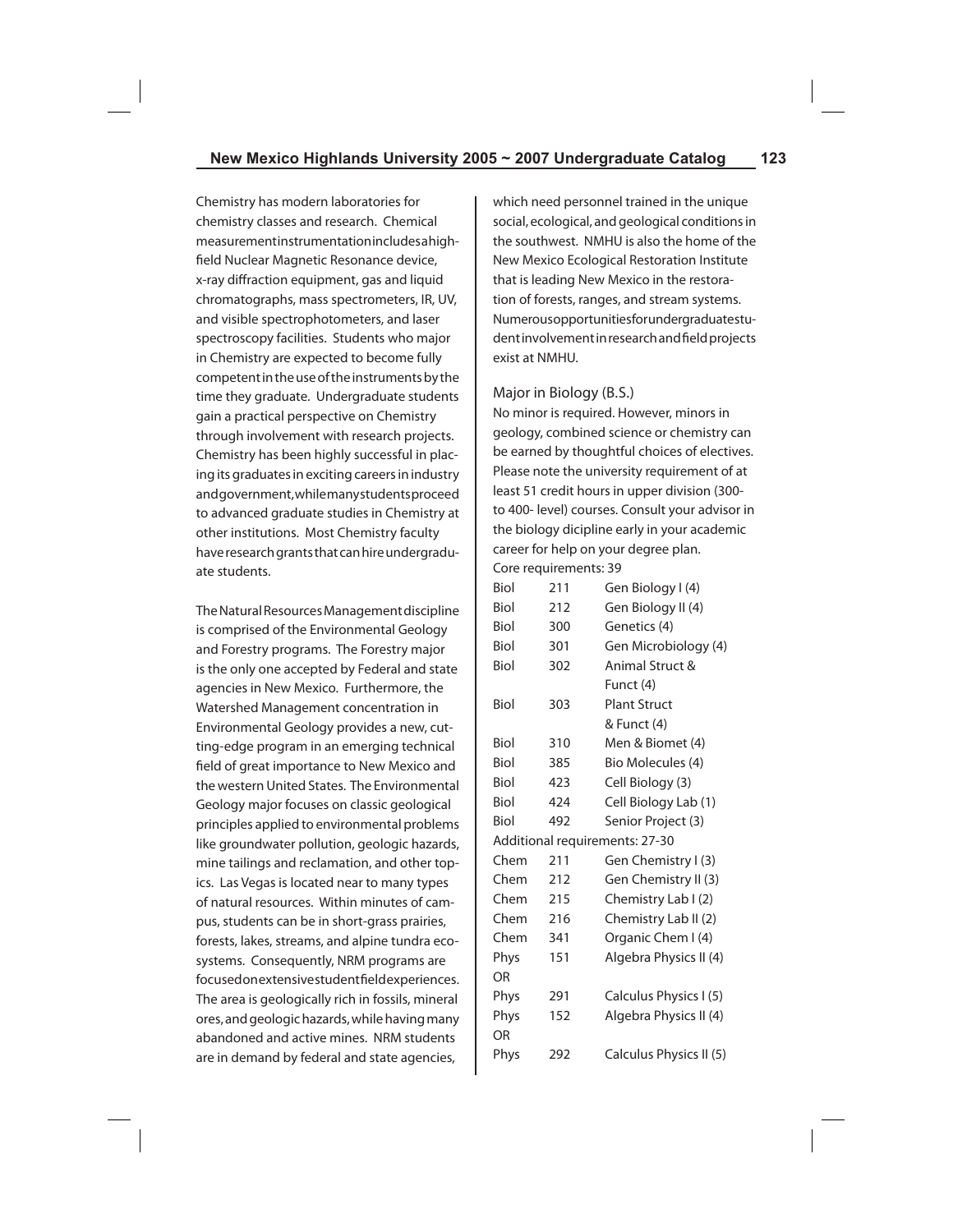Chemistry has modern laboratories for chemistry classes and research. Chemical measurement instrumentation includes a high-field Nuclear Magnetic Resonance device, x-ray diffraction equipment, gas and liquid chromatographs, mass spectrometers, IR, UV, and visible spectrophotometers, and laser spectroscopy facilities. Students who major in Chemistry are expected to become fully competent in the use of the instruments by the time they graduate. Undergraduate students gain a practical perspective on Chemistry through involvement with research projects. Chemistry has been highly successful in placing its graduates in exciting careers in industry and government, while many students proceed to advanced graduate studies in Chemistry at other institutions. Most Chemistry faculty have research grants that can hire undergraduate students.

The Natural Resources Management discipline is comprised of the Environmental Geology and Forestry programs. The Forestry major is the only one accepted by Federal and state agencies in New Mexico. Furthermore, the Watershed Management concentration in Environmental Geology provides a new, cutting-edge program in an emerging technical field of great importance to New Mexico and the western United States. The Environmental Geology major focuses on classic geological principles applied to environmental problems like groundwater pollution, geologic hazards, mine tailings and reclamation, and other topics. Las Vegas is located near to many types of natural resources. Within minutes of campus, students can be in short-grass prairies, forests, lakes, streams, and alpine tundra ecosystems. Consequently, NRM programs are focused on extensive student field experiences. The area is geologically rich in fossils, mineral ores, and geologic hazards, while having many abandoned and active mines. NRM students are in demand by federal and state agencies, which need personnel trained in the unique social, ecological, and geological conditions in the southwest. NMHU is also the home of the New Mexico Ecological Restoration Institute that is leading New Mexico in the restoration of forests, ranges, and stream systems. Numerous opportunities for undergraduate student involvement in research and field projects exist at NMHU.

## Major in Biology (B.S.)

No minor is required. However, minors in geology, combined science or chemistry can be earned by thoughtful choices of electives. Please note the university requirement of at least 51 credit hours in upper division (300- to 400- level) courses. Consult your advisor in the biology dicipline early in your academic career for help on your degree plan.

Core requirements: 39

| | | |
|---|---|---|
| Biol | 211 | Gen Biology I (4) |
| Biol | 212 | Gen Biology II (4) |
| Biol | 300 | Genetics (4) |
| Biol | 301 | Gen Microbiology (4) |
| Biol | 302 | Animal Struct & Funct (4) |
| Biol | 303 | Plant Struct & Funct (4) |
| Biol | 310 | Men & Biomet (4) |
| Biol | 385 | Bio Molecules (4) |
| Biol | 423 | Cell Biology (3) |
| Biol | 424 | Cell Biology Lab (1) |
| Biol | 492 | Senior Project (3) |

Additional requirements: 27-30

| | | |
|---|---|---|
| Chem | 211 | Gen Chemistry I (3) |
| Chem | 212 | Gen Chemistry II (3) |
| Chem | 215 | Chemistry Lab I (2) |
| Chem | 216 | Chemistry Lab II (2) |
| Chem | 341 | Organic Chem I (4) |
| Phys | 151 | Algebra Physics II (4) |
| OR | | |
| Phys | 291 | Calculus Physics I (5) |
| Phys | 152 | Algebra Physics II (4) |
| OR | | |
| Phys | 292 | Calculus Physics II (5) |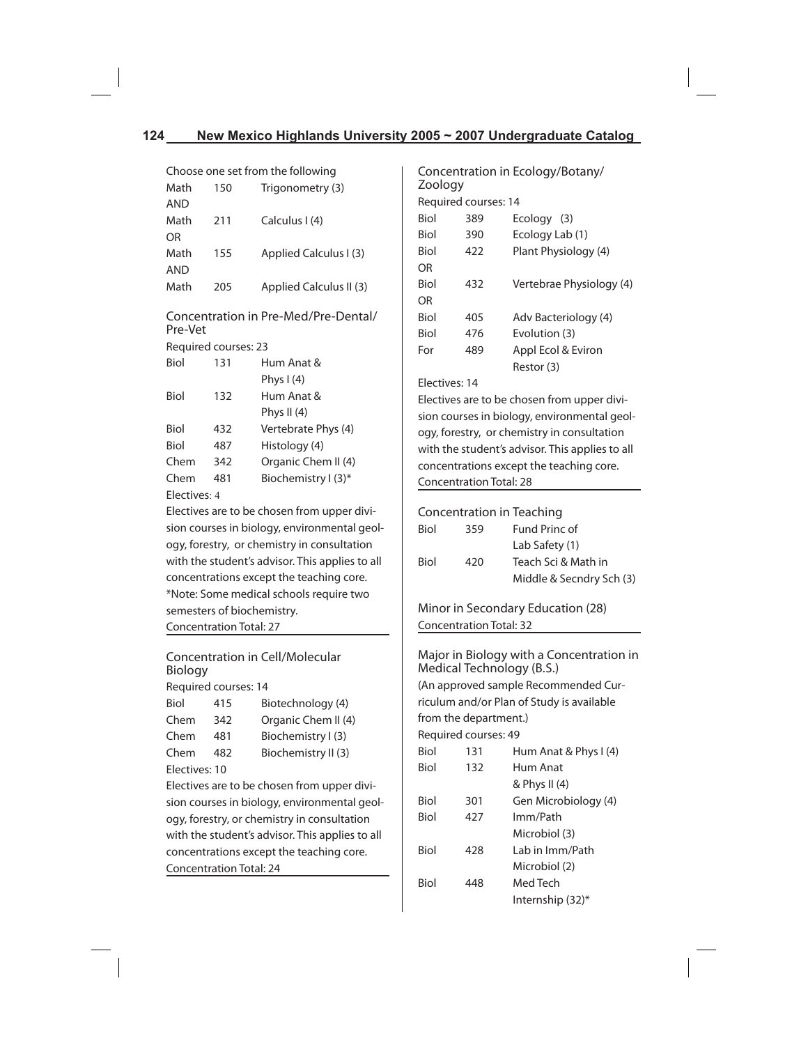Choose one set from the following

| | | |
|---|---|---|
| Math | 150 | Trigonometry (3) |
| AND | | |
| Math | 211 | Calculus I (4) |
| OR | | |
| Math | 155 | Applied Calculus I (3) |
| AND | | |
| Math | 205 | Applied Calculus II (3) |

### Concentration in Pre-Med/Pre-Dental/Pre-Vet

Required courses: 23

| | | |
|---|---|---|
| Biol | 131 | Hum Anat & Phys I (4) |
| Biol | 132 | Hum Anat & Phys II (4) |
| Biol | 432 | Vertebrate Phys (4) |
| Biol | 487 | Histology (4) |
| Chem | 342 | Organic Chem II (4) |
| Chem | 481 | Biochemistry I (3)* |

Electives: 4

Electives are to be chosen from upper division courses in biology, environmental geology, forestry, or chemistry in consultation with the student's advisor. This applies to all concentrations except the teaching core.

*Note: Some medical schools require two semesters of biochemistry.

Concentration Total: 27

### Concentration in Cell/Molecular Biology

Required courses: 14

| | | |
|---|---|---|
| Biol | 415 | Biotechnology (4) |
| Chem | 342 | Organic Chem II (4) |
| Chem | 481 | Biochemistry I (3) |
| Chem | 482 | Biochemistry II (3) |

Electives: 10

Electives are to be chosen from upper division courses in biology, environmental geology, forestry, or chemistry in consultation with the student's advisor. This applies to all concentrations except the teaching core.

Concentration Total: 24

### Concentration in Ecology/Botany/Zoology

Required courses: 14

| | | |
|---|---|---|
| Biol | 389 | Ecology (3) |
| Biol | 390 | Ecology Lab (1) |
| Biol | 422 | Plant Physiology (4) |
| OR | | |
| Biol | 432 | Vertebrae Physiology (4) |
| OR | | |
| Biol | 405 | Adv Bacteriology (4) |
| Biol | 476 | Evolution (3) |
| For | 489 | Appl Ecol & Eviron Restor (3) |

Electives: 14

Electives are to be chosen from upper division courses in biology, environmental geology, forestry, or chemistry in consultation with the student's advisor. This applies to all concentrations except the teaching core.

Concentration Total: 28

### Concentration in Teaching

| | | |
|---|---|---|
| Biol | 359 | Fund Princ of Lab Safety (1) |
| Biol | 420 | Teach Sci & Math in Middle & Secndry Sch (3) |

Minor in Secondary Education (28)

Concentration Total: 32

### Major in Biology with a Concentration in Medical Technology (B.S.)

(An approved sample Recommended Curriculum and/or Plan of Study is available from the department.)

Required courses: 49

| | | |
|---|---|---|
| Biol | 131 | Hum Anat & Phys I (4) |
| Biol | 132 | Hum Anat & Phys II (4) |
| Biol | 301 | Gen Microbiology (4) |
| Biol | 427 | Imm/Path Microbiol (3) |
| Biol | 428 | Lab in Imm/Path Microbiol (2) |
| Biol | 448 | Med Tech Internship (32)* |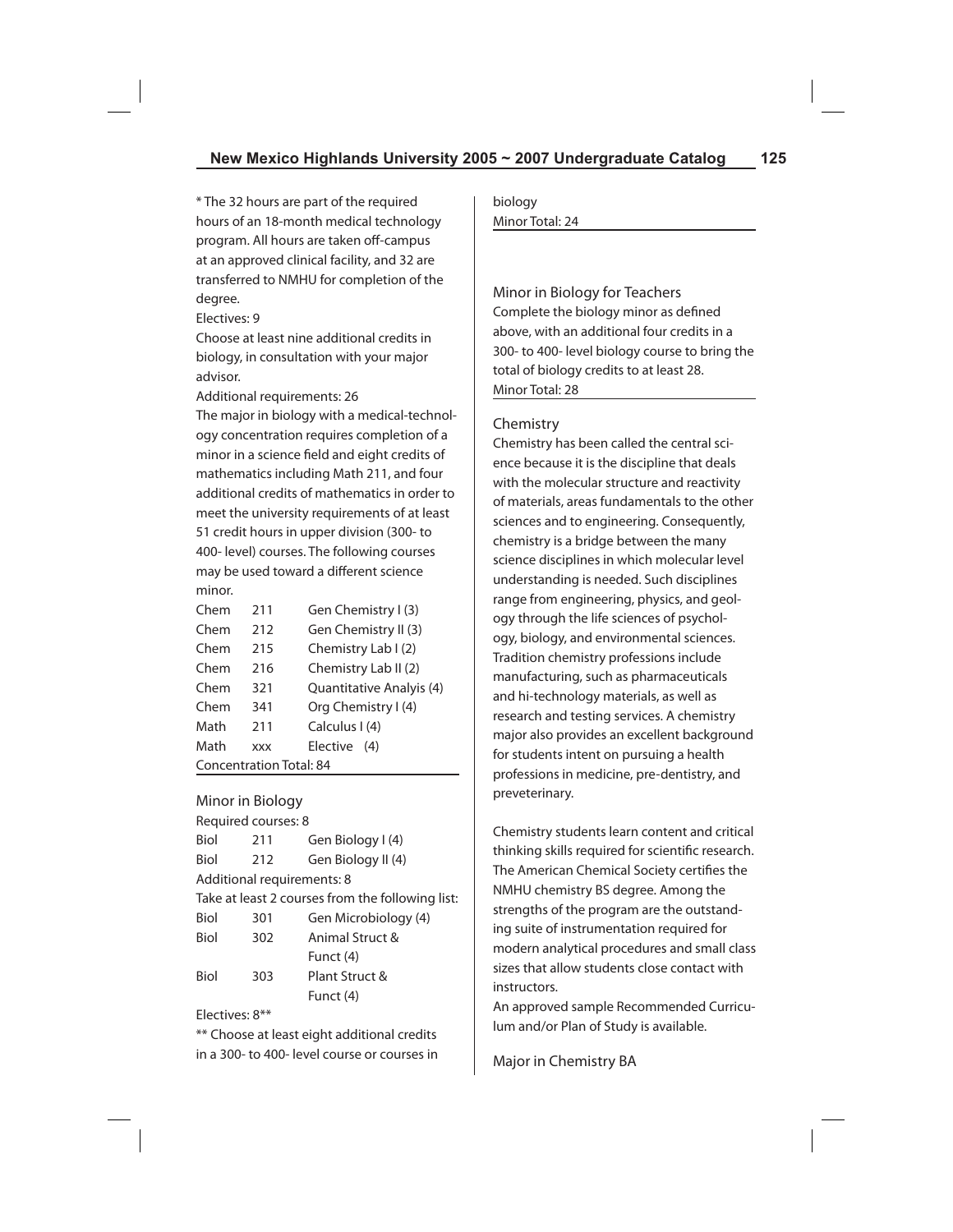* The 32 hours are part of the required hours of an 18-month medical technology program. All hours are taken off-campus at an approved clinical facility, and 32 are transferred to NMHU for completion of the degree.

Electives: 9

Choose at least nine additional credits in biology, in consultation with your major advisor.

Additional requirements: 26

The major in biology with a medical-technology concentration requires completion of a minor in a science field and eight credits of mathematics including Math 211, and four additional credits of mathematics in order to meet the university requirements of at least 51 credit hours in upper division (300- to 400- level) courses. The following courses may be used toward a different science minor.

| | | |
|---|---|---|
| Chem | 211 | Gen Chemistry I (3) |
| Chem | 212 | Gen Chemistry II (3) |
| Chem | 215 | Chemistry Lab I (2) |
| Chem | 216 | Chemistry Lab II (2) |
| Chem | 321 | Quantitative Analysis (4) |
| Chem | 341 | Org Chemistry I (4) |
| Math | 211 | Calculus I (4) |
| Math | xxx | Elective (4) |

Concentration Total: 84

## Minor in Biology

Required courses: 8

| | | |
|---|---|---|
| Biol | 211 | Gen Biology I (4) |
| Biol | 212 | Gen Biology II (4) |

Additional requirements: 8

Take at least 2 courses from the following list:

| | | |
|---|---|---|
| Biol | 301 | Gen Microbiology (4) |
| Biol | 302 | Animal Struct & Funct (4) |
| Biol | 303 | Plant Struct & Funct (4) |

Electives: 8**

** Choose at least eight additional credits in a 300- to 400- level course or courses in biology

Minor Total: 24

## Minor in Biology for Teachers

Complete the biology minor as defined above, with an additional four credits in a 300- to 400- level biology course to bring the total of biology credits to at least 28.

Minor Total: 28

## Chemistry

Chemistry has been called the central science because it is the discipline that deals with the molecular structure and reactivity of materials, areas fundamentals to the other sciences and to engineering. Consequently, chemistry is a bridge between the many science disciplines in which molecular level understanding is needed. Such disciplines range from engineering, physics, and geology through the life sciences of psychology, biology, and environmental sciences. Tradition chemistry professions include manufacturing, such as pharmaceuticals and hi-technology materials, as well as research and testing services. A chemistry major also provides an excellent background for students intent on pursuing a health professions in medicine, pre-dentistry, and preveterinary.

Chemistry students learn content and critical thinking skills required for scientific research. The American Chemical Society certifies the NMHU chemistry BS degree. Among the strengths of the program are the outstanding suite of instrumentation required for modern analytical procedures and small class sizes that allow students close contact with instructors.

An approved sample Recommended Curriculum and/or Plan of Study is available.

## Major in Chemistry BA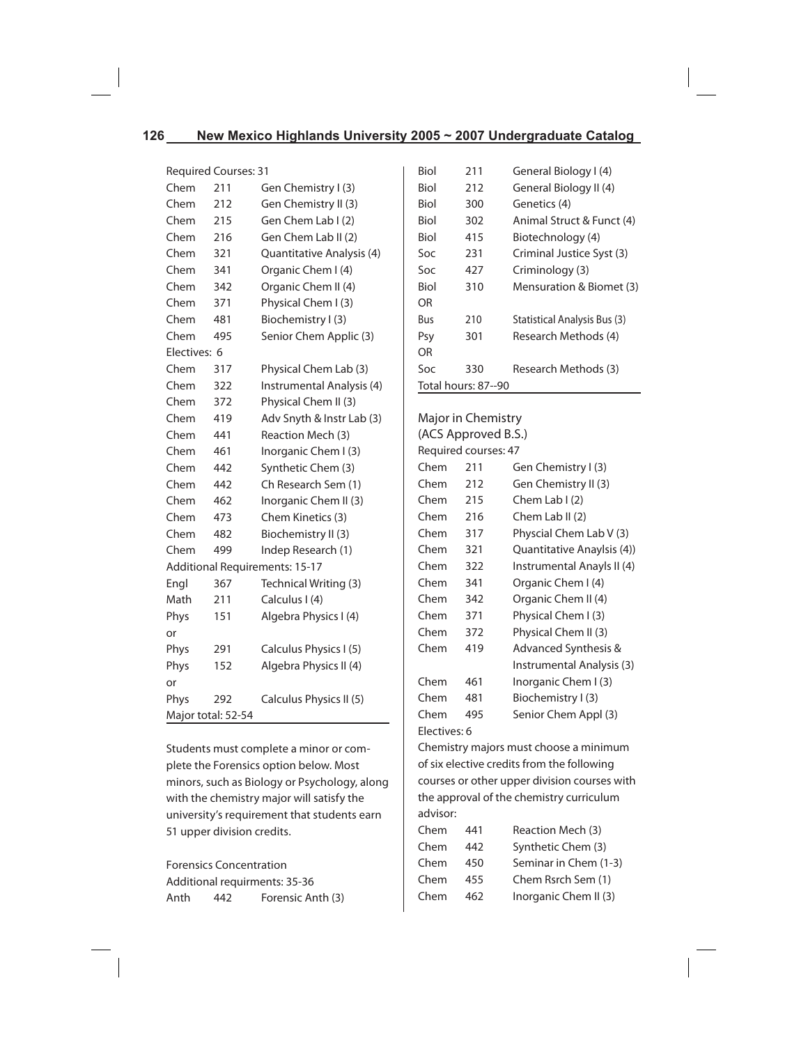Required Courses: 31

| | | |
|---|---|---|
| Chem | 211 | Gen Chemistry I (3) |
| Chem | 212 | Gen Chemistry II (3) |
| Chem | 215 | Gen Chem Lab I (2) |
| Chem | 216 | Gen Chem Lab II (2) |
| Chem | 321 | Quantitative Analysis (4) |
| Chem | 341 | Organic Chem I (4) |
| Chem | 342 | Organic Chem II (4) |
| Chem | 371 | Physical Chem I (3) |
| Chem | 481 | Biochemistry I (3) |
| Chem | 495 | Senior Chem Applic (3) |

Electives: 6

| | | |
|---|---|---|
| Chem | 317 | Physical Chem Lab (3) |
| Chem | 322 | Instrumental Analysis (4) |
| Chem | 372 | Physical Chem II (3) |
| Chem | 419 | Adv Snyth & Instr Lab (3) |
| Chem | 441 | Reaction Mech (3) |
| Chem | 461 | Inorganic Chem I (3) |
| Chem | 442 | Synthetic Chem (3) |
| Chem | 442 | Ch Research Sem (1) |
| Chem | 462 | Inorganic Chem II (3) |
| Chem | 473 | Chem Kinetics (3) |
| Chem | 482 | Biochemistry II (3) |
| Chem | 499 | Indep Research (1) |

Additional Requirements: 15-17

| | | |
|---|---|---|
| Engl | 367 | Technical Writing (3) |
| Math | 211 | Calculus I (4) |
| Phys | 151 | Algebra Physics I (4) |
| or | | |
| Phys | 291 | Calculus Physics I (5) |
| Phys | 152 | Algebra Physics II (4) |
| or | | |
| Phys | 292 | Calculus Physics II (5) |

Major total: 52-54

Students must complete a minor or complete the Forensics option below. Most minors, such as Biology or Psychology, along with the chemistry major will satisfy the university's requirement that students earn 51 upper division credits.

Forensics Concentration

Additional requirments: 35-36

| | | |
|---|---|---|
| Anth | 442 | Forensic Anth (3) |
| Biol | 211 | General Biology I (4) |
| Biol | 212 | General Biology II (4) |
| Biol | 300 | Genetics (4) |
| Biol | 302 | Animal Struct & Funct (4) |
| Biol | 415 | Biotechnology (4) |
| Soc | 231 | Criminal Justice Syst (3) |
| Soc | 427 | Criminology (3) |
| Biol | 310 | Mensuration & Biomet (3) |
| OR | | |
| Bus | 210 | Statistical Analysis Bus (3) |
| Psy | 301 | Research Methods (4) |
| OR | | |
| Soc | 330 | Research Methods (3) |

Total hours: 87--90

## Major in Chemistry (ACS Approved B.S.)

Required courses: 47

| | | |
|---|---|---|
| Chem | 211 | Gen Chemistry I (3) |
| Chem | 212 | Gen Chemistry II (3) |
| Chem | 215 | Chem Lab I (2) |
| Chem | 216 | Chem Lab II (2) |
| Chem | 317 | Physcial Chem Lab V (3) |
| Chem | 321 | Quantitative Anaylsis (4)) |
| Chem | 322 | Instrumental Anayls II (4) |
| Chem | 341 | Organic Chem I (4) |
| Chem | 342 | Organic Chem II (4) |
| Chem | 371 | Physical Chem I (3) |
| Chem | 372 | Physical Chem II (3) |
| Chem | 419 | Advanced Synthesis & Instrumental Analysis (3) |
| Chem | 461 | Inorganic Chem I (3) |
| Chem | 481 | Biochemistry I (3) |
| Chem | 495 | Senior Chem Appl (3) |

Electives: 6

Chemistry majors must choose a minimum of six elective credits from the following courses or other upper division courses with the approval of the chemistry curriculum advisor:

| | | |
|---|---|---|
| Chem | 441 | Reaction Mech (3) |
| Chem | 442 | Synthetic Chem (3) |
| Chem | 450 | Seminar in Chem (1-3) |
| Chem | 455 | Chem Rsrch Sem (1) |
| Chem | 462 | Inorganic Chem II (3) |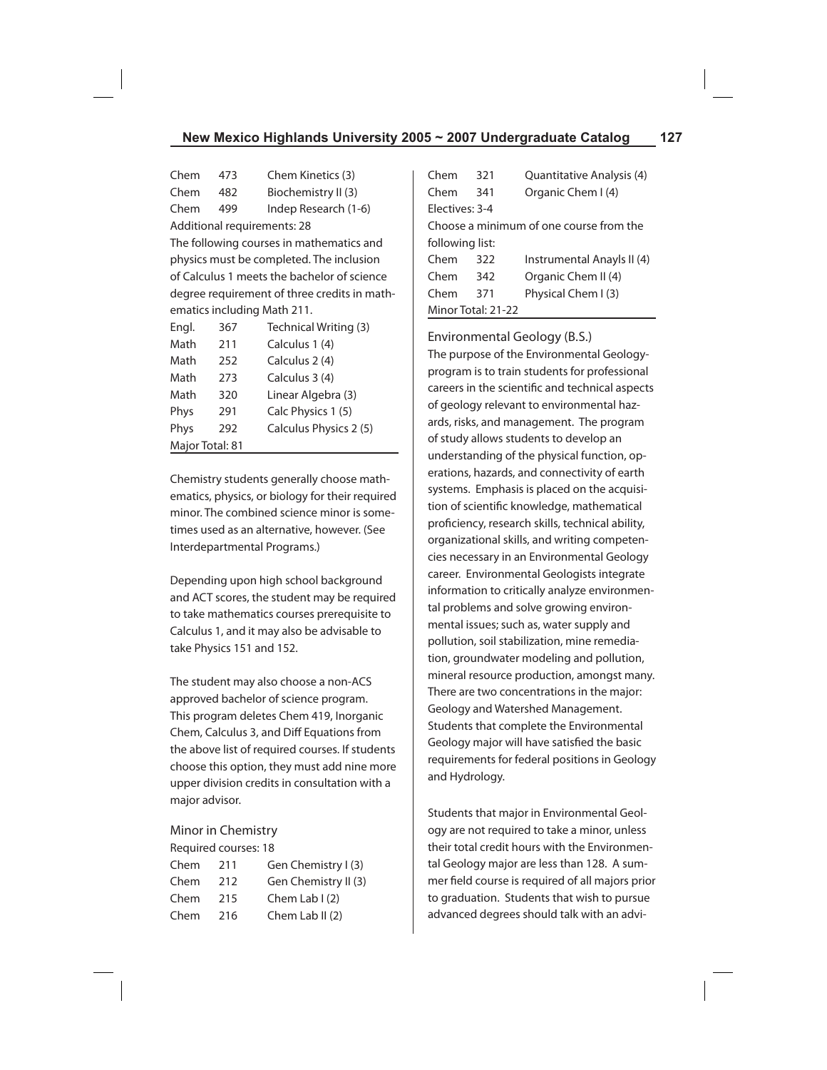| | | |
|---|---|---|
| Chem | 473 | Chem Kinetics (3) |
| Chem | 482 | Biochemistry II (3) |
| Chem | 499 | Indep Research (1-6) |

Additional requirements: 28

The following courses in mathematics and physics must be completed. The inclusion of Calculus 1 meets the bachelor of science degree requirement of three credits in mathematics including Math 211.

| | | |
|---|---|---|
| Engl. | 367 | Technical Writing (3) |
| Math | 211 | Calculus 1 (4) |
| Math | 252 | Calculus 2 (4) |
| Math | 273 | Calculus 3 (4) |
| Math | 320 | Linear Algebra (3) |
| Phys | 291 | Calc Physics 1 (5) |
| Phys | 292 | Calculus Physics 2 (5) |

Major Total: 81

Chemistry students generally choose mathematics, physics, or biology for their required minor. The combined science minor is sometimes used as an alternative, however. (See Interdepartmental Programs.)

Depending upon high school background and ACT scores, the student may be required to take mathematics courses prerequisite to Calculus 1, and it may also be advisable to take Physics 151 and 152.

The student may also choose a non-ACS approved bachelor of science program. This program deletes Chem 419, Inorganic Chem, Calculus 3, and Diff Equations from the above list of required courses. If students choose this option, they must add nine more upper division credits in consultation with a major advisor.

### Minor in Chemistry

Required courses: 18

| | | |
|---|---|---|
| Chem | 211 | Gen Chemistry I (3) |
| Chem | 212 | Gen Chemistry II (3) |
| Chem | 215 | Chem Lab I (2) |
| Chem | 216 | Chem Lab II (2) |
| Chem | 321 | Quantitative Analysis (4) |
| Chem | 341 | Organic Chem I (4) |

Electives: 3-4

Choose a minimum of one course from the following list:

| | | |
|---|---|---|
| Chem | 322 | Instrumental Anayls II (4) |
| Chem | 342 | Organic Chem II (4) |
| Chem | 371 | Physical Chem I (3) |

Minor Total: 21-22

### Environmental Geology (B.S.)

The purpose of the Environmental Geologyprogram is to train students for professional careers in the scientific and technical aspects of geology relevant to environmental hazards, risks, and management. The program of study allows students to develop an understanding of the physical function, operations, hazards, and connectivity of earth systems. Emphasis is placed on the acquisition of scientific knowledge, mathematical proficiency, research skills, technical ability, organizational skills, and writing competencies necessary in an Environmental Geology career. Environmental Geologists integrate information to critically analyze environmental problems and solve growing environmental issues; such as, water supply and pollution, soil stabilization, mine remediation, groundwater modeling and pollution, mineral resource production, amongst many. There are two concentrations in the major: Geology and Watershed Management. Students that complete the Environmental Geology major will have satisfied the basic requirements for federal positions in Geology and Hydrology.

Students that major in Environmental Geology are not required to take a minor, unless their total credit hours with the Environmental Geology major are less than 128. A summer field course is required of all majors prior to graduation. Students that wish to pursue advanced degrees should talk with an advi-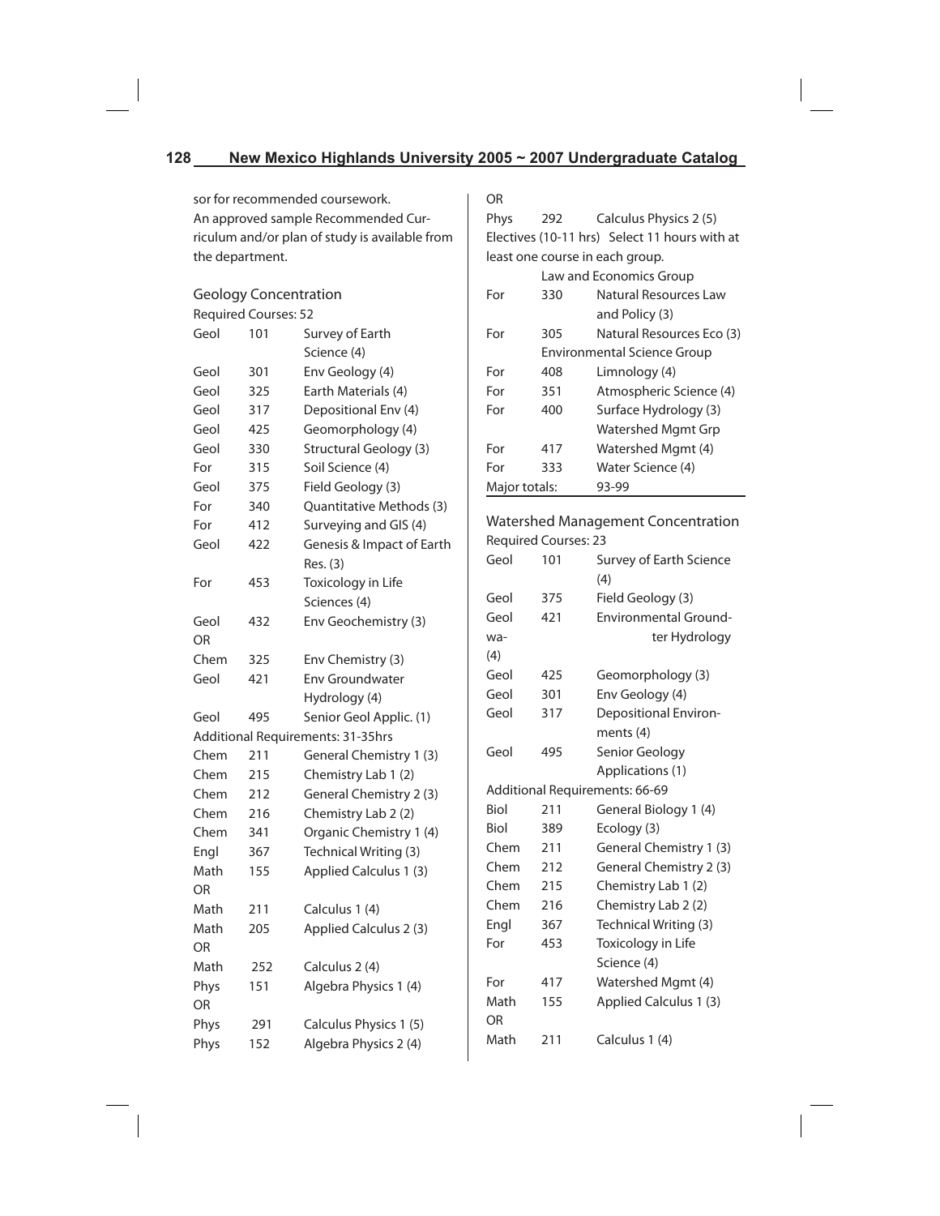sor for recommended coursework.

An approved sample Recommended Curriculum and/or plan of study is available from the department.

## Geology Concentration

Required Courses: 52

| | | |
|---|---|---|
| Geol | 101 | Survey of Earth Science (4) |
| Geol | 301 | Env Geology (4) |
| Geol | 325 | Earth Materials (4) |
| Geol | 317 | Depositional Env (4) |
| Geol | 425 | Geomorphology (4) |
| Geol | 330 | Structural Geology (3) |
| For | 315 | Soil Science (4) |
| Geol | 375 | Field Geology (3) |
| For | 340 | Quantitative Methods (3) |
| For | 412 | Surveying and GIS (4) |
| Geol | 422 | Genesis & Impact of Earth Res. (3) |
| For | 453 | Toxicology in Life Sciences (4) |
| Geol | 432 | Env Geochemistry (3) |
| OR | | |
| Chem | 325 | Env Chemistry (3) |
| Geol | 421 | Env Groundwater Hydrology (4) |
| Geol | 495 | Senior Geol Applic. (1) |

Additional Requirements: 31-35hrs

| | | |
|---|---|---|
| Chem | 211 | General Chemistry 1 (3) |
| Chem | 215 | Chemistry Lab 1 (2) |
| Chem | 212 | General Chemistry 2 (3) |
| Chem | 216 | Chemistry Lab 2 (2) |
| Chem | 341 | Organic Chemistry 1 (4) |
| Engl | 367 | Technical Writing (3) |
| Math | 155 | Applied Calculus 1 (3) |
| OR | | |
| Math | 211 | Calculus 1 (4) |
| Math | 205 | Applied Calculus 2 (3) |
| OR | | |
| Math | 252 | Calculus 2 (4) |
| Phys | 151 | Algebra Physics 1 (4) |
| OR | | |
| Phys | 291 | Calculus Physics 1 (5) |
| Phys | 152 | Algebra Physics 2 (4) |
| OR | | |
| Phys | 292 | Calculus Physics 2 (5) |

Electives (10-11 hrs) Select 11 hours with at least one course in each group.

| | | |
|---|---|---|
| | | Law and Economics Group |
| For | 330 | Natural Resources Law and Policy (3) |
| For | 305 | Natural Resources Eco (3) |
| | | Environmental Science Group |
| For | 408 | Limnology (4) |
| For | 351 | Atmospheric Science (4) |
| For | 400 | Surface Hydrology (3) |
| | | Watershed Mgmt Grp |
| For | 417 | Watershed Mgmt (4) |
| For | 333 | Water Science (4) |

Major totals: 93-99

## Watershed Management Concentration

Required Courses: 23

| | | |
|---|---|---|
| Geol | 101 | Survey of Earth Science (4) |
| Geol | 375 | Field Geology (3) |
| Geol | 421 | Environmental Groundwater Hydrology (4) |
| Geol | 425 | Geomorphology (3) |
| Geol | 301 | Env Geology (4) |
| Geol | 317 | Depositional Environments (4) |
| Geol | 495 | Senior Geology Applications (1) |

Additional Requirements: 66-69

| | | |
|---|---|---|
| Biol | 211 | General Biology 1 (4) |
| Biol | 389 | Ecology (3) |
| Chem | 211 | General Chemistry 1 (3) |
| Chem | 212 | General Chemistry 2 (3) |
| Chem | 215 | Chemistry Lab 1 (2) |
| Chem | 216 | Chemistry Lab 2 (2) |
| Engl | 367 | Technical Writing (3) |
| For | 453 | Toxicology in Life Science (4) |
| For | 417 | Watershed Mgmt (4) |
| Math | 155 | Applied Calculus 1 (3) |
| OR | | |
| Math | 211 | Calculus 1 (4) |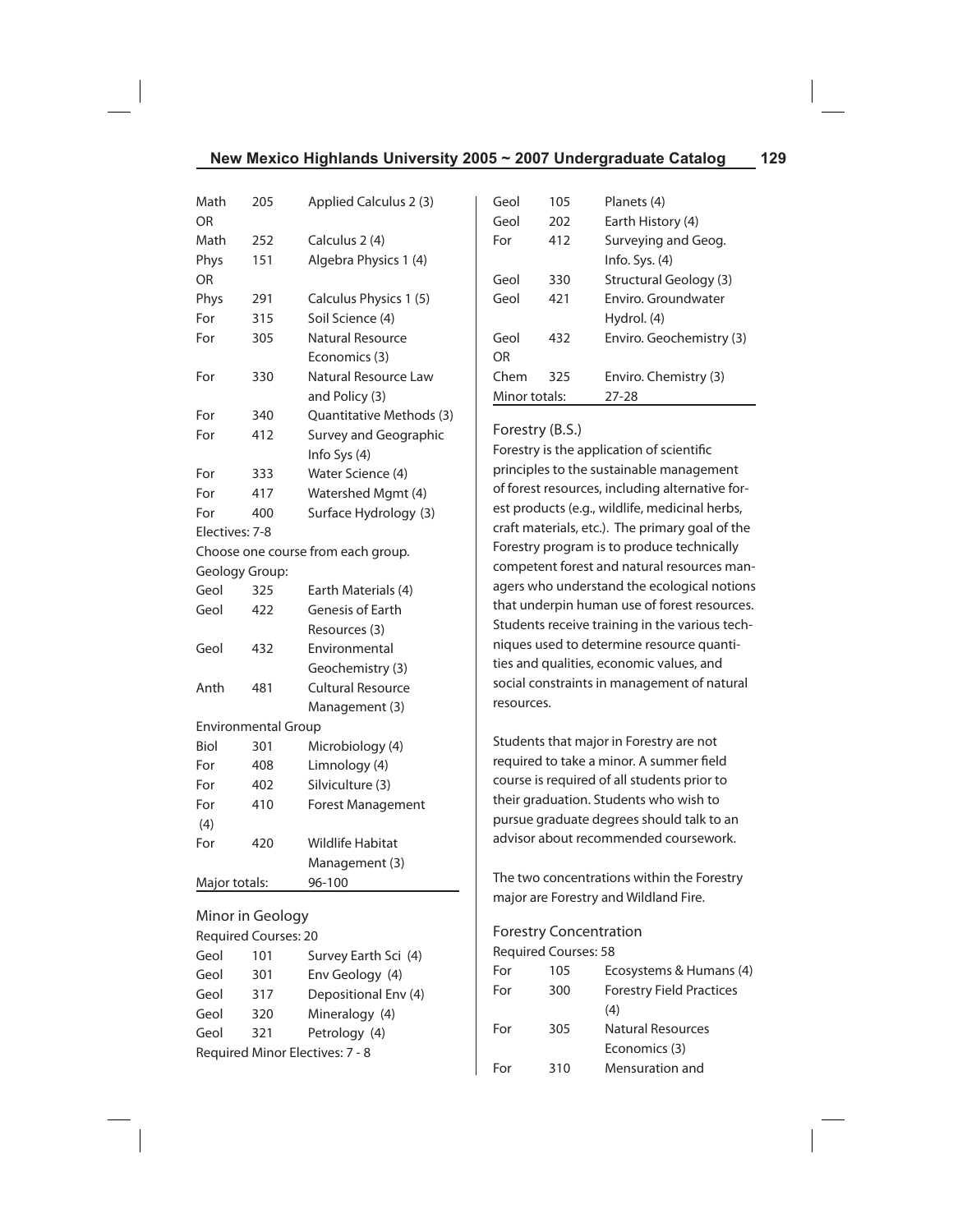| | | |
|---|---|---|
| Math | 205 | Applied Calculus 2 (3) |
| OR | | |
| Math | 252 | Calculus 2 (4) |
| Phys | 151 | Algebra Physics 1 (4) |
| OR | | |
| Phys | 291 | Calculus Physics 1 (5) |
| For | 315 | Soil Science (4) |
| For | 305 | Natural Resource Economics (3) |
| For | 330 | Natural Resource Law and Policy (3) |
| For | 340 | Quantitative Methods (3) |
| For | 412 | Survey and Geographic Info Sys (4) |
| For | 333 | Water Science (4) |
| For | 417 | Watershed Mgmt (4) |
| For | 400 | Surface Hydrology (3) |

Electives: 7-8

Choose one course from each group.

Geology Group:

| | | |
|---|---|---|
| Geol | 325 | Earth Materials (4) |
| Geol | 422 | Genesis of Earth Resources (3) |
| Geol | 432 | Environmental Geochemistry (3) |
| Anth | 481 | Cultural Resource Management (3) |

Environmental Group

| | | |
|---|---|---|
| Biol | 301 | Microbiology (4) |
| For | 408 | Limnology (4) |
| For | 402 | Silviculture (3) |
| For | 410 | Forest Management (4) |
| For | 420 | Wildlife Habitat Management (3) |

Major totals: 96-100

## Minor in Geology

Required Courses: 20

| | | |
|---|---|---|
| Geol | 101 | Survey Earth Sci (4) |
| Geol | 301 | Env Geology (4) |
| Geol | 317 | Depositional Env (4) |
| Geol | 320 | Mineralogy (4) |
| Geol | 321 | Petrology (4) |

Required Minor Electives: 7 - 8

| | | |
|---|---|---|
| Geol | 105 | Planets (4) |
| Geol | 202 | Earth History (4) |
| For | 412 | Surveying and Geog. Info. Sys. (4) |
| Geol | 330 | Structural Geology (3) |
| Geol | 421 | Enviro. Groundwater Hydrol. (4) |
| Geol | 432 | Enviro. Geochemistry (3) |
| OR | | |
| Chem | 325 | Enviro. Chemistry (3) |

Minor totals: 27-28

## Forestry (B.S.)

Forestry is the application of scientific principles to the sustainable management of forest resources, including alternative forest products (e.g., wildlife, medicinal herbs, craft materials, etc.). The primary goal of the Forestry program is to produce technically competent forest and natural resources managers who understand the ecological notions that underpin human use of forest resources. Students receive training in the various techniques used to determine resource quantities and qualities, economic values, and social constraints in management of natural resources.

Students that major in Forestry are not required to take a minor. A summer field course is required of all students prior to their graduation. Students who wish to pursue graduate degrees should talk to an advisor about recommended coursework.

The two concentrations within the Forestry major are Forestry and Wildland Fire.

### Forestry Concentration

Required Courses: 58

| | | |
|---|---|---|
| For | 105 | Ecosystems & Humans (4) |
| For | 300 | Forestry Field Practices (4) |
| For | 305 | Natural Resources Economics (3) |
| For | 310 | Mensuration and |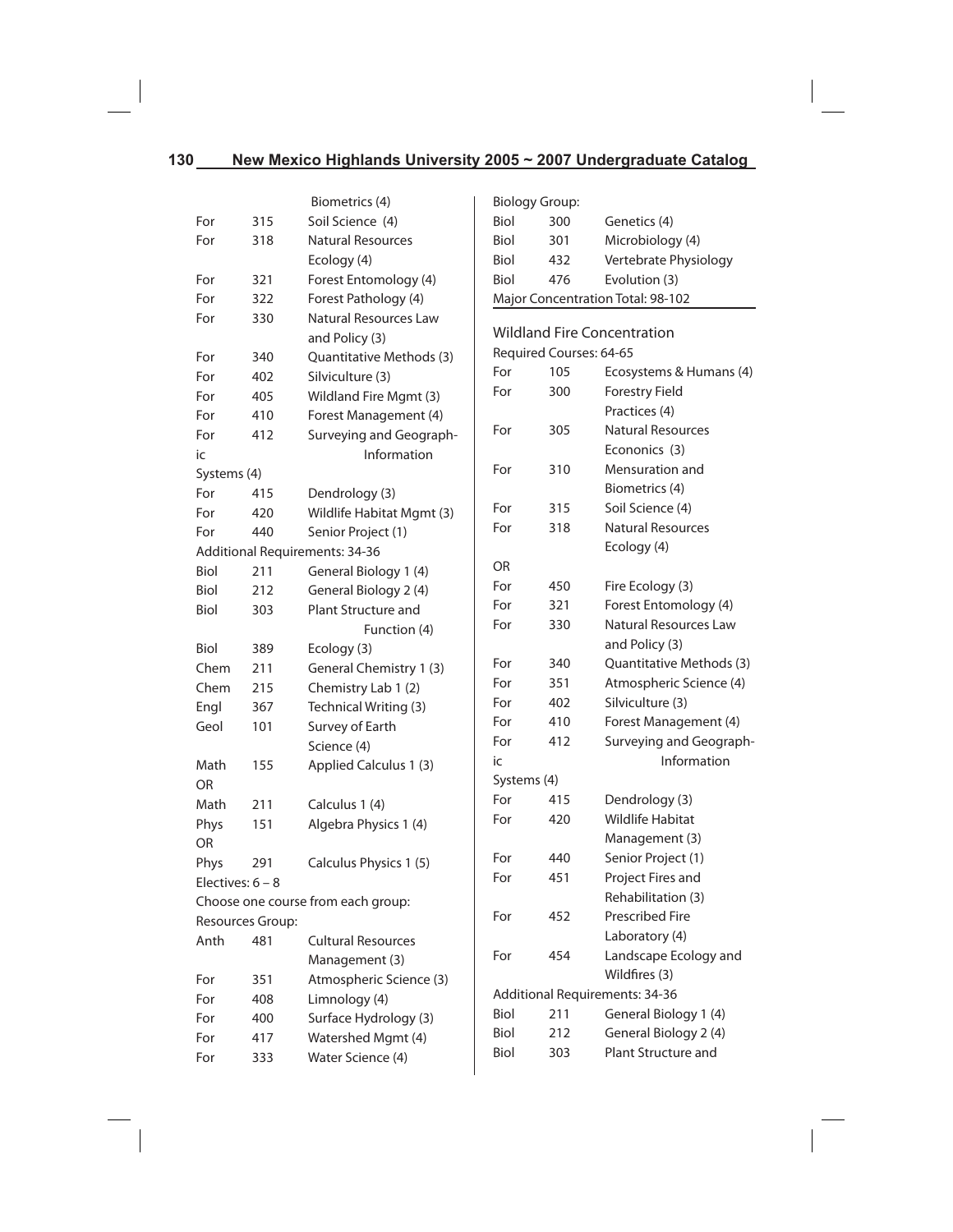| | | |
|---|---|---|
| | | Biometrics (4) |
| For | 315 | Soil Science (4) |
| For | 318 | Natural Resources Ecology (4) |
| For | 321 | Forest Entomology (4) |
| For | 322 | Forest Pathology (4) |
| For | 330 | Natural Resources Law and Policy (3) |
| For | 340 | Quantitative Methods (3) |
| For | 402 | Silviculture (3) |
| For | 405 | Wildland Fire Mgmt (3) |
| For | 410 | Forest Management (4) |
| For | 412 | Surveying and Geographic Information Systems (4) |
| For | 415 | Dendrology (3) |
| For | 420 | Wildlife Habitat Mgmt (3) |
| For | 440 | Senior Project (1) |

Additional Requirements: 34-36

| | | |
|---|---|---|
| Biol | 211 | General Biology 1 (4) |
| Biol | 212 | General Biology 2 (4) |
| Biol | 303 | Plant Structure and Function (4) |
| Biol | 389 | Ecology (3) |
| Chem | 211 | General Chemistry 1 (3) |
| Chem | 215 | Chemistry Lab 1 (2) |
| Engl | 367 | Technical Writing (3) |
| Geol | 101 | Survey of Earth Science (4) |
| Math | 155 | Applied Calculus 1 (3) |
| OR | | |
| Math | 211 | Calculus 1 (4) |
| Phys | 151 | Algebra Physics 1 (4) |
| OR | | |
| Phys | 291 | Calculus Physics 1 (5) |

Electives: 6 – 8

Choose one course from each group:

Resources Group:

| | | |
|---|---|---|
| Anth | 481 | Cultural Resources Management (3) |
| For | 351 | Atmospheric Science (3) |
| For | 408 | Limnology (4) |
| For | 400 | Surface Hydrology (3) |
| For | 417 | Watershed Mgmt (4) |
| For | 333 | Water Science (4) |

Biology Group:

| | | |
|---|---|---|
| Biol | 300 | Genetics (4) |
| Biol | 301 | Microbiology (4) |
| Biol | 432 | Vertebrate Physiology |
| Biol | 476 | Evolution (3) |

Major Concentration Total: 98-102

## Wildland Fire Concentration

Required Courses: 64-65

| | | |
|---|---|---|
| For | 105 | Ecosystems & Humans (4) |
| For | 300 | Forestry Field Practices (4) |
| For | 305 | Natural Resources Econonics (3) |
| For | 310 | Mensuration and Biometrics (4) |
| For | 315 | Soil Science (4) |
| For | 318 | Natural Resources Ecology (4) |
| OR | | |
| For | 450 | Fire Ecology (3) |
| For | 321 | Forest Entomology (4) |
| For | 330 | Natural Resources Law and Policy (3) |
| For | 340 | Quantitative Methods (3) |
| For | 351 | Atmospheric Science (4) |
| For | 402 | Silviculture (3) |
| For | 410 | Forest Management (4) |
| For | 412 | Surveying and Geographic Information Systems (4) |
| For | 415 | Dendrology (3) |
| For | 420 | Wildlife Habitat Management (3) |
| For | 440 | Senior Project (1) |
| For | 451 | Project Fires and Rehabilitation (3) |
| For | 452 | Prescribed Fire Laboratory (4) |
| For | 454 | Landscape Ecology and Wildfires (3) |

Additional Requirements: 34-36

| | | |
|---|---|---|
| Biol | 211 | General Biology 1 (4) |
| Biol | 212 | General Biology 2 (4) |
| Biol | 303 | Plant Structure and |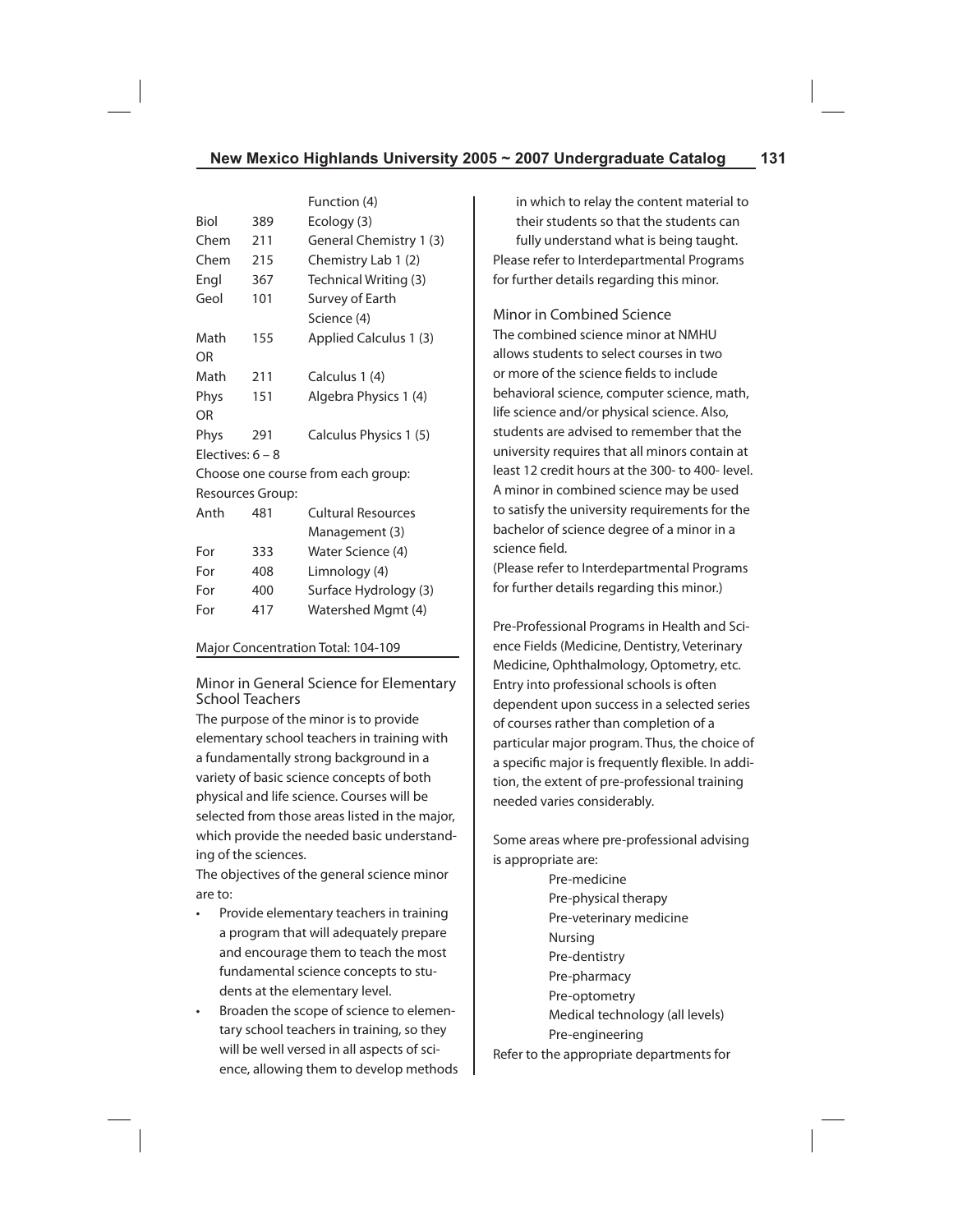| | | |
|---|---|---|
| | | Function (4) |
| Biol | 389 | Ecology (3) |
| Chem | 211 | General Chemistry 1 (3) |
| Chem | 215 | Chemistry Lab 1 (2) |
| Engl | 367 | Technical Writing (3) |
| Geol | 101 | Survey of Earth Science (4) |
| Math | 155 | Applied Calculus 1 (3) |
| OR | | |
| Math | 211 | Calculus 1 (4) |
| Phys | 151 | Algebra Physics 1 (4) |
| OR | | |
| Phys | 291 | Calculus Physics 1 (5) |

Electives: 6 – 8

Choose one course from each group:

Resources Group:

| | | |
|---|---|---|
| Anth | 481 | Cultural Resources Management (3) |
| For | 333 | Water Science (4) |
| For | 408 | Limnology (4) |
| For | 400 | Surface Hydrology (3) |
| For | 417 | Watershed Mgmt (4) |

Major Concentration Total: 104-109

## Minor in General Science for Elementary School Teachers

The purpose of the minor is to provide elementary school teachers in training with a fundamentally strong background in a variety of basic science concepts of both physical and life science. Courses will be selected from those areas listed in the major, which provide the needed basic understanding of the sciences.

The objectives of the general science minor are to:

- Provide elementary teachers in training a program that will adequately prepare and encourage them to teach the most fundamental science concepts to students at the elementary level.
- Broaden the scope of science to elementary school teachers in training, so they will be well versed in all aspects of science, allowing them to develop methods in which to relay the content material to their students so that the students can fully understand what is being taught.

Please refer to Interdepartmental Programs for further details regarding this minor.

## Minor in Combined Science

The combined science minor at NMHU allows students to select courses in two or more of the science fields to include behavioral science, computer science, math, life science and/or physical science. Also, students are advised to remember that the university requires that all minors contain at least 12 credit hours at the 300- to 400- level. A minor in combined science may be used to satisfy the university requirements for the bachelor of science degree of a minor in a science field.

(Please refer to Interdepartmental Programs for further details regarding this minor.)

Pre-Professional Programs in Health and Science Fields (Medicine, Dentistry, Veterinary Medicine, Ophthalmology, Optometry, etc. Entry into professional schools is often dependent upon success in a selected series of courses rather than completion of a particular major program. Thus, the choice of a specific major is frequently flexible. In addition, the extent of pre-professional training needed varies considerably.

Some areas where pre-professional advising is appropriate are:

- Pre-medicine
- Pre-physical therapy
- Pre-veterinary medicine
- Nursing
- Pre-dentistry
- Pre-pharmacy
- Pre-optometry
- Medical technology (all levels)
- Pre-engineering

Refer to the appropriate departments for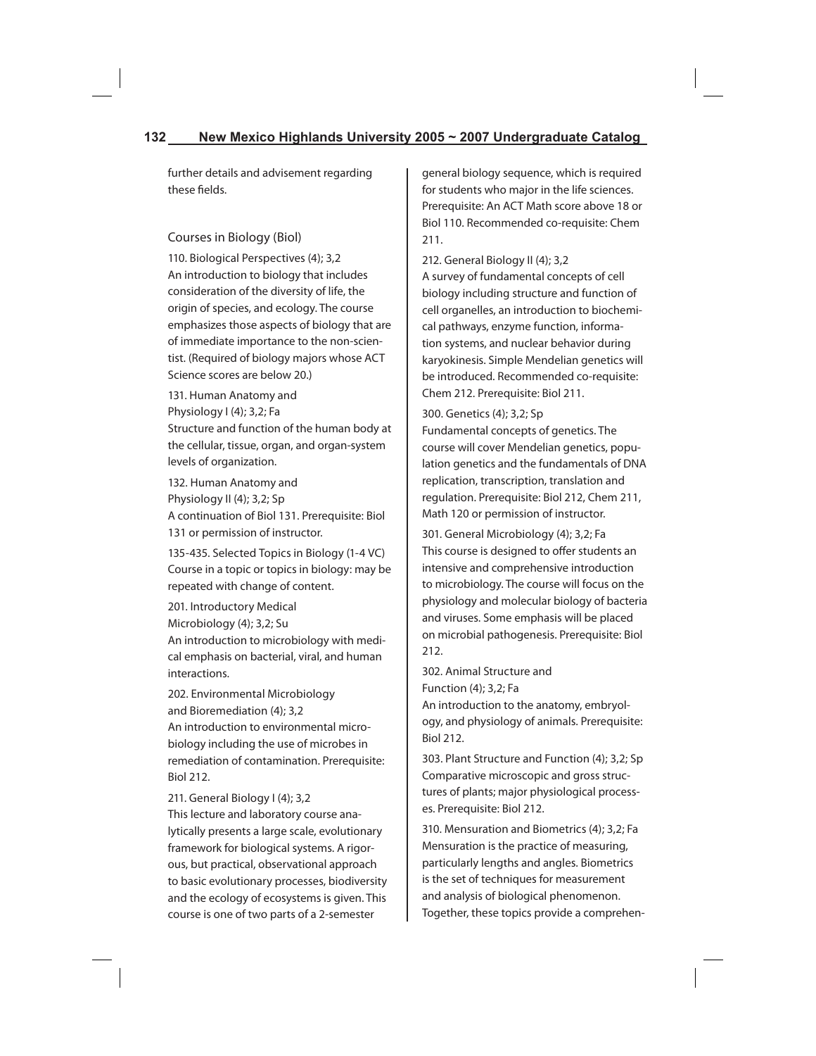further details and advisement regarding these fields.

## Courses in Biology (Biol)

110. Biological Perspectives (4); 3,2
An introduction to biology that includes consideration of the diversity of life, the origin of species, and ecology. The course emphasizes those aspects of biology that are of immediate importance to the non-scientist. (Required of biology majors whose ACT Science scores are below 20.)

131. Human Anatomy and Physiology I (4); 3,2; Fa
Structure and function of the human body at the cellular, tissue, organ, and organ-system levels of organization.

132. Human Anatomy and Physiology II (4); 3,2; Sp
A continuation of Biol 131. Prerequisite: Biol 131 or permission of instructor.

135-435. Selected Topics in Biology (1-4 VC)
Course in a topic or topics in biology: may be repeated with change of content.

201. Introductory Medical Microbiology (4); 3,2; Su
An introduction to microbiology with medical emphasis on bacterial, viral, and human interactions.

202. Environmental Microbiology and Bioremediation (4); 3,2
An introduction to environmental microbiology including the use of microbes in remediation of contamination. Prerequisite: Biol 212.

211. General Biology I (4); 3,2
This lecture and laboratory course analytically presents a large scale, evolutionary framework for biological systems. A rigorous, but practical, observational approach to basic evolutionary processes, biodiversity and the ecology of ecosystems is given. This course is one of two parts of a 2-semester general biology sequence, which is required for students who major in the life sciences. Prerequisite: An ACT Math score above 18 or Biol 110. Recommended co-requisite: Chem 211.

212. General Biology II (4); 3,2
A survey of fundamental concepts of cell biology including structure and function of cell organelles, an introduction to biochemical pathways, enzyme function, information systems, and nuclear behavior during karyokinesis. Simple Mendelian genetics will be introduced. Recommended co-requisite: Chem 212. Prerequisite: Biol 211.

300. Genetics (4); 3,2; Sp
Fundamental concepts of genetics. The course will cover Mendelian genetics, population genetics and the fundamentals of DNA replication, transcription, translation and regulation. Prerequisite: Biol 212, Chem 211, Math 120 or permission of instructor.

301. General Microbiology (4); 3,2; Fa
This course is designed to offer students an intensive and comprehensive introduction to microbiology. The course will focus on the physiology and molecular biology of bacteria and viruses. Some emphasis will be placed on microbial pathogenesis. Prerequisite: Biol 212.

302. Animal Structure and Function (4); 3,2; Fa
An introduction to the anatomy, embryology, and physiology of animals. Prerequisite: Biol 212.

303. Plant Structure and Function (4); 3,2; Sp
Comparative microscopic and gross structures of plants; major physiological processes. Prerequisite: Biol 212.

310. Mensuration and Biometrics (4); 3,2; Fa
Mensuration is the practice of measuring, particularly lengths and angles. Biometrics is the set of techniques for measurement and analysis of biological phenomenon. Together, these topics provide a comprehen-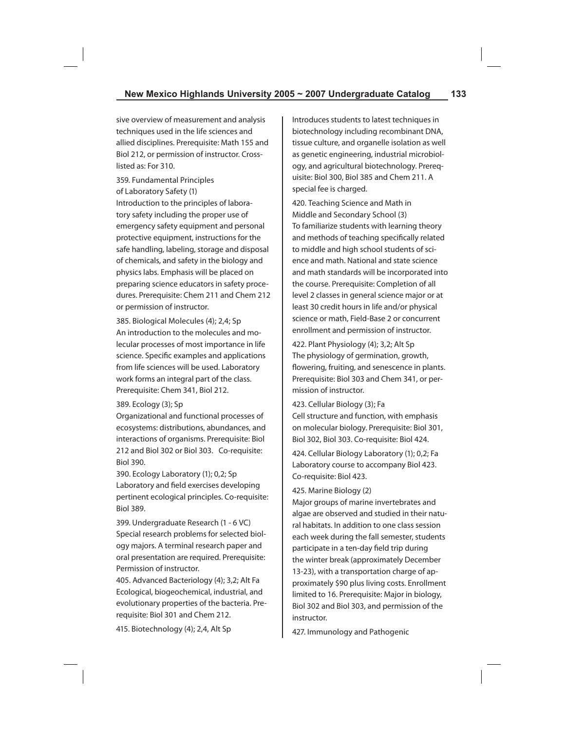sive overview of measurement and analysis techniques used in the life sciences and allied disciplines. Prerequisite: Math 155 and Biol 212, or permission of instructor. Cross-listed as: For 310.

359. Fundamental Principles of Laboratory Safety (1)
Introduction to the principles of laboratory safety including the proper use of emergency safety equipment and personal protective equipment, instructions for the safe handling, labeling, storage and disposal of chemicals, and safety in the biology and physics labs. Emphasis will be placed on preparing science educators in safety procedures. Prerequisite: Chem 211 and Chem 212 or permission of instructor.

385. Biological Molecules (4); 2,4; Sp
An introduction to the molecules and molecular processes of most importance in life science. Specific examples and applications from life sciences will be used. Laboratory work forms an integral part of the class. Prerequisite: Chem 341, Biol 212.

389. Ecology (3); Sp
Organizational and functional processes of ecosystems: distributions, abundances, and interactions of organisms. Prerequisite: Biol 212 and Biol 302 or Biol 303. Co-requisite: Biol 390.

390. Ecology Laboratory (1); 0,2; Sp
Laboratory and field exercises developing pertinent ecological principles. Co-requisite: Biol 389.

399. Undergraduate Research (1 - 6 VC)
Special research problems for selected biology majors. A terminal research paper and oral presentation are required. Prerequisite: Permission of instructor.

405. Advanced Bacteriology (4); 3,2; Alt Fa
Ecological, biogeochemical, industrial, and evolutionary properties of the bacteria. Prerequisite: Biol 301 and Chem 212.

415. Biotechnology (4); 2,4, Alt Sp
Introduces students to latest techniques in biotechnology including recombinant DNA, tissue culture, and organelle isolation as well as genetic engineering, industrial microbiology, and agricultural biotechnology. Prerequisite: Biol 300, Biol 385 and Chem 211. A special fee is charged.

420. Teaching Science and Math in Middle and Secondary School (3)
To familiarize students with learning theory and methods of teaching specifically related to middle and high school students of science and math. National and state science and math standards will be incorporated into the course. Prerequisite: Completion of all level 2 classes in general science major or at least 30 credit hours in life and/or physical science or math, Field-Base 2 or concurrent enrollment and permission of instructor.

422. Plant Physiology (4); 3,2; Alt Sp
The physiology of germination, growth, flowering, fruiting, and senescence in plants. Prerequisite: Biol 303 and Chem 341, or permission of instructor.

423. Cellular Biology (3); Fa
Cell structure and function, with emphasis on molecular biology. Prerequisite: Biol 301, Biol 302, Biol 303. Co-requisite: Biol 424.

424. Cellular Biology Laboratory (1); 0,2; Fa
Laboratory course to accompany Biol 423. Co-requisite: Biol 423.

425. Marine Biology (2)
Major groups of marine invertebrates and algae are observed and studied in their natural habitats. In addition to one class session each week during the fall semester, students participate in a ten-day field trip during the winter break (approximately December 13-23), with a transportation charge of approximately $90 plus living costs. Enrollment limited to 16. Prerequisite: Major in biology, Biol 302 and Biol 303, and permission of the instructor.

427. Immunology and Pathogenic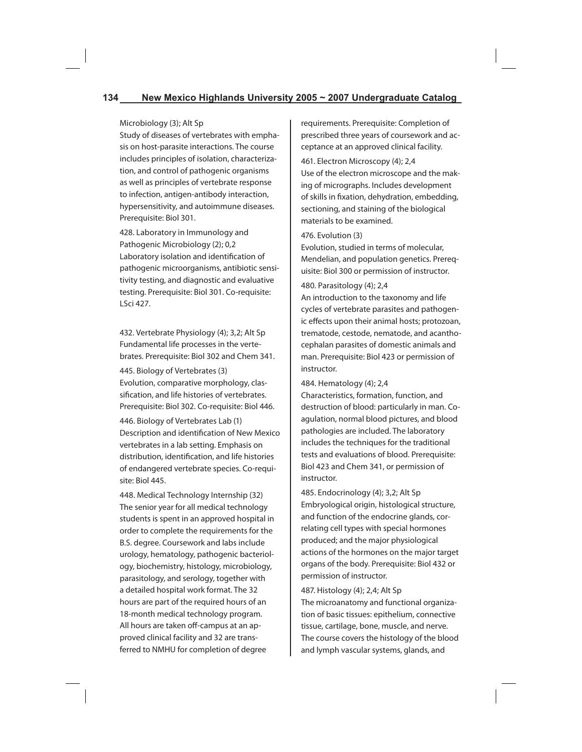Microbiology (3); Alt Sp
Study of diseases of vertebrates with emphasis on host-parasite interactions. The course includes principles of isolation, characterization, and control of pathogenic organisms as well as principles of vertebrate response to infection, antigen-antibody interaction, hypersensitivity, and autoimmune diseases. Prerequisite: Biol 301.

428. Laboratory in Immunology and Pathogenic Microbiology (2); 0,2
Laboratory isolation and identification of pathogenic microorganisms, antibiotic sensitivity testing, and diagnostic and evaluative testing. Prerequisite: Biol 301. Co-requisite: LSci 427.

432. Vertebrate Physiology (4); 3,2; Alt Sp
Fundamental life processes in the vertebrates. Prerequisite: Biol 302 and Chem 341.

445. Biology of Vertebrates (3)
Evolution, comparative morphology, classification, and life histories of vertebrates. Prerequisite: Biol 302. Co-requisite: Biol 446.

446. Biology of Vertebrates Lab (1)
Description and identification of New Mexico vertebrates in a lab setting. Emphasis on distribution, identification, and life histories of endangered vertebrate species. Co-requisite: Biol 445.

448. Medical Technology Internship (32)
The senior year for all medical technology students is spent in an approved hospital in order to complete the requirements for the B.S. degree. Coursework and labs include urology, hematology, pathogenic bacteriology, biochemistry, histology, microbiology, parasitology, and serology, together with a detailed hospital work format. The 32 hours are part of the required hours of an 18-month medical technology program. All hours are taken off-campus at an approved clinical facility and 32 are transferred to NMHU for completion of degree requirements. Prerequisite: Completion of prescribed three years of coursework and acceptance at an approved clinical facility.

461. Electron Microscopy (4); 2,4
Use of the electron microscope and the making of micrographs. Includes development of skills in fixation, dehydration, embedding, sectioning, and staining of the biological materials to be examined.

476. Evolution (3)
Evolution, studied in terms of molecular, Mendelian, and population genetics. Prerequisite: Biol 300 or permission of instructor.

480. Parasitology (4); 2,4
An introduction to the taxonomy and life cycles of vertebrate parasites and pathogenic effects upon their animal hosts; protozoan, trematode, cestode, nematode, and acanthocephalan parasites of domestic animals and man. Prerequisite: Biol 423 or permission of instructor.

484. Hematology (4); 2,4
Characteristics, formation, function, and destruction of blood: particularly in man. Coagulation, normal blood pictures, and blood pathologies are included. The laboratory includes the techniques for the traditional tests and evaluations of blood. Prerequisite: Biol 423 and Chem 341, or permission of instructor.

485. Endocrinology (4); 3,2; Alt Sp
Embryological origin, histological structure, and function of the endocrine glands, correlating cell types with special hormones produced; and the major physiological actions of the hormones on the major target organs of the body. Prerequisite: Biol 432 or permission of instructor.

487. Histology (4); 2,4; Alt Sp
The microanatomy and functional organization of basic tissues: epithelium, connective tissue, cartilage, bone, muscle, and nerve. The course covers the histology of the blood and lymph vascular systems, glands, and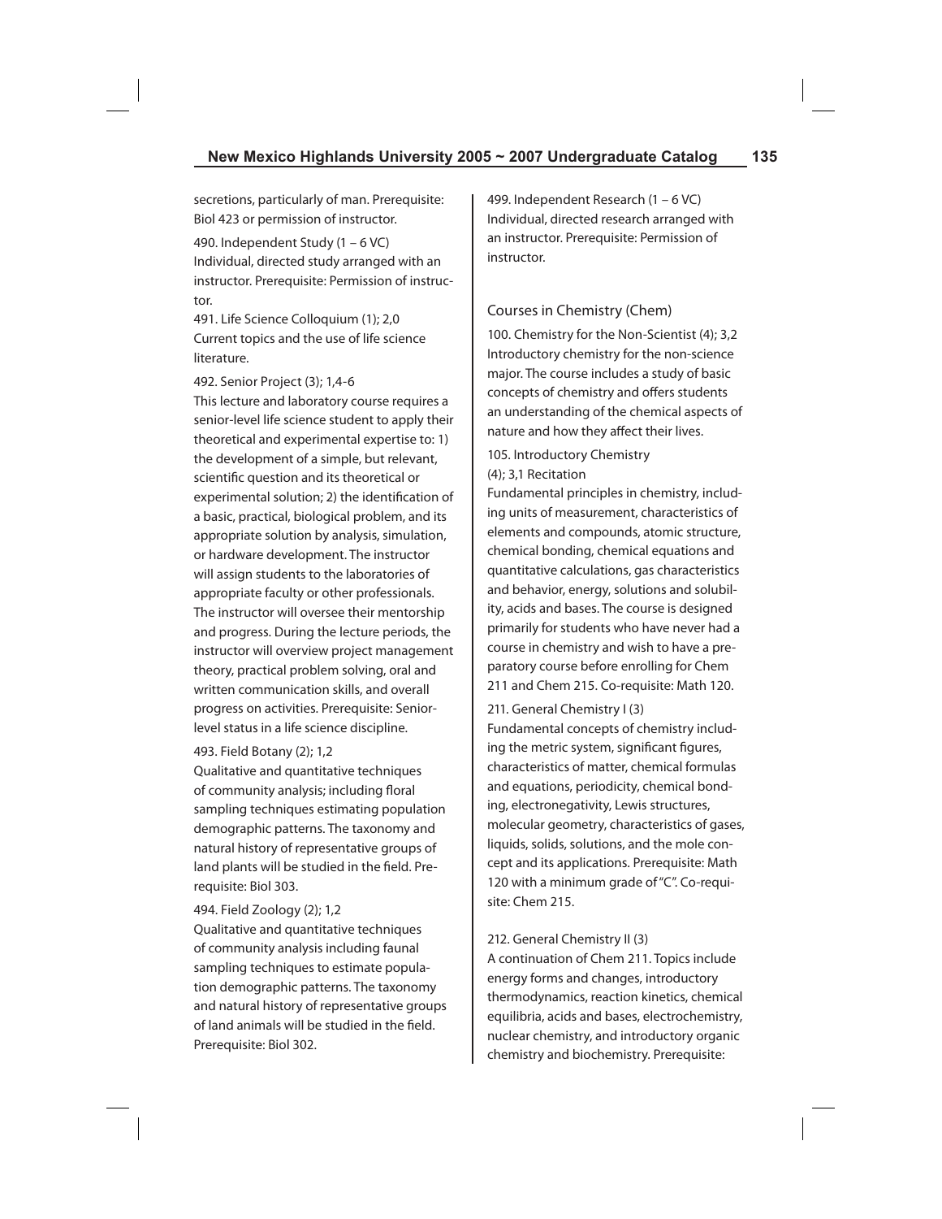secretions, particularly of man. Prerequisite: Biol 423 or permission of instructor.

490. Independent Study (1 – 6 VC)
Individual, directed study arranged with an instructor. Prerequisite: Permission of instructor.

491. Life Science Colloquium (1); 2,0
Current topics and the use of life science literature.

492. Senior Project (3); 1,4-6
This lecture and laboratory course requires a senior-level life science student to apply their theoretical and experimental expertise to: 1) the development of a simple, but relevant, scientific question and its theoretical or experimental solution; 2) the identification of a basic, practical, biological problem, and its appropriate solution by analysis, simulation, or hardware development. The instructor will assign students to the laboratories of appropriate faculty or other professionals. The instructor will oversee their mentorship and progress. During the lecture periods, the instructor will overview project management theory, practical problem solving, oral and written communication skills, and overall progress on activities. Prerequisite: Senior-level status in a life science discipline.

493. Field Botany (2); 1,2
Qualitative and quantitative techniques of community analysis; including floral sampling techniques estimating population demographic patterns. The taxonomy and natural history of representative groups of land plants will be studied in the field. Prerequisite: Biol 303.

494. Field Zoology (2); 1,2
Qualitative and quantitative techniques of community analysis including faunal sampling techniques to estimate population demographic patterns. The taxonomy and natural history of representative groups of land animals will be studied in the field. Prerequisite: Biol 302.

499. Independent Research (1 – 6 VC)
Individual, directed research arranged with an instructor. Prerequisite: Permission of instructor.

## Courses in Chemistry (Chem)

100. Chemistry for the Non-Scientist (4); 3,2
Introductory chemistry for the non-science major. The course includes a study of basic concepts of chemistry and offers students an understanding of the chemical aspects of nature and how they affect their lives.

105. Introductory Chemistry
(4); 3,1 Recitation
Fundamental principles in chemistry, including units of measurement, characteristics of elements and compounds, atomic structure, chemical bonding, chemical equations and quantitative calculations, gas characteristics and behavior, energy, solutions and solubility, acids and bases. The course is designed primarily for students who have never had a course in chemistry and wish to have a preparatory course before enrolling for Chem 211 and Chem 215. Co-requisite: Math 120.

211. General Chemistry I (3)
Fundamental concepts of chemistry including the metric system, significant figures, characteristics of matter, chemical formulas and equations, periodicity, chemical bonding, electronegativity, Lewis structures, molecular geometry, characteristics of gases, liquids, solids, solutions, and the mole concept and its applications. Prerequisite: Math 120 with a minimum grade of "C". Co-requisite: Chem 215.

212. General Chemistry II (3)
A continuation of Chem 211. Topics include energy forms and changes, introductory thermodynamics, reaction kinetics, chemical equilibria, acids and bases, electrochemistry, nuclear chemistry, and introductory organic chemistry and biochemistry. Prerequisite: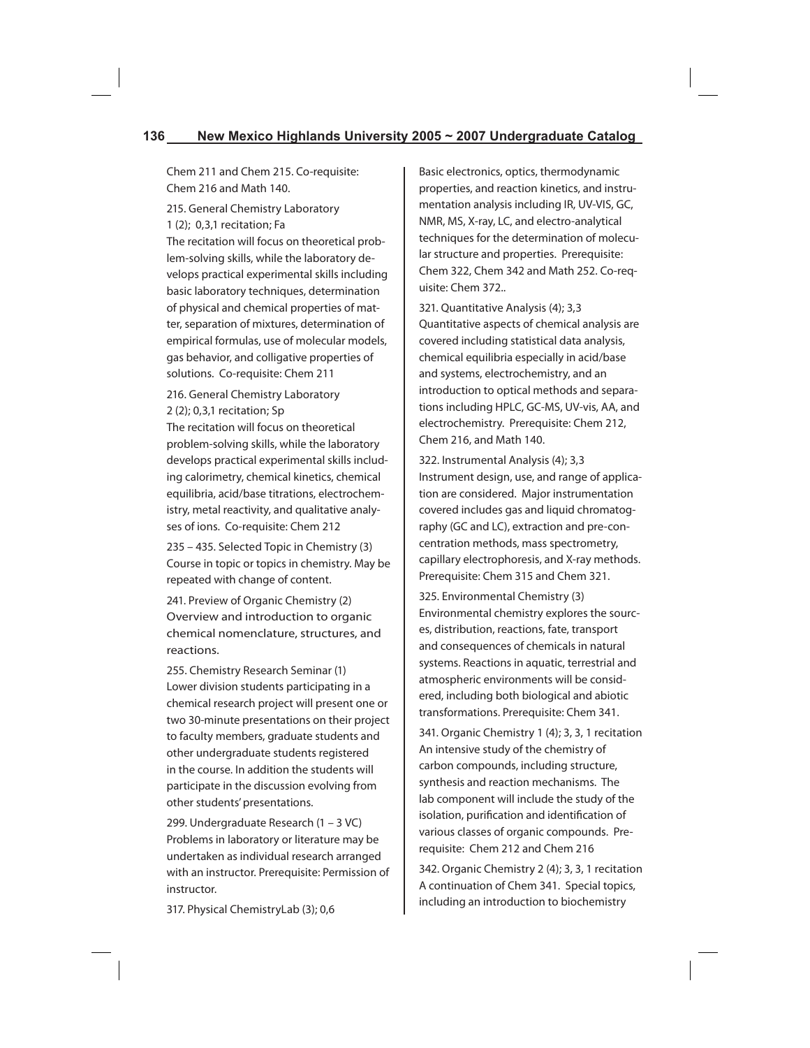Chem 211 and Chem 215. Co-requisite: Chem 216 and Math 140.

215. General Chemistry Laboratory 1 (2); 0,3,1 recitation; Fa
The recitation will focus on theoretical problem-solving skills, while the laboratory develops practical experimental skills including basic laboratory techniques, determination of physical and chemical properties of matter, separation of mixtures, determination of empirical formulas, use of molecular models, gas behavior, and colligative properties of solutions. Co-requisite: Chem 211

216. General Chemistry Laboratory 2 (2); 0,3,1 recitation; Sp
The recitation will focus on theoretical problem-solving skills, while the laboratory develops practical experimental skills including calorimetry, chemical kinetics, chemical equilibria, acid/base titrations, electrochemistry, metal reactivity, and qualitative analyses of ions. Co-requisite: Chem 212

235 – 435. Selected Topic in Chemistry (3)
Course in topic or topics in chemistry. May be repeated with change of content.

241. Preview of Organic Chemistry (2)
Overview and introduction to organic chemical nomenclature, structures, and reactions.

255. Chemistry Research Seminar (1)
Lower division students participating in a chemical research project will present one or two 30-minute presentations on their project to faculty members, graduate students and other undergraduate students registered in the course. In addition the students will participate in the discussion evolving from other students' presentations.

299. Undergraduate Research (1 – 3 VC)
Problems in laboratory or literature may be undertaken as individual research arranged with an instructor. Prerequisite: Permission of instructor.

317. Physical ChemistryLab (3); 0,6
Basic electronics, optics, thermodynamic properties, and reaction kinetics, and instrumentation analysis including IR, UV-VIS, GC, NMR, MS, X-ray, LC, and electro-analytical techniques for the determination of molecular structure and properties. Prerequisite: Chem 322, Chem 342 and Math 252. Co-requisite: Chem 372..

321. Quantitative Analysis (4); 3,3
Quantitative aspects of chemical analysis are covered including statistical data analysis, chemical equilibria especially in acid/base and systems, electrochemistry, and an introduction to optical methods and separations including HPLC, GC-MS, UV-vis, AA, and electrochemistry. Prerequisite: Chem 212, Chem 216, and Math 140.

322. Instrumental Analysis (4); 3,3
Instrument design, use, and range of application are considered. Major instrumentation covered includes gas and liquid chromatography (GC and LC), extraction and pre-concentration methods, mass spectrometry, capillary electrophoresis, and X-ray methods. Prerequisite: Chem 315 and Chem 321.

325. Environmental Chemistry (3)
Environmental chemistry explores the sources, distribution, reactions, fate, transport and consequences of chemicals in natural systems. Reactions in aquatic, terrestrial and atmospheric environments will be considered, including both biological and abiotic transformations. Prerequisite: Chem 341.

341. Organic Chemistry 1 (4); 3, 3, 1 recitation
An intensive study of the chemistry of carbon compounds, including structure, synthesis and reaction mechanisms. The lab component will include the study of the isolation, purification and identification of various classes of organic compounds. Prerequisite: Chem 212 and Chem 216

342. Organic Chemistry 2 (4); 3, 3, 1 recitation
A continuation of Chem 341. Special topics, including an introduction to biochemistry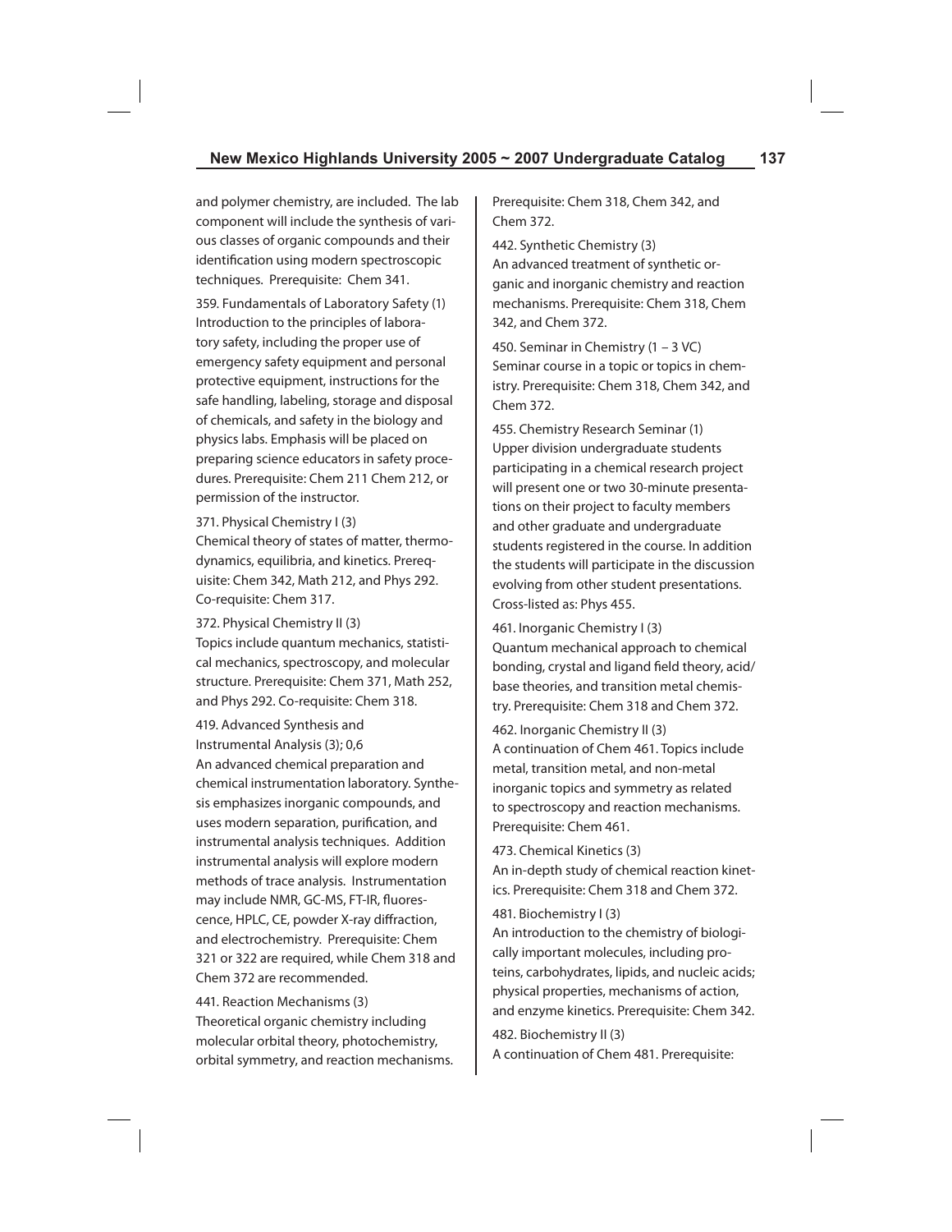and polymer chemistry, are included. The lab component will include the synthesis of various classes of organic compounds and their identification using modern spectroscopic techniques. Prerequisite: Chem 341.

359. Fundamentals of Laboratory Safety (1)
Introduction to the principles of laboratory safety, including the proper use of emergency safety equipment and personal protective equipment, instructions for the safe handling, labeling, storage and disposal of chemicals, and safety in the biology and physics labs. Emphasis will be placed on preparing science educators in safety procedures. Prerequisite: Chem 211 Chem 212, or permission of the instructor.

371. Physical Chemistry I (3)
Chemical theory of states of matter, thermodynamics, equilibria, and kinetics. Prerequisite: Chem 342, Math 212, and Phys 292. Co-requisite: Chem 317.

372. Physical Chemistry II (3)
Topics include quantum mechanics, statistical mechanics, spectroscopy, and molecular structure. Prerequisite: Chem 371, Math 252, and Phys 292. Co-requisite: Chem 318.

419. Advanced Synthesis and Instrumental Analysis (3); 0,6
An advanced chemical preparation and chemical instrumentation laboratory. Synthesis emphasizes inorganic compounds, and uses modern separation, purification, and instrumental analysis techniques. Addition instrumental analysis will explore modern methods of trace analysis. Instrumentation may include NMR, GC-MS, FT-IR, fluorescence, HPLC, CE, powder X-ray diffraction, and electrochemistry. Prerequisite: Chem 321 or 322 are required, while Chem 318 and Chem 372 are recommended.

441. Reaction Mechanisms (3)
Theoretical organic chemistry including molecular orbital theory, photochemistry, orbital symmetry, and reaction mechanisms. Prerequisite: Chem 318, Chem 342, and Chem 372.

442. Synthetic Chemistry (3)
An advanced treatment of synthetic organic and inorganic chemistry and reaction mechanisms. Prerequisite: Chem 318, Chem 342, and Chem 372.

450. Seminar in Chemistry (1 – 3 VC)
Seminar course in a topic or topics in chemistry. Prerequisite: Chem 318, Chem 342, and Chem 372.

455. Chemistry Research Seminar (1)
Upper division undergraduate students participating in a chemical research project will present one or two 30-minute presentations on their project to faculty members and other graduate and undergraduate students registered in the course. In addition the students will participate in the discussion evolving from other student presentations. Cross-listed as: Phys 455.

461. Inorganic Chemistry I (3)
Quantum mechanical approach to chemical bonding, crystal and ligand field theory, acid/base theories, and transition metal chemistry. Prerequisite: Chem 318 and Chem 372.

462. Inorganic Chemistry II (3)
A continuation of Chem 461. Topics include metal, transition metal, and non-metal inorganic topics and symmetry as related to spectroscopy and reaction mechanisms. Prerequisite: Chem 461.

473. Chemical Kinetics (3)
An in-depth study of chemical reaction kinetics. Prerequisite: Chem 318 and Chem 372.

481. Biochemistry I (3)
An introduction to the chemistry of biologically important molecules, including proteins, carbohydrates, lipids, and nucleic acids; physical properties, mechanisms of action, and enzyme kinetics. Prerequisite: Chem 342.

482. Biochemistry II (3)
A continuation of Chem 481. Prerequisite: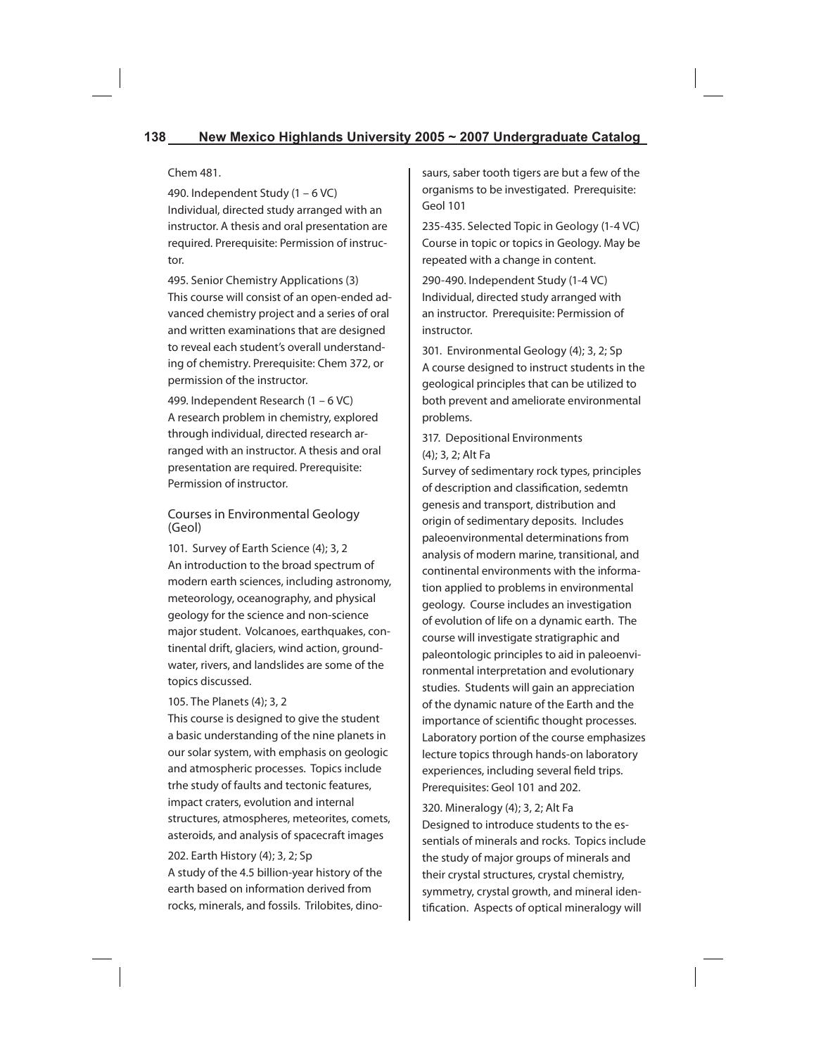Chem 481.

490. Independent Study (1 – 6 VC)
Individual, directed study arranged with an instructor. A thesis and oral presentation are required. Prerequisite: Permission of instructor.

495. Senior Chemistry Applications (3)
This course will consist of an open-ended advanced chemistry project and a series of oral and written examinations that are designed to reveal each student's overall understanding of chemistry. Prerequisite: Chem 372, or permission of the instructor.

499. Independent Research (1 – 6 VC)
A research problem in chemistry, explored through individual, directed research arranged with an instructor. A thesis and oral presentation are required. Prerequisite: Permission of instructor.

## Courses in Environmental Geology (Geol)

101. Survey of Earth Science (4); 3, 2
An introduction to the broad spectrum of modern earth sciences, including astronomy, meteorology, oceanography, and physical geology for the science and non-science major student. Volcanoes, earthquakes, continental drift, glaciers, wind action, groundwater, rivers, and landslides are some of the topics discussed.

105. The Planets (4); 3, 2
This course is designed to give the student a basic understanding of the nine planets in our solar system, with emphasis on geologic and atmospheric processes. Topics include trhe study of faults and tectonic features, impact craters, evolution and internal structures, atmospheres, meteorites, comets, asteroids, and analysis of spacecraft images

202. Earth History (4); 3, 2; Sp
A study of the 4.5 billion-year history of the earth based on information derived from rocks, minerals, and fossils. Trilobites, dinosaurs, saber tooth tigers are but a few of the organisms to be investigated. Prerequisite: Geol 101

235-435. Selected Topic in Geology (1-4 VC)
Course in topic or topics in Geology. May be repeated with a change in content.

290-490. Independent Study (1-4 VC)
Individual, directed study arranged with an instructor. Prerequisite: Permission of instructor.

301. Environmental Geology (4); 3, 2; Sp
A course designed to instruct students in the geological principles that can be utilized to both prevent and ameliorate environmental problems.

317. Depositional Environments (4); 3, 2; Alt Fa
Survey of sedimentary rock types, principles of description and classification, sedemtn genesis and transport, distribution and origin of sedimentary deposits. Includes paleoenvironmental determinations from analysis of modern marine, transitional, and continental environments with the information applied to problems in environmental geology. Course includes an investigation of evolution of life on a dynamic earth. The course will investigate stratigraphic and paleontologic principles to aid in paleoenvironmental interpretation and evolutionary studies. Students will gain an appreciation of the dynamic nature of the Earth and the importance of scientific thought processes. Laboratory portion of the course emphasizes lecture topics through hands-on laboratory experiences, including several field trips. Prerequisites: Geol 101 and 202.

320. Mineralogy (4); 3, 2; Alt Fa
Designed to introduce students to the essentials of minerals and rocks. Topics include the study of major groups of minerals and their crystal structures, crystal chemistry, symmetry, crystal growth, and mineral identification. Aspects of optical mineralogy will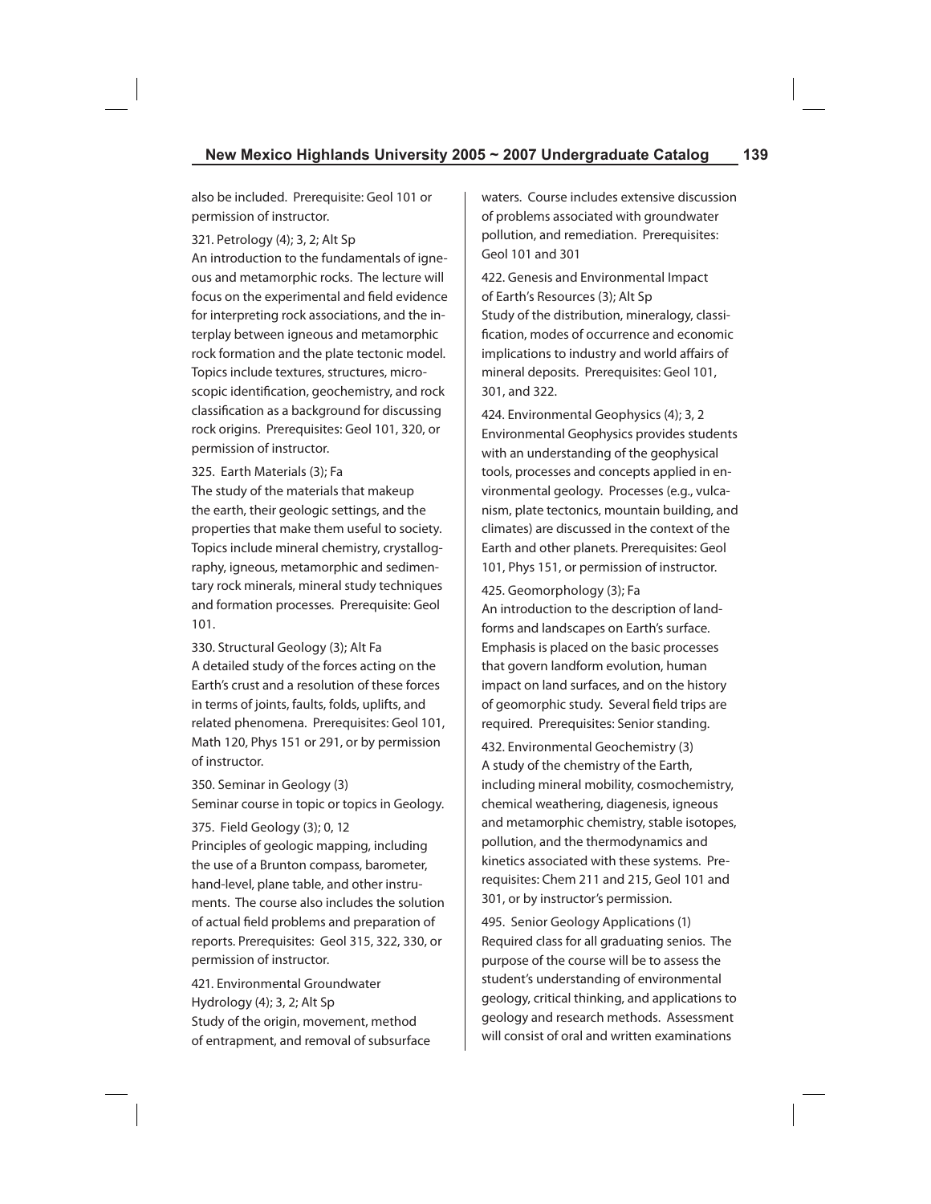also be included. Prerequisite: Geol 101 or permission of instructor.

321. Petrology (4); 3, 2; Alt Sp
An introduction to the fundamentals of igneous and metamorphic rocks. The lecture will focus on the experimental and field evidence for interpreting rock associations, and the interplay between igneous and metamorphic rock formation and the plate tectonic model. Topics include textures, structures, microscopic identification, geochemistry, and rock classification as a background for discussing rock origins. Prerequisites: Geol 101, 320, or permission of instructor.

325. Earth Materials (3); Fa
The study of the materials that makeup the earth, their geologic settings, and the properties that make them useful to society. Topics include mineral chemistry, crystallography, igneous, metamorphic and sedimentary rock minerals, mineral study techniques and formation processes. Prerequisite: Geol 101.

330. Structural Geology (3); Alt Fa
A detailed study of the forces acting on the Earth's crust and a resolution of these forces in terms of joints, faults, folds, uplifts, and related phenomena. Prerequisites: Geol 101, Math 120, Phys 151 or 291, or by permission of instructor.

350. Seminar in Geology (3)
Seminar course in topic or topics in Geology.

375. Field Geology (3); 0, 12
Principles of geologic mapping, including the use of a Brunton compass, barometer, hand-level, plane table, and other instruments. The course also includes the solution of actual field problems and preparation of reports. Prerequisites: Geol 315, 322, 330, or permission of instructor.

421. Environmental Groundwater Hydrology (4); 3, 2; Alt Sp
Study of the origin, movement, method of entrapment, and removal of subsurface waters. Course includes extensive discussion of problems associated with groundwater pollution, and remediation. Prerequisites: Geol 101 and 301

422. Genesis and Environmental Impact of Earth's Resources (3); Alt Sp
Study of the distribution, mineralogy, classification, modes of occurrence and economic implications to industry and world affairs of mineral deposits. Prerequisites: Geol 101, 301, and 322.

424. Environmental Geophysics (4); 3, 2
Environmental Geophysics provides students with an understanding of the geophysical tools, processes and concepts applied in environmental geology. Processes (e.g., vulcanism, plate tectonics, mountain building, and climates) are discussed in the context of the Earth and other planets. Prerequisites: Geol 101, Phys 151, or permission of instructor.

425. Geomorphology (3); Fa
An introduction to the description of landforms and landscapes on Earth's surface. Emphasis is placed on the basic processes that govern landform evolution, human impact on land surfaces, and on the history of geomorphic study. Several field trips are required. Prerequisites: Senior standing.

432. Environmental Geochemistry (3)
A study of the chemistry of the Earth, including mineral mobility, cosmochemistry, chemical weathering, diagenesis, igneous and metamorphic chemistry, stable isotopes, pollution, and the thermodynamics and kinetics associated with these systems. Prerequisites: Chem 211 and 215, Geol 101 and 301, or by instructor's permission.

495. Senior Geology Applications (1)
Required class for all graduating senios. The purpose of the course will be to assess the student's understanding of environmental geology, critical thinking, and applications to geology and research methods. Assessment will consist of oral and written examinations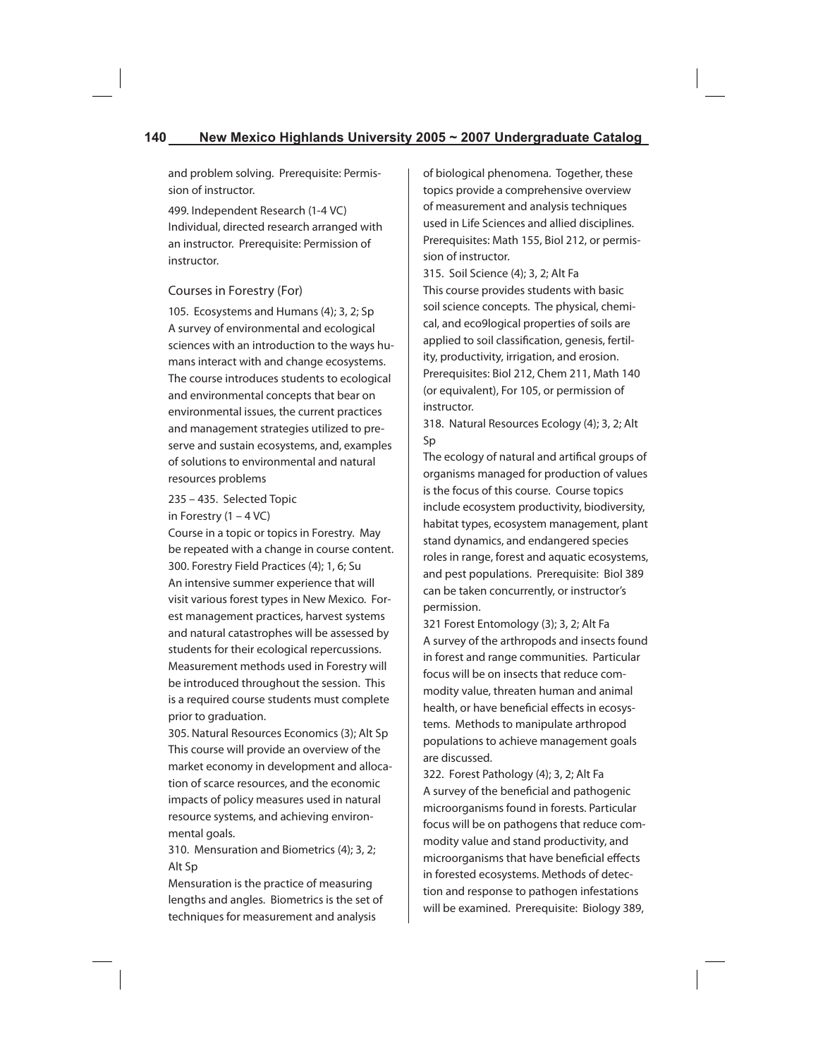and problem solving. Prerequisite: Permission of instructor.

499. Independent Research (1-4 VC)
Individual, directed research arranged with an instructor. Prerequisite: Permission of instructor.

## Courses in Forestry (For)

105. Ecosystems and Humans (4); 3, 2; Sp
A survey of environmental and ecological sciences with an introduction to the ways humans interact with and change ecosystems. The course introduces students to ecological and environmental concepts that bear on environmental issues, the current practices and management strategies utilized to preserve and sustain ecosystems, and, examples of solutions to environmental and natural resources problems

235 – 435. Selected Topic in Forestry (1 – 4 VC)
Course in a topic or topics in Forestry. May be repeated with a change in course content.

300. Forestry Field Practices (4); 1, 6; Su
An intensive summer experience that will visit various forest types in New Mexico. Forest management practices, harvest systems and natural catastrophes will be assessed by students for their ecological repercussions. Measurement methods used in Forestry will be introduced throughout the session. This is a required course students must complete prior to graduation.

305. Natural Resources Economics (3); Alt Sp
This course will provide an overview of the market economy in development and allocation of scarce resources, and the economic impacts of policy measures used in natural resource systems, and achieving environmental goals.

310. Mensuration and Biometrics (4); 3, 2; Alt Sp
Mensuration is the practice of measuring lengths and angles. Biometrics is the set of techniques for measurement and analysis of biological phenomena. Together, these topics provide a comprehensive overview of measurement and analysis techniques used in Life Sciences and allied disciplines. Prerequisites: Math 155, Biol 212, or permission of instructor.

315. Soil Science (4); 3, 2; Alt Fa
This course provides students with basic soil science concepts. The physical, chemical, and eco9logical properties of soils are applied to soil classification, genesis, fertility, productivity, irrigation, and erosion. Prerequisites: Biol 212, Chem 211, Math 140 (or equivalent), For 105, or permission of instructor.

318. Natural Resources Ecology (4); 3, 2; Alt Sp
The ecology of natural and artifical groups of organisms managed for production of values is the focus of this course. Course topics include ecosystem productivity, biodiversity, habitat types, ecosystem management, plant stand dynamics, and endangered species roles in range, forest and aquatic ecosystems, and pest populations. Prerequisite: Biol 389 can be taken concurrently, or instructor's permission.

321 Forest Entomology (3); 3, 2; Alt Fa
A survey of the arthropods and insects found in forest and range communities. Particular focus will be on insects that reduce commodity value, threaten human and animal health, or have beneficial effects in ecosystems. Methods to manipulate arthropod populations to achieve management goals are discussed.

322. Forest Pathology (4); 3, 2; Alt Fa
A survey of the beneficial and pathogenic microorganisms found in forests. Particular focus will be on pathogens that reduce commodity value and stand productivity, and microorganisms that have beneficial effects in forested ecosystems. Methods of detection and response to pathogen infestations will be examined. Prerequisite: Biology 389,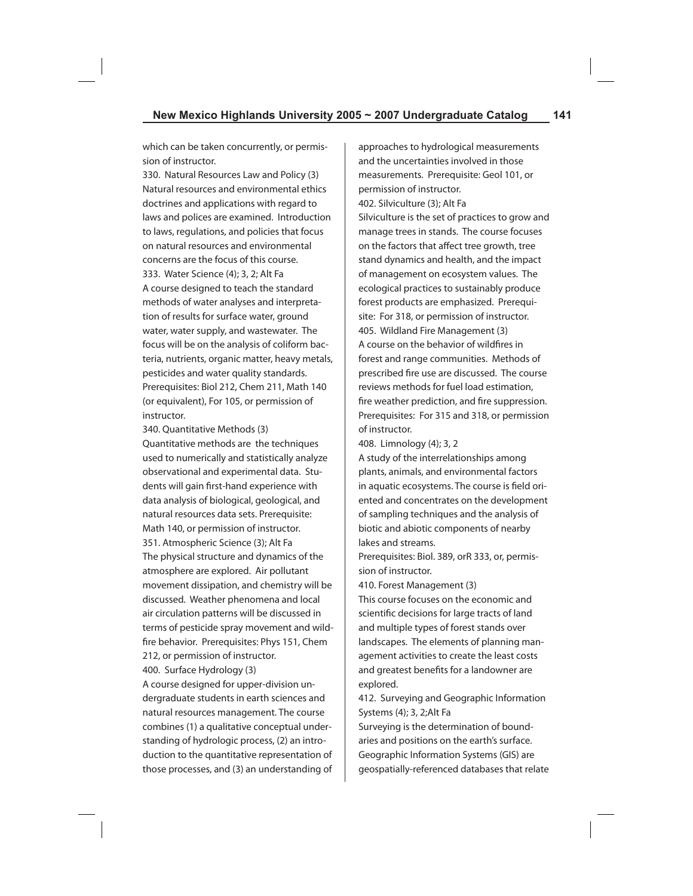which can be taken concurrently, or permission of instructor.

330. Natural Resources Law and Policy (3)
Natural resources and environmental ethics doctrines and applications with regard to laws and polices are examined. Introduction to laws, regulations, and policies that focus on natural resources and environmental concerns are the focus of this course.

333. Water Science (4); 3, 2; Alt Fa
A course designed to teach the standard methods of water analyses and interpretation of results for surface water, ground water, water supply, and wastewater. The focus will be on the analysis of coliform bacteria, nutrients, organic matter, heavy metals, pesticides and water quality standards. Prerequisites: Biol 212, Chem 211, Math 140 (or equivalent), For 105, or permission of instructor.

340. Quantitative Methods (3)
Quantitative methods are the techniques used to numerically and statistically analyze observational and experimental data. Students will gain first-hand experience with data analysis of biological, geological, and natural resources data sets. Prerequisite: Math 140, or permission of instructor.

351. Atmospheric Science (3); Alt Fa
The physical structure and dynamics of the atmosphere are explored. Air pollutant movement dissipation, and chemistry will be discussed. Weather phenomena and local air circulation patterns will be discussed in terms of pesticide spray movement and wildfire behavior. Prerequisites: Phys 151, Chem 212, or permission of instructor.

400. Surface Hydrology (3)
A course designed for upper-division undergraduate students in earth sciences and natural resources management. The course combines (1) a qualitative conceptual understanding of hydrologic process, (2) an introduction to the quantitative representation of those processes, and (3) an understanding of approaches to hydrological measurements and the uncertainties involved in those measurements. Prerequisite: Geol 101, or permission of instructor.

402. Silviculture (3); Alt Fa
Silviculture is the set of practices to grow and manage trees in stands. The course focuses on the factors that affect tree growth, tree stand dynamics and health, and the impact of management on ecosystem values. The ecological practices to sustainably produce forest products are emphasized. Prerequisite: For 318, or permission of instructor.

405. Wildland Fire Management (3)
A course on the behavior of wildfires in forest and range communities. Methods of prescribed fire use are discussed. The course reviews methods for fuel load estimation, fire weather prediction, and fire suppression. Prerequisites: For 315 and 318, or permission of instructor.

408. Limnology (4); 3, 2
A study of the interrelationships among plants, animals, and environmental factors in aquatic ecosystems. The course is field oriented and concentrates on the development of sampling techniques and the analysis of biotic and abiotic components of nearby lakes and streams.
Prerequisites: Biol. 389, orR 333, or, permission of instructor.

410. Forest Management (3)
This course focuses on the economic and scientific decisions for large tracts of land and multiple types of forest stands over landscapes. The elements of planning management activities to create the least costs and greatest benefits for a landowner are explored.

412. Surveying and Geographic Information Systems (4); 3, 2;Alt Fa
Surveying is the determination of boundaries and positions on the earth's surface. Geographic Information Systems (GIS) are geospatially-referenced databases that relate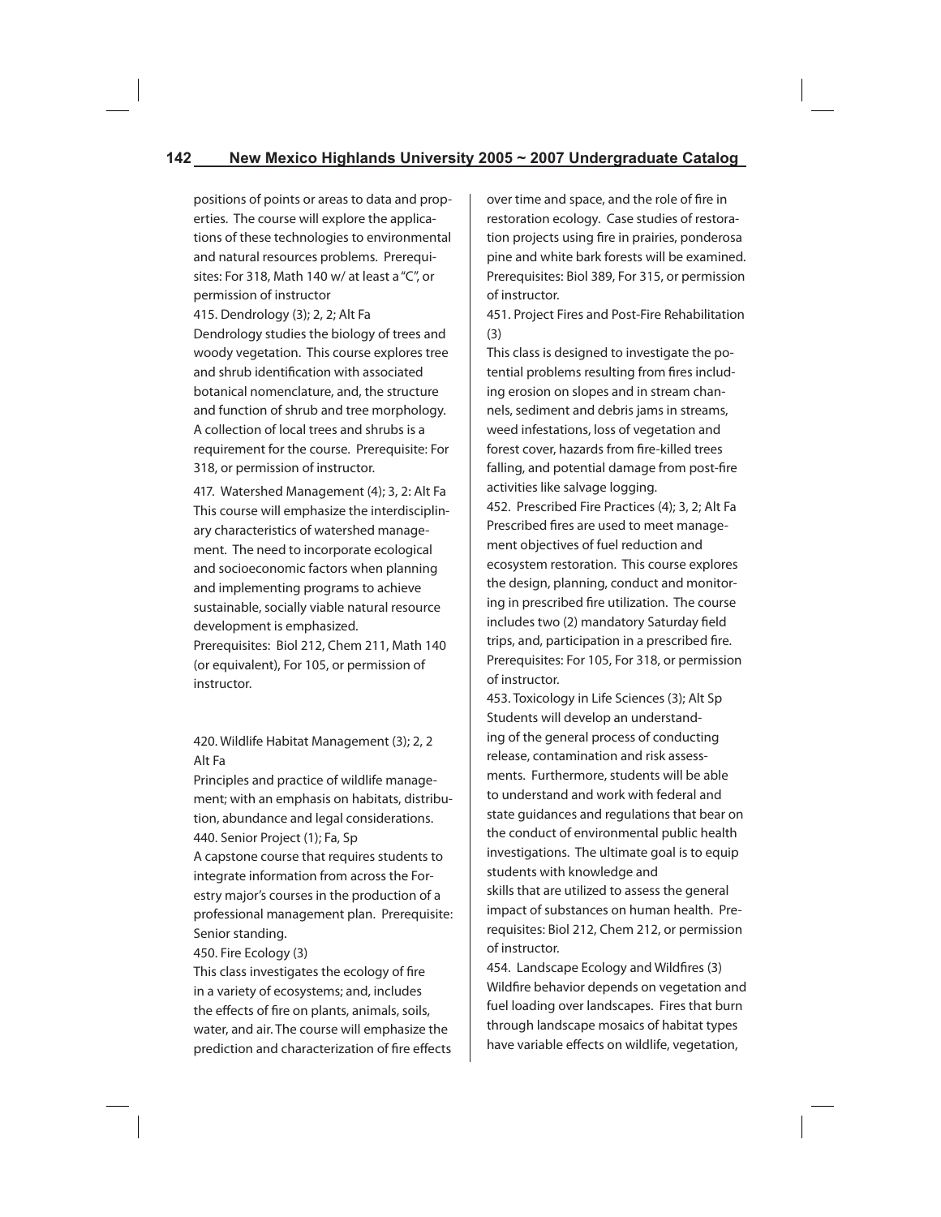positions of points or areas to data and properties. The course will explore the applications of these technologies to environmental and natural resources problems. Prerequisites: For 318, Math 140 w/ at least a "C", or permission of instructor

415. Dendrology (3); 2, 2; Alt Fa
Dendrology studies the biology of trees and woody vegetation. This course explores tree and shrub identification with associated botanical nomenclature, and, the structure and function of shrub and tree morphology. A collection of local trees and shrubs is a requirement for the course. Prerequisite: For 318, or permission of instructor.

417. Watershed Management (4); 3, 2: Alt Fa
This course will emphasize the interdisciplinary characteristics of watershed management. The need to incorporate ecological and socioeconomic factors when planning and implementing programs to achieve sustainable, socially viable natural resource development is emphasized.
Prerequisites: Biol 212, Chem 211, Math 140 (or equivalent), For 105, or permission of instructor.

420. Wildlife Habitat Management (3); 2, 2 Alt Fa
Principles and practice of wildlife management; with an emphasis on habitats, distribution, abundance and legal considerations.

440. Senior Project (1); Fa, Sp
A capstone course that requires students to integrate information from across the Forestry major's courses in the production of a professional management plan. Prerequisite: Senior standing.

450. Fire Ecology (3)
This class investigates the ecology of fire in a variety of ecosystems; and, includes the effects of fire on plants, animals, soils, water, and air. The course will emphasize the prediction and characterization of fire effects over time and space, and the role of fire in restoration ecology. Case studies of restoration projects using fire in prairies, ponderosa pine and white bark forests will be examined. Prerequisites: Biol 389, For 315, or permission of instructor.

451. Project Fires and Post-Fire Rehabilitation (3)
This class is designed to investigate the potential problems resulting from fires including erosion on slopes and in stream channels, sediment and debris jams in streams, weed infestations, loss of vegetation and forest cover, hazards from fire-killed trees falling, and potential damage from post-fire activities like salvage logging.

452. Prescribed Fire Practices (4); 3, 2; Alt Fa
Prescribed fires are used to meet management objectives of fuel reduction and ecosystem restoration. This course explores the design, planning, conduct and monitoring in prescribed fire utilization. The course includes two (2) mandatory Saturday field trips, and, participation in a prescribed fire. Prerequisites: For 105, For 318, or permission of instructor.

453. Toxicology in Life Sciences (3); Alt Sp
Students will develop an understanding of the general process of conducting release, contamination and risk assessments. Furthermore, students will be able to understand and work with federal and state guidances and regulations that bear on the conduct of environmental public health investigations. The ultimate goal is to equip students with knowledge and skills that are utilized to assess the general impact of substances on human health. Prerequisites: Biol 212, Chem 212, or permission of instructor.

454. Landscape Ecology and Wildfires (3)
Wildfire behavior depends on vegetation and fuel loading over landscapes. Fires that burn through landscape mosaics of habitat types have variable effects on wildlife, vegetation,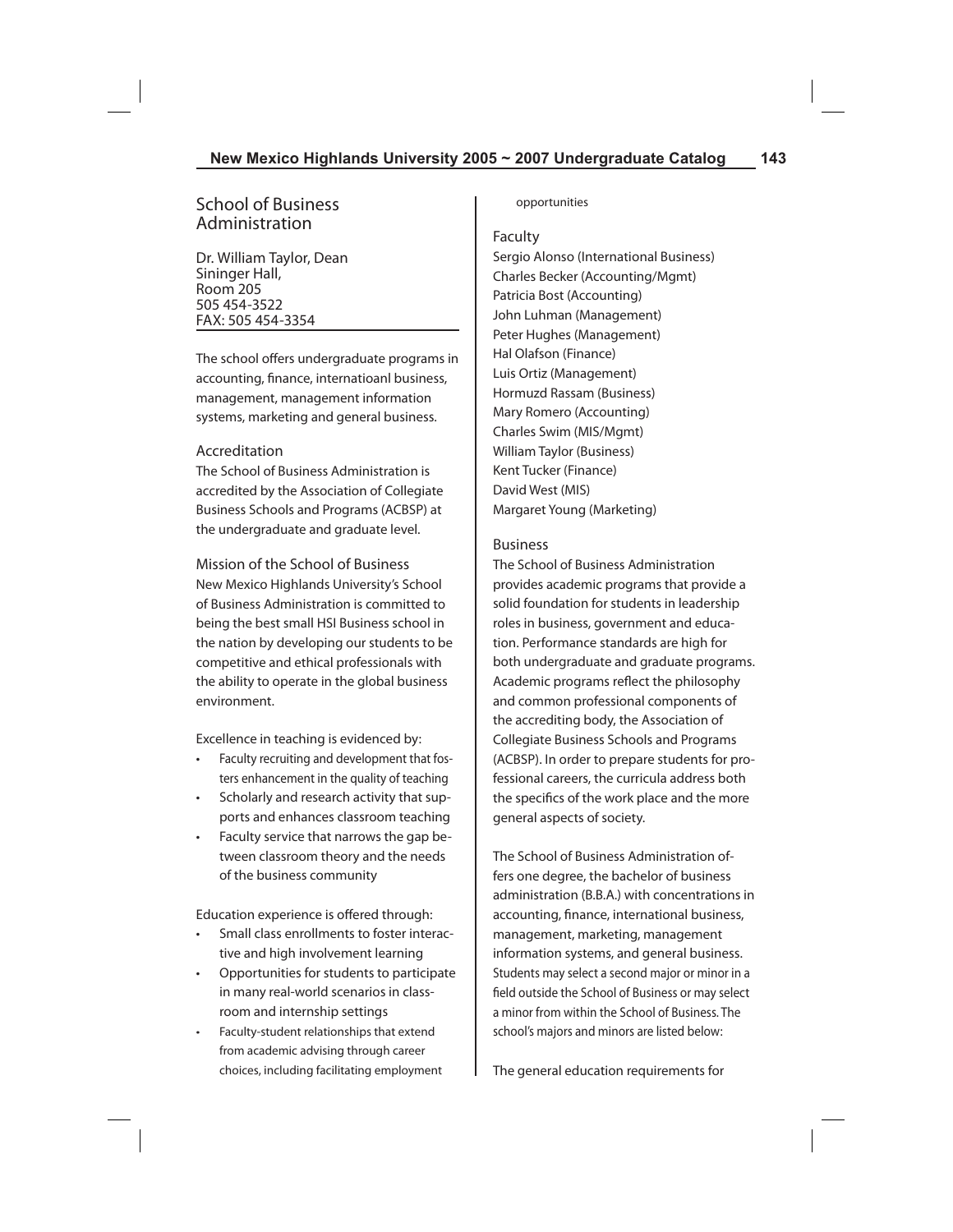## School of Business Administration

Dr. William Taylor, Dean
Sininger Hall,
Room 205
505 454-3522
FAX: 505 454-3354

The school offers undergraduate programs in accounting, finance, internatioanl business, management, management information systems, marketing and general business.

### Accreditation

The School of Business Administration is accredited by the Association of Collegiate Business Schools and Programs (ACBSP) at the undergraduate and graduate level.

### Mission of the School of Business

New Mexico Highlands University's School of Business Administration is committed to being the best small HSI Business school in the nation by developing our students to be competitive and ethical professionals with the ability to operate in the global business environment.

Excellence in teaching is evidenced by:

- Faculty recruiting and development that fosters enhancement in the quality of teaching
- Scholarly and research activity that supports and enhances classroom teaching
- Faculty service that narrows the gap between classroom theory and the needs of the business community

Education experience is offered through:

- Small class enrollments to foster interactive and high involvement learning
- Opportunities for students to participate in many real-world scenarios in classroom and internship settings
- Faculty-student relationships that extend from academic advising through career choices, including facilitating employment opportunities

### Faculty

Sergio Alonso (International Business)
Charles Becker (Accounting/Mgmt)
Patricia Bost (Accounting)
John Luhman (Management)
Peter Hughes (Management)
Hal Olafson (Finance)
Luis Ortiz (Management)
Hormuzd Rassam (Business)
Mary Romero (Accounting)
Charles Swim (MIS/Mgmt)
William Taylor (Business)
Kent Tucker (Finance)
David West (MIS)
Margaret Young (Marketing)

### Business

The School of Business Administration provides academic programs that provide a solid foundation for students in leadership roles in business, government and education. Performance standards are high for both undergraduate and graduate programs. Academic programs reflect the philosophy and common professional components of the accrediting body, the Association of Collegiate Business Schools and Programs (ACBSP). In order to prepare students for professional careers, the curricula address both the specifics of the work place and the more general aspects of society.

The School of Business Administration offers one degree, the bachelor of business administration (B.B.A.) with concentrations in accounting, finance, international business, management, marketing, management information systems, and general business. Students may select a second major or minor in a field outside the School of Business or may select a minor from within the School of Business. The school's majors and minors are listed below:

The general education requirements for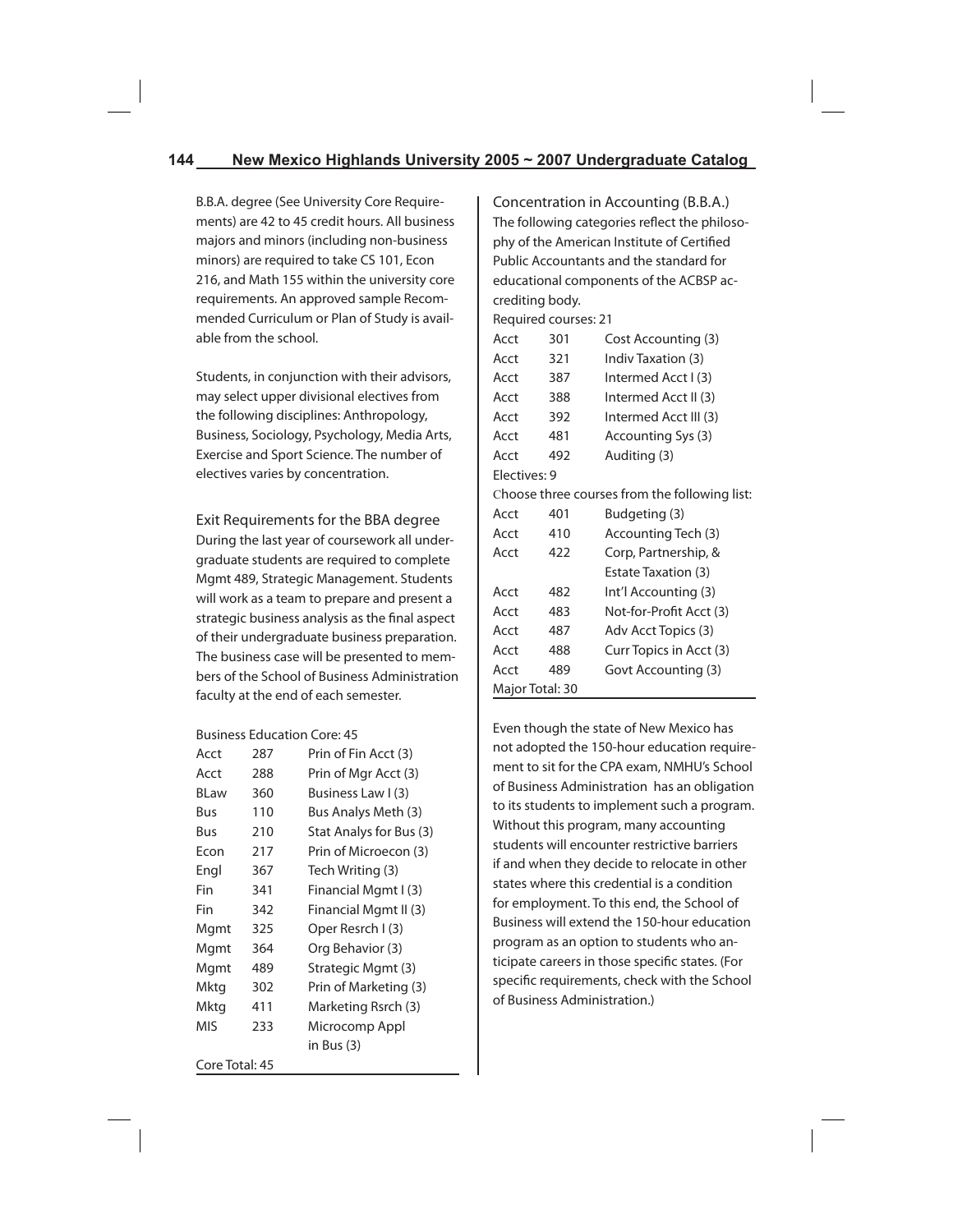B.B.A. degree (See University Core Requirements) are 42 to 45 credit hours. All business majors and minors (including non-business minors) are required to take CS 101, Econ 216, and Math 155 within the university core requirements. An approved sample Recommended Curriculum or Plan of Study is available from the school.

Students, in conjunction with their advisors, may select upper divisional electives from the following disciplines: Anthropology, Business, Sociology, Psychology, Media Arts, Exercise and Sport Science. The number of electives varies by concentration.

## Exit Requirements for the BBA degree

During the last year of coursework all undergraduate students are required to complete Mgmt 489, Strategic Management. Students will work as a team to prepare and present a strategic business analysis as the final aspect of their undergraduate business preparation. The business case will be presented to members of the School of Business Administration faculty at the end of each semester.

Business Education Core: 45

| | | |
|---|---|---|
| Acct | 287 | Prin of Fin Acct (3) |
| Acct | 288 | Prin of Mgr Acct (3) |
| BLaw | 360 | Business Law I (3) |
| Bus | 110 | Bus Analys Meth (3) |
| Bus | 210 | Stat Analys for Bus (3) |
| Econ | 217 | Prin of Microecon (3) |
| Engl | 367 | Tech Writing (3) |
| Fin | 341 | Financial Mgmt I (3) |
| Fin | 342 | Financial Mgmt II (3) |
| Mgmt | 325 | Oper Resrch I (3) |
| Mgmt | 364 | Org Behavior (3) |
| Mgmt | 489 | Strategic Mgmt (3) |
| Mktg | 302 | Prin of Marketing (3) |
| Mktg | 411 | Marketing Rsrch (3) |
| MIS | 233 | Microcomp Appl in Bus (3) |

Core Total: 45

## Concentration in Accounting (B.B.A.)

The following categories reflect the philosophy of the American Institute of Certified Public Accountants and the standard for educational components of the ACBSP accrediting body.

Required courses: 21

| | | |
|---|---|---|
| Acct | 301 | Cost Accounting (3) |
| Acct | 321 | Indiv Taxation (3) |
| Acct | 387 | Intermed Acct I (3) |
| Acct | 388 | Intermed Acct II (3) |
| Acct | 392 | Intermed Acct III (3) |
| Acct | 481 | Accounting Sys (3) |
| Acct | 492 | Auditing (3) |

Electives: 9

Choose three courses from the following list:

| | | |
|---|---|---|
| Acct | 401 | Budgeting (3) |
| Acct | 410 | Accounting Tech (3) |
| Acct | 422 | Corp, Partnership, & Estate Taxation (3) |
| Acct | 482 | Int'l Accounting (3) |
| Acct | 483 | Not-for-Profit Acct (3) |
| Acct | 487 | Adv Acct Topics (3) |
| Acct | 488 | Curr Topics in Acct (3) |
| Acct | 489 | Govt Accounting (3) |

Major Total: 30

Even though the state of New Mexico has not adopted the 150-hour education requirement to sit for the CPA exam, NMHU's School of Business Administration has an obligation to its students to implement such a program. Without this program, many accounting students will encounter restrictive barriers if and when they decide to relocate in other states where this credential is a condition for employment. To this end, the School of Business will extend the 150-hour education program as an option to students who anticipate careers in those specific states. (For specific requirements, check with the School of Business Administration.)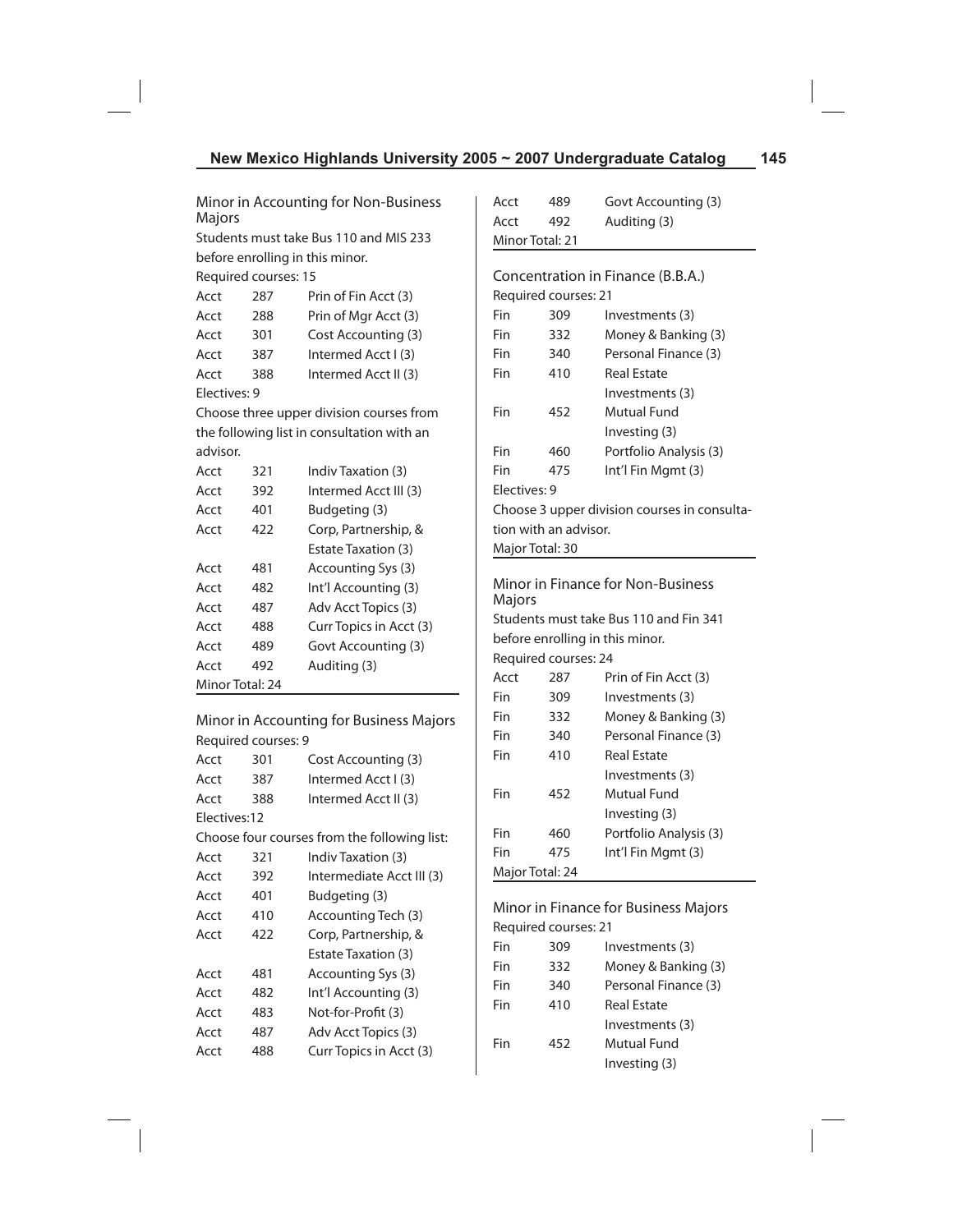## Minor in Accounting for Non-Business Majors

Students must take Bus 110 and MIS 233 before enrolling in this minor.

Required courses: 15

| | | |
|---|---|---|
| Acct | 287 | Prin of Fin Acct (3) |
| Acct | 288 | Prin of Mgr Acct (3) |
| Acct | 301 | Cost Accounting (3) |
| Acct | 387 | Intermed Acct I (3) |
| Acct | 388 | Intermed Acct II (3) |

Electives: 9

Choose three upper division courses from the following list in consultation with an advisor.

| | | |
|---|---|---|
| Acct | 321 | Indiv Taxation (3) |
| Acct | 392 | Intermed Acct III (3) |
| Acct | 401 | Budgeting (3) |
| Acct | 422 | Corp, Partnership, & Estate Taxation (3) |
| Acct | 481 | Accounting Sys (3) |
| Acct | 482 | Int'l Accounting (3) |
| Acct | 487 | Adv Acct Topics (3) |
| Acct | 488 | Curr Topics in Acct (3) |
| Acct | 489 | Govt Accounting (3) |
| Acct | 492 | Auditing (3) |

Minor Total: 24

## Minor in Accounting for Business Majors

Required courses: 9

| | | |
|---|---|---|
| Acct | 301 | Cost Accounting (3) |
| Acct | 387 | Intermed Acct I (3) |
| Acct | 388 | Intermed Acct II (3) |

Electives:12

Choose four courses from the following list:

| | | |
|---|---|---|
| Acct | 321 | Indiv Taxation (3) |
| Acct | 392 | Intermediate Acct III (3) |
| Acct | 401 | Budgeting (3) |
| Acct | 410 | Accounting Tech (3) |
| Acct | 422 | Corp, Partnership, & Estate Taxation (3) |
| Acct | 481 | Accounting Sys (3) |
| Acct | 482 | Int'l Accounting (3) |
| Acct | 483 | Not-for-Profit (3) |
| Acct | 487 | Adv Acct Topics (3) |
| Acct | 488 | Curr Topics in Acct (3) |
| Acct | 489 | Govt Accounting (3) |
| Acct | 492 | Auditing (3) |

Minor Total: 21

## Concentration in Finance (B.B.A.)

Required courses: 21

| | | |
|---|---|---|
| Fin | 309 | Investments (3) |
| Fin | 332 | Money & Banking (3) |
| Fin | 340 | Personal Finance (3) |
| Fin | 410 | Real Estate Investments (3) |
| Fin | 452 | Mutual Fund Investing (3) |
| Fin | 460 | Portfolio Analysis (3) |
| Fin | 475 | Int'l Fin Mgmt (3) |

Electives: 9

Choose 3 upper division courses in consultation with an advisor.

Major Total: 30

## Minor in Finance for Non-Business Majors

Students must take Bus 110 and Fin 341 before enrolling in this minor.

Required courses: 24

| | | |
|---|---|---|
| Acct | 287 | Prin of Fin Acct (3) |
| Fin | 309 | Investments (3) |
| Fin | 332 | Money & Banking (3) |
| Fin | 340 | Personal Finance (3) |
| Fin | 410 | Real Estate Investments (3) |
| Fin | 452 | Mutual Fund Investing (3) |
| Fin | 460 | Portfolio Analysis (3) |
| Fin | 475 | Int'l Fin Mgmt (3) |

Major Total: 24

## Minor in Finance for Business Majors

Required courses: 21

| | | |
|---|---|---|
| Fin | 309 | Investments (3) |
| Fin | 332 | Money & Banking (3) |
| Fin | 340 | Personal Finance (3) |
| Fin | 410 | Real Estate Investments (3) |
| Fin | 452 | Mutual Fund Investing (3) |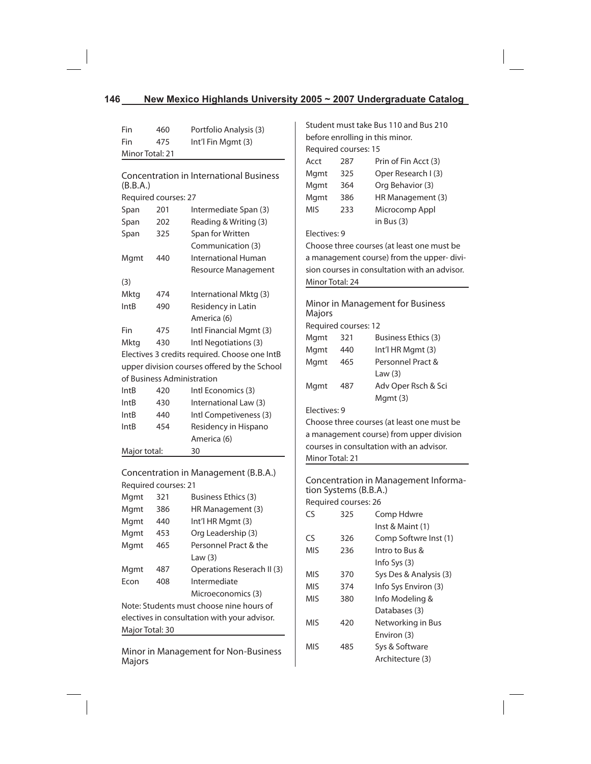| | | |
|---|---|---|
| Fin | 460 | Portfolio Analysis (3) |
| Fin | 475 | Int'l Fin Mgmt (3) |

Minor Total: 21

### Concentration in International Business (B.B.A.)

Required courses: 27

| | | |
|---|---|---|
| Span | 201 | Intermediate Span (3) |
| Span | 202 | Reading & Writing (3) |
| Span | 325 | Span for Written Communication (3) |
| Mgmt | 440 | International Human Resource Management (3) |
| Mktg | 474 | International Mktg (3) |
| IntB | 490 | Residency in Latin America (6) |
| Fin | 475 | Intl Financial Mgmt (3) |
| Mktg | 430 | Intl Negotiations (3) |

Electives 3 credits required. Choose one IntB upper division courses offered by the School of Business Administration

| | | |
|---|---|---|
| IntB | 420 | Intl Economics (3) |
| IntB | 430 | International Law (3) |
| IntB | 440 | Intl Competiveness (3) |
| IntB | 454 | Residency in Hispano America (6) |

Major total: 30

### Concentration in Management (B.B.A.)

Required courses: 21

| | | |
|---|---|---|
| Mgmt | 321 | Business Ethics (3) |
| Mgmt | 386 | HR Management (3) |
| Mgmt | 440 | Int'l HR Mgmt (3) |
| Mgmt | 453 | Org Leadership (3) |
| Mgmt | 465 | Personnel Pract & the Law (3) |
| Mgmt | 487 | Operations Reserach II (3) |
| Econ | 408 | Intermediate Microeconomics (3) |

Note: Students must choose nine hours of electives in consultation with your advisor.

Major Total: 30

### Minor in Management for Non-Business Majors

Student must take Bus 110 and Bus 210 before enrolling in this minor.

Required courses: 15

| | | |
|---|---|---|
| Acct | 287 | Prin of Fin Acct (3) |
| Mgmt | 325 | Oper Research I (3) |
| Mgmt | 364 | Org Behavior (3) |
| Mgmt | 386 | HR Management (3) |
| MIS | 233 | Microcomp Appl in Bus (3) |

Electives: 9

Choose three courses (at least one must be a management course) from the upper- division courses in consultation with an advisor.

Minor Total: 24

### Minor in Management for Business Majors

Required courses: 12

| | | |
|---|---|---|
| Mgmt | 321 | Business Ethics (3) |
| Mgmt | 440 | Int'l HR Mgmt (3) |
| Mgmt | 465 | Personnel Pract & Law (3) |
| Mgmt | 487 | Adv Oper Rsch & Sci Mgmt (3) |

Electives: 9

Choose three courses (at least one must be a management course) from upper division courses in consultation with an advisor.

Minor Total: 21

### Concentration in Management Information Systems (B.B.A.)

Required courses: 26

| | | |
|---|---|---|
| CS | 325 | Comp Hdwre Inst & Maint (1) |
| CS | 326 | Comp Softwre Inst (1) |
| MIS | 236 | Intro to Bus & Info Sys (3) |
| MIS | 370 | Sys Des & Analysis (3) |
| MIS | 374 | Info Sys Environ (3) |
| MIS | 380 | Info Modeling & Databases (3) |
| MIS | 420 | Networking in Bus Environ (3) |
| MIS | 485 | Sys & Software Architecture (3) |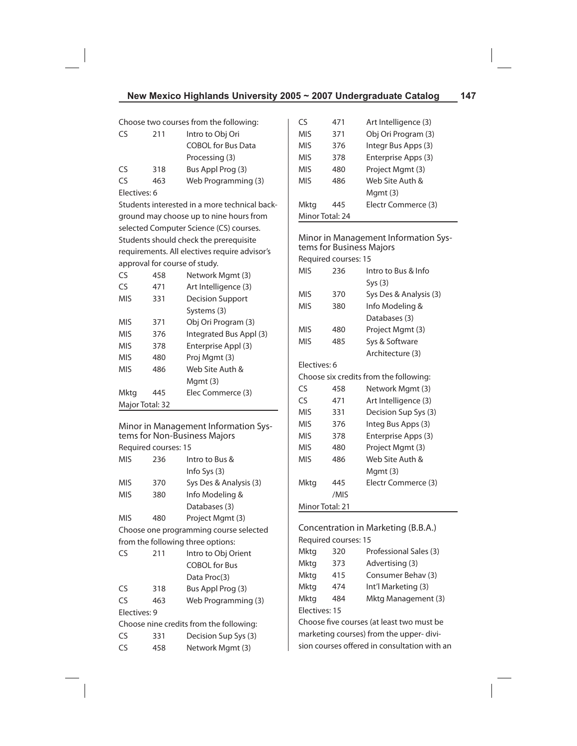Choose two courses from the following:

| | | |
|---|---|---|
| CS | 211 | Intro to Obj Ori COBOL for Bus Data Processing (3) |
| CS | 318 | Bus Appl Prog (3) |
| CS | 463 | Web Programming (3) |

Electives: 6

Students interested in a more technical background may choose up to nine hours from selected Computer Science (CS) courses. Students should check the prerequisite requirements. All electives require advisor's approval for course of study.

| | | |
|---|---|---|
| CS | 458 | Network Mgmt (3) |
| CS | 471 | Art Intelligence (3) |
| MIS | 331 | Decision Support Systems (3) |
| MIS | 371 | Obj Ori Program (3) |
| MIS | 376 | Integrated Bus Appl (3) |
| MIS | 378 | Enterprise Appl (3) |
| MIS | 480 | Proj Mgmt (3) |
| MIS | 486 | Web Site Auth & Mgmt (3) |
| Mktg | 445 | Elec Commerce (3) |

Major Total: 32

## Minor in Management Information Systems for Non-Business Majors

Required courses: 15

| | | |
|---|---|---|
| MIS | 236 | Intro to Bus & Info Sys (3) |
| MIS | 370 | Sys Des & Analysis (3) |
| MIS | 380 | Info Modeling & Databases (3) |
| MIS | 480 | Project Mgmt (3) |

Choose one programming course selected from the following three options:

| | | |
|---|---|---|
| CS | 211 | Intro to Obj Orient COBOL for Bus Data Proc(3) |
| CS | 318 | Bus Appl Prog (3) |
| CS | 463 | Web Programming (3) |

Electives: 9

Choose nine credits from the following:

| | | |
|---|---|---|
| CS | 331 | Decision Sup Sys (3) |
| CS | 458 | Network Mgmt (3) |
| CS | 471 | Art Intelligence (3) |
| MIS | 371 | Obj Ori Program (3) |
| MIS | 376 | Integr Bus Apps (3) |
| MIS | 378 | Enterprise Apps (3) |
| MIS | 480 | Project Mgmt (3) |
| MIS | 486 | Web Site Auth & Mgmt (3) |
| Mktg | 445 | Electr Commerce (3) |

Minor Total: 24

## Minor in Management Information Systems for Business Majors

Required courses: 15

| | | |
|---|---|---|
| MIS | 236 | Intro to Bus & Info Sys (3) |
| MIS | 370 | Sys Des & Analysis (3) |
| MIS | 380 | Info Modeling & Databases (3) |
| MIS | 480 | Project Mgmt (3) |
| MIS | 485 | Sys & Software Architecture (3) |

Electives: 6

Choose six credits from the following:

| | | |
|---|---|---|
| CS | 458 | Network Mgmt (3) |
| CS | 471 | Art Intelligence (3) |
| MIS | 331 | Decision Sup Sys (3) |
| MIS | 376 | Integ Bus Apps (3) |
| MIS | 378 | Enterprise Apps (3) |
| MIS | 480 | Project Mgmt (3) |
| MIS | 486 | Web Site Auth & Mgmt (3) |
| Mktg | 445 /MIS | Electr Commerce (3) |

Minor Total: 21

## Concentration in Marketing (B.B.A.)

Required courses: 15

| | | |
|---|---|---|
| Mktg | 320 | Professional Sales (3) |
| Mktg | 373 | Advertising (3) |
| Mktg | 415 | Consumer Behav (3) |
| Mktg | 474 | Int'l Marketing (3) |
| Mktg | 484 | Mktg Management (3) |

Electives: 15

Choose five courses (at least two must be marketing courses) from the upper- division courses offered in consultation with an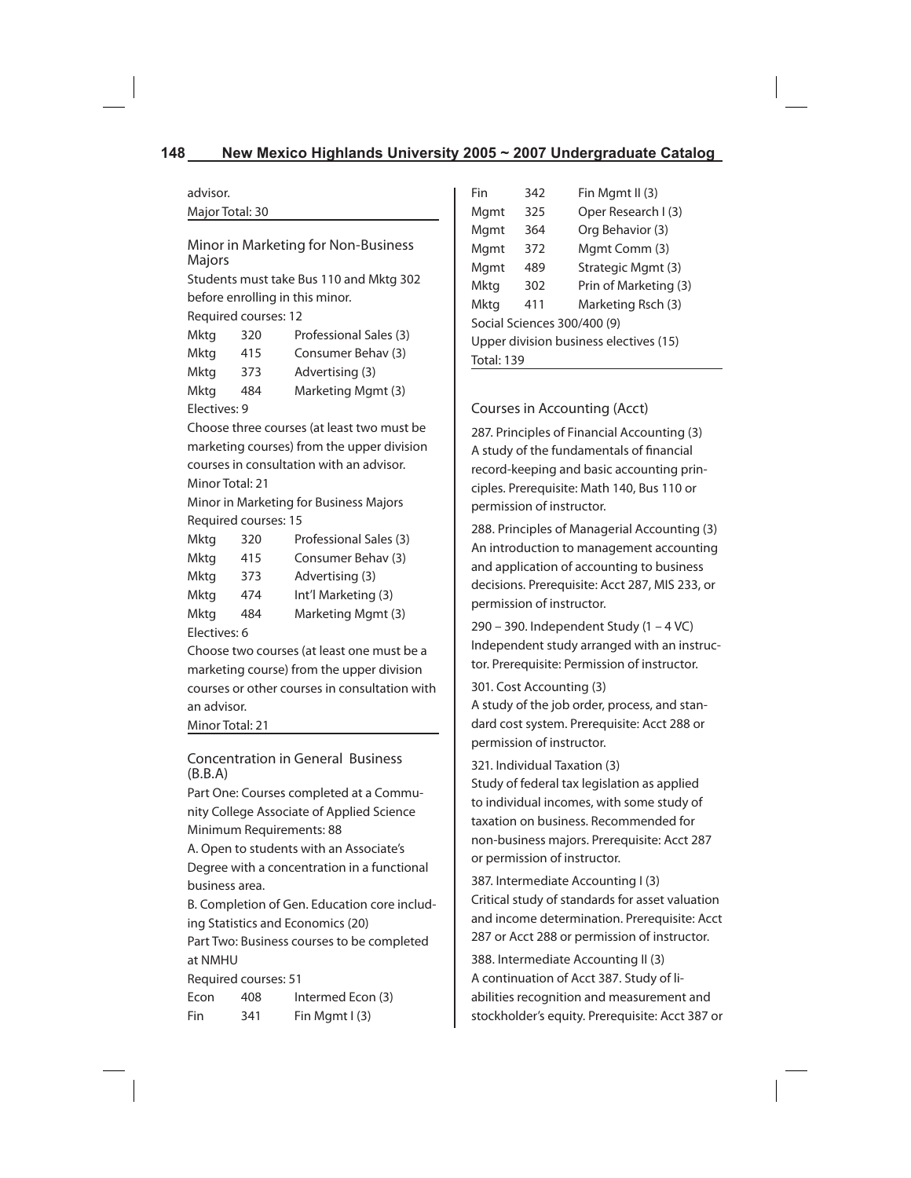advisor.

Major Total: 30

### Minor in Marketing for Non-Business Majors

Students must take Bus 110 and Mktg 302 before enrolling in this minor.

Required courses: 12

| | | |
|---|---|---|
| Mktg | 320 | Professional Sales (3) |
| Mktg | 415 | Consumer Behav (3) |
| Mktg | 373 | Advertising (3) |
| Mktg | 484 | Marketing Mgmt (3) |

Electives: 9

Choose three courses (at least two must be marketing courses) from the upper division courses in consultation with an advisor.

Minor Total: 21

Minor in Marketing for Business Majors

Required courses: 15

| | | |
|---|---|---|
| Mktg | 320 | Professional Sales (3) |
| Mktg | 415 | Consumer Behav (3) |
| Mktg | 373 | Advertising (3) |
| Mktg | 474 | Int'l Marketing (3) |
| Mktg | 484 | Marketing Mgmt (3) |

Electives: 6

Choose two courses (at least one must be a marketing course) from the upper division courses or other courses in consultation with an advisor.

Minor Total: 21

### Concentration in General Business (B.B.A)

Part One: Courses completed at a Community College Associate of Applied Science

Minimum Requirements: 88

A. Open to students with an Associate's Degree with a concentration in a functional business area.

B. Completion of Gen. Education core including Statistics and Economics (20)

Part Two: Business courses to be completed at NMHU

Required courses: 51

| | | |
|---|---|---|
| Econ | 408 | Intermed Econ (3) |
| Fin | 341 | Fin Mgmt I (3) |
| Fin | 342 | Fin Mgmt II (3) |
| Mgmt | 325 | Oper Research I (3) |
| Mgmt | 364 | Org Behavior (3) |
| Mgmt | 372 | Mgmt Comm (3) |
| Mgmt | 489 | Strategic Mgmt (3) |
| Mktg | 302 | Prin of Marketing (3) |
| Mktg | 411 | Marketing Rsch (3) |

Social Sciences 300/400 (9)

Upper division business electives (15)

Total: 139

### Courses in Accounting (Acct)

287. Principles of Financial Accounting (3)
A study of the fundamentals of financial record-keeping and basic accounting principles. Prerequisite: Math 140, Bus 110 or permission of instructor.

288. Principles of Managerial Accounting (3)
An introduction to management accounting and application of accounting to business decisions. Prerequisite: Acct 287, MIS 233, or permission of instructor.

290 – 390. Independent Study (1 – 4 VC)
Independent study arranged with an instructor. Prerequisite: Permission of instructor.

301. Cost Accounting (3)
A study of the job order, process, and standard cost system. Prerequisite: Acct 288 or permission of instructor.

321. Individual Taxation (3)
Study of federal tax legislation as applied to individual incomes, with some study of taxation on business. Recommended for non-business majors. Prerequisite: Acct 287 or permission of instructor.

387. Intermediate Accounting I (3)
Critical study of standards for asset valuation and income determination. Prerequisite: Acct 287 or Acct 288 or permission of instructor.

388. Intermediate Accounting II (3)
A continuation of Acct 387. Study of liabilities recognition and measurement and stockholder's equity. Prerequisite: Acct 387 or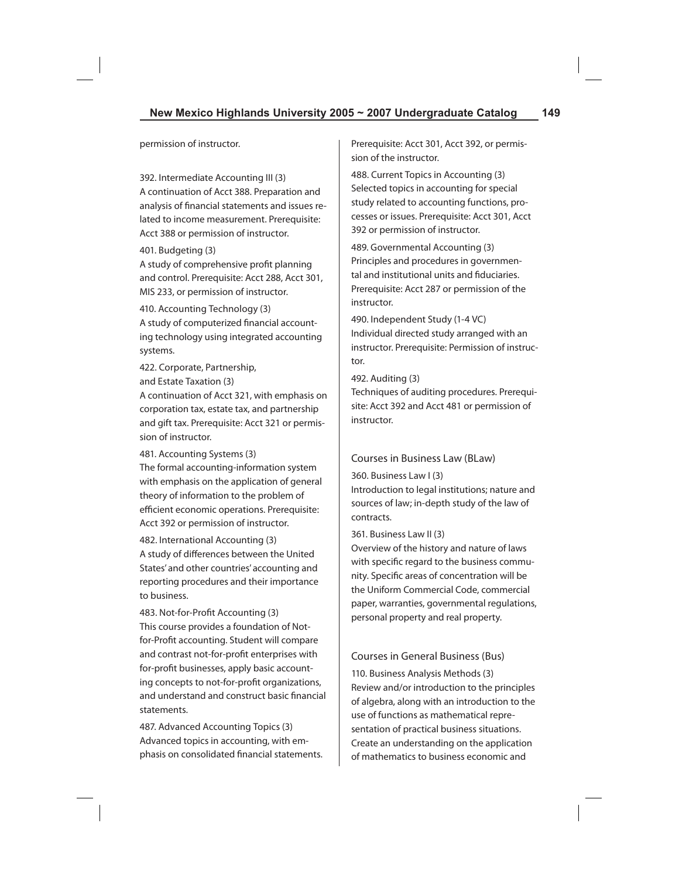permission of instructor.

392. Intermediate Accounting III (3)
A continuation of Acct 388. Preparation and analysis of financial statements and issues related to income measurement. Prerequisite: Acct 388 or permission of instructor.

401. Budgeting (3)
A study of comprehensive profit planning and control. Prerequisite: Acct 288, Acct 301, MIS 233, or permission of instructor.

410. Accounting Technology (3)
A study of computerized financial accounting technology using integrated accounting systems.

422. Corporate, Partnership, and Estate Taxation (3)
A continuation of Acct 321, with emphasis on corporation tax, estate tax, and partnership and gift tax. Prerequisite: Acct 321 or permission of instructor.

481. Accounting Systems (3)
The formal accounting-information system with emphasis on the application of general theory of information to the problem of efficient economic operations. Prerequisite: Acct 392 or permission of instructor.

482. International Accounting (3)
A study of differences between the United States' and other countries' accounting and reporting procedures and their importance to business.

483. Not-for-Profit Accounting (3)
This course provides a foundation of Not-for-Profit accounting. Student will compare and contrast not-for-profit enterprises with for-profit businesses, apply basic accounting concepts to not-for-profit organizations, and understand and construct basic financial statements.

487. Advanced Accounting Topics (3)
Advanced topics in accounting, with emphasis on consolidated financial statements. Prerequisite: Acct 301, Acct 392, or permission of the instructor.

488. Current Topics in Accounting (3)
Selected topics in accounting for special study related to accounting functions, processes or issues. Prerequisite: Acct 301, Acct 392 or permission of instructor.

489. Governmental Accounting (3)
Principles and procedures in governmental and institutional units and fiduciaries. Prerequisite: Acct 287 or permission of the instructor.

490. Independent Study (1-4 VC)
Individual directed study arranged with an instructor. Prerequisite: Permission of instructor.

492. Auditing (3)
Techniques of auditing procedures. Prerequisite: Acct 392 and Acct 481 or permission of instructor.

## Courses in Business Law (BLaw)

360. Business Law I (3)
Introduction to legal institutions; nature and sources of law; in-depth study of the law of contracts.

361. Business Law II (3)
Overview of the history and nature of laws with specific regard to the business community. Specific areas of concentration will be the Uniform Commercial Code, commercial paper, warranties, governmental regulations, personal property and real property.

## Courses in General Business (Bus)

110. Business Analysis Methods (3)
Review and/or introduction to the principles of algebra, along with an introduction to the use of functions as mathematical representation of practical business situations. Create an understanding on the application of mathematics to business economic and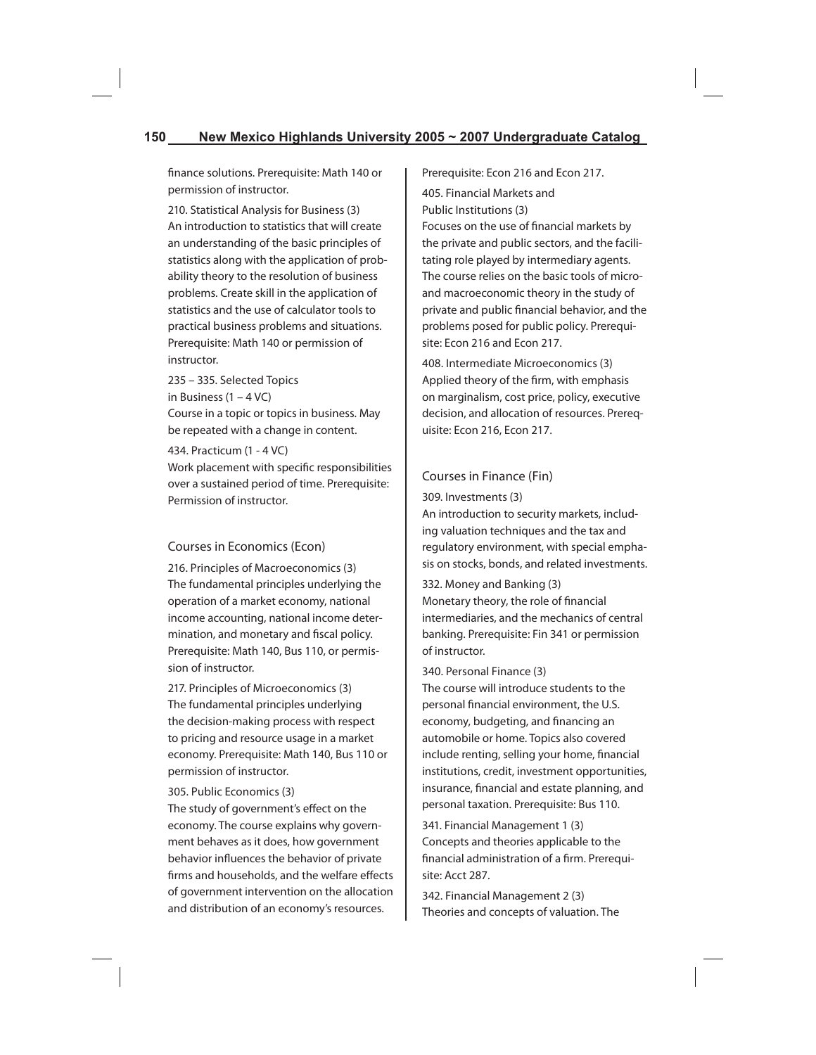finance solutions. Prerequisite: Math 140 or permission of instructor.

210. Statistical Analysis for Business (3)
An introduction to statistics that will create an understanding of the basic principles of statistics along with the application of probability theory to the resolution of business problems. Create skill in the application of statistics and the use of calculator tools to practical business problems and situations. Prerequisite: Math 140 or permission of instructor.

235 – 335. Selected Topics in Business (1 – 4 VC)
Course in a topic or topics in business. May be repeated with a change in content.

434. Practicum (1 - 4 VC)
Work placement with specific responsibilities over a sustained period of time. Prerequisite: Permission of instructor.

## Courses in Economics (Econ)

216. Principles of Macroeconomics (3)
The fundamental principles underlying the operation of a market economy, national income accounting, national income determination, and monetary and fiscal policy. Prerequisite: Math 140, Bus 110, or permission of instructor.

217. Principles of Microeconomics (3)
The fundamental principles underlying the decision-making process with respect to pricing and resource usage in a market economy. Prerequisite: Math 140, Bus 110 or permission of instructor.

305. Public Economics (3)
The study of government's effect on the economy. The course explains why government behaves as it does, how government behavior influences the behavior of private firms and households, and the welfare effects of government intervention on the allocation and distribution of an economy's resources. Prerequisite: Econ 216 and Econ 217.

405. Financial Markets and Public Institutions (3)
Focuses on the use of financial markets by the private and public sectors, and the facilitating role played by intermediary agents. The course relies on the basic tools of micro- and macroeconomic theory in the study of private and public financial behavior, and the problems posed for public policy. Prerequisite: Econ 216 and Econ 217.

408. Intermediate Microeconomics (3)
Applied theory of the firm, with emphasis on marginalism, cost price, policy, executive decision, and allocation of resources. Prerequisite: Econ 216, Econ 217.

## Courses in Finance (Fin)

309. Investments (3)
An introduction to security markets, including valuation techniques and the tax and regulatory environment, with special emphasis on stocks, bonds, and related investments.

332. Money and Banking (3)
Monetary theory, the role of financial intermediaries, and the mechanics of central banking. Prerequisite: Fin 341 or permission of instructor.

340. Personal Finance (3)
The course will introduce students to the personal financial environment, the U.S. economy, budgeting, and financing an automobile or home. Topics also covered include renting, selling your home, financial institutions, credit, investment opportunities, insurance, financial and estate planning, and personal taxation. Prerequisite: Bus 110.

341. Financial Management 1 (3)
Concepts and theories applicable to the financial administration of a firm. Prerequisite: Acct 287.

342. Financial Management 2 (3)
Theories and concepts of valuation. The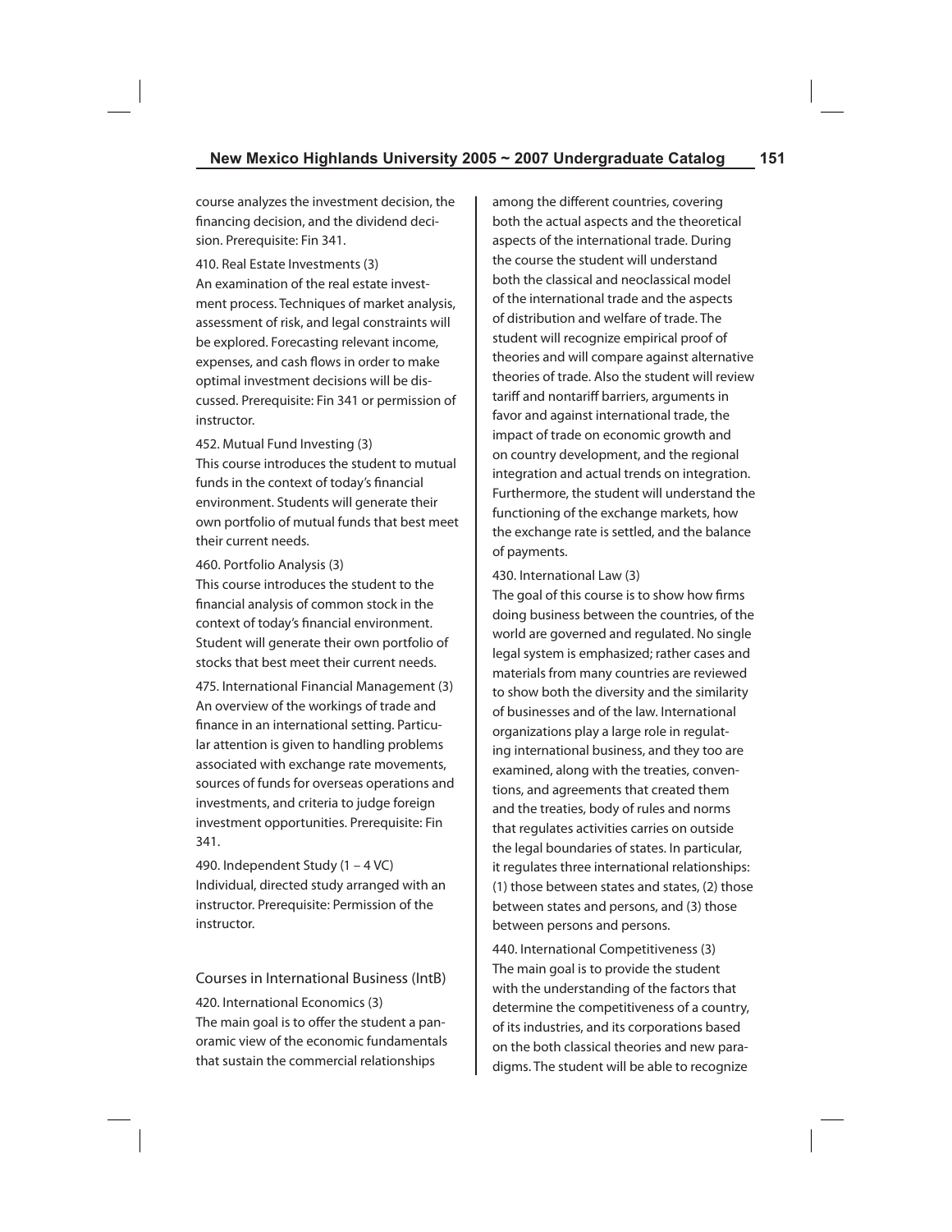course analyzes the investment decision, the financing decision, and the dividend decision. Prerequisite: Fin 341.

410. Real Estate Investments (3)
An examination of the real estate investment process. Techniques of market analysis, assessment of risk, and legal constraints will be explored. Forecasting relevant income, expenses, and cash flows in order to make optimal investment decisions will be discussed. Prerequisite: Fin 341 or permission of instructor.

452. Mutual Fund Investing (3)
This course introduces the student to mutual funds in the context of today's financial environment. Students will generate their own portfolio of mutual funds that best meet their current needs.

460. Portfolio Analysis (3)
This course introduces the student to the financial analysis of common stock in the context of today's financial environment. Student will generate their own portfolio of stocks that best meet their current needs.

475. International Financial Management (3)
An overview of the workings of trade and finance in an international setting. Particular attention is given to handling problems associated with exchange rate movements, sources of funds for overseas operations and investments, and criteria to judge foreign investment opportunities. Prerequisite: Fin 341.

490. Independent Study (1 – 4 VC)
Individual, directed study arranged with an instructor. Prerequisite: Permission of the instructor.

## Courses in International Business (IntB)

420. International Economics (3)
The main goal is to offer the student a panoramic view of the economic fundamentals that sustain the commercial relationships among the different countries, covering both the actual aspects and the theoretical aspects of the international trade. During the course the student will understand both the classical and neoclassical model of the international trade and the aspects of distribution and welfare of trade. The student will recognize empirical proof of theories and will compare against alternative theories of trade. Also the student will review tariff and nontariff barriers, arguments in favor and against international trade, the impact of trade on economic growth and on country development, and the regional integration and actual trends on integration. Furthermore, the student will understand the functioning of the exchange markets, how the exchange rate is settled, and the balance of payments.

430. International Law (3)
The goal of this course is to show how firms doing business between the countries, of the world are governed and regulated. No single legal system is emphasized; rather cases and materials from many countries are reviewed to show both the diversity and the similarity of businesses and of the law. International organizations play a large role in regulating international business, and they too are examined, along with the treaties, conventions, and agreements that created them and the treaties, body of rules and norms that regulates activities carries on outside the legal boundaries of states. In particular, it regulates three international relationships: (1) those between states and states, (2) those between states and persons, and (3) those between persons and persons.

440. International Competitiveness (3)
The main goal is to provide the student with the understanding of the factors that determine the competitiveness of a country, of its industries, and its corporations based on the both classical theories and new paradigms. The student will be able to recognize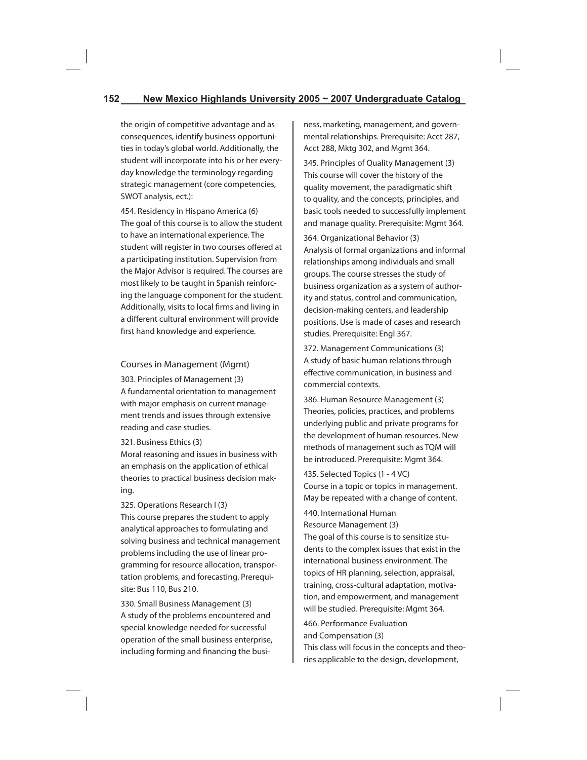the origin of competitive advantage and as consequences, identify business opportunities in today's global world. Additionally, the student will incorporate into his or her everyday knowledge the terminology regarding strategic management (core competencies, SWOT analysis, ect.):

454. Residency in Hispano America (6)
The goal of this course is to allow the student to have an international experience. The student will register in two courses offered at a participating institution. Supervision from the Major Advisor is required. The courses are most likely to be taught in Spanish reinforcing the language component for the student. Additionally, visits to local firms and living in a different cultural environment will provide first hand knowledge and experience.

## Courses in Management (Mgmt)

303. Principles of Management (3)
A fundamental orientation to management with major emphasis on current management trends and issues through extensive reading and case studies.

321. Business Ethics (3)
Moral reasoning and issues in business with an emphasis on the application of ethical theories to practical business decision making.

325. Operations Research I (3)
This course prepares the student to apply analytical approaches to formulating and solving business and technical management problems including the use of linear programming for resource allocation, transportation problems, and forecasting. Prerequisite: Bus 110, Bus 210.

330. Small Business Management (3)
A study of the problems encountered and special knowledge needed for successful operation of the small business enterprise, including forming and financing the business, marketing, management, and governmental relationships. Prerequisite: Acct 287, Acct 288, Mktg 302, and Mgmt 364.

345. Principles of Quality Management (3)
This course will cover the history of the quality movement, the paradigmatic shift to quality, and the concepts, principles, and basic tools needed to successfully implement and manage quality. Prerequisite: Mgmt 364.

364. Organizational Behavior (3)
Analysis of formal organizations and informal relationships among individuals and small groups. The course stresses the study of business organization as a system of authority and status, control and communication, decision-making centers, and leadership positions. Use is made of cases and research studies. Prerequisite: Engl 367.

372. Management Communications (3)
A study of basic human relations through effective communication, in business and commercial contexts.

386. Human Resource Management (3)
Theories, policies, practices, and problems underlying public and private programs for the development of human resources. New methods of management such as TQM will be introduced. Prerequisite: Mgmt 364.

435. Selected Topics (1 - 4 VC)
Course in a topic or topics in management. May be repeated with a change of content.

440. International Human Resource Management (3)
The goal of this course is to sensitize students to the complex issues that exist in the international business environment. The topics of HR planning, selection, appraisal, training, cross-cultural adaptation, motivation, and empowerment, and management will be studied. Prerequisite: Mgmt 364.

466. Performance Evaluation and Compensation (3)
This class will focus in the concepts and theories applicable to the design, development,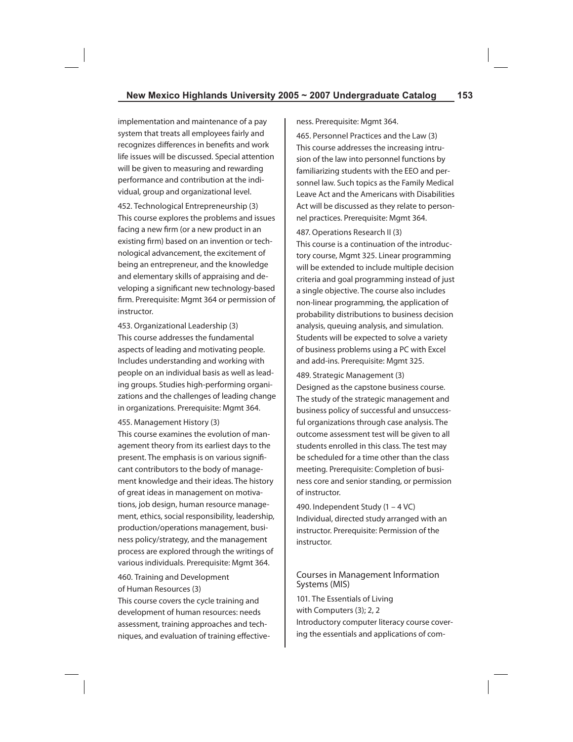implementation and maintenance of a pay system that treats all employees fairly and recognizes differences in benefits and work life issues will be discussed. Special attention will be given to measuring and rewarding performance and contribution at the individual, group and organizational level.

452. Technological Entrepreneurship (3)
This course explores the problems and issues facing a new firm (or a new product in an existing firm) based on an invention or technological advancement, the excitement of being an entrepreneur, and the knowledge and elementary skills of appraising and developing a significant new technology-based firm. Prerequisite: Mgmt 364 or permission of instructor.

453. Organizational Leadership (3)
This course addresses the fundamental aspects of leading and motivating people. Includes understanding and working with people on an individual basis as well as leading groups. Studies high-performing organizations and the challenges of leading change in organizations. Prerequisite: Mgmt 364.

455. Management History (3)
This course examines the evolution of management theory from its earliest days to the present. The emphasis is on various significant contributors to the body of management knowledge and their ideas. The history of great ideas in management on motivations, job design, human resource management, ethics, social responsibility, leadership, production/operations management, business policy/strategy, and the management process are explored through the writings of various individuals. Prerequisite: Mgmt 364.

460. Training and Development of Human Resources (3)
This course covers the cycle training and development of human resources: needs assessment, training approaches and techniques, and evaluation of training effectiveness. Prerequisite: Mgmt 364.

465. Personnel Practices and the Law (3)
This course addresses the increasing intrusion of the law into personnel functions by familiarizing students with the EEO and personnel law. Such topics as the Family Medical Leave Act and the Americans with Disabilities Act will be discussed as they relate to personnel practices. Prerequisite: Mgmt 364.

487. Operations Research II (3)
This course is a continuation of the introductory course, Mgmt 325. Linear programming will be extended to include multiple decision criteria and goal programming instead of just a single objective. The course also includes non-linear programming, the application of probability distributions to business decision analysis, queuing analysis, and simulation. Students will be expected to solve a variety of business problems using a PC with Excel and add-ins. Prerequisite: Mgmt 325.

489. Strategic Management (3)
Designed as the capstone business course. The study of the strategic management and business policy of successful and unsuccessful organizations through case analysis. The outcome assessment test will be given to all students enrolled in this class. The test may be scheduled for a time other than the class meeting. Prerequisite: Completion of business core and senior standing, or permission of instructor.

490. Independent Study (1 – 4 VC)
Individual, directed study arranged with an instructor. Prerequisite: Permission of the instructor.

## Courses in Management Information Systems (MIS)

101. The Essentials of Living with Computers (3); 2, 2
Introductory computer literacy course covering the essentials and applications of com-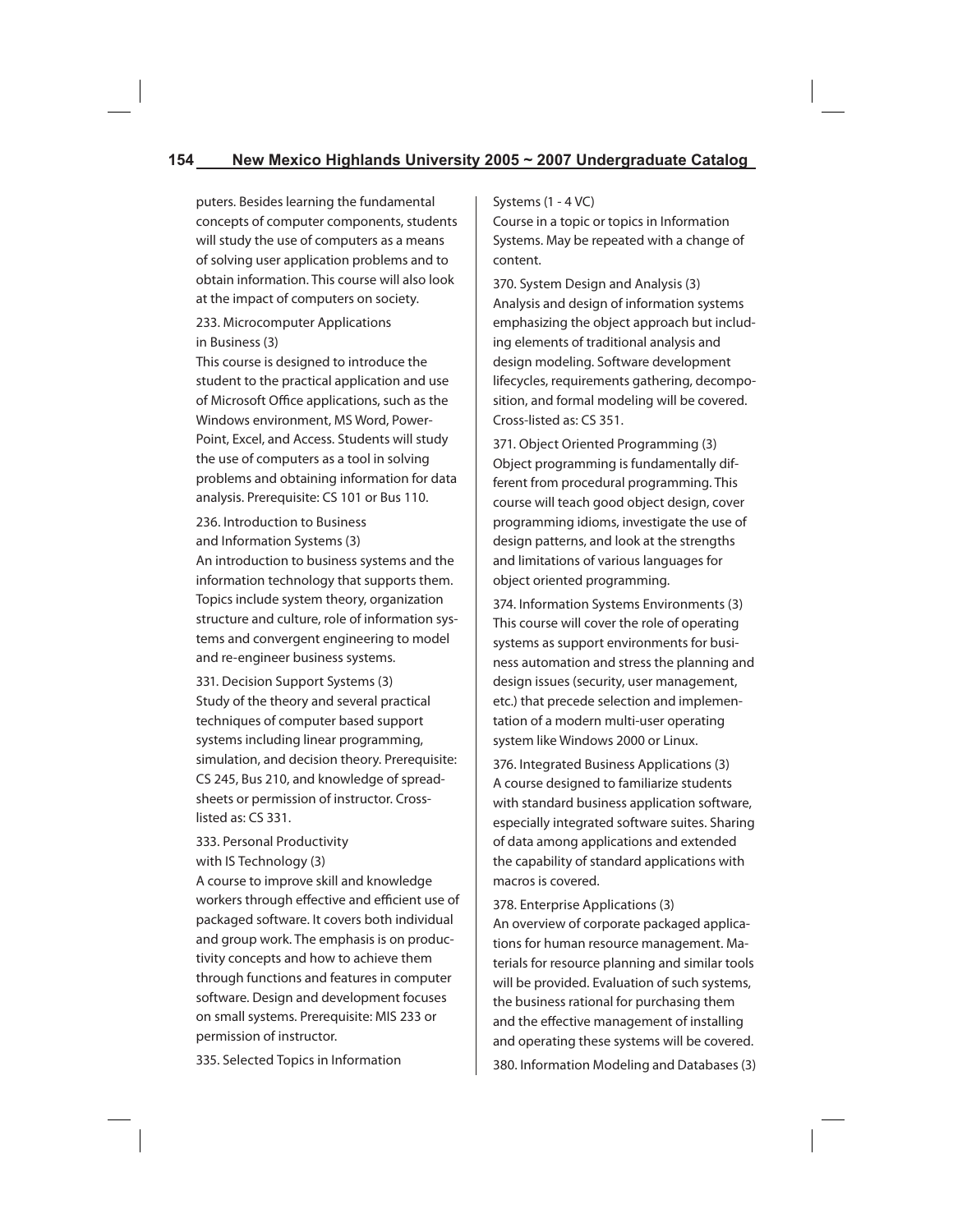puters. Besides learning the fundamental concepts of computer components, students will study the use of computers as a means of solving user application problems and to obtain information. This course will also look at the impact of computers on society.

233. Microcomputer Applications in Business (3)
This course is designed to introduce the student to the practical application and use of Microsoft Office applications, such as the Windows environment, MS Word, PowerPoint, Excel, and Access. Students will study the use of computers as a tool in solving problems and obtaining information for data analysis. Prerequisite: CS 101 or Bus 110.

236. Introduction to Business and Information Systems (3)
An introduction to business systems and the information technology that supports them. Topics include system theory, organization structure and culture, role of information systems and convergent engineering to model and re-engineer business systems.

331. Decision Support Systems (3)
Study of the theory and several practical techniques of computer based support systems including linear programming, simulation, and decision theory. Prerequisite: CS 245, Bus 210, and knowledge of spreadsheets or permission of instructor. Cross-listed as: CS 331.

333. Personal Productivity with IS Technology (3)
A course to improve skill and knowledge workers through effective and efficient use of packaged software. It covers both individual and group work. The emphasis is on productivity concepts and how to achieve them through functions and features in computer software. Design and development focuses on small systems. Prerequisite: MIS 233 or permission of instructor.

335. Selected Topics in Information Systems (1 - 4 VC)
Course in a topic or topics in Information Systems. May be repeated with a change of content.

370. System Design and Analysis (3)
Analysis and design of information systems emphasizing the object approach but including elements of traditional analysis and design modeling. Software development lifecycles, requirements gathering, decomposition, and formal modeling will be covered. Cross-listed as: CS 351.

371. Object Oriented Programming (3)
Object programming is fundamentally different from procedural programming. This course will teach good object design, cover programming idioms, investigate the use of design patterns, and look at the strengths and limitations of various languages for object oriented programming.

374. Information Systems Environments (3)
This course will cover the role of operating systems as support environments for business automation and stress the planning and design issues (security, user management, etc.) that precede selection and implementation of a modern multi-user operating system like Windows 2000 or Linux.

376. Integrated Business Applications (3)
A course designed to familiarize students with standard business application software, especially integrated software suites. Sharing of data among applications and extended the capability of standard applications with macros is covered.

378. Enterprise Applications (3)
An overview of corporate packaged applications for human resource management. Materials for resource planning and similar tools will be provided. Evaluation of such systems, the business rational for purchasing them and the effective management of installing and operating these systems will be covered.

380. Information Modeling and Databases (3)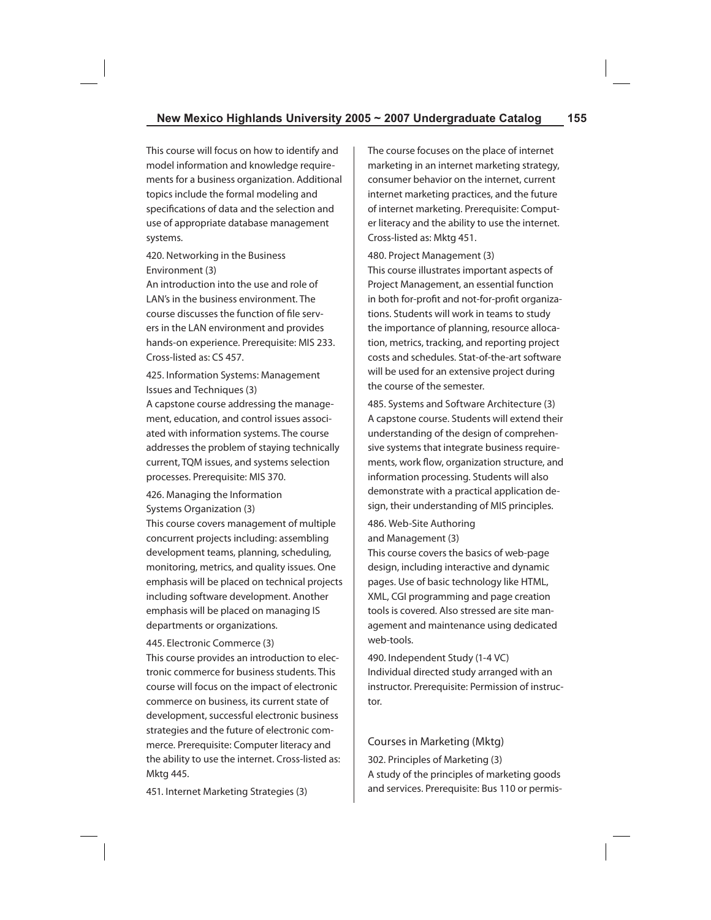This course will focus on how to identify and model information and knowledge requirements for a business organization. Additional topics include the formal modeling and specifications of data and the selection and use of appropriate database management systems.

420. Networking in the Business Environment (3)
An introduction into the use and role of LAN's in the business environment. The course discusses the function of file servers in the LAN environment and provides hands-on experience. Prerequisite: MIS 233. Cross-listed as: CS 457.

425. Information Systems: Management Issues and Techniques (3)
A capstone course addressing the management, education, and control issues associated with information systems. The course addresses the problem of staying technically current, TQM issues, and systems selection processes. Prerequisite: MIS 370.

426. Managing the Information Systems Organization (3)
This course covers management of multiple concurrent projects including: assembling development teams, planning, scheduling, monitoring, metrics, and quality issues. One emphasis will be placed on technical projects including software development. Another emphasis will be placed on managing IS departments or organizations.

445. Electronic Commerce (3)
This course provides an introduction to electronic commerce for business students. This course will focus on the impact of electronic commerce on business, its current state of development, successful electronic business strategies and the future of electronic commerce. Prerequisite: Computer literacy and the ability to use the internet. Cross-listed as: Mktg 445.

451. Internet Marketing Strategies (3)
The course focuses on the place of internet marketing in an internet marketing strategy, consumer behavior on the internet, current internet marketing practices, and the future of internet marketing. Prerequisite: Computer literacy and the ability to use the internet. Cross-listed as: Mktg 451.

480. Project Management (3)
This course illustrates important aspects of Project Management, an essential function in both for-profit and not-for-profit organizations. Students will work in teams to study the importance of planning, resource allocation, metrics, tracking, and reporting project costs and schedules. Stat-of-the-art software will be used for an extensive project during the course of the semester.

485. Systems and Software Architecture (3)
A capstone course. Students will extend their understanding of the design of comprehensive systems that integrate business requirements, work flow, organization structure, and information processing. Students will also demonstrate with a practical application design, their understanding of MIS principles.

486. Web-Site Authoring and Management (3)
This course covers the basics of web-page design, including interactive and dynamic pages. Use of basic technology like HTML, XML, CGI programming and page creation tools is covered. Also stressed are site management and maintenance using dedicated web-tools.

490. Independent Study (1-4 VC)
Individual directed study arranged with an instructor. Prerequisite: Permission of instructor.

## Courses in Marketing (Mktg)

302. Principles of Marketing (3)
A study of the principles of marketing goods and services. Prerequisite: Bus 110 or permis-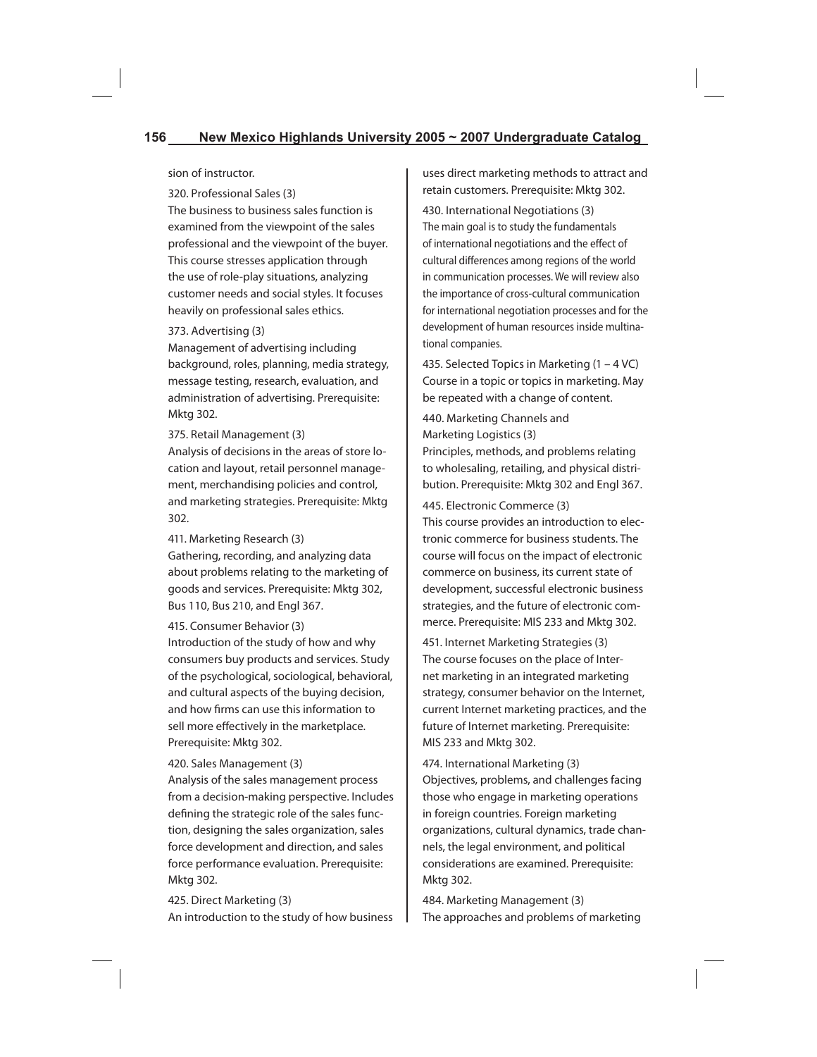sion of instructor.

320. Professional Sales (3)
The business to business sales function is examined from the viewpoint of the sales professional and the viewpoint of the buyer. This course stresses application through the use of role-play situations, analyzing customer needs and social styles. It focuses heavily on professional sales ethics.

373. Advertising (3)
Management of advertising including background, roles, planning, media strategy, message testing, research, evaluation, and administration of advertising. Prerequisite: Mktg 302.

375. Retail Management (3)
Analysis of decisions in the areas of store location and layout, retail personnel management, merchandising policies and control, and marketing strategies. Prerequisite: Mktg 302.

411. Marketing Research (3)
Gathering, recording, and analyzing data about problems relating to the marketing of goods and services. Prerequisite: Mktg 302, Bus 110, Bus 210, and Engl 367.

415. Consumer Behavior (3)
Introduction of the study of how and why consumers buy products and services. Study of the psychological, sociological, behavioral, and cultural aspects of the buying decision, and how firms can use this information to sell more effectively in the marketplace. Prerequisite: Mktg 302.

420. Sales Management (3)
Analysis of the sales management process from a decision-making perspective. Includes defining the strategic role of the sales function, designing the sales organization, sales force development and direction, and sales force performance evaluation. Prerequisite: Mktg 302.

425. Direct Marketing (3)
An introduction to the study of how business uses direct marketing methods to attract and retain customers. Prerequisite: Mktg 302.

430. International Negotiations (3)
The main goal is to study the fundamentals of international negotiations and the effect of cultural differences among regions of the world in communication processes. We will review also the importance of cross-cultural communication for international negotiation processes and for the development of human resources inside multinational companies.

435. Selected Topics in Marketing (1 – 4 VC)
Course in a topic or topics in marketing. May be repeated with a change of content.

440. Marketing Channels and Marketing Logistics (3)
Principles, methods, and problems relating to wholesaling, retailing, and physical distribution. Prerequisite: Mktg 302 and Engl 367.

445. Electronic Commerce (3)
This course provides an introduction to electronic commerce for business students. The course will focus on the impact of electronic commerce on business, its current state of development, successful electronic business strategies, and the future of electronic commerce. Prerequisite: MIS 233 and Mktg 302.

451. Internet Marketing Strategies (3)
The course focuses on the place of Internet marketing in an integrated marketing strategy, consumer behavior on the Internet, current Internet marketing practices, and the future of Internet marketing. Prerequisite: MIS 233 and Mktg 302.

474. International Marketing (3)
Objectives, problems, and challenges facing those who engage in marketing operations in foreign countries. Foreign marketing organizations, cultural dynamics, trade channels, the legal environment, and political considerations are examined. Prerequisite: Mktg 302.

484. Marketing Management (3)
The approaches and problems of marketing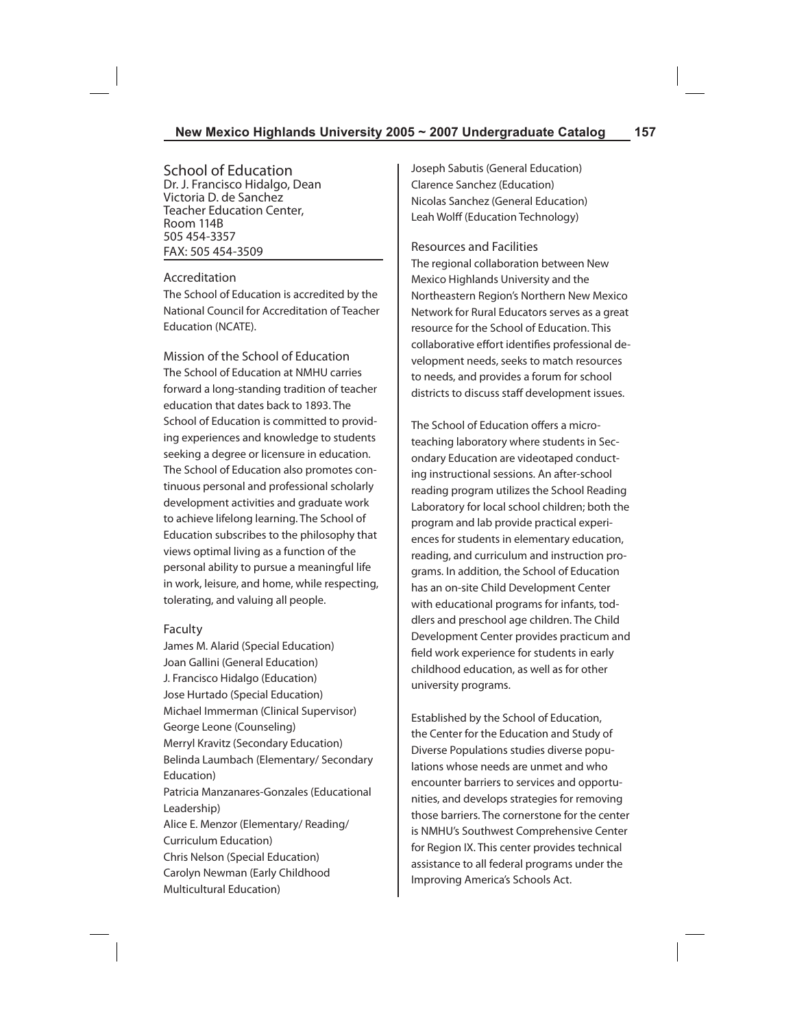## School of Education

Dr. J. Francisco Hidalgo, Dean
Victoria D. de Sanchez
Teacher Education Center,
Room 114B
505 454-3357
FAX: 505 454-3509

### Accreditation

The School of Education is accredited by the National Council for Accreditation of Teacher Education (NCATE).

### Mission of the School of Education

The School of Education at NMHU carries forward a long-standing tradition of teacher education that dates back to 1893. The School of Education is committed to providing experiences and knowledge to students seeking a degree or licensure in education. The School of Education also promotes continuous personal and professional scholarly development activities and graduate work to achieve lifelong learning. The School of Education subscribes to the philosophy that views optimal living as a function of the personal ability to pursue a meaningful life in work, leisure, and home, while respecting, tolerating, and valuing all people.

### Faculty

James M. Alarid (Special Education)
Joan Gallini (General Education)
J. Francisco Hidalgo (Education)
Jose Hurtado (Special Education)
Michael Immerman (Clinical Supervisor)
George Leone (Counseling)
Merryl Kravitz (Secondary Education)
Belinda Laumbach (Elementary/ Secondary Education)
Patricia Manzanares-Gonzales (Educational Leadership)
Alice E. Menzor (Elementary/ Reading/ Curriculum Education)
Chris Nelson (Special Education)
Carolyn Newman (Early Childhood Multicultural Education)
Joseph Sabutis (General Education)
Clarence Sanchez (Education)
Nicolas Sanchez (General Education)
Leah Wolff (Education Technology)

### Resources and Facilities

The regional collaboration between New Mexico Highlands University and the Northeastern Region's Northern New Mexico Network for Rural Educators serves as a great resource for the School of Education. This collaborative effort identifies professional development needs, seeks to match resources to needs, and provides a forum for school districts to discuss staff development issues.

The School of Education offers a microteaching laboratory where students in Secondary Education are videotaped conducting instructional sessions. An after-school reading program utilizes the School Reading Laboratory for local school children; both the program and lab provide practical experiences for students in elementary education, reading, and curriculum and instruction programs. In addition, the School of Education has an on-site Child Development Center with educational programs for infants, toddlers and preschool age children. The Child Development Center provides practicum and field work experience for students in early childhood education, as well as for other university programs.

Established by the School of Education, the Center for the Education and Study of Diverse Populations studies diverse populations whose needs are unmet and who encounter barriers to services and opportunities, and develops strategies for removing those barriers. The cornerstone for the center is NMHU's Southwest Comprehensive Center for Region IX. This center provides technical assistance to all federal programs under the Improving America's Schools Act.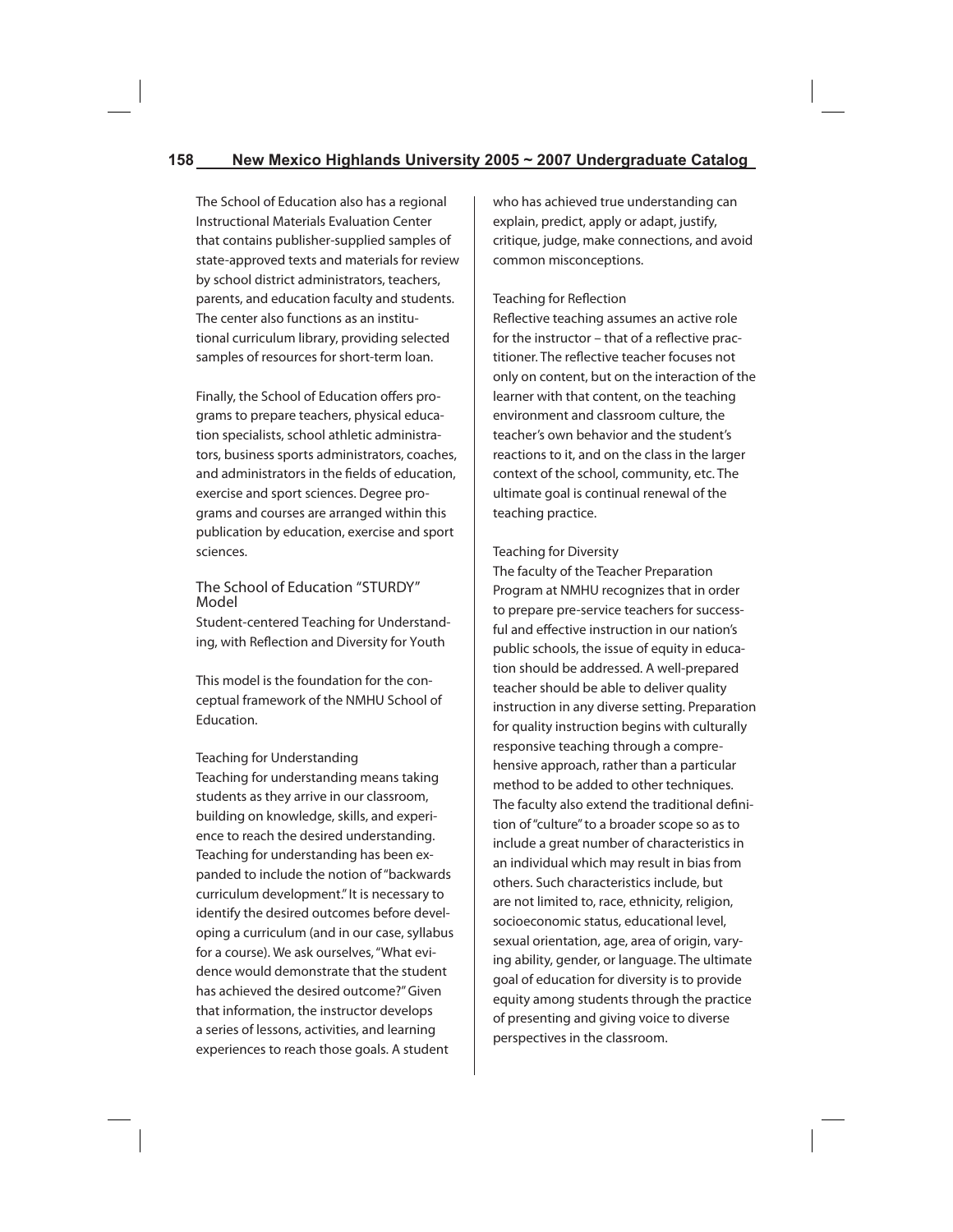The School of Education also has a regional Instructional Materials Evaluation Center that contains publisher-supplied samples of state-approved texts and materials for review by school district administrators, teachers, parents, and education faculty and students. The center also functions as an institutional curriculum library, providing selected samples of resources for short-term loan.

Finally, the School of Education offers programs to prepare teachers, physical education specialists, school athletic administrators, business sports administrators, coaches, and administrators in the fields of education, exercise and sport sciences. Degree programs and courses are arranged within this publication by education, exercise and sport sciences.

## The School of Education "STURDY" Model

Student-centered Teaching for Understanding, with Reflection and Diversity for Youth

This model is the foundation for the conceptual framework of the NMHU School of Education.

### Teaching for Understanding

Teaching for understanding means taking students as they arrive in our classroom, building on knowledge, skills, and experience to reach the desired understanding. Teaching for understanding has been expanded to include the notion of "backwards curriculum development." It is necessary to identify the desired outcomes before developing a curriculum (and in our case, syllabus for a course). We ask ourselves, "What evidence would demonstrate that the student has achieved the desired outcome?" Given that information, the instructor develops a series of lessons, activities, and learning experiences to reach those goals. A student who has achieved true understanding can explain, predict, apply or adapt, justify, critique, judge, make connections, and avoid common misconceptions.

### Teaching for Reflection

Reflective teaching assumes an active role for the instructor – that of a reflective practitioner. The reflective teacher focuses not only on content, but on the interaction of the learner with that content, on the teaching environment and classroom culture, the teacher's own behavior and the student's reactions to it, and on the class in the larger context of the school, community, etc. The ultimate goal is continual renewal of the teaching practice.

### Teaching for Diversity

The faculty of the Teacher Preparation Program at NMHU recognizes that in order to prepare pre-service teachers for successful and effective instruction in our nation's public schools, the issue of equity in education should be addressed. A well-prepared teacher should be able to deliver quality instruction in any diverse setting. Preparation for quality instruction begins with culturally responsive teaching through a comprehensive approach, rather than a particular method to be added to other techniques. The faculty also extend the traditional definition of "culture" to a broader scope so as to include a great number of characteristics in an individual which may result in bias from others. Such characteristics include, but are not limited to, race, ethnicity, religion, socioeconomic status, educational level, sexual orientation, age, area of origin, varying ability, gender, or language. The ultimate goal of education for diversity is to provide equity among students through the practice of presenting and giving voice to diverse perspectives in the classroom.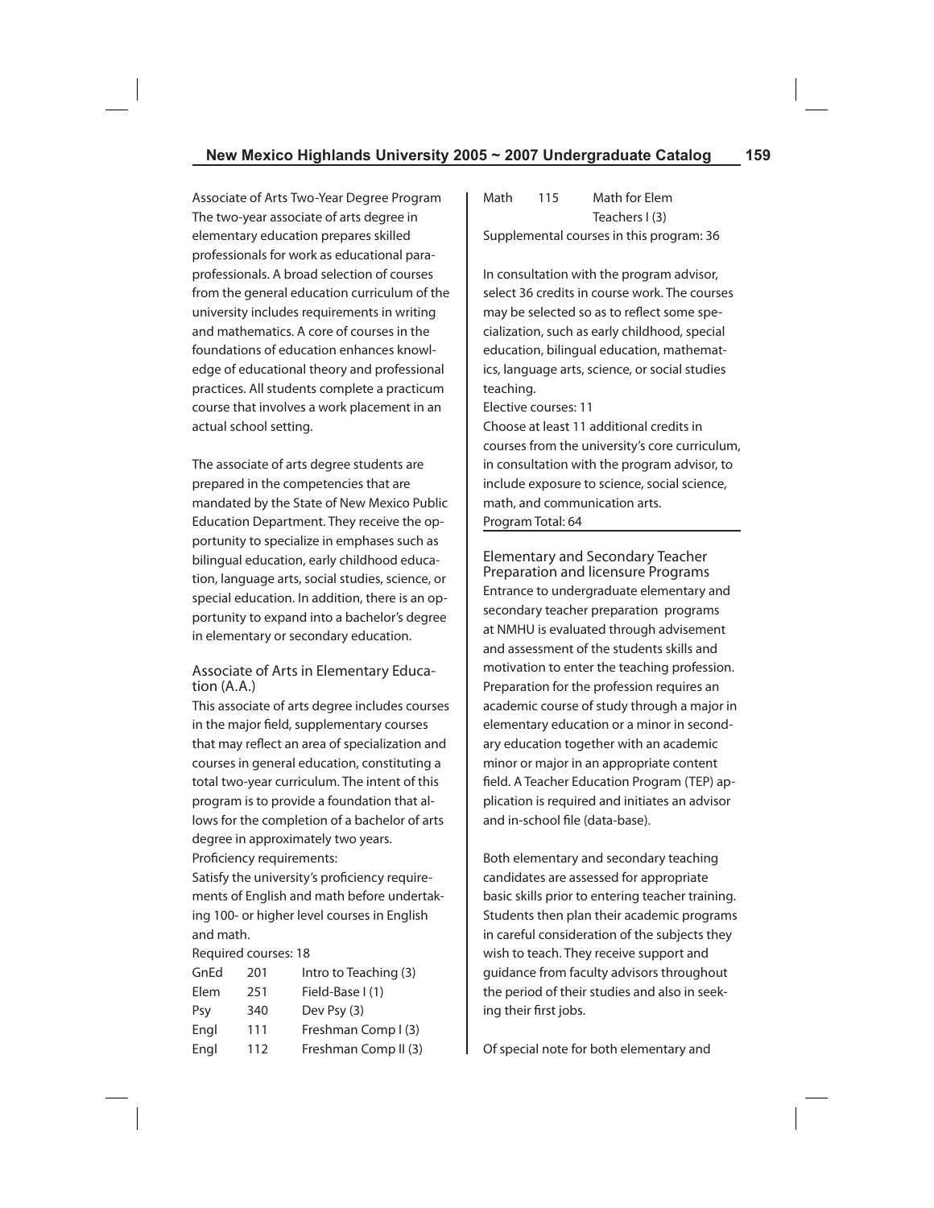Associate of Arts Two-Year Degree Program
The two-year associate of arts degree in elementary education prepares skilled professionals for work as educational paraprofessionals. A broad selection of courses from the general education curriculum of the university includes requirements in writing and mathematics. A core of courses in the foundations of education enhances knowledge of educational theory and professional practices. All students complete a practicum course that involves a work placement in an actual school setting.

The associate of arts degree students are prepared in the competencies that are mandated by the State of New Mexico Public Education Department. They receive the opportunity to specialize in emphases such as bilingual education, early childhood education, language arts, social studies, science, or special education. In addition, there is an opportunity to expand into a bachelor's degree in elementary or secondary education.

## Associate of Arts in Elementary Education (A.A.)

This associate of arts degree includes courses in the major field, supplementary courses that may reflect an area of specialization and courses in general education, constituting a total two-year curriculum. The intent of this program is to provide a foundation that allows for the completion of a bachelor of arts degree in approximately two years.

Proficiency requirements:
Satisfy the university's proficiency requirements of English and math before undertaking 100- or higher level courses in English and math.

Required courses: 18

| | | |
|---|---|---|
| GnEd | 201 | Intro to Teaching (3) |
| Elem | 251 | Field-Base I (1) |
| Psy | 340 | Dev Psy (3) |
| Engl | 111 | Freshman Comp I (3) |
| Engl | 112 | Freshman Comp II (3) |
| Math | 115 | Math for Elem Teachers I (3) |

Supplemental courses in this program: 36

In consultation with the program advisor, select 36 credits in course work. The courses may be selected so as to reflect some specialization, such as early childhood, special education, bilingual education, mathematics, language arts, science, or social studies teaching.

Elective courses: 11
Choose at least 11 additional credits in courses from the university's core curriculum, in consultation with the program advisor, to include exposure to science, social science, math, and communication arts.

Program Total: 64

## Elementary and Secondary Teacher Preparation and licensure Programs

Entrance to undergraduate elementary and secondary teacher preparation programs at NMHU is evaluated through advisement and assessment of the students skills and motivation to enter the teaching profession. Preparation for the profession requires an academic course of study through a major in elementary education or a minor in secondary education together with an academic minor or major in an appropriate content field. A Teacher Education Program (TEP) application is required and initiates an advisor and in-school file (data-base).

Both elementary and secondary teaching candidates are assessed for appropriate basic skills prior to entering teacher training. Students then plan their academic programs in careful consideration of the subjects they wish to teach. They receive support and guidance from faculty advisors throughout the period of their studies and also in seeking their first jobs.

Of special note for both elementary and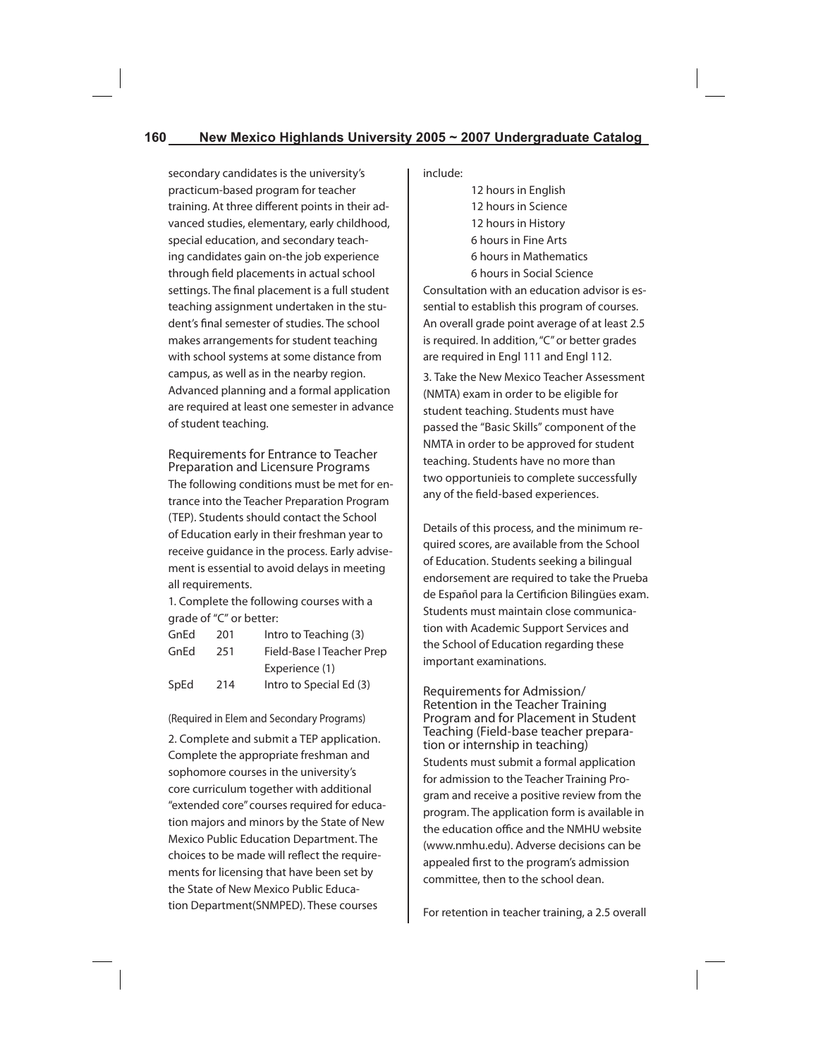secondary candidates is the university's practicum-based program for teacher training. At three different points in their advanced studies, elementary, early childhood, special education, and secondary teaching candidates gain on-the job experience through field placements in actual school settings. The final placement is a full student teaching assignment undertaken in the student's final semester of studies. The school makes arrangements for student teaching with school systems at some distance from campus, as well as in the nearby region. Advanced planning and a formal application are required at least one semester in advance of student teaching.

### Requirements for Entrance to Teacher Preparation and Licensure Programs

The following conditions must be met for entrance into the Teacher Preparation Program (TEP). Students should contact the School of Education early in their freshman year to receive guidance in the process. Early advisement is essential to avoid delays in meeting all requirements.

1. Complete the following courses with a grade of "C" or better:

| | | |
|---|---|---|
| GnEd | 201 | Intro to Teaching (3) |
| GnEd | 251 | Field-Base I Teacher Prep Experience (1) |
| SpEd | 214 | Intro to Special Ed (3) |

(Required in Elem and Secondary Programs)

2. Complete and submit a TEP application. Complete the appropriate freshman and sophomore courses in the university's core curriculum together with additional "extended core" courses required for education majors and minors by the State of New Mexico Public Education Department. The choices to be made will reflect the requirements for licensing that have been set by the State of New Mexico Public Education Department(SNMPED). These courses include:

12 hours in English
12 hours in Science
12 hours in History
6 hours in Fine Arts
6 hours in Mathematics
6 hours in Social Science

Consultation with an education advisor is essential to establish this program of courses. An overall grade point average of at least 2.5 is required. In addition, "C" or better grades are required in Engl 111 and Engl 112.

3. Take the New Mexico Teacher Assessment (NMTA) exam in order to be eligible for student teaching. Students must have passed the "Basic Skills" component of the NMTA in order to be approved for student teaching. Students have no more than two opportunieis to complete successfully any of the field-based experiences.

Details of this process, and the minimum required scores, are available from the School of Education. Students seeking a bilingual endorsement are required to take the Prueba de Español para la Certificion Bilingües exam. Students must maintain close communication with Academic Support Services and the School of Education regarding these important examinations.

### Requirements for Admission/ Retention in the Teacher Training Program and for Placement in Student Teaching (Field-base teacher preparation or internship in teaching)

Students must submit a formal application for admission to the Teacher Training Program and receive a positive review from the program. The application form is available in the education office and the NMHU website (www.nmhu.edu). Adverse decisions can be appealed first to the program's admission committee, then to the school dean.

For retention in teacher training, a 2.5 overall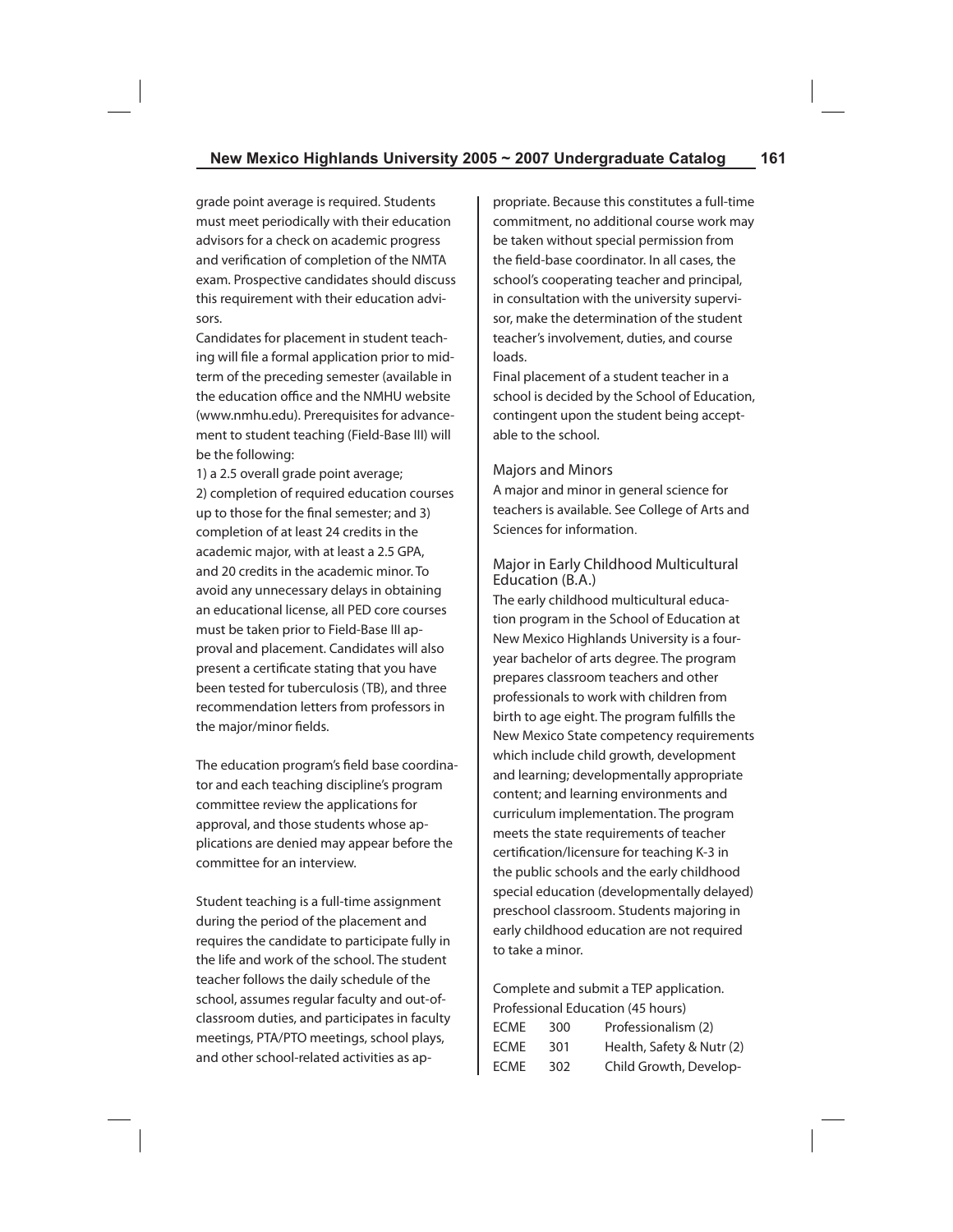grade point average is required. Students must meet periodically with their education advisors for a check on academic progress and verification of completion of the NMTA exam. Prospective candidates should discuss this requirement with their education advisors.

Candidates for placement in student teaching will file a formal application prior to midterm of the preceding semester (available in the education office and the NMHU website (www.nmhu.edu). Prerequisites for advancement to student teaching (Field-Base III) will be the following:

1) a 2.5 overall grade point average;
2) completion of required education courses up to those for the final semester; and 3) completion of at least 24 credits in the academic major, with at least a 2.5 GPA, and 20 credits in the academic minor. To avoid any unnecessary delays in obtaining an educational license, all PED core courses must be taken prior to Field-Base III approval and placement. Candidates will also present a certificate stating that you have been tested for tuberculosis (TB), and three recommendation letters from professors in the major/minor fields.

The education program's field base coordinator and each teaching discipline's program committee review the applications for approval, and those students whose applications are denied may appear before the committee for an interview.

Student teaching is a full-time assignment during the period of the placement and requires the candidate to participate fully in the life and work of the school. The student teacher follows the daily schedule of the school, assumes regular faculty and out-of-classroom duties, and participates in faculty meetings, PTA/PTO meetings, school plays, and other school-related activities as appropriate. Because this constitutes a full-time commitment, no additional course work may be taken without special permission from the field-base coordinator. In all cases, the school's cooperating teacher and principal, in consultation with the university supervisor, make the determination of the student teacher's involvement, duties, and course loads.

Final placement of a student teacher in a school is decided by the School of Education, contingent upon the student being acceptable to the school.

## Majors and Minors

A major and minor in general science for teachers is available. See College of Arts and Sciences for information.

## Major in Early Childhood Multicultural Education (B.A.)

The early childhood multicultural education program in the School of Education at New Mexico Highlands University is a four-year bachelor of arts degree. The program prepares classroom teachers and other professionals to work with children from birth to age eight. The program fulfills the New Mexico State competency requirements which include child growth, development and learning; developmentally appropriate content; and learning environments and curriculum implementation. The program meets the state requirements of teacher certification/licensure for teaching K-3 in the public schools and the early childhood special education (developmentally delayed) preschool classroom. Students majoring in early childhood education are not required to take a minor.

Complete and submit a TEP application.

Professional Education (45 hours)

| | | |
|---|---|---|
| ECME | 300 | Professionalism (2) |
| ECME | 301 | Health, Safety & Nutr (2) |
| ECME | 302 | Child Growth, Develop- |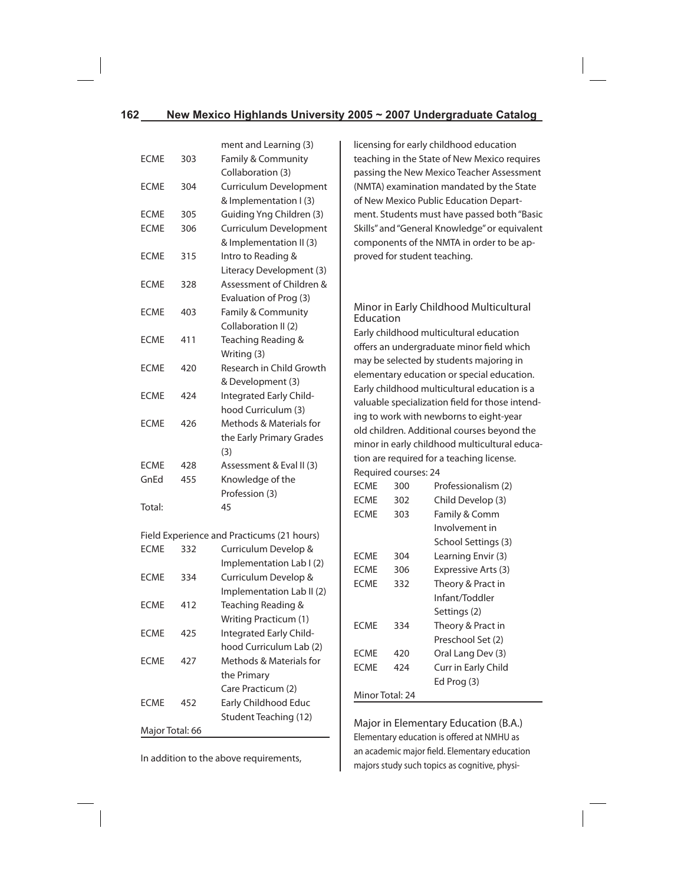| | | |
|---|---|---|
| | | ment and Learning (3) |
| ECME | 303 | Family & Community Collaboration (3) |
| ECME | 304 | Curriculum Development & Implementation I (3) |
| ECME | 305 | Guiding Yng Children (3) |
| ECME | 306 | Curriculum Development & Implementation II (3) |
| ECME | 315 | Intro to Reading & Literacy Development (3) |
| ECME | 328 | Assessment of Children & Evaluation of Prog (3) |
| ECME | 403 | Family & Community Collaboration II (2) |
| ECME | 411 | Teaching Reading & Writing (3) |
| ECME | 420 | Research in Child Growth & Development (3) |
| ECME | 424 | Integrated Early Childhood Curriculum (3) |
| ECME | 426 | Methods & Materials for the Early Primary Grades (3) |
| ECME | 428 | Assessment & Eval II (3) |
| GnEd | 455 | Knowledge of the Profession (3) |
| Total: | | 45 |

Field Experience and Practicums (21 hours)

| | | |
|---|---|---|
| ECME | 332 | Curriculum Develop & Implementation Lab I (2) |
| ECME | 334 | Curriculum Develop & Implementation Lab II (2) |
| ECME | 412 | Teaching Reading & Writing Practicum (1) |
| ECME | 425 | Integrated Early Childhood Curriculum Lab (2) |
| ECME | 427 | Methods & Materials for the Primary Care Practicum (2) |
| ECME | 452 | Early Childhood Educ Student Teaching (12) |

Major Total: 66

In addition to the above requirements, licensing for early childhood education teaching in the State of New Mexico requires passing the New Mexico Teacher Assessment (NMTA) examination mandated by the State of New Mexico Public Education Department. Students must have passed both "Basic Skills" and "General Knowledge" or equivalent components of the NMTA in order to be approved for student teaching.

## Minor in Early Childhood Multicultural Education

Early childhood multicultural education offers an undergraduate minor field which may be selected by students majoring in elementary education or special education. Early childhood multicultural education is a valuable specialization field for those intending to work with newborns to eight-year old children. Additional courses beyond the minor in early childhood multicultural education are required for a teaching license.

Required courses: 24

| | | |
|---|---|---|
| ECME | 300 | Professionalism (2) |
| ECME | 302 | Child Develop (3) |
| ECME | 303 | Family & Comm Involvement in School Settings (3) |
| ECME | 304 | Learning Envir (3) |
| ECME | 306 | Expressive Arts (3) |
| ECME | 332 | Theory & Pract in Infant/Toddler Settings (2) |
| ECME | 334 | Theory & Pract in Preschool Set (2) |
| ECME | 420 | Oral Lang Dev (3) |
| ECME | 424 | Curr in Early Child Ed Prog (3) |

Minor Total: 24

## Major in Elementary Education (B.A.)

Elementary education is offered at NMHU as an academic major field. Elementary education majors study such topics as cognitive, physi-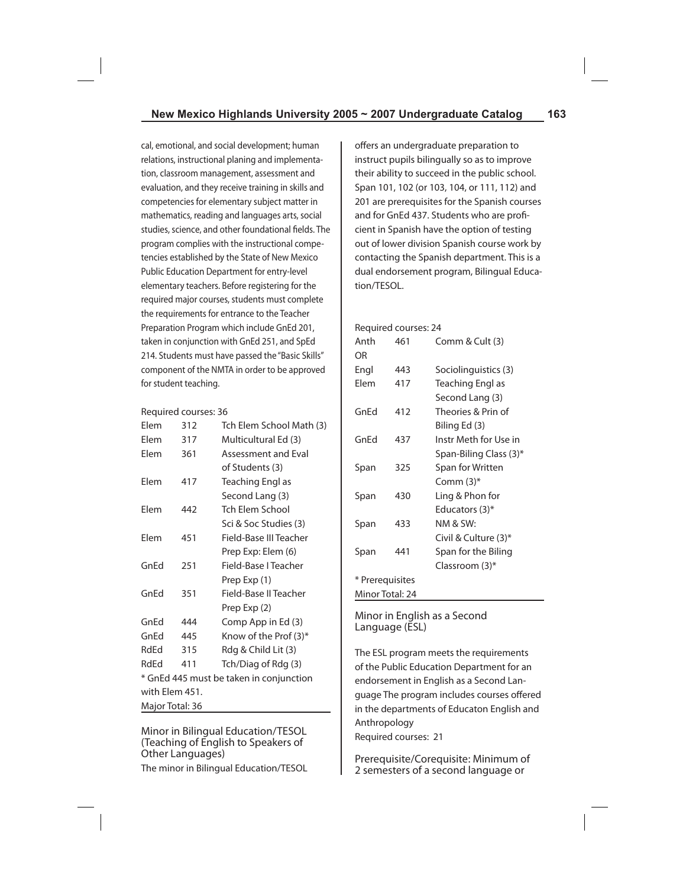cal, emotional, and social development; human relations, instructional planing and implementation, classroom management, assessment and evaluation, and they receive training in skills and competencies for elementary subject matter in mathematics, reading and languages arts, social studies, science, and other foundational fields. The program complies with the instructional competencies established by the State of New Mexico Public Education Department for entry-level elementary teachers. Before registering for the required major courses, students must complete the requirements for entrance to the Teacher Preparation Program which include GnEd 201, taken in conjunction with GnEd 251, and SpEd 214. Students must have passed the "Basic Skills" component of the NMTA in order to be approved for student teaching.

Required courses: 36

| | | |
|---|---|---|
| Elem | 312 | Tch Elem School Math (3) |
| Elem | 317 | Multicultural Ed (3) |
| Elem | 361 | Assessment and Eval of Students (3) |
| Elem | 417 | Teaching Engl as Second Lang (3) |
| Elem | 442 | Tch Elem School Sci & Soc Studies (3) |
| Elem | 451 | Field-Base III Teacher Prep Exp: Elem (6) |
| GnEd | 251 | Field-Base I Teacher Prep Exp (1) |
| GnEd | 351 | Field-Base II Teacher Prep Exp (2) |
| GnEd | 444 | Comp App in Ed (3) |
| GnEd | 445 | Know of the Prof (3)* |
| RdEd | 315 | Rdg & Child Lit (3) |
| RdEd | 411 | Tch/Diag of Rdg (3) |

* GnEd 445 must be taken in conjunction with Elem 451.

Major Total: 36

## Minor in Bilingual Education/TESOL (Teaching of English to Speakers of Other Languages)

The minor in Bilingual Education/TESOL offers an undergraduate preparation to instruct pupils bilingually so as to improve their ability to succeed in the public school. Span 101, 102 (or 103, 104, or 111, 112) and 201 are prerequisites for the Spanish courses and for GnEd 437. Students who are proficient in Spanish have the option of testing out of lower division Spanish course work by contacting the Spanish department. This is a dual endorsement program, Bilingual Education/TESOL.

Required courses: 24

| | | |
|---|---|---|
| Anth | 461 | Comm & Cult (3) |
| OR | | |
| Engl | 443 | Sociolinguistics (3) |
| Elem | 417 | Teaching Engl as Second Lang (3) |
| GnEd | 412 | Theories & Prin of Biling Ed (3) |
| GnEd | 437 | Instr Meth for Use in Span-Biling Class (3)* |
| Span | 325 | Span for Written Comm (3)* |
| Span | 430 | Ling & Phon for Educators (3)* |
| Span | 433 | NM & SW: Civil & Culture (3)* |
| Span | 441 | Span for the Biling Classroom (3)* |

* Prerequisites

Minor Total: 24

## Minor in English as a Second Language (ESL)

The ESL program meets the requirements of the Public Education Department for an endorsement in English as a Second Language The program includes courses offered in the departments of Educaton English and Anthropology

Required courses: 21

Prerequisite/Corequisite: Minimum of 2 semesters of a second language or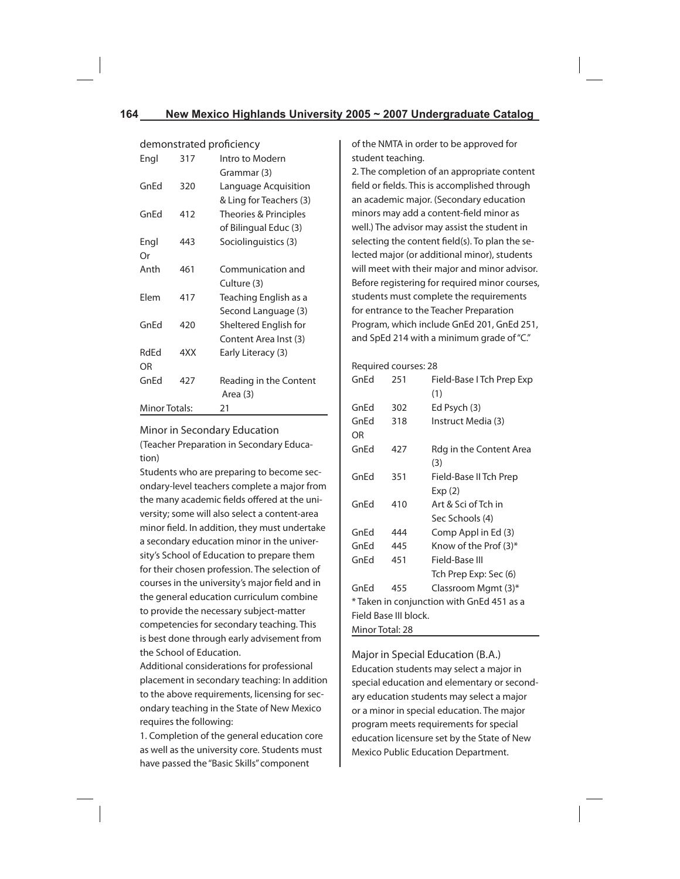demonstrated proficiency

| | | |
|---|---|---|
| Engl | 317 | Intro to Modern Grammar (3) |
| GnEd | 320 | Language Acquisition & Ling for Teachers (3) |
| GnEd | 412 | Theories & Principles of Bilingual Educ (3) |
| Engl | 443 | Sociolinguistics (3) |
| Or | | |
| Anth | 461 | Communication and Culture (3) |
| Elem | 417 | Teaching English as a Second Language (3) |
| GnEd | 420 | Sheltered English for Content Area Inst (3) |
| RdEd | 4XX | Early Literacy (3) |
| OR | | |
| GnEd | 427 | Reading in the Content Area (3) |
| Minor Totals: | | 21 |

## Minor in Secondary Education

(Teacher Preparation in Secondary Education)

Students who are preparing to become secondary-level teachers complete a major from the many academic fields offered at the university; some will also select a content-area minor field. In addition, they must undertake a secondary education minor in the university's School of Education to prepare them for their chosen profession. The selection of courses in the university's major field and in the general education curriculum combine to provide the necessary subject-matter competencies for secondary teaching. This is best done through early advisement from the School of Education.

Additional considerations for professional placement in secondary teaching: In addition to the above requirements, licensing for secondary teaching in the State of New Mexico requires the following:

1. Completion of the general education core as well as the university core. Students must have passed the "Basic Skills" component of the NMTA in order to be approved for student teaching.
2. The completion of an appropriate content field or fields. This is accomplished through an academic major. (Secondary education minors may add a content-field minor as well.) The advisor may assist the student in selecting the content field(s). To plan the selected major (or additional minor), students will meet with their major and minor advisor. Before registering for required minor courses, students must complete the requirements for entrance to the Teacher Preparation Program, which include GnEd 201, GnEd 251, and SpEd 214 with a minimum grade of "C."

Required courses: 28

| | | |
|---|---|---|
| GnEd | 251 | Field-Base I Tch Prep Exp (1) |
| GnEd | 302 | Ed Psych (3) |
| GnEd | 318 | Instruct Media (3) |
| OR | | |
| GnEd | 427 | Rdg in the Content Area (3) |
| GnEd | 351 | Field-Base II Tch Prep Exp (2) |
| GnEd | 410 | Art & Sci of Tch in Sec Schools (4) |
| GnEd | 444 | Comp Appl in Ed (3) |
| GnEd | 445 | Know of the Prof (3)* |
| GnEd | 451 | Field-Base III Tch Prep Exp: Sec (6) |
| GnEd | 455 | Classroom Mgmt (3)* |

* Taken in conjunction with GnEd 451 as a Field Base III block.

Minor Total: 28

## Major in Special Education (B.A.)

Education students may select a major in special education and elementary or secondary education students may select a major or a minor in special education. The major program meets requirements for special education licensure set by the State of New Mexico Public Education Department.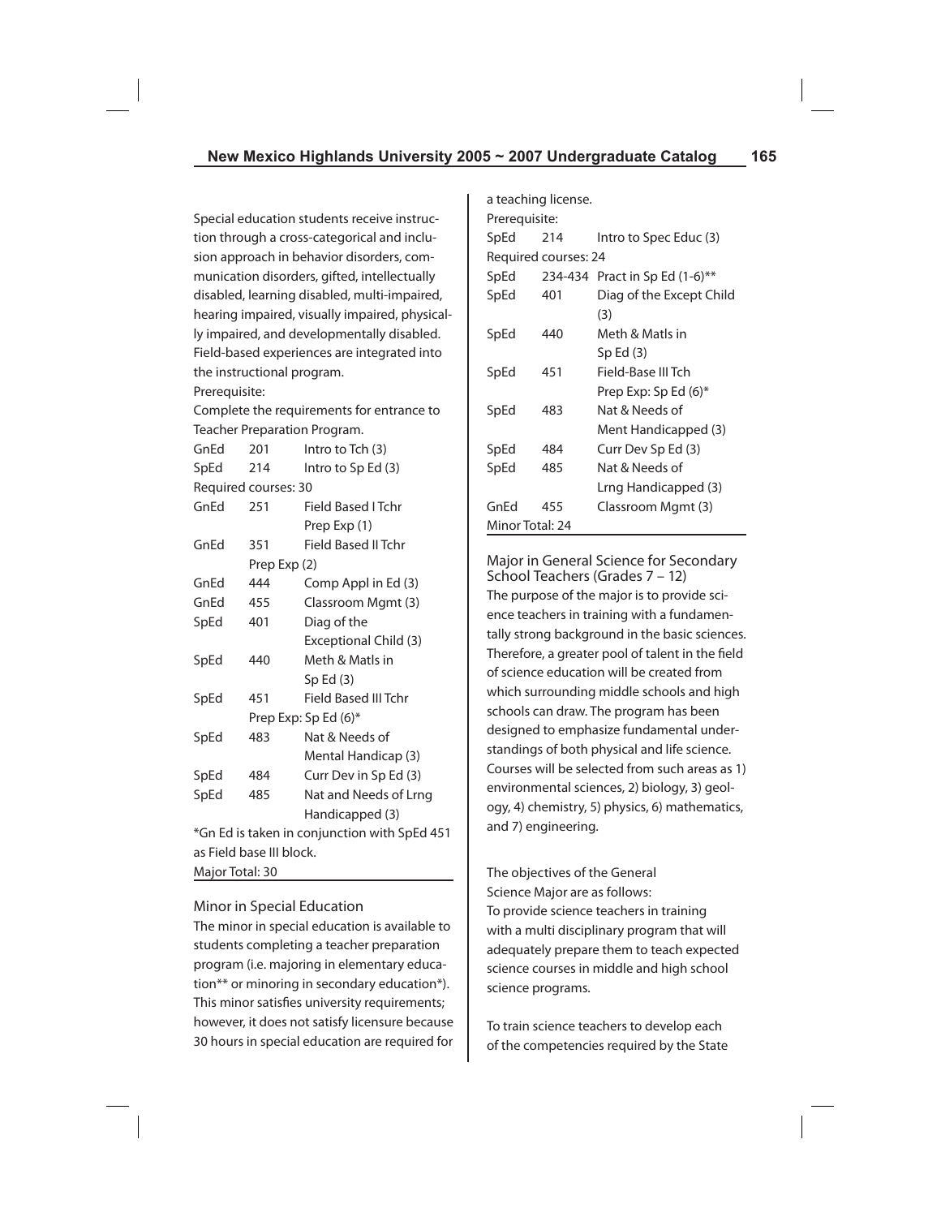Special education students receive instruction through a cross-categorical and inclusion approach in behavior disorders, communication disorders, gifted, intellectually disabled, learning disabled, multi-impaired, hearing impaired, visually impaired, physically impaired, and developmentally disabled. Field-based experiences are integrated into the instructional program.

Prerequisite:

Complete the requirements for entrance to Teacher Preparation Program.

| | | |
|---|---|---|
| GnEd | 201 | Intro to Tch (3) |
| SpEd | 214 | Intro to Sp Ed (3) |

Required courses: 30

| | | |
|---|---|---|
| GnEd | 251 | Field Based I Tchr Prep Exp (1) |
| GnEd | 351 | Field Based II Tchr Prep Exp (2) |
| GnEd | 444 | Comp Appl in Ed (3) |
| GnEd | 455 | Classroom Mgmt (3) |
| SpEd | 401 | Diag of the Exceptional Child (3) |
| SpEd | 440 | Meth & Matls in Sp Ed (3) |
| SpEd | 451 | Field Based III Tchr Prep Exp: Sp Ed (6)* |
| SpEd | 483 | Nat & Needs of Mental Handicap (3) |
| SpEd | 484 | Curr Dev in Sp Ed (3) |
| SpEd | 485 | Nat and Needs of Lrng Handicapped (3) |

*Gn Ed is taken in conjunction with SpEd 451 as Field base III block.

Major Total: 30

## Minor in Special Education

The minor in special education is available to students completing a teacher preparation program (i.e. majoring in elementary education** or minoring in secondary education*). This minor satisfies university requirements; however, it does not satisfy licensure because 30 hours in special education are required for a teaching license.

Prerequisite:

| | | |
|---|---|---|
| SpEd | 214 | Intro to Spec Educ (3) |

Required courses: 24

| | | |
|---|---|---|
| SpEd | 234-434 | Pract in Sp Ed (1-6)** |
| SpEd | 401 | Diag of the Except Child (3) |
| SpEd | 440 | Meth & Matls in Sp Ed (3) |
| SpEd | 451 | Field-Base III Tch Prep Exp: Sp Ed (6)* |
| SpEd | 483 | Nat & Needs of Ment Handicapped (3) |
| SpEd | 484 | Curr Dev Sp Ed (3) |
| SpEd | 485 | Nat & Needs of Lrng Handicapped (3) |
| GnEd | 455 | Classroom Mgmt (3) |

Minor Total: 24

## Major in General Science for Secondary School Teachers (Grades 7 – 12)

The purpose of the major is to provide science teachers in training with a fundamentally strong background in the basic sciences. Therefore, a greater pool of talent in the field of science education will be created from which surrounding middle schools and high schools can draw. The program has been designed to emphasize fundamental understandings of both physical and life science. Courses will be selected from such areas as 1) environmental sciences, 2) biology, 3) geology, 4) chemistry, 5) physics, 6) mathematics, and 7) engineering.

The objectives of the General Science Major are as follows:

To provide science teachers in training with a multi disciplinary program that will adequately prepare them to teach expected science courses in middle and high school science programs.

To train science teachers to develop each of the competencies required by the State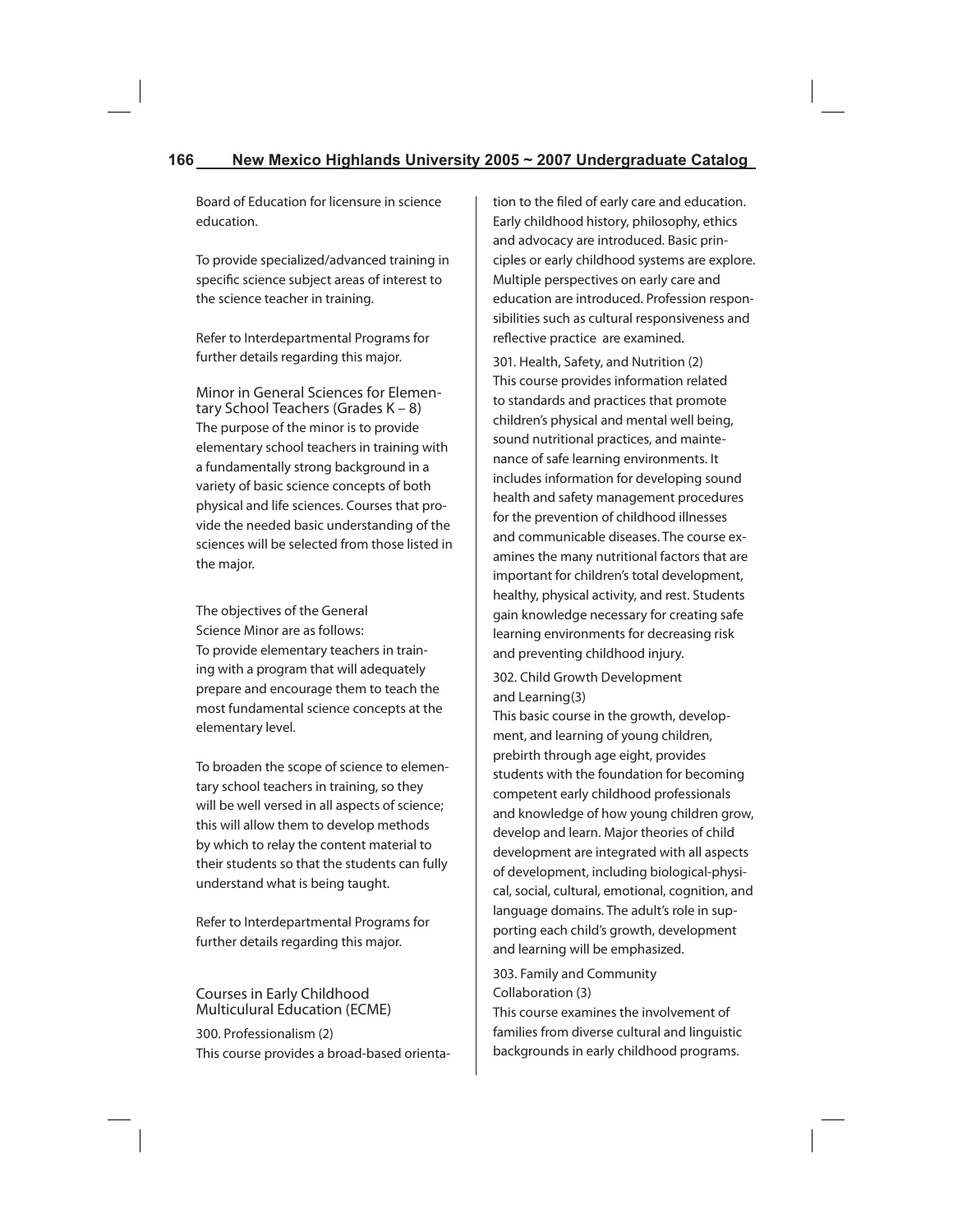Board of Education for licensure in science education.

To provide specialized/advanced training in specific science subject areas of interest to the science teacher in training.

Refer to Interdepartmental Programs for further details regarding this major.

## Minor in General Sciences for Elementary School Teachers (Grades K – 8)

The purpose of the minor is to provide elementary school teachers in training with a fundamentally strong background in a variety of basic science concepts of both physical and life sciences. Courses that provide the needed basic understanding of the sciences will be selected from those listed in the major.

The objectives of the General Science Minor are as follows:
To provide elementary teachers in training with a program that will adequately prepare and encourage them to teach the most fundamental science concepts at the elementary level.

To broaden the scope of science to elementary school teachers in training, so they will be well versed in all aspects of science; this will allow them to develop methods by which to relay the content material to their students so that the students can fully understand what is being taught.

Refer to Interdepartmental Programs for further details regarding this major.

## Courses in Early Childhood Multiculural Education (ECME)

300. Professionalism (2)
This course provides a broad-based orientation to the filed of early care and education. Early childhood history, philosophy, ethics and advocacy are introduced. Basic principles or early childhood systems are explore. Multiple perspectives on early care and education are introduced. Profession responsibilities such as cultural responsiveness and reflective practice are examined.

301. Health, Safety, and Nutrition (2)
This course provides information related to standards and practices that promote children's physical and mental well being, sound nutritional practices, and maintenance of safe learning environments. It includes information for developing sound health and safety management procedures for the prevention of childhood illnesses and communicable diseases. The course examines the many nutritional factors that are important for children's total development, healthy, physical activity, and rest. Students gain knowledge necessary for creating safe learning environments for decreasing risk and preventing childhood injury.

302. Child Growth Development and Learning(3)
This basic course in the growth, development, and learning of young children, prebirth through age eight, provides students with the foundation for becoming competent early childhood professionals and knowledge of how young children grow, develop and learn. Major theories of child development are integrated with all aspects of development, including biological-physical, social, cultural, emotional, cognition, and language domains. The adult's role in supporting each child's growth, development and learning will be emphasized.

303. Family and Community Collaboration (3)
This course examines the involvement of families from diverse cultural and linguistic backgrounds in early childhood programs.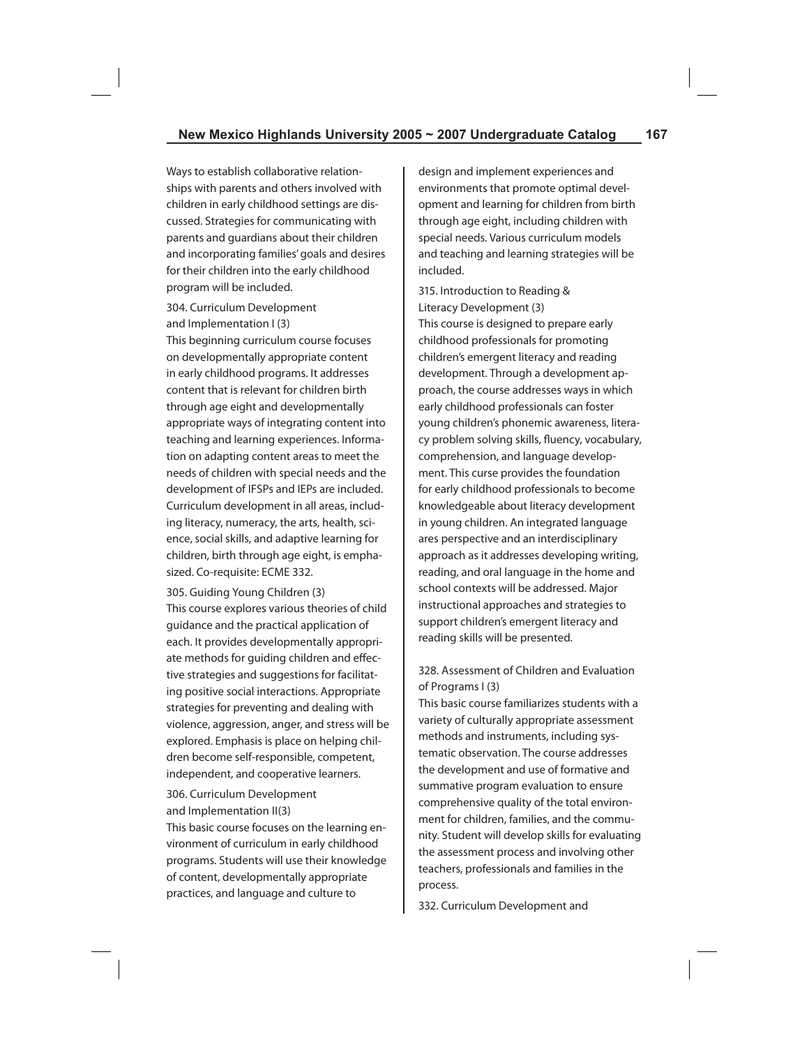Ways to establish collaborative relationships with parents and others involved with children in early childhood settings are discussed. Strategies for communicating with parents and guardians about their children and incorporating families' goals and desires for their children into the early childhood program will be included.

304. Curriculum Development and Implementation I (3)
This beginning curriculum course focuses on developmentally appropriate content in early childhood programs. It addresses content that is relevant for children birth through age eight and developmentally appropriate ways of integrating content into teaching and learning experiences. Information on adapting content areas to meet the needs of children with special needs and the development of IFSPs and IEPs are included. Curriculum development in all areas, including literacy, numeracy, the arts, health, science, social skills, and adaptive learning for children, birth through age eight, is emphasized. Co-requisite: ECME 332.

305. Guiding Young Children (3)
This course explores various theories of child guidance and the practical application of each. It provides developmentally appropriate methods for guiding children and effective strategies and suggestions for facilitating positive social interactions. Appropriate strategies for preventing and dealing with violence, aggression, anger, and stress will be explored. Emphasis is place on helping children become self-responsible, competent, independent, and cooperative learners.

306. Curriculum Development and Implementation II(3)
This basic course focuses on the learning environment of curriculum in early childhood programs. Students will use their knowledge of content, developmentally appropriate practices, and language and culture to design and implement experiences and environments that promote optimal development and learning for children from birth through age eight, including children with special needs. Various curriculum models and teaching and learning strategies will be included.

315. Introduction to Reading & Literacy Development (3)
This course is designed to prepare early childhood professionals for promoting children's emergent literacy and reading development. Through a development approach, the course addresses ways in which early childhood professionals can foster young children's phonemic awareness, literacy problem solving skills, fluency, vocabulary, comprehension, and language development. This curse provides the foundation for early childhood professionals to become knowledgeable about literacy development in young children. An integrated language ares perspective and an interdisciplinary approach as it addresses developing writing, reading, and oral language in the home and school contexts will be addressed. Major instructional approaches and strategies to support children's emergent literacy and reading skills will be presented.

328. Assessment of Children and Evaluation of Programs I (3)
This basic course familiarizes students with a variety of culturally appropriate assessment methods and instruments, including systematic observation. The course addresses the development and use of formative and summative program evaluation to ensure comprehensive quality of the total environment for children, families, and the community. Student will develop skills for evaluating the assessment process and involving other teachers, professionals and families in the process.

332. Curriculum Development and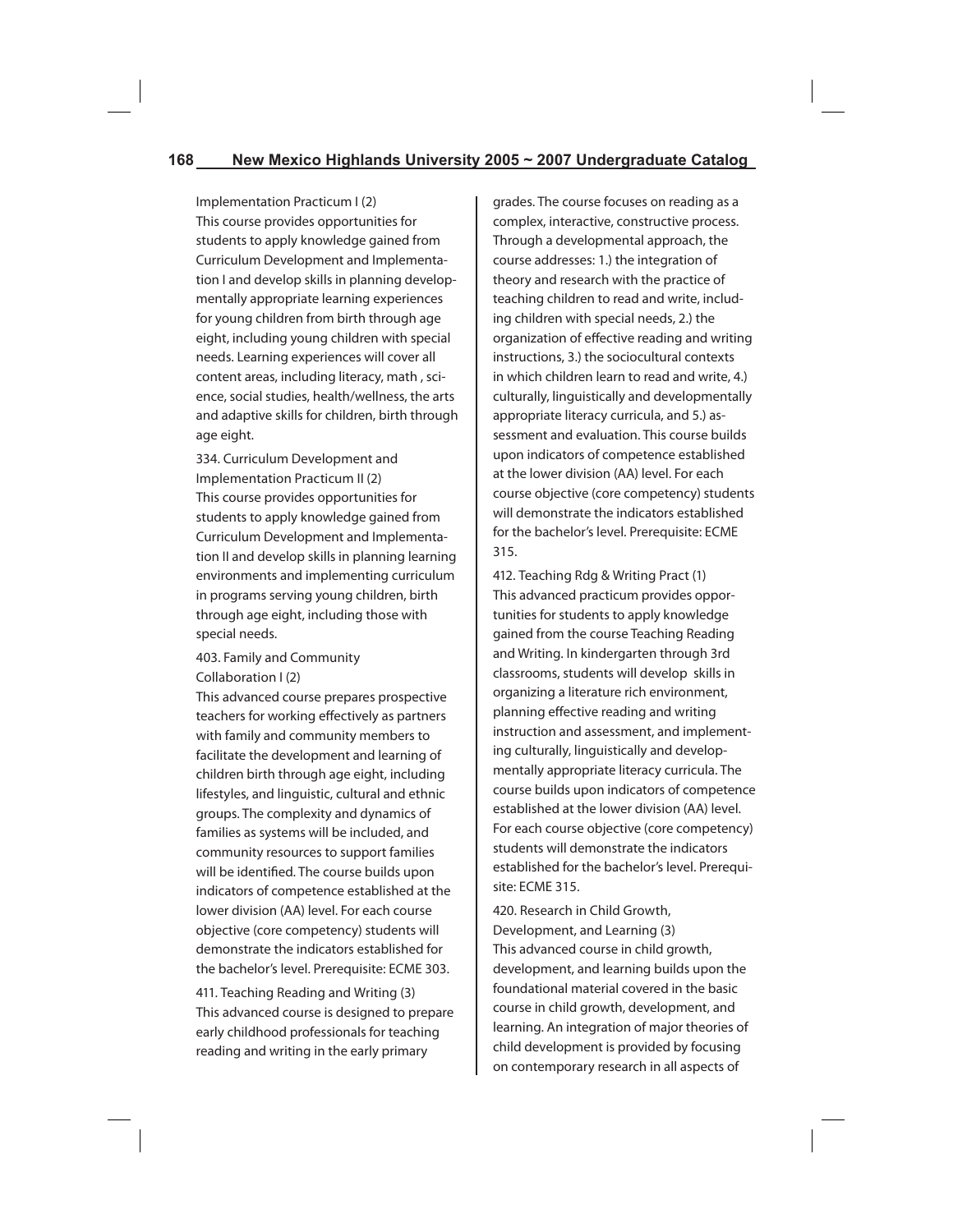Implementation Practicum I (2)
This course provides opportunities for students to apply knowledge gained from Curriculum Development and Implementation I and develop skills in planning developmentally appropriate learning experiences for young children from birth through age eight, including young children with special needs. Learning experiences will cover all content areas, including literacy, math , science, social studies, health/wellness, the arts and adaptive skills for children, birth through age eight.

334. Curriculum Development and Implementation Practicum II (2)
This course provides opportunities for students to apply knowledge gained from Curriculum Development and Implementation II and develop skills in planning learning environments and implementing curriculum in programs serving young children, birth through age eight, including those with special needs.

403. Family and Community Collaboration I (2)
This advanced course prepares prospective teachers for working effectively as partners with family and community members to facilitate the development and learning of children birth through age eight, including lifestyles, and linguistic, cultural and ethnic groups. The complexity and dynamics of families as systems will be included, and community resources to support families will be identified. The course builds upon indicators of competence established at the lower division (AA) level. For each course objective (core competency) students will demonstrate the indicators established for the bachelor's level. Prerequisite: ECME 303.

411. Teaching Reading and Writing (3)
This advanced course is designed to prepare early childhood professionals for teaching reading and writing in the early primary grades. The course focuses on reading as a complex, interactive, constructive process. Through a developmental approach, the course addresses: 1.) the integration of theory and research with the practice of teaching children to read and write, including children with special needs, 2.) the organization of effective reading and writing instructions, 3.) the sociocultural contexts in which children learn to read and write, 4.) culturally, linguistically and developmentally appropriate literacy curricula, and 5.) assessment and evaluation. This course builds upon indicators of competence established at the lower division (AA) level. For each course objective (core competency) students will demonstrate the indicators established for the bachelor's level. Prerequisite: ECME 315.

412. Teaching Rdg & Writing Pract (1)
This advanced practicum provides opportunities for students to apply knowledge gained from the course Teaching Reading and Writing. In kindergarten through 3rd classrooms, students will develop skills in organizing a literature rich environment, planning effective reading and writing instruction and assessment, and implementing culturally, linguistically and developmentally appropriate literacy curricula. The course builds upon indicators of competence established at the lower division (AA) level. For each course objective (core competency) students will demonstrate the indicators established for the bachelor's level. Prerequisite: ECME 315.

420. Research in Child Growth, Development, and Learning (3)
This advanced course in child growth, development, and learning builds upon the foundational material covered in the basic course in child growth, development, and learning. An integration of major theories of child development is provided by focusing on contemporary research in all aspects of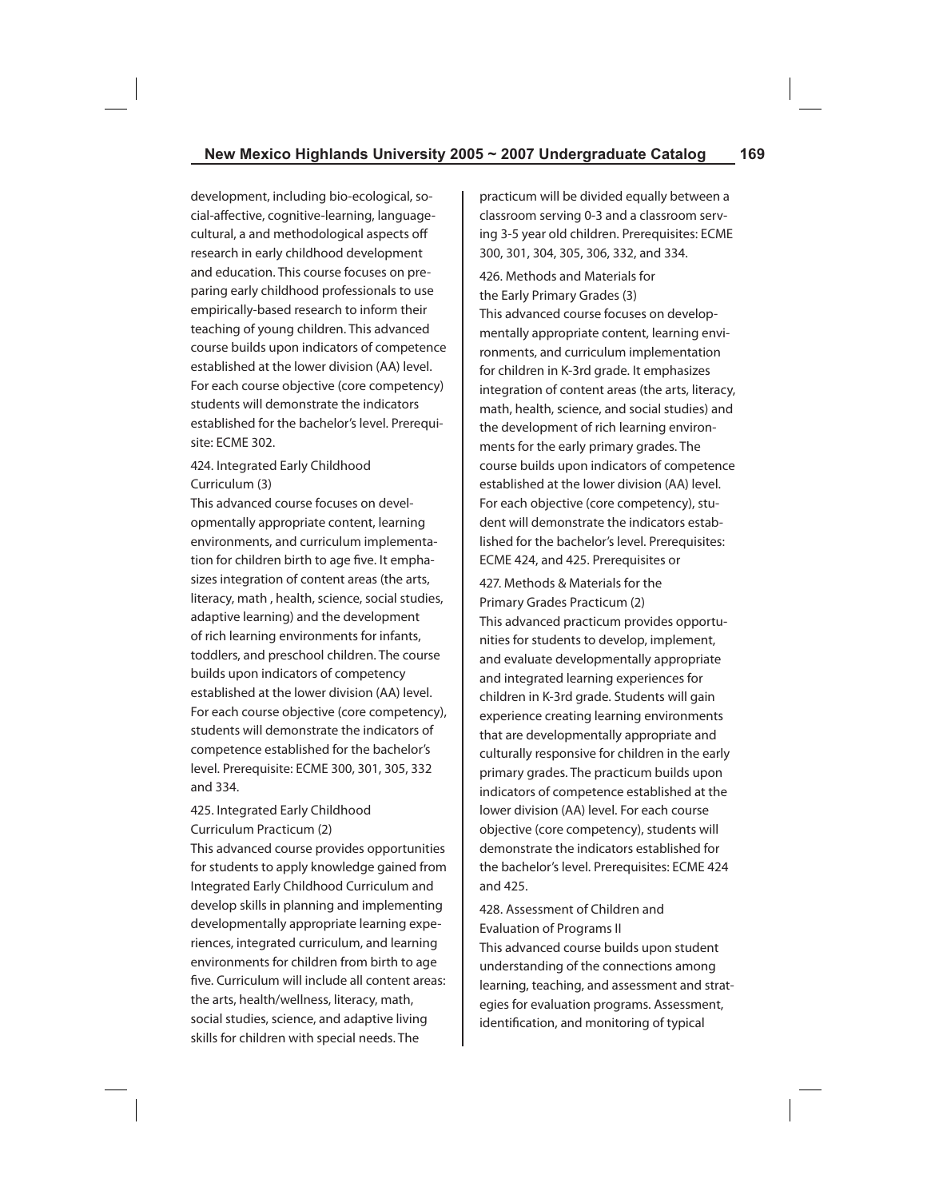development, including bio-ecological, social-affective, cognitive-learning, language-cultural, a and methodological aspects off research in early childhood development and education. This course focuses on preparing early childhood professionals to use empirically-based research to inform their teaching of young children. This advanced course builds upon indicators of competence established at the lower division (AA) level. For each course objective (core competency) students will demonstrate the indicators established for the bachelor's level. Prerequisite: ECME 302.

424. Integrated Early Childhood Curriculum (3)

This advanced course focuses on developmentally appropriate content, learning environments, and curriculum implementation for children birth to age five. It emphasizes integration of content areas (the arts, literacy, math , health, science, social studies, adaptive learning) and the development of rich learning environments for infants, toddlers, and preschool children. The course builds upon indicators of competency established at the lower division (AA) level. For each course objective (core competency), students will demonstrate the indicators of competence established for the bachelor's level. Prerequisite: ECME 300, 301, 305, 332 and 334.

425. Integrated Early Childhood Curriculum Practicum (2)

This advanced course provides opportunities for students to apply knowledge gained from Integrated Early Childhood Curriculum and develop skills in planning and implementing developmentally appropriate learning experiences, integrated curriculum, and learning environments for children from birth to age five. Curriculum will include all content areas: the arts, health/wellness, literacy, math, social studies, science, and adaptive living skills for children with special needs. The practicum will be divided equally between a classroom serving 0-3 and a classroom serving 3-5 year old children. Prerequisites: ECME 300, 301, 304, 305, 306, 332, and 334.

426. Methods and Materials for the Early Primary Grades (3)

This advanced course focuses on developmentally appropriate content, learning environments, and curriculum implementation for children in K-3rd grade. It emphasizes integration of content areas (the arts, literacy, math, health, science, and social studies) and the development of rich learning environments for the early primary grades. The course builds upon indicators of competence established at the lower division (AA) level. For each objective (core competency), student will demonstrate the indicators established for the bachelor's level. Prerequisites: ECME 424, and 425. Prerequisites or

427. Methods & Materials for the Primary Grades Practicum (2)

This advanced practicum provides opportunities for students to develop, implement, and evaluate developmentally appropriate and integrated learning experiences for children in K-3rd grade. Students will gain experience creating learning environments that are developmentally appropriate and culturally responsive for children in the early primary grades. The practicum builds upon indicators of competence established at the lower division (AA) level. For each course objective (core competency), students will demonstrate the indicators established for the bachelor's level. Prerequisites: ECME 424 and 425.

428. Assessment of Children and Evaluation of Programs II

This advanced course builds upon student understanding of the connections among learning, teaching, and assessment and strategies for evaluation programs. Assessment, identification, and monitoring of typical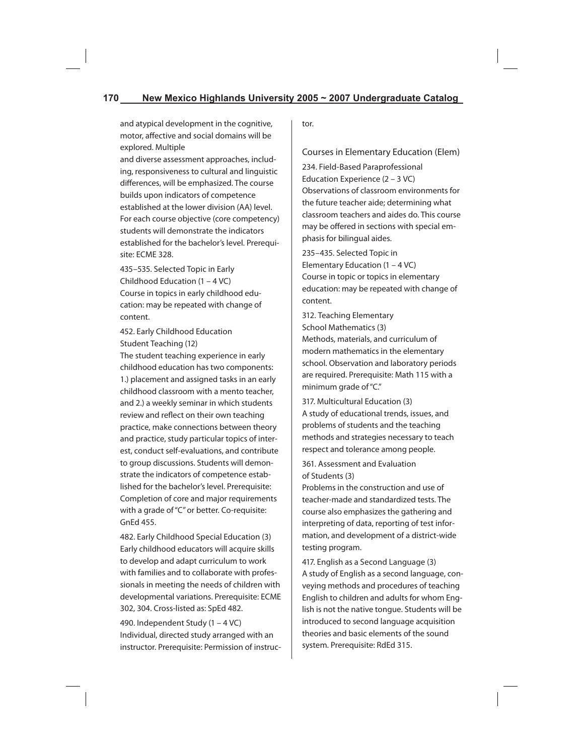and atypical development in the cognitive, motor, affective and social domains will be explored. Multiple
and diverse assessment approaches, including, responsiveness to cultural and linguistic differences, will be emphasized. The course builds upon indicators of competence established at the lower division (AA) level. For each course objective (core competency) students will demonstrate the indicators established for the bachelor's level. Prerequisite: ECME 328.

435–535. Selected Topic in Early Childhood Education (1 – 4 VC)
Course in topics in early childhood education: may be repeated with change of content.

452. Early Childhood Education Student Teaching (12)
The student teaching experience in early childhood education has two components: 1.) placement and assigned tasks in an early childhood classroom with a mento teacher, and 2.) a weekly seminar in which students review and reflect on their own teaching practice, make connections between theory and practice, study particular topics of interest, conduct self-evaluations, and contribute to group discussions. Students will demonstrate the indicators of competence established for the bachelor's level. Prerequisite: Completion of core and major requirements with a grade of "C" or better. Co-requisite: GnEd 455.

482. Early Childhood Special Education (3)
Early childhood educators will acquire skills to develop and adapt curriculum to work with families and to collaborate with professionals in meeting the needs of children with developmental variations. Prerequisite: ECME 302, 304. Cross-listed as: SpEd 482.

490. Independent Study (1 – 4 VC)
Individual, directed study arranged with an instructor. Prerequisite: Permission of instructor.

## Courses in Elementary Education (Elem)

234. Field-Based Paraprofessional Education Experience (2 – 3 VC)
Observations of classroom environments for the future teacher aide; determining what classroom teachers and aides do. This course may be offered in sections with special emphasis for bilingual aides.

235–435. Selected Topic in Elementary Education (1 – 4 VC)
Course in topic or topics in elementary education: may be repeated with change of content.

312. Teaching Elementary School Mathematics (3)
Methods, materials, and curriculum of modern mathematics in the elementary school. Observation and laboratory periods are required. Prerequisite: Math 115 with a minimum grade of "C."

317. Multicultural Education (3)
A study of educational trends, issues, and problems of students and the teaching methods and strategies necessary to teach respect and tolerance among people.

361. Assessment and Evaluation of Students (3)
Problems in the construction and use of teacher-made and standardized tests. The course also emphasizes the gathering and interpreting of data, reporting of test information, and development of a district-wide testing program.

417. English as a Second Language (3)
A study of English as a second language, conveying methods and procedures of teaching English to children and adults for whom English is not the native tongue. Students will be introduced to second language acquisition theories and basic elements of the sound system. Prerequisite: RdEd 315.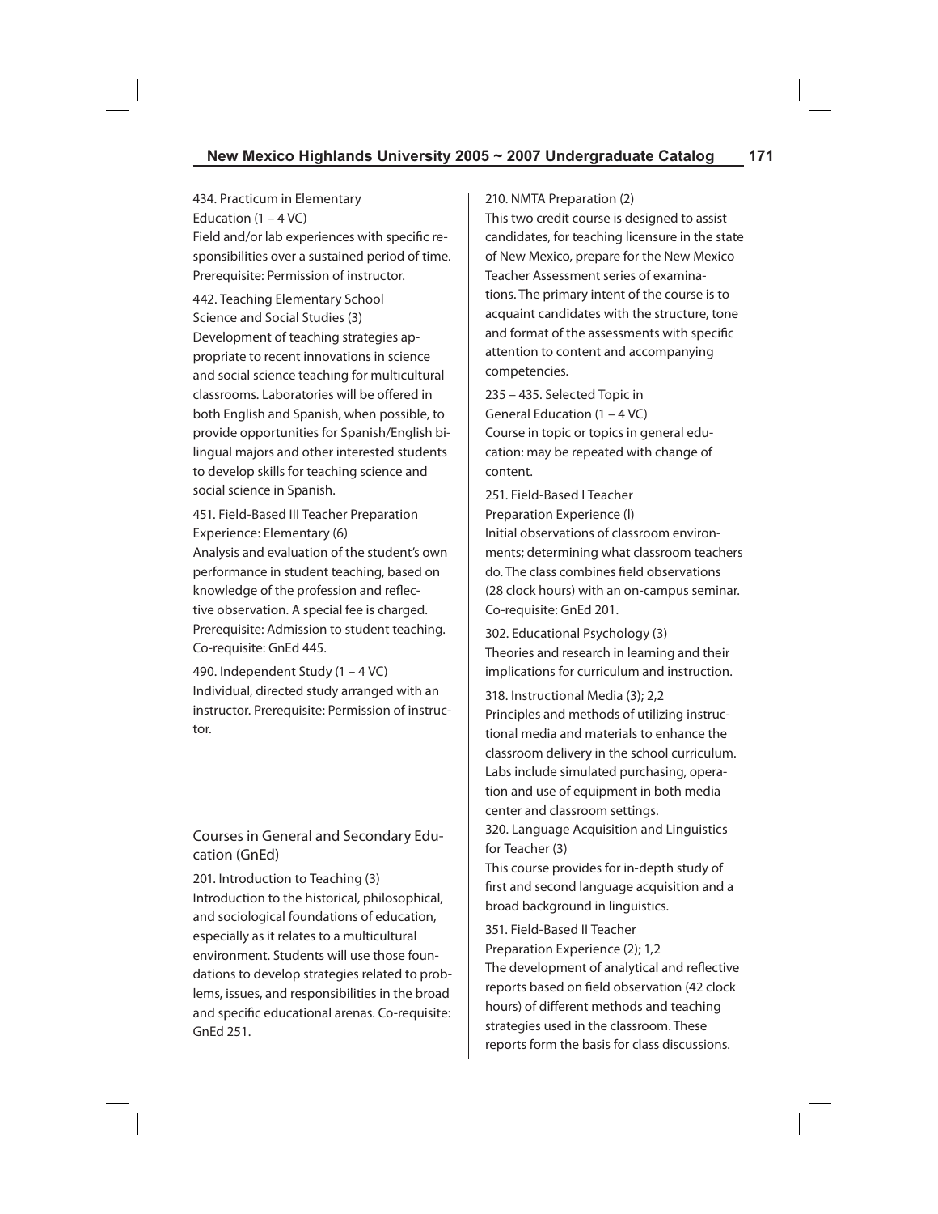434. Practicum in Elementary Education (1 – 4 VC)
Field and/or lab experiences with specific responsibilities over a sustained period of time. Prerequisite: Permission of instructor.

442. Teaching Elementary School Science and Social Studies (3)
Development of teaching strategies appropriate to recent innovations in science and social science teaching for multicultural classrooms. Laboratories will be offered in both English and Spanish, when possible, to provide opportunities for Spanish/English bilingual majors and other interested students to develop skills for teaching science and social science in Spanish.

451. Field-Based III Teacher Preparation Experience: Elementary (6)
Analysis and evaluation of the student's own performance in student teaching, based on knowledge of the profession and reflective observation. A special fee is charged. Prerequisite: Admission to student teaching. Co-requisite: GnEd 445.

490. Independent Study (1 – 4 VC)
Individual, directed study arranged with an instructor. Prerequisite: Permission of instructor.

## Courses in General and Secondary Education (GnEd)

201. Introduction to Teaching (3)
Introduction to the historical, philosophical, and sociological foundations of education, especially as it relates to a multicultural environment. Students will use those foundations to develop strategies related to problems, issues, and responsibilities in the broad and specific educational arenas. Co-requisite: GnEd 251.

210. NMTA Preparation (2)
This two credit course is designed to assist candidates, for teaching licensure in the state of New Mexico, prepare for the New Mexico Teacher Assessment series of examinations. The primary intent of the course is to acquaint candidates with the structure, tone and format of the assessments with specific attention to content and accompanying competencies.

235 – 435. Selected Topic in General Education (1 – 4 VC)
Course in topic or topics in general education: may be repeated with change of content.

251. Field-Based I Teacher Preparation Experience (l)
Initial observations of classroom environments; determining what classroom teachers do. The class combines field observations (28 clock hours) with an on-campus seminar. Co-requisite: GnEd 201.

302. Educational Psychology (3)
Theories and research in learning and their implications for curriculum and instruction.

318. Instructional Media (3); 2,2
Principles and methods of utilizing instructional media and materials to enhance the classroom delivery in the school curriculum. Labs include simulated purchasing, operation and use of equipment in both media center and classroom settings.

320. Language Acquisition and Linguistics for Teacher (3)
This course provides for in-depth study of first and second language acquisition and a broad background in linguistics.

351. Field-Based II Teacher Preparation Experience (2); 1,2
The development of analytical and reflective reports based on field observation (42 clock hours) of different methods and teaching strategies used in the classroom. These reports form the basis for class discussions.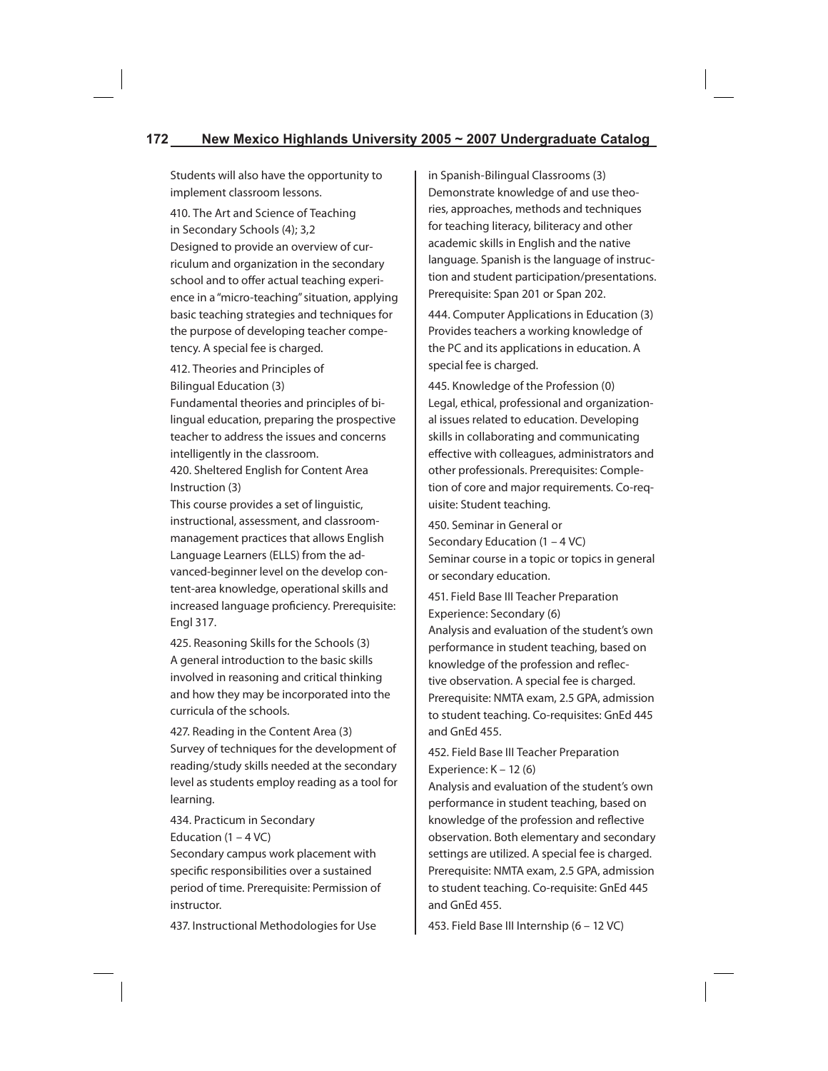Students will also have the opportunity to implement classroom lessons.

410. The Art and Science of Teaching in Secondary Schools (4); 3,2
Designed to provide an overview of curriculum and organization in the secondary school and to offer actual teaching experience in a "micro-teaching" situation, applying basic teaching strategies and techniques for the purpose of developing teacher competency. A special fee is charged.

412. Theories and Principles of Bilingual Education (3)
Fundamental theories and principles of bilingual education, preparing the prospective teacher to address the issues and concerns intelligently in the classroom.

420. Sheltered English for Content Area Instruction (3)
This course provides a set of linguistic, instructional, assessment, and classroom-management practices that allows English Language Learners (ELLS) from the advanced-beginner level on the develop content-area knowledge, operational skills and increased language proficiency. Prerequisite: Engl 317.

425. Reasoning Skills for the Schools (3)
A general introduction to the basic skills involved in reasoning and critical thinking and how they may be incorporated into the curricula of the schools.

427. Reading in the Content Area (3)
Survey of techniques for the development of reading/study skills needed at the secondary level as students employ reading as a tool for learning.

434. Practicum in Secondary Education (1 – 4 VC)
Secondary campus work placement with specific responsibilities over a sustained period of time. Prerequisite: Permission of instructor.

437. Instructional Methodologies for Use in Spanish-Bilingual Classrooms (3)
Demonstrate knowledge of and use theories, approaches, methods and techniques for teaching literacy, biliteracy and other academic skills in English and the native language. Spanish is the language of instruction and student participation/presentations. Prerequisite: Span 201 or Span 202.

444. Computer Applications in Education (3)
Provides teachers a working knowledge of the PC and its applications in education. A special fee is charged.

445. Knowledge of the Profession (0)
Legal, ethical, professional and organizational issues related to education. Developing skills in collaborating and communicating effective with colleagues, administrators and other professionals. Prerequisites: Completion of core and major requirements. Co-requisite: Student teaching.

450. Seminar in General or Secondary Education (1 – 4 VC)
Seminar course in a topic or topics in general or secondary education.

451. Field Base III Teacher Preparation Experience: Secondary (6)
Analysis and evaluation of the student's own performance in student teaching, based on knowledge of the profession and reflective observation. A special fee is charged. Prerequisite: NMTA exam, 2.5 GPA, admission to student teaching. Co-requisites: GnEd 445 and GnEd 455.

452. Field Base III Teacher Preparation Experience: K – 12 (6)
Analysis and evaluation of the student's own performance in student teaching, based on knowledge of the profession and reflective observation. Both elementary and secondary settings are utilized. A special fee is charged. Prerequisite: NMTA exam, 2.5 GPA, admission to student teaching. Co-requisite: GnEd 445 and GnEd 455.

453. Field Base III Internship (6 – 12 VC)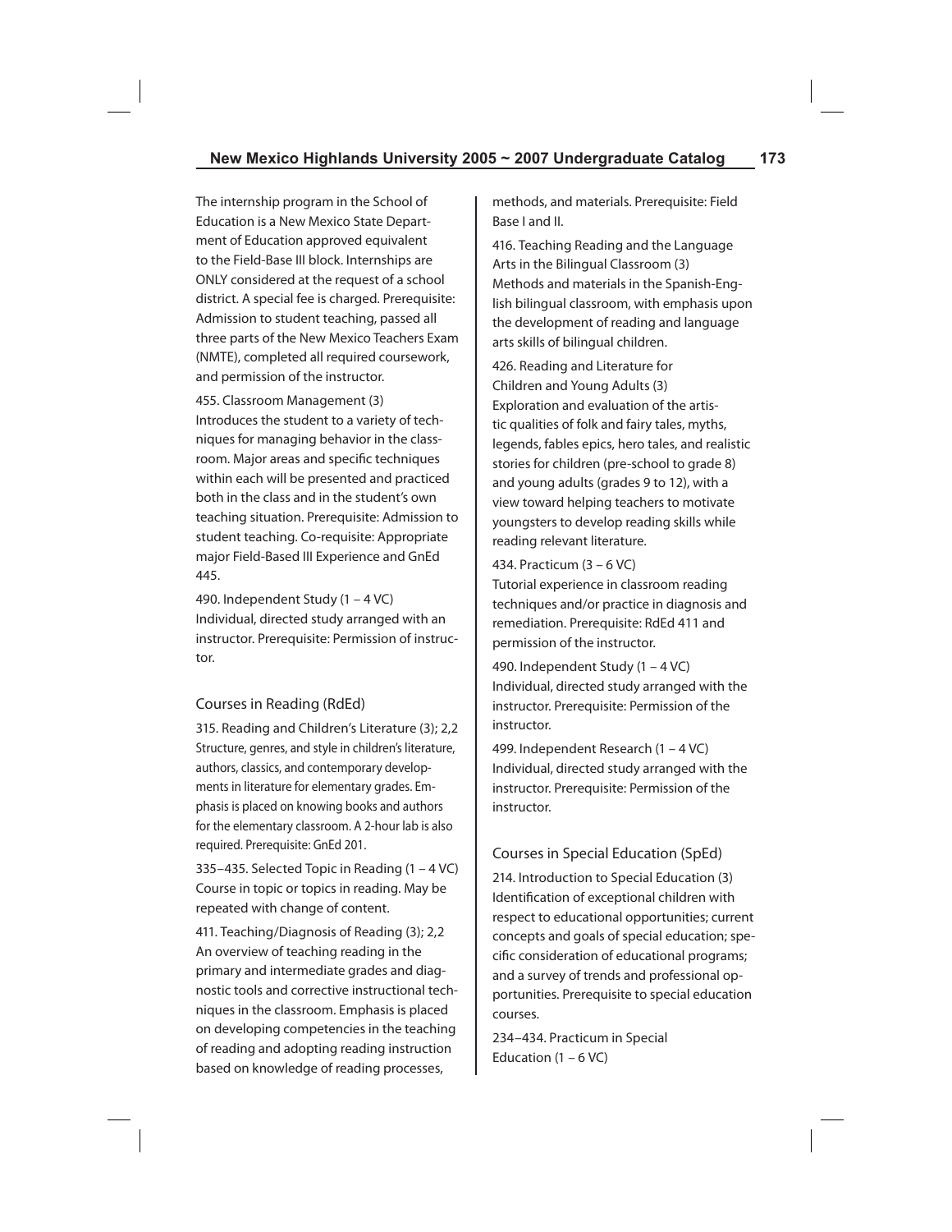The internship program in the School of Education is a New Mexico State Department of Education approved equivalent to the Field-Base III block. Internships are ONLY considered at the request of a school district. A special fee is charged. Prerequisite: Admission to student teaching, passed all three parts of the New Mexico Teachers Exam (NMTE), completed all required coursework, and permission of the instructor.

455. Classroom Management (3)
Introduces the student to a variety of techniques for managing behavior in the classroom. Major areas and specific techniques within each will be presented and practiced both in the class and in the student's own teaching situation. Prerequisite: Admission to student teaching. Co-requisite: Appropriate major Field-Based III Experience and GnEd 445.

490. Independent Study (1 – 4 VC)
Individual, directed study arranged with an instructor. Prerequisite: Permission of instructor.

## Courses in Reading (RdEd)

315. Reading and Children's Literature (3); 2,2
Structure, genres, and style in children's literature, authors, classics, and contemporary developments in literature for elementary grades. Emphasis is placed on knowing books and authors for the elementary classroom. A 2-hour lab is also required. Prerequisite: GnEd 201.

335–435. Selected Topic in Reading (1 – 4 VC)
Course in topic or topics in reading. May be repeated with change of content.

411. Teaching/Diagnosis of Reading (3); 2,2
An overview of teaching reading in the primary and intermediate grades and diagnostic tools and corrective instructional techniques in the classroom. Emphasis is placed on developing competencies in the teaching of reading and adopting reading instruction based on knowledge of reading processes, methods, and materials. Prerequisite: Field Base I and II.

416. Teaching Reading and the Language Arts in the Bilingual Classroom (3)
Methods and materials in the Spanish-English bilingual classroom, with emphasis upon the development of reading and language arts skills of bilingual children.

426. Reading and Literature for Children and Young Adults (3)
Exploration and evaluation of the artistic qualities of folk and fairy tales, myths, legends, fables epics, hero tales, and realistic stories for children (pre-school to grade 8) and young adults (grades 9 to 12), with a view toward helping teachers to motivate youngsters to develop reading skills while reading relevant literature.

434. Practicum (3 – 6 VC)
Tutorial experience in classroom reading techniques and/or practice in diagnosis and remediation. Prerequisite: RdEd 411 and permission of the instructor.

490. Independent Study (1 – 4 VC)
Individual, directed study arranged with the instructor. Prerequisite: Permission of the instructor.

499. Independent Research (1 – 4 VC)
Individual, directed study arranged with the instructor. Prerequisite: Permission of the instructor.

## Courses in Special Education (SpEd)

214. Introduction to Special Education (3)
Identification of exceptional children with respect to educational opportunities; current concepts and goals of special education; specific consideration of educational programs; and a survey of trends and professional opportunities. Prerequisite to special education courses.

234–434. Practicum in Special Education (1 – 6 VC)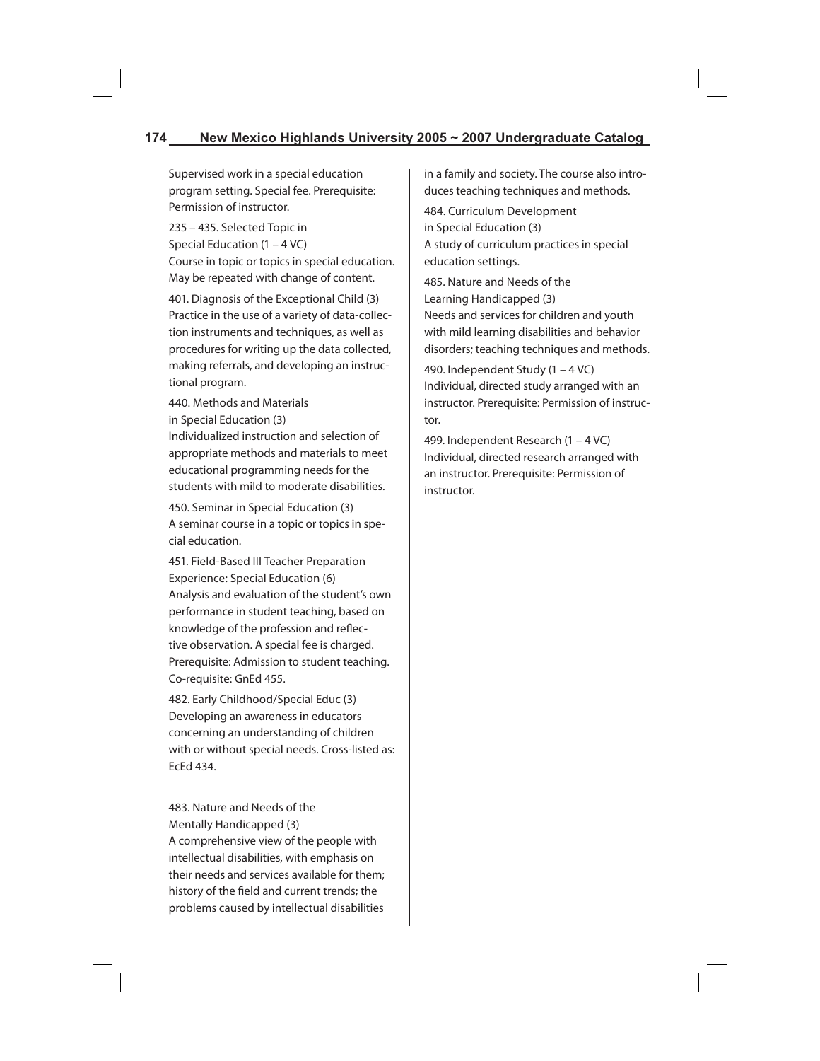Supervised work in a special education program setting. Special fee. Prerequisite: Permission of instructor.

235 – 435. Selected Topic in Special Education (1 – 4 VC)
Course in topic or topics in special education. May be repeated with change of content.

401. Diagnosis of the Exceptional Child (3)
Practice in the use of a variety of data-collection instruments and techniques, as well as procedures for writing up the data collected, making referrals, and developing an instructional program.

440. Methods and Materials in Special Education (3)
Individualized instruction and selection of appropriate methods and materials to meet educational programming needs for the students with mild to moderate disabilities.

450. Seminar in Special Education (3)
A seminar course in a topic or topics in special education.

451. Field-Based III Teacher Preparation Experience: Special Education (6)
Analysis and evaluation of the student's own performance in student teaching, based on knowledge of the profession and reflective observation. A special fee is charged. Prerequisite: Admission to student teaching. Co-requisite: GnEd 455.

482. Early Childhood/Special Educ (3)
Developing an awareness in educators concerning an understanding of children with or without special needs. Cross-listed as: EcEd 434.

483. Nature and Needs of the Mentally Handicapped (3)
A comprehensive view of the people with intellectual disabilities, with emphasis on their needs and services available for them; history of the field and current trends; the problems caused by intellectual disabilities in a family and society. The course also introduces teaching techniques and methods.

484. Curriculum Development in Special Education (3)
A study of curriculum practices in special education settings.

485. Nature and Needs of the Learning Handicapped (3)
Needs and services for children and youth with mild learning disabilities and behavior disorders; teaching techniques and methods.

490. Independent Study (1 – 4 VC)
Individual, directed study arranged with an instructor. Prerequisite: Permission of instructor.

499. Independent Research (1 – 4 VC)
Individual, directed research arranged with an instructor. Prerequisite: Permission of instructor.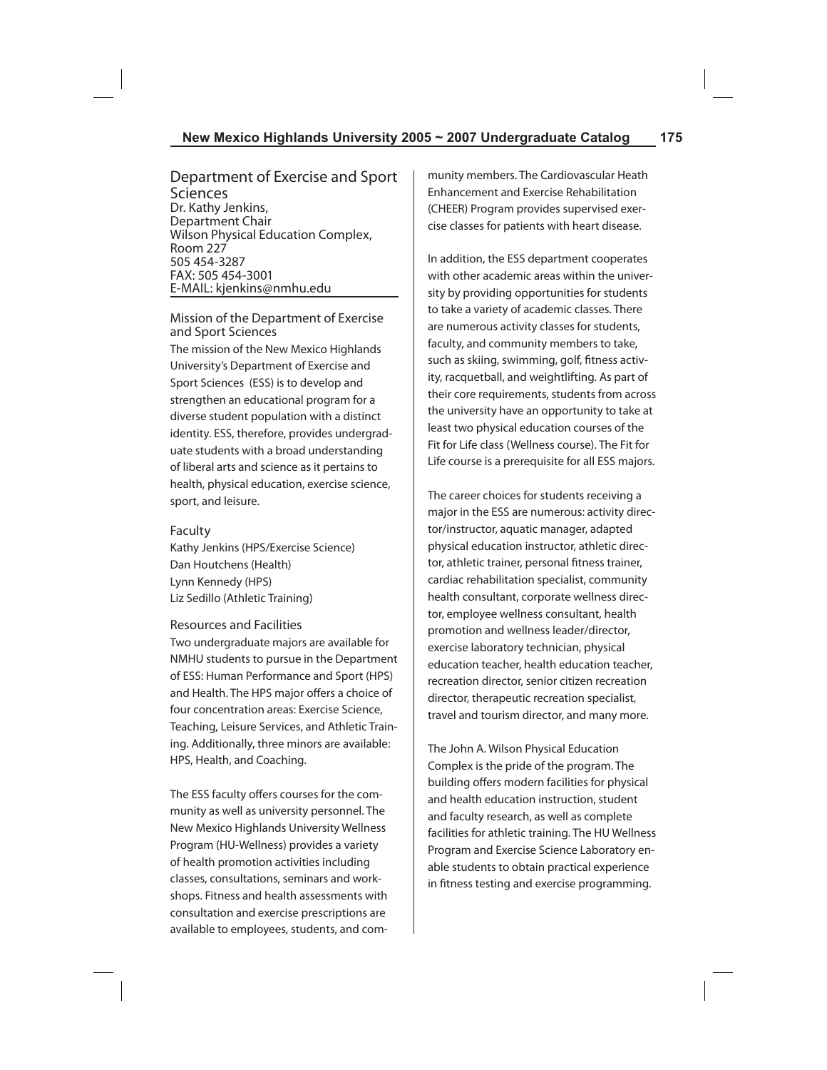## Department of Exercise and Sport Sciences

Dr. Kathy Jenkins,
Department Chair
Wilson Physical Education Complex,
Room 227
505 454-3287
FAX: 505 454-3001
E-MAIL: kjenkins@nmhu.edu

### Mission of the Department of Exercise and Sport Sciences

The mission of the New Mexico Highlands University's Department of Exercise and Sport Sciences (ESS) is to develop and strengthen an educational program for a diverse student population with a distinct identity. ESS, therefore, provides undergraduate students with a broad understanding of liberal arts and science as it pertains to health, physical education, exercise science, sport, and leisure.

### Faculty

Kathy Jenkins (HPS/Exercise Science)
Dan Houtchens (Health)
Lynn Kennedy (HPS)
Liz Sedillo (Athletic Training)

### Resources and Facilities

Two undergraduate majors are available for NMHU students to pursue in the Department of ESS: Human Performance and Sport (HPS) and Health. The HPS major offers a choice of four concentration areas: Exercise Science, Teaching, Leisure Services, and Athletic Training. Additionally, three minors are available: HPS, Health, and Coaching.

The ESS faculty offers courses for the community as well as university personnel. The New Mexico Highlands University Wellness Program (HU-Wellness) provides a variety of health promotion activities including classes, consultations, seminars and workshops. Fitness and health assessments with consultation and exercise prescriptions are available to employees, students, and community members. The Cardiovascular Heath Enhancement and Exercise Rehabilitation (CHEER) Program provides supervised exercise classes for patients with heart disease.

In addition, the ESS department cooperates with other academic areas within the university by providing opportunities for students to take a variety of academic classes. There are numerous activity classes for students, faculty, and community members to take, such as skiing, swimming, golf, fitness activity, racquetball, and weightlifting. As part of their core requirements, students from across the university have an opportunity to take at least two physical education courses of the Fit for Life class (Wellness course). The Fit for Life course is a prerequisite for all ESS majors.

The career choices for students receiving a major in the ESS are numerous: activity director/instructor, aquatic manager, adapted physical education instructor, athletic director, athletic trainer, personal fitness trainer, cardiac rehabilitation specialist, community health consultant, corporate wellness director, employee wellness consultant, health promotion and wellness leader/director, exercise laboratory technician, physical education teacher, health education teacher, recreation director, senior citizen recreation director, therapeutic recreation specialist, travel and tourism director, and many more.

The John A. Wilson Physical Education Complex is the pride of the program. The building offers modern facilities for physical and health education instruction, student and faculty research, as well as complete facilities for athletic training. The HU Wellness Program and Exercise Science Laboratory enable students to obtain practical experience in fitness testing and exercise programming.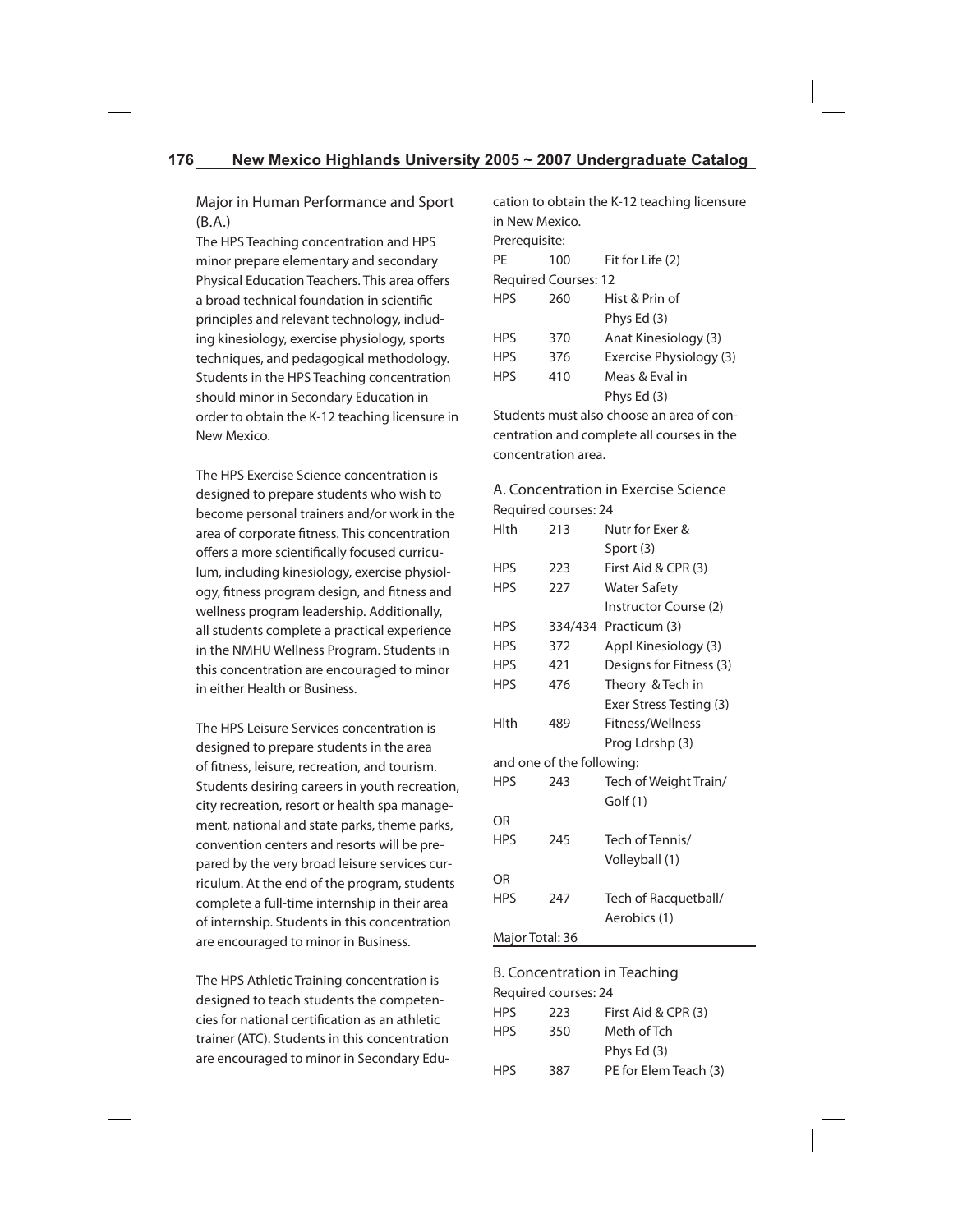## Major in Human Performance and Sport (B.A.)

The HPS Teaching concentration and HPS minor prepare elementary and secondary Physical Education Teachers. This area offers a broad technical foundation in scientific principles and relevant technology, including kinesiology, exercise physiology, sports techniques, and pedagogical methodology. Students in the HPS Teaching concentration should minor in Secondary Education in order to obtain the K-12 teaching licensure in New Mexico.

The HPS Exercise Science concentration is designed to prepare students who wish to become personal trainers and/or work in the area of corporate fitness. This concentration offers a more scientifically focused curriculum, including kinesiology, exercise physiology, fitness program design, and fitness and wellness program leadership. Additionally, all students complete a practical experience in the NMHU Wellness Program. Students in this concentration are encouraged to minor in either Health or Business.

The HPS Leisure Services concentration is designed to prepare students in the area of fitness, leisure, recreation, and tourism. Students desiring careers in youth recreation, city recreation, resort or health spa management, national and state parks, theme parks, convention centers and resorts will be prepared by the very broad leisure services curriculum. At the end of the program, students complete a full-time internship in their area of internship. Students in this concentration are encouraged to minor in Business.

The HPS Athletic Training concentration is designed to teach students the competencies for national certification as an athletic trainer (ATC). Students in this concentration are encouraged to minor in Secondary Education to obtain the K-12 teaching licensure in New Mexico.

Prerequisite:

| | | |
|---|---|---|
| PE | 100 | Fit for Life (2) |

Required Courses: 12

| | | |
|---|---|---|
| HPS | 260 | Hist & Prin of Phys Ed (3) |
| HPS | 370 | Anat Kinesiology (3) |
| HPS | 376 | Exercise Physiology (3) |
| HPS | 410 | Meas & Eval in Phys Ed (3) |

Students must also choose an area of concentration and complete all courses in the concentration area.

### A. Concentration in Exercise Science

Required courses: 24

| | | |
|---|---|---|
| Hlth | 213 | Nutr for Exer & Sport (3) |
| HPS | 223 | First Aid & CPR (3) |
| HPS | 227 | Water Safety Instructor Course (2) |
| HPS | 334/434 | Practicum (3) |
| HPS | 372 | Appl Kinesiology (3) |
| HPS | 421 | Designs for Fitness (3) |
| HPS | 476 | Theory & Tech in Exer Stress Testing (3) |
| Hlth | 489 | Fitness/Wellness Prog Ldrshp (3) |

and one of the following:

| | | |
|---|---|---|
| HPS | 243 | Tech of Weight Train/ Golf (1) |
| OR | | |
| HPS | 245 | Tech of Tennis/ Volleyball (1) |
| OR | | |
| HPS | 247 | Tech of Racquetball/ Aerobics (1) |

Major Total: 36

### B. Concentration in Teaching

Required courses: 24

| | | |
|---|---|---|
| HPS | 223 | First Aid & CPR (3) |
| HPS | 350 | Meth of Tch Phys Ed (3) |
| HPS | 387 | PE for Elem Teach (3) |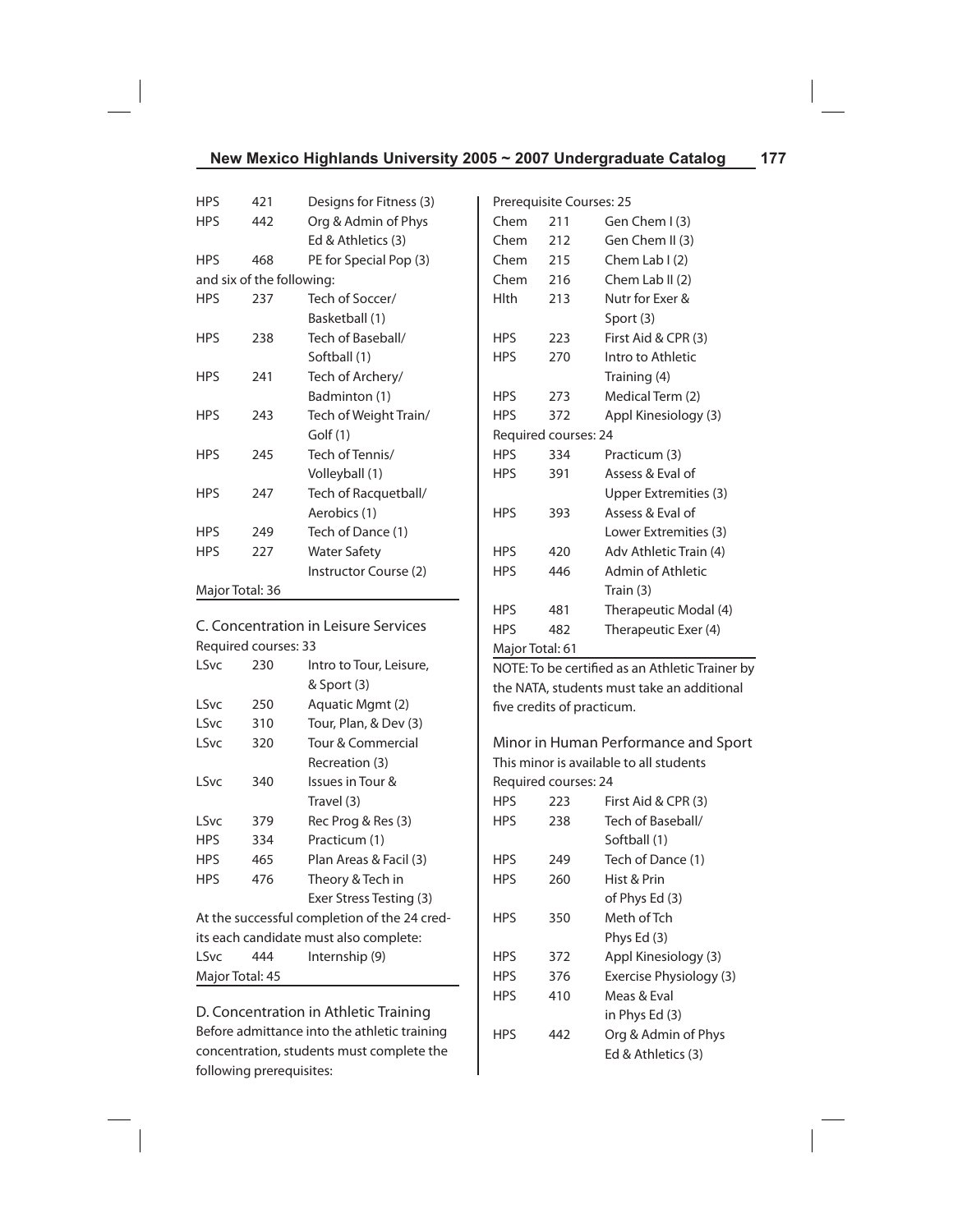| | | |
|---|---|---|
| HPS | 421 | Designs for Fitness (3) |
| HPS | 442 | Org & Admin of Phys Ed & Athletics (3) |
| HPS | 468 | PE for Special Pop (3) |

and six of the following:

| | | |
|---|---|---|
| HPS | 237 | Tech of Soccer/ Basketball (1) |
| HPS | 238 | Tech of Baseball/ Softball (1) |
| HPS | 241 | Tech of Archery/ Badminton (1) |
| HPS | 243 | Tech of Weight Train/ Golf (1) |
| HPS | 245 | Tech of Tennis/ Volleyball (1) |
| HPS | 247 | Tech of Racquetball/ Aerobics (1) |
| HPS | 249 | Tech of Dance (1) |
| HPS | 227 | Water Safety Instructor Course (2) |

Major Total: 36

## C. Concentration in Leisure Services

Required courses: 33

| | | |
|---|---|---|
| LSvc | 230 | Intro to Tour, Leisure, & Sport (3) |
| LSvc | 250 | Aquatic Mgmt (2) |
| LSvc | 310 | Tour, Plan, & Dev (3) |
| LSvc | 320 | Tour & Commercial Recreation (3) |
| LSvc | 340 | Issues in Tour & Travel (3) |
| LSvc | 379 | Rec Prog & Res (3) |
| HPS | 334 | Practicum (1) |
| HPS | 465 | Plan Areas & Facil (3) |
| HPS | 476 | Theory & Tech in Exer Stress Testing (3) |

At the successful completion of the 24 credits each candidate must also complete:

| | | |
|---|---|---|
| LSvc | 444 | Internship (9) |

Major Total: 45

## D. Concentration in Athletic Training

Before admittance into the athletic training concentration, students must complete the following prerequisites:

Prerequisite Courses: 25

| | | |
|---|---|---|
| Chem | 211 | Gen Chem I (3) |
| Chem | 212 | Gen Chem II (3) |
| Chem | 215 | Chem Lab I (2) |
| Chem | 216 | Chem Lab II (2) |
| Hlth | 213 | Nutr for Exer & Sport (3) |
| HPS | 223 | First Aid & CPR (3) |
| HPS | 270 | Intro to Athletic Training (4) |
| HPS | 273 | Medical Term (2) |
| HPS | 372 | Appl Kinesiology (3) |

Required courses: 24

| | | |
|---|---|---|
| HPS | 334 | Practicum (3) |
| HPS | 391 | Assess & Eval of Upper Extremities (3) |
| HPS | 393 | Assess & Eval of Lower Extremities (3) |
| HPS | 420 | Adv Athletic Train (4) |
| HPS | 446 | Admin of Athletic Train (3) |
| HPS | 481 | Therapeutic Modal (4) |
| HPS | 482 | Therapeutic Exer (4) |

Major Total: 61

NOTE: To be certified as an Athletic Trainer by the NATA, students must take an additional five credits of practicum.

## Minor in Human Performance and Sport

This minor is available to all students

Required courses: 24

| | | |
|---|---|---|
| HPS | 223 | First Aid & CPR (3) |
| HPS | 238 | Tech of Baseball/ Softball (1) |
| HPS | 249 | Tech of Dance (1) |
| HPS | 260 | Hist & Prin of Phys Ed (3) |
| HPS | 350 | Meth of Tch Phys Ed (3) |
| HPS | 372 | Appl Kinesiology (3) |
| HPS | 376 | Exercise Physiology (3) |
| HPS | 410 | Meas & Eval in Phys Ed (3) |
| HPS | 442 | Org & Admin of Phys Ed & Athletics (3) |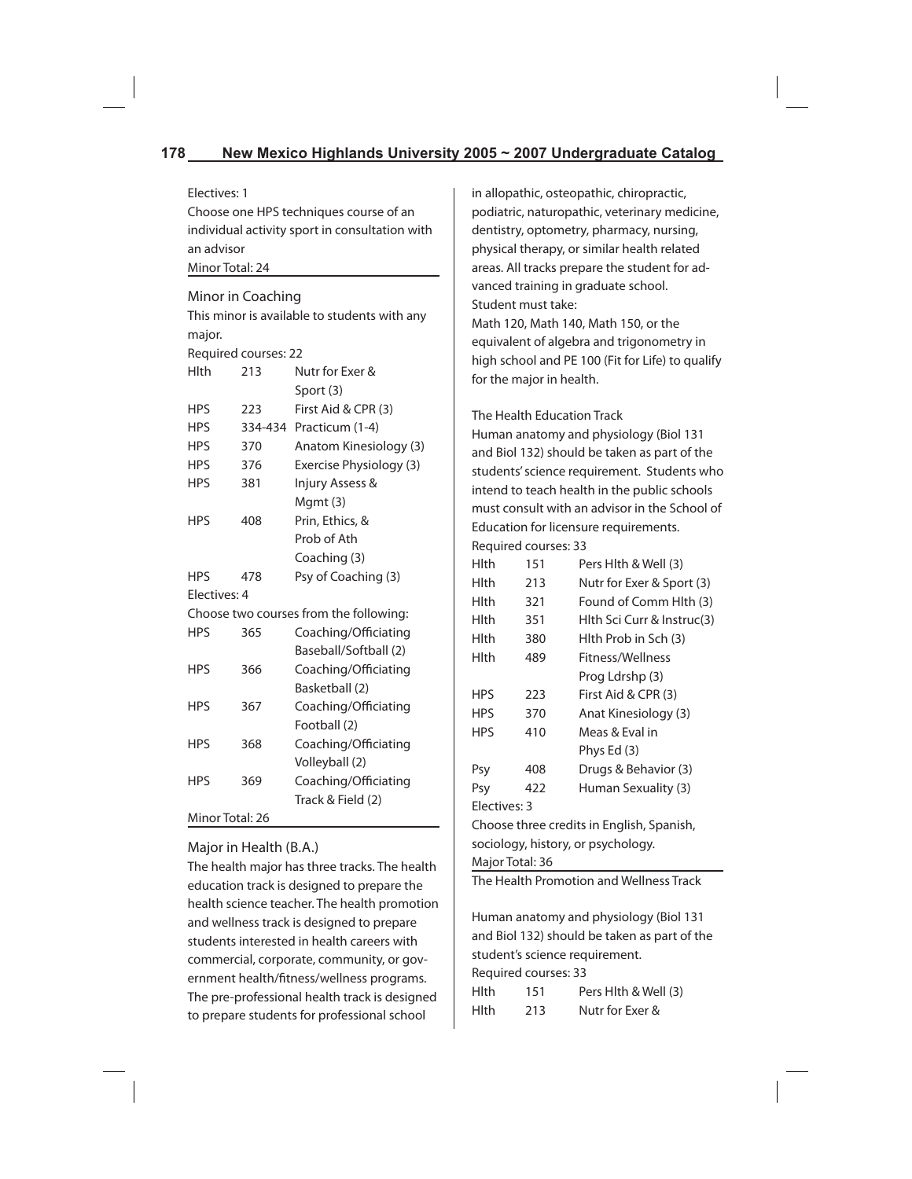Electives: 1

Choose one HPS techniques course of an individual activity sport in consultation with an advisor

Minor Total: 24

## Minor in Coaching

This minor is available to students with any major.

Required courses: 22

| | | |
|---|---|---|
| Hlth | 213 | Nutr for Exer & Sport (3) |
| HPS | 223 | First Aid & CPR (3) |
| HPS | 334-434 | Practicum (1-4) |
| HPS | 370 | Anatom Kinesiology (3) |
| HPS | 376 | Exercise Physiology (3) |
| HPS | 381 | Injury Assess & Mgmt (3) |
| HPS | 408 | Prin, Ethics, & Prob of Ath Coaching (3) |
| HPS | 478 | Psy of Coaching (3) |

Electives: 4

Choose two courses from the following:

| | | |
|---|---|---|
| HPS | 365 | Coaching/Officiating Baseball/Softball (2) |
| HPS | 366 | Coaching/Officiating Basketball (2) |
| HPS | 367 | Coaching/Officiating Football (2) |
| HPS | 368 | Coaching/Officiating Volleyball (2) |
| HPS | 369 | Coaching/Officiating Track & Field (2) |

Minor Total: 26

## Major in Health (B.A.)

The health major has three tracks. The health education track is designed to prepare the health science teacher. The health promotion and wellness track is designed to prepare students interested in health careers with commercial, corporate, community, or government health/fitness/wellness programs. The pre-professional health track is designed to prepare students for professional school in allopathic, osteopathic, chiropractic, podiatric, naturopathic, veterinary medicine, dentistry, optometry, pharmacy, nursing, physical therapy, or similar health related areas. All tracks prepare the student for advanced training in graduate school.

Student must take:

Math 120, Math 140, Math 150, or the equivalent of algebra and trigonometry in high school and PE 100 (Fit for Life) to qualify for the major in health.

### The Health Education Track

Human anatomy and physiology (Biol 131 and Biol 132) should be taken as part of the students' science requirement. Students who intend to teach health in the public schools must consult with an advisor in the School of Education for licensure requirements.

Required courses: 33

| | | |
|---|---|---|
| Hlth | 151 | Pers Hlth & Well (3) |
| Hlth | 213 | Nutr for Exer & Sport (3) |
| Hlth | 321 | Found of Comm Hlth (3) |
| Hlth | 351 | Hlth Sci Curr & Instruc(3) |
| Hlth | 380 | Hlth Prob in Sch (3) |
| Hlth | 489 | Fitness/Wellness Prog Ldrshp (3) |
| HPS | 223 | First Aid & CPR (3) |
| HPS | 370 | Anat Kinesiology (3) |
| HPS | 410 | Meas & Eval in Phys Ed (3) |
| Psy | 408 | Drugs & Behavior (3) |
| Psy | 422 | Human Sexuality (3) |

Electives: 3

Choose three credits in English, Spanish, sociology, history, or psychology.

Major Total: 36

### The Health Promotion and Wellness Track

Human anatomy and physiology (Biol 131 and Biol 132) should be taken as part of the student's science requirement.

Required courses: 33

| | | |
|---|---|---|
| Hlth | 151 | Pers Hlth & Well (3) |
| Hlth | 213 | Nutr for Exer & |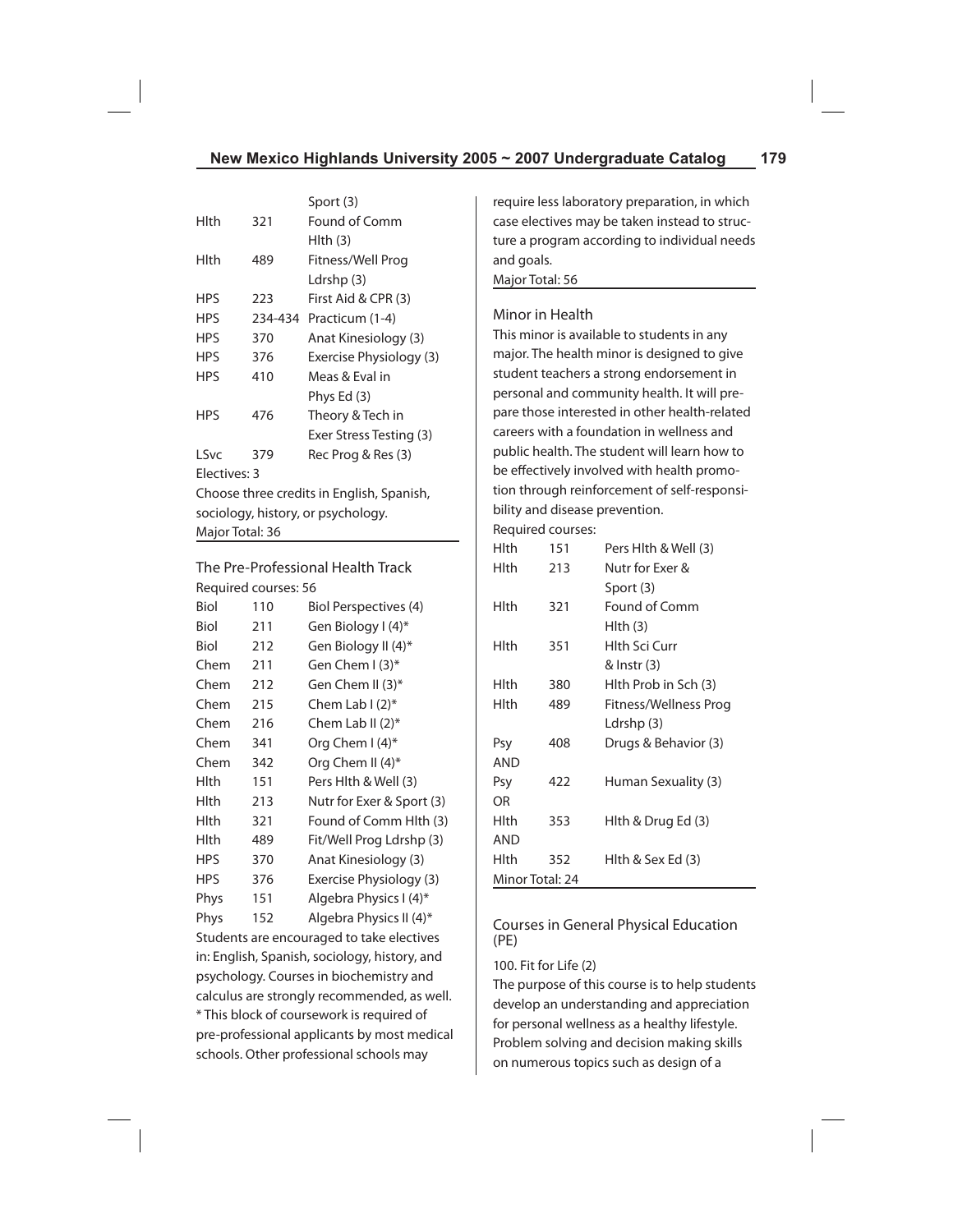| | | |
|---|---|---|
| | | Sport (3) |
| Hlth | 321 | Found of Comm Hlth (3) |
| Hlth | 489 | Fitness/Well Prog Ldrshp (3) |
| HPS | 223 | First Aid & CPR (3) |
| HPS | 234-434 | Practicum (1-4) |
| HPS | 370 | Anat Kinesiology (3) |
| HPS | 376 | Exercise Physiology (3) |
| HPS | 410 | Meas & Eval in Phys Ed (3) |
| HPS | 476 | Theory & Tech in Exer Stress Testing (3) |
| LSvc | 379 | Rec Prog & Res (3) |

Electives: 3

Choose three credits in English, Spanish, sociology, history, or psychology.

Major Total: 36

## The Pre-Professional Health Track

Required courses: 56

| | | |
|---|---|---|
| Biol | 110 | Biol Perspectives (4) |
| Biol | 211 | Gen Biology I (4)* |
| Biol | 212 | Gen Biology II (4)* |
| Chem | 211 | Gen Chem I (3)* |
| Chem | 212 | Gen Chem II (3)* |
| Chem | 215 | Chem Lab I (2)* |
| Chem | 216 | Chem Lab II (2)* |
| Chem | 341 | Org Chem I (4)* |
| Chem | 342 | Org Chem II (4)* |
| Hlth | 151 | Pers Hlth & Well (3) |
| Hlth | 213 | Nutr for Exer & Sport (3) |
| Hlth | 321 | Found of Comm Hlth (3) |
| Hlth | 489 | Fit/Well Prog Ldrshp (3) |
| HPS | 370 | Anat Kinesiology (3) |
| HPS | 376 | Exercise Physiology (3) |
| Phys | 151 | Algebra Physics I (4)* |
| Phys | 152 | Algebra Physics II (4)* |

Students are encouraged to take electives in: English, Spanish, sociology, history, and psychology. Courses in biochemistry and calculus are strongly recommended, as well.

* This block of coursework is required of pre-professional applicants by most medical schools. Other professional schools may require less laboratory preparation, in which case electives may be taken instead to structure a program according to individual needs and goals.

Major Total: 56

## Minor in Health

This minor is available to students in any major. The health minor is designed to give student teachers a strong endorsement in personal and community health. It will prepare those interested in other health-related careers with a foundation in wellness and public health. The student will learn how to be effectively involved with health promotion through reinforcement of self-responsibility and disease prevention.

Required courses:

| | | |
|---|---|---|
| Hlth | 151 | Pers Hlth & Well (3) |
| Hlth | 213 | Nutr for Exer & Sport (3) |
| Hlth | 321 | Found of Comm Hlth (3) |
| Hlth | 351 | Hlth Sci Curr & Instr (3) |
| Hlth | 380 | Hlth Prob in Sch (3) |
| Hlth | 489 | Fitness/Wellness Prog Ldrshp (3) |
| Psy | 408 | Drugs & Behavior (3) |
| AND | | |
| Psy | 422 | Human Sexuality (3) |
| OR | | |
| Hlth | 353 | Hlth & Drug Ed (3) |
| AND | | |
| Hlth | 352 | Hlth & Sex Ed (3) |

Minor Total: 24

## Courses in General Physical Education (PE)

100. Fit for Life (2)

The purpose of this course is to help students develop an understanding and appreciation for personal wellness as a healthy lifestyle. Problem solving and decision making skills on numerous topics such as design of a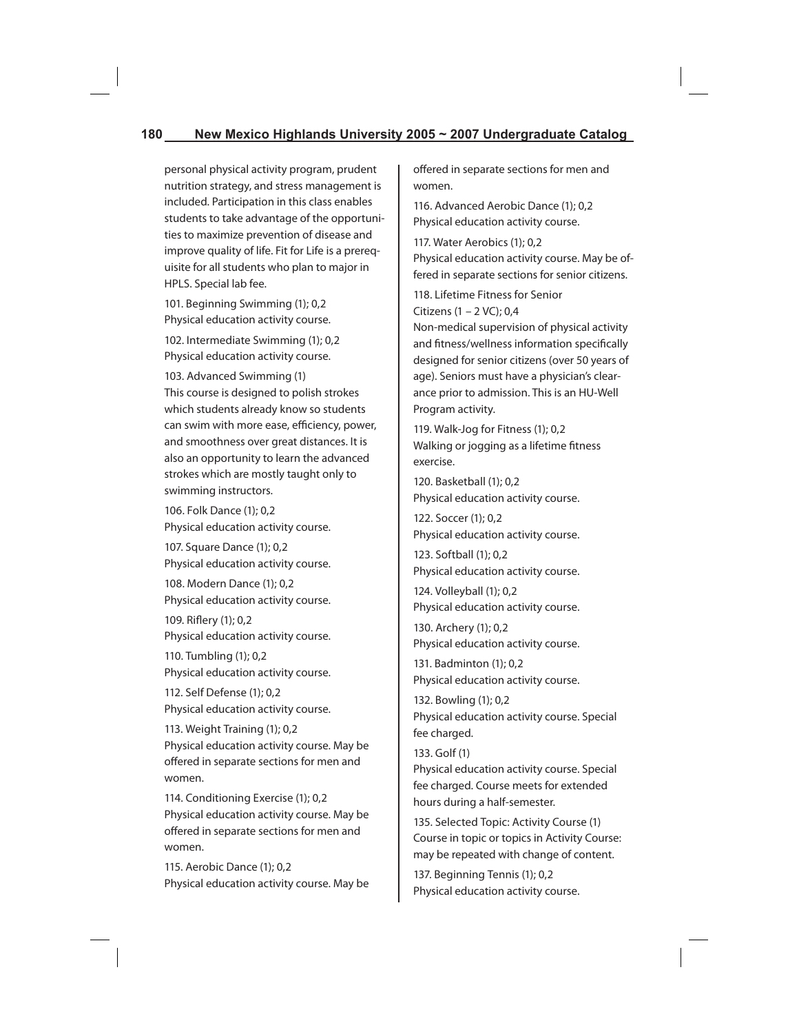personal physical activity program, prudent nutrition strategy, and stress management is included. Participation in this class enables students to take advantage of the opportunities to maximize prevention of disease and improve quality of life. Fit for Life is a prerequisite for all students who plan to major in HPLS. Special lab fee.

101. Beginning Swimming (1); 0,2
Physical education activity course.

102. Intermediate Swimming (1); 0,2
Physical education activity course.

103. Advanced Swimming (1)
This course is designed to polish strokes which students already know so students can swim with more ease, efficiency, power, and smoothness over great distances. It is also an opportunity to learn the advanced strokes which are mostly taught only to swimming instructors.

106. Folk Dance (1); 0,2
Physical education activity course.

107. Square Dance (1); 0,2
Physical education activity course.

108. Modern Dance (1); 0,2
Physical education activity course.

109. Riflery (1); 0,2
Physical education activity course.

110. Tumbling (1); 0,2
Physical education activity course.

112. Self Defense (1); 0,2
Physical education activity course.

113. Weight Training (1); 0,2
Physical education activity course. May be offered in separate sections for men and women.

114. Conditioning Exercise (1); 0,2
Physical education activity course. May be offered in separate sections for men and women.

115. Aerobic Dance (1); 0,2
Physical education activity course. May be offered in separate sections for men and women.

116. Advanced Aerobic Dance (1); 0,2
Physical education activity course.

117. Water Aerobics (1); 0,2
Physical education activity course. May be offered in separate sections for senior citizens.

118. Lifetime Fitness for Senior Citizens (1 – 2 VC); 0,4
Non-medical supervision of physical activity and fitness/wellness information specifically designed for senior citizens (over 50 years of age). Seniors must have a physician's clearance prior to admission. This is an HU-Well Program activity.

119. Walk-Jog for Fitness (1); 0,2
Walking or jogging as a lifetime fitness exercise.

120. Basketball (1); 0,2
Physical education activity course.

122. Soccer (1); 0,2
Physical education activity course.

123. Softball (1); 0,2
Physical education activity course.

124. Volleyball (1); 0,2
Physical education activity course.

130. Archery (1); 0,2
Physical education activity course.

131. Badminton (1); 0,2
Physical education activity course.

132. Bowling (1); 0,2
Physical education activity course. Special fee charged.

133. Golf (1)
Physical education activity course. Special fee charged. Course meets for extended hours during a half-semester.

135. Selected Topic: Activity Course (1)
Course in topic or topics in Activity Course: may be repeated with change of content.

137. Beginning Tennis (1); 0,2
Physical education activity course.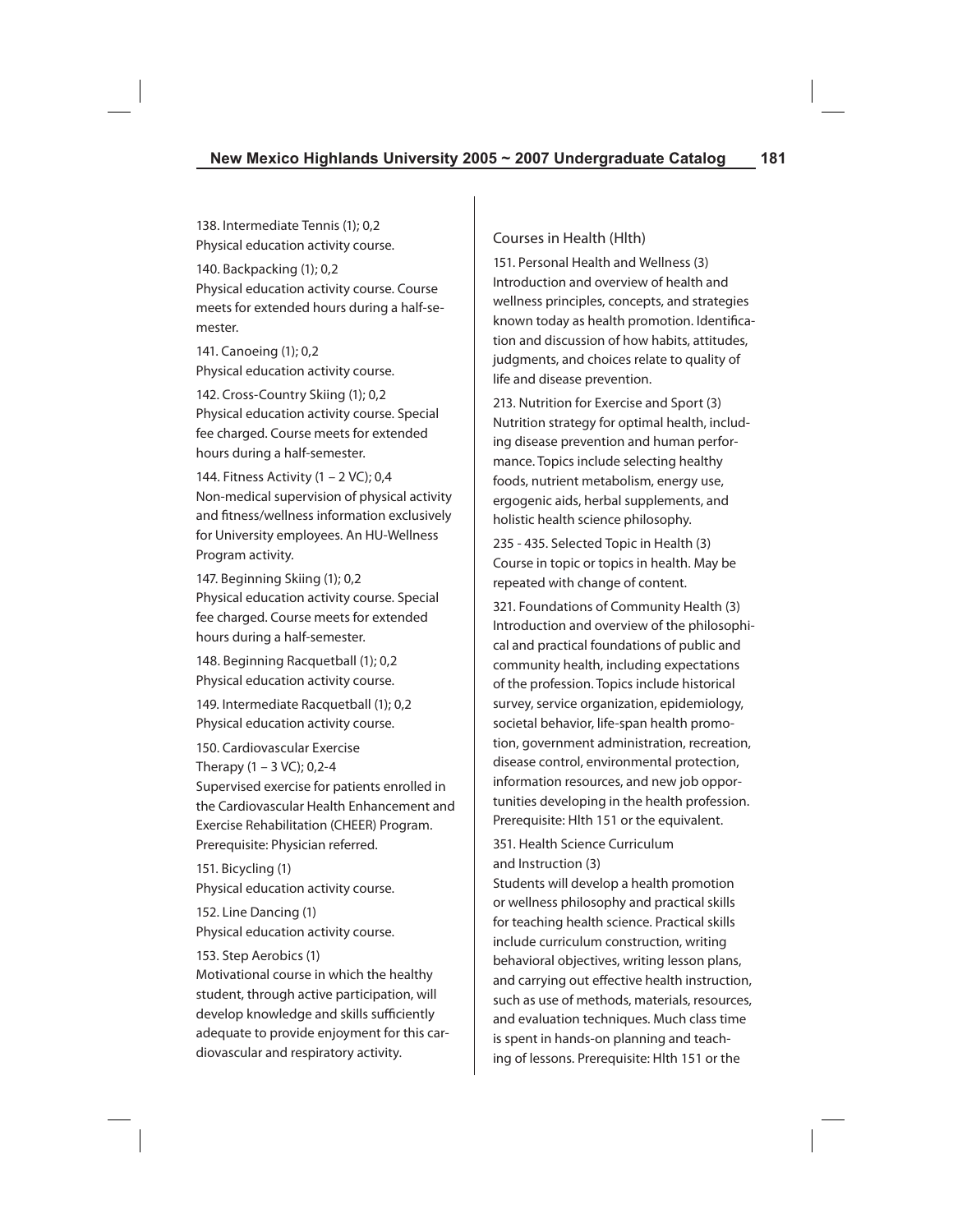138. Intermediate Tennis (1); 0,2
Physical education activity course.

140. Backpacking (1); 0,2
Physical education activity course. Course meets for extended hours during a half-semester.

141. Canoeing (1); 0,2
Physical education activity course.

142. Cross-Country Skiing (1); 0,2
Physical education activity course. Special fee charged. Course meets for extended hours during a half-semester.

144. Fitness Activity (1 – 2 VC); 0,4
Non-medical supervision of physical activity and fitness/wellness information exclusively for University employees. An HU-Wellness Program activity.

147. Beginning Skiing (1); 0,2
Physical education activity course. Special fee charged. Course meets for extended hours during a half-semester.

148. Beginning Racquetball (1); 0,2
Physical education activity course.

149. Intermediate Racquetball (1); 0,2
Physical education activity course.

150. Cardiovascular Exercise Therapy (1 – 3 VC); 0,2-4
Supervised exercise for patients enrolled in the Cardiovascular Health Enhancement and Exercise Rehabilitation (CHEER) Program. Prerequisite: Physician referred.

151. Bicycling (1)
Physical education activity course.

152. Line Dancing (1)
Physical education activity course.

153. Step Aerobics (1)
Motivational course in which the healthy student, through active participation, will develop knowledge and skills sufficiently adequate to provide enjoyment for this cardiovascular and respiratory activity.

## Courses in Health (Hlth)

151. Personal Health and Wellness (3)
Introduction and overview of health and wellness principles, concepts, and strategies known today as health promotion. Identification and discussion of how habits, attitudes, judgments, and choices relate to quality of life and disease prevention.

213. Nutrition for Exercise and Sport (3)
Nutrition strategy for optimal health, including disease prevention and human performance. Topics include selecting healthy foods, nutrient metabolism, energy use, ergogenic aids, herbal supplements, and holistic health science philosophy.

235 - 435. Selected Topic in Health (3)
Course in topic or topics in health. May be repeated with change of content.

321. Foundations of Community Health (3)
Introduction and overview of the philosophical and practical foundations of public and community health, including expectations of the profession. Topics include historical survey, service organization, epidemiology, societal behavior, life-span health promotion, government administration, recreation, disease control, environmental protection, information resources, and new job opportunities developing in the health profession. Prerequisite: Hlth 151 or the equivalent.

351. Health Science Curriculum and Instruction (3)
Students will develop a health promotion or wellness philosophy and practical skills for teaching health science. Practical skills include curriculum construction, writing behavioral objectives, writing lesson plans, and carrying out effective health instruction, such as use of methods, materials, resources, and evaluation techniques. Much class time is spent in hands-on planning and teaching of lessons. Prerequisite: Hlth 151 or the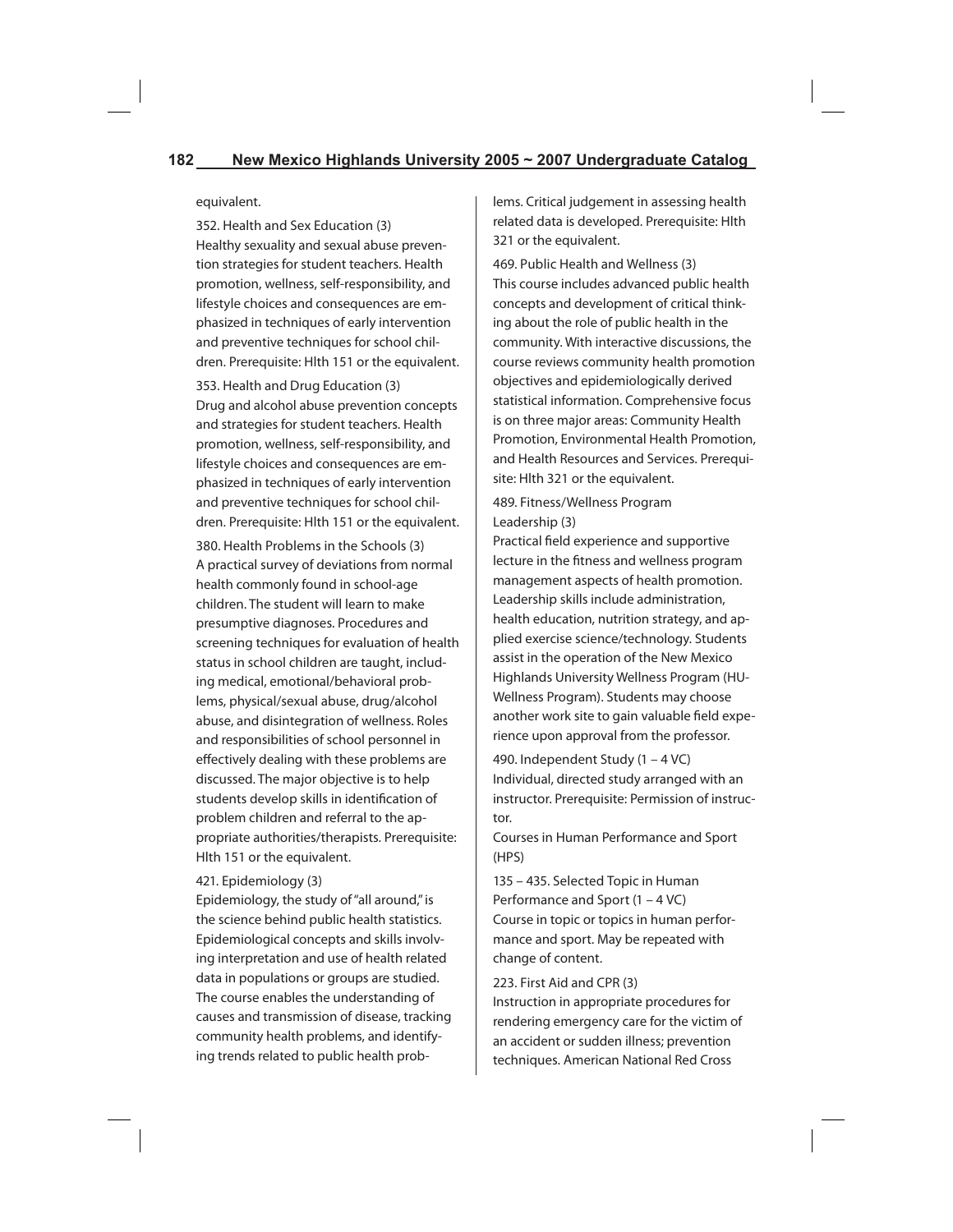equivalent.

352. Health and Sex Education (3)
Healthy sexuality and sexual abuse prevention strategies for student teachers. Health promotion, wellness, self-responsibility, and lifestyle choices and consequences are emphasized in techniques of early intervention and preventive techniques for school children. Prerequisite: Hlth 151 or the equivalent.

353. Health and Drug Education (3)
Drug and alcohol abuse prevention concepts and strategies for student teachers. Health promotion, wellness, self-responsibility, and lifestyle choices and consequences are emphasized in techniques of early intervention and preventive techniques for school children. Prerequisite: Hlth 151 or the equivalent.

380. Health Problems in the Schools (3)
A practical survey of deviations from normal health commonly found in school-age children. The student will learn to make presumptive diagnoses. Procedures and screening techniques for evaluation of health status in school children are taught, including medical, emotional/behavioral problems, physical/sexual abuse, drug/alcohol abuse, and disintegration of wellness. Roles and responsibilities of school personnel in effectively dealing with these problems are discussed. The major objective is to help students develop skills in identification of problem children and referral to the appropriate authorities/therapists. Prerequisite: Hlth 151 or the equivalent.

421. Epidemiology (3)
Epidemiology, the study of "all around," is the science behind public health statistics. Epidemiological concepts and skills involving interpretation and use of health related data in populations or groups are studied. The course enables the understanding of causes and transmission of disease, tracking community health problems, and identifying trends related to public health problems. Critical judgement in assessing health related data is developed. Prerequisite: Hlth 321 or the equivalent.

469. Public Health and Wellness (3)
This course includes advanced public health concepts and development of critical thinking about the role of public health in the community. With interactive discussions, the course reviews community health promotion objectives and epidemiologically derived statistical information. Comprehensive focus is on three major areas: Community Health Promotion, Environmental Health Promotion, and Health Resources and Services. Prerequisite: Hlth 321 or the equivalent.

489. Fitness/Wellness Program Leadership (3)
Practical field experience and supportive lecture in the fitness and wellness program management aspects of health promotion. Leadership skills include administration, health education, nutrition strategy, and applied exercise science/technology. Students assist in the operation of the New Mexico Highlands University Wellness Program (HU-Wellness Program). Students may choose another work site to gain valuable field experience upon approval from the professor.

490. Independent Study (1 – 4 VC)
Individual, directed study arranged with an instructor. Prerequisite: Permission of instructor.

Courses in Human Performance and Sport (HPS)

135 – 435. Selected Topic in Human Performance and Sport (1 – 4 VC)
Course in topic or topics in human performance and sport. May be repeated with change of content.

223. First Aid and CPR (3)
Instruction in appropriate procedures for rendering emergency care for the victim of an accident or sudden illness; prevention techniques. American National Red Cross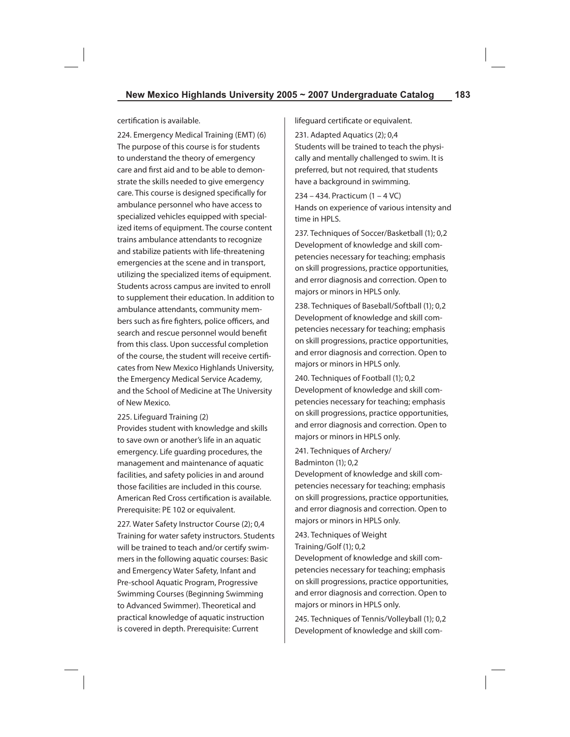certification is available.

224. Emergency Medical Training (EMT) (6)
The purpose of this course is for students to understand the theory of emergency care and first aid and to be able to demonstrate the skills needed to give emergency care. This course is designed specifically for ambulance personnel who have access to specialized vehicles equipped with specialized items of equipment. The course content trains ambulance attendants to recognize and stabilize patients with life-threatening emergencies at the scene and in transport, utilizing the specialized items of equipment. Students across campus are invited to enroll to supplement their education. In addition to ambulance attendants, community members such as fire fighters, police officers, and search and rescue personnel would benefit from this class. Upon successful completion of the course, the student will receive certificates from New Mexico Highlands University, the Emergency Medical Service Academy, and the School of Medicine at The University of New Mexico.

225. Lifeguard Training (2)
Provides student with knowledge and skills to save own or another's life in an aquatic emergency. Life guarding procedures, the management and maintenance of aquatic facilities, and safety policies in and around those facilities are included in this course. American Red Cross certification is available. Prerequisite: PE 102 or equivalent.

227. Water Safety Instructor Course (2); 0,4
Training for water safety instructors. Students will be trained to teach and/or certify swimmers in the following aquatic courses: Basic and Emergency Water Safety, Infant and Pre-school Aquatic Program, Progressive Swimming Courses (Beginning Swimming to Advanced Swimmer). Theoretical and practical knowledge of aquatic instruction is covered in depth. Prerequisite: Current lifeguard certificate or equivalent.

231. Adapted Aquatics (2); 0,4
Students will be trained to teach the physically and mentally challenged to swim. It is preferred, but not required, that students have a background in swimming.

234 – 434. Practicum (1 – 4 VC)
Hands on experience of various intensity and time in HPLS.

237. Techniques of Soccer/Basketball (1); 0,2
Development of knowledge and skill competencies necessary for teaching; emphasis on skill progressions, practice opportunities, and error diagnosis and correction. Open to majors or minors in HPLS only.

238. Techniques of Baseball/Softball (1); 0,2
Development of knowledge and skill competencies necessary for teaching; emphasis on skill progressions, practice opportunities, and error diagnosis and correction. Open to majors or minors in HPLS only.

240. Techniques of Football (1); 0,2
Development of knowledge and skill competencies necessary for teaching; emphasis on skill progressions, practice opportunities, and error diagnosis and correction. Open to majors or minors in HPLS only.

241. Techniques of Archery/Badminton (1); 0,2
Development of knowledge and skill competencies necessary for teaching; emphasis on skill progressions, practice opportunities, and error diagnosis and correction. Open to majors or minors in HPLS only.

243. Techniques of Weight Training/Golf (1); 0,2
Development of knowledge and skill competencies necessary for teaching; emphasis on skill progressions, practice opportunities, and error diagnosis and correction. Open to majors or minors in HPLS only.

245. Techniques of Tennis/Volleyball (1); 0,2
Development of knowledge and skill com-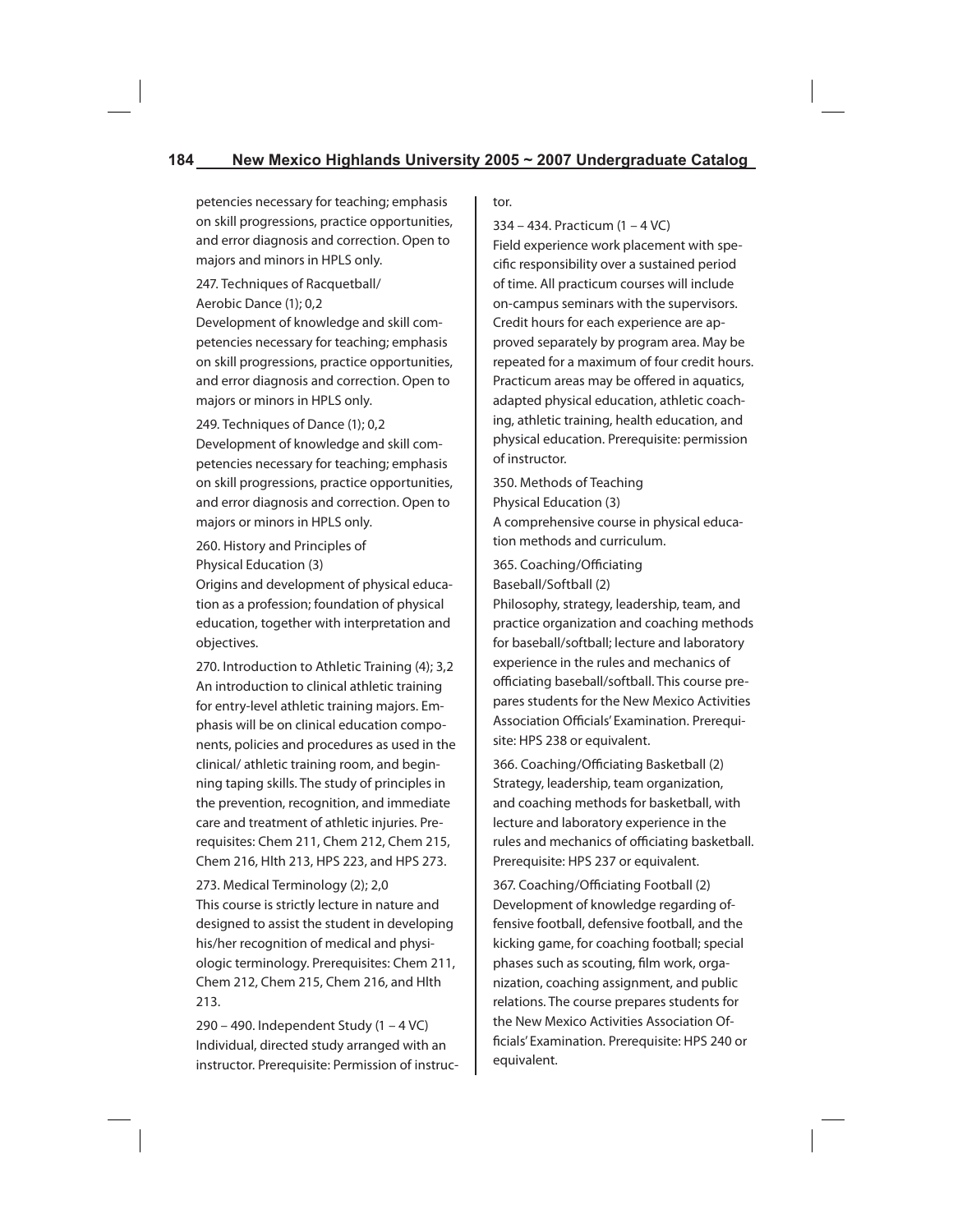petencies necessary for teaching; emphasis on skill progressions, practice opportunities, and error diagnosis and correction. Open to majors and minors in HPLS only.

247. Techniques of Racquetball/ Aerobic Dance (1); 0,2
Development of knowledge and skill competencies necessary for teaching; emphasis on skill progressions, practice opportunities, and error diagnosis and correction. Open to majors or minors in HPLS only.

249. Techniques of Dance (1); 0,2
Development of knowledge and skill competencies necessary for teaching; emphasis on skill progressions, practice opportunities, and error diagnosis and correction. Open to majors or minors in HPLS only.

260. History and Principles of Physical Education (3)
Origins and development of physical education as a profession; foundation of physical education, together with interpretation and objectives.

270. Introduction to Athletic Training (4); 3,2
An introduction to clinical athletic training for entry-level athletic training majors. Emphasis will be on clinical education components, policies and procedures as used in the clinical/ athletic training room, and beginning taping skills. The study of principles in the prevention, recognition, and immediate care and treatment of athletic injuries. Prerequisites: Chem 211, Chem 212, Chem 215, Chem 216, Hlth 213, HPS 223, and HPS 273.

273. Medical Terminology (2); 2,0
This course is strictly lecture in nature and designed to assist the student in developing his/her recognition of medical and physiologic terminology. Prerequisites: Chem 211, Chem 212, Chem 215, Chem 216, and Hlth 213.

290 – 490. Independent Study (1 – 4 VC)
Individual, directed study arranged with an instructor. Prerequisite: Permission of instructor.

334 – 434. Practicum (1 – 4 VC)
Field experience work placement with specific responsibility over a sustained period of time. All practicum courses will include on-campus seminars with the supervisors. Credit hours for each experience are approved separately by program area. May be repeated for a maximum of four credit hours. Practicum areas may be offered in aquatics, adapted physical education, athletic coaching, athletic training, health education, and physical education. Prerequisite: permission of instructor.

350. Methods of Teaching Physical Education (3)
A comprehensive course in physical education methods and curriculum.

365. Coaching/Officiating Baseball/Softball (2)
Philosophy, strategy, leadership, team, and practice organization and coaching methods for baseball/softball; lecture and laboratory experience in the rules and mechanics of officiating baseball/softball. This course prepares students for the New Mexico Activities Association Officials' Examination. Prerequisite: HPS 238 or equivalent.

366. Coaching/Officiating Basketball (2)
Strategy, leadership, team organization, and coaching methods for basketball, with lecture and laboratory experience in the rules and mechanics of officiating basketball. Prerequisite: HPS 237 or equivalent.

367. Coaching/Officiating Football (2)
Development of knowledge regarding offensive football, defensive football, and the kicking game, for coaching football; special phases such as scouting, film work, organization, coaching assignment, and public relations. The course prepares students for the New Mexico Activities Association Officials' Examination. Prerequisite: HPS 240 or equivalent.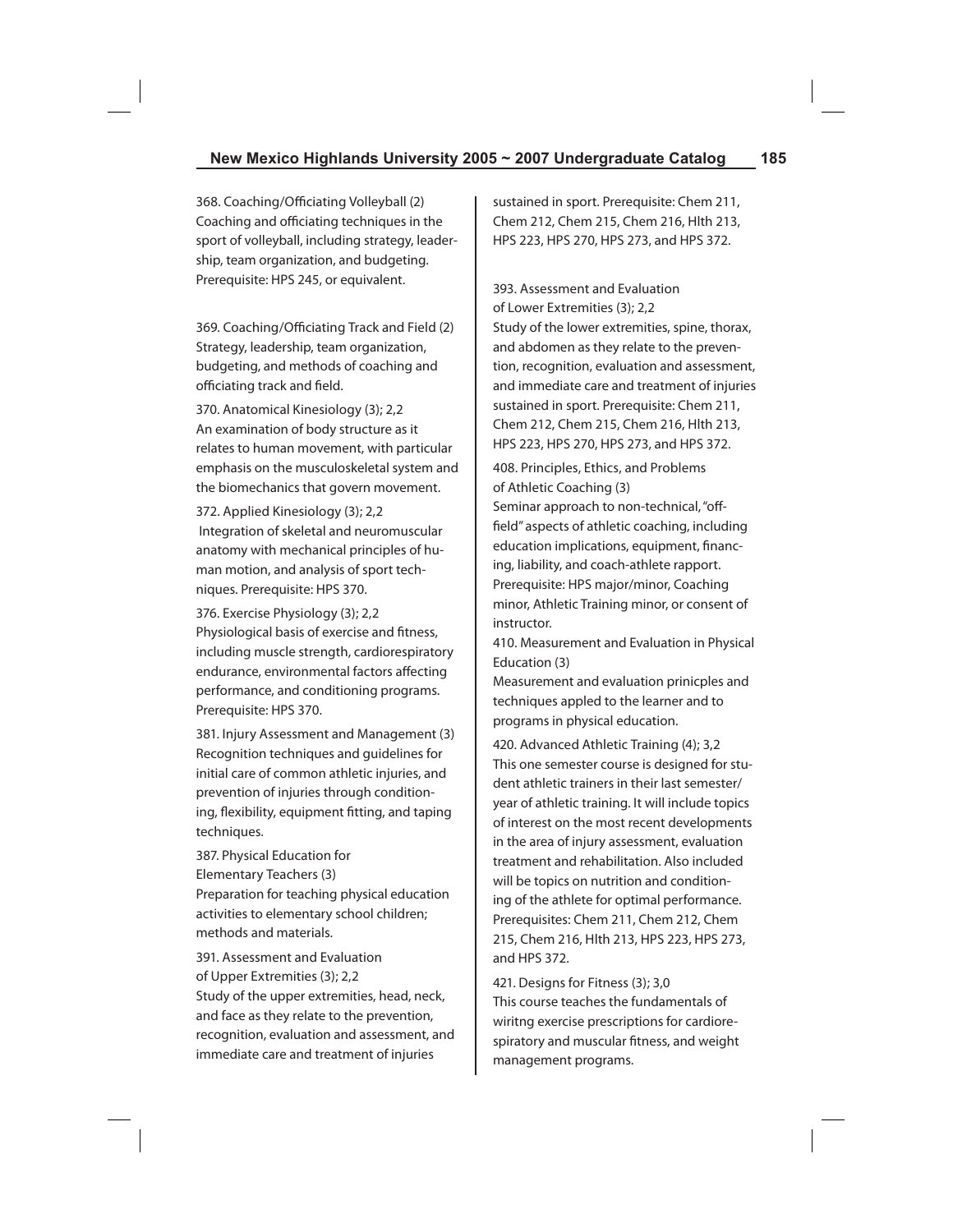368. Coaching/Officiating Volleyball (2)
Coaching and officiating techniques in the sport of volleyball, including strategy, leadership, team organization, and budgeting. Prerequisite: HPS 245, or equivalent.

369. Coaching/Officiating Track and Field (2)
Strategy, leadership, team organization, budgeting, and methods of coaching and officiating track and field.

370. Anatomical Kinesiology (3); 2,2
An examination of body structure as it relates to human movement, with particular emphasis on the musculoskeletal system and the biomechanics that govern movement.

372. Applied Kinesiology (3); 2,2
Integration of skeletal and neuromuscular anatomy with mechanical principles of human motion, and analysis of sport techniques. Prerequisite: HPS 370.

376. Exercise Physiology (3); 2,2
Physiological basis of exercise and fitness, including muscle strength, cardiorespiratory endurance, environmental factors affecting performance, and conditioning programs. Prerequisite: HPS 370.

381. Injury Assessment and Management (3)
Recognition techniques and guidelines for initial care of common athletic injuries, and prevention of injuries through conditioning, flexibility, equipment fitting, and taping techniques.

387. Physical Education for Elementary Teachers (3)
Preparation for teaching physical education activities to elementary school children; methods and materials.

391. Assessment and Evaluation of Upper Extremities (3); 2,2
Study of the upper extremities, head, neck, and face as they relate to the prevention, recognition, evaluation and assessment, and immediate care and treatment of injuries sustained in sport. Prerequisite: Chem 211, Chem 212, Chem 215, Chem 216, Hlth 213, HPS 223, HPS 270, HPS 273, and HPS 372.

393. Assessment and Evaluation of Lower Extremities (3); 2,2
Study of the lower extremities, spine, thorax, and abdomen as they relate to the prevention, recognition, evaluation and assessment, and immediate care and treatment of injuries sustained in sport. Prerequisite: Chem 211, Chem 212, Chem 215, Chem 216, Hlth 213, HPS 223, HPS 270, HPS 273, and HPS 372.

408. Principles, Ethics, and Problems of Athletic Coaching (3)
Seminar approach to non-technical, "off-field" aspects of athletic coaching, including education implications, equipment, financing, liability, and coach-athlete rapport. Prerequisite: HPS major/minor, Coaching minor, Athletic Training minor, or consent of instructor.

410. Measurement and Evaluation in Physical Education (3)
Measurement and evaluation prinicples and techniques appled to the learner and to programs in physical education.

420. Advanced Athletic Training (4); 3,2
This one semester course is designed for student athletic trainers in their last semester/year of athletic training. It will include topics of interest on the most recent developments in the area of injury assessment, evaluation treatment and rehabilitation. Also included will be topics on nutrition and conditioning of the athlete for optimal performance. Prerequisites: Chem 211, Chem 212, Chem 215, Chem 216, Hlth 213, HPS 223, HPS 273, and HPS 372.

421. Designs for Fitness (3); 3,0
This course teaches the fundamentals of wiritng exercise prescriptions for cardiorespiratory and muscular fitness, and weight management programs.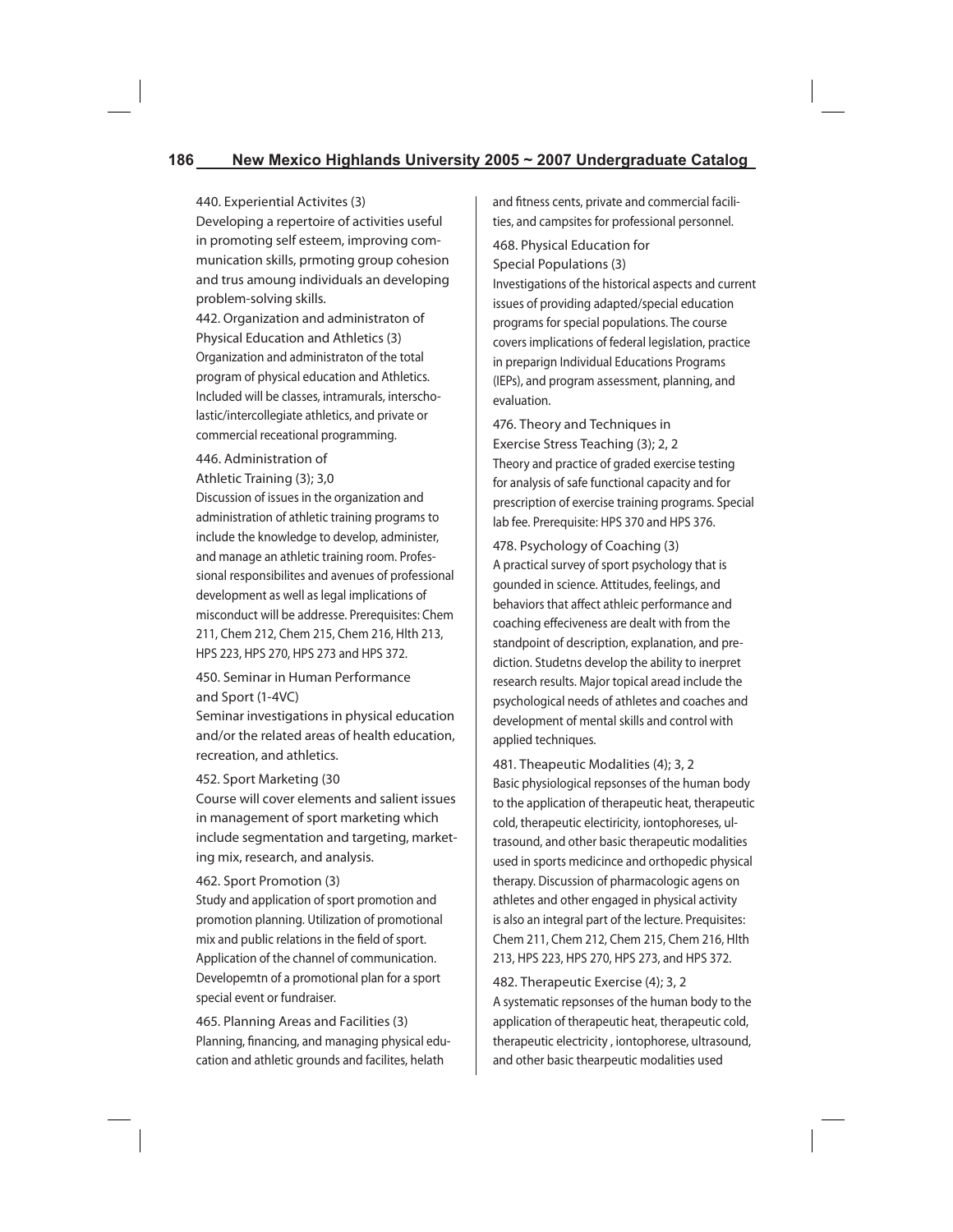440. Experiential Activites (3)
Developing a repertoire of activities useful in promoting self esteem, improving communication skills, prmoting group cohesion and trus amoung individuals an developing problem-solving skills.

442. Organization and administraton of Physical Education and Athletics (3)
Organization and administraton of the total program of physical education and Athletics. Included will be classes, intramurals, interscholastic/intercollegiate athletics, and private or commercial receational programming.

446. Administration of Athletic Training (3); 3,0
Discussion of issues in the organization and administration of athletic training programs to include the knowledge to develop, administer, and manage an athletic training room. Professional responsibilites and avenues of professional development as well as legal implications of misconduct will be addresse. Prerequisites: Chem 211, Chem 212, Chem 215, Chem 216, Hlth 213, HPS 223, HPS 270, HPS 273 and HPS 372.

450. Seminar in Human Performance and Sport (1-4VC)
Seminar investigations in physical education and/or the related areas of health education, recreation, and athletics.

452. Sport Marketing (30
Course will cover elements and salient issues in management of sport marketing which include segmentation and targeting, marketing mix, research, and analysis.

462. Sport Promotion (3)
Study and application of sport promotion and promotion planning. Utilization of promotional mix and public relations in the field of sport. Application of the channel of communication. Developemtn of a promotional plan for a sport special event or fundraiser.

465. Planning Areas and Facilities (3)
Planning, financing, and managing physical education and athletic grounds and facilites, helath and fitness cents, private and commercial facilities, and campsites for professional personnel.

468. Physical Education for Special Populations (3)
Investigations of the historical aspects and current issues of providing adapted/special education programs for special populations. The course covers implications of federal legislation, practice in preparign Individual Educations Programs (IEPs), and program assessment, planning, and evaluation.

476. Theory and Techniques in Exercise Stress Teaching (3); 2, 2
Theory and practice of graded exercise testing for analysis of safe functional capacity and for prescription of exercise training programs. Special lab fee. Prerequisite: HPS 370 and HPS 376.

478. Psychology of Coaching (3)
A practical survey of sport psychology that is gounded in science. Attitudes, feelings, and behaviors that affect athleic performance and coaching effeciveness are dealt with from the standpoint of description, explanation, and prediction. Studetns develop the ability to inerpret research results. Major topical aread include the psychological needs of athletes and coaches and development of mental skills and control with applied techniques.

481. Theapeutic Modalities (4); 3, 2
Basic physiological repsonses of the human body to the application of therapeutic heat, therapeutic cold, therapeutic electiricity, iontophoreses, ultrasound, and other basic therapeutic modalities used in sports medicince and orthopedic physical therapy. Discussion of pharmacologic agens on athletes and other engaged in physical activity is also an integral part of the lecture. Prequisites: Chem 211, Chem 212, Chem 215, Chem 216, Hlth 213, HPS 223, HPS 270, HPS 273, and HPS 372.

482. Therapeutic Exercise (4); 3, 2
A systematic repsonses of the human body to the application of therapeutic heat, therapeutic cold, therapeutic electricity , iontophorese, ultrasound, and other basic thearpeutic modalities used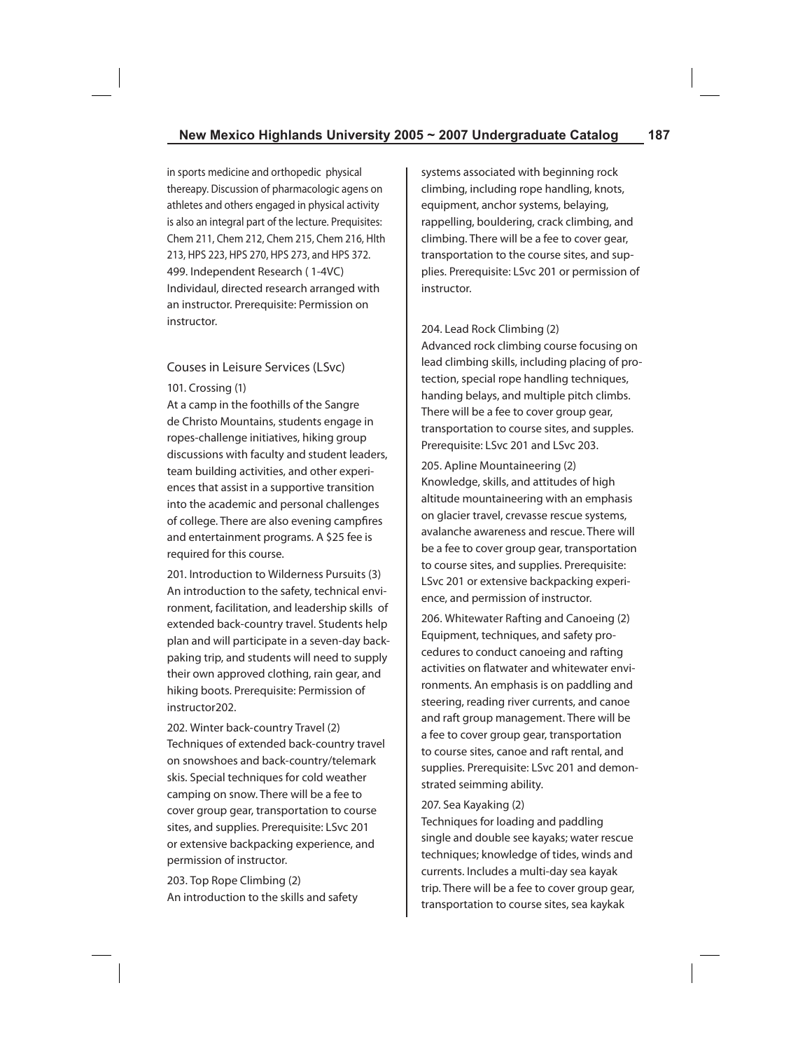in sports medicine and orthopedic physical thereapy. Discussion of pharmacologic agens on athletes and others engaged in physical activity is also an integral part of the lecture. Prequisites: Chem 211, Chem 212, Chem 215, Chem 216, Hlth 213, HPS 223, HPS 270, HPS 273, and HPS 372.

499. Independent Research ( 1-4VC)
Individaul, directed research arranged with an instructor. Prerequisite: Permission on instructor.

## Couses in Leisure Services (LSvc)

101. Crossing (1)
At a camp in the foothills of the Sangre de Christo Mountains, students engage in ropes-challenge initiatives, hiking group discussions with faculty and student leaders, team building activities, and other experiences that assist in a supportive transition into the academic and personal challenges of college. There are also evening campfires and entertainment programs. A $25 fee is required for this course.

201. Introduction to Wilderness Pursuits (3)
An introduction to the safety, technical environment, facilitation, and leadership skills of extended back-country travel. Students help plan and will participate in a seven-day backpaking trip, and students will need to supply their own approved clothing, rain gear, and hiking boots. Prerequisite: Permission of instructor202.

202. Winter back-country Travel (2)
Techniques of extended back-country travel on snowshoes and back-country/telemark skis. Special techniques for cold weather camping on snow. There will be a fee to cover group gear, transportation to course sites, and supplies. Prerequisite: LSvc 201 or extensive backpacking experience, and permission of instructor.

203. Top Rope Climbing (2)
An introduction to the skills and safety systems associated with beginning rock climbing, including rope handling, knots, equipment, anchor systems, belaying, rappelling, bouldering, crack climbing, and climbing. There will be a fee to cover gear, transportation to the course sites, and supplies. Prerequisite: LSvc 201 or permission of instructor.

204. Lead Rock Climbing (2)
Advanced rock climbing course focusing on lead climbing skills, including placing of protection, special rope handling techniques, handing belays, and multiple pitch climbs. There will be a fee to cover group gear, transportation to course sites, and supples. Prerequisite: LSvc 201 and LSvc 203.

205. Apline Mountaineering (2)
Knowledge, skills, and attitudes of high altitude mountaineering with an emphasis on glacier travel, crevasse rescue systems, avalanche awareness and rescue. There will be a fee to cover group gear, transportation to course sites, and supplies. Prerequisite: LSvc 201 or extensive backpacking experience, and permission of instructor.

206. Whitewater Rafting and Canoeing (2)
Equipment, techniques, and safety procedures to conduct canoeing and rafting activities on flatwater and whitewater environments. An emphasis is on paddling and steering, reading river currents, and canoe and raft group management. There will be a fee to cover group gear, transportation to course sites, canoe and raft rental, and supplies. Prerequisite: LSvc 201 and demonstrated seimming ability.

207. Sea Kayaking (2)
Techniques for loading and paddling single and double see kayaks; water rescue techniques; knowledge of tides, winds and currents. Includes a multi-day sea kayak trip. There will be a fee to cover group gear, transportation to course sites, sea kaykak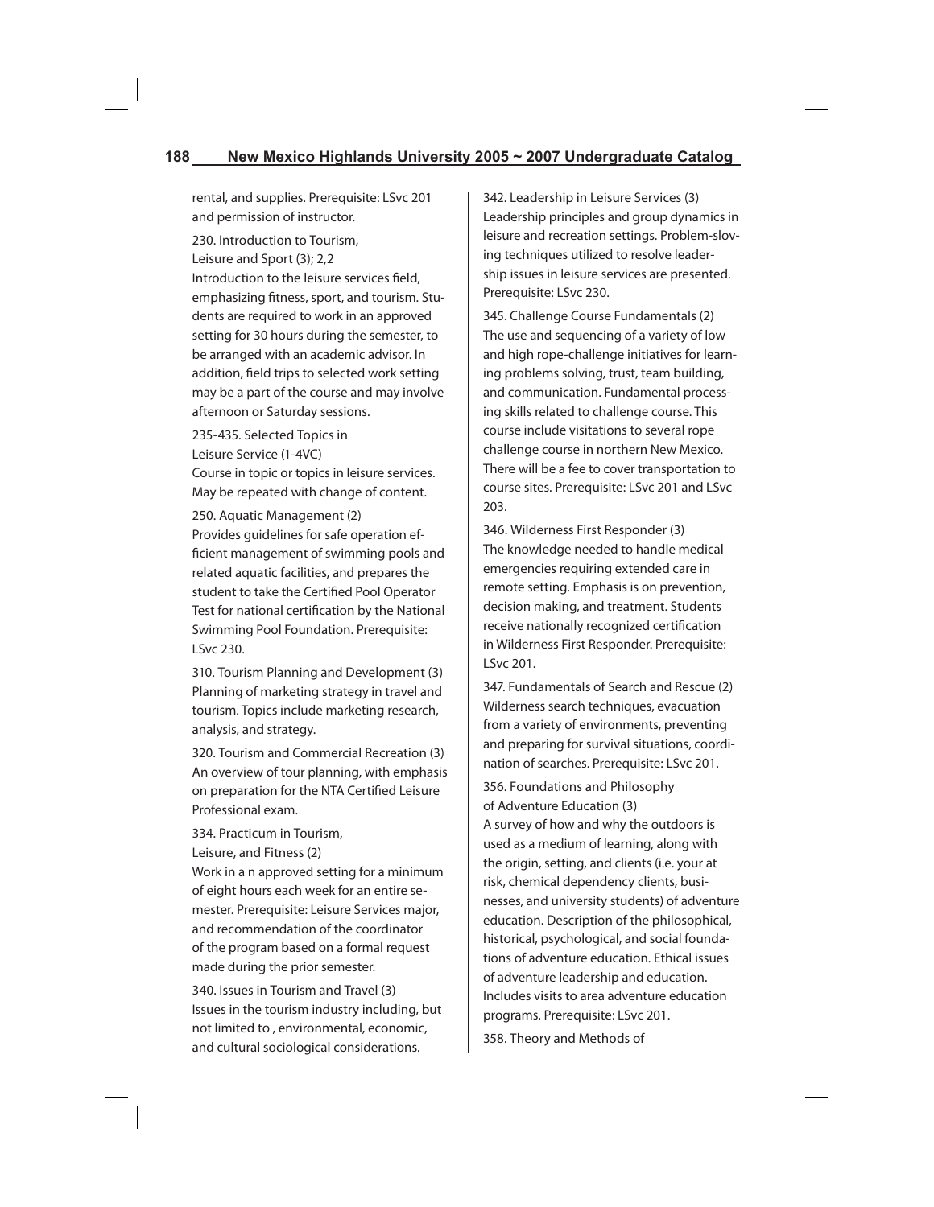rental, and supplies. Prerequisite: LSvc 201 and permission of instructor.

230. Introduction to Tourism, Leisure and Sport (3); 2,2
Introduction to the leisure services field, emphasizing fitness, sport, and tourism. Students are required to work in an approved setting for 30 hours during the semester, to be arranged with an academic advisor. In addition, field trips to selected work setting may be a part of the course and may involve afternoon or Saturday sessions.

235-435. Selected Topics in Leisure Service (1-4VC)
Course in topic or topics in leisure services. May be repeated with change of content.

250. Aquatic Management (2)
Provides guidelines for safe operation efficient management of swimming pools and related aquatic facilities, and prepares the student to take the Certified Pool Operator Test for national certification by the National Swimming Pool Foundation. Prerequisite: LSvc 230.

310. Tourism Planning and Development (3)
Planning of marketing strategy in travel and tourism. Topics include marketing research, analysis, and strategy.

320. Tourism and Commercial Recreation (3)
An overview of tour planning, with emphasis on preparation for the NTA Certified Leisure Professional exam.

334. Practicum in Tourism, Leisure, and Fitness (2)
Work in a n approved setting for a minimum of eight hours each week for an entire semester. Prerequisite: Leisure Services major, and recommendation of the coordinator of the program based on a formal request made during the prior semester.

340. Issues in Tourism and Travel (3)
Issues in the tourism industry including, but not limited to , environmental, economic, and cultural sociological considerations.

342. Leadership in Leisure Services (3)
Leadership principles and group dynamics in leisure and recreation settings. Problem-sloving techniques utilized to resolve leadership issues in leisure services are presented. Prerequisite: LSvc 230.

345. Challenge Course Fundamentals (2)
The use and sequencing of a variety of low and high rope-challenge initiatives for learning problems solving, trust, team building, and communication. Fundamental processing skills related to challenge course. This course include visitations to several rope challenge course in northern New Mexico. There will be a fee to cover transportation to course sites. Prerequisite: LSvc 201 and LSvc 203.

346. Wilderness First Responder (3)
The knowledge needed to handle medical emergencies requiring extended care in remote setting. Emphasis is on prevention, decision making, and treatment. Students receive nationally recognized certification in Wilderness First Responder. Prerequisite: LSvc 201.

347. Fundamentals of Search and Rescue (2)
Wilderness search techniques, evacuation from a variety of environments, preventing and preparing for survival situations, coordination of searches. Prerequisite: LSvc 201.

356. Foundations and Philosophy of Adventure Education (3)
A survey of how and why the outdoors is used as a medium of learning, along with the origin, setting, and clients (i.e. your at risk, chemical dependency clients, businesses, and university students) of adventure education. Description of the philosophical, historical, psychological, and social foundations of adventure education. Ethical issues of adventure leadership and education. Includes visits to area adventure education programs. Prerequisite: LSvc 201.

358. Theory and Methods of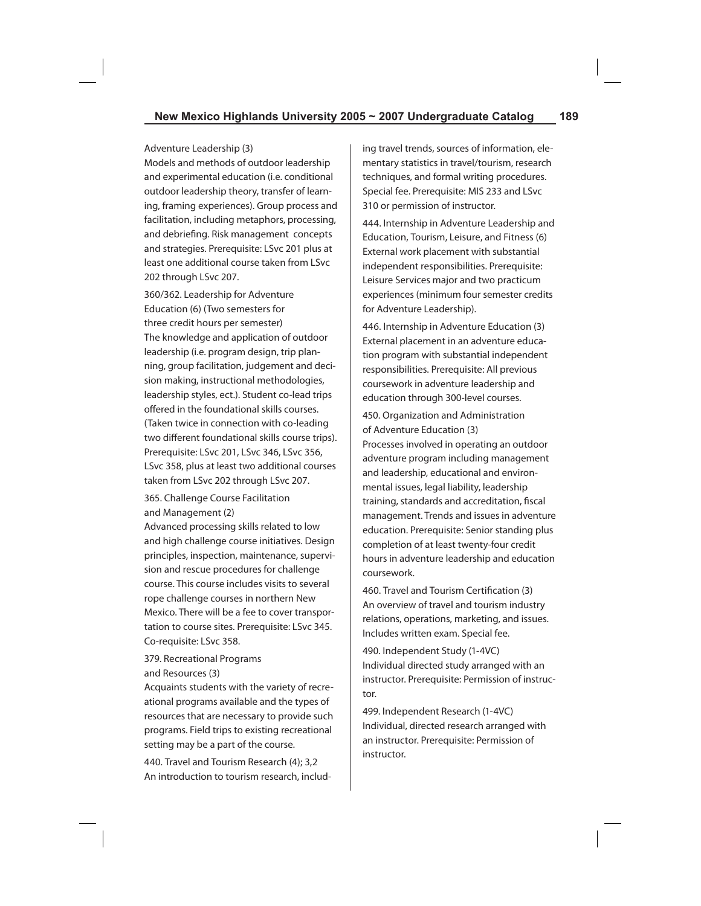Adventure Leadership (3)
Models and methods of outdoor leadership and experimental education (i.e. conditional outdoor leadership theory, transfer of learning, framing experiences). Group process and facilitation, including metaphors, processing, and debriefing. Risk management concepts and strategies. Prerequisite: LSvc 201 plus at least one additional course taken from LSvc 202 through LSvc 207.

360/362. Leadership for Adventure Education (6) (Two semesters for three credit hours per semester)
The knowledge and application of outdoor leadership (i.e. program design, trip planning, group facilitation, judgement and decision making, instructional methodologies, leadership styles, ect.). Student co-lead trips offered in the foundational skills courses. (Taken twice in connection with co-leading two different foundational skills course trips). Prerequisite: LSvc 201, LSvc 346, LSvc 356, LSvc 358, plus at least two additional courses taken from LSvc 202 through LSvc 207.

365. Challenge Course Facilitation and Management (2)
Advanced processing skills related to low and high challenge course initiatives. Design principles, inspection, maintenance, supervision and rescue procedures for challenge course. This course includes visits to several rope challenge courses in northern New Mexico. There will be a fee to cover transportation to course sites. Prerequisite: LSvc 345. Co-requisite: LSvc 358.

379. Recreational Programs and Resources (3)
Acquaints students with the variety of recreational programs available and the types of resources that are necessary to provide such programs. Field trips to existing recreational setting may be a part of the course.

440. Travel and Tourism Research (4); 3,2
An introduction to tourism research, including travel trends, sources of information, elementary statistics in travel/tourism, research techniques, and formal writing procedures. Special fee. Prerequisite: MIS 233 and LSvc 310 or permission of instructor.

444. Internship in Adventure Leadership and Education, Tourism, Leisure, and Fitness (6)
External work placement with substantial independent responsibilities. Prerequisite: Leisure Services major and two practicum experiences (minimum four semester credits for Adventure Leadership).

446. Internship in Adventure Education (3)
External placement in an adventure education program with substantial independent responsibilities. Prerequisite: All previous coursework in adventure leadership and education through 300-level courses.

450. Organization and Administration of Adventure Education (3)
Processes involved in operating an outdoor adventure program including management and leadership, educational and environmental issues, legal liability, leadership training, standards and accreditation, fiscal management. Trends and issues in adventure education. Prerequisite: Senior standing plus completion of at least twenty-four credit hours in adventure leadership and education coursework.

460. Travel and Tourism Certification (3)
An overview of travel and tourism industry relations, operations, marketing, and issues. Includes written exam. Special fee.

490. Independent Study (1-4VC)
Individual directed study arranged with an instructor. Prerequisite: Permission of instructor.

499. Independent Research (1-4VC)
Individual, directed research arranged with an instructor. Prerequisite: Permission of instructor.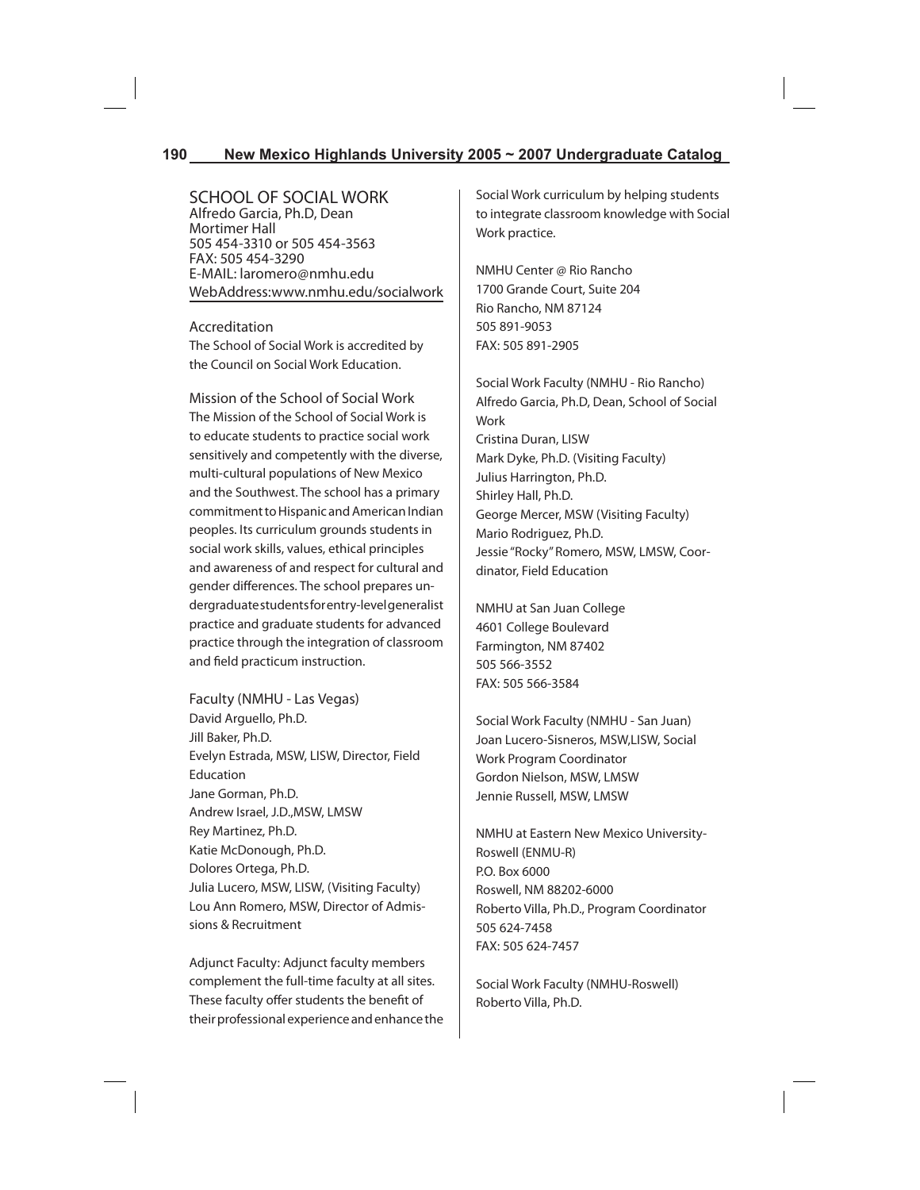## SCHOOL OF SOCIAL WORK

Alfredo Garcia, Ph.D, Dean
Mortimer Hall
505 454-3310 or 505 454-3563
FAX: 505 454-3290
E-MAIL: laromero@nmhu.edu
WebAddress:www.nmhu.edu/socialwork

### Accreditation

The School of Social Work is accredited by the Council on Social Work Education.

### Mission of the School of Social Work

The Mission of the School of Social Work is to educate students to practice social work sensitively and competently with the diverse, multi-cultural populations of New Mexico and the Southwest. The school has a primary commitment to Hispanic and American Indian peoples. Its curriculum grounds students in social work skills, values, ethical principles and awareness of and respect for cultural and gender differences. The school prepares undergraduate students for entry-level generalist practice and graduate students for advanced practice through the integration of classroom and field practicum instruction.

### Faculty (NMHU - Las Vegas)

David Arguello, Ph.D.
Jill Baker, Ph.D.
Evelyn Estrada, MSW, LISW, Director, Field Education
Jane Gorman, Ph.D.
Andrew Israel, J.D.,MSW, LMSW
Rey Martinez, Ph.D.
Katie McDonough, Ph.D.
Dolores Ortega, Ph.D.
Julia Lucero, MSW, LISW, (Visiting Faculty)
Lou Ann Romero, MSW, Director of Admissions & Recruitment

Adjunct Faculty: Adjunct faculty members complement the full-time faculty at all sites. These faculty offer students the benefit of their professional experience and enhance the Social Work curriculum by helping students to integrate classroom knowledge with Social Work practice.

NMHU Center @ Rio Rancho
1700 Grande Court, Suite 204
Rio Rancho, NM 87124
505 891-9053
FAX: 505 891-2905

Social Work Faculty (NMHU - Rio Rancho)
Alfredo Garcia, Ph.D, Dean, School of Social Work
Cristina Duran, LISW
Mark Dyke, Ph.D. (Visiting Faculty)
Julius Harrington, Ph.D.
Shirley Hall, Ph.D.
George Mercer, MSW (Visiting Faculty)
Mario Rodriguez, Ph.D.
Jessie "Rocky" Romero, MSW, LMSW, Coordinator, Field Education

NMHU at San Juan College
4601 College Boulevard
Farmington, NM 87402
505 566-3552
FAX: 505 566-3584

Social Work Faculty (NMHU - San Juan)
Joan Lucero-Sisneros, MSW,LISW, Social Work Program Coordinator
Gordon Nielson, MSW, LMSW
Jennie Russell, MSW, LMSW

NMHU at Eastern New Mexico University-Roswell (ENMU-R)
P.O. Box 6000
Roswell, NM 88202-6000
Roberto Villa, Ph.D., Program Coordinator
505 624-7458
FAX: 505 624-7457

Social Work Faculty (NMHU-Roswell)
Roberto Villa, Ph.D.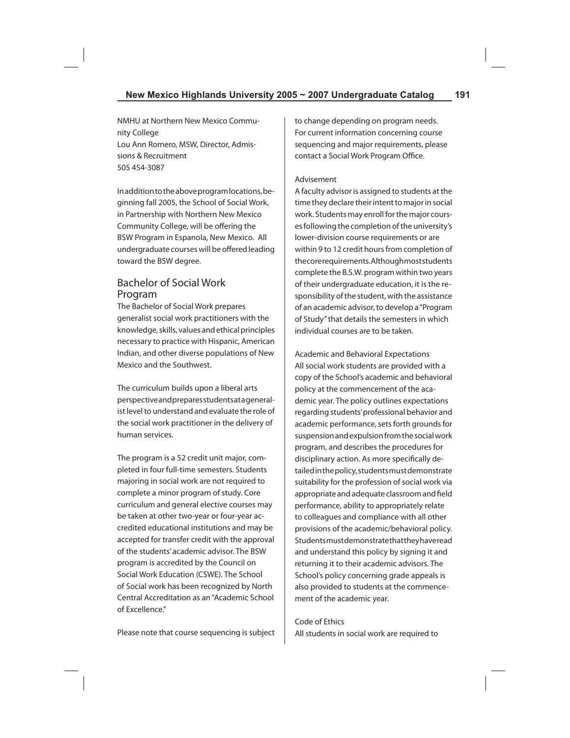NMHU at Northern New Mexico Community College
Lou Ann Romero, MSW, Director, Admissions & Recruitment
505 454-3087

In addition to the above program locations, beginning fall 2005, the School of Social Work, in Partnership with Northern New Mexico Community College, will be offering the BSW Program in Espanola, New Mexico. All undergraduate courses will be offered leading toward the BSW degree.

## Bachelor of Social Work Program

The Bachelor of Social Work prepares generalist social work practitioners with the knowledge, skills, values and ethical principles necessary to practice with Hispanic, American Indian, and other diverse populations of New Mexico and the Southwest.

The curriculum builds upon a liberal arts perspective and prepares students at a generalist level to understand and evaluate the role of the social work practitioner in the delivery of human services.

The program is a 52 credit unit major, completed in four full-time semesters. Students majoring in social work are not required to complete a minor program of study. Core curriculum and general elective courses may be taken at other two-year or four-year accredited educational institutions and may be accepted for transfer credit with the approval of the students' academic advisor. The BSW program is accredited by the Council on Social Work Education (CSWE). The School of Social work has been recognized by North Central Accreditation as an "Academic School of Excellence."

Please note that course sequencing is subject to change depending on program needs. For current information concerning course sequencing and major requirements, please contact a Social Work Program Office.

### Advisement

A faculty advisor is assigned to students at the time they declare their intent to major in social work. Students may enroll for the major courses following the completion of the university's lower-division course requirements or are within 9 to 12 credit hours from completion of the core requirements. Although most students complete the B.S.W. program within two years of their undergraduate education, it is the responsibility of the student, with the assistance of an academic advisor, to develop a "Program of Study" that details the semesters in which individual courses are to be taken.

### Academic and Behavioral Expectations

All social work students are provided with a copy of the School's academic and behavioral policy at the commencement of the academic year. The policy outlines expectations regarding students' professional behavior and academic performance, sets forth grounds for suspension and expulsion from the social work program, and describes the procedures for disciplinary action. As more specifically detailed in the policy, students must demonstrate suitability for the profession of social work via appropriate and adequate classroom and field performance, ability to appropriately relate to colleagues and compliance with all other provisions of the academic/behavioral policy. Students must demonstrate that they have read and understand this policy by signing it and returning it to their academic advisors. The School's policy concerning grade appeals is also provided to students at the commencement of the academic year.

### Code of Ethics

All students in social work are required to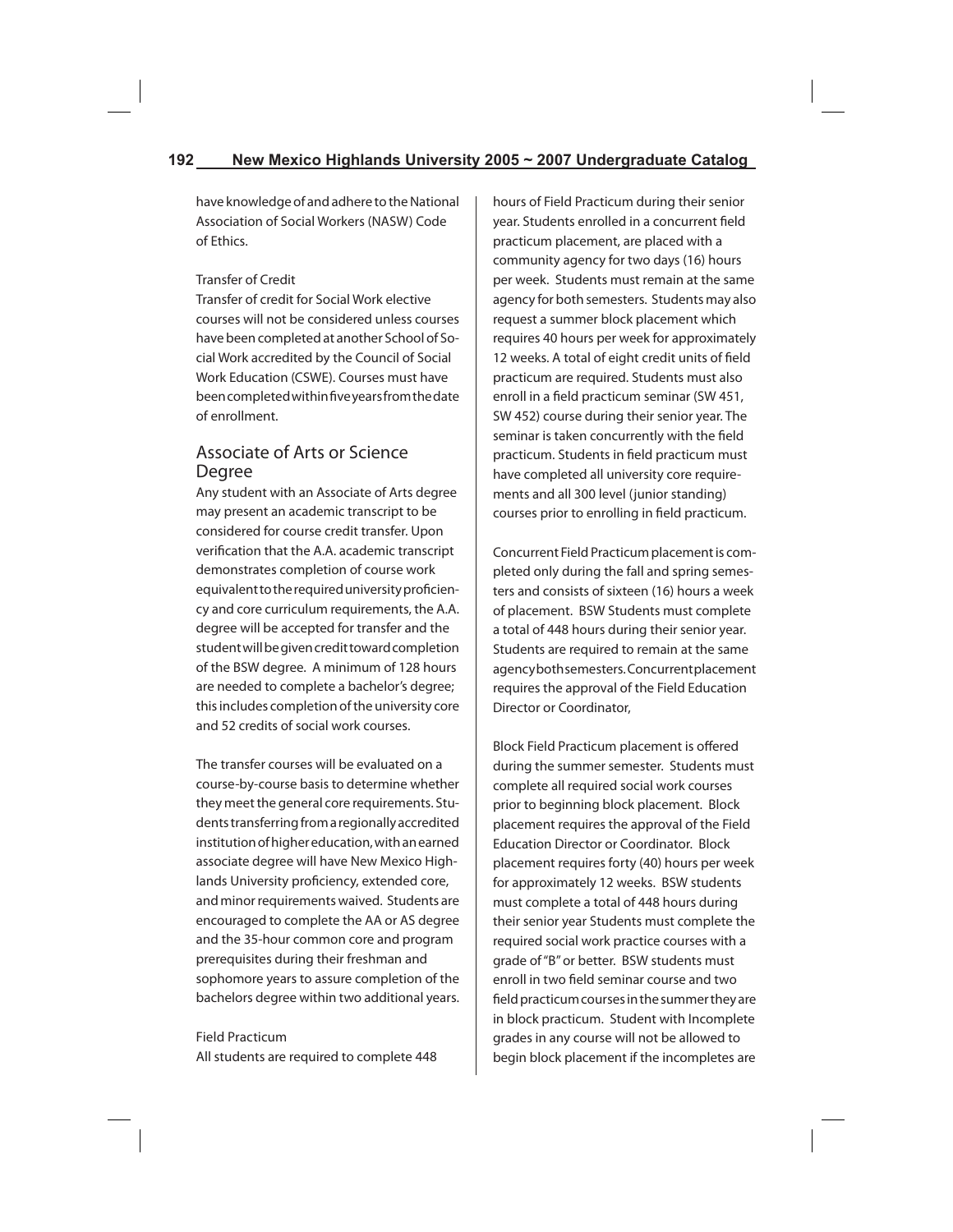have knowledge of and adhere to the National Association of Social Workers (NASW) Code of Ethics.

Transfer of Credit

Transfer of credit for Social Work elective courses will not be considered unless courses have been completed at another School of Social Work accredited by the Council of Social Work Education (CSWE). Courses must have been completed within five years from the date of enrollment.

## Associate of Arts or Science Degree

Any student with an Associate of Arts degree may present an academic transcript to be considered for course credit transfer. Upon verification that the A.A. academic transcript demonstrates completion of course work equivalent to the required university proficiency and core curriculum requirements, the A.A. degree will be accepted for transfer and the student will be given credit toward completion of the BSW degree. A minimum of 128 hours are needed to complete a bachelor's degree; this includes completion of the university core and 52 credits of social work courses.

The transfer courses will be evaluated on a course-by-course basis to determine whether they meet the general core requirements. Students transferring from a regionally accredited institution of higher education, with an earned associate degree will have New Mexico Highlands University proficiency, extended core, and minor requirements waived. Students are encouraged to complete the AA or AS degree and the 35-hour common core and program prerequisites during their freshman and sophomore years to assure completion of the bachelors degree within two additional years.

Field Practicum

All students are required to complete 448 hours of Field Practicum during their senior year. Students enrolled in a concurrent field practicum placement, are placed with a community agency for two days (16) hours per week. Students must remain at the same agency for both semesters. Students may also request a summer block placement which requires 40 hours per week for approximately 12 weeks. A total of eight credit units of field practicum are required. Students must also enroll in a field practicum seminar (SW 451, SW 452) course during their senior year. The seminar is taken concurrently with the field practicum. Students in field practicum must have completed all university core requirements and all 300 level (junior standing) courses prior to enrolling in field practicum.

Concurrent Field Practicum placement is completed only during the fall and spring semesters and consists of sixteen (16) hours a week of placement. BSW Students must complete a total of 448 hours during their senior year. Students are required to remain at the same agency both semesters. Concurrent placement requires the approval of the Field Education Director or Coordinator,

Block Field Practicum placement is offered during the summer semester. Students must complete all required social work courses prior to beginning block placement. Block placement requires the approval of the Field Education Director or Coordinator. Block placement requires forty (40) hours per week for approximately 12 weeks. BSW students must complete a total of 448 hours during their senior year Students must complete the required social work practice courses with a grade of "B" or better. BSW students must enroll in two field seminar course and two field practicum courses in the summer they are in block practicum. Student with Incomplete grades in any course will not be allowed to begin block placement if the incompletes are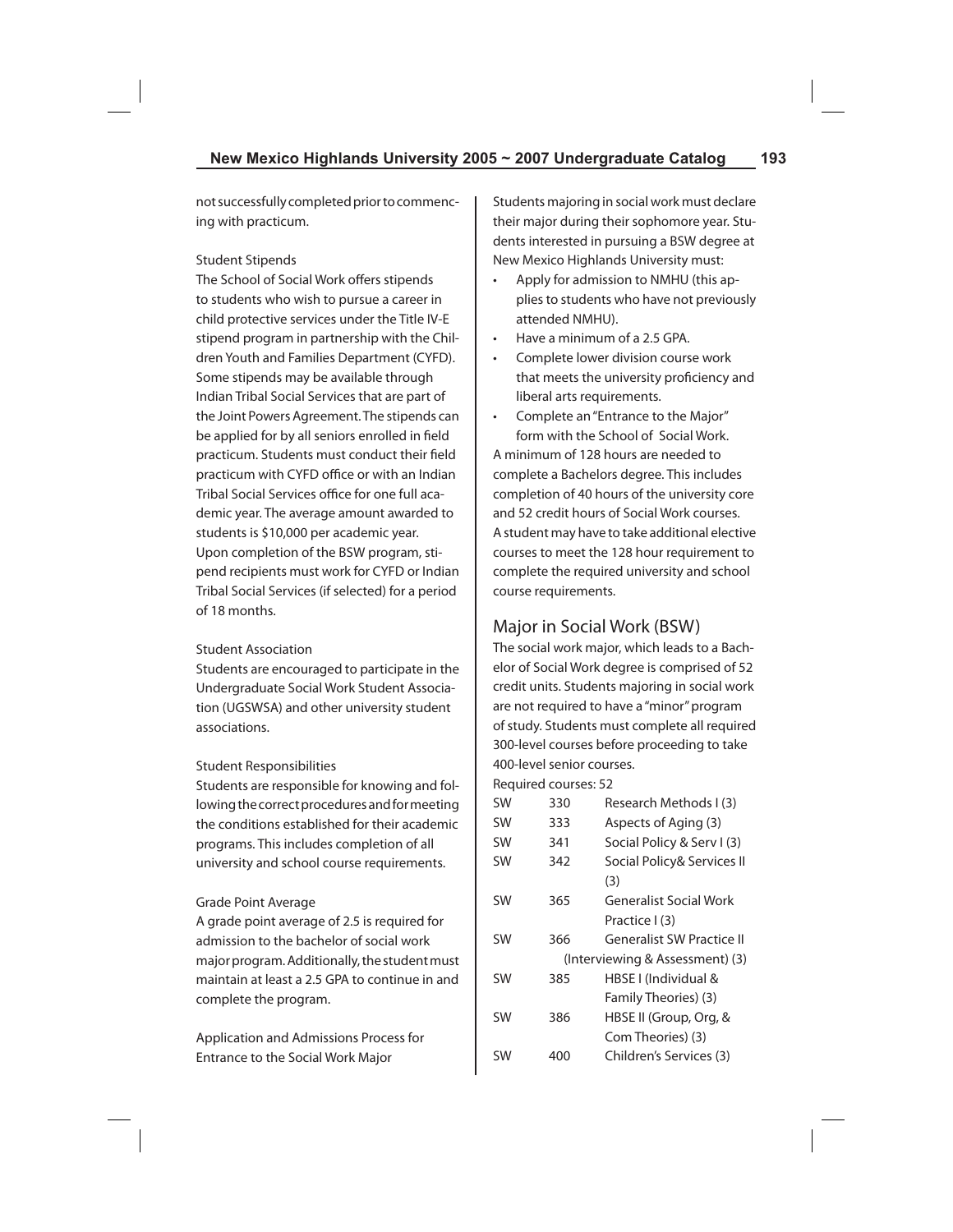not successfully completed prior to commencing with practicum.

Student Stipends

The School of Social Work offers stipends to students who wish to pursue a career in child protective services under the Title IV-E stipend program in partnership with the Children Youth and Families Department (CYFD). Some stipends may be available through Indian Tribal Social Services that are part of the Joint Powers Agreement. The stipends can be applied for by all seniors enrolled in field practicum. Students must conduct their field practicum with CYFD office or with an Indian Tribal Social Services office for one full academic year. The average amount awarded to students is $10,000 per academic year. Upon completion of the BSW program, stipend recipients must work for CYFD or Indian Tribal Social Services (if selected) for a period of 18 months.

Student Association

Students are encouraged to participate in the Undergraduate Social Work Student Association (UGSWSA) and other university student associations.

Student Responsibilities

Students are responsible for knowing and following the correct procedures and for meeting the conditions established for their academic programs. This includes completion of all university and school course requirements.

Grade Point Average

A grade point average of 2.5 is required for admission to the bachelor of social work major program. Additionally, the student must maintain at least a 2.5 GPA to continue in and complete the program.

Application and Admissions Process for Entrance to the Social Work Major

Students majoring in social work must declare their major during their sophomore year. Students interested in pursuing a BSW degree at New Mexico Highlands University must:

- Apply for admission to NMHU (this applies to students who have not previously attended NMHU).
- Have a minimum of a 2.5 GPA.
- Complete lower division course work that meets the university proficiency and liberal arts requirements.
- Complete an "Entrance to the Major" form with the School of Social Work.

A minimum of 128 hours are needed to complete a Bachelors degree. This includes completion of 40 hours of the university core and 52 credit hours of Social Work courses. A student may have to take additional elective courses to meet the 128 hour requirement to complete the required university and school course requirements.

## Major in Social Work (BSW)

The social work major, which leads to a Bachelor of Social Work degree is comprised of 52 credit units. Students majoring in social work are not required to have a "minor" program of study. Students must complete all required 300-level courses before proceeding to take 400-level senior courses.

Required courses: 52

| | | |
|---|---|---|
| SW | 330 | Research Methods I (3) |
| SW | 333 | Aspects of Aging (3) |
| SW | 341 | Social Policy & Serv I (3) |
| SW | 342 | Social Policy& Services II (3) |
| SW | 365 | Generalist Social Work Practice I (3) |
| SW | 366 | Generalist SW Practice II (Interviewing & Assessment) (3) |
| SW | 385 | HBSE I (Individual & Family Theories) (3) |
| SW | 386 | HBSE II (Group, Org, & Com Theories) (3) |
| SW | 400 | Children's Services (3) |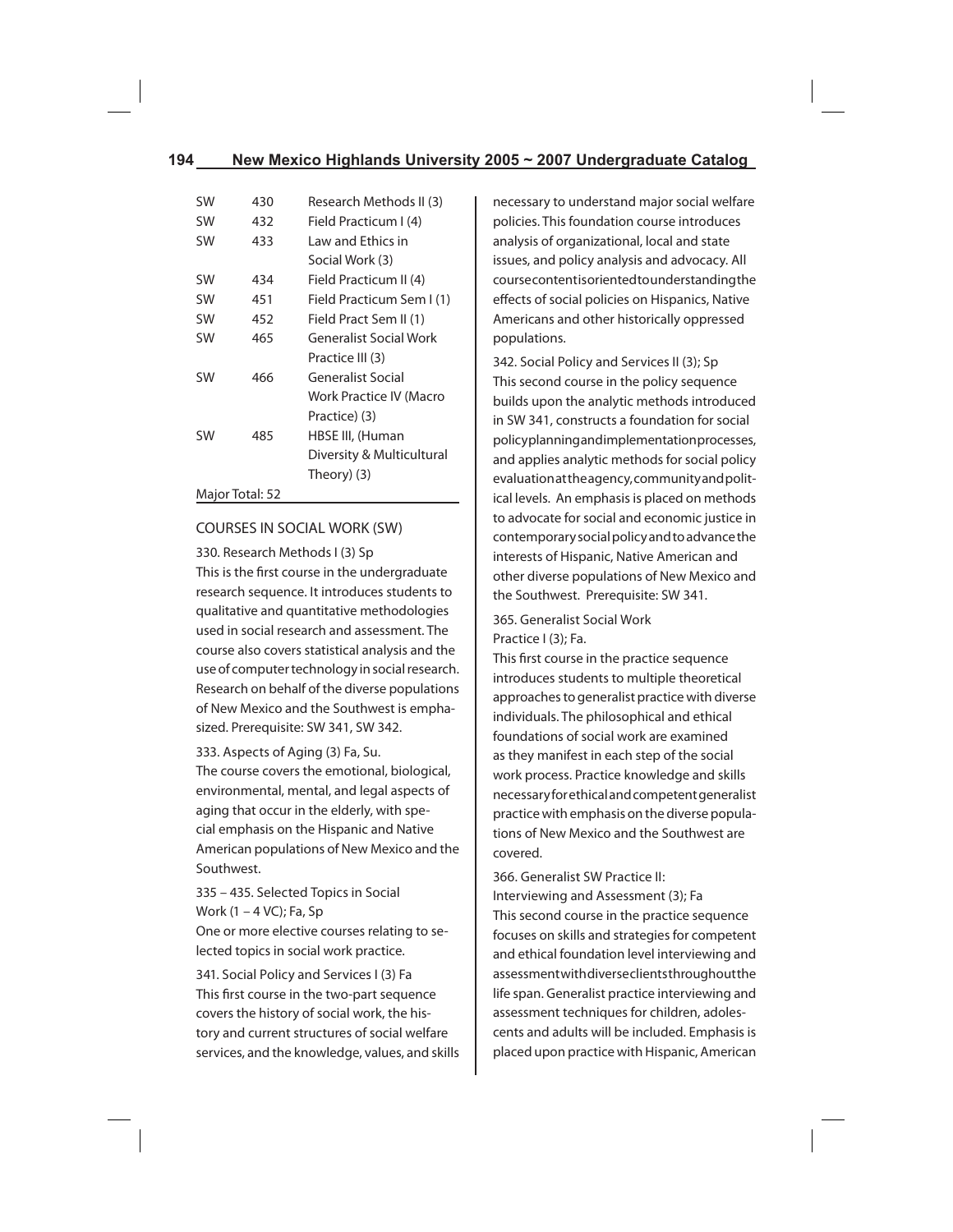| | | |
|---|---|---|
| SW | 430 | Research Methods II (3) |
| SW | 432 | Field Practicum I (4) |
| SW | 433 | Law and Ethics in Social Work (3) |
| SW | 434 | Field Practicum II (4) |
| SW | 451 | Field Practicum Sem I (1) |
| SW | 452 | Field Pract Sem II (1) |
| SW | 465 | Generalist Social Work Practice III (3) |
| SW | 466 | Generalist Social Work Practice IV (Macro Practice) (3) |
| SW | 485 | HBSE III, (Human Diversity & Multicultural Theory) (3) |

Major Total: 52

## COURSES IN SOCIAL WORK (SW)

330. Research Methods I (3) Sp
This is the first course in the undergraduate research sequence. It introduces students to qualitative and quantitative methodologies used in social research and assessment. The course also covers statistical analysis and the use of computer technology in social research. Research on behalf of the diverse populations of New Mexico and the Southwest is emphasized. Prerequisite: SW 341, SW 342.

333. Aspects of Aging (3) Fa, Su.
The course covers the emotional, biological, environmental, mental, and legal aspects of aging that occur in the elderly, with special emphasis on the Hispanic and Native American populations of New Mexico and the Southwest.

335 – 435. Selected Topics in Social Work (1 – 4 VC); Fa, Sp
One or more elective courses relating to selected topics in social work practice.

341. Social Policy and Services I (3) Fa
This first course in the two-part sequence covers the history of social work, the history and current structures of social welfare services, and the knowledge, values, and skills necessary to understand major social welfare policies. This foundation course introduces analysis of organizational, local and state issues, and policy analysis and advocacy. All course content is oriented to understanding the effects of social policies on Hispanics, Native Americans and other historically oppressed populations.

342. Social Policy and Services II (3); Sp
This second course in the policy sequence builds upon the analytic methods introduced in SW 341, constructs a foundation for social policy planning and implementation processes, and applies analytic methods for social policy evaluation at the agency, community and political levels. An emphasis is placed on methods to advocate for social and economic justice in contemporary social policy and to advance the interests of Hispanic, Native American and other diverse populations of New Mexico and the Southwest. Prerequisite: SW 341.

365. Generalist Social Work Practice I (3); Fa.
This first course in the practice sequence introduces students to multiple theoretical approaches to generalist practice with diverse individuals. The philosophical and ethical foundations of social work are examined as they manifest in each step of the social work process. Practice knowledge and skills necessary for ethical and competent generalist practice with emphasis on the diverse populations of New Mexico and the Southwest are covered.

366. Generalist SW Practice II: Interviewing and Assessment (3); Fa
This second course in the practice sequence focuses on skills and strategies for competent and ethical foundation level interviewing and assessment with diverse clients throughout the life span. Generalist practice interviewing and assessment techniques for children, adolescents and adults will be included. Emphasis is placed upon practice with Hispanic, American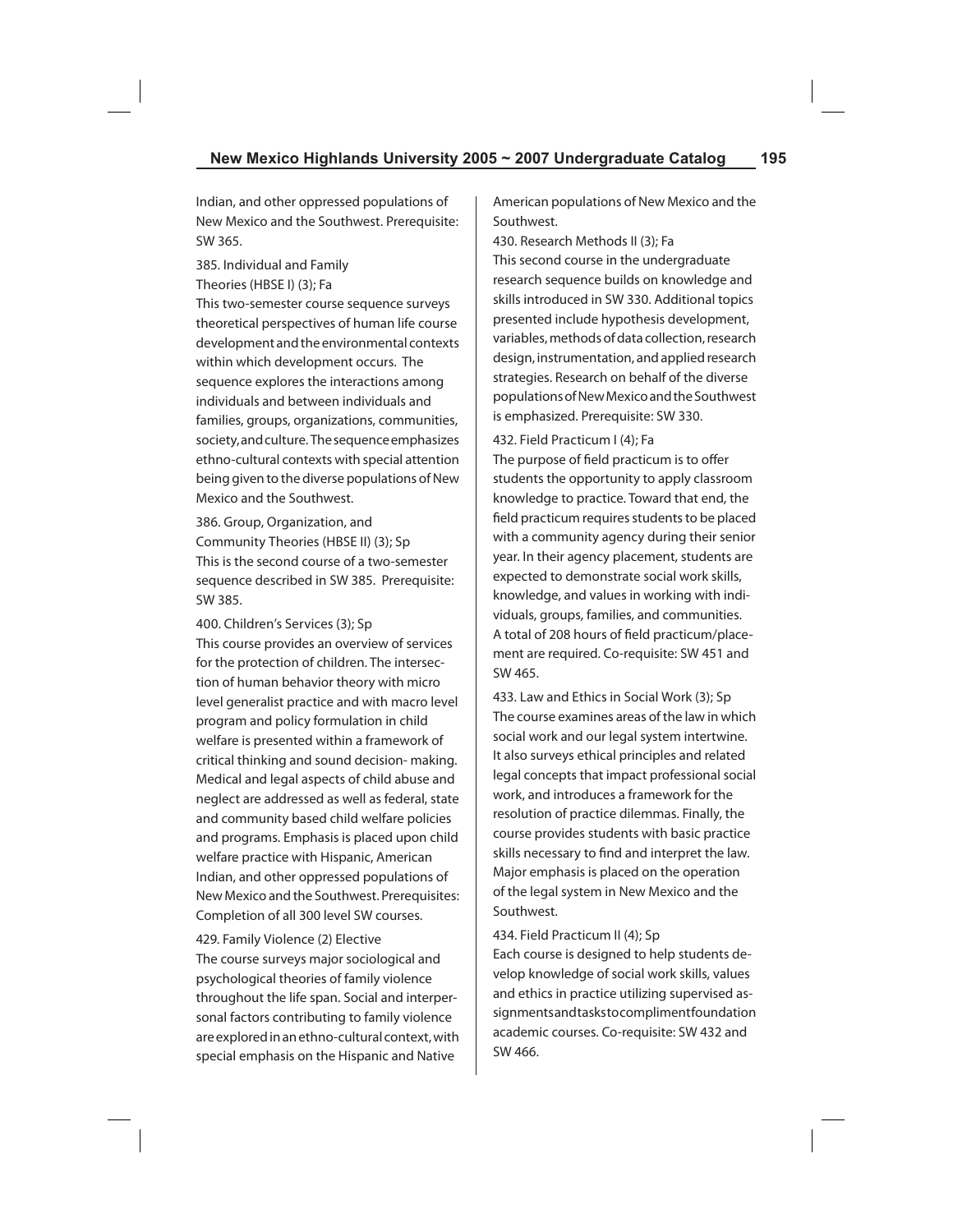Indian, and other oppressed populations of New Mexico and the Southwest. Prerequisite: SW 365.

385. Individual and Family Theories (HBSE I) (3); Fa

This two-semester course sequence surveys theoretical perspectives of human life course development and the environmental contexts within which development occurs. The sequence explores the interactions among individuals and between individuals and families, groups, organizations, communities, society, and culture. The sequence emphasizes ethno-cultural contexts with special attention being given to the diverse populations of New Mexico and the Southwest.

386. Group, Organization, and Community Theories (HBSE II) (3); Sp

This is the second course of a two-semester sequence described in SW 385. Prerequisite: SW 385.

400. Children's Services (3); Sp

This course provides an overview of services for the protection of children. The intersection of human behavior theory with micro level generalist practice and with macro level program and policy formulation in child welfare is presented within a framework of critical thinking and sound decision- making. Medical and legal aspects of child abuse and neglect are addressed as well as federal, state and community based child welfare policies and programs. Emphasis is placed upon child welfare practice with Hispanic, American Indian, and other oppressed populations of New Mexico and the Southwest. Prerequisites: Completion of all 300 level SW courses.

429. Family Violence (2) Elective

The course surveys major sociological and psychological theories of family violence throughout the life span. Social and interpersonal factors contributing to family violence are explored in an ethno-cultural context, with special emphasis on the Hispanic and Native American populations of New Mexico and the Southwest.

430. Research Methods II (3); Fa

This second course in the undergraduate research sequence builds on knowledge and skills introduced in SW 330. Additional topics presented include hypothesis development, variables, methods of data collection, research design, instrumentation, and applied research strategies. Research on behalf of the diverse populations of New Mexico and the Southwest is emphasized. Prerequisite: SW 330.

432. Field Practicum I (4); Fa

The purpose of field practicum is to offer students the opportunity to apply classroom knowledge to practice. Toward that end, the field practicum requires students to be placed with a community agency during their senior year. In their agency placement, students are expected to demonstrate social work skills, knowledge, and values in working with individuals, groups, families, and communities. A total of 208 hours of field practicum/placement are required. Co-requisite: SW 451 and SW 465.

433. Law and Ethics in Social Work (3); Sp

The course examines areas of the law in which social work and our legal system intertwine. It also surveys ethical principles and related legal concepts that impact professional social work, and introduces a framework for the resolution of practice dilemmas. Finally, the course provides students with basic practice skills necessary to find and interpret the law. Major emphasis is placed on the operation of the legal system in New Mexico and the Southwest.

434. Field Practicum II (4); Sp

Each course is designed to help students develop knowledge of social work skills, values and ethics in practice utilizing supervised assignments and tasks to compliment foundation academic courses. Co-requisite: SW 432 and SW 466.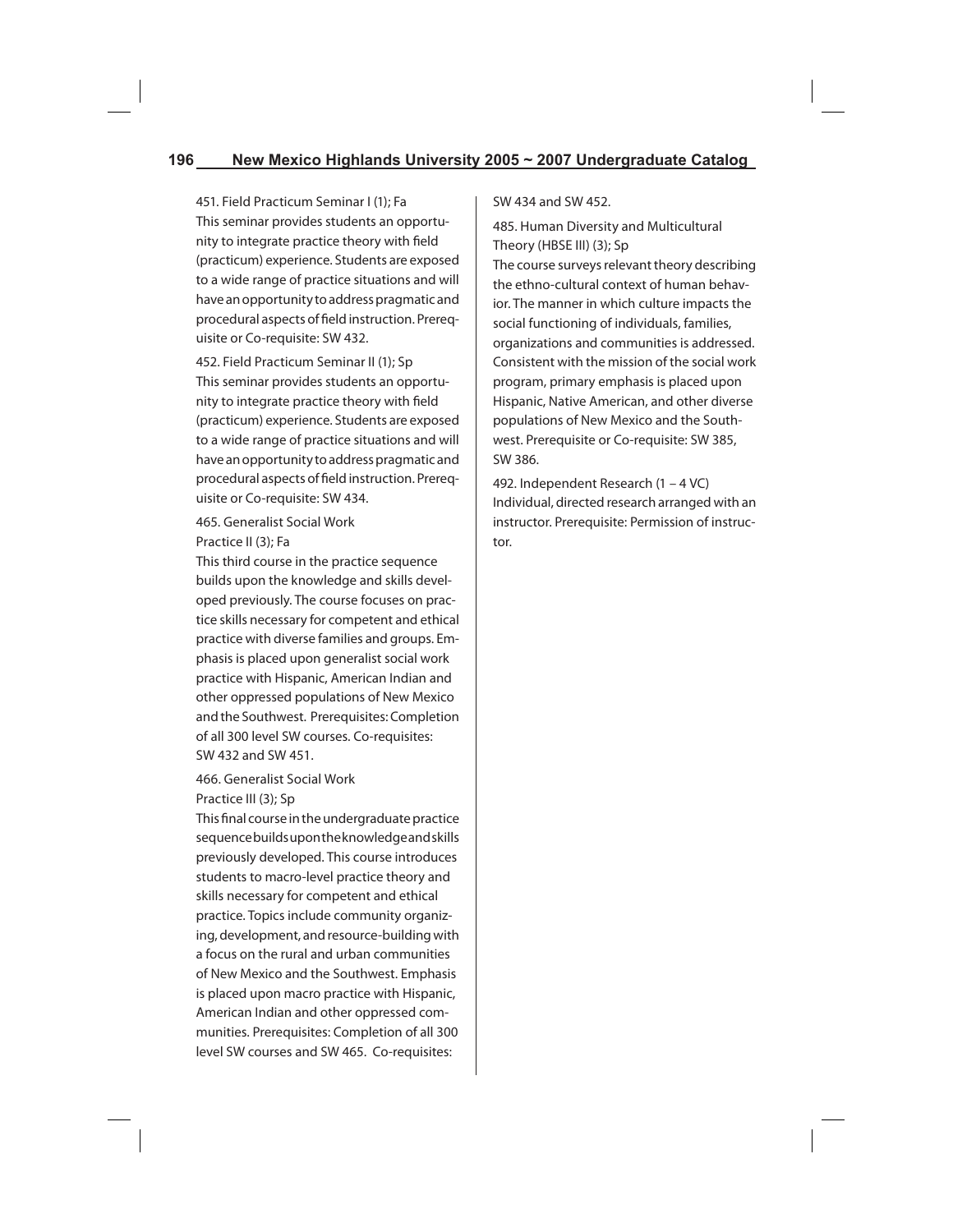451. Field Practicum Seminar I (1); Fa
This seminar provides students an opportunity to integrate practice theory with field (practicum) experience. Students are exposed to a wide range of practice situations and will have an opportunity to address pragmatic and procedural aspects of field instruction. Prerequisite or Co-requisite: SW 432.

452. Field Practicum Seminar II (1); Sp
This seminar provides students an opportunity to integrate practice theory with field (practicum) experience. Students are exposed to a wide range of practice situations and will have an opportunity to address pragmatic and procedural aspects of field instruction. Prerequisite or Co-requisite: SW 434.

465. Generalist Social Work Practice II (3); Fa
This third course in the practice sequence builds upon the knowledge and skills developed previously. The course focuses on practice skills necessary for competent and ethical practice with diverse families and groups. Emphasis is placed upon generalist social work practice with Hispanic, American Indian and other oppressed populations of New Mexico and the Southwest. Prerequisites: Completion of all 300 level SW courses. Co-requisites: SW 432 and SW 451.

466. Generalist Social Work Practice III (3); Sp
This final course in the undergraduate practice sequence builds upon the knowledge and skills previously developed. This course introduces students to macro-level practice theory and skills necessary for competent and ethical practice. Topics include community organizing, development, and resource-building with a focus on the rural and urban communities of New Mexico and the Southwest. Emphasis is placed upon macro practice with Hispanic, American Indian and other oppressed communities. Prerequisites: Completion of all 300 level SW courses and SW 465. Co-requisites: SW 434 and SW 452.

485. Human Diversity and Multicultural Theory (HBSE III) (3); Sp
The course surveys relevant theory describing the ethno-cultural context of human behavior. The manner in which culture impacts the social functioning of individuals, families, organizations and communities is addressed. Consistent with the mission of the social work program, primary emphasis is placed upon Hispanic, Native American, and other diverse populations of New Mexico and the Southwest. Prerequisite or Co-requisite: SW 385, SW 386.

492. Independent Research (1 – 4 VC)
Individual, directed research arranged with an instructor. Prerequisite: Permission of instructor.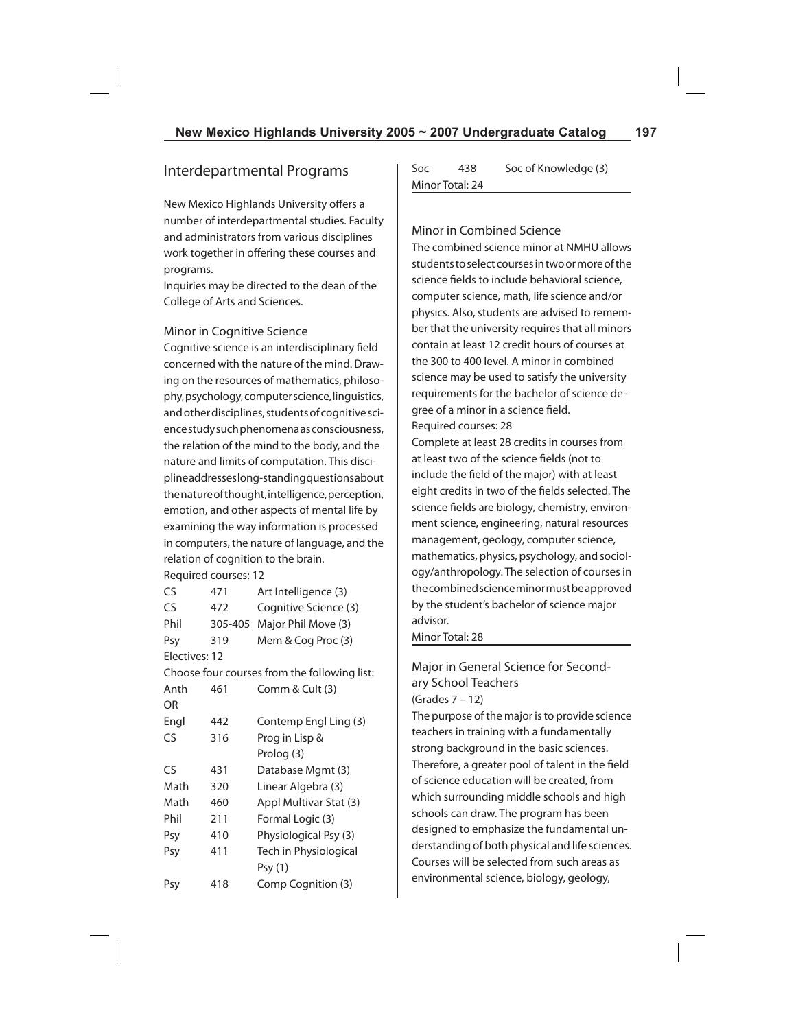## Interdepartmental Programs

New Mexico Highlands University offers a number of interdepartmental studies. Faculty and administrators from various disciplines work together in offering these courses and programs.

Inquiries may be directed to the dean of the College of Arts and Sciences.

### Minor in Cognitive Science

Cognitive science is an interdisciplinary field concerned with the nature of the mind. Drawing on the resources of mathematics, philosophy, psychology, computer science, linguistics, and other disciplines, students of cognitive science study such phenomena as consciousness, the relation of the mind to the body, and the nature and limits of computation. This discipline addresses long-standing questions about the nature of thought, intelligence, perception, emotion, and other aspects of mental life by examining the way information is processed in computers, the nature of language, and the relation of cognition to the brain.

Required courses: 12

| | | |
|---|---|---|
| CS | 471 | Art Intelligence (3) |
| CS | 472 | Cognitive Science (3) |
| Phil | 305-405 | Major Phil Move (3) |
| Psy | 319 | Mem & Cog Proc (3) |

Electives: 12

Choose four courses from the following list:

| | | |
|---|---|---|
| Anth | 461 | Comm & Cult (3) |
| OR | | |
| Engl | 442 | Contemp Engl Ling (3) |
| CS | 316 | Prog in Lisp & Prolog (3) |
| CS | 431 | Database Mgmt (3) |
| Math | 320 | Linear Algebra (3) |
| Math | 460 | Appl Multivar Stat (3) |
| Phil | 211 | Formal Logic (3) |
| Psy | 410 | Physiological Psy (3) |
| Psy | 411 | Tech in Physiological Psy (1) |
| Psy | 418 | Comp Cognition (3) |
| Soc | 438 | Soc of Knowledge (3) |

Minor Total: 24

### Minor in Combined Science

The combined science minor at NMHU allows students to select courses in two or more of the science fields to include behavioral science, computer science, math, life science and/or physics. Also, students are advised to remember that the university requires that all minors contain at least 12 credit hours of courses at the 300 to 400 level. A minor in combined science may be used to satisfy the university requirements for the bachelor of science degree of a minor in a science field.

Required courses: 28

Complete at least 28 credits in courses from at least two of the science fields (not to include the field of the major) with at least eight credits in two of the fields selected. The science fields are biology, chemistry, environment science, engineering, natural resources management, geology, computer science, mathematics, physics, psychology, and sociology/anthropology. The selection of courses in the combined science minor must be approved by the student's bachelor of science major advisor.

Minor Total: 28

### Major in General Science for Secondary School Teachers

(Grades 7 – 12)

The purpose of the major is to provide science teachers in training with a fundamentally strong background in the basic sciences. Therefore, a greater pool of talent in the field of science education will be created, from which surrounding middle schools and high schools can draw. The program has been designed to emphasize the fundamental understanding of both physical and life sciences. Courses will be selected from such areas as environmental science, biology, geology,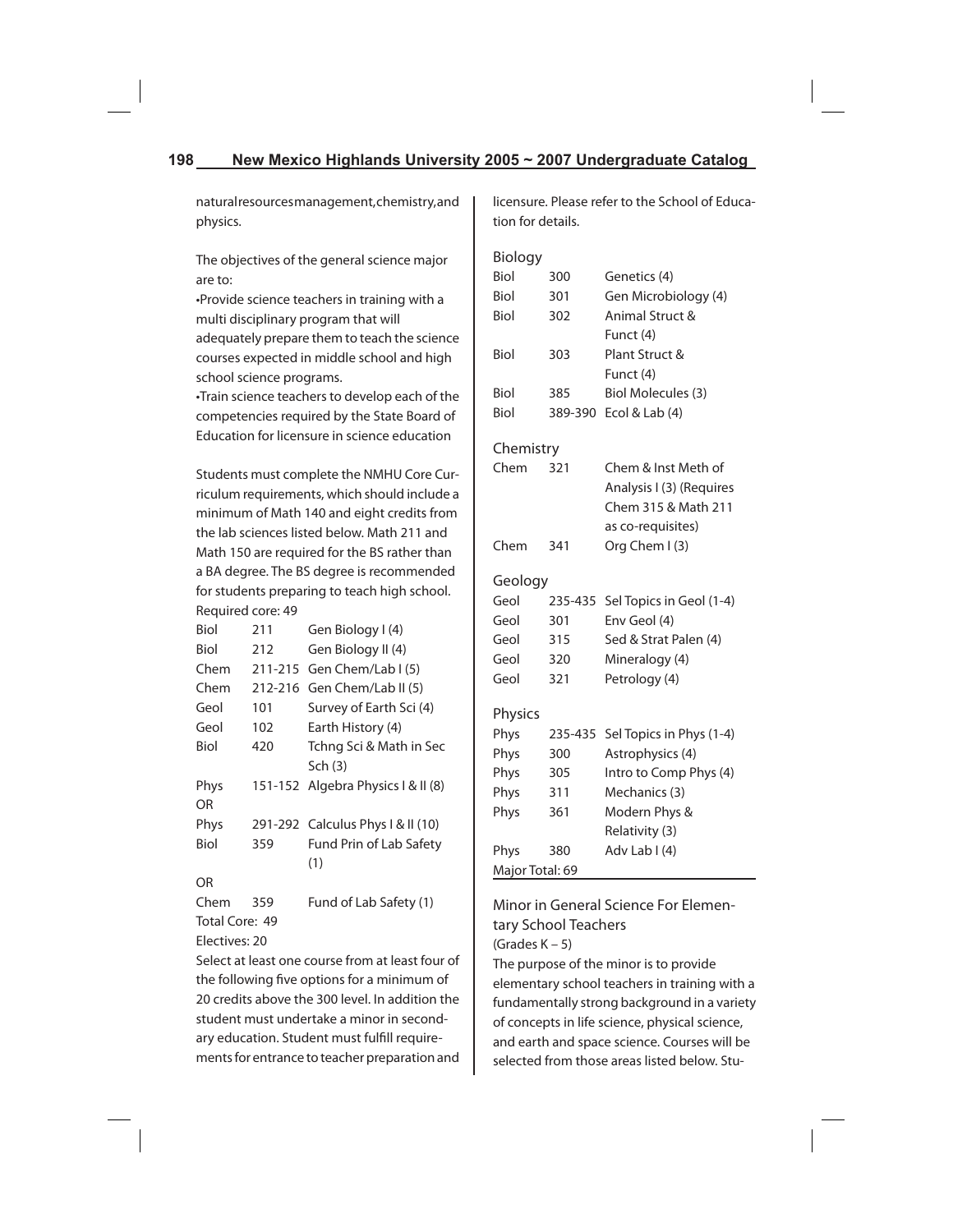natural resources management, chemistry, and physics.

The objectives of the general science major are to:

- Provide science teachers in training with a multi disciplinary program that will adequately prepare them to teach the science courses expected in middle school and high school science programs.
- Train science teachers to develop each of the competencies required by the State Board of Education for licensure in science education

Students must complete the NMHU Core Curriculum requirements, which should include a minimum of Math 140 and eight credits from the lab sciences listed below. Math 211 and Math 150 are required for the BS rather than a BA degree. The BS degree is recommended for students preparing to teach high school.

Required core: 49

| | | |
|---|---|---|
| Biol | 211 | Gen Biology I (4) |
| Biol | 212 | Gen Biology II (4) |
| Chem | 211-215 | Gen Chem/Lab I (5) |
| Chem | 212-216 | Gen Chem/Lab II (5) |
| Geol | 101 | Survey of Earth Sci (4) |
| Geol | 102 | Earth History (4) |
| Biol | 420 | Tchng Sci & Math in Sec Sch (3) |
| Phys | 151-152 | Algebra Physics I & II (8) |
| OR | | |
| Phys | 291-292 | Calculus Phys I & II (10) |
| Biol | 359 | Fund Prin of Lab Safety (1) |
| OR | | |
| Chem | 359 | Fund of Lab Safety (1) |

Total Core: 49

Electives: 20

Select at least one course from at least four of the following five options for a minimum of 20 credits above the 300 level. In addition the student must undertake a minor in secondary education. Student must fulfill requirements for entrance to teacher preparation and licensure. Please refer to the School of Education for details.

**Biology**

| | | |
|---|---|---|
| Biol | 300 | Genetics (4) |
| Biol | 301 | Gen Microbiology (4) |
| Biol | 302 | Animal Struct & Funct (4) |
| Biol | 303 | Plant Struct & Funct (4) |
| Biol | 385 | Biol Molecules (3) |
| Biol | 389-390 | Ecol & Lab (4) |

**Chemistry**

| | | |
|---|---|---|
| Chem | 321 | Chem & Inst Meth of Analysis I (3) (Requires Chem 315 & Math 211 as co-requisites) |
| Chem | 341 | Org Chem I (3) |

**Geology**

| | | |
|---|---|---|
| Geol | 235-435 | Sel Topics in Geol (1-4) |
| Geol | 301 | Env Geol (4) |
| Geol | 315 | Sed & Strat Palen (4) |
| Geol | 320 | Mineralogy (4) |
| Geol | 321 | Petrology (4) |

**Physics**

| | | |
|---|---|---|
| Phys | 235-435 | Sel Topics in Phys (1-4) |
| Phys | 300 | Astrophysics (4) |
| Phys | 305 | Intro to Comp Phys (4) |
| Phys | 311 | Mechanics (3) |
| Phys | 361 | Modern Phys & Relativity (3) |
| Phys | 380 | Adv Lab I (4) |

Major Total: 69

## Minor in General Science For Elementary School Teachers

(Grades K – 5)

The purpose of the minor is to provide elementary school teachers in training with a fundamentally strong background in a variety of concepts in life science, physical science, and earth and space science. Courses will be selected from those areas listed below. Stu-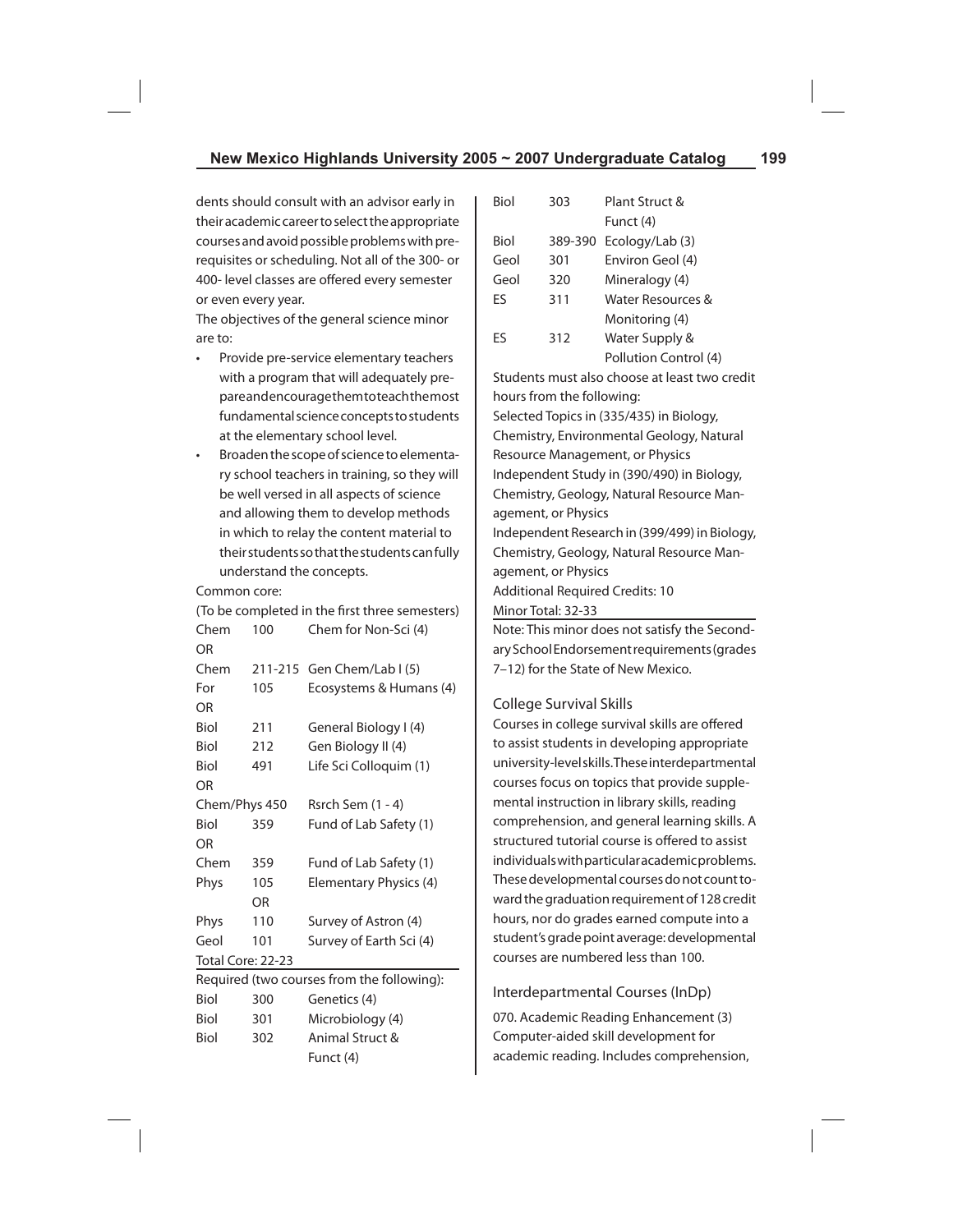dents should consult with an advisor early in their academic career to select the appropriate courses and avoid possible problems with prerequisites or scheduling. Not all of the 300- or 400- level classes are offered every semester or even every year.

The objectives of the general science minor are to:

- Provide pre-service elementary teachers with a program that will adequately prepare and encourage them to teach the most fundamental science concepts to students at the elementary school level.
- Broaden the scope of science to elementary school teachers in training, so they will be well versed in all aspects of science and allowing them to develop methods in which to relay the content material to their students so that the students can fully understand the concepts.

Common core:

(To be completed in the first three semesters)

| | | |
|---|---|---|
| Chem | 100 | Chem for Non-Sci (4) |
| OR | | |
| Chem | 211-215 | Gen Chem/Lab I (5) |
| For | 105 | Ecosystems & Humans (4) |
| OR | | |
| Biol | 211 | General Biology I (4) |
| Biol | 212 | Gen Biology II (4) |
| Biol | 491 | Life Sci Colloquim (1) |
| OR | | |
| Chem/Phys 450 | | Rsrch Sem (1 - 4) |
| Biol | 359 | Fund of Lab Safety (1) |
| OR | | |
| Chem | 359 | Fund of Lab Safety (1) |
| Phys | 105 | Elementary Physics (4) |
| | OR | |
| Phys | 110 | Survey of Astron (4) |
| Geol | 101 | Survey of Earth Sci (4) |

Total Core: 22-23

Required (two courses from the following):

| | | |
|---|---|---|
| Biol | 300 | Genetics (4) |
| Biol | 301 | Microbiology (4) |
| Biol | 302 | Animal Struct & Funct (4) |
| Biol | 303 | Plant Struct & Funct (4) |
| Biol | 389-390 | Ecology/Lab (3) |
| Geol | 301 | Environ Geol (4) |
| Geol | 320 | Mineralogy (4) |
| ES | 311 | Water Resources & Monitoring (4) |
| ES | 312 | Water Supply & Pollution Control (4) |

Students must also choose at least two credit hours from the following:

Selected Topics in (335/435) in Biology, Chemistry, Environmental Geology, Natural Resource Management, or Physics

Independent Study in (390/490) in Biology, Chemistry, Geology, Natural Resource Management, or Physics

Independent Research in (399/499) in Biology, Chemistry, Geology, Natural Resource Management, or Physics

Additional Required Credits: 10

Minor Total: 32-33

Note: This minor does not satisfy the Secondary School Endorsement requirements (grades 7–12) for the State of New Mexico.

## College Survival Skills

Courses in college survival skills are offered to assist students in developing appropriate university-level skills. These interdepartmental courses focus on topics that provide supplemental instruction in library skills, reading comprehension, and general learning skills. A structured tutorial course is offered to assist individuals with particular academic problems. These developmental courses do not count toward the graduation requirement of 128 credit hours, nor do grades earned compute into a student's grade point average: developmental courses are numbered less than 100.

## Interdepartmental Courses (InDp)

070. Academic Reading Enhancement (3)
Computer-aided skill development for academic reading. Includes comprehension,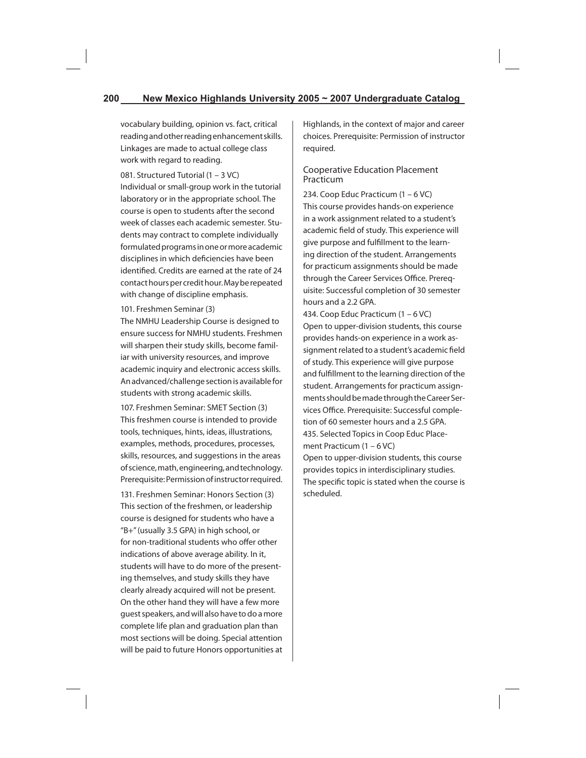vocabulary building, opinion vs. fact, critical reading and other reading enhancement skills. Linkages are made to actual college class work with regard to reading.

081. Structured Tutorial (1 – 3 VC)
Individual or small-group work in the tutorial laboratory or in the appropriate school. The course is open to students after the second week of classes each academic semester. Students may contract to complete individually formulated programs in one or more academic disciplines in which deficiencies have been identified. Credits are earned at the rate of 24 contact hours per credit hour. May be repeated with change of discipline emphasis.

101. Freshmen Seminar (3)
The NMHU Leadership Course is designed to ensure success for NMHU students. Freshmen will sharpen their study skills, become familiar with university resources, and improve academic inquiry and electronic access skills. An advanced/challenge section is available for students with strong academic skills.

107. Freshmen Seminar: SMET Section (3)
This freshmen course is intended to provide tools, techniques, hints, ideas, illustrations, examples, methods, procedures, processes, skills, resources, and suggestions in the areas of science, math, engineering, and technology. Prerequisite: Permission of instructor required.

131. Freshmen Seminar: Honors Section (3)
This section of the freshmen, or leadership course is designed for students who have a "B+" (usually 3.5 GPA) in high school, or for non-traditional students who offer other indications of above average ability. In it, students will have to do more of the presenting themselves, and study skills they have clearly already acquired will not be present. On the other hand they will have a few more guest speakers, and will also have to do a more complete life plan and graduation plan than most sections will be doing. Special attention will be paid to future Honors opportunities at Highlands, in the context of major and career choices. Prerequisite: Permission of instructor required.

## Cooperative Education Placement Practicum

234. Coop Educ Practicum (1 – 6 VC)
This course provides hands-on experience in a work assignment related to a student's academic field of study. This experience will give purpose and fulfillment to the learning direction of the student. Arrangements for practicum assignments should be made through the Career Services Office. Prerequisite: Successful completion of 30 semester hours and a 2.2 GPA.

434. Coop Educ Practicum (1 – 6 VC)
Open to upper-division students, this course provides hands-on experience in a work assignment related to a student's academic field of study. This experience will give purpose and fulfillment to the learning direction of the student. Arrangements for practicum assignments should be made through the Career Services Office. Prerequisite: Successful completion of 60 semester hours and a 2.5 GPA.

435. Selected Topics in Coop Educ Placement Practicum (1 – 6 VC)
Open to upper-division students, this course provides topics in interdisciplinary studies. The specific topic is stated when the course is scheduled.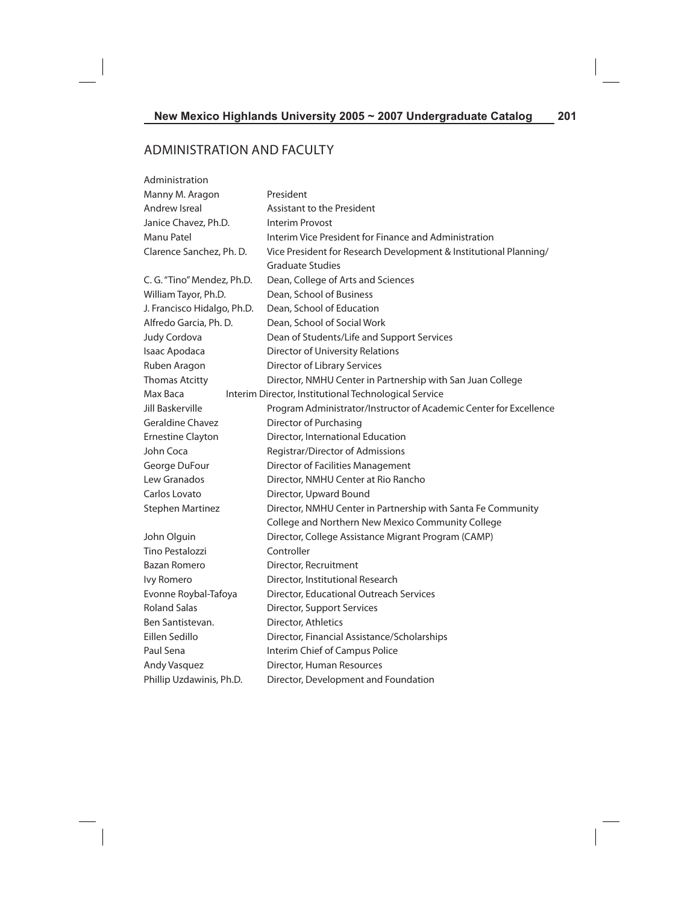## ADMINISTRATION AND FACULTY

Administration

| | |
|---|---|
| Manny M. Aragon | President |
| Andrew Isreal | Assistant to the President |
| Janice Chavez, Ph.D. | Interim Provost |
| Manu Patel | Interim Vice President for Finance and Administration |
| Clarence Sanchez, Ph. D. | Vice President for Research Development & Institutional Planning/ Graduate Studies |
| C. G. "Tino" Mendez, Ph.D. | Dean, College of Arts and Sciences |
| William Tayor, Ph.D. | Dean, School of Business |
| J. Francisco Hidalgo, Ph.D. | Dean, School of Education |
| Alfredo Garcia, Ph. D. | Dean, School of Social Work |
| Judy Cordova | Dean of Students/Life and Support Services |
| Isaac Apodaca | Director of University Relations |
| Ruben Aragon | Director of Library Services |
| Thomas Atcitty | Director, NMHU Center in Partnership with San Juan College |
| Max Baca | Interim Director, Institutional Technological Service |
| Jill Baskerville | Program Administrator/Instructor of Academic Center for Excellence |
| Geraldine Chavez | Director of Purchasing |
| Ernestine Clayton | Director, International Education |
| John Coca | Registrar/Director of Admissions |
| George DuFour | Director of Facilities Management |
| Lew Granados | Director, NMHU Center at Rio Rancho |
| Carlos Lovato | Director, Upward Bound |
| Stephen Martinez | Director, NMHU Center in Partnership with Santa Fe Community College and Northern New Mexico Community College |
| John Olguin | Director, College Assistance Migrant Program (CAMP) |
| Tino Pestalozzi | Controller |
| Bazan Romero | Director, Recruitment |
| Ivy Romero | Director, Institutional Research |
| Evonne Roybal-Tafoya | Director, Educational Outreach Services |
| Roland Salas | Director, Support Services |
| Ben Santistevan. | Director, Athletics |
| Eillen Sedillo | Director, Financial Assistance/Scholarships |
| Paul Sena | Interim Chief of Campus Police |
| Andy Vasquez | Director, Human Resources |
| Phillip Uzdawinis, Ph.D. | Director, Development and Foundation |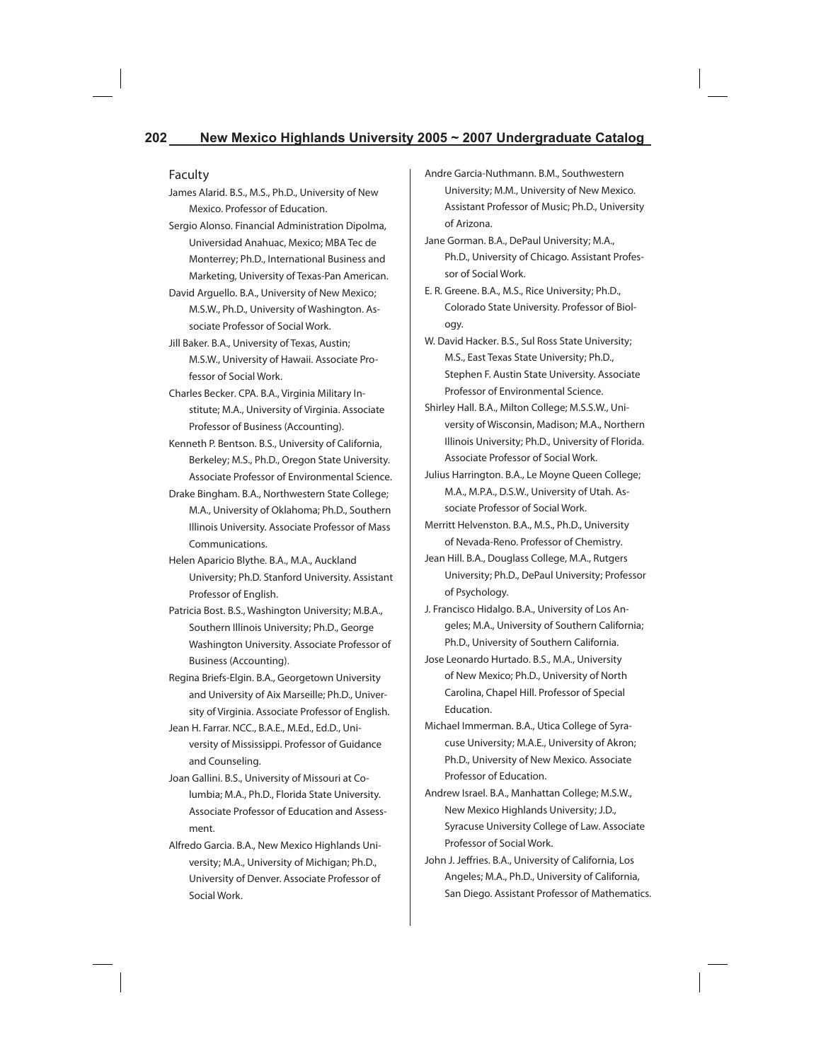## Faculty

James Alarid. B.S., M.S., Ph.D., University of New Mexico. Professor of Education.

Sergio Alonso. Financial Administration Dipolma, Universidad Anahuac, Mexico; MBA Tec de Monterrey; Ph.D., International Business and Marketing, University of Texas-Pan American.

David Arguello. B.A., University of New Mexico; M.S.W., Ph.D., University of Washington. Associate Professor of Social Work.

Jill Baker. B.A., University of Texas, Austin; M.S.W., University of Hawaii. Associate Professor of Social Work.

Charles Becker. CPA. B.A., Virginia Military Institute; M.A., University of Virginia. Associate Professor of Business (Accounting).

Kenneth P. Bentson. B.S., University of California, Berkeley; M.S., Ph.D., Oregon State University. Associate Professor of Environmental Science.

Drake Bingham. B.A., Northwestern State College; M.A., University of Oklahoma; Ph.D., Southern Illinois University. Associate Professor of Mass Communications.

Helen Aparicio Blythe. B.A., M.A., Auckland University; Ph.D. Stanford University. Assistant Professor of English.

Patricia Bost. B.S., Washington University; M.B.A., Southern Illinois University; Ph.D., George Washington University. Associate Professor of Business (Accounting).

Regina Briefs-Elgin. B.A., Georgetown University and University of Aix Marseille; Ph.D., University of Virginia. Associate Professor of English.

Jean H. Farrar. NCC., B.A.E., M.Ed., Ed.D., University of Mississippi. Professor of Guidance and Counseling.

Joan Gallini. B.S., University of Missouri at Columbia; M.A., Ph.D., Florida State University. Associate Professor of Education and Assessment.

Alfredo Garcia. B.A., New Mexico Highlands University; M.A., University of Michigan; Ph.D., University of Denver. Associate Professor of Social Work.

Andre Garcia-Nuthmann. B.M., Southwestern University; M.M., University of New Mexico. Assistant Professor of Music; Ph.D., University of Arizona.

Jane Gorman. B.A., DePaul University; M.A., Ph.D., University of Chicago. Assistant Professor of Social Work.

E. R. Greene. B.A., M.S., Rice University; Ph.D., Colorado State University. Professor of Biology.

W. David Hacker. B.S., Sul Ross State University; M.S., East Texas State University; Ph.D., Stephen F. Austin State University. Associate Professor of Environmental Science.

Shirley Hall. B.A., Milton College; M.S.S.W., University of Wisconsin, Madison; M.A., Northern Illinois University; Ph.D., University of Florida. Associate Professor of Social Work.

Julius Harrington. B.A., Le Moyne Queen College; M.A., M.P.A., D.S.W., University of Utah. Associate Professor of Social Work.

Merritt Helvenston. B.A., M.S., Ph.D., University of Nevada-Reno. Professor of Chemistry.

Jean Hill. B.A., Douglass College, M.A., Rutgers University; Ph.D., DePaul University; Professor of Psychology.

J. Francisco Hidalgo. B.A., University of Los Angeles; M.A., University of Southern California; Ph.D., University of Southern California.

Jose Leonardo Hurtado. B.S., M.A., University of New Mexico; Ph.D., University of North Carolina, Chapel Hill. Professor of Special Education.

Michael Immerman. B.A., Utica College of Syracuse University; M.A.E., University of Akron; Ph.D., University of New Mexico. Associate Professor of Education.

Andrew Israel. B.A., Manhattan College; M.S.W., New Mexico Highlands University; J.D., Syracuse University College of Law. Associate Professor of Social Work.

John J. Jeffries. B.A., University of California, Los Angeles; M.A., Ph.D., University of California, San Diego. Assistant Professor of Mathematics.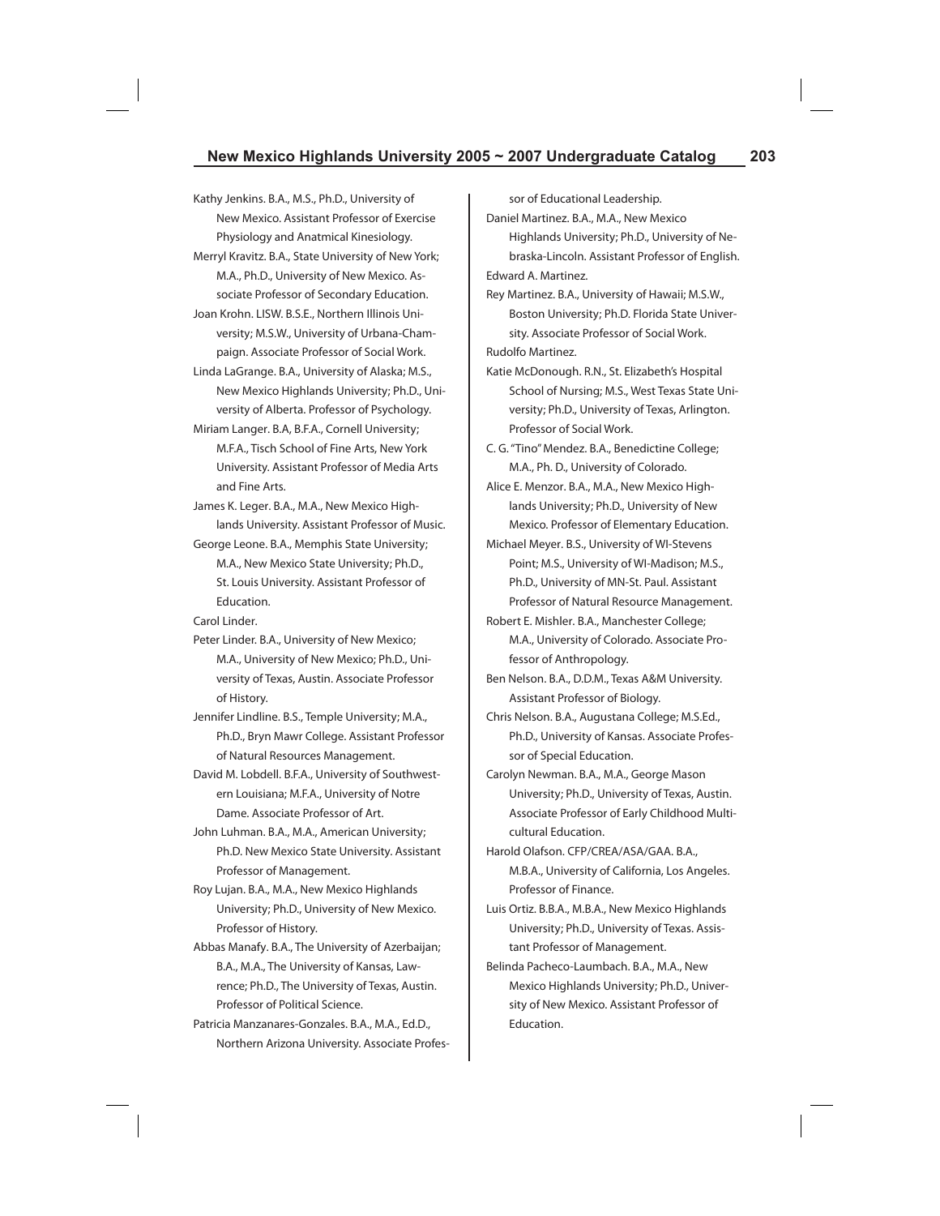Kathy Jenkins. B.A., M.S., Ph.D., University of New Mexico. Assistant Professor of Exercise Physiology and Anatmical Kinesiology.

Merryl Kravitz. B.A., State University of New York; M.A., Ph.D., University of New Mexico. Associate Professor of Secondary Education.

Joan Krohn. LISW. B.S.E., Northern Illinois University; M.S.W., University of Urbana-Champaign. Associate Professor of Social Work.

Linda LaGrange. B.A., University of Alaska; M.S., New Mexico Highlands University; Ph.D., University of Alberta. Professor of Psychology.

Miriam Langer. B.A, B.F.A., Cornell University; M.F.A., Tisch School of Fine Arts, New York University. Assistant Professor of Media Arts and Fine Arts.

James K. Leger. B.A., M.A., New Mexico Highlands University. Assistant Professor of Music.

George Leone. B.A., Memphis State University; M.A., New Mexico State University; Ph.D., St. Louis University. Assistant Professor of Education.

Carol Linder.

Peter Linder. B.A., University of New Mexico; M.A., University of New Mexico; Ph.D., University of Texas, Austin. Associate Professor of History.

Jennifer Lindline. B.S., Temple University; M.A., Ph.D., Bryn Mawr College. Assistant Professor of Natural Resources Management.

David M. Lobdell. B.F.A., University of Southwestern Louisiana; M.F.A., University of Notre Dame. Associate Professor of Art.

John Luhman. B.A., M.A., American University; Ph.D. New Mexico State University. Assistant Professor of Management.

Roy Lujan. B.A., M.A., New Mexico Highlands University; Ph.D., University of New Mexico. Professor of History.

Abbas Manafy. B.A., The University of Azerbaijan; B.A., M.A., The University of Kansas, Lawrence; Ph.D., The University of Texas, Austin. Professor of Political Science.

Patricia Manzanares-Gonzales. B.A., M.A., Ed.D., Northern Arizona University. Associate Professor of Educational Leadership.

Daniel Martinez. B.A., M.A., New Mexico Highlands University; Ph.D., University of Nebraska-Lincoln. Assistant Professor of English.

Edward A. Martinez.

Rey Martinez. B.A., University of Hawaii; M.S.W., Boston University; Ph.D. Florida State University. Associate Professor of Social Work.

Rudolfo Martinez.

Katie McDonough. R.N., St. Elizabeth's Hospital School of Nursing; M.S., West Texas State University; Ph.D., University of Texas, Arlington. Professor of Social Work.

C. G. "Tino" Mendez. B.A., Benedictine College; M.A., Ph. D., University of Colorado.

Alice E. Menzor. B.A., M.A., New Mexico Highlands University; Ph.D., University of New Mexico. Professor of Elementary Education.

Michael Meyer. B.S., University of WI-Stevens Point; M.S., University of WI-Madison; M.S., Ph.D., University of MN-St. Paul. Assistant Professor of Natural Resource Management.

Robert E. Mishler. B.A., Manchester College; M.A., University of Colorado. Associate Professor of Anthropology.

Ben Nelson. B.A., D.D.M., Texas A&M University. Assistant Professor of Biology.

Chris Nelson. B.A., Augustana College; M.S.Ed., Ph.D., University of Kansas. Associate Professor of Special Education.

Carolyn Newman. B.A., M.A., George Mason University; Ph.D., University of Texas, Austin. Associate Professor of Early Childhood Multicultural Education.

Harold Olafson. CFP/CREA/ASA/GAA. B.A., M.B.A., University of California, Los Angeles. Professor of Finance.

Luis Ortiz. B.B.A., M.B.A., New Mexico Highlands University; Ph.D., University of Texas. Assistant Professor of Management.

Belinda Pacheco-Laumbach. B.A., M.A., New Mexico Highlands University; Ph.D., University of New Mexico. Assistant Professor of Education.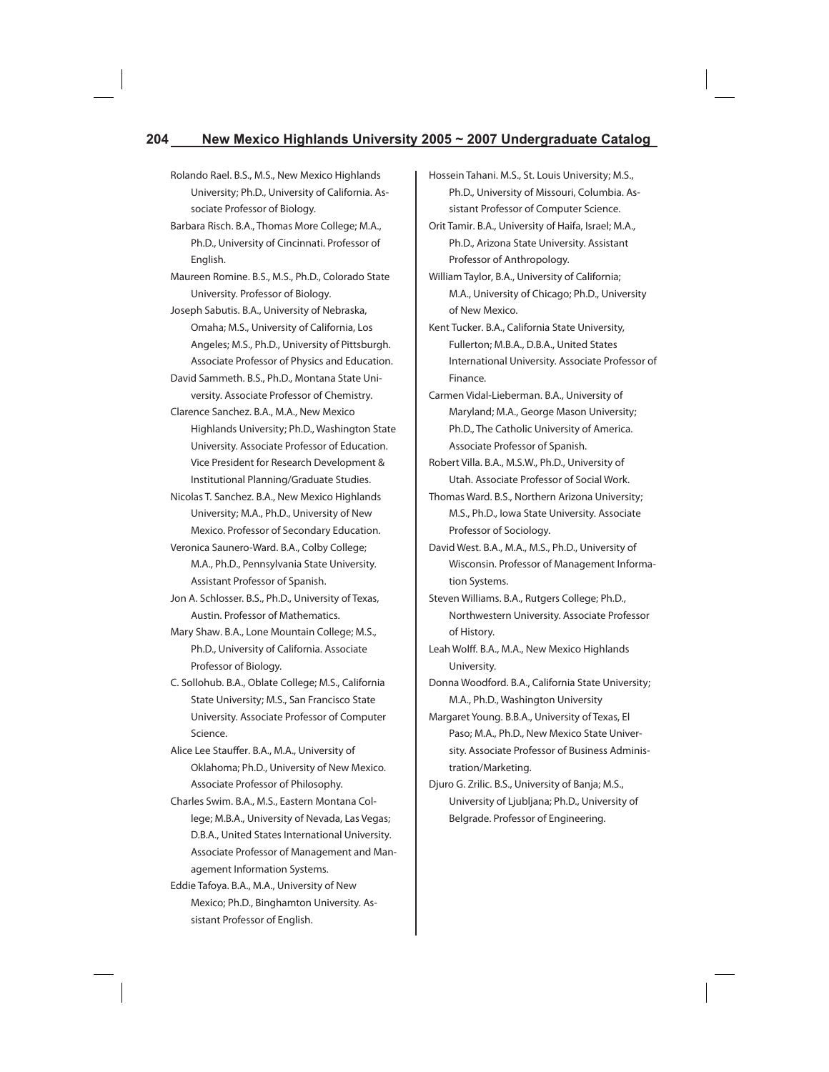Rolando Rael. B.S., M.S., New Mexico Highlands University; Ph.D., University of California. Associate Professor of Biology.

Barbara Risch. B.A., Thomas More College; M.A., Ph.D., University of Cincinnati. Professor of English.

Maureen Romine. B.S., M.S., Ph.D., Colorado State University. Professor of Biology.

Joseph Sabutis. B.A., University of Nebraska, Omaha; M.S., University of California, Los Angeles; M.S., Ph.D., University of Pittsburgh. Associate Professor of Physics and Education.

David Sammeth. B.S., Ph.D., Montana State University. Associate Professor of Chemistry.

Clarence Sanchez. B.A., M.A., New Mexico Highlands University; Ph.D., Washington State University. Associate Professor of Education. Vice President for Research Development & Institutional Planning/Graduate Studies.

Nicolas T. Sanchez. B.A., New Mexico Highlands University; M.A., Ph.D., University of New Mexico. Professor of Secondary Education.

Veronica Saunero-Ward. B.A., Colby College; M.A., Ph.D., Pennsylvania State University. Assistant Professor of Spanish.

Jon A. Schlosser. B.S., Ph.D., University of Texas, Austin. Professor of Mathematics.

Mary Shaw. B.A., Lone Mountain College; M.S., Ph.D., University of California. Associate Professor of Biology.

C. Sollohub. B.A., Oblate College; M.S., California State University; M.S., San Francisco State University. Associate Professor of Computer Science.

Alice Lee Stauffer. B.A., M.A., University of Oklahoma; Ph.D., University of New Mexico. Associate Professor of Philosophy.

Charles Swim. B.A., M.S., Eastern Montana College; M.B.A., University of Nevada, Las Vegas; D.B.A., United States International University. Associate Professor of Management and Management Information Systems.

Eddie Tafoya. B.A., M.A., University of New Mexico; Ph.D., Binghamton University. Assistant Professor of English.

Hossein Tahani. M.S., St. Louis University; M.S., Ph.D., University of Missouri, Columbia. Assistant Professor of Computer Science.

Orit Tamir. B.A., University of Haifa, Israel; M.A., Ph.D., Arizona State University. Assistant Professor of Anthropology.

William Taylor, B.A., University of California; M.A., University of Chicago; Ph.D., University of New Mexico.

Kent Tucker. B.A., California State University, Fullerton; M.B.A., D.B.A., United States International University. Associate Professor of Finance.

Carmen Vidal-Lieberman. B.A., University of Maryland; M.A., George Mason University; Ph.D., The Catholic University of America. Associate Professor of Spanish.

Robert Villa. B.A., M.S.W., Ph.D., University of Utah. Associate Professor of Social Work.

Thomas Ward. B.S., Northern Arizona University; M.S., Ph.D., Iowa State University. Associate Professor of Sociology.

David West. B.A., M.A., M.S., Ph.D., University of Wisconsin. Professor of Management Information Systems.

Steven Williams. B.A., Rutgers College; Ph.D., Northwestern University. Associate Professor of History.

Leah Wolff. B.A., M.A., New Mexico Highlands University.

Donna Woodford. B.A., California State University; M.A., Ph.D., Washington University

Margaret Young. B.B.A., University of Texas, El Paso; M.A., Ph.D., New Mexico State University. Associate Professor of Business Administration/Marketing.

Djuro G. Zrilic. B.S., University of Banja; M.S., University of Ljubljana; Ph.D., University of Belgrade. Professor of Engineering.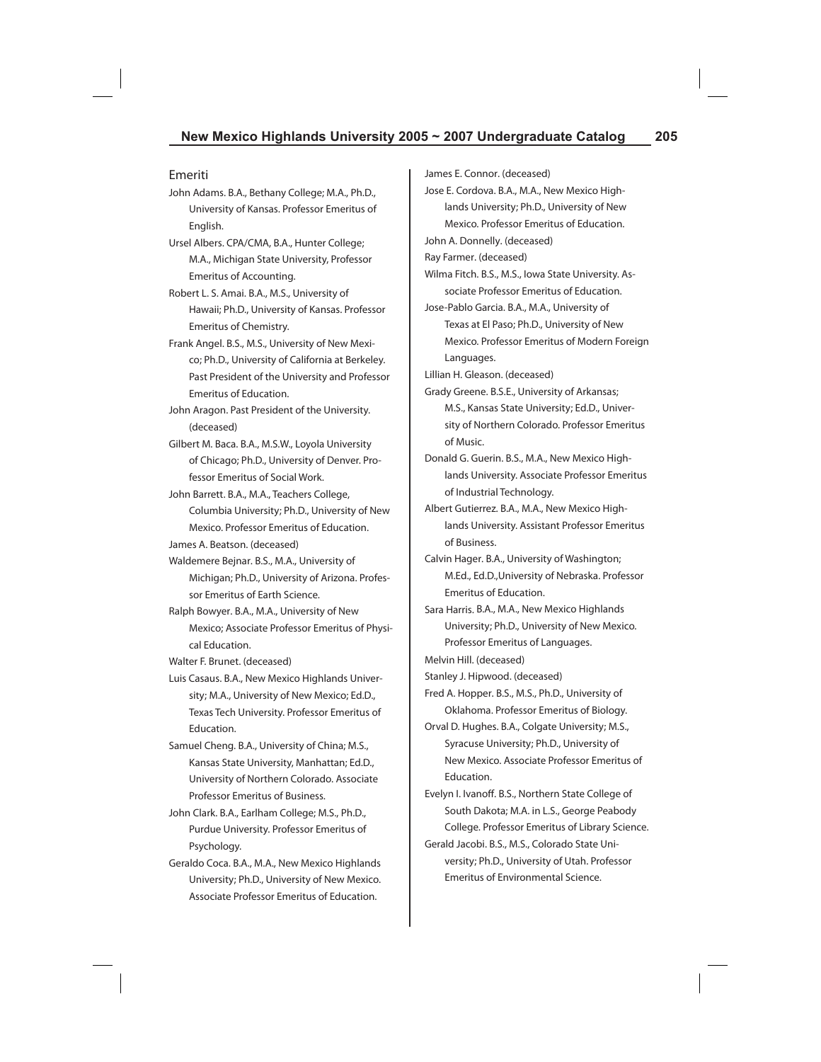## Emeriti

John Adams. B.A., Bethany College; M.A., Ph.D., University of Kansas. Professor Emeritus of English.

Ursel Albers. CPA/CMA, B.A., Hunter College; M.A., Michigan State University, Professor Emeritus of Accounting.

Robert L. S. Amai. B.A., M.S., University of Hawaii; Ph.D., University of Kansas. Professor Emeritus of Chemistry.

Frank Angel. B.S., M.S., University of New Mexico; Ph.D., University of California at Berkeley. Past President of the University and Professor Emeritus of Education.

John Aragon. Past President of the University. (deceased)

Gilbert M. Baca. B.A., M.S.W., Loyola University of Chicago; Ph.D., University of Denver. Professor Emeritus of Social Work.

John Barrett. B.A., M.A., Teachers College, Columbia University; Ph.D., University of New Mexico. Professor Emeritus of Education.

James A. Beatson. (deceased)

Waldemere Bejnar. B.S., M.A., University of Michigan; Ph.D., University of Arizona. Professor Emeritus of Earth Science.

Ralph Bowyer. B.A., M.A., University of New Mexico; Associate Professor Emeritus of Physical Education.

Walter F. Brunet. (deceased)

Luis Casaus. B.A., New Mexico Highlands University; M.A., University of New Mexico; Ed.D., Texas Tech University. Professor Emeritus of Education.

Samuel Cheng. B.A., University of China; M.S., Kansas State University, Manhattan; Ed.D., University of Northern Colorado. Associate Professor Emeritus of Business.

John Clark. B.A., Earlham College; M.S., Ph.D., Purdue University. Professor Emeritus of Psychology.

Geraldo Coca. B.A., M.A., New Mexico Highlands University; Ph.D., University of New Mexico. Associate Professor Emeritus of Education.

James E. Connor. (deceased)

Jose E. Cordova. B.A., M.A., New Mexico Highlands University; Ph.D., University of New Mexico. Professor Emeritus of Education.

John A. Donnelly. (deceased)

Ray Farmer. (deceased)

Wilma Fitch. B.S., M.S., Iowa State University. Associate Professor Emeritus of Education.

Jose-Pablo Garcia. B.A., M.A., University of Texas at El Paso; Ph.D., University of New Mexico. Professor Emeritus of Modern Foreign Languages.

Lillian H. Gleason. (deceased)

Grady Greene. B.S.E., University of Arkansas; M.S., Kansas State University; Ed.D., University of Northern Colorado. Professor Emeritus of Music.

Donald G. Guerin. B.S., M.A., New Mexico Highlands University. Associate Professor Emeritus of Industrial Technology.

Albert Gutierrez. B.A., M.A., New Mexico Highlands University. Assistant Professor Emeritus of Business.

Calvin Hager. B.A., University of Washington; M.Ed., Ed.D.,University of Nebraska. Professor Emeritus of Education.

Sara Harris. B.A., M.A., New Mexico Highlands University; Ph.D., University of New Mexico. Professor Emeritus of Languages.

Melvin Hill. (deceased)

Stanley J. Hipwood. (deceased)

Fred A. Hopper. B.S., M.S., Ph.D., University of Oklahoma. Professor Emeritus of Biology.

Orval D. Hughes. B.A., Colgate University; M.S., Syracuse University; Ph.D., University of New Mexico. Associate Professor Emeritus of Education.

Evelyn I. Ivanoff. B.S., Northern State College of South Dakota; M.A. in L.S., George Peabody College. Professor Emeritus of Library Science.

Gerald Jacobi. B.S., M.S., Colorado State University; Ph.D., University of Utah. Professor Emeritus of Environmental Science.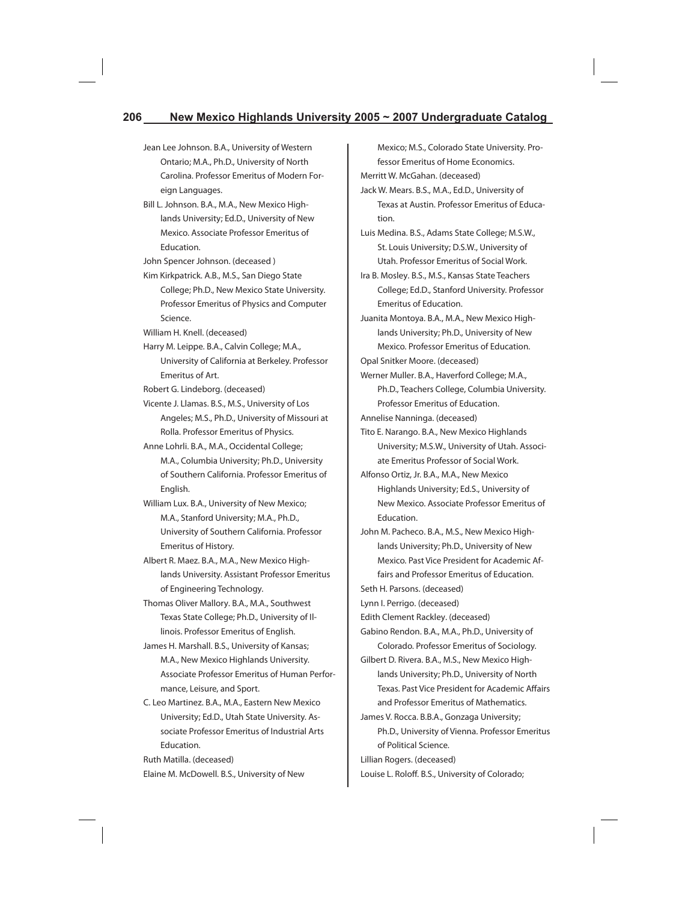Jean Lee Johnson. B.A., University of Western Ontario; M.A., Ph.D., University of North Carolina. Professor Emeritus of Modern Foreign Languages.

Bill L. Johnson. B.A., M.A., New Mexico Highlands University; Ed.D., University of New Mexico. Associate Professor Emeritus of Education.

John Spencer Johnson. (deceased )

Kim Kirkpatrick. A.B., M.S., San Diego State College; Ph.D., New Mexico State University. Professor Emeritus of Physics and Computer Science.

William H. Knell. (deceased)

Harry M. Leippe. B.A., Calvin College; M.A., University of California at Berkeley. Professor Emeritus of Art.

Robert G. Lindeborg. (deceased)

Vicente J. Llamas. B.S., M.S., University of Los Angeles; M.S., Ph.D., University of Missouri at Rolla. Professor Emeritus of Physics.

Anne Lohrli. B.A., M.A., Occidental College; M.A., Columbia University; Ph.D., University of Southern California. Professor Emeritus of English.

William Lux. B.A., University of New Mexico; M.A., Stanford University; M.A., Ph.D., University of Southern California. Professor Emeritus of History.

Albert R. Maez. B.A., M.A., New Mexico Highlands University. Assistant Professor Emeritus of Engineering Technology.

Thomas Oliver Mallory. B.A., M.A., Southwest Texas State College; Ph.D., University of Illinois. Professor Emeritus of English.

James H. Marshall. B.S., University of Kansas; M.A., New Mexico Highlands University. Associate Professor Emeritus of Human Performance, Leisure, and Sport.

C. Leo Martinez. B.A., M.A., Eastern New Mexico University; Ed.D., Utah State University. Associate Professor Emeritus of Industrial Arts Education.

Ruth Matilla. (deceased)

Elaine M. McDowell. B.S., University of New Mexico; M.S., Colorado State University. Professor Emeritus of Home Economics.

Merritt W. McGahan. (deceased)

Jack W. Mears. B.S., M.A., Ed.D., University of Texas at Austin. Professor Emeritus of Education.

Luis Medina. B.S., Adams State College; M.S.W., St. Louis University; D.S.W., University of Utah. Professor Emeritus of Social Work.

Ira B. Mosley. B.S., M.S., Kansas State Teachers College; Ed.D., Stanford University. Professor Emeritus of Education.

Juanita Montoya. B.A., M.A., New Mexico Highlands University; Ph.D., University of New Mexico. Professor Emeritus of Education.

Opal Snitker Moore. (deceased)

Werner Muller. B.A., Haverford College; M.A., Ph.D., Teachers College, Columbia University. Professor Emeritus of Education.

Annelise Nanninga. (deceased)

Tito E. Narango. B.A., New Mexico Highlands University; M.S.W., University of Utah. Associate Emeritus Professor of Social Work.

Alfonso Ortiz, Jr. B.A., M.A., New Mexico Highlands University; Ed.S., University of New Mexico. Associate Professor Emeritus of Education.

John M. Pacheco. B.A., M.S., New Mexico Highlands University; Ph.D., University of New Mexico. Past Vice President for Academic Affairs and Professor Emeritus of Education.

Seth H. Parsons. (deceased)

Lynn I. Perrigo. (deceased)

Edith Clement Rackley. (deceased)

Gabino Rendon. B.A., M.A., Ph.D., University of Colorado. Professor Emeritus of Sociology.

Gilbert D. Rivera. B.A., M.S., New Mexico Highlands University; Ph.D., University of North Texas. Past Vice President for Academic Affairs and Professor Emeritus of Mathematics.

James V. Rocca. B.B.A., Gonzaga University; Ph.D., University of Vienna. Professor Emeritus of Political Science.

Lillian Rogers. (deceased)

Louise L. Roloff. B.S., University of Colorado;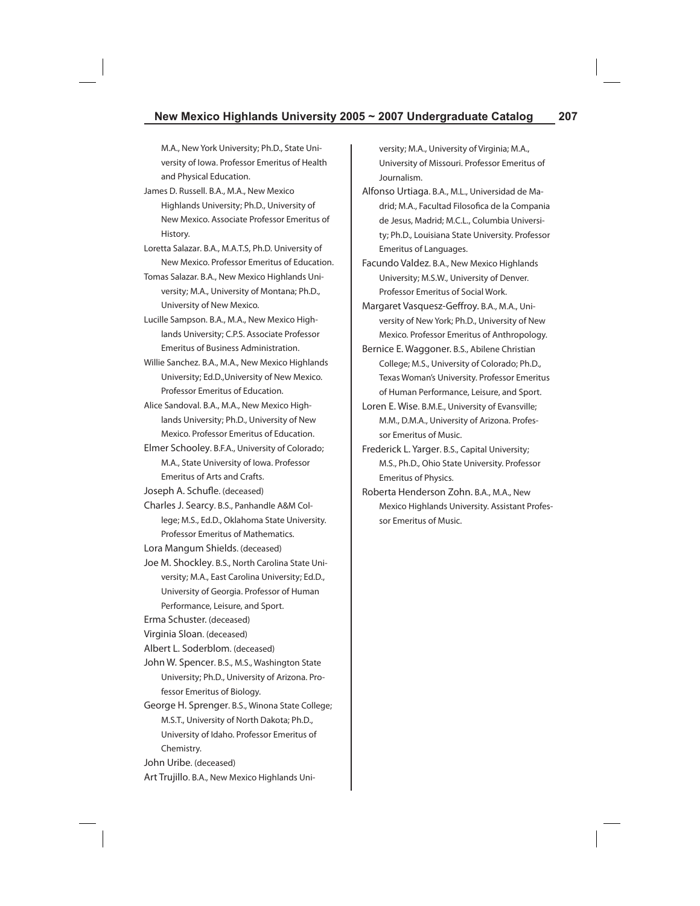M.A., New York University; Ph.D., State University of Iowa. Professor Emeritus of Health and Physical Education.

James D. Russell. B.A., M.A., New Mexico Highlands University; Ph.D., University of New Mexico. Associate Professor Emeritus of History.

Loretta Salazar. B.A., M.A.T.S, Ph.D. University of New Mexico. Professor Emeritus of Education.

Tomas Salazar. B.A., New Mexico Highlands University; M.A., University of Montana; Ph.D., University of New Mexico.

Lucille Sampson. B.A., M.A., New Mexico Highlands University; C.P.S. Associate Professor Emeritus of Business Administration.

Willie Sanchez. B.A., M.A., New Mexico Highlands University; Ed.D.,University of New Mexico. Professor Emeritus of Education.

Alice Sandoval. B.A., M.A., New Mexico Highlands University; Ph.D., University of New Mexico. Professor Emeritus of Education.

Elmer Schooley. B.F.A., University of Colorado; M.A., State University of Iowa. Professor Emeritus of Arts and Crafts.

Joseph A. Schufle. (deceased)

Charles J. Searcy. B.S., Panhandle A&M College; M.S., Ed.D., Oklahoma State University. Professor Emeritus of Mathematics.

Lora Mangum Shields. (deceased)

Joe M. Shockley. B.S., North Carolina State University; M.A., East Carolina University; Ed.D., University of Georgia. Professor of Human Performance, Leisure, and Sport.

Erma Schuster. (deceased)

Virginia Sloan. (deceased)

Albert L. Soderblom. (deceased)

John W. Spencer. B.S., M.S., Washington State University; Ph.D., University of Arizona. Professor Emeritus of Biology.

George H. Sprenger. B.S., Winona State College; M.S.T., University of North Dakota; Ph.D., University of Idaho. Professor Emeritus of Chemistry.

John Uribe. (deceased)

Art Trujillo. B.A., New Mexico Highlands University; M.A., University of Virginia; M.A., University of Missouri. Professor Emeritus of Journalism.

Alfonso Urtiaga. B.A., M.L., Universidad de Madrid; M.A., Facultad Filosofica de la Compania de Jesus, Madrid; M.C.L., Columbia University; Ph.D., Louisiana State University. Professor Emeritus of Languages.

Facundo Valdez. B.A., New Mexico Highlands University; M.S.W., University of Denver. Professor Emeritus of Social Work.

Margaret Vasquesz-Geffroy. B.A., M.A., University of New York; Ph.D., University of New Mexico. Professor Emeritus of Anthropology.

Bernice E. Waggoner. B.S., Abilene Christian College; M.S., University of Colorado; Ph.D., Texas Woman's University. Professor Emeritus of Human Performance, Leisure, and Sport.

Loren E. Wise. B.M.E., University of Evansville; M.M., D.M.A., University of Arizona. Professor Emeritus of Music.

Frederick L. Yarger. B.S., Capital University; M.S., Ph.D., Ohio State University. Professor Emeritus of Physics.

Roberta Henderson Zohn. B.A., M.A., New Mexico Highlands University. Assistant Professor Emeritus of Music.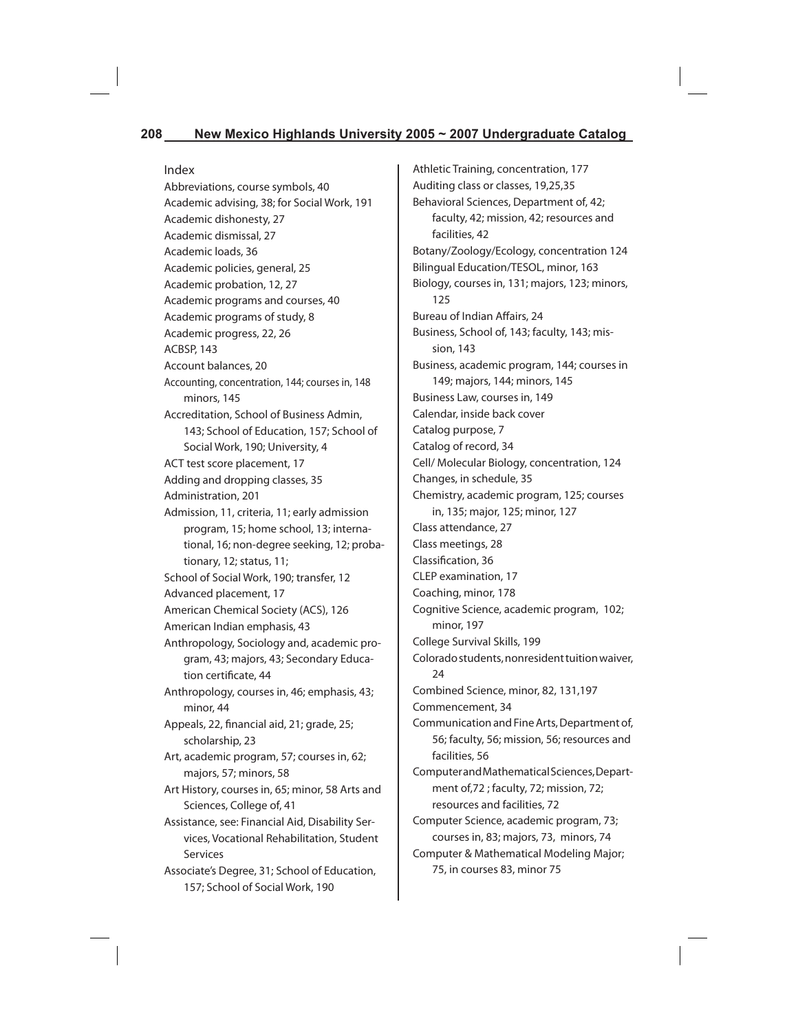## Index

Abbreviations, course symbols, 40
Academic advising, 38; for Social Work, 191
Academic dishonesty, 27
Academic dismissal, 27
Academic loads, 36
Academic policies, general, 25
Academic probation, 12, 27
Academic programs and courses, 40
Academic programs of study, 8
Academic progress, 22, 26
ACBSP, 143
Account balances, 20
Accounting, concentration, 144; courses in, 148 minors, 145
Accreditation, School of Business Admin, 143; School of Education, 157; School of Social Work, 190; University, 4
ACT test score placement, 17
Adding and dropping classes, 35
Administration, 201
Admission, 11, criteria, 11; early admission program, 15; home school, 13; international, 16; non-degree seeking, 12; probationary, 12; status, 11; School of Social Work, 190; transfer, 12
Advanced placement, 17
American Chemical Society (ACS), 126
American Indian emphasis, 43
Anthropology, Sociology and, academic program, 43; majors, 43; Secondary Education certificate, 44
Anthropology, courses in, 46; emphasis, 43; minor, 44
Appeals, 22, financial aid, 21; grade, 25; scholarship, 23
Art, academic program, 57; courses in, 62; majors, 57; minors, 58
Art History, courses in, 65; minor, 58 Arts and Sciences, College of, 41
Assistance, see: Financial Aid, Disability Services, Vocational Rehabilitation, Student Services
Associate's Degree, 31; School of Education, 157; School of Social Work, 190
Athletic Training, concentration, 177
Auditing class or classes, 19,25,35
Behavioral Sciences, Department of, 42; faculty, 42; mission, 42; resources and facilities, 42
Botany/Zoology/Ecology, concentration 124
Bilingual Education/TESOL, minor, 163
Biology, courses in, 131; majors, 123; minors, 125
Bureau of Indian Affairs, 24
Business, School of, 143; faculty, 143; mission, 143
Business, academic program, 144; courses in 149; majors, 144; minors, 145
Business Law, courses in, 149
Calendar, inside back cover
Catalog purpose, 7
Catalog of record, 34
Cell/ Molecular Biology, concentration, 124
Changes, in schedule, 35
Chemistry, academic program, 125; courses in, 135; major, 125; minor, 127
Class attendance, 27
Class meetings, 28
Classification, 36
CLEP examination, 17
Coaching, minor, 178
Cognitive Science, academic program, 102; minor, 197
College Survival Skills, 199
Colorado students, nonresident tuition waiver, 24
Combined Science, minor, 82, 131,197
Commencement, 34
Communication and Fine Arts, Department of, 56; faculty, 56; mission, 56; resources and facilities, 56
Computer and Mathematical Sciences, Department of,72 ; faculty, 72; mission, 72; resources and facilities, 72
Computer Science, academic program, 73; courses in, 83; majors, 73, minors, 74
Computer & Mathematical Modeling Major; 75, in courses 83, minor 75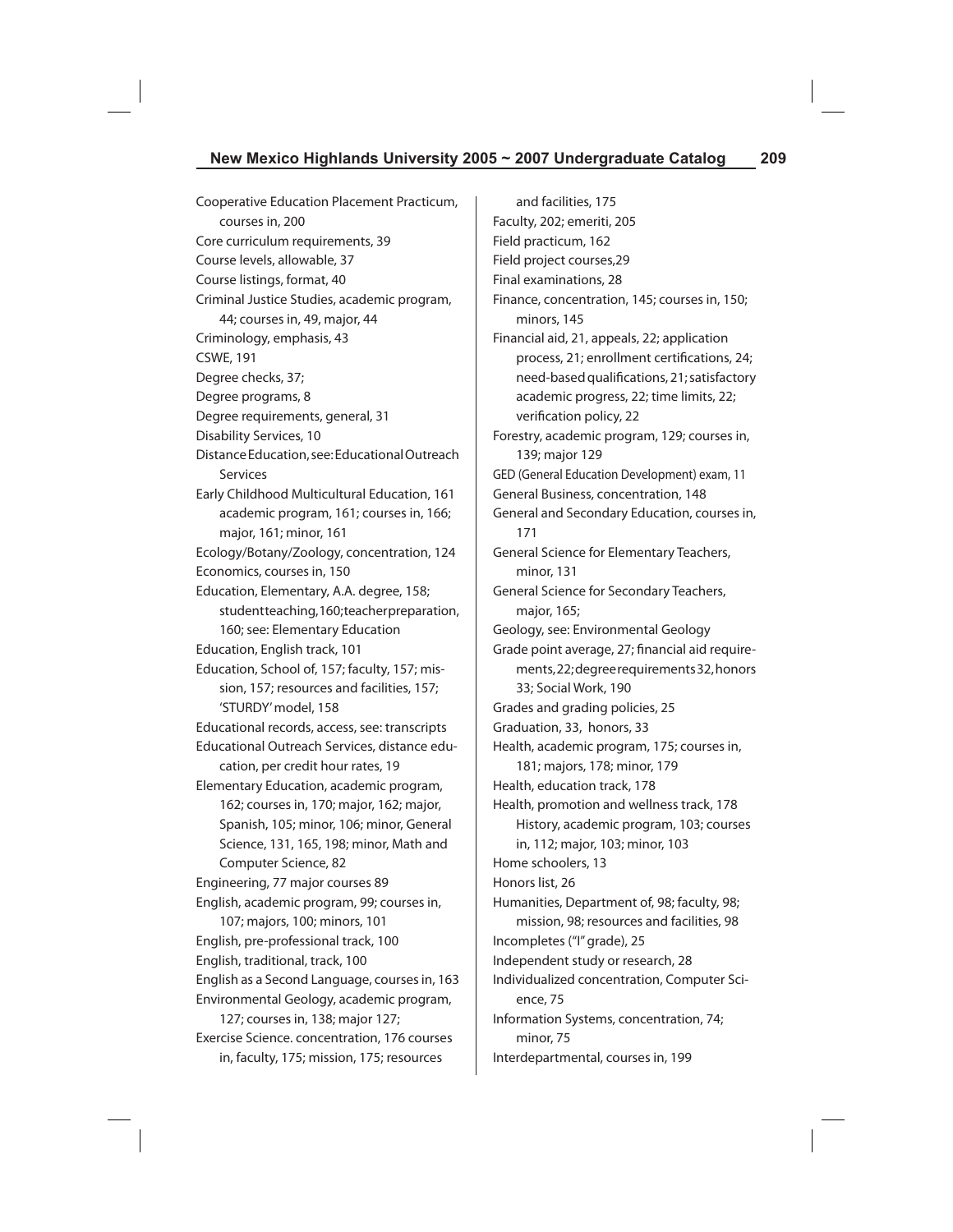Cooperative Education Placement Practicum, courses in, 200
Core curriculum requirements, 39
Course levels, allowable, 37
Course listings, format, 40
Criminal Justice Studies, academic program, 44; courses in, 49, major, 44
Criminology, emphasis, 43
CSWE, 191
Degree checks, 37;
Degree programs, 8
Degree requirements, general, 31
Disability Services, 10
Distance Education, see: Educational Outreach Services
Early Childhood Multicultural Education, 161 academic program, 161; courses in, 166; major, 161; minor, 161
Ecology/Botany/Zoology, concentration, 124
Economics, courses in, 150
Education, Elementary, A.A. degree, 158; student teaching, 160; teacher preparation, 160; see: Elementary Education
Education, English track, 101
Education, School of, 157; faculty, 157; mission, 157; resources and facilities, 157; 'STURDY' model, 158
Educational records, access, see: transcripts
Educational Outreach Services, distance education, per credit hour rates, 19
Elementary Education, academic program, 162; courses in, 170; major, 162; major, Spanish, 105; minor, 106; minor, General Science, 131, 165, 198; minor, Math and Computer Science, 82
Engineering, 77 major courses 89
English, academic program, 99; courses in, 107; majors, 100; minors, 101
English, pre-professional track, 100
English, traditional, track, 100
English as a Second Language, courses in, 163
Environmental Geology, academic program, 127; courses in, 138; major 127;
Exercise Science. concentration, 176 courses in, faculty, 175; mission, 175; resources and facilities, 175
Faculty, 202; emeriti, 205
Field practicum, 162
Field project courses,29
Final examinations, 28
Finance, concentration, 145; courses in, 150; minors, 145
Financial aid, 21, appeals, 22; application process, 21; enrollment certifications, 24; need-based qualifications, 21; satisfactory academic progress, 22; time limits, 22; verification policy, 22
Forestry, academic program, 129; courses in, 139; major 129
GED (General Education Development) exam, 11
General Business, concentration, 148
General and Secondary Education, courses in, 171
General Science for Elementary Teachers, minor, 131
General Science for Secondary Teachers, major, 165;
Geology, see: Environmental Geology
Grade point average, 27; financial aid requirements, 22; degree requirements 32, honors 33; Social Work, 190
Grades and grading policies, 25
Graduation, 33, honors, 33
Health, academic program, 175; courses in, 181; majors, 178; minor, 179
Health, education track, 178
Health, promotion and wellness track, 178
History, academic program, 103; courses in, 112; major, 103; minor, 103
Home schoolers, 13
Honors list, 26
Humanities, Department of, 98; faculty, 98; mission, 98; resources and facilities, 98
Incompletes ("I" grade), 25
Independent study or research, 28
Individualized concentration, Computer Science, 75
Information Systems, concentration, 74; minor, 75
Interdepartmental, courses in, 199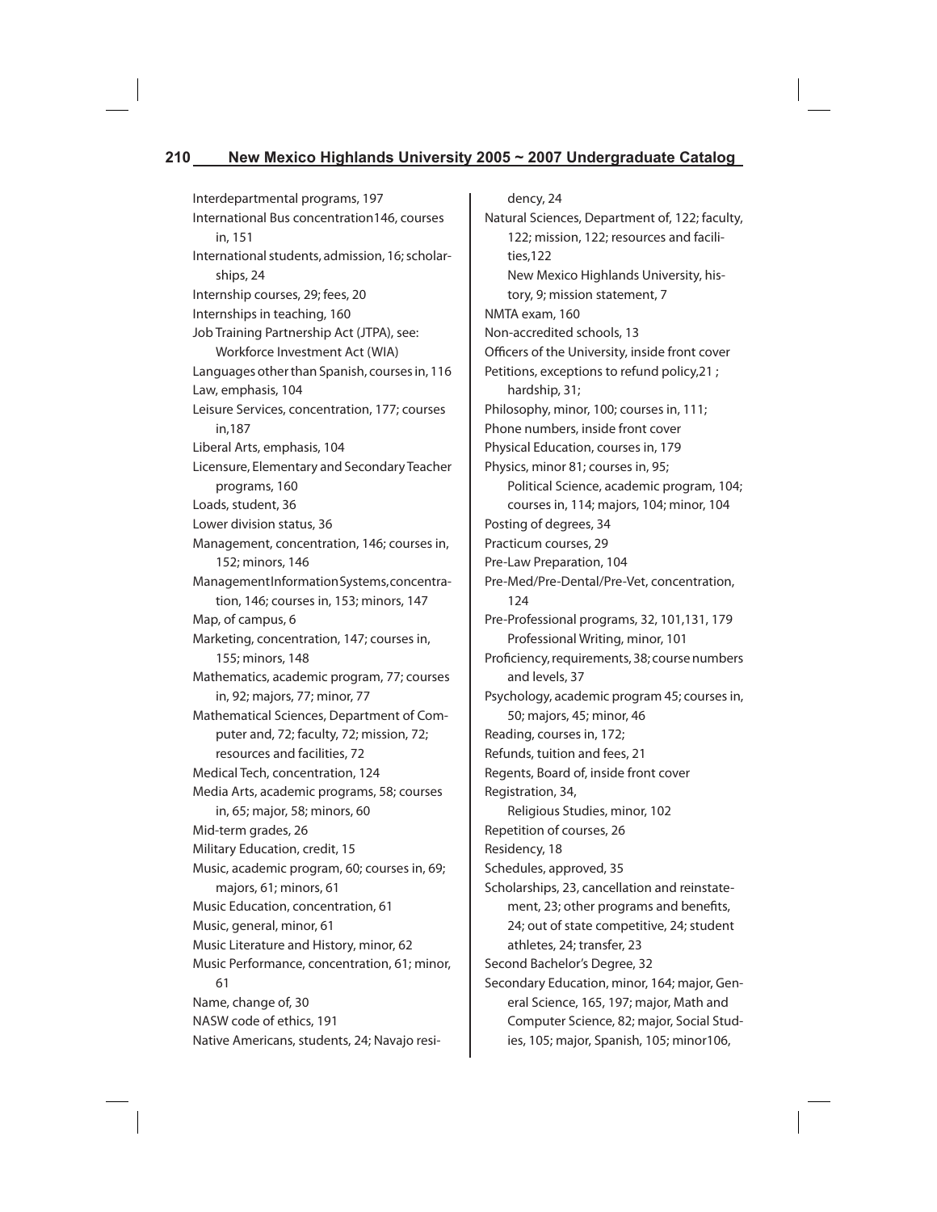Interdepartmental programs, 197

International Bus concentration146, courses in, 151

International students, admission, 16; scholarships, 24

Internship courses, 29; fees, 20

Internships in teaching, 160

Job Training Partnership Act (JTPA), see: Workforce Investment Act (WIA)

Languages other than Spanish, courses in, 116

Law, emphasis, 104

Leisure Services, concentration, 177; courses in,187

Liberal Arts, emphasis, 104

Licensure, Elementary and Secondary Teacher programs, 160

Loads, student, 36

Lower division status, 36

Management, concentration, 146; courses in, 152; minors, 146

Management Information Systems, concentration, 146; courses in, 153; minors, 147

Map, of campus, 6

Marketing, concentration, 147; courses in, 155; minors, 148

Mathematics, academic program, 77; courses in, 92; majors, 77; minor, 77

Mathematical Sciences, Department of Computer and, 72; faculty, 72; mission, 72; resources and facilities, 72

Medical Tech, concentration, 124

Media Arts, academic programs, 58; courses in, 65; major, 58; minors, 60

Mid-term grades, 26

Military Education, credit, 15

Music, academic program, 60; courses in, 69; majors, 61; minors, 61

Music Education, concentration, 61

Music, general, minor, 61

Music Literature and History, minor, 62

Music Performance, concentration, 61; minor, 61

Name, change of, 30

NASW code of ethics, 191

Native Americans, students, 24; Navajo residency, 24

Natural Sciences, Department of, 122; faculty, 122; mission, 122; resources and facilities,122

New Mexico Highlands University, history, 9; mission statement, 7

NMTA exam, 160

Non-accredited schools, 13

Officers of the University, inside front cover

Petitions, exceptions to refund policy,21 ; hardship, 31;

Philosophy, minor, 100; courses in, 111;

Phone numbers, inside front cover

Physical Education, courses in, 179

Physics, minor 81; courses in, 95;

Political Science, academic program, 104; courses in, 114; majors, 104; minor, 104

Posting of degrees, 34

Practicum courses, 29

Pre-Law Preparation, 104

Pre-Med/Pre-Dental/Pre-Vet, concentration, 124

Pre-Professional programs, 32, 101,131, 179

Professional Writing, minor, 101

Proficiency, requirements, 38; course numbers and levels, 37

Psychology, academic program 45; courses in, 50; majors, 45; minor, 46

Reading, courses in, 172;

Refunds, tuition and fees, 21

Regents, Board of, inside front cover

Registration, 34,

Religious Studies, minor, 102

Repetition of courses, 26

Residency, 18

Schedules, approved, 35

Scholarships, 23, cancellation and reinstatement, 23; other programs and benefits, 24; out of state competitive, 24; student athletes, 24; transfer, 23

Second Bachelor's Degree, 32

Secondary Education, minor, 164; major, General Science, 165, 197; major, Math and Computer Science, 82; major, Social Studies, 105; major, Spanish, 105; minor106,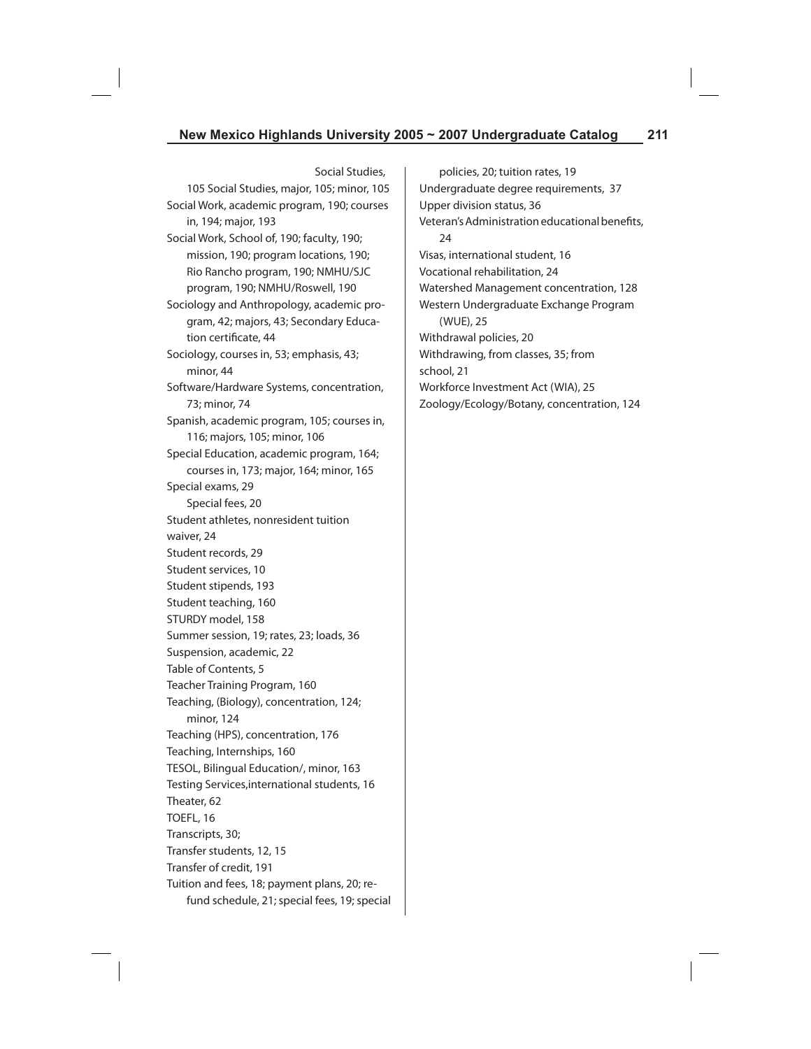Social Studies,
105 Social Studies, major, 105; minor, 105
Social Work, academic program, 190; courses in, 194; major, 193
Social Work, School of, 190; faculty, 190; mission, 190; program locations, 190; Rio Rancho program, 190; NMHU/SJC program, 190; NMHU/Roswell, 190
Sociology and Anthropology, academic program, 42; majors, 43; Secondary Education certificate, 44
Sociology, courses in, 53; emphasis, 43; minor, 44
Software/Hardware Systems, concentration, 73; minor, 74
Spanish, academic program, 105; courses in, 116; majors, 105; minor, 106
Special Education, academic program, 164; courses in, 173; major, 164; minor, 165
Special exams, 29
Special fees, 20
Student athletes, nonresident tuition waiver, 24
Student records, 29
Student services, 10
Student stipends, 193
Student teaching, 160
STURDY model, 158
Summer session, 19; rates, 23; loads, 36
Suspension, academic, 22
Table of Contents, 5
Teacher Training Program, 160
Teaching, (Biology), concentration, 124; minor, 124
Teaching (HPS), concentration, 176
Teaching, Internships, 160
TESOL, Bilingual Education/, minor, 163
Testing Services,international students, 16
Theater, 62
TOEFL, 16
Transcripts, 30;
Transfer students, 12, 15
Transfer of credit, 191
Tuition and fees, 18; payment plans, 20; refund schedule, 21; special fees, 19; special policies, 20; tuition rates, 19
Undergraduate degree requirements, 37
Upper division status, 36
Veteran's Administration educational benefits, 24
Visas, international student, 16
Vocational rehabilitation, 24
Watershed Management concentration, 128
Western Undergraduate Exchange Program (WUE), 25
Withdrawal policies, 20
Withdrawing, from classes, 35; from school, 21
Workforce Investment Act (WIA), 25
Zoology/Ecology/Botany, concentration, 124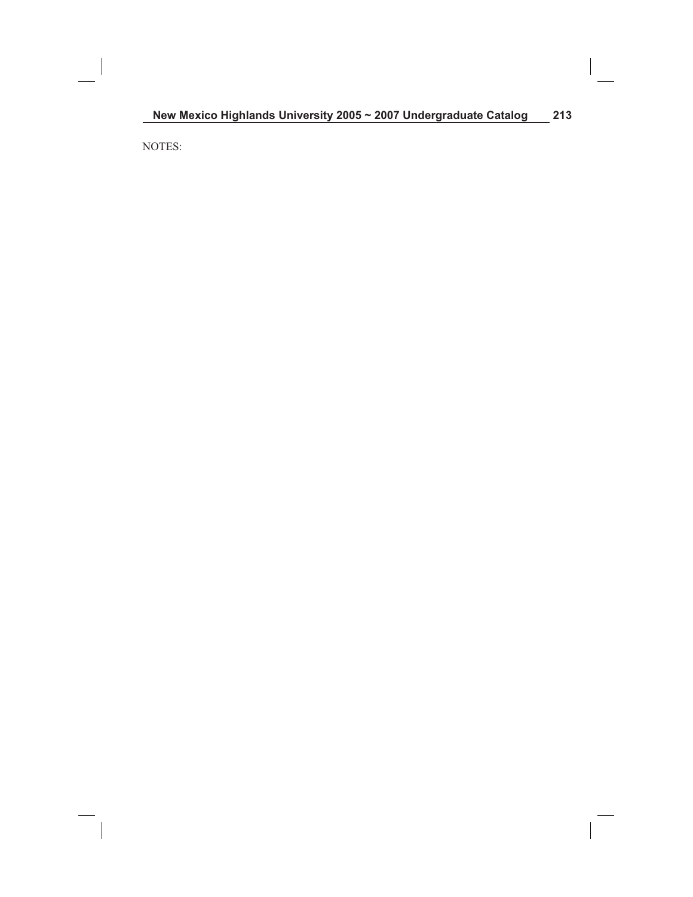NOTES: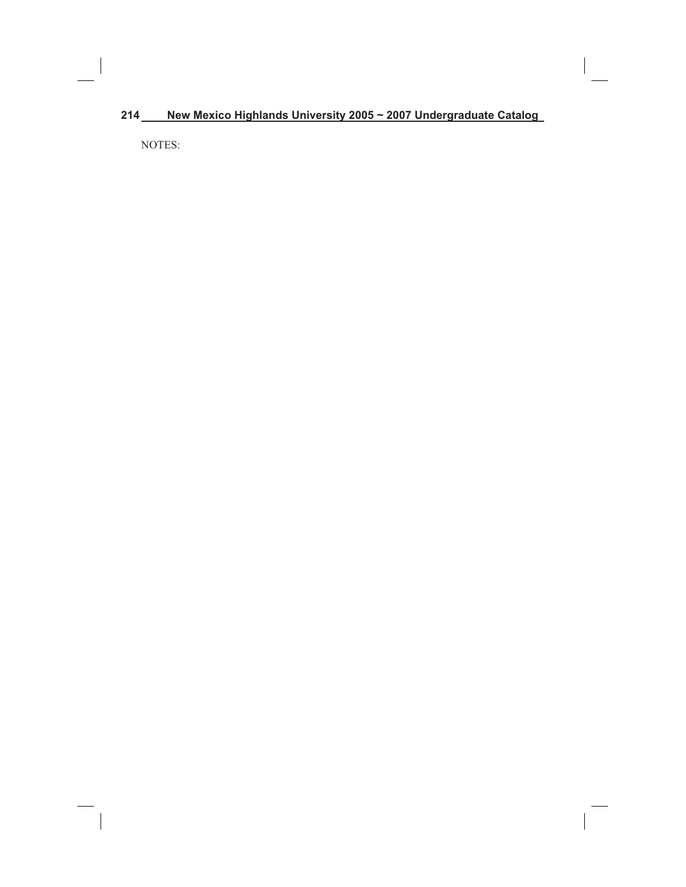NOTES: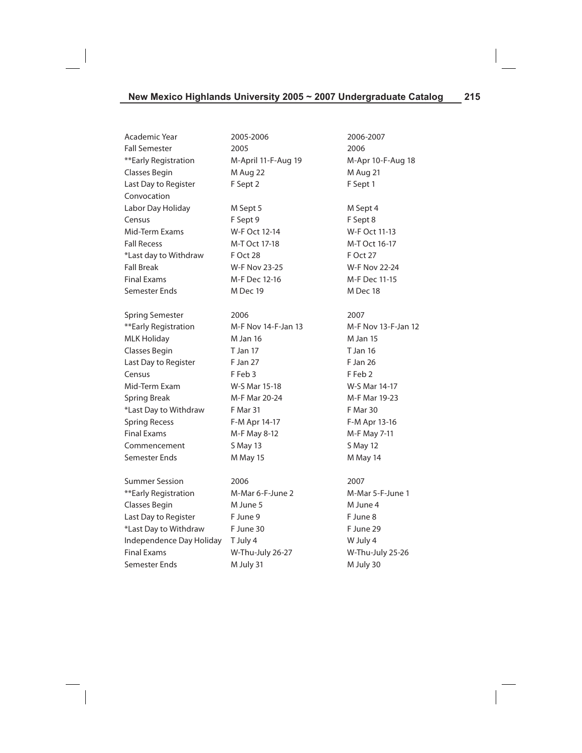| Academic Year | 2005-2006 | 2006-2007 |
|---|---|---|
| Fall Semester | 2005 | 2006 |
| **Early Registration | M-April 11-F-Aug 19 | M-Apr 10-F-Aug 18 |
| Classes Begin | M Aug 22 | M Aug 21 |
| Last Day to Register | F Sept 2 | F Sept 1 |
| Convocation | | |
| Labor Day Holiday | M Sept 5 | M Sept 4 |
| Census | F Sept 9 | F Sept 8 |
| Mid-Term Exams | W-F Oct 12-14 | W-F Oct 11-13 |
| Fall Recess | M-T Oct 17-18 | M-T Oct 16-17 |
| *Last day to Withdraw | F Oct 28 | F Oct 27 |
| Fall Break | W-F Nov 23-25 | W-F Nov 22-24 |
| Final Exams | M-F Dec 12-16 | M-F Dec 11-15 |
| Semester Ends | M Dec 19 | M Dec 18 |
| | | |
| Spring Semester | 2006 | 2007 |
| **Early Registration | M-F Nov 14-F-Jan 13 | M-F Nov 13-F-Jan 12 |
| MLK Holiday | M Jan 16 | M Jan 15 |
| Classes Begin | T Jan 17 | T Jan 16 |
| Last Day to Register | F Jan 27 | F Jan 26 |
| Census | F Feb 3 | F Feb 2 |
| Mid-Term Exam | W-S Mar 15-18 | W-S Mar 14-17 |
| Spring Break | M-F Mar 20-24 | M-F Mar 19-23 |
| *Last Day to Withdraw | F Mar 31 | F Mar 30 |
| Spring Recess | F-M Apr 14-17 | F-M Apr 13-16 |
| Final Exams | M-F May 8-12 | M-F May 7-11 |
| Commencement | S May 13 | S May 12 |
| Semester Ends | M May 15 | M May 14 |
| | | |
| Summer Session | 2006 | 2007 |
| **Early Registration | M-Mar 6-F-June 2 | M-Mar 5-F-June 1 |
| Classes Begin | M June 5 | M June 4 |
| Last Day to Register | F June 9 | F June 8 |
| *Last Day to Withdraw | F June 30 | F June 29 |
| Independence Day Holiday | T July 4 | W July 4 |
| Final Exams | W-Thu-July 26-27 | W-Thu-July 25-26 |
| Semester Ends | M July 31 | M July 30 |